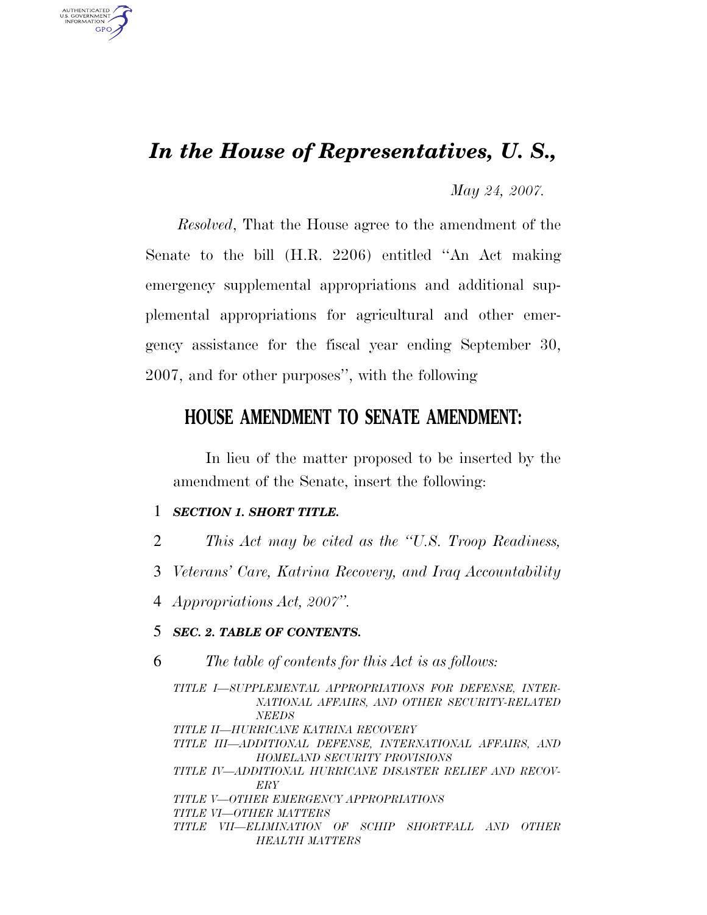# *In the House of Representatives, U. S.,*

*May 24, 2007.*

*Resolved*, That the House agree to the amendment of the Senate to the bill (H.R. 2206) entitled "An Act making emergency supplemental appropriations and additional supplemental appropriations for agricultural and other emergency assistance for the fiscal year ending September 30, 2007, and for other purposes", with the following

## HOUSE AMENDMENT TO SENATE AMENDMENT:

In lieu of the matter proposed to be inserted by the amendment of the Senate, insert the following:

***SECTION 1. SHORT TITLE.***

*This Act may be cited as the "U.S. Troop Readiness, Veterans' Care, Katrina Recovery, and Iraq Accountability Appropriations Act, 2007".*

***SEC. 2. TABLE OF CONTENTS.***

*The table of contents for this Act is as follows:*

*TITLE I—SUPPLEMENTAL APPROPRIATIONS FOR DEFENSE, INTERNATIONAL AFFAIRS, AND OTHER SECURITY-RELATED NEEDS*

*TITLE II—HURRICANE KATRINA RECOVERY*

*TITLE III—ADDITIONAL DEFENSE, INTERNATIONAL AFFAIRS, AND HOMELAND SECURITY PROVISIONS*

*TITLE IV—ADDITIONAL HURRICANE DISASTER RELIEF AND RECOVERY*

*TITLE V—OTHER EMERGENCY APPROPRIATIONS*

*TITLE VI—OTHER MATTERS*

*TITLE VII—ELIMINATION OF SCHIP SHORTFALL AND OTHER HEALTH MATTERS*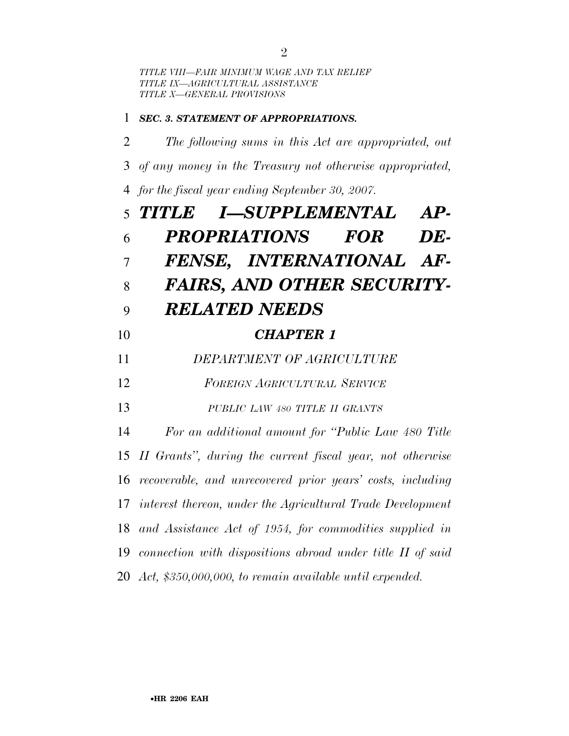*TITLE VIII—FAIR MINIMUM WAGE AND TAX RELIEF*
*TITLE IX—AGRICULTURAL ASSISTANCE*
*TITLE X—GENERAL PROVISIONS*

***SEC. 3. STATEMENT OF APPROPRIATIONS.***

*The following sums in this Act are appropriated, out of any money in the Treasury not otherwise appropriated, for the fiscal year ending September 30, 2007.*

# *TITLE I—SUPPLEMENTAL APPROPRIATIONS FOR DEFENSE, INTERNATIONAL AFFAIRS, AND OTHER SECURITY-RELATED NEEDS*

## *CHAPTER 1*

*DEPARTMENT OF AGRICULTURE*

*FOREIGN AGRICULTURAL SERVICE*

*PUBLIC LAW 480 TITLE II GRANTS*

*For an additional amount for "Public Law 480 Title II Grants", during the current fiscal year, not otherwise recoverable, and unrecovered prior years' costs, including interest thereon, under the Agricultural Trade Development and Assistance Act of 1954, for commodities supplied in connection with dispositions abroad under title II of said Act, $350,000,000, to remain available until expended.*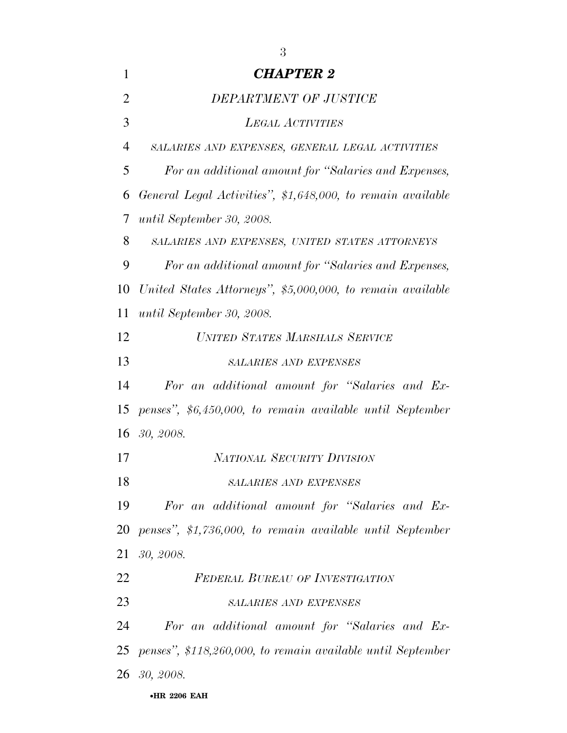## *CHAPTER 2*

### *DEPARTMENT OF JUSTICE*

#### *LEGAL ACTIVITIES*

*SALARIES AND EXPENSES, GENERAL LEGAL ACTIVITIES*

*For an additional amount for "Salaries and Expenses, General Legal Activities", $1,648,000, to remain available until September 30, 2008.*

*SALARIES AND EXPENSES, UNITED STATES ATTORNEYS*

*For an additional amount for "Salaries and Expenses, United States Attorneys", $5,000,000, to remain available until September 30, 2008.*

#### *UNITED STATES MARSHALS SERVICE*

*SALARIES AND EXPENSES*

*For an additional amount for "Salaries and Expenses", $6,450,000, to remain available until September 30, 2008.*

#### *NATIONAL SECURITY DIVISION*

*SALARIES AND EXPENSES*

*For an additional amount for "Salaries and Expenses", $1,736,000, to remain available until September 30, 2008.*

#### *FEDERAL BUREAU OF INVESTIGATION*

*SALARIES AND EXPENSES*

*For an additional amount for "Salaries and Expenses", $118,260,000, to remain available until September 30, 2008.*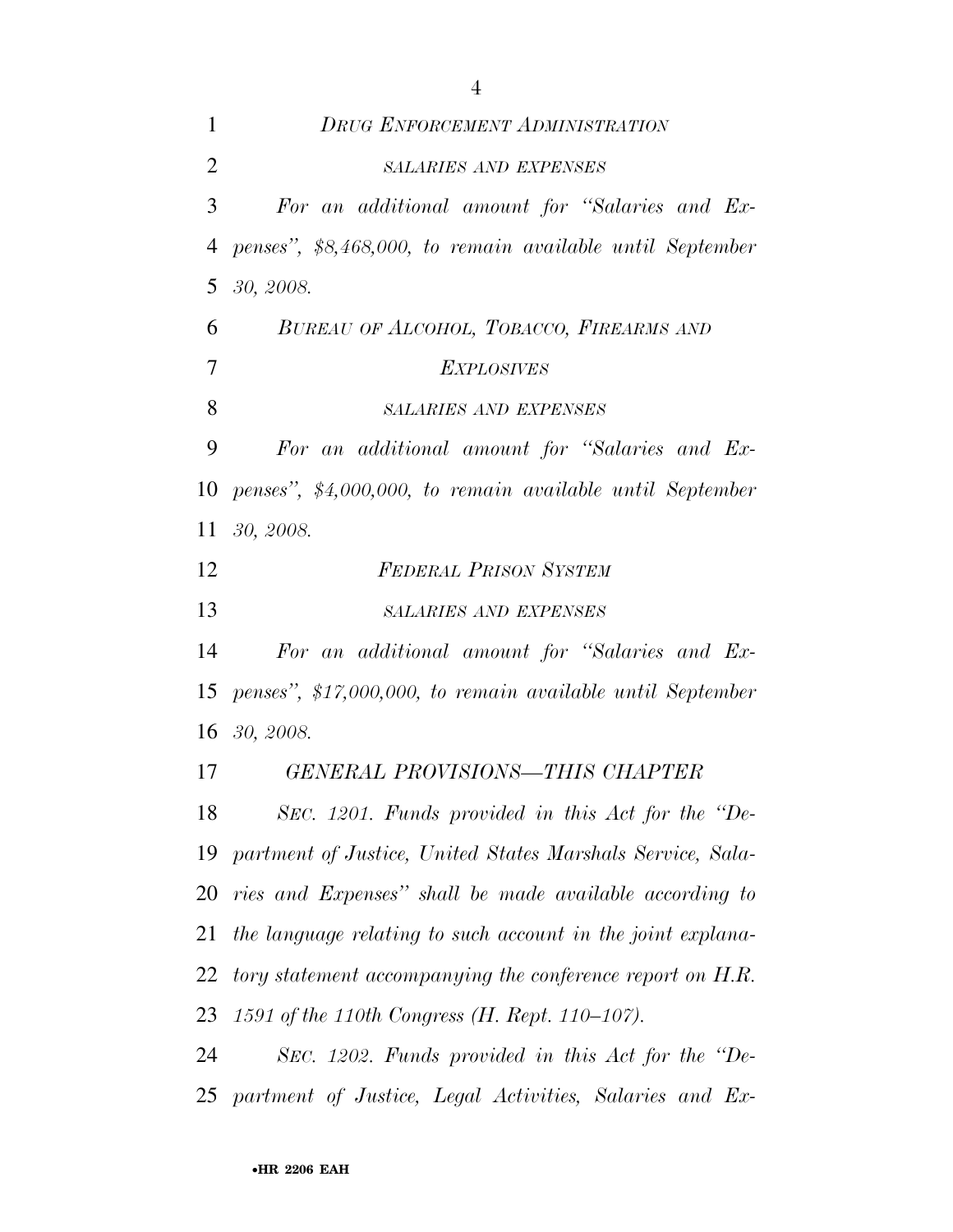*DRUG ENFORCEMENT ADMINISTRATION*

*SALARIES AND EXPENSES*

*For an additional amount for "Salaries and Expenses", $8,468,000, to remain available until September 30, 2008.*

*BUREAU OF ALCOHOL, TOBACCO, FIREARMS AND EXPLOSIVES*

*SALARIES AND EXPENSES*

*For an additional amount for "Salaries and Expenses", $4,000,000, to remain available until September 30, 2008.*

*FEDERAL PRISON SYSTEM*

*SALARIES AND EXPENSES*

*For an additional amount for "Salaries and Expenses", $17,000,000, to remain available until September 30, 2008.*

*GENERAL PROVISIONS—THIS CHAPTER*

*SEC. 1201. Funds provided in this Act for the "Department of Justice, United States Marshals Service, Salaries and Expenses" shall be made available according to the language relating to such account in the joint explanatory statement accompanying the conference report on H.R. 1591 of the 110th Congress (H. Rept. 110–107).*

*SEC. 1202. Funds provided in this Act for the "Department of Justice, Legal Activities, Salaries and Ex-*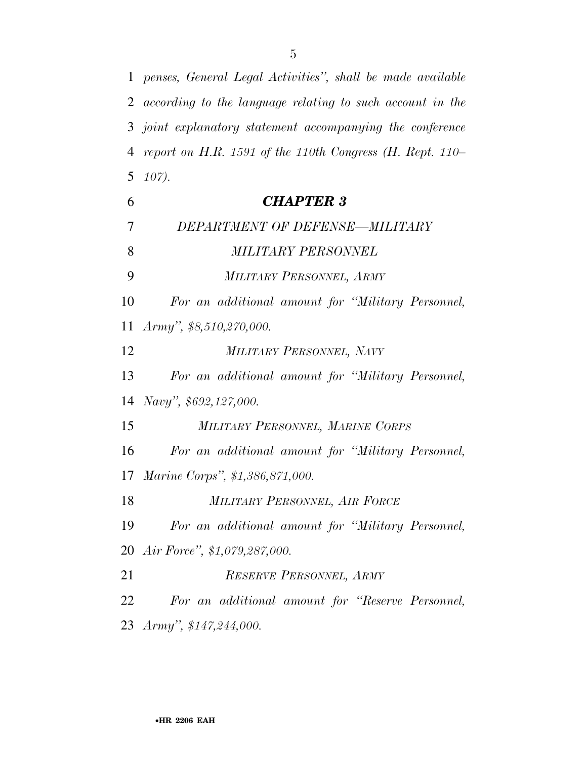*penses, General Legal Activities'', shall be made available according to the language relating to such account in the joint explanatory statement accompanying the conference report on H.R. 1591 of the 110th Congress (H. Rept. 110–107).*

## *CHAPTER 3*

### *DEPARTMENT OF DEFENSE—MILITARY*

### *MILITARY PERSONNEL*

#### *MILITARY PERSONNEL, ARMY*

*For an additional amount for ''Military Personnel, Army'', $8,510,270,000.*

#### *MILITARY PERSONNEL, NAVY*

*For an additional amount for ''Military Personnel, Navy'', $692,127,000.*

#### *MILITARY PERSONNEL, MARINE CORPS*

*For an additional amount for ''Military Personnel, Marine Corps'', $1,386,871,000.*

#### *MILITARY PERSONNEL, AIR FORCE*

*For an additional amount for ''Military Personnel, Air Force'', $1,079,287,000.*

#### *RESERVE PERSONNEL, ARMY*

*For an additional amount for ''Reserve Personnel, Army'', $147,244,000.*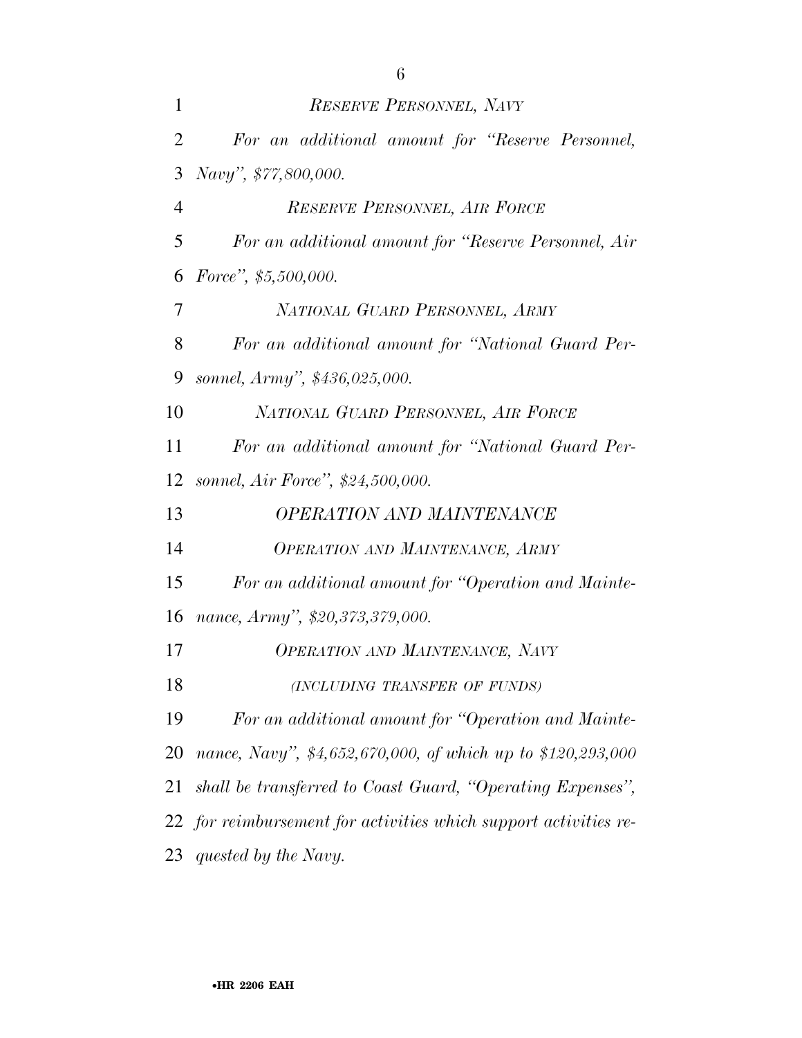*RESERVE PERSONNEL, NAVY*

*For an additional amount for "Reserve Personnel, Navy", $77,800,000.*

*RESERVE PERSONNEL, AIR FORCE*

*For an additional amount for "Reserve Personnel, Air Force", $5,500,000.*

*NATIONAL GUARD PERSONNEL, ARMY*

*For an additional amount for "National Guard Personnel, Army", $436,025,000.*

*NATIONAL GUARD PERSONNEL, AIR FORCE*

*For an additional amount for "National Guard Personnel, Air Force", $24,500,000.*

*OPERATION AND MAINTENANCE*

*OPERATION AND MAINTENANCE, ARMY*

*For an additional amount for "Operation and Maintenance, Army", $20,373,379,000.*

*OPERATION AND MAINTENANCE, NAVY*

*(INCLUDING TRANSFER OF FUNDS)*

*For an additional amount for "Operation and Maintenance, Navy", $4,652,670,000, of which up to $120,293,000 shall be transferred to Coast Guard, "Operating Expenses", for reimbursement for activities which support activities requested by the Navy.*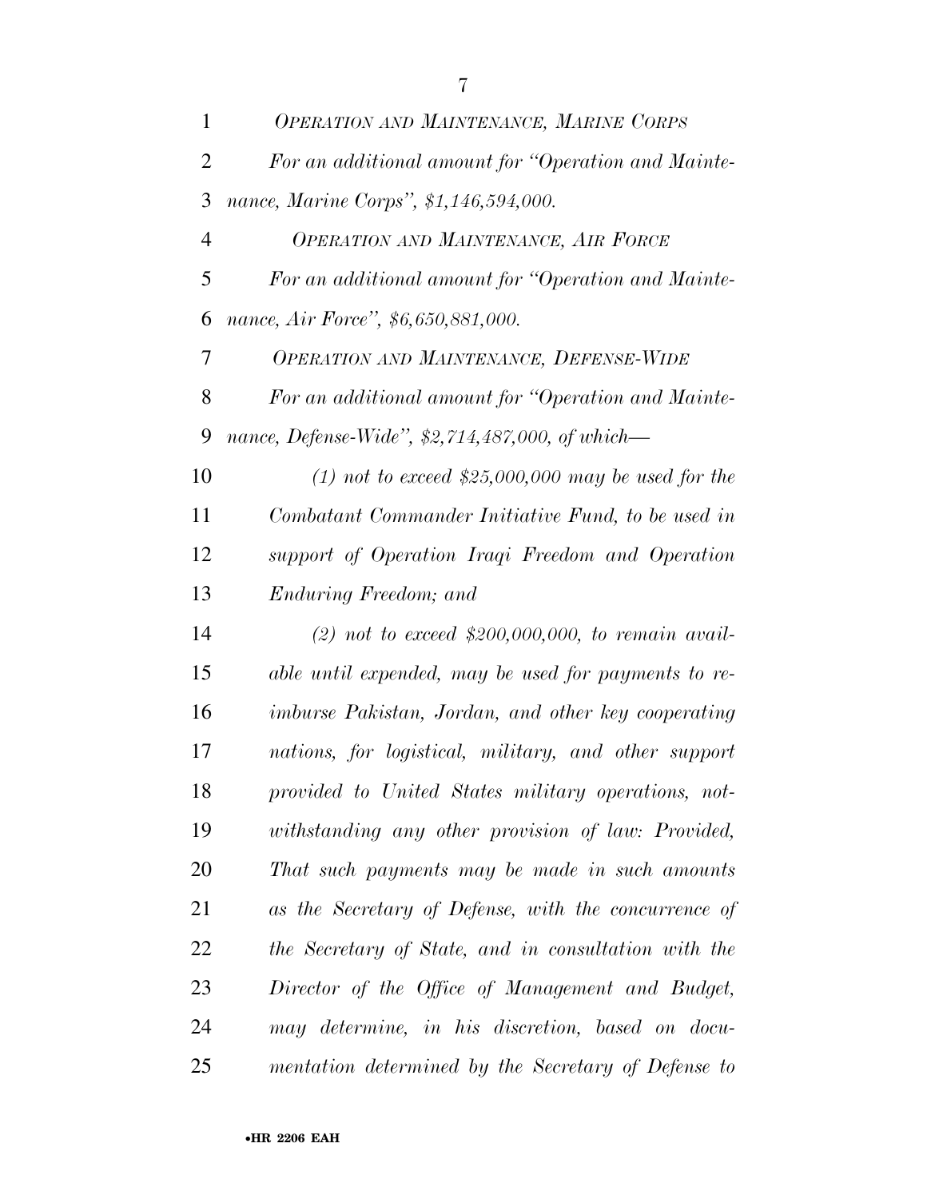*OPERATION AND MAINTENANCE, MARINE CORPS*

*For an additional amount for "Operation and Maintenance, Marine Corps", $1,146,594,000.*

*OPERATION AND MAINTENANCE, AIR FORCE*

*For an additional amount for "Operation and Maintenance, Air Force", $6,650,881,000.*

*OPERATION AND MAINTENANCE, DEFENSE-WIDE*

*For an additional amount for "Operation and Maintenance, Defense-Wide", $2,714,487,000, of which—*

*(1) not to exceed $25,000,000 may be used for the Combatant Commander Initiative Fund, to be used in support of Operation Iraqi Freedom and Operation Enduring Freedom; and*

*(2) not to exceed $200,000,000, to remain available until expended, may be used for payments to reimburse Pakistan, Jordan, and other key cooperating nations, for logistical, military, and other support provided to United States military operations, notwithstanding any other provision of law: Provided, That such payments may be made in such amounts as the Secretary of Defense, with the concurrence of the Secretary of State, and in consultation with the Director of the Office of Management and Budget, may determine, in his discretion, based on documentation determined by the Secretary of Defense to*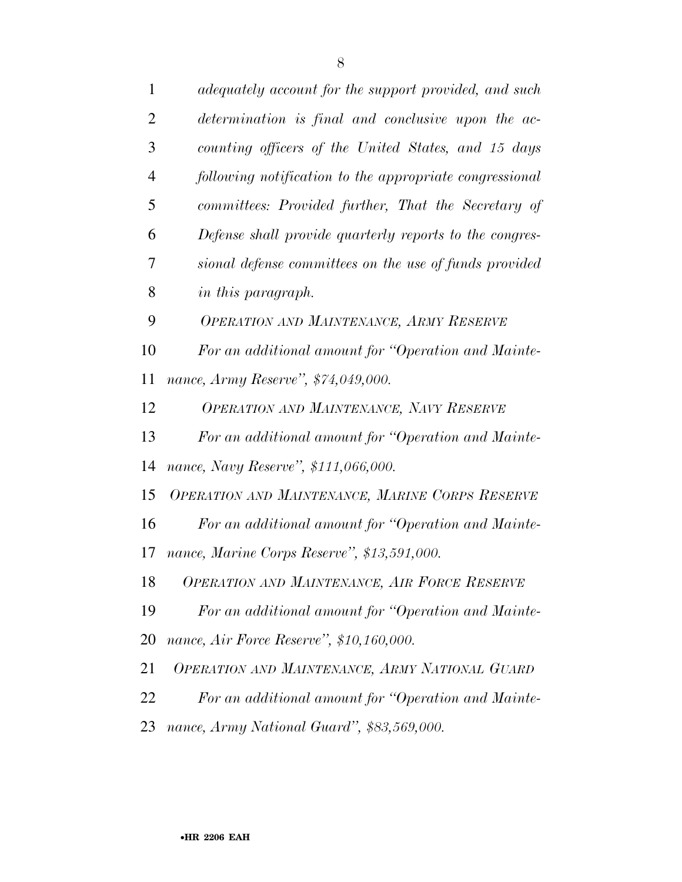*adequately account for the support provided, and such determination is final and conclusive upon the accounting officers of the United States, and 15 days following notification to the appropriate congressional committees: Provided further, That the Secretary of Defense shall provide quarterly reports to the congressional defense committees on the use of funds provided in this paragraph.*

*OPERATION AND MAINTENANCE, ARMY RESERVE*

*For an additional amount for "Operation and Maintenance, Army Reserve", $74,049,000.*

*OPERATION AND MAINTENANCE, NAVY RESERVE*

*For an additional amount for "Operation and Maintenance, Navy Reserve", $111,066,000.*

*OPERATION AND MAINTENANCE, MARINE CORPS RESERVE*

*For an additional amount for "Operation and Maintenance, Marine Corps Reserve", $13,591,000.*

*OPERATION AND MAINTENANCE, AIR FORCE RESERVE*

*For an additional amount for "Operation and Maintenance, Air Force Reserve", $10,160,000.*

*OPERATION AND MAINTENANCE, ARMY NATIONAL GUARD*

*For an additional amount for "Operation and Maintenance, Army National Guard", $83,569,000.*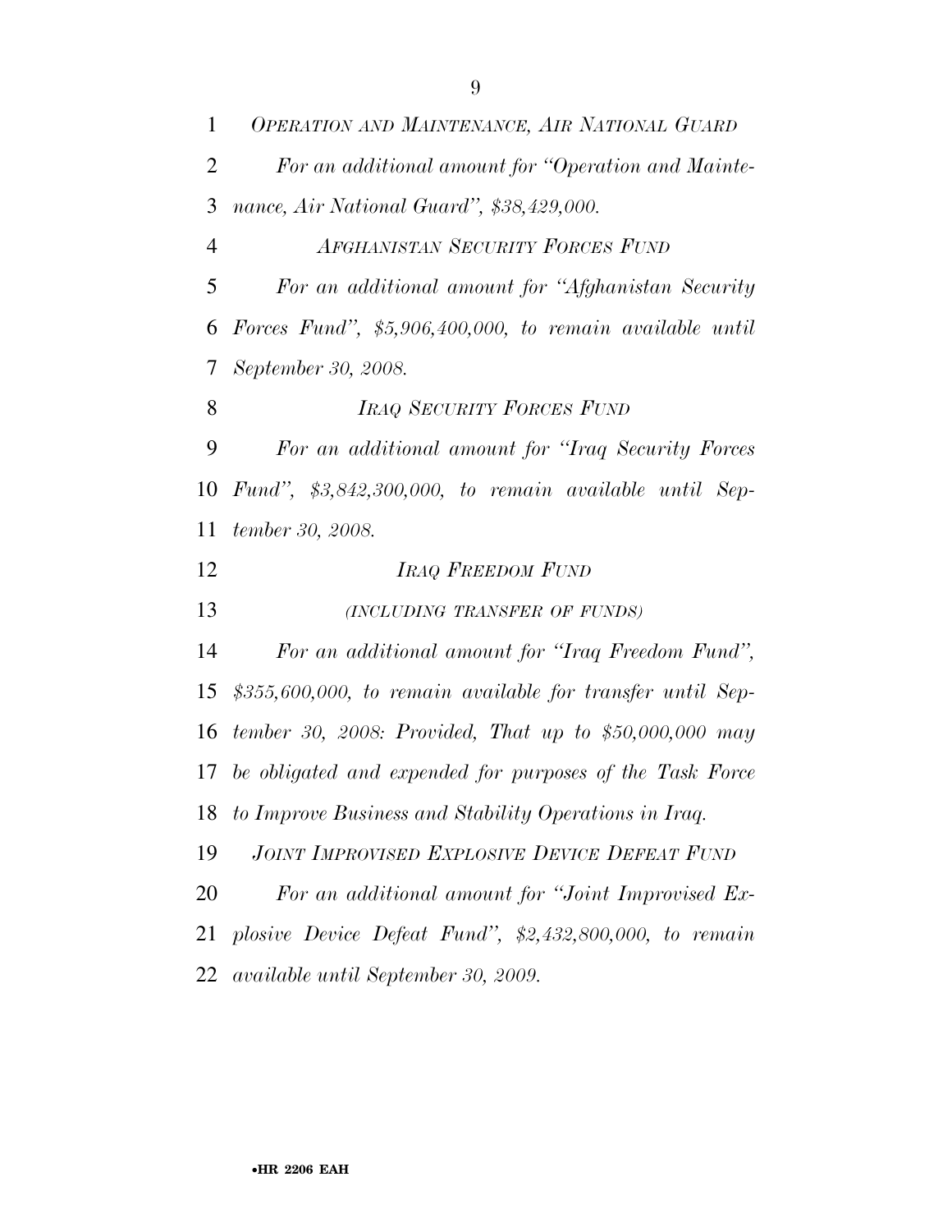*OPERATION AND MAINTENANCE, AIR NATIONAL GUARD*

*For an additional amount for "Operation and Maintenance, Air National Guard", $38,429,000.*

*AFGHANISTAN SECURITY FORCES FUND*

*For an additional amount for "Afghanistan Security Forces Fund", $5,906,400,000, to remain available until September 30, 2008.*

*IRAQ SECURITY FORCES FUND*

*For an additional amount for "Iraq Security Forces Fund", $3,842,300,000, to remain available until September 30, 2008.*

*IRAQ FREEDOM FUND*

*(INCLUDING TRANSFER OF FUNDS)*

*For an additional amount for "Iraq Freedom Fund", $355,600,000, to remain available for transfer until September 30, 2008: Provided, That up to $50,000,000 may be obligated and expended for purposes of the Task Force to Improve Business and Stability Operations in Iraq.*

*JOINT IMPROVISED EXPLOSIVE DEVICE DEFEAT FUND*

*For an additional amount for "Joint Improvised Explosive Device Defeat Fund", $2,432,800,000, to remain available until September 30, 2009.*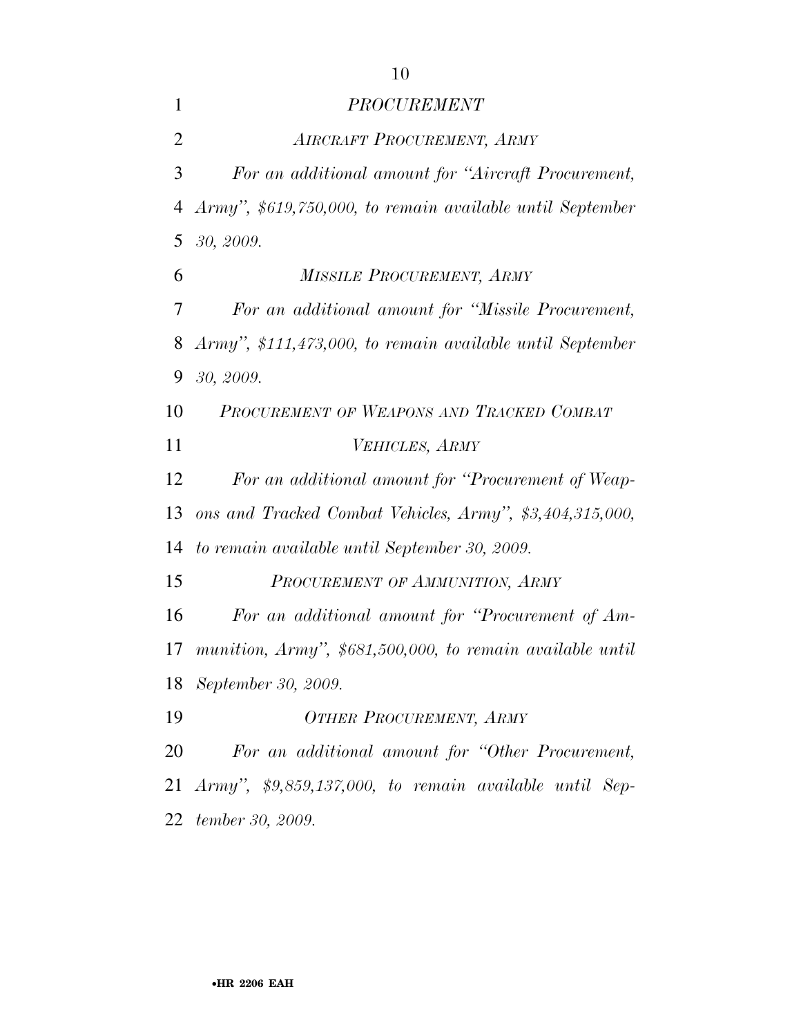*PROCUREMENT*

*AIRCRAFT PROCUREMENT, ARMY*

*For an additional amount for "Aircraft Procurement, Army", $619,750,000, to remain available until September 30, 2009.*

*MISSILE PROCUREMENT, ARMY*

*For an additional amount for "Missile Procurement, Army", $111,473,000, to remain available until September 30, 2009.*

*PROCUREMENT OF WEAPONS AND TRACKED COMBAT VEHICLES, ARMY*

*For an additional amount for "Procurement of Weapons and Tracked Combat Vehicles, Army", $3,404,315,000, to remain available until September 30, 2009.*

*PROCUREMENT OF AMMUNITION, ARMY*

*For an additional amount for "Procurement of Ammunition, Army", $681,500,000, to remain available until September 30, 2009.*

*OTHER PROCUREMENT, ARMY*

*For an additional amount for "Other Procurement, Army", $9,859,137,000, to remain available until September 30, 2009.*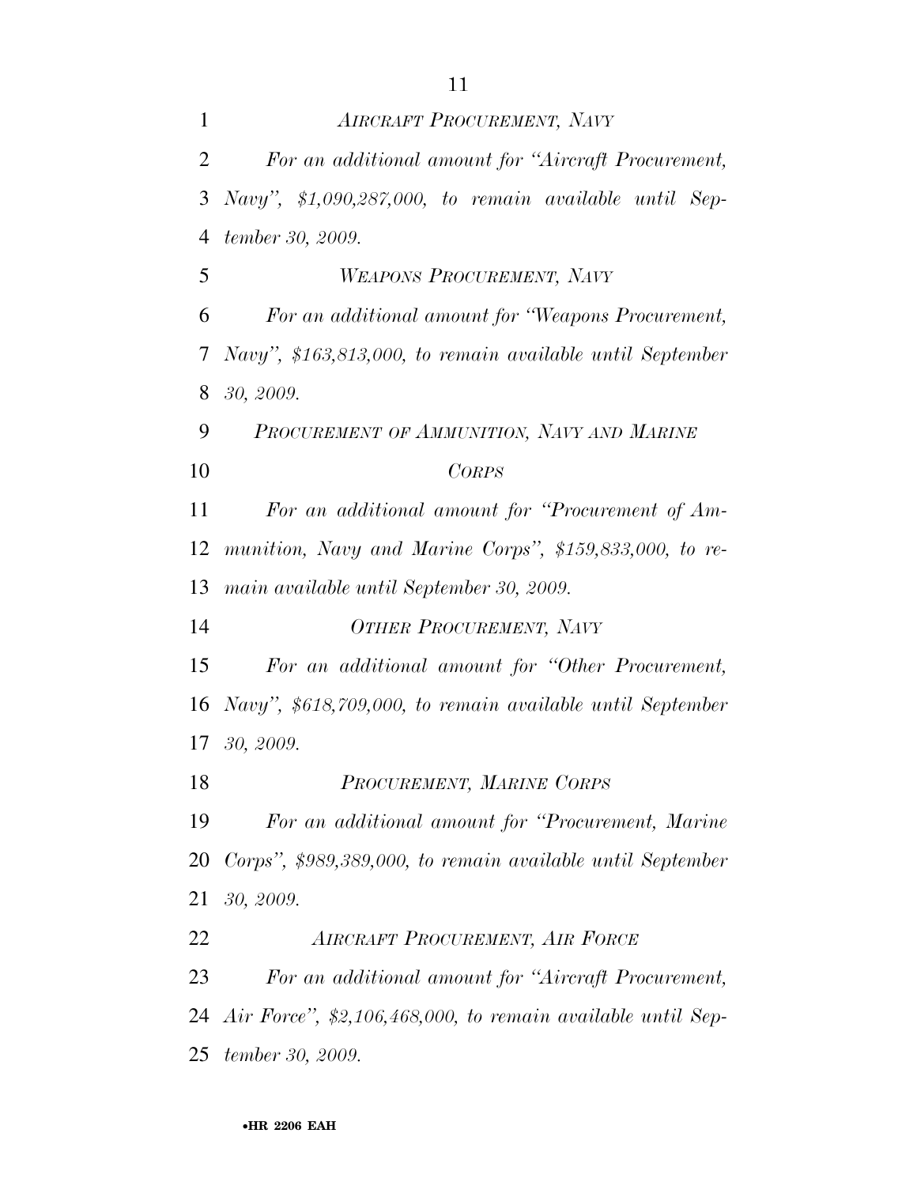*AIRCRAFT PROCUREMENT, NAVY*

*For an additional amount for "Aircraft Procurement, Navy", $1,090,287,000, to remain available until September 30, 2009.*

*WEAPONS PROCUREMENT, NAVY*

*For an additional amount for "Weapons Procurement, Navy", $163,813,000, to remain available until September 30, 2009.*

*PROCUREMENT OF AMMUNITION, NAVY AND MARINE CORPS*

*For an additional amount for "Procurement of Ammunition, Navy and Marine Corps", $159,833,000, to remain available until September 30, 2009.*

*OTHER PROCUREMENT, NAVY*

*For an additional amount for "Other Procurement, Navy", $618,709,000, to remain available until September 30, 2009.*

*PROCUREMENT, MARINE CORPS*

*For an additional amount for "Procurement, Marine Corps", $989,389,000, to remain available until September 30, 2009.*

*AIRCRAFT PROCUREMENT, AIR FORCE*

*For an additional amount for "Aircraft Procurement, Air Force", $2,106,468,000, to remain available until September 30, 2009.*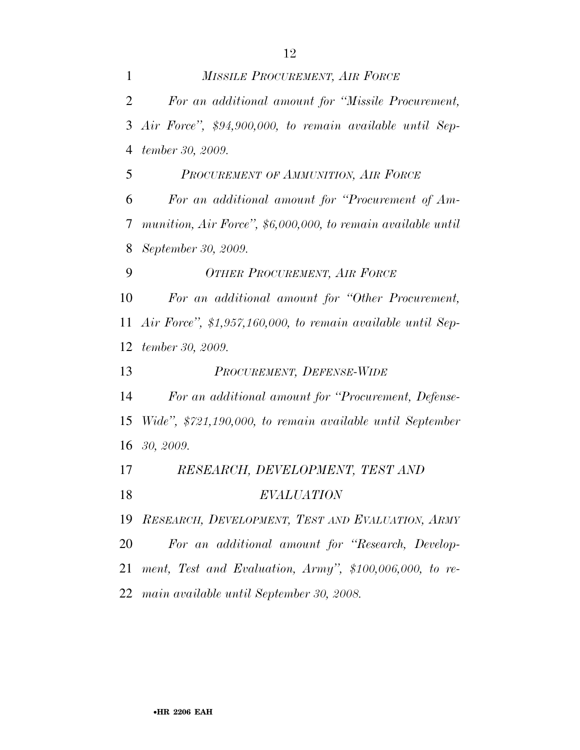*MISSILE PROCUREMENT, AIR FORCE*

*For an additional amount for "Missile Procurement, Air Force", $94,900,000, to remain available until September 30, 2009.*

*PROCUREMENT OF AMMUNITION, AIR FORCE*

*For an additional amount for "Procurement of Ammunition, Air Force", $6,000,000, to remain available until September 30, 2009.*

*OTHER PROCUREMENT, AIR FORCE*

*For an additional amount for "Other Procurement, Air Force", $1,957,160,000, to remain available until September 30, 2009.*

*PROCUREMENT, DEFENSE-WIDE*

*For an additional amount for "Procurement, Defense-Wide", $721,190,000, to remain available until September 30, 2009.*

*RESEARCH, DEVELOPMENT, TEST AND EVALUATION*

*RESEARCH, DEVELOPMENT, TEST AND EVALUATION, ARMY*

*For an additional amount for "Research, Development, Test and Evaluation, Army", $100,006,000, to remain available until September 30, 2008.*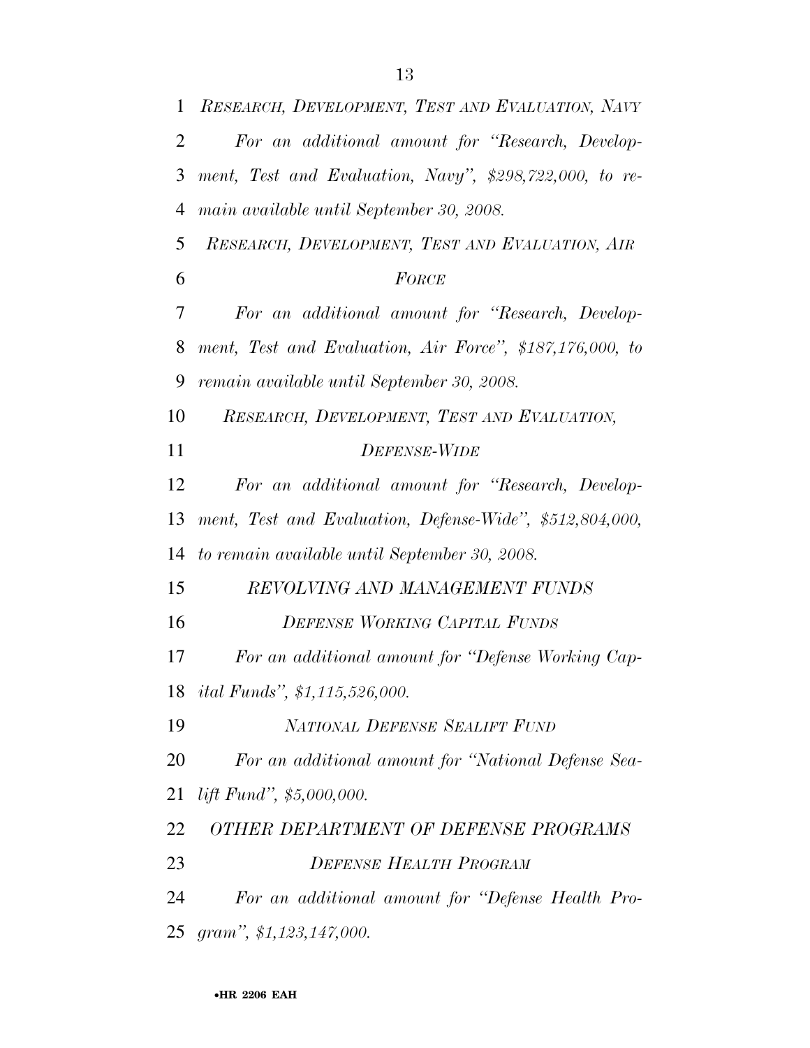*RESEARCH, DEVELOPMENT, TEST AND EVALUATION, NAVY*

*For an additional amount for "Research, Development, Test and Evaluation, Navy", $298,722,000, to remain available until September 30, 2008.*

*RESEARCH, DEVELOPMENT, TEST AND EVALUATION, AIR FORCE*

*For an additional amount for "Research, Development, Test and Evaluation, Air Force", $187,176,000, to remain available until September 30, 2008.*

*RESEARCH, DEVELOPMENT, TEST AND EVALUATION, DEFENSE-WIDE*

*For an additional amount for "Research, Development, Test and Evaluation, Defense-Wide", $512,804,000, to remain available until September 30, 2008.*

*REVOLVING AND MANAGEMENT FUNDS*

*DEFENSE WORKING CAPITAL FUNDS*

*For an additional amount for "Defense Working Capital Funds", $1,115,526,000.*

*NATIONAL DEFENSE SEALIFT FUND*

*For an additional amount for "National Defense Sealift Fund", $5,000,000.*

*OTHER DEPARTMENT OF DEFENSE PROGRAMS*

*DEFENSE HEALTH PROGRAM*

*For an additional amount for "Defense Health Program", $1,123,147,000.*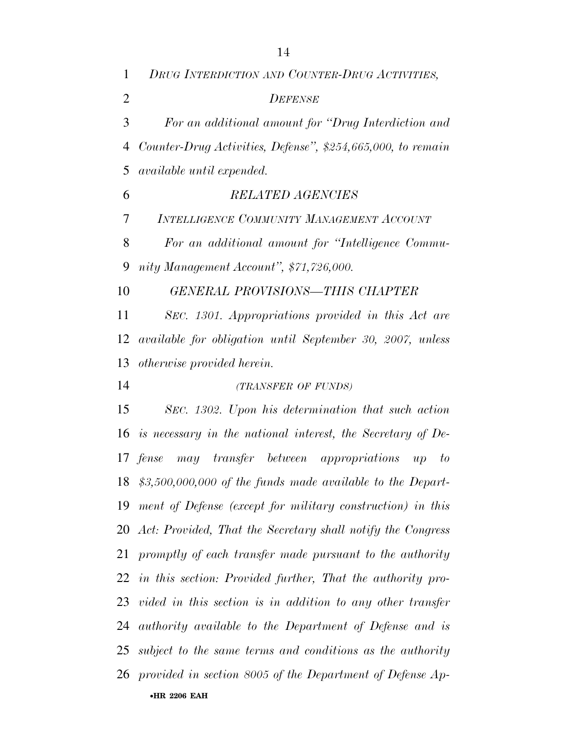*DRUG INTERDICTION AND COUNTER-DRUG ACTIVITIES, DEFENSE*

*For an additional amount for "Drug Interdiction and Counter-Drug Activities, Defense", $254,665,000, to remain available until expended.*

*RELATED AGENCIES*

*INTELLIGENCE COMMUNITY MANAGEMENT ACCOUNT*

*For an additional amount for "Intelligence Community Management Account", $71,726,000.*

*GENERAL PROVISIONS—THIS CHAPTER*

*SEC. 1301. Appropriations provided in this Act are available for obligation until September 30, 2007, unless otherwise provided herein.*

*(TRANSFER OF FUNDS)*

*SEC. 1302. Upon his determination that such action is necessary in the national interest, the Secretary of Defense may transfer between appropriations up to $3,500,000,000 of the funds made available to the Department of Defense (except for military construction) in this Act: Provided, That the Secretary shall notify the Congress promptly of each transfer made pursuant to the authority in this section: Provided further, That the authority provided in this section is in addition to any other transfer authority available to the Department of Defense and is subject to the same terms and conditions as the authority provided in section 8005 of the Department of Defense Ap-*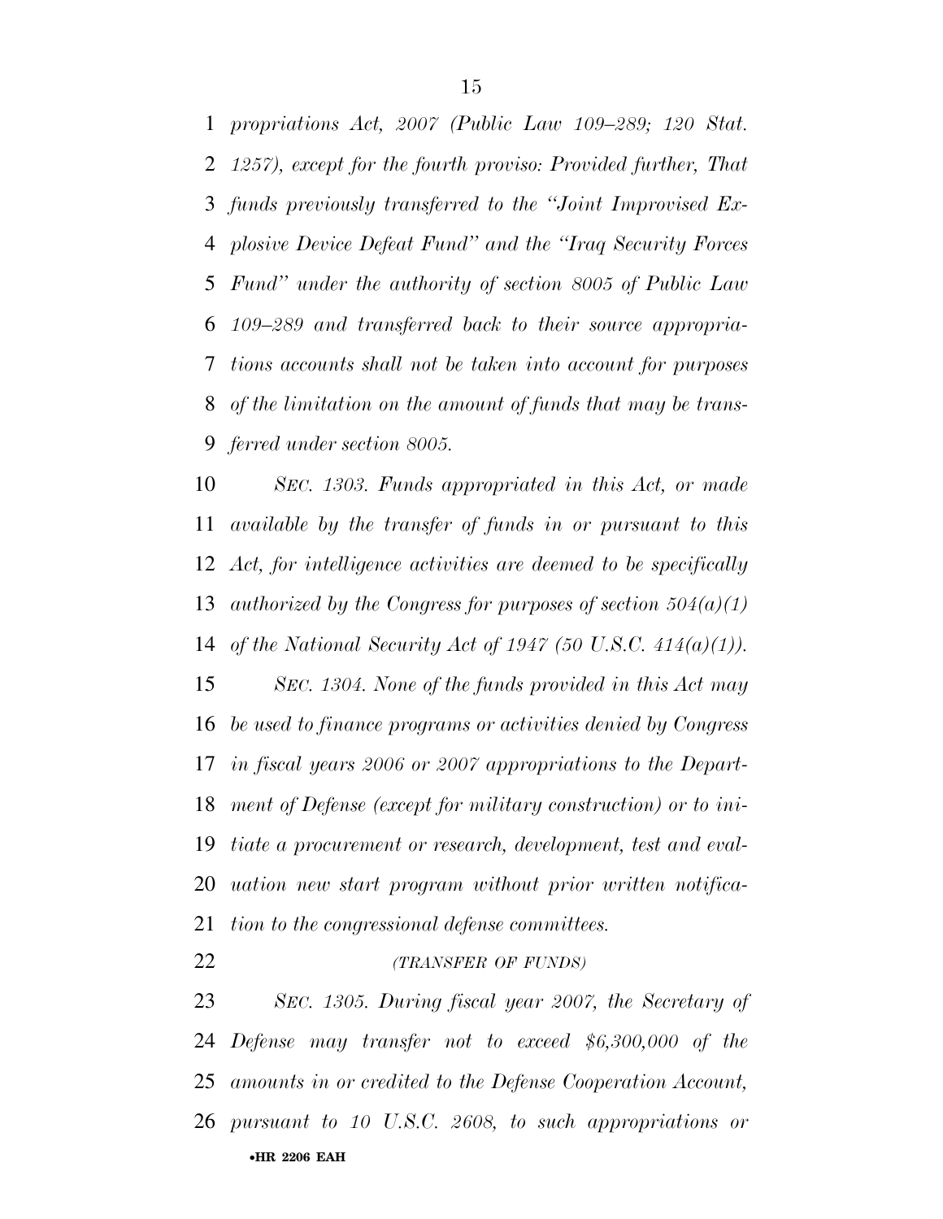*propriations Act, 2007 (Public Law 109–289; 120 Stat. 1257), except for the fourth proviso: Provided further, That funds previously transferred to the "Joint Improvised Explosive Device Defeat Fund" and the "Iraq Security Forces Fund" under the authority of section 8005 of Public Law 109–289 and transferred back to their source appropriations accounts shall not be taken into account for purposes of the limitation on the amount of funds that may be transferred under section 8005.*

*SEC. 1303. Funds appropriated in this Act, or made available by the transfer of funds in or pursuant to this Act, for intelligence activities are deemed to be specifically authorized by the Congress for purposes of section 504(a)(1) of the National Security Act of 1947 (50 U.S.C. 414(a)(1)).*

*SEC. 1304. None of the funds provided in this Act may be used to finance programs or activities denied by Congress in fiscal years 2006 or 2007 appropriations to the Department of Defense (except for military construction) or to initiate a procurement or research, development, test and evaluation new start program without prior written notification to the congressional defense committees.*

*(TRANSFER OF FUNDS)*

*SEC. 1305. During fiscal year 2007, the Secretary of Defense may transfer not to exceed $6,300,000 of the amounts in or credited to the Defense Cooperation Account, pursuant to 10 U.S.C. 2608, to such appropriations or*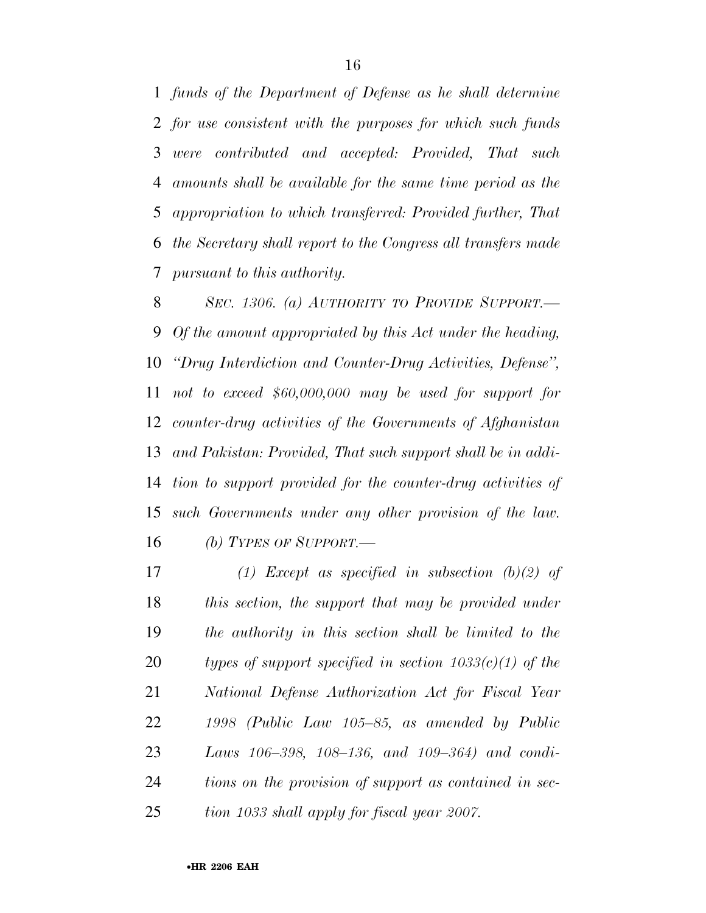*funds of the Department of Defense as he shall determine for use consistent with the purposes for which such funds were contributed and accepted: Provided, That such amounts shall be available for the same time period as the appropriation to which transferred: Provided further, That the Secretary shall report to the Congress all transfers made pursuant to this authority.*

*SEC. 1306. (a) AUTHORITY TO PROVIDE SUPPORT.—Of the amount appropriated by this Act under the heading, "Drug Interdiction and Counter-Drug Activities, Defense", not to exceed $60,000,000 may be used for support for counter-drug activities of the Governments of Afghanistan and Pakistan: Provided, That such support shall be in addition to support provided for the counter-drug activities of such Governments under any other provision of the law.*

*(b) TYPES OF SUPPORT.—*

*(1) Except as specified in subsection (b)(2) of this section, the support that may be provided under the authority in this section shall be limited to the types of support specified in section 1033(c)(1) of the National Defense Authorization Act for Fiscal Year 1998 (Public Law 105–85, as amended by Public Laws 106–398, 108–136, and 109–364) and conditions on the provision of support as contained in section 1033 shall apply for fiscal year 2007.*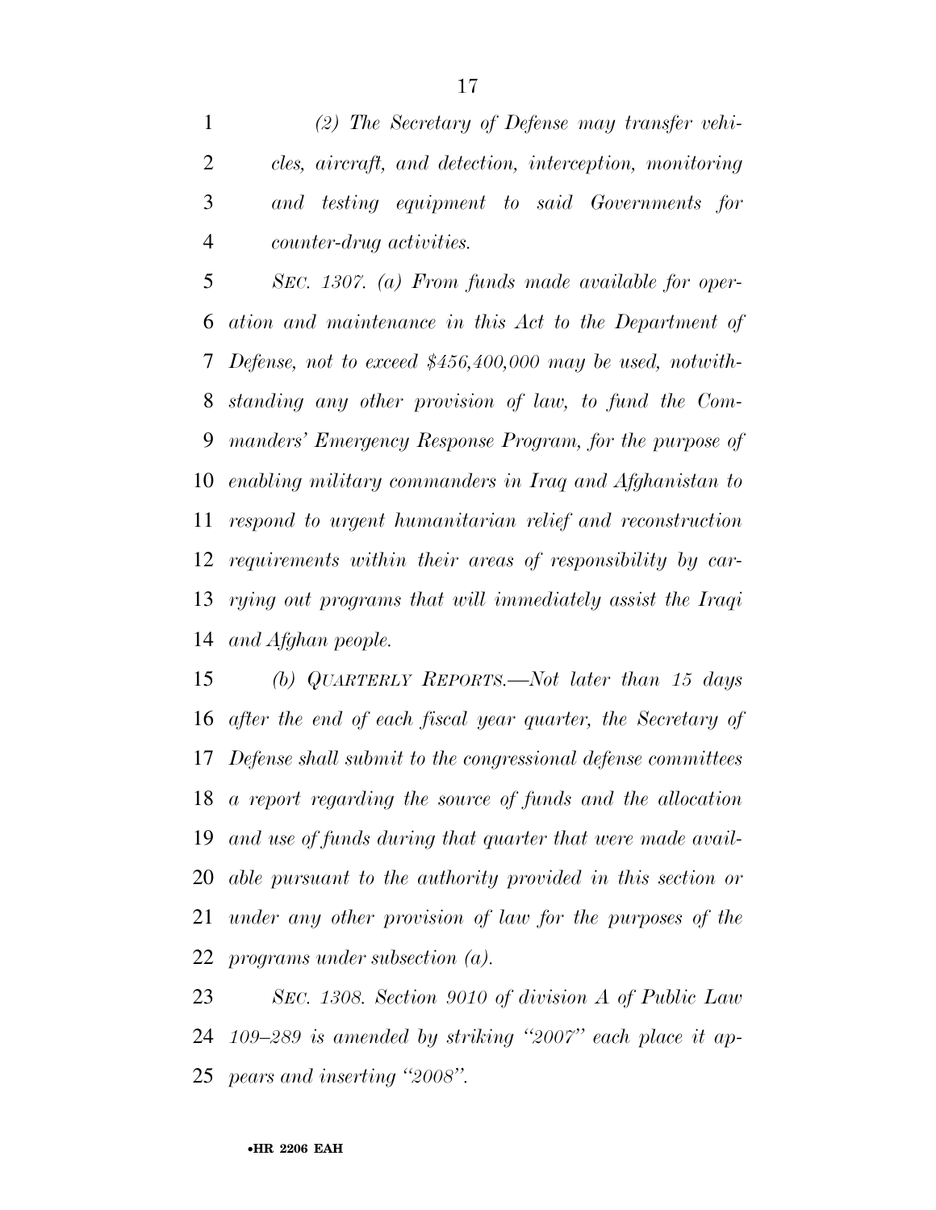*(2) The Secretary of Defense may transfer vehicles, aircraft, and detection, interception, monitoring and testing equipment to said Governments for counter-drug activities.*

*SEC. 1307. (a) From funds made available for operation and maintenance in this Act to the Department of Defense, not to exceed $456,400,000 may be used, notwithstanding any other provision of law, to fund the Commanders' Emergency Response Program, for the purpose of enabling military commanders in Iraq and Afghanistan to respond to urgent humanitarian relief and reconstruction requirements within their areas of responsibility by carrying out programs that will immediately assist the Iraqi and Afghan people.*

*(b) QUARTERLY REPORTS.—Not later than 15 days after the end of each fiscal year quarter, the Secretary of Defense shall submit to the congressional defense committees a report regarding the source of funds and the allocation and use of funds during that quarter that were made available pursuant to the authority provided in this section or under any other provision of law for the purposes of the programs under subsection (a).*

*SEC. 1308. Section 9010 of division A of Public Law 109–289 is amended by striking "2007" each place it appears and inserting "2008".*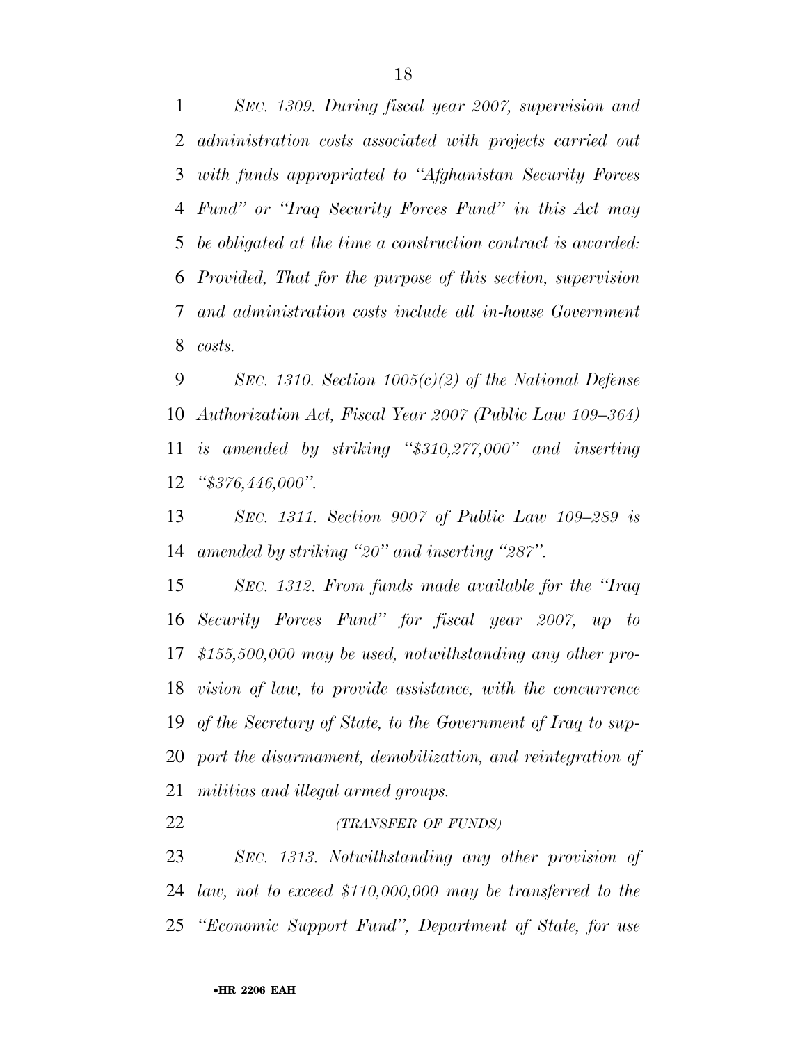*SEC. 1309. During fiscal year 2007, supervision and administration costs associated with projects carried out with funds appropriated to "Afghanistan Security Forces Fund" or "Iraq Security Forces Fund" in this Act may be obligated at the time a construction contract is awarded: Provided, That for the purpose of this section, supervision and administration costs include all in-house Government costs.*

*SEC. 1310. Section 1005(c)(2) of the National Defense Authorization Act, Fiscal Year 2007 (Public Law 109–364) is amended by striking "$310,277,000" and inserting "$376,446,000".*

*SEC. 1311. Section 9007 of Public Law 109–289 is amended by striking "20" and inserting "287".*

*SEC. 1312. From funds made available for the "Iraq Security Forces Fund" for fiscal year 2007, up to $155,500,000 may be used, notwithstanding any other provision of law, to provide assistance, with the concurrence of the Secretary of State, to the Government of Iraq to support the disarmament, demobilization, and reintegration of militias and illegal armed groups.*

*(TRANSFER OF FUNDS)*

*SEC. 1313. Notwithstanding any other provision of law, not to exceed $110,000,000 may be transferred to the "Economic Support Fund", Department of State, for use*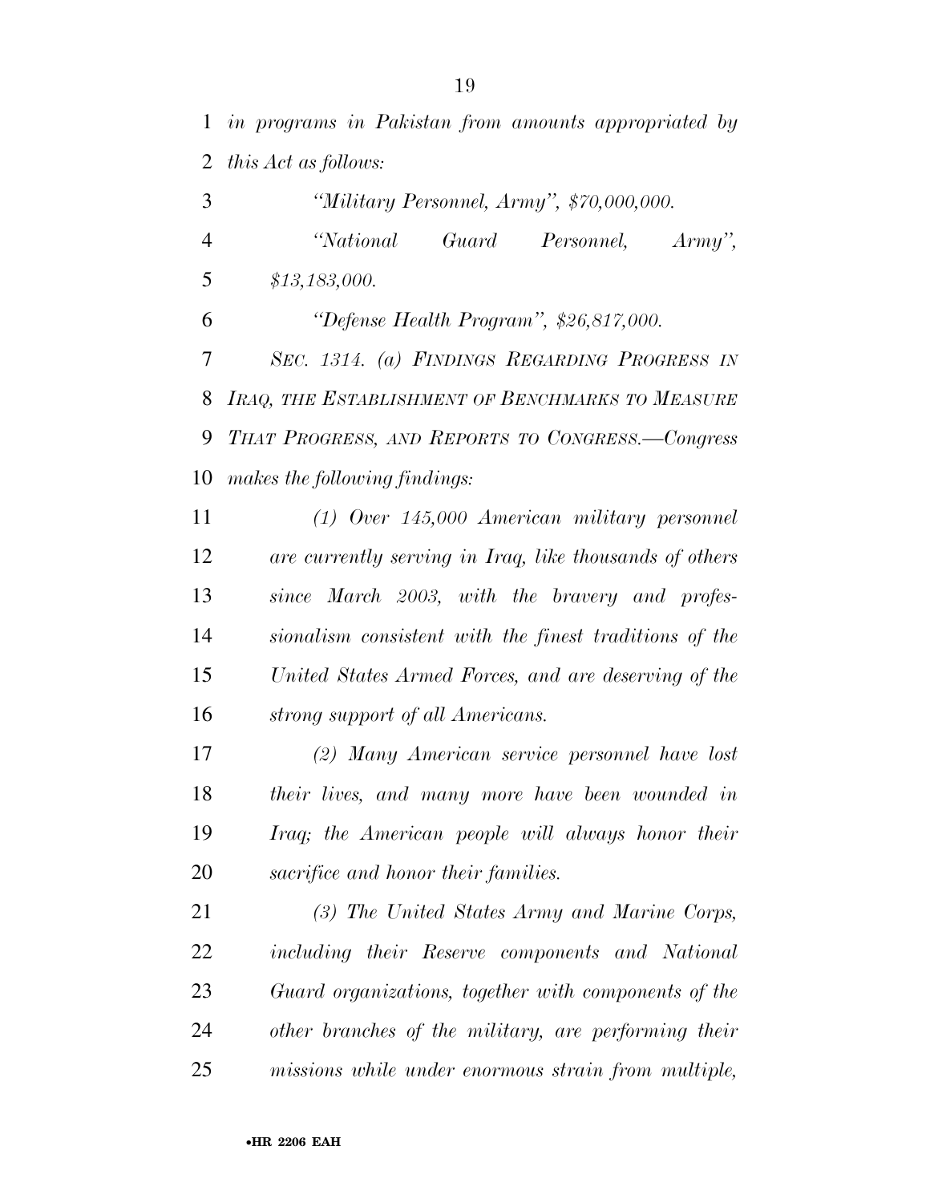*in programs in Pakistan from amounts appropriated by this Act as follows:*

*"Military Personnel, Army", $70,000,000.*

*"National Guard Personnel, Army", $13,183,000.*

*"Defense Health Program", $26,817,000.*

*SEC. 1314. (a) FINDINGS REGARDING PROGRESS IN IRAQ, THE ESTABLISHMENT OF BENCHMARKS TO MEASURE THAT PROGRESS, AND REPORTS TO CONGRESS.—Congress makes the following findings:*

*(1) Over 145,000 American military personnel are currently serving in Iraq, like thousands of others since March 2003, with the bravery and professionalism consistent with the finest traditions of the United States Armed Forces, and are deserving of the strong support of all Americans.*

*(2) Many American service personnel have lost their lives, and many more have been wounded in Iraq; the American people will always honor their sacrifice and honor their families.*

*(3) The United States Army and Marine Corps, including their Reserve components and National Guard organizations, together with components of the other branches of the military, are performing their missions while under enormous strain from multiple,*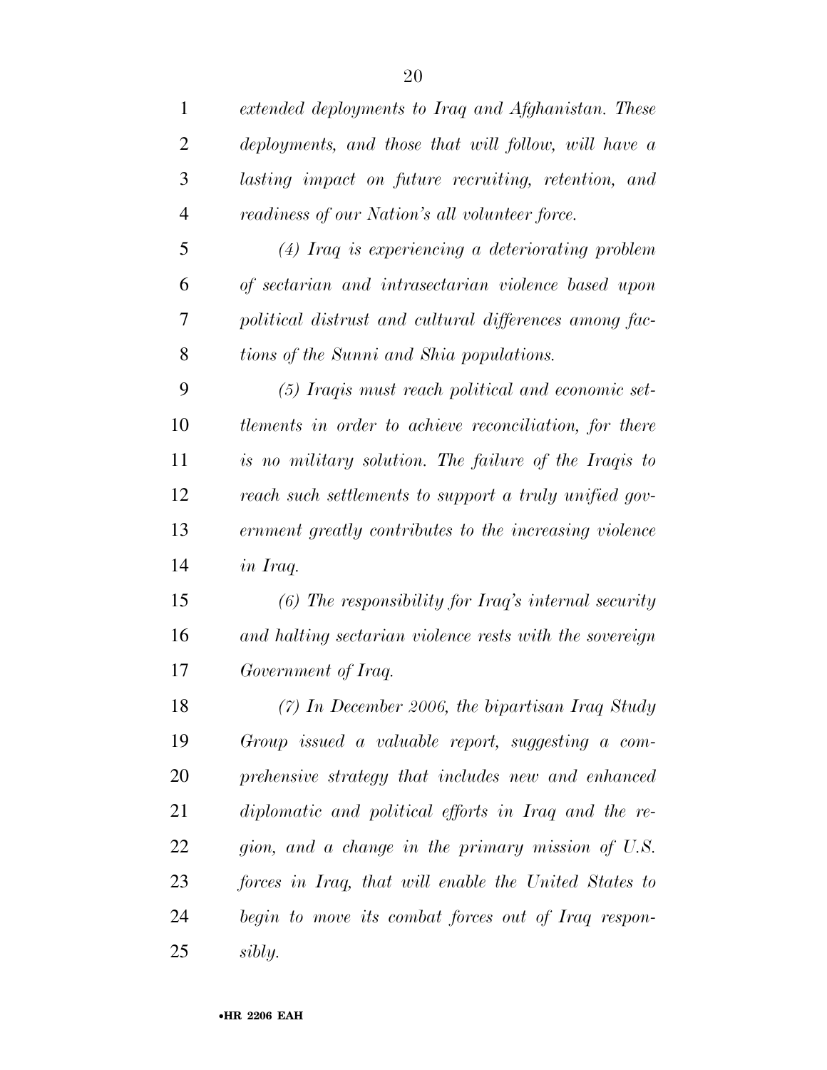*extended deployments to Iraq and Afghanistan. These deployments, and those that will follow, will have a lasting impact on future recruiting, retention, and readiness of our Nation's all volunteer force.*

*(4) Iraq is experiencing a deteriorating problem of sectarian and intrasectarian violence based upon political distrust and cultural differences among factions of the Sunni and Shia populations.*

*(5) Iraqis must reach political and economic settlements in order to achieve reconciliation, for there is no military solution. The failure of the Iraqis to reach such settlements to support a truly unified government greatly contributes to the increasing violence in Iraq.*

*(6) The responsibility for Iraq's internal security and halting sectarian violence rests with the sovereign Government of Iraq.*

*(7) In December 2006, the bipartisan Iraq Study Group issued a valuable report, suggesting a comprehensive strategy that includes new and enhanced diplomatic and political efforts in Iraq and the region, and a change in the primary mission of U.S. forces in Iraq, that will enable the United States to begin to move its combat forces out of Iraq responsibly.*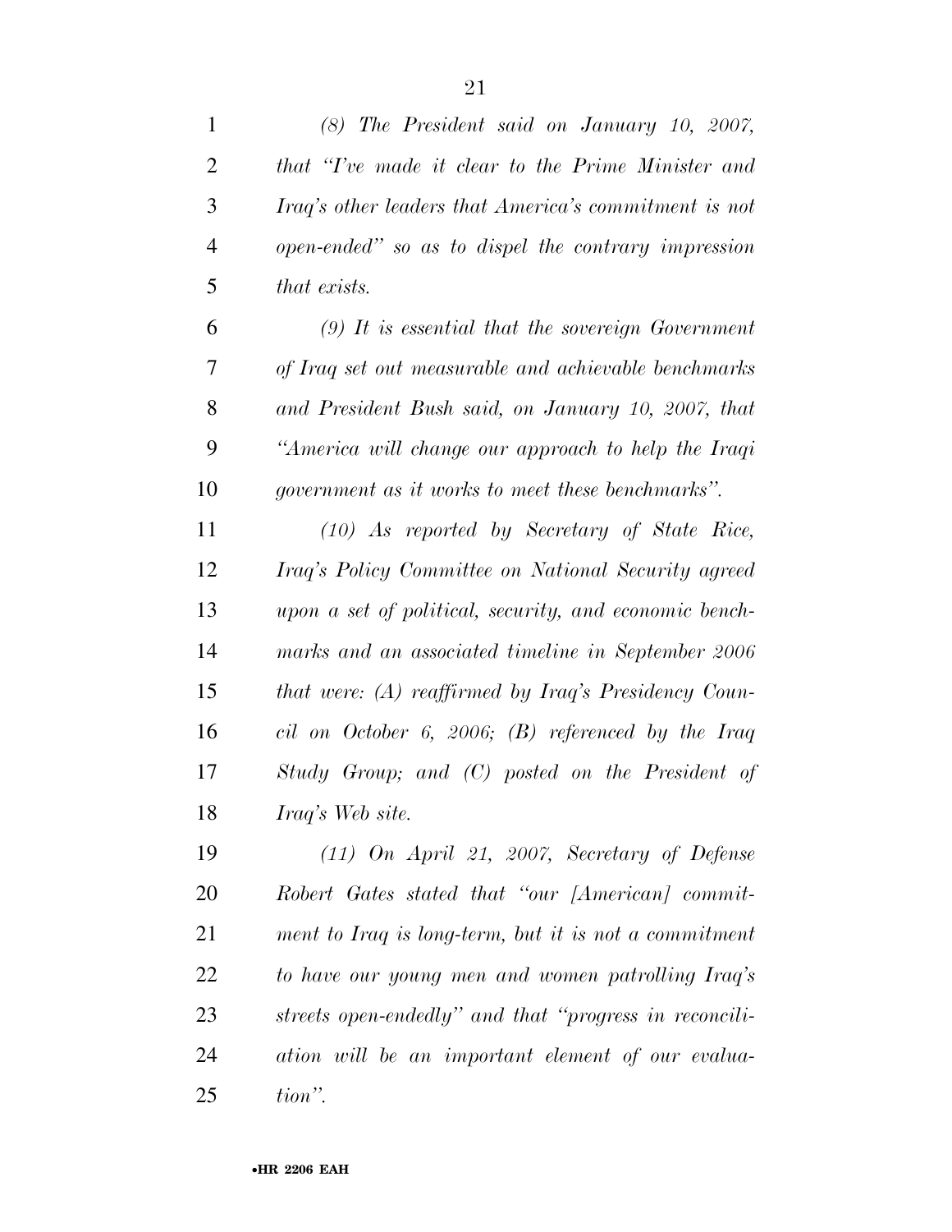*(8) The President said on January 10, 2007, that "I've made it clear to the Prime Minister and Iraq's other leaders that America's commitment is not open-ended" so as to dispel the contrary impression that exists.*

*(9) It is essential that the sovereign Government of Iraq set out measurable and achievable benchmarks and President Bush said, on January 10, 2007, that "America will change our approach to help the Iraqi government as it works to meet these benchmarks".*

*(10) As reported by Secretary of State Rice, Iraq's Policy Committee on National Security agreed upon a set of political, security, and economic benchmarks and an associated timeline in September 2006 that were: (A) reaffirmed by Iraq's Presidency Council on October 6, 2006; (B) referenced by the Iraq Study Group; and (C) posted on the President of Iraq's Web site.*

*(11) On April 21, 2007, Secretary of Defense Robert Gates stated that "our [American] commitment to Iraq is long-term, but it is not a commitment to have our young men and women patrolling Iraq's streets open-endedly" and that "progress in reconciliation will be an important element of our evaluation".*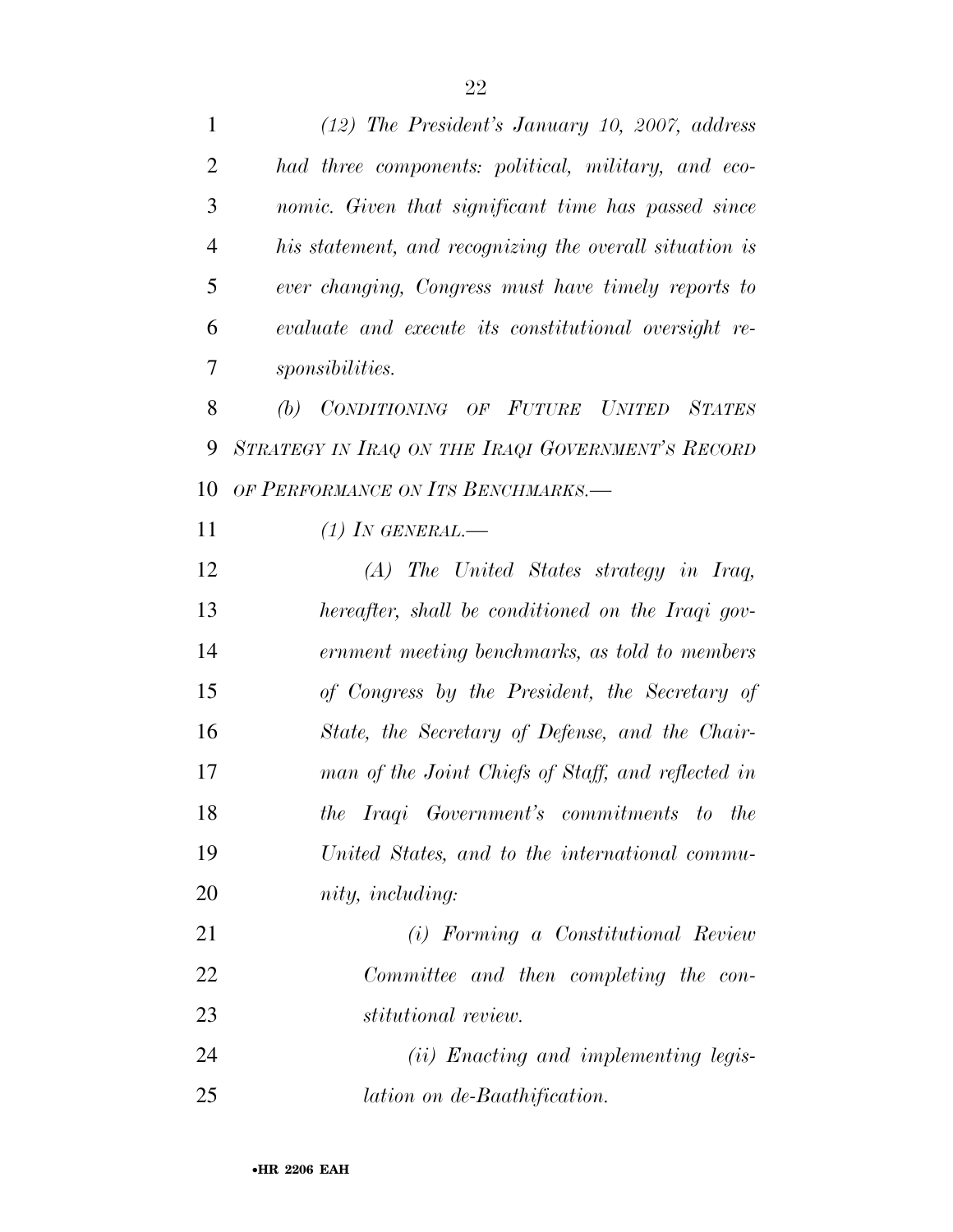*(12) The President's January 10, 2007, address had three components: political, military, and economic. Given that significant time has passed since his statement, and recognizing the overall situation is ever changing, Congress must have timely reports to evaluate and execute its constitutional oversight responsibilities.*

*(b) CONDITIONING OF FUTURE UNITED STATES STRATEGY IN IRAQ ON THE IRAQI GOVERNMENT'S RECORD OF PERFORMANCE ON ITS BENCHMARKS.—*

*(1) IN GENERAL.—*

*(A) The United States strategy in Iraq, hereafter, shall be conditioned on the Iraqi government meeting benchmarks, as told to members of Congress by the President, the Secretary of State, the Secretary of Defense, and the Chairman of the Joint Chiefs of Staff, and reflected in the Iraqi Government's commitments to the United States, and to the international community, including:*

*(i) Forming a Constitutional Review Committee and then completing the constitutional review.*

*(ii) Enacting and implementing legislation on de-Baathification.*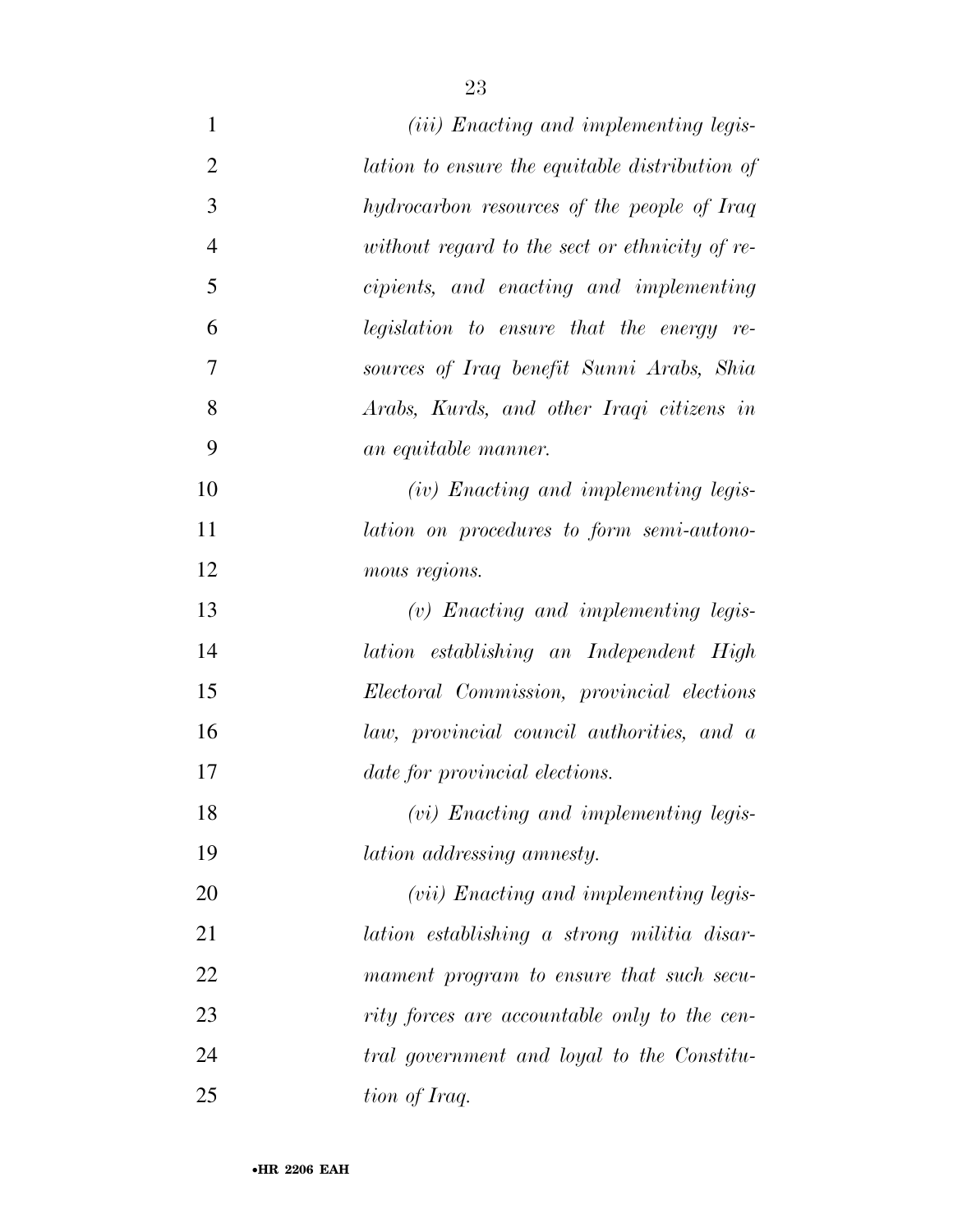*(iii) Enacting and implementing legislation to ensure the equitable distribution of hydrocarbon resources of the people of Iraq without regard to the sect or ethnicity of recipients, and enacting and implementing legislation to ensure that the energy resources of Iraq benefit Sunni Arabs, Shia Arabs, Kurds, and other Iraqi citizens in an equitable manner.*

*(iv) Enacting and implementing legislation on procedures to form semi-autonomous regions.*

*(v) Enacting and implementing legislation establishing an Independent High Electoral Commission, provincial elections law, provincial council authorities, and a date for provincial elections.*

*(vi) Enacting and implementing legislation addressing amnesty.*

*(vii) Enacting and implementing legislation establishing a strong militia disarmament program to ensure that such security forces are accountable only to the central government and loyal to the Constitution of Iraq.*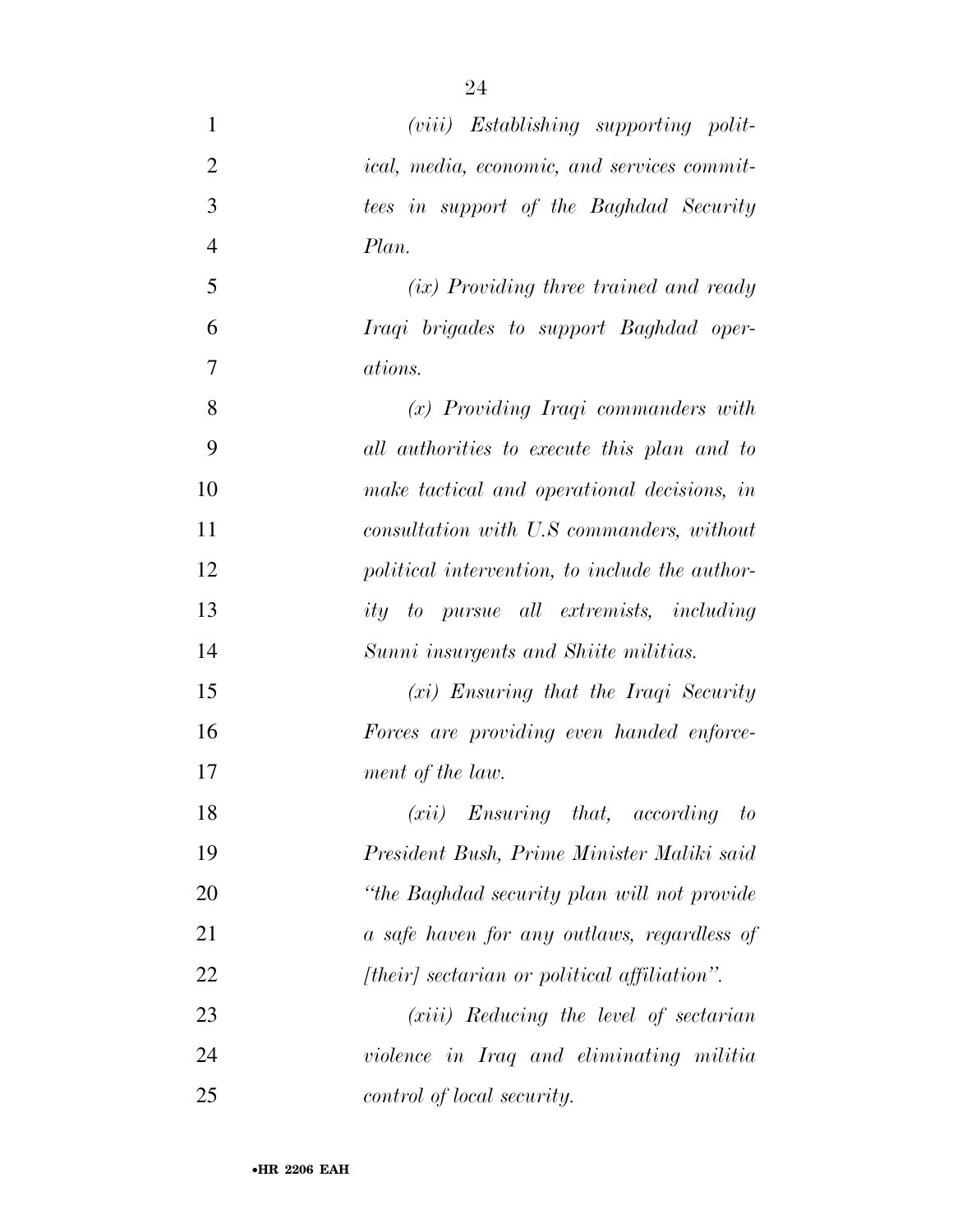*(viii) Establishing supporting political, media, economic, and services committees in support of the Baghdad Security Plan.*

*(ix) Providing three trained and ready Iraqi brigades to support Baghdad operations.*

*(x) Providing Iraqi commanders with all authorities to execute this plan and to make tactical and operational decisions, in consultation with U.S commanders, without political intervention, to include the authority to pursue all extremists, including Sunni insurgents and Shiite militias.*

*(xi) Ensuring that the Iraqi Security Forces are providing even handed enforcement of the law.*

*(xii) Ensuring that, according to President Bush, Prime Minister Maliki said "the Baghdad security plan will not provide a safe haven for any outlaws, regardless of [their] sectarian or political affiliation".*

*(xiii) Reducing the level of sectarian violence in Iraq and eliminating militia control of local security.*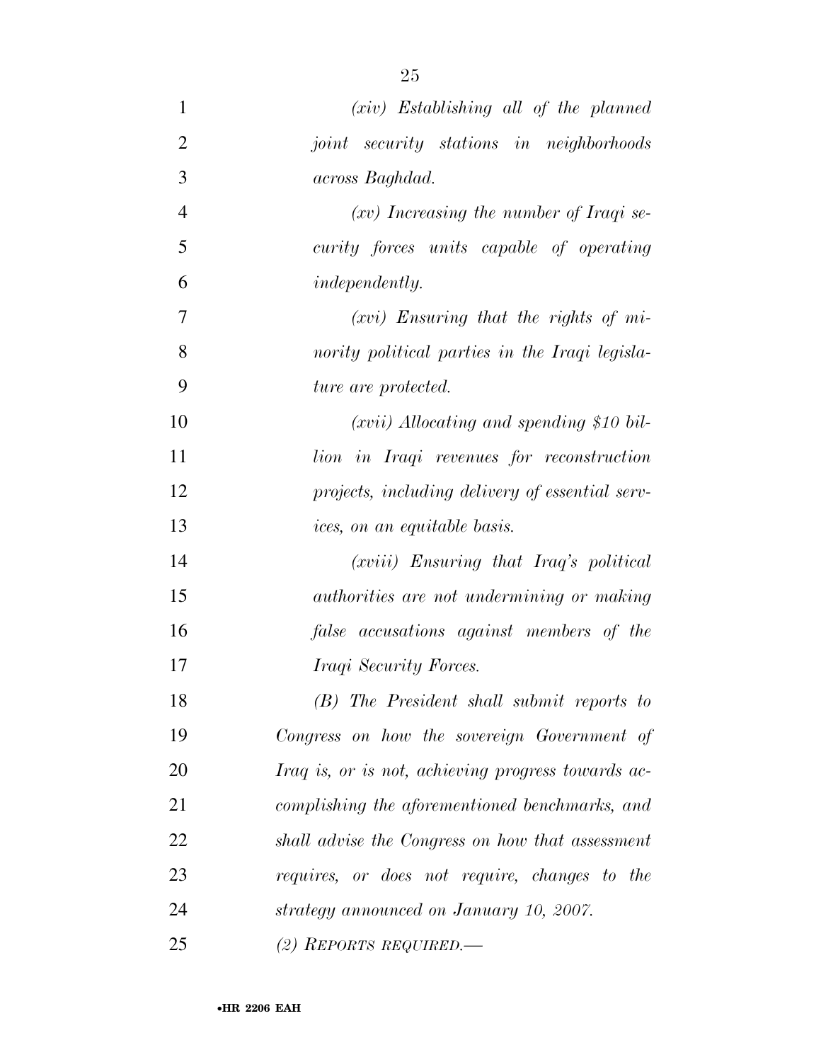*(xiv) Establishing all of the planned joint security stations in neighborhoods across Baghdad.*

*(xv) Increasing the number of Iraqi security forces units capable of operating independently.*

*(xvi) Ensuring that the rights of minority political parties in the Iraqi legislature are protected.*

*(xvii) Allocating and spending $10 billion in Iraqi revenues for reconstruction projects, including delivery of essential services, on an equitable basis.*

*(xviii) Ensuring that Iraq's political authorities are not undermining or making false accusations against members of the Iraqi Security Forces.*

*(B) The President shall submit reports to Congress on how the sovereign Government of Iraq is, or is not, achieving progress towards accomplishing the aforementioned benchmarks, and shall advise the Congress on how that assessment requires, or does not require, changes to the strategy announced on January 10, 2007.*

*(2) REPORTS REQUIRED.—*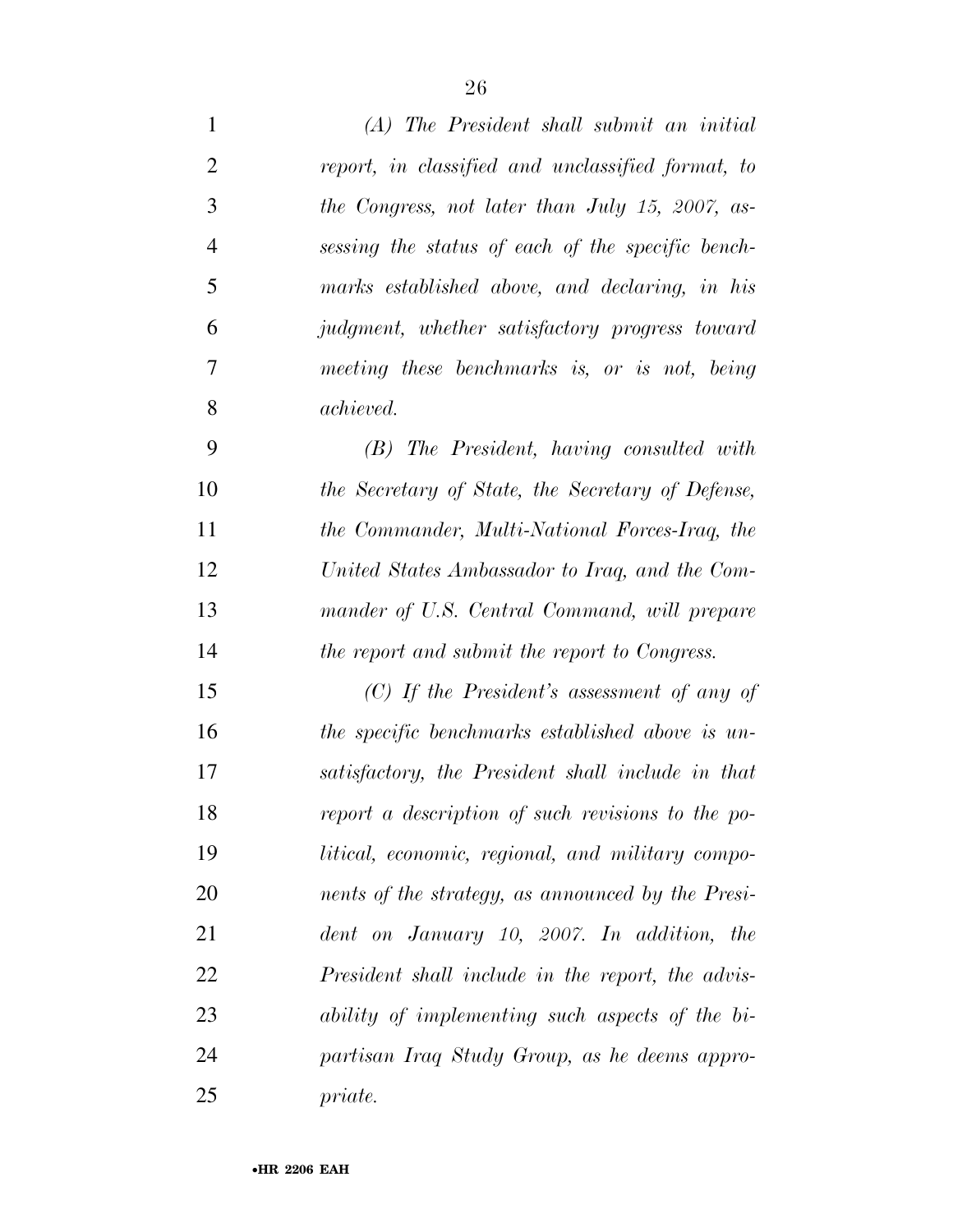*(A) The President shall submit an initial report, in classified and unclassified format, to the Congress, not later than July 15, 2007, assessing the status of each of the specific benchmarks established above, and declaring, in his judgment, whether satisfactory progress toward meeting these benchmarks is, or is not, being achieved.*

*(B) The President, having consulted with the Secretary of State, the Secretary of Defense, the Commander, Multi-National Forces-Iraq, the United States Ambassador to Iraq, and the Commander of U.S. Central Command, will prepare the report and submit the report to Congress.*

*(C) If the President's assessment of any of the specific benchmarks established above is unsatisfactory, the President shall include in that report a description of such revisions to the political, economic, regional, and military components of the strategy, as announced by the President on January 10, 2007. In addition, the President shall include in the report, the advisability of implementing such aspects of the bipartisan Iraq Study Group, as he deems appropriate.*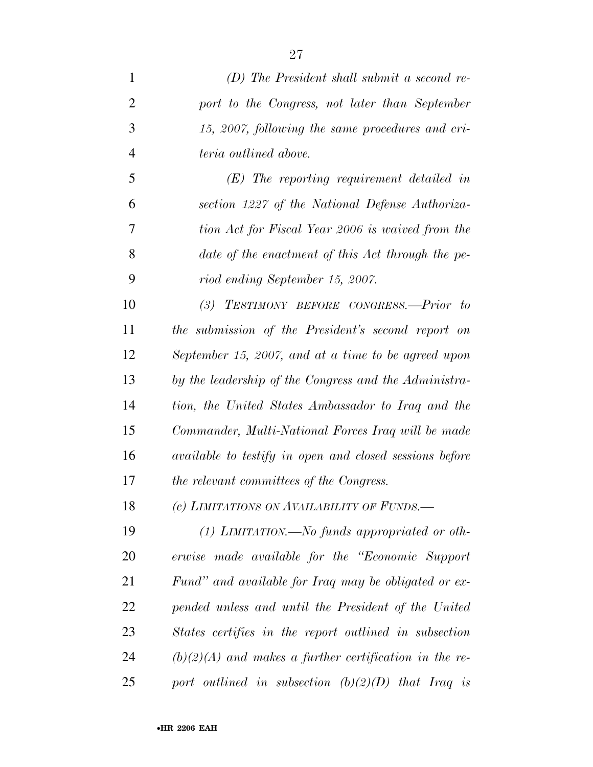*(D) The President shall submit a second report to the Congress, not later than September 15, 2007, following the same procedures and criteria outlined above.*

*(E) The reporting requirement detailed in section 1227 of the National Defense Authorization Act for Fiscal Year 2006 is waived from the date of the enactment of this Act through the period ending September 15, 2007.*

*(3) TESTIMONY BEFORE CONGRESS.—Prior to the submission of the President's second report on September 15, 2007, and at a time to be agreed upon by the leadership of the Congress and the Administration, the United States Ambassador to Iraq and the Commander, Multi-National Forces Iraq will be made available to testify in open and closed sessions before the relevant committees of the Congress.*

*(c) LIMITATIONS ON AVAILABILITY OF FUNDS.—*

*(1) LIMITATION.—No funds appropriated or otherwise made available for the "Economic Support Fund" and available for Iraq may be obligated or expended unless and until the President of the United States certifies in the report outlined in subsection (b)(2)(A) and makes a further certification in the report outlined in subsection (b)(2)(D) that Iraq is*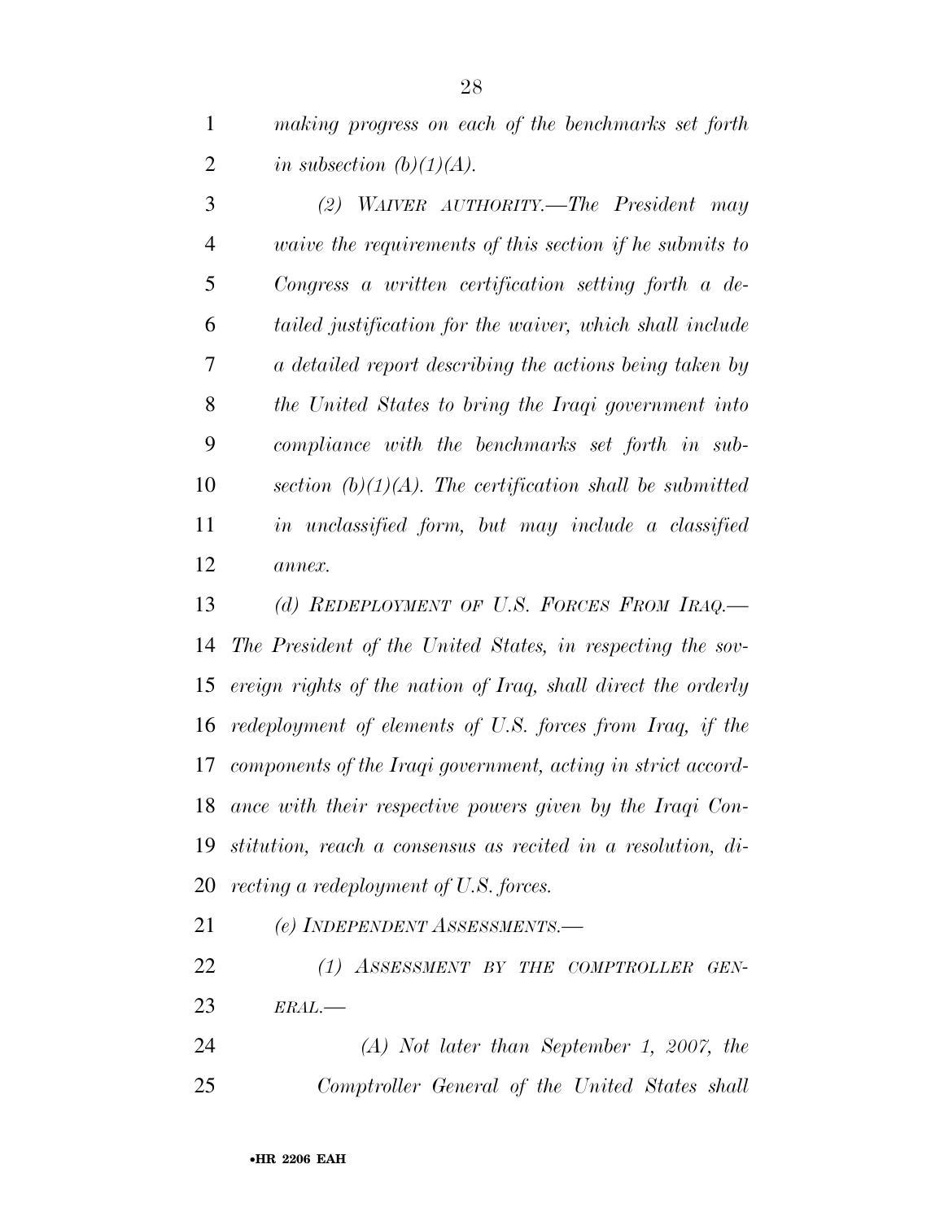*making progress on each of the benchmarks set forth in subsection (b)(1)(A).*

*(2) WAIVER AUTHORITY.—The President may waive the requirements of this section if he submits to Congress a written certification setting forth a detailed justification for the waiver, which shall include a detailed report describing the actions being taken by the United States to bring the Iraqi government into compliance with the benchmarks set forth in subsection (b)(1)(A). The certification shall be submitted in unclassified form, but may include a classified annex.*

*(d) REDEPLOYMENT OF U.S. FORCES FROM IRAQ.—The President of the United States, in respecting the sovereign rights of the nation of Iraq, shall direct the orderly redeployment of elements of U.S. forces from Iraq, if the components of the Iraqi government, acting in strict accordance with their respective powers given by the Iraqi Constitution, reach a consensus as recited in a resolution, directing a redeployment of U.S. forces.*

*(e) INDEPENDENT ASSESSMENTS.—*

*(1) ASSESSMENT BY THE COMPTROLLER GENERAL.—*

*(A) Not later than September 1, 2007, the Comptroller General of the United States shall*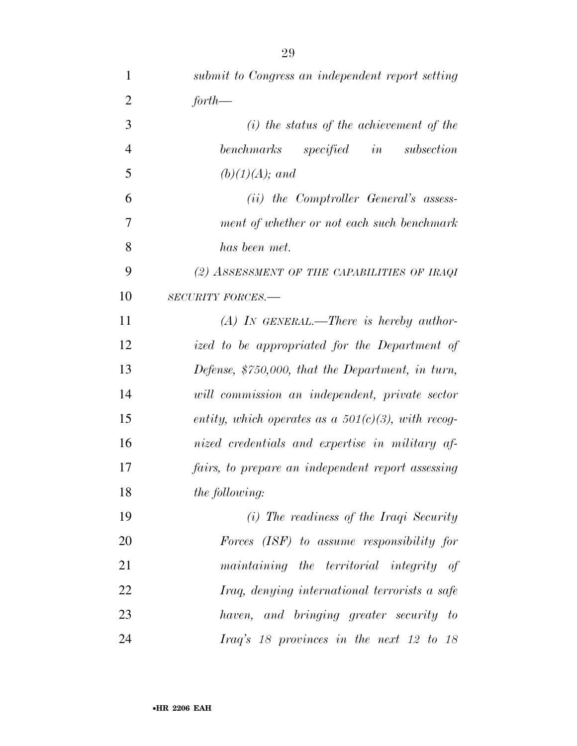*submit to Congress an independent report setting forth—*

*(i) the status of the achievement of the benchmarks specified in subsection (b)(1)(A); and*

*(ii) the Comptroller General's assessment of whether or not each such benchmark has been met.*

*(2) ASSESSMENT OF THE CAPABILITIES OF IRAQI SECURITY FORCES.—*

*(A) IN GENERAL.—There is hereby authorized to be appropriated for the Department of Defense, $750,000, that the Department, in turn, will commission an independent, private sector entity, which operates as a 501(c)(3), with recognized credentials and expertise in military affairs, to prepare an independent report assessing the following:*

*(i) The readiness of the Iraqi Security Forces (ISF) to assume responsibility for maintaining the territorial integrity of Iraq, denying international terrorists a safe haven, and bringing greater security to Iraq's 18 provinces in the next 12 to 18*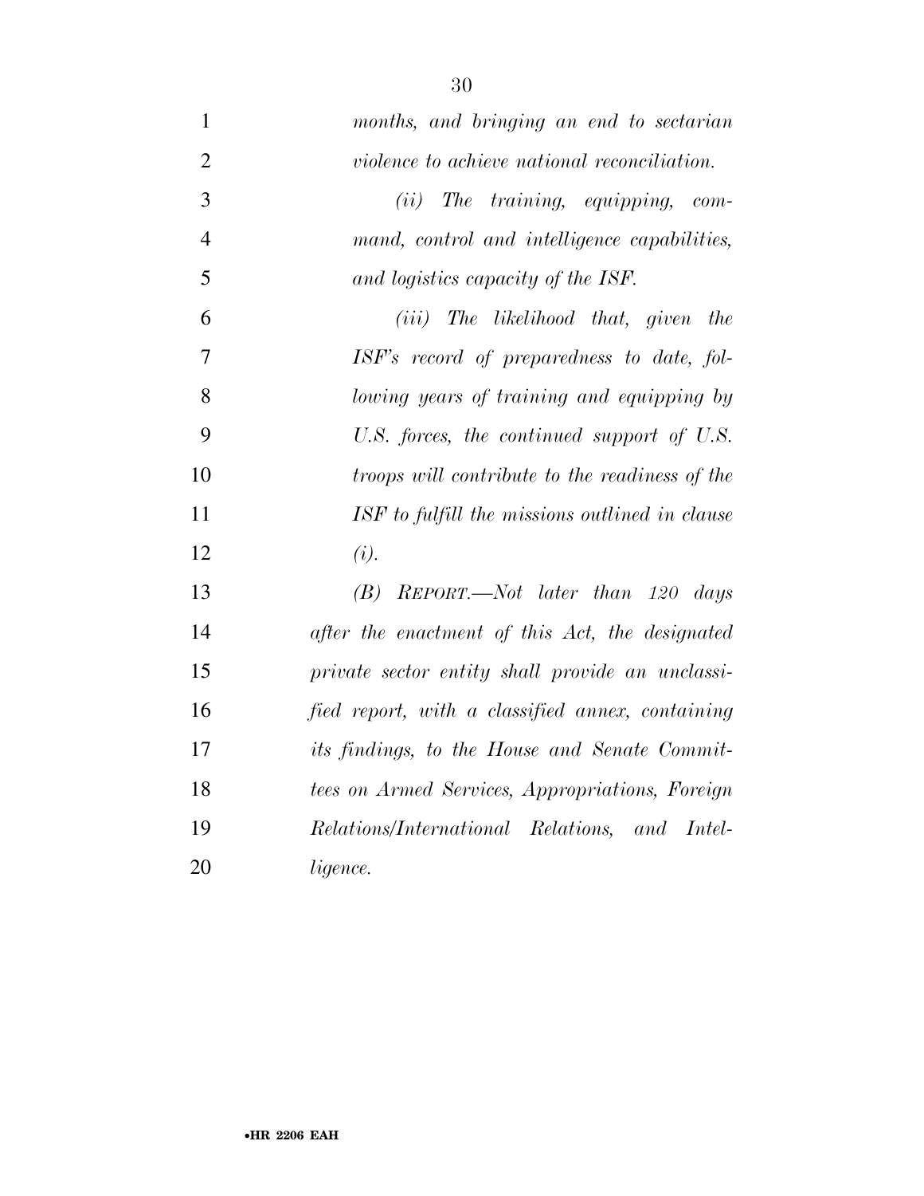*months, and bringing an end to sectarian violence to achieve national reconciliation.*

*(ii) The training, equipping, command, control and intelligence capabilities, and logistics capacity of the ISF.*

*(iii) The likelihood that, given the ISF's record of preparedness to date, following years of training and equipping by U.S. forces, the continued support of U.S. troops will contribute to the readiness of the ISF to fulfill the missions outlined in clause (i).*

*(B) REPORT.—Not later than 120 days after the enactment of this Act, the designated private sector entity shall provide an unclassified report, with a classified annex, containing its findings, to the House and Senate Committees on Armed Services, Appropriations, Foreign Relations/International Relations, and Intelligence.*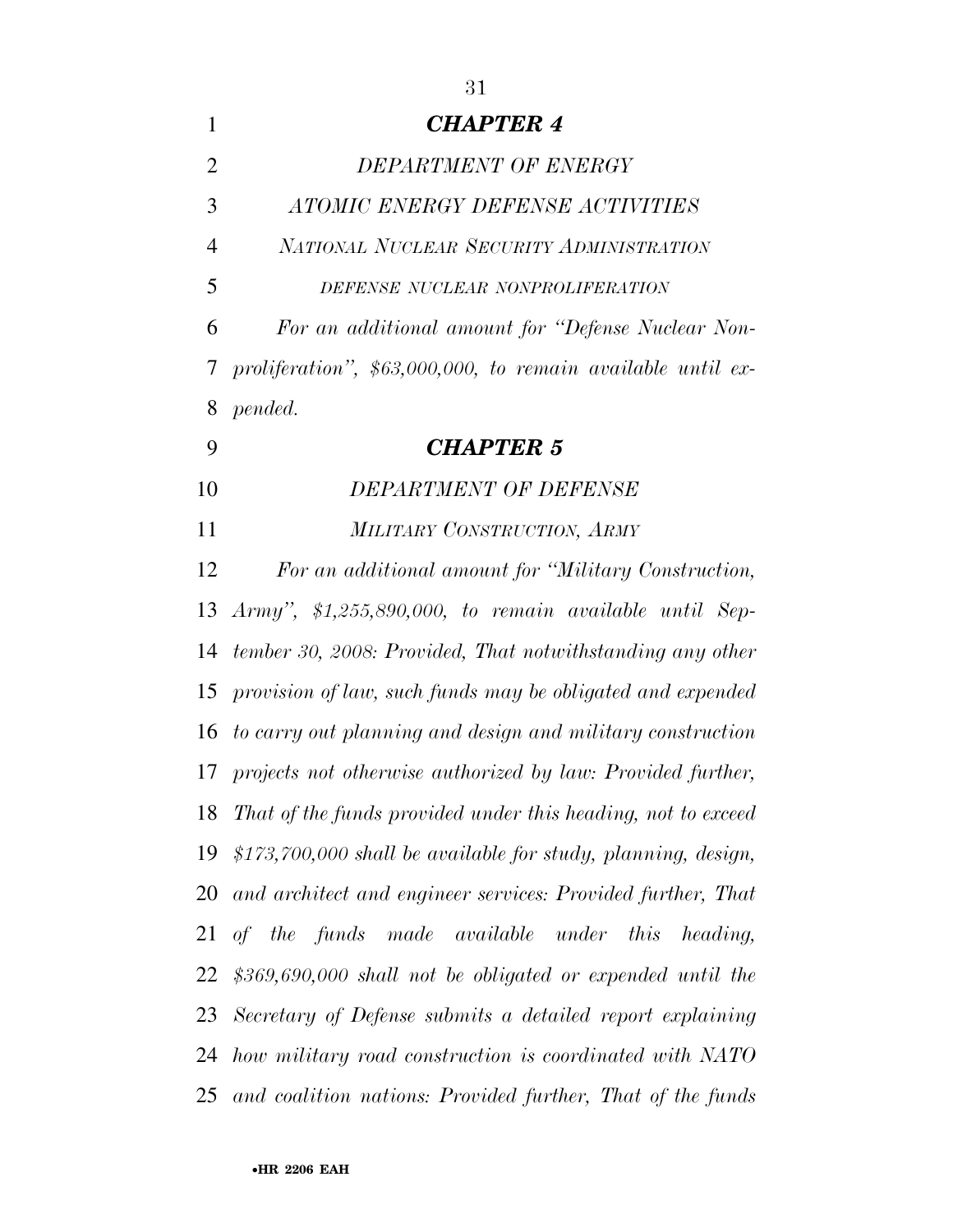## *CHAPTER 4*

### *DEPARTMENT OF ENERGY*

### *ATOMIC ENERGY DEFENSE ACTIVITIES*

### *NATIONAL NUCLEAR SECURITY ADMINISTRATION*

#### *DEFENSE NUCLEAR NONPROLIFERATION*

*For an additional amount for "Defense Nuclear Nonproliferation", $63,000,000, to remain available until expended.*

## *CHAPTER 5*

### *DEPARTMENT OF DEFENSE*

### *MILITARY CONSTRUCTION, ARMY*

*For an additional amount for "Military Construction, Army", $1,255,890,000, to remain available until September 30, 2008: Provided, That notwithstanding any other provision of law, such funds may be obligated and expended to carry out planning and design and military construction projects not otherwise authorized by law: Provided further, That of the funds provided under this heading, not to exceed $173,700,000 shall be available for study, planning, design, and architect and engineer services: Provided further, That of the funds made available under this heading, $369,690,000 shall not be obligated or expended until the Secretary of Defense submits a detailed report explaining how military road construction is coordinated with NATO and coalition nations: Provided further, That of the funds*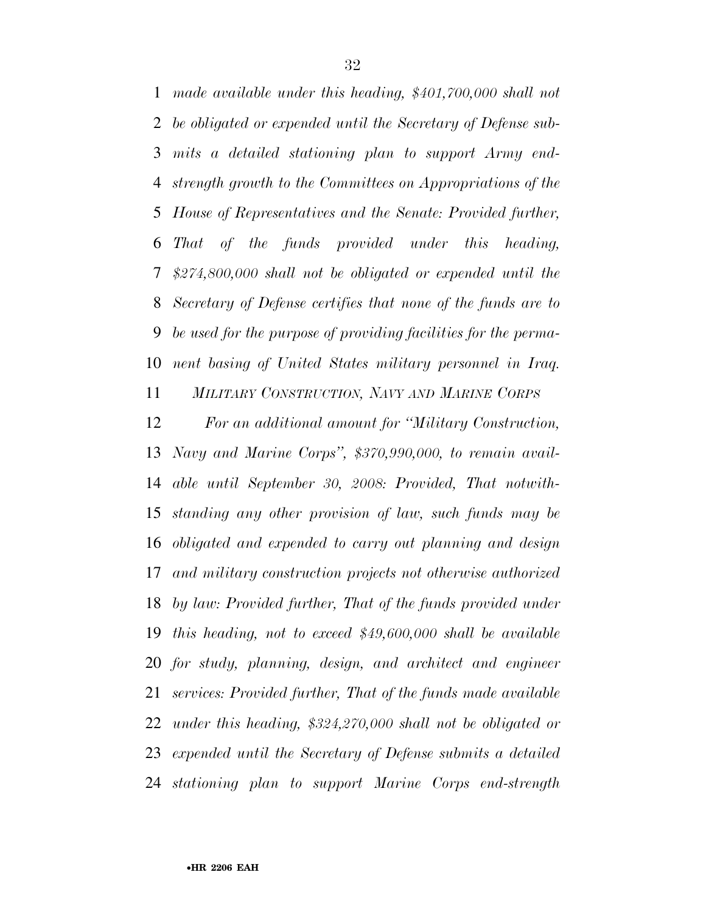*made available under this heading, $401,700,000 shall not be obligated or expended until the Secretary of Defense submits a detailed stationing plan to support Army end-strength growth to the Committees on Appropriations of the House of Representatives and the Senate: Provided further, That of the funds provided under this heading, $274,800,000 shall not be obligated or expended until the Secretary of Defense certifies that none of the funds are to be used for the purpose of providing facilities for the permanent basing of United States military personnel in Iraq.*

*MILITARY CONSTRUCTION, NAVY AND MARINE CORPS*

*For an additional amount for ''Military Construction, Navy and Marine Corps'', $370,990,000, to remain available until September 30, 2008: Provided, That notwithstanding any other provision of law, such funds may be obligated and expended to carry out planning and design and military construction projects not otherwise authorized by law: Provided further, That of the funds provided under this heading, not to exceed $49,600,000 shall be available for study, planning, design, and architect and engineer services: Provided further, That of the funds made available under this heading, $324,270,000 shall not be obligated or expended until the Secretary of Defense submits a detailed stationing plan to support Marine Corps end-strength*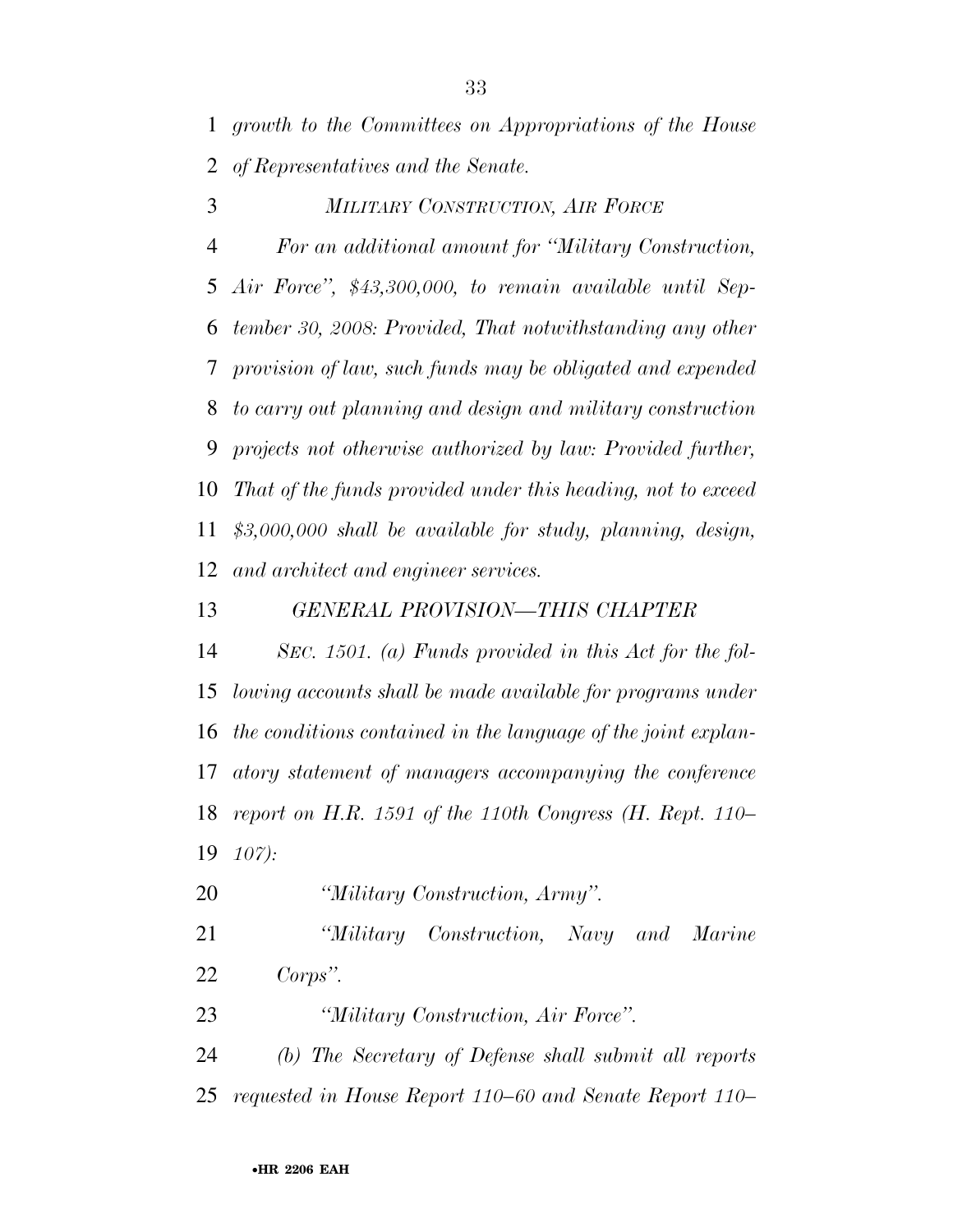*growth to the Committees on Appropriations of the House of Representatives and the Senate.*

*MILITARY CONSTRUCTION, AIR FORCE*

*For an additional amount for "Military Construction, Air Force", $43,300,000, to remain available until September 30, 2008: Provided, That notwithstanding any other provision of law, such funds may be obligated and expended to carry out planning and design and military construction projects not otherwise authorized by law: Provided further, That of the funds provided under this heading, not to exceed $3,000,000 shall be available for study, planning, design, and architect and engineer services.*

*GENERAL PROVISION—THIS CHAPTER*

*SEC. 1501. (a) Funds provided in this Act for the following accounts shall be made available for programs under the conditions contained in the language of the joint explanatory statement of managers accompanying the conference report on H.R. 1591 of the 110th Congress (H. Rept. 110–107):*

*"Military Construction, Army".*

*"Military Construction, Navy and Marine Corps".*

*"Military Construction, Air Force".*

*(b) The Secretary of Defense shall submit all reports requested in House Report 110–60 and Senate Report 110–*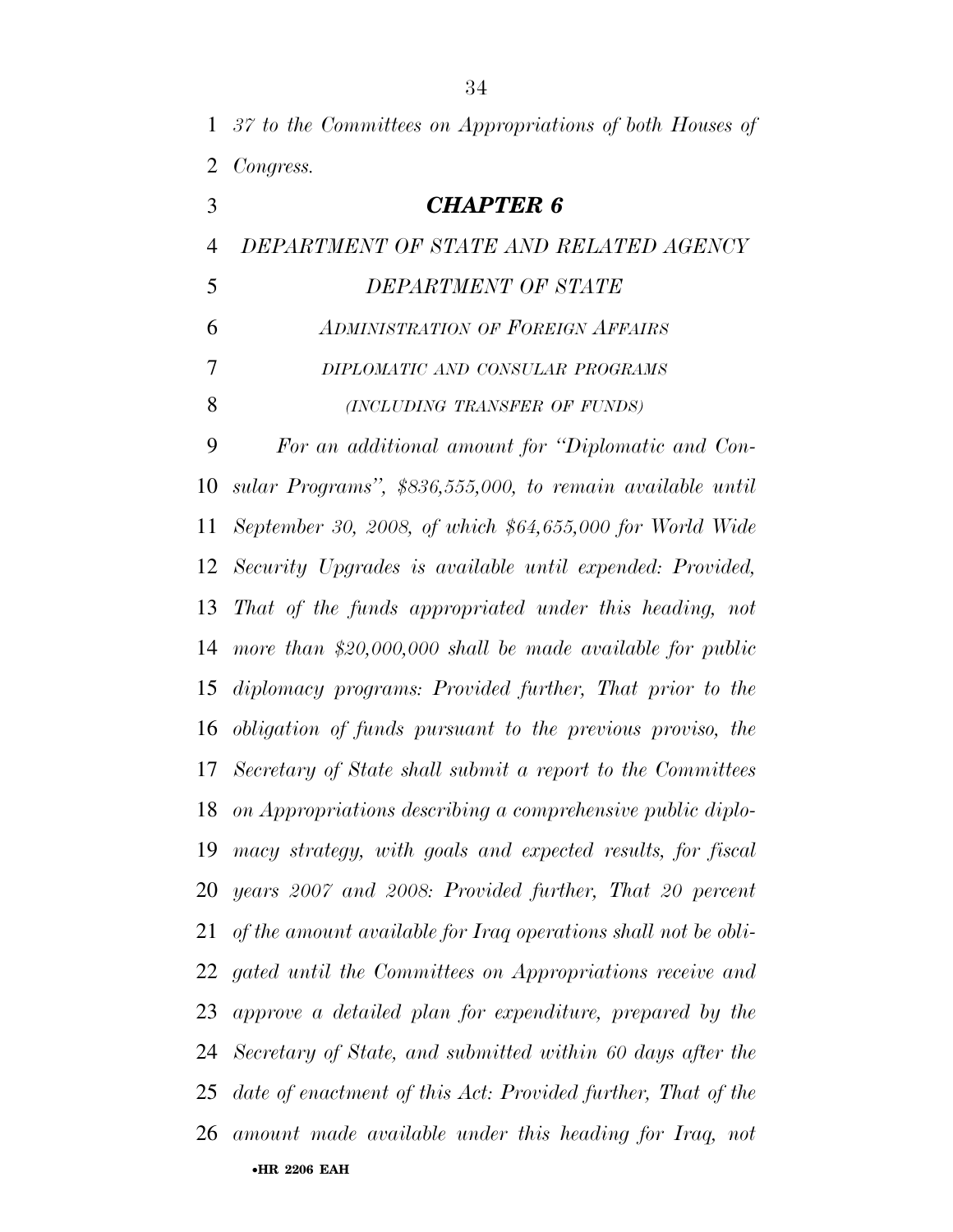*37 to the Committees on Appropriations of both Houses of Congress.*

## *CHAPTER 6*

### *DEPARTMENT OF STATE AND RELATED AGENCY*

### *DEPARTMENT OF STATE*

*ADMINISTRATION OF FOREIGN AFFAIRS*

*DIPLOMATIC AND CONSULAR PROGRAMS*

*(INCLUDING TRANSFER OF FUNDS)*

*For an additional amount for ''Diplomatic and Consular Programs'', $836,555,000, to remain available until September 30, 2008, of which $64,655,000 for World Wide Security Upgrades is available until expended: Provided, That of the funds appropriated under this heading, not more than $20,000,000 shall be made available for public diplomacy programs: Provided further, That prior to the obligation of funds pursuant to the previous proviso, the Secretary of State shall submit a report to the Committees on Appropriations describing a comprehensive public diplomacy strategy, with goals and expected results, for fiscal years 2007 and 2008: Provided further, That 20 percent of the amount available for Iraq operations shall not be obligated until the Committees on Appropriations receive and approve a detailed plan for expenditure, prepared by the Secretary of State, and submitted within 60 days after the date of enactment of this Act: Provided further, That of the amount made available under this heading for Iraq, not*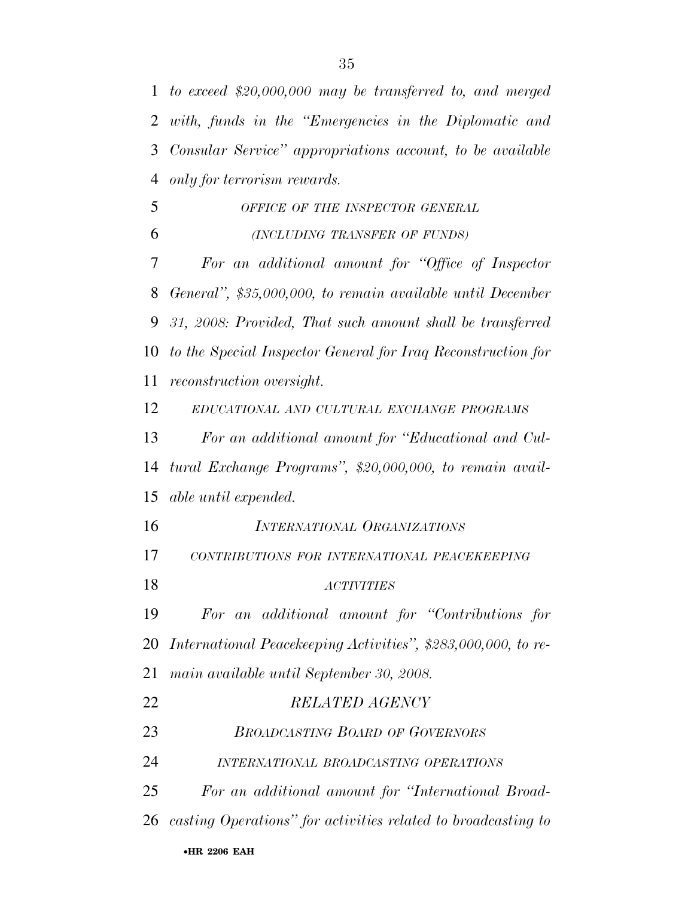*to exceed $20,000,000 may be transferred to, and merged with, funds in the "Emergencies in the Diplomatic and Consular Service" appropriations account, to be available only for terrorism rewards.*

*OFFICE OF THE INSPECTOR GENERAL*

*(INCLUDING TRANSFER OF FUNDS)*

*For an additional amount for "Office of Inspector General", $35,000,000, to remain available until December 31, 2008: Provided, That such amount shall be transferred to the Special Inspector General for Iraq Reconstruction for reconstruction oversight.*

*EDUCATIONAL AND CULTURAL EXCHANGE PROGRAMS*

*For an additional amount for "Educational and Cultural Exchange Programs", $20,000,000, to remain available until expended.*

*INTERNATIONAL ORGANIZATIONS*

*CONTRIBUTIONS FOR INTERNATIONAL PEACEKEEPING ACTIVITIES*

*For an additional amount for "Contributions for International Peacekeeping Activities", $283,000,000, to remain available until September 30, 2008.*

*RELATED AGENCY*

*BROADCASTING BOARD OF GOVERNORS*

*INTERNATIONAL BROADCASTING OPERATIONS*

*For an additional amount for "International Broadcasting Operations" for activities related to broadcasting to*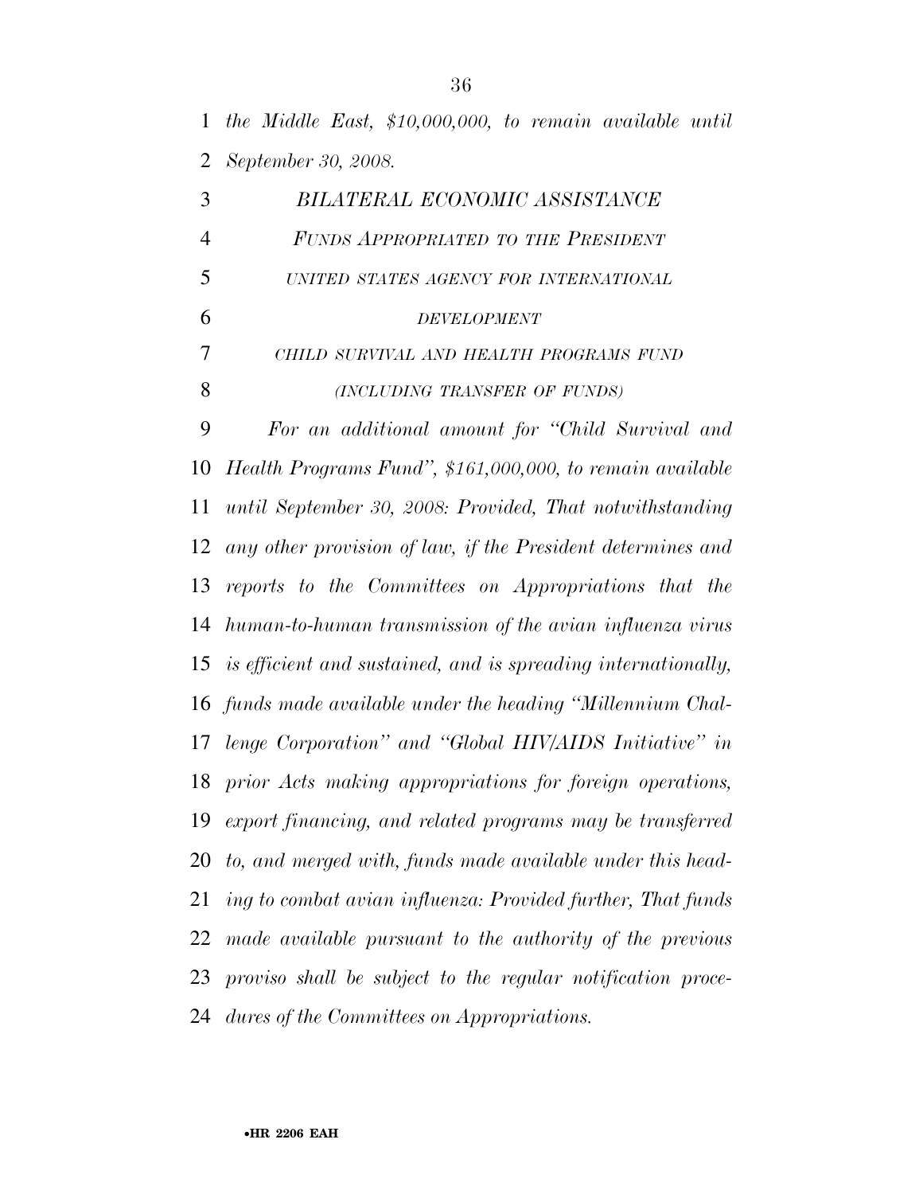*the Middle East, $10,000,000, to remain available until September 30, 2008.*

### *BILATERAL ECONOMIC ASSISTANCE*

### *FUNDS APPROPRIATED TO THE PRESIDENT*

### *UNITED STATES AGENCY FOR INTERNATIONAL DEVELOPMENT*

### *CHILD SURVIVAL AND HEALTH PROGRAMS FUND*

### *(INCLUDING TRANSFER OF FUNDS)*

*For an additional amount for "Child Survival and Health Programs Fund", $161,000,000, to remain available until September 30, 2008: Provided, That notwithstanding any other provision of law, if the President determines and reports to the Committees on Appropriations that the human-to-human transmission of the avian influenza virus is efficient and sustained, and is spreading internationally, funds made available under the heading "Millennium Challenge Corporation" and "Global HIV/AIDS Initiative" in prior Acts making appropriations for foreign operations, export financing, and related programs may be transferred to, and merged with, funds made available under this heading to combat avian influenza: Provided further, That funds made available pursuant to the authority of the previous proviso shall be subject to the regular notification procedures of the Committees on Appropriations.*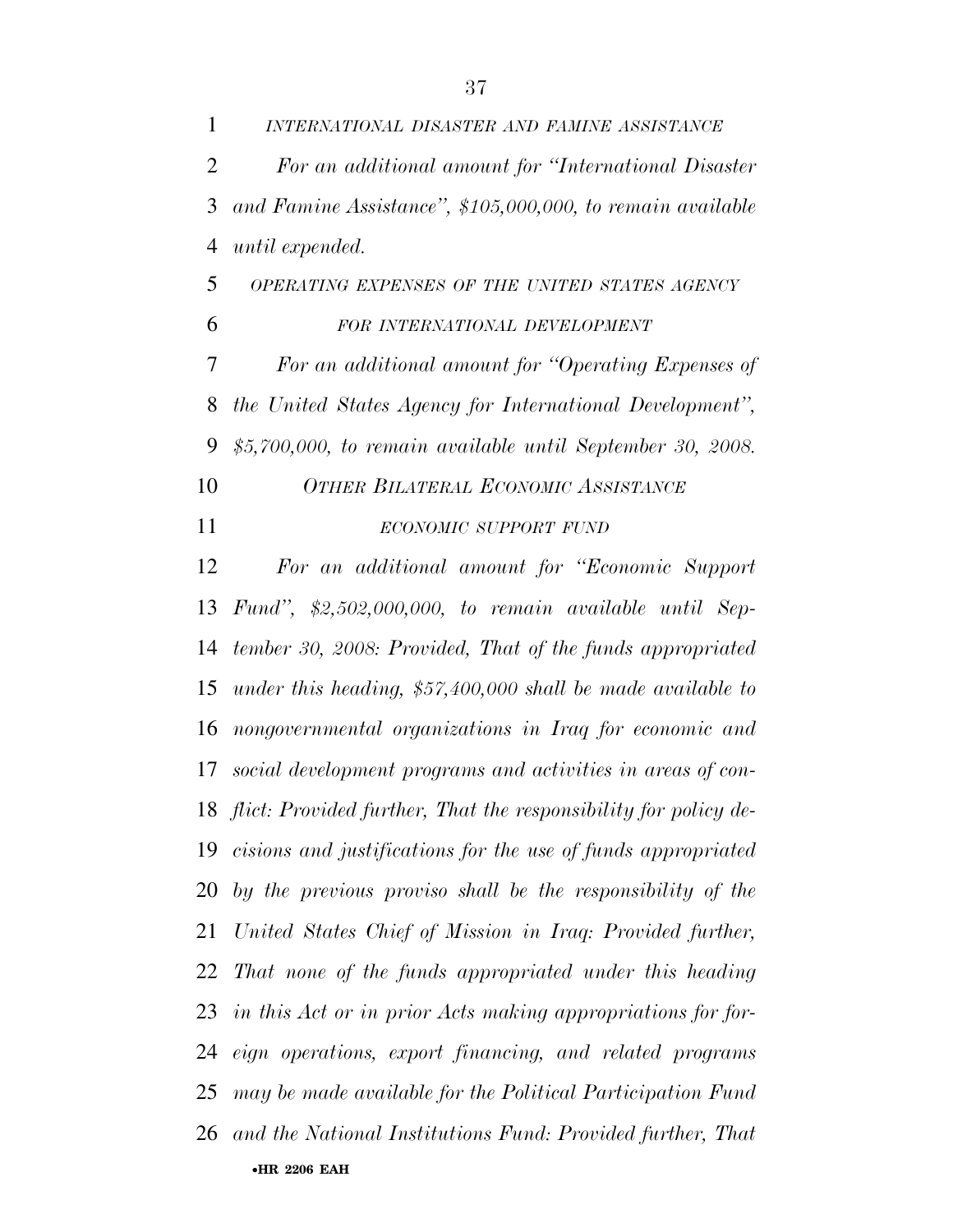*INTERNATIONAL DISASTER AND FAMINE ASSISTANCE*

*For an additional amount for "International Disaster and Famine Assistance", $105,000,000, to remain available until expended.*

*OPERATING EXPENSES OF THE UNITED STATES AGENCY FOR INTERNATIONAL DEVELOPMENT*

*For an additional amount for "Operating Expenses of the United States Agency for International Development", $5,700,000, to remain available until September 30, 2008.*

*OTHER BILATERAL ECONOMIC ASSISTANCE*

*ECONOMIC SUPPORT FUND*

*For an additional amount for "Economic Support Fund", $2,502,000,000, to remain available until September 30, 2008: Provided, That of the funds appropriated under this heading, $57,400,000 shall be made available to nongovernmental organizations in Iraq for economic and social development programs and activities in areas of conflict: Provided further, That the responsibility for policy decisions and justifications for the use of funds appropriated by the previous proviso shall be the responsibility of the United States Chief of Mission in Iraq: Provided further, That none of the funds appropriated under this heading in this Act or in prior Acts making appropriations for foreign operations, export financing, and related programs may be made available for the Political Participation Fund and the National Institutions Fund: Provided further, That*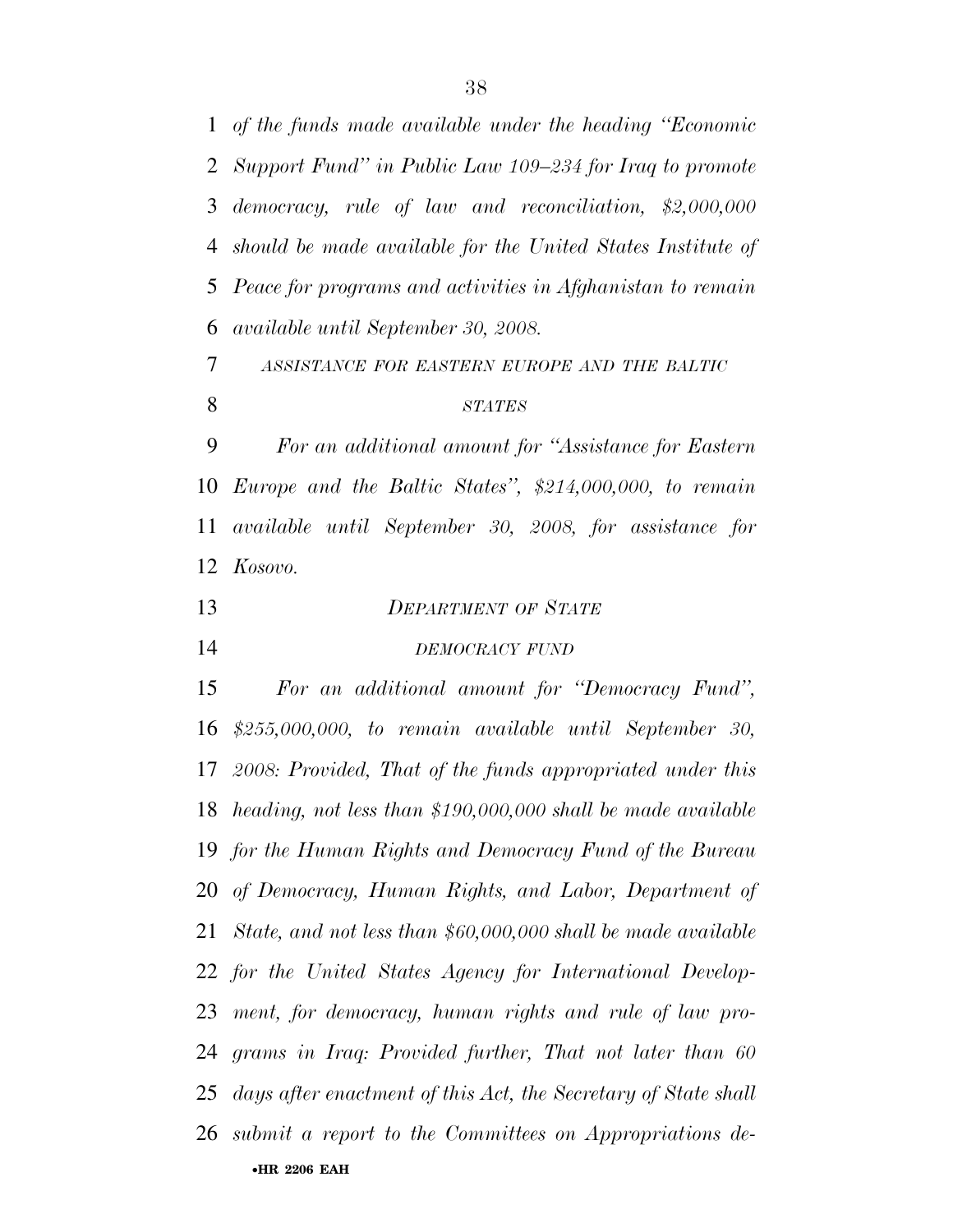*of the funds made available under the heading "Economic Support Fund" in Public Law 109–234 for Iraq to promote democracy, rule of law and reconciliation, $2,000,000 should be made available for the United States Institute of Peace for programs and activities in Afghanistan to remain available until September 30, 2008.*

*ASSISTANCE FOR EASTERN EUROPE AND THE BALTIC STATES*

*For an additional amount for "Assistance for Eastern Europe and the Baltic States", $214,000,000, to remain available until September 30, 2008, for assistance for Kosovo.*

*DEPARTMENT OF STATE*

*DEMOCRACY FUND*

*For an additional amount for "Democracy Fund", $255,000,000, to remain available until September 30, 2008: Provided, That of the funds appropriated under this heading, not less than $190,000,000 shall be made available for the Human Rights and Democracy Fund of the Bureau of Democracy, Human Rights, and Labor, Department of State, and not less than $60,000,000 shall be made available for the United States Agency for International Development, for democracy, human rights and rule of law programs in Iraq: Provided further, That not later than 60 days after enactment of this Act, the Secretary of State shall submit a report to the Committees on Appropriations de-*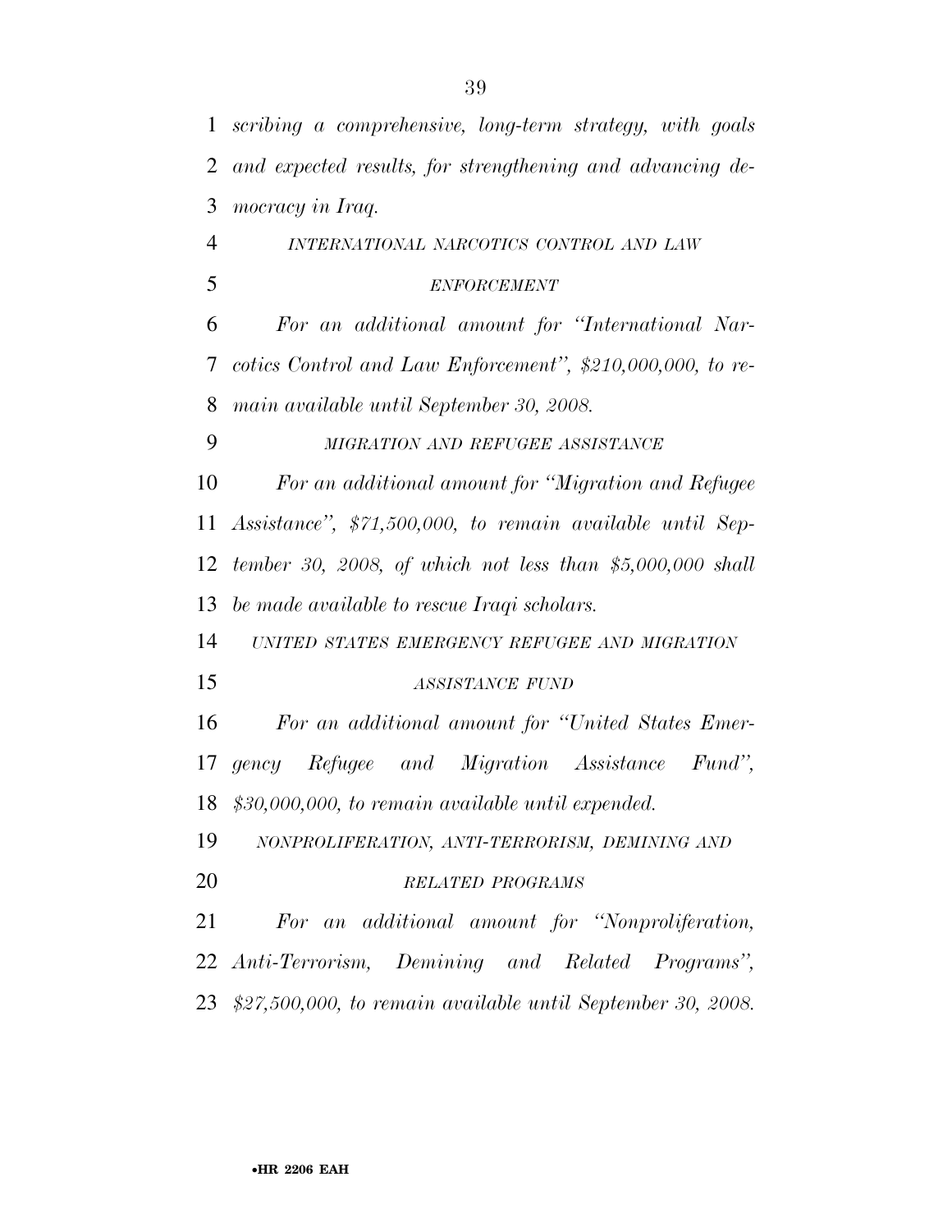*scribing a comprehensive, long-term strategy, with goals and expected results, for strengthening and advancing democracy in Iraq.*

*INTERNATIONAL NARCOTICS CONTROL AND LAW ENFORCEMENT*

*For an additional amount for "International Narcotics Control and Law Enforcement", $210,000,000, to remain available until September 30, 2008.*

*MIGRATION AND REFUGEE ASSISTANCE*

*For an additional amount for "Migration and Refugee Assistance", $71,500,000, to remain available until September 30, 2008, of which not less than $5,000,000 shall be made available to rescue Iraqi scholars.*

*UNITED STATES EMERGENCY REFUGEE AND MIGRATION ASSISTANCE FUND*

*For an additional amount for "United States Emergency Refugee and Migration Assistance Fund", $30,000,000, to remain available until expended.*

*NONPROLIFERATION, ANTI-TERRORISM, DEMINING AND RELATED PROGRAMS*

*For an additional amount for "Nonproliferation, Anti-Terrorism, Demining and Related Programs", $27,500,000, to remain available until September 30, 2008.*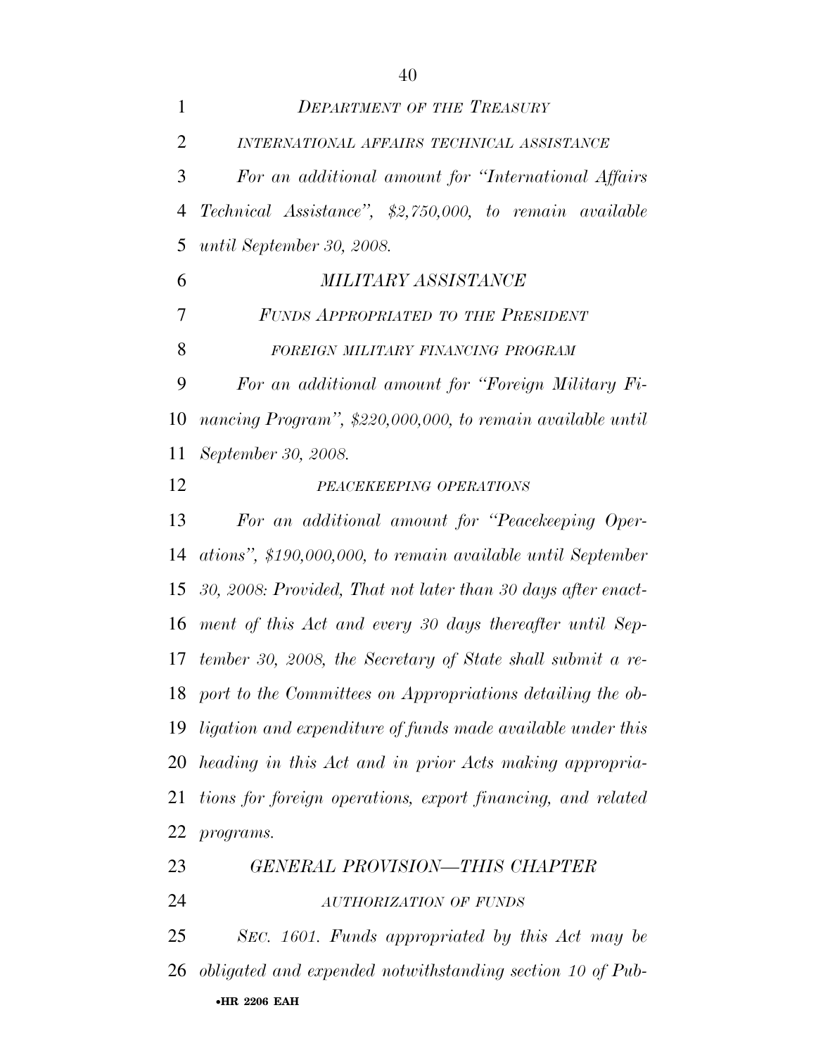*DEPARTMENT OF THE TREASURY*

*INTERNATIONAL AFFAIRS TECHNICAL ASSISTANCE*

*For an additional amount for "International Affairs Technical Assistance", $2,750,000, to remain available until September 30, 2008.*

*MILITARY ASSISTANCE*

*FUNDS APPROPRIATED TO THE PRESIDENT*

*FOREIGN MILITARY FINANCING PROGRAM*

*For an additional amount for "Foreign Military Financing Program", $220,000,000, to remain available until September 30, 2008.*

*PEACEKEEPING OPERATIONS*

*For an additional amount for "Peacekeeping Operations", $190,000,000, to remain available until September 30, 2008: Provided, That not later than 30 days after enactment of this Act and every 30 days thereafter until September 30, 2008, the Secretary of State shall submit a report to the Committees on Appropriations detailing the obligation and expenditure of funds made available under this heading in this Act and in prior Acts making appropriations for foreign operations, export financing, and related programs.*

*GENERAL PROVISION—THIS CHAPTER*

*AUTHORIZATION OF FUNDS*

*SEC. 1601. Funds appropriated by this Act may be obligated and expended notwithstanding section 10 of Pub-*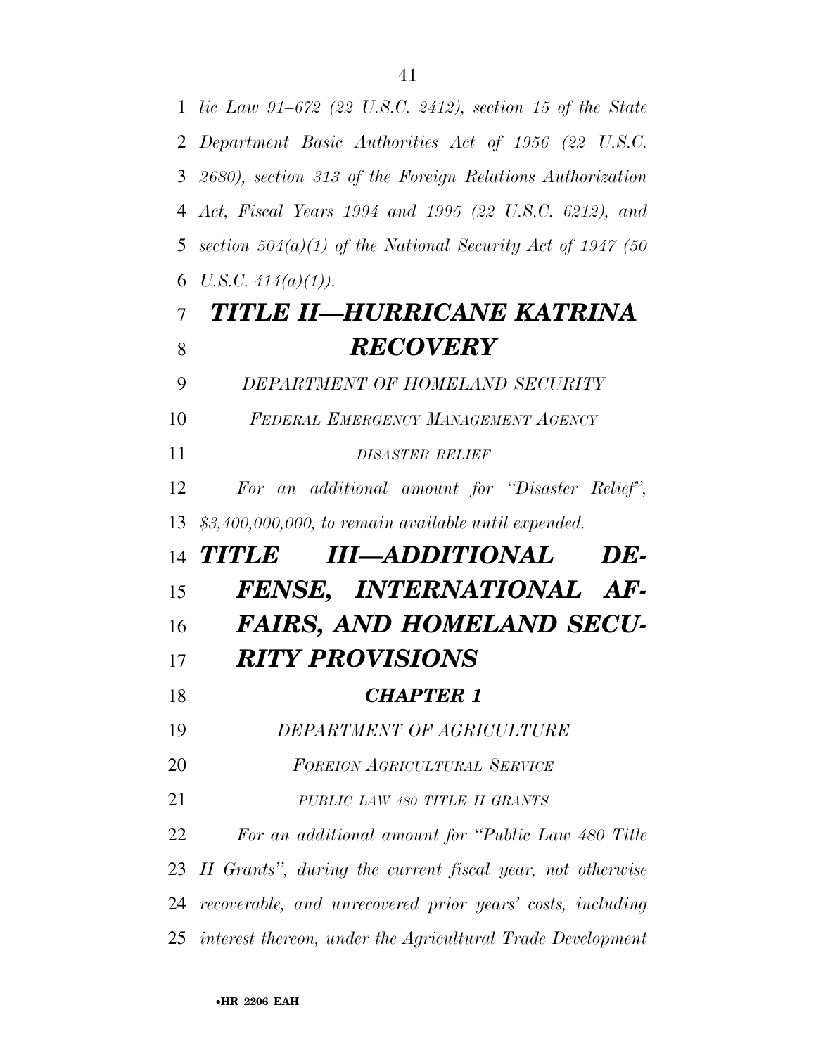*lic Law 91–672 (22 U.S.C. 2412), section 15 of the State Department Basic Authorities Act of 1956 (22 U.S.C. 2680), section 313 of the Foreign Relations Authorization Act, Fiscal Years 1994 and 1995 (22 U.S.C. 6212), and section 504(a)(1) of the National Security Act of 1947 (50 U.S.C. 414(a)(1)).*

# *TITLE II—HURRICANE KATRINA RECOVERY*

*DEPARTMENT OF HOMELAND SECURITY*

*FEDERAL EMERGENCY MANAGEMENT AGENCY*

*DISASTER RELIEF*

*For an additional amount for "Disaster Relief", $3,400,000,000, to remain available until expended.*

# *TITLE III—ADDITIONAL DEFENSE, INTERNATIONAL AFFAIRS, AND HOMELAND SECURITY PROVISIONS*

## *CHAPTER 1*

*DEPARTMENT OF AGRICULTURE*

*FOREIGN AGRICULTURAL SERVICE*

*PUBLIC LAW 480 TITLE II GRANTS*

*For an additional amount for "Public Law 480 Title II Grants", during the current fiscal year, not otherwise recoverable, and unrecovered prior years' costs, including interest thereon, under the Agricultural Trade Development*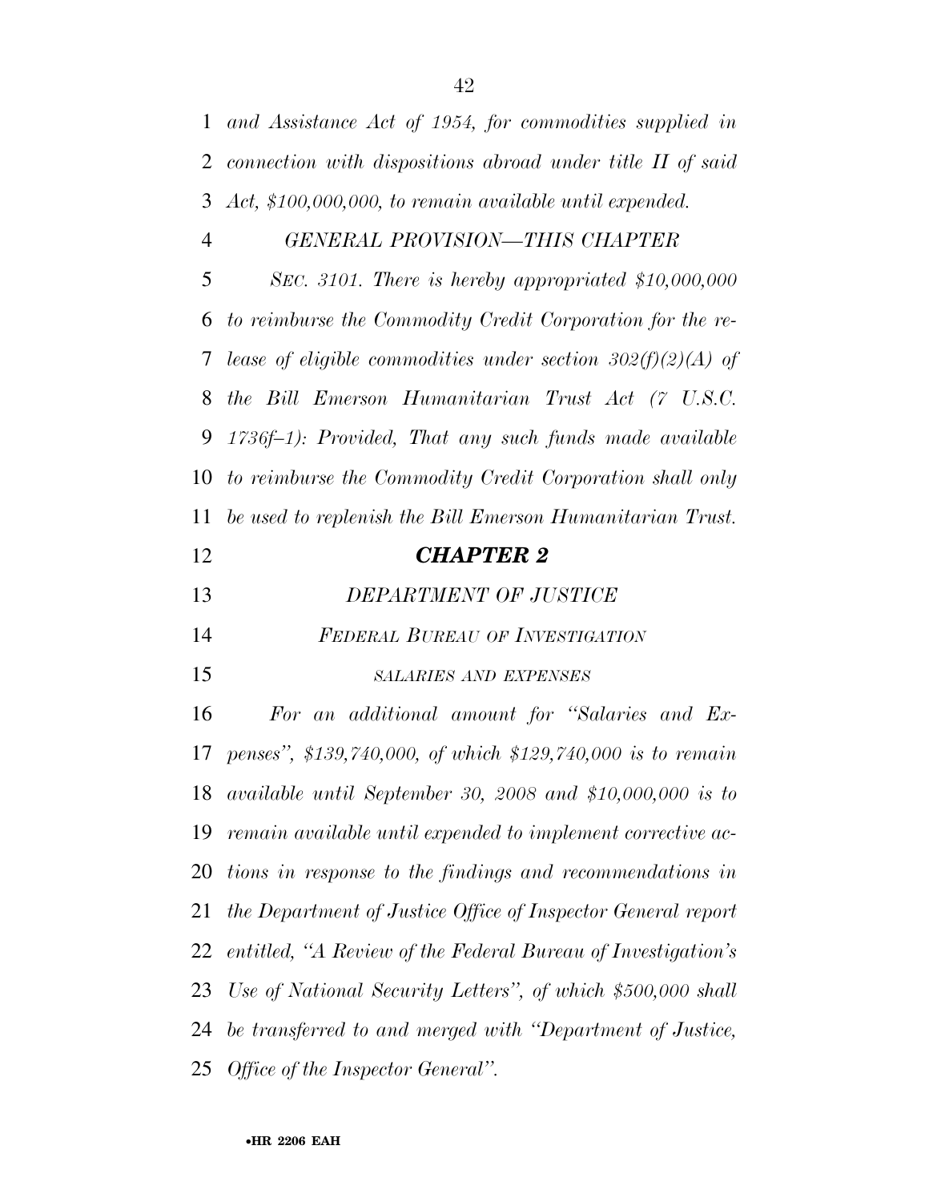*and Assistance Act of 1954, for commodities supplied in connection with dispositions abroad under title II of said Act, $100,000,000, to remain available until expended.*

*GENERAL PROVISION—THIS CHAPTER*

*SEC. 3101. There is hereby appropriated $10,000,000 to reimburse the Commodity Credit Corporation for the release of eligible commodities under section 302(f)(2)(A) of the Bill Emerson Humanitarian Trust Act (7 U.S.C. 1736f–1): Provided, That any such funds made available to reimburse the Commodity Credit Corporation shall only be used to replenish the Bill Emerson Humanitarian Trust.*

## ***CHAPTER 2***

*DEPARTMENT OF JUSTICE*

*FEDERAL BUREAU OF INVESTIGATION*

*SALARIES AND EXPENSES*

*For an additional amount for "Salaries and Expenses", $139,740,000, of which $129,740,000 is to remain available until September 30, 2008 and $10,000,000 is to remain available until expended to implement corrective actions in response to the findings and recommendations in the Department of Justice Office of Inspector General report entitled, "A Review of the Federal Bureau of Investigation's Use of National Security Letters", of which $500,000 shall be transferred to and merged with "Department of Justice, Office of the Inspector General".*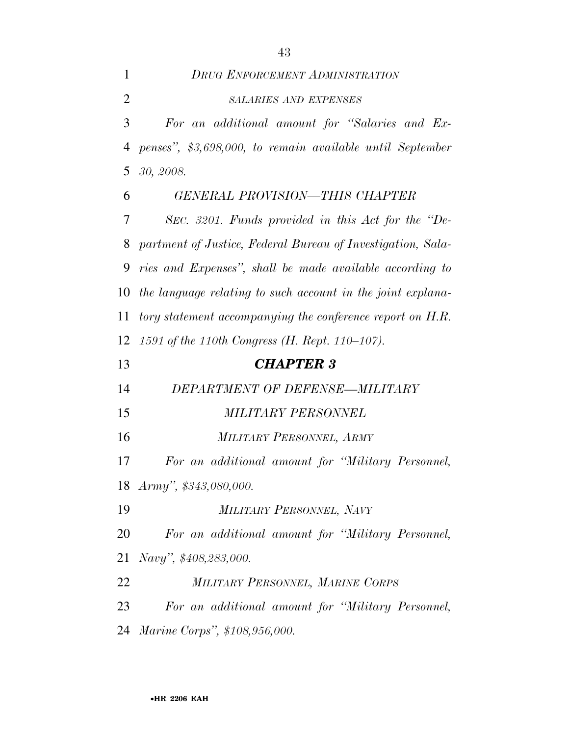*DRUG ENFORCEMENT ADMINISTRATION*

*SALARIES AND EXPENSES*

*For an additional amount for "Salaries and Expenses", $3,698,000, to remain available until September 30, 2008.*

*GENERAL PROVISION—THIS CHAPTER*

*SEC. 3201. Funds provided in this Act for the "Department of Justice, Federal Bureau of Investigation, Salaries and Expenses", shall be made available according to the language relating to such account in the joint explanatory statement accompanying the conference report on H.R. 1591 of the 110th Congress (H. Rept. 110–107).*

## ***CHAPTER 3***

*DEPARTMENT OF DEFENSE—MILITARY*

*MILITARY PERSONNEL*

*MILITARY PERSONNEL, ARMY*

*For an additional amount for "Military Personnel, Army", $343,080,000.*

*MILITARY PERSONNEL, NAVY*

*For an additional amount for "Military Personnel, Navy", $408,283,000.*

*MILITARY PERSONNEL, MARINE CORPS*

*For an additional amount for "Military Personnel, Marine Corps", $108,956,000.*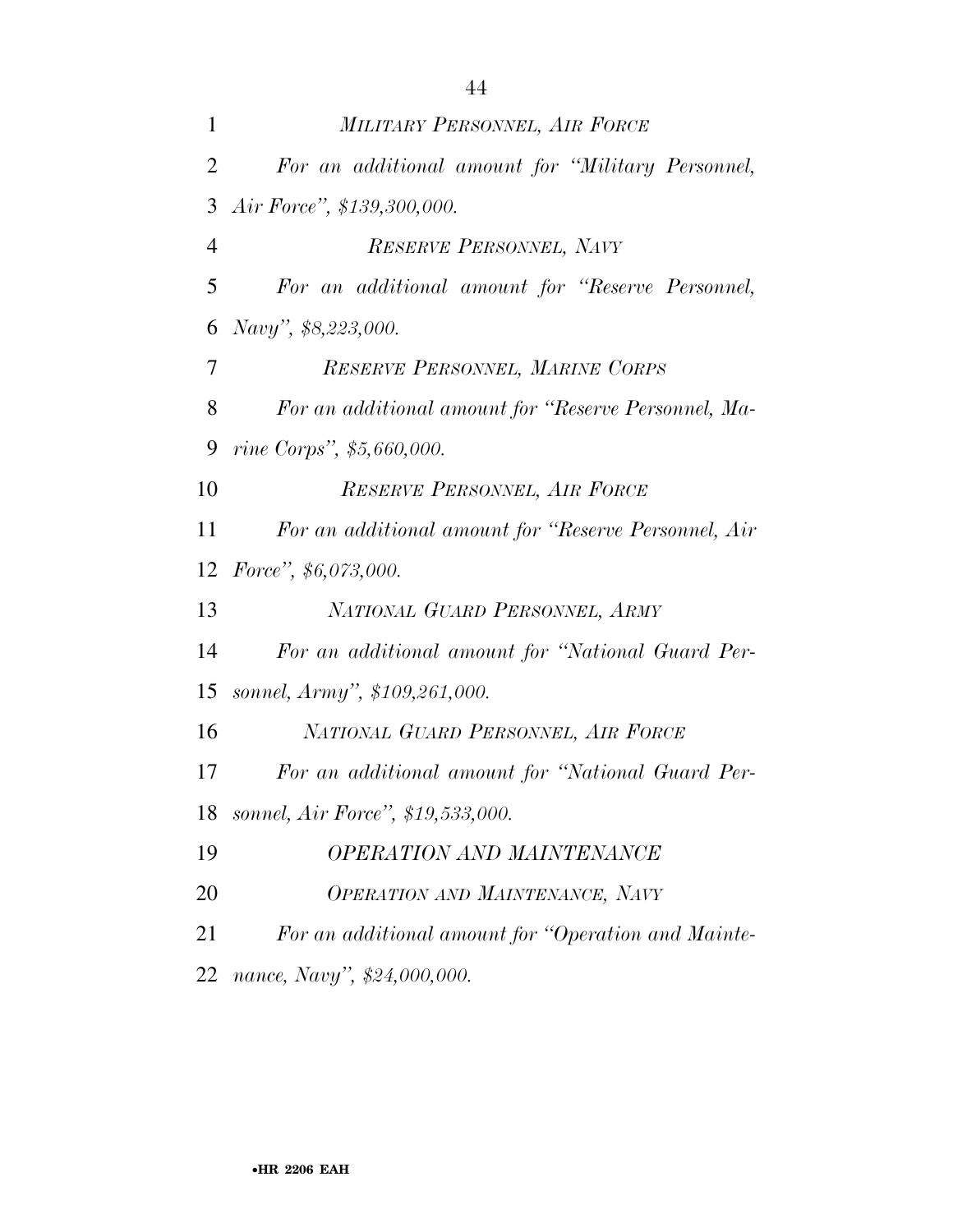*MILITARY PERSONNEL, AIR FORCE*

*For an additional amount for "Military Personnel, Air Force", $139,300,000.*

*RESERVE PERSONNEL, NAVY*

*For an additional amount for "Reserve Personnel, Navy", $8,223,000.*

*RESERVE PERSONNEL, MARINE CORPS*

*For an additional amount for "Reserve Personnel, Marine Corps", $5,660,000.*

*RESERVE PERSONNEL, AIR FORCE*

*For an additional amount for "Reserve Personnel, Air Force", $6,073,000.*

*NATIONAL GUARD PERSONNEL, ARMY*

*For an additional amount for "National Guard Personnel, Army", $109,261,000.*

*NATIONAL GUARD PERSONNEL, AIR FORCE*

*For an additional amount for "National Guard Personnel, Air Force", $19,533,000.*

*OPERATION AND MAINTENANCE*

*OPERATION AND MAINTENANCE, NAVY*

*For an additional amount for "Operation and Maintenance, Navy", $24,000,000.*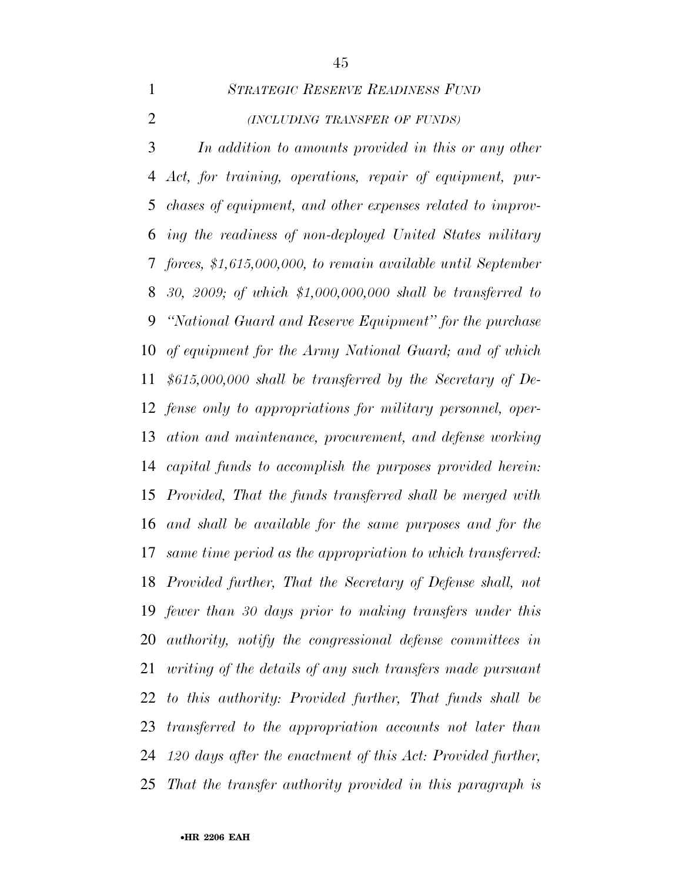## *STRATEGIC RESERVE READINESS FUND*

*(INCLUDING TRANSFER OF FUNDS)*

*In addition to amounts provided in this or any other Act, for training, operations, repair of equipment, purchases of equipment, and other expenses related to improving the readiness of non-deployed United States military forces, $1,615,000,000, to remain available until September 30, 2009; of which $1,000,000,000 shall be transferred to "National Guard and Reserve Equipment" for the purchase of equipment for the Army National Guard; and of which $615,000,000 shall be transferred by the Secretary of Defense only to appropriations for military personnel, operation and maintenance, procurement, and defense working capital funds to accomplish the purposes provided herein: Provided, That the funds transferred shall be merged with and shall be available for the same purposes and for the same time period as the appropriation to which transferred: Provided further, That the Secretary of Defense shall, not fewer than 30 days prior to making transfers under this authority, notify the congressional defense committees in writing of the details of any such transfers made pursuant to this authority: Provided further, That funds shall be transferred to the appropriation accounts not later than 120 days after the enactment of this Act: Provided further, That the transfer authority provided in this paragraph is*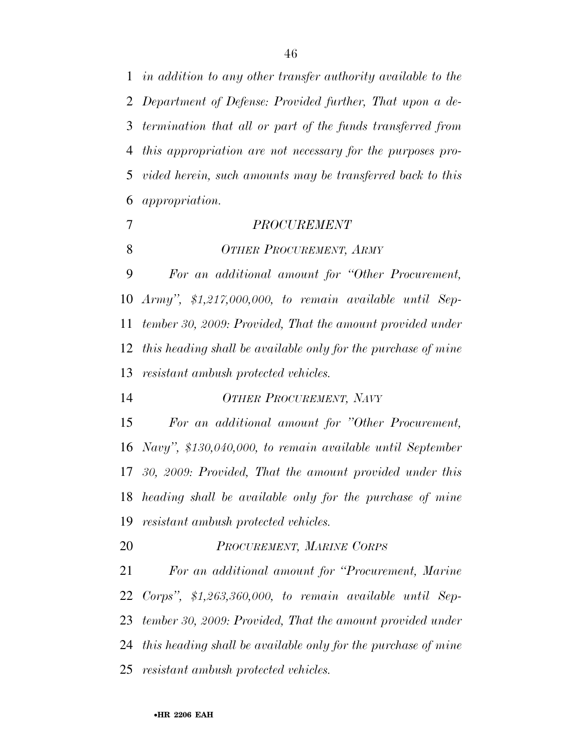*in addition to any other transfer authority available to the Department of Defense: Provided further, That upon a determination that all or part of the funds transferred from this appropriation are not necessary for the purposes provided herein, such amounts may be transferred back to this appropriation.*

*PROCUREMENT*

*OTHER PROCUREMENT, ARMY*

*For an additional amount for "Other Procurement, Army", $1,217,000,000, to remain available until September 30, 2009: Provided, That the amount provided under this heading shall be available only for the purchase of mine resistant ambush protected vehicles.*

*OTHER PROCUREMENT, NAVY*

*For an additional amount for "Other Procurement, Navy", $130,040,000, to remain available until September 30, 2009: Provided, That the amount provided under this heading shall be available only for the purchase of mine resistant ambush protected vehicles.*

*PROCUREMENT, MARINE CORPS*

*For an additional amount for "Procurement, Marine Corps", $1,263,360,000, to remain available until September 30, 2009: Provided, That the amount provided under this heading shall be available only for the purchase of mine resistant ambush protected vehicles.*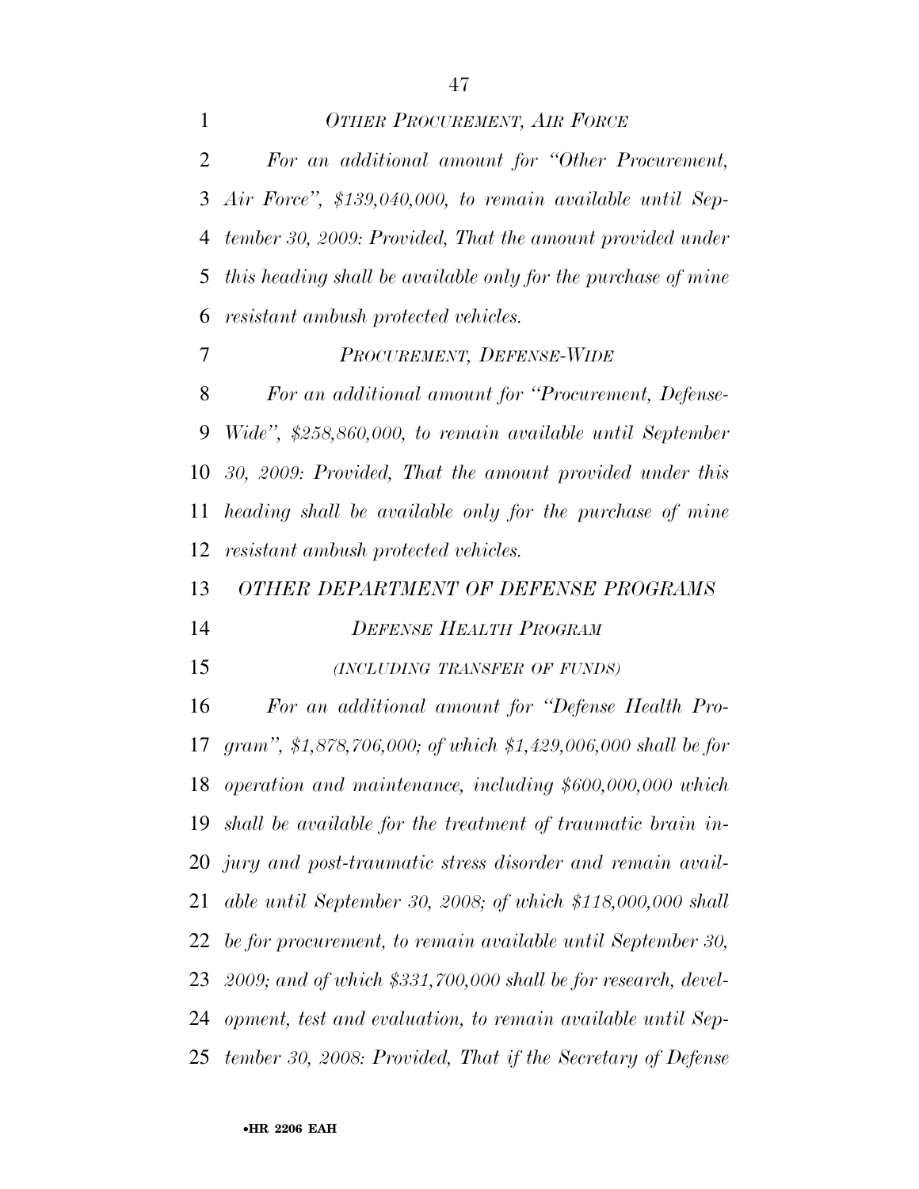*OTHER PROCUREMENT, AIR FORCE*

*For an additional amount for "Other Procurement, Air Force", $139,040,000, to remain available until September 30, 2009: Provided, That the amount provided under this heading shall be available only for the purchase of mine resistant ambush protected vehicles.*

*PROCUREMENT, DEFENSE-WIDE*

*For an additional amount for "Procurement, Defense-Wide", $258,860,000, to remain available until September 30, 2009: Provided, That the amount provided under this heading shall be available only for the purchase of mine resistant ambush protected vehicles.*

*OTHER DEPARTMENT OF DEFENSE PROGRAMS*

*DEFENSE HEALTH PROGRAM*

*(INCLUDING TRANSFER OF FUNDS)*

*For an additional amount for "Defense Health Program", $1,878,706,000; of which $1,429,006,000 shall be for operation and maintenance, including $600,000,000 which shall be available for the treatment of traumatic brain injury and post-traumatic stress disorder and remain available until September 30, 2008; of which $118,000,000 shall be for procurement, to remain available until September 30, 2009; and of which $331,700,000 shall be for research, development, test and evaluation, to remain available until September 30, 2008: Provided, That if the Secretary of Defense*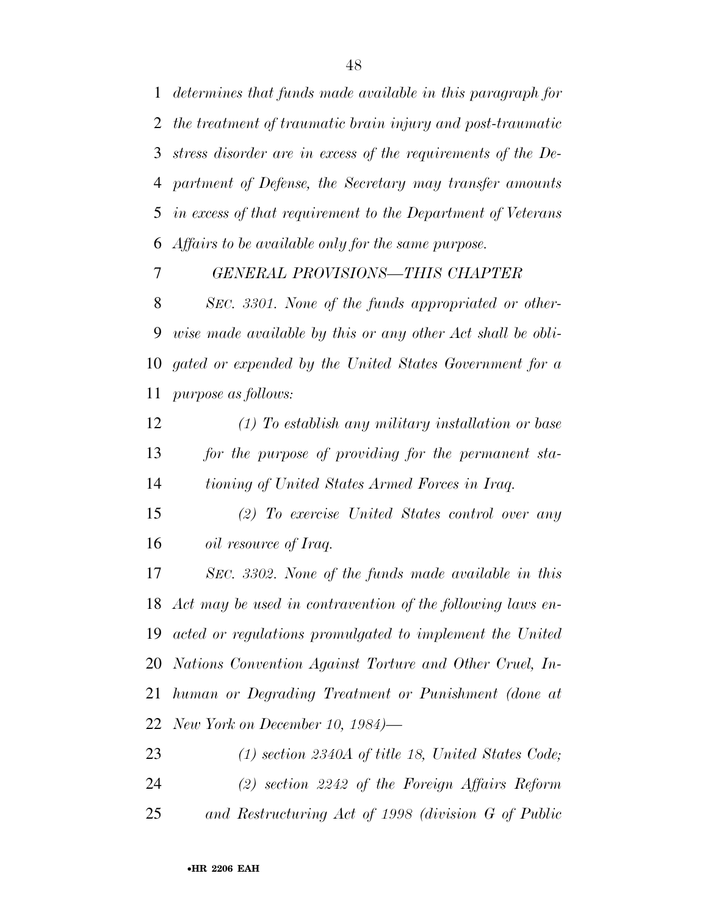*determines that funds made available in this paragraph for the treatment of traumatic brain injury and post-traumatic stress disorder are in excess of the requirements of the Department of Defense, the Secretary may transfer amounts in excess of that requirement to the Department of Veterans Affairs to be available only for the same purpose.*

*GENERAL PROVISIONS—THIS CHAPTER*

*SEC. 3301. None of the funds appropriated or otherwise made available by this or any other Act shall be obligated or expended by the United States Government for a purpose as follows:*

*(1) To establish any military installation or base for the purpose of providing for the permanent stationing of United States Armed Forces in Iraq.*

*(2) To exercise United States control over any oil resource of Iraq.*

*SEC. 3302. None of the funds made available in this Act may be used in contravention of the following laws enacted or regulations promulgated to implement the United Nations Convention Against Torture and Other Cruel, Inhuman or Degrading Treatment or Punishment (done at New York on December 10, 1984)—*

*(1) section 2340A of title 18, United States Code;*

*(2) section 2242 of the Foreign Affairs Reform and Restructuring Act of 1998 (division G of Public*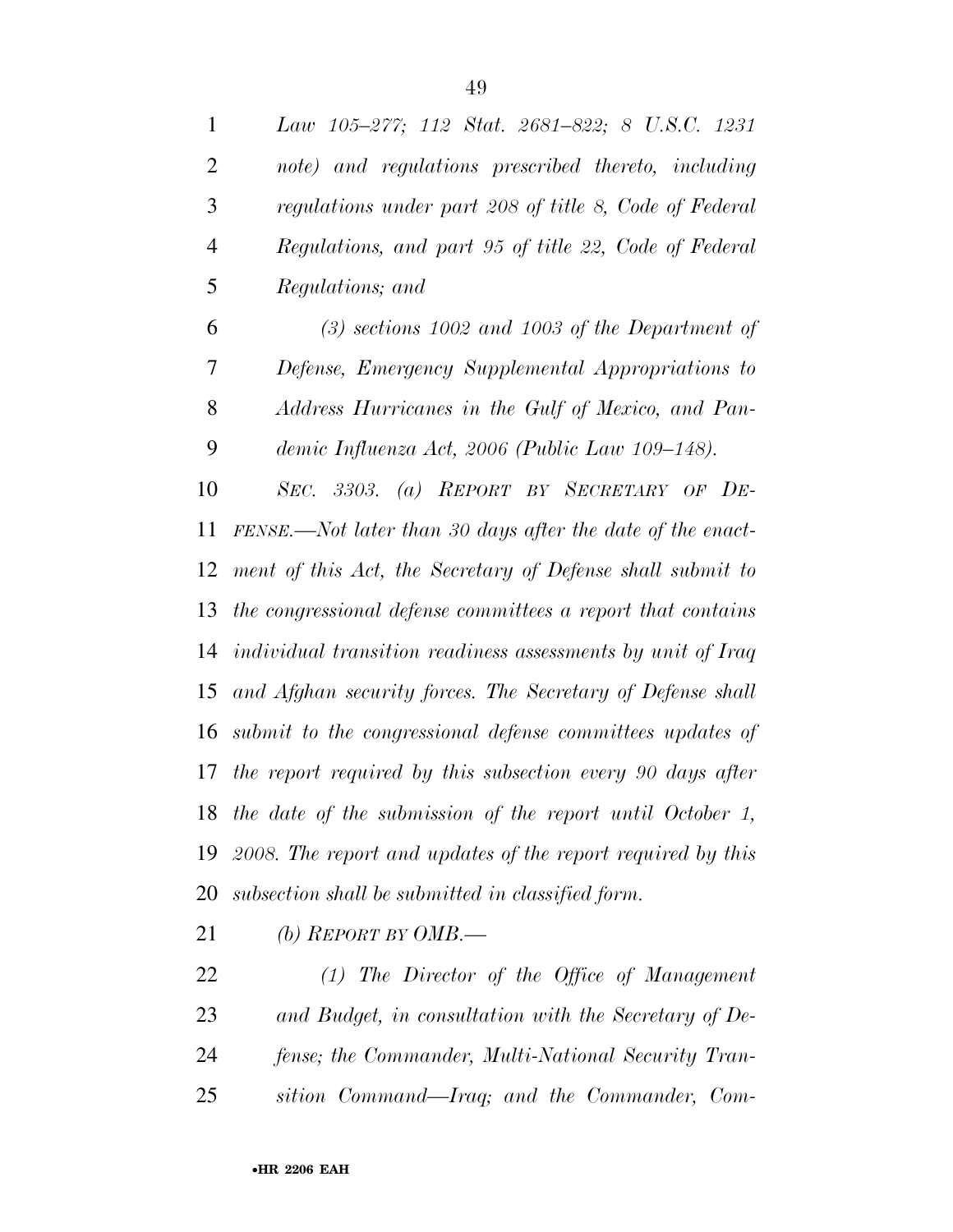*Law 105–277; 112 Stat. 2681–822; 8 U.S.C. 1231 note) and regulations prescribed thereto, including regulations under part 208 of title 8, Code of Federal Regulations, and part 95 of title 22, Code of Federal Regulations; and*

*(3) sections 1002 and 1003 of the Department of Defense, Emergency Supplemental Appropriations to Address Hurricanes in the Gulf of Mexico, and Pandemic Influenza Act, 2006 (Public Law 109–148).*

*SEC. 3303. (a) REPORT BY SECRETARY OF DEFENSE.—Not later than 30 days after the date of the enactment of this Act, the Secretary of Defense shall submit to the congressional defense committees a report that contains individual transition readiness assessments by unit of Iraq and Afghan security forces. The Secretary of Defense shall submit to the congressional defense committees updates of the report required by this subsection every 90 days after the date of the submission of the report until October 1, 2008. The report and updates of the report required by this subsection shall be submitted in classified form.*

*(b) REPORT BY OMB.—*

*(1) The Director of the Office of Management and Budget, in consultation with the Secretary of Defense; the Commander, Multi-National Security Transition Command—Iraq; and the Commander, Com-*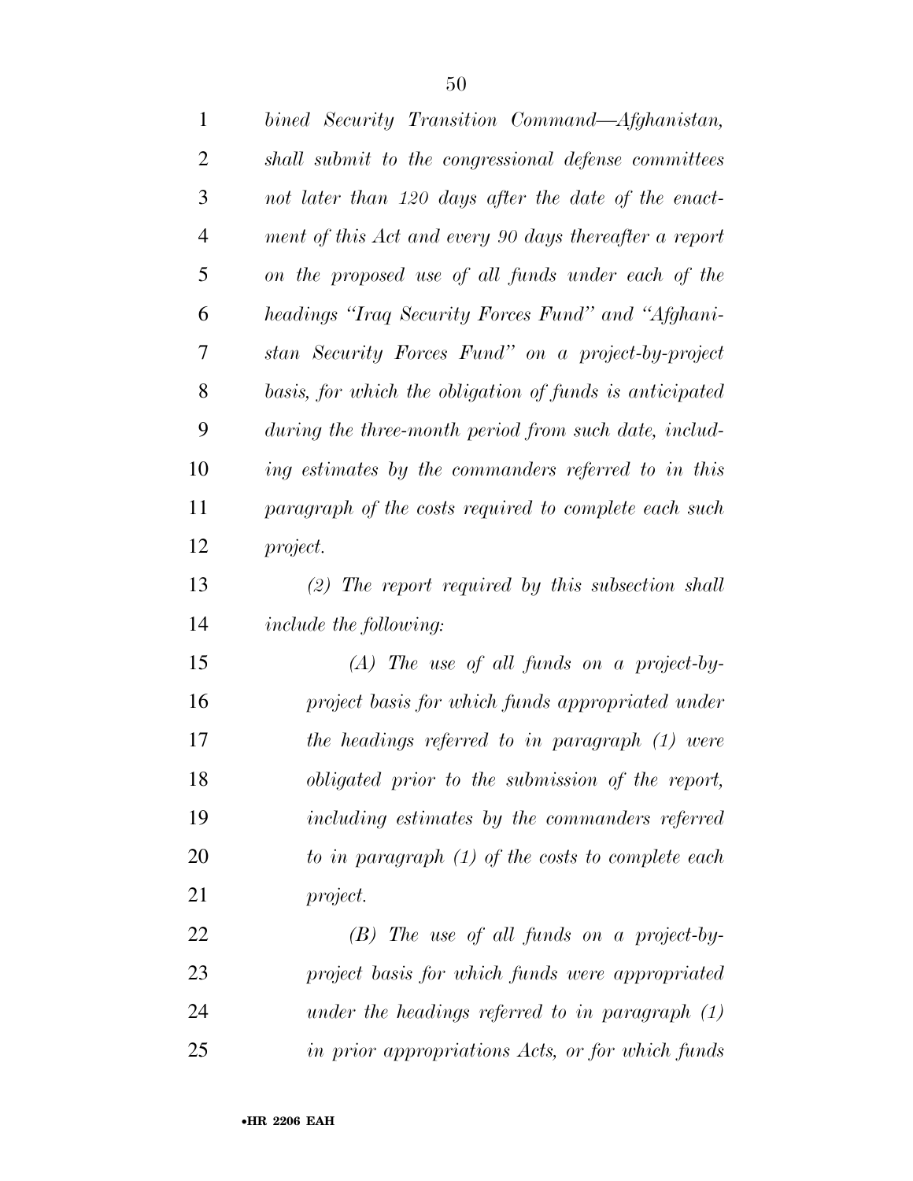*bined Security Transition Command—Afghanistan, shall submit to the congressional defense committees not later than 120 days after the date of the enactment of this Act and every 90 days thereafter a report on the proposed use of all funds under each of the headings "Iraq Security Forces Fund" and "Afghanistan Security Forces Fund" on a project-by-project basis, for which the obligation of funds is anticipated during the three-month period from such date, including estimates by the commanders referred to in this paragraph of the costs required to complete each such project.*

*(2) The report required by this subsection shall include the following:*

*(A) The use of all funds on a project-by-project basis for which funds appropriated under the headings referred to in paragraph (1) were obligated prior to the submission of the report, including estimates by the commanders referred to in paragraph (1) of the costs to complete each project.*

*(B) The use of all funds on a project-by-project basis for which funds were appropriated under the headings referred to in paragraph (1) in prior appropriations Acts, or for which funds*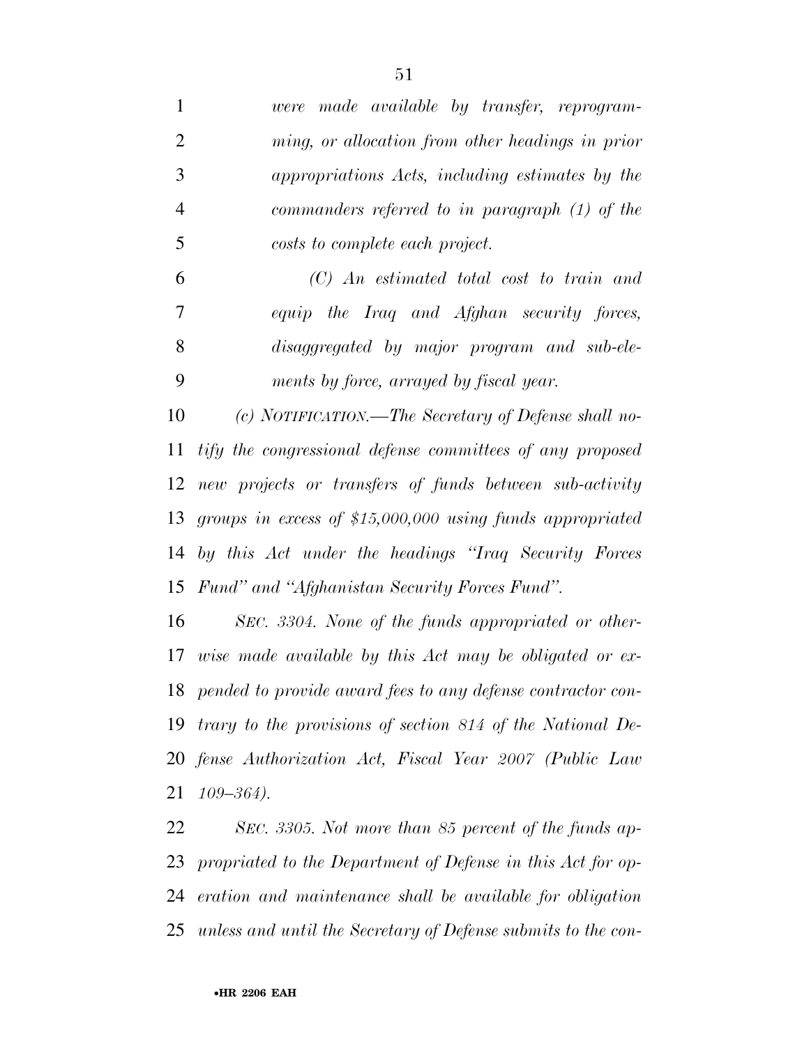*were made available by transfer, reprogramming, or allocation from other headings in prior appropriations Acts, including estimates by the commanders referred to in paragraph (1) of the costs to complete each project.*

*(C) An estimated total cost to train and equip the Iraq and Afghan security forces, disaggregated by major program and sub-elements by force, arrayed by fiscal year.*

*(c) NOTIFICATION.—The Secretary of Defense shall notify the congressional defense committees of any proposed new projects or transfers of funds between sub-activity groups in excess of $15,000,000 using funds appropriated by this Act under the headings "Iraq Security Forces Fund" and "Afghanistan Security Forces Fund".*

*SEC. 3304. None of the funds appropriated or otherwise made available by this Act may be obligated or expended to provide award fees to any defense contractor contrary to the provisions of section 814 of the National Defense Authorization Act, Fiscal Year 2007 (Public Law 109–364).*

*SEC. 3305. Not more than 85 percent of the funds appropriated to the Department of Defense in this Act for operation and maintenance shall be available for obligation unless and until the Secretary of Defense submits to the con-*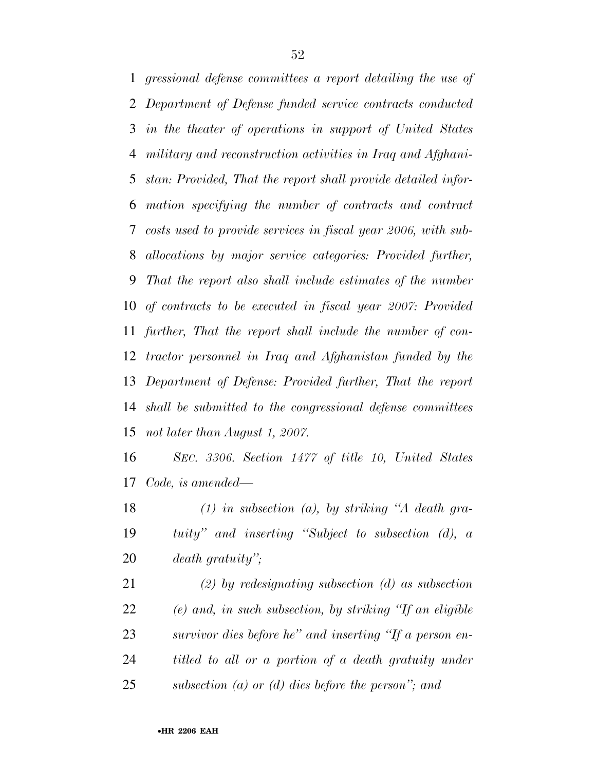*gressional defense committees a report detailing the use of Department of Defense funded service contracts conducted in the theater of operations in support of United States military and reconstruction activities in Iraq and Afghanistan: Provided, That the report shall provide detailed information specifying the number of contracts and contract costs used to provide services in fiscal year 2006, with sub-allocations by major service categories: Provided further, That the report also shall include estimates of the number of contracts to be executed in fiscal year 2007: Provided further, That the report shall include the number of contractor personnel in Iraq and Afghanistan funded by the Department of Defense: Provided further, That the report shall be submitted to the congressional defense committees not later than August 1, 2007.*

*SEC. 3306. Section 1477 of title 10, United States Code, is amended—*

*(1) in subsection (a), by striking "A death gratuity" and inserting "Subject to subsection (d), a death gratuity";*

*(2) by redesignating subsection (d) as subsection (e) and, in such subsection, by striking "If an eligible survivor dies before he" and inserting "If a person entitled to all or a portion of a death gratuity under subsection (a) or (d) dies before the person"; and*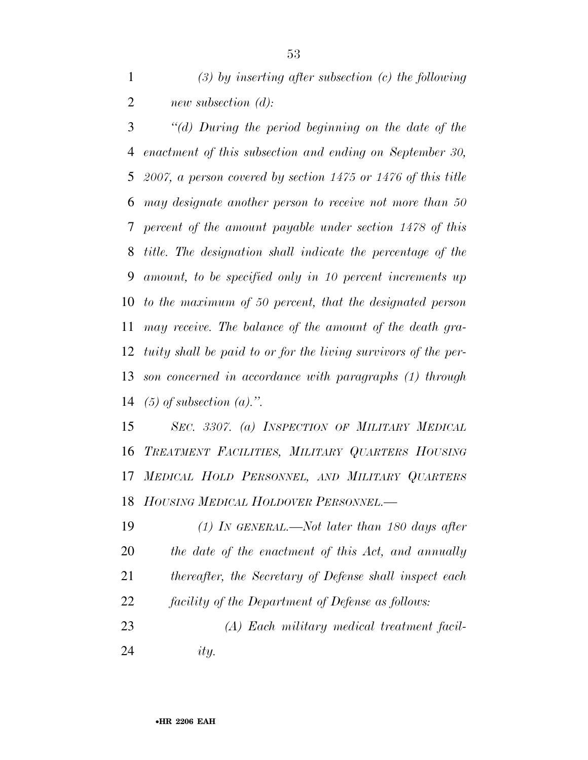*(3) by inserting after subsection (c) the following new subsection (d):*

*"(d) During the period beginning on the date of the enactment of this subsection and ending on September 30, 2007, a person covered by section 1475 or 1476 of this title may designate another person to receive not more than 50 percent of the amount payable under section 1478 of this title. The designation shall indicate the percentage of the amount, to be specified only in 10 percent increments up to the maximum of 50 percent, that the designated person may receive. The balance of the amount of the death gratuity shall be paid to or for the living survivors of the person concerned in accordance with paragraphs (1) through (5) of subsection (a).".*

*SEC. 3307. (a) INSPECTION OF MILITARY MEDICAL TREATMENT FACILITIES, MILITARY QUARTERS HOUSING MEDICAL HOLD PERSONNEL, AND MILITARY QUARTERS HOUSING MEDICAL HOLDOVER PERSONNEL.—*

*(1) IN GENERAL.—Not later than 180 days after the date of the enactment of this Act, and annually thereafter, the Secretary of Defense shall inspect each facility of the Department of Defense as follows:*

*(A) Each military medical treatment facility.*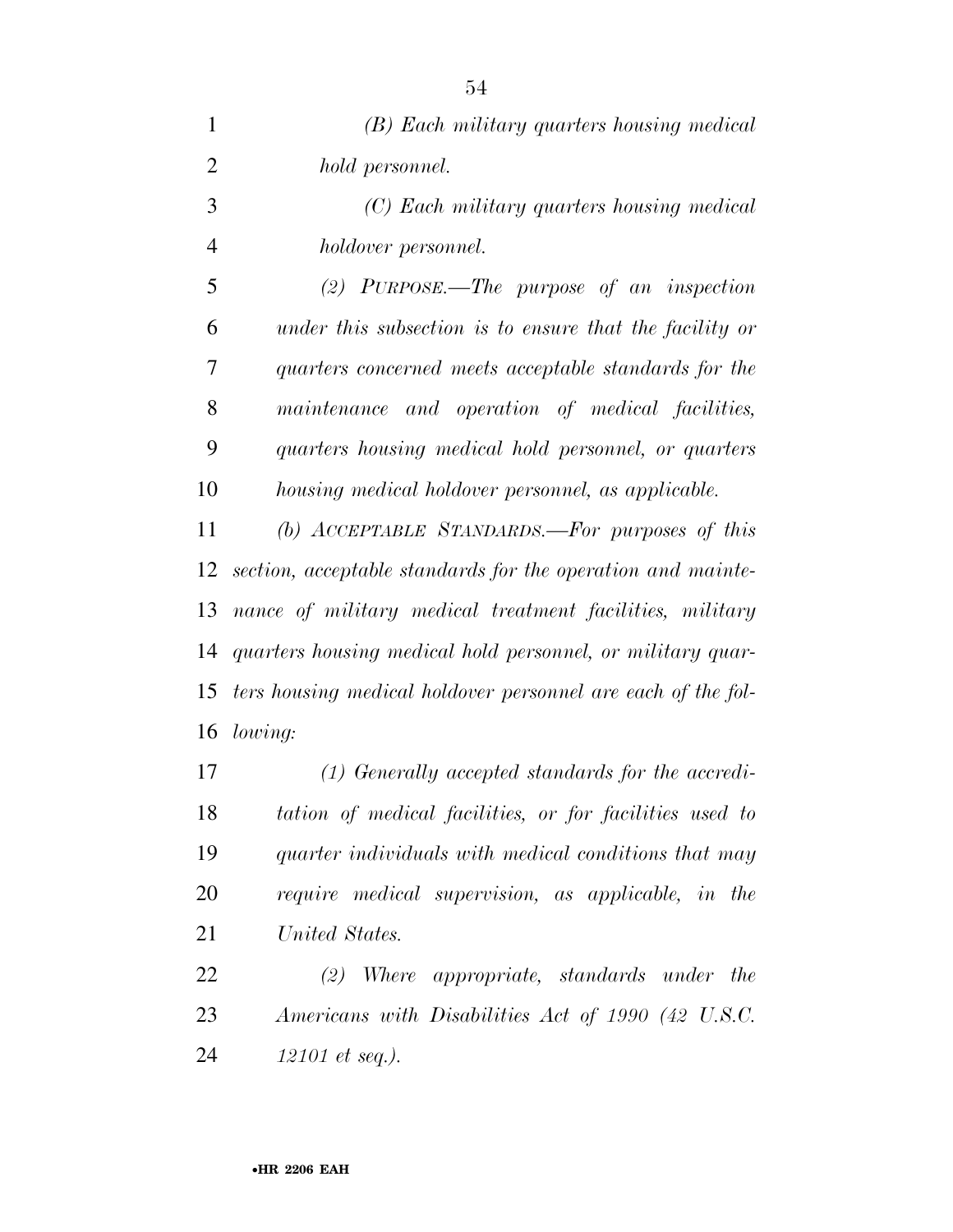*(B) Each military quarters housing medical hold personnel.*

*(C) Each military quarters housing medical holdover personnel.*

*(2) PURPOSE.—The purpose of an inspection under this subsection is to ensure that the facility or quarters concerned meets acceptable standards for the maintenance and operation of medical facilities, quarters housing medical hold personnel, or quarters housing medical holdover personnel, as applicable.*

*(b) ACCEPTABLE STANDARDS.—For purposes of this section, acceptable standards for the operation and maintenance of military medical treatment facilities, military quarters housing medical hold personnel, or military quarters housing medical holdover personnel are each of the following:*

*(1) Generally accepted standards for the accreditation of medical facilities, or for facilities used to quarter individuals with medical conditions that may require medical supervision, as applicable, in the United States.*

*(2) Where appropriate, standards under the Americans with Disabilities Act of 1990 (42 U.S.C. 12101 et seq.).*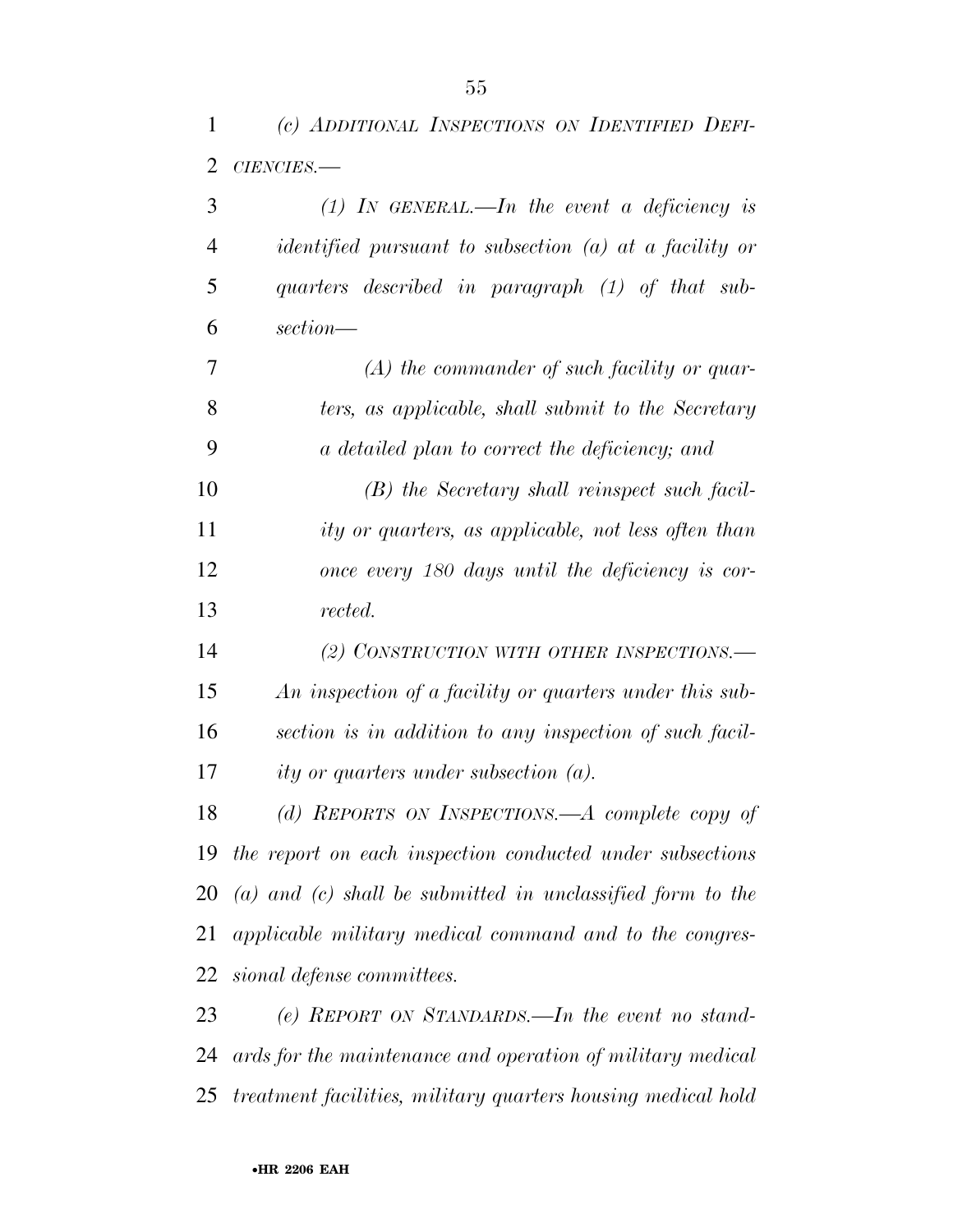*(c) ADDITIONAL INSPECTIONS ON IDENTIFIED DEFICIENCIES.—*

*(1) IN GENERAL.—In the event a deficiency is identified pursuant to subsection (a) at a facility or quarters described in paragraph (1) of that subsection—*

*(A) the commander of such facility or quarters, as applicable, shall submit to the Secretary a detailed plan to correct the deficiency; and*

*(B) the Secretary shall reinspect such facility or quarters, as applicable, not less often than once every 180 days until the deficiency is corrected.*

*(2) CONSTRUCTION WITH OTHER INSPECTIONS.—An inspection of a facility or quarters under this subsection is in addition to any inspection of such facility or quarters under subsection (a).*

*(d) REPORTS ON INSPECTIONS.—A complete copy of the report on each inspection conducted under subsections (a) and (c) shall be submitted in unclassified form to the applicable military medical command and to the congressional defense committees.*

*(e) REPORT ON STANDARDS.—In the event no standards for the maintenance and operation of military medical treatment facilities, military quarters housing medical hold*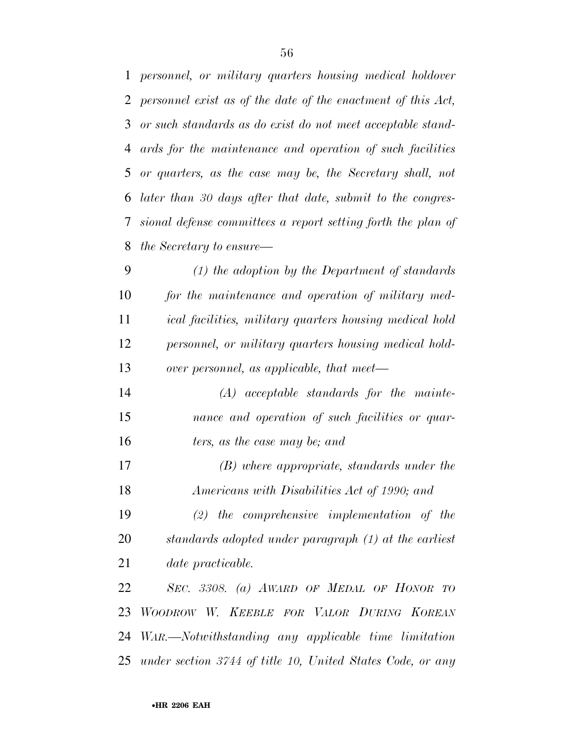*personnel, or military quarters housing medical holdover personnel exist as of the date of the enactment of this Act, or such standards as do exist do not meet acceptable standards for the maintenance and operation of such facilities or quarters, as the case may be, the Secretary shall, not later than 30 days after that date, submit to the congressional defense committees a report setting forth the plan of the Secretary to ensure—*

*(1) the adoption by the Department of standards for the maintenance and operation of military medical facilities, military quarters housing medical hold personnel, or military quarters housing medical holdover personnel, as applicable, that meet—*

*(A) acceptable standards for the maintenance and operation of such facilities or quarters, as the case may be; and*

*(B) where appropriate, standards under the Americans with Disabilities Act of 1990; and*

*(2) the comprehensive implementation of the standards adopted under paragraph (1) at the earliest date practicable.*

*SEC. 3308. (a) AWARD OF MEDAL OF HONOR TO WOODROW W. KEEBLE FOR VALOR DURING KOREAN WAR.—Notwithstanding any applicable time limitation under section 3744 of title 10, United States Code, or any*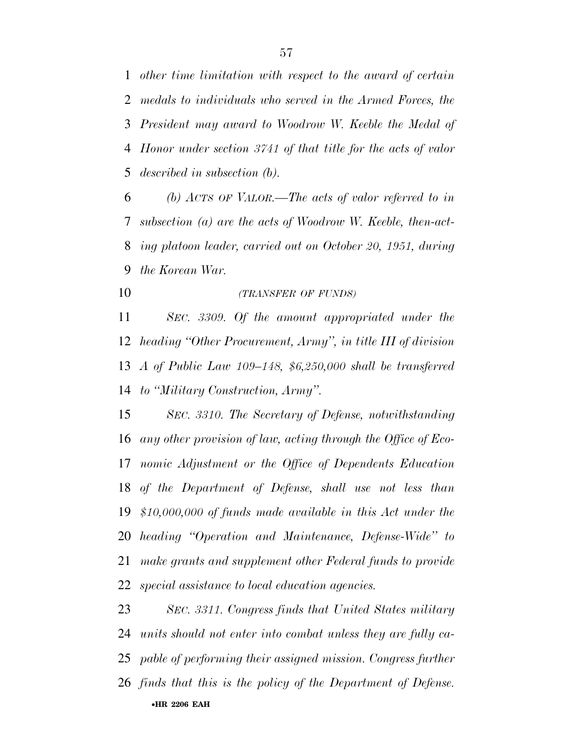*other time limitation with respect to the award of certain medals to individuals who served in the Armed Forces, the President may award to Woodrow W. Keeble the Medal of Honor under section 3741 of that title for the acts of valor described in subsection (b).*

*(b) ACTS OF VALOR.—The acts of valor referred to in subsection (a) are the acts of Woodrow W. Keeble, then-acting platoon leader, carried out on October 20, 1951, during the Korean War.*

*(TRANSFER OF FUNDS)*

*SEC. 3309. Of the amount appropriated under the heading "Other Procurement, Army", in title III of division A of Public Law 109–148, $6,250,000 shall be transferred to "Military Construction, Army".*

*SEC. 3310. The Secretary of Defense, notwithstanding any other provision of law, acting through the Office of Economic Adjustment or the Office of Dependents Education of the Department of Defense, shall use not less than $10,000,000 of funds made available in this Act under the heading "Operation and Maintenance, Defense-Wide" to make grants and supplement other Federal funds to provide special assistance to local education agencies.*

*SEC. 3311. Congress finds that United States military units should not enter into combat unless they are fully capable of performing their assigned mission. Congress further finds that this is the policy of the Department of Defense.*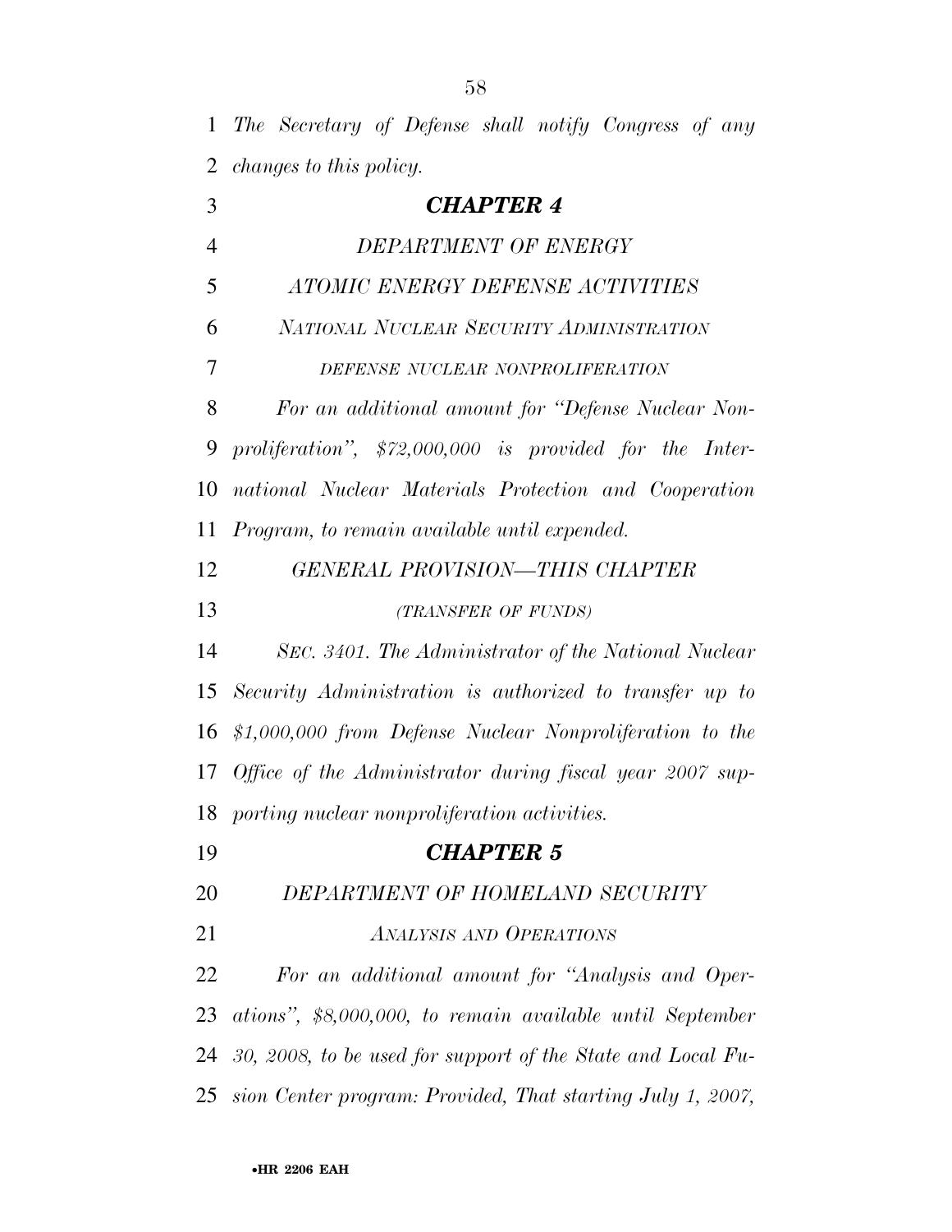*The Secretary of Defense shall notify Congress of any changes to this policy.*

## *CHAPTER 4*

### *DEPARTMENT OF ENERGY*

### *ATOMIC ENERGY DEFENSE ACTIVITIES*

### *NATIONAL NUCLEAR SECURITY ADMINISTRATION*

#### *DEFENSE NUCLEAR NONPROLIFERATION*

*For an additional amount for "Defense Nuclear Nonproliferation", $72,000,000 is provided for the International Nuclear Materials Protection and Cooperation Program, to remain available until expended.*

#### *GENERAL PROVISION—THIS CHAPTER*

*(TRANSFER OF FUNDS)*

*SEC. 3401. The Administrator of the National Nuclear Security Administration is authorized to transfer up to $1,000,000 from Defense Nuclear Nonproliferation to the Office of the Administrator during fiscal year 2007 supporting nuclear nonproliferation activities.*

## *CHAPTER 5*

### *DEPARTMENT OF HOMELAND SECURITY*

#### *ANALYSIS AND OPERATIONS*

*For an additional amount for "Analysis and Operations", $8,000,000, to remain available until September 30, 2008, to be used for support of the State and Local Fusion Center program: Provided, That starting July 1, 2007,*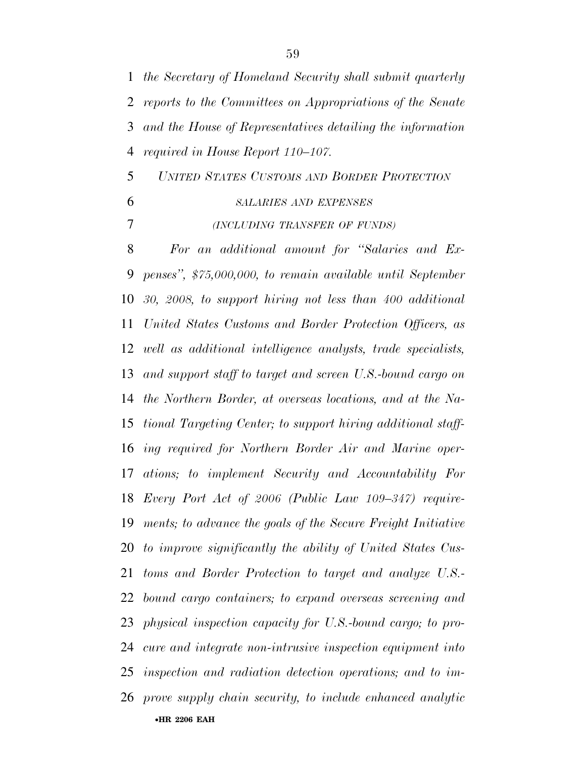*the Secretary of Homeland Security shall submit quarterly reports to the Committees on Appropriations of the Senate and the House of Representatives detailing the information required in House Report 110–107.*

*UNITED STATES CUSTOMS AND BORDER PROTECTION*

*SALARIES AND EXPENSES*

*(INCLUDING TRANSFER OF FUNDS)*

*For an additional amount for "Salaries and Expenses", $75,000,000, to remain available until September 30, 2008, to support hiring not less than 400 additional United States Customs and Border Protection Officers, as well as additional intelligence analysts, trade specialists, and support staff to target and screen U.S.-bound cargo on the Northern Border, at overseas locations, and at the National Targeting Center; to support hiring additional staffing required for Northern Border Air and Marine operations; to implement Security and Accountability For Every Port Act of 2006 (Public Law 109–347) requirements; to advance the goals of the Secure Freight Initiative to improve significantly the ability of United States Customs and Border Protection to target and analyze U.S.-bound cargo containers; to expand overseas screening and physical inspection capacity for U.S.-bound cargo; to procure and integrate non-intrusive inspection equipment into inspection and radiation detection operations; and to improve supply chain security, to include enhanced analytic*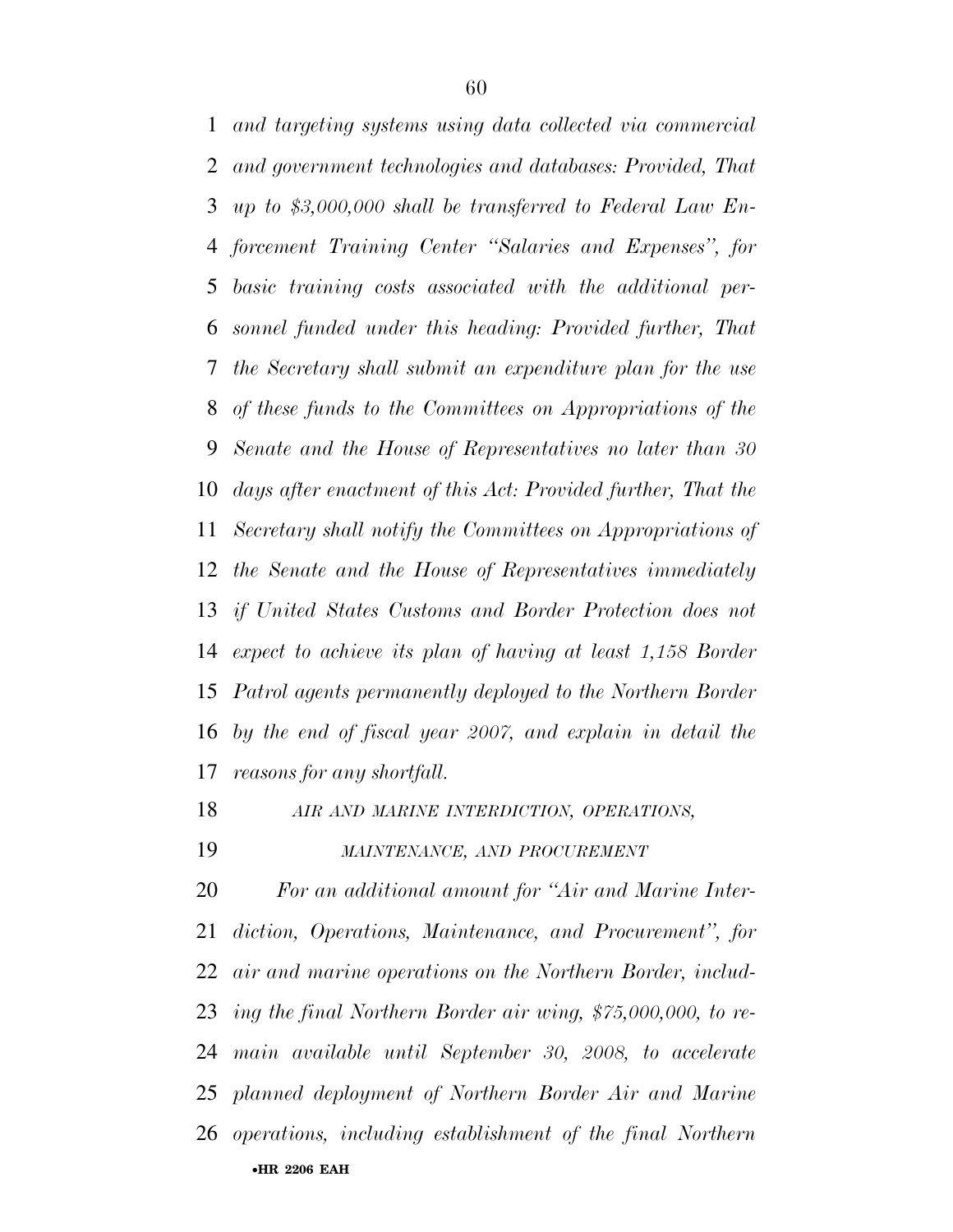*and targeting systems using data collected via commercial and government technologies and databases: Provided, That up to $3,000,000 shall be transferred to Federal Law Enforcement Training Center "Salaries and Expenses", for basic training costs associated with the additional personnel funded under this heading: Provided further, That the Secretary shall submit an expenditure plan for the use of these funds to the Committees on Appropriations of the Senate and the House of Representatives no later than 30 days after enactment of this Act: Provided further, That the Secretary shall notify the Committees on Appropriations of the Senate and the House of Representatives immediately if United States Customs and Border Protection does not expect to achieve its plan of having at least 1,158 Border Patrol agents permanently deployed to the Northern Border by the end of fiscal year 2007, and explain in detail the reasons for any shortfall.*

*AIR AND MARINE INTERDICTION, OPERATIONS, MAINTENANCE, AND PROCUREMENT*

*For an additional amount for "Air and Marine Interdiction, Operations, Maintenance, and Procurement", for air and marine operations on the Northern Border, including the final Northern Border air wing, $75,000,000, to remain available until September 30, 2008, to accelerate planned deployment of Northern Border Air and Marine operations, including establishment of the final Northern*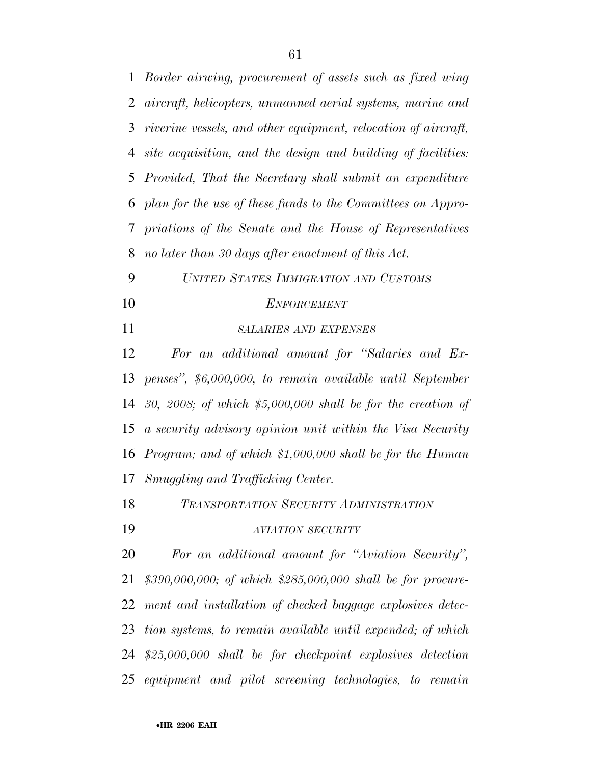*Border airwing, procurement of assets such as fixed wing aircraft, helicopters, unmanned aerial systems, marine and riverine vessels, and other equipment, relocation of aircraft, site acquisition, and the design and building of facilities: Provided, That the Secretary shall submit an expenditure plan for the use of these funds to the Committees on Appropriations of the Senate and the House of Representatives no later than 30 days after enactment of this Act.*

*UNITED STATES IMMIGRATION AND CUSTOMS ENFORCEMENT*

*SALARIES AND EXPENSES*

*For an additional amount for "Salaries and Expenses", $6,000,000, to remain available until September 30, 2008; of which $5,000,000 shall be for the creation of a security advisory opinion unit within the Visa Security Program; and of which $1,000,000 shall be for the Human Smuggling and Trafficking Center.*

*TRANSPORTATION SECURITY ADMINISTRATION*

*AVIATION SECURITY*

*For an additional amount for "Aviation Security", $390,000,000; of which $285,000,000 shall be for procurement and installation of checked baggage explosives detection systems, to remain available until expended; of which $25,000,000 shall be for checkpoint explosives detection equipment and pilot screening technologies, to remain*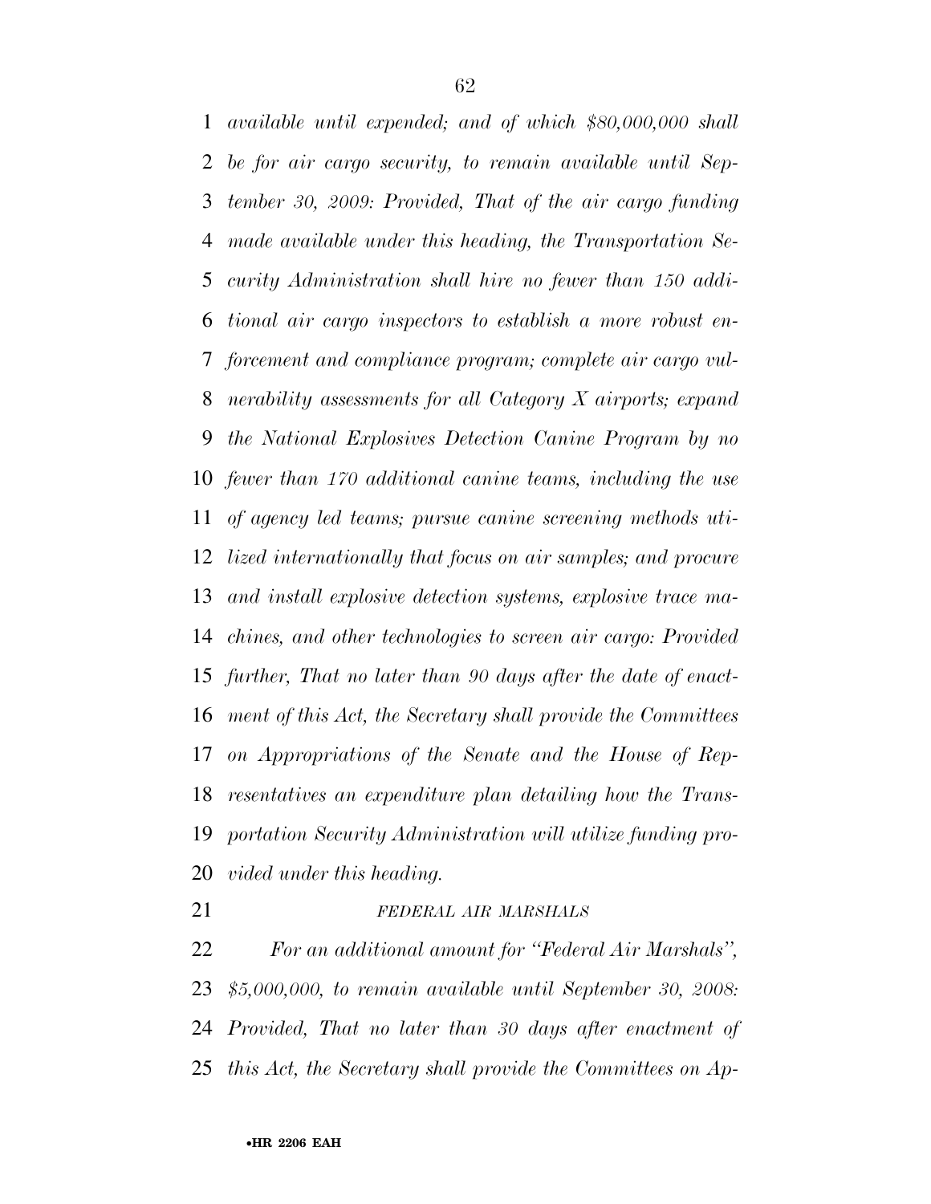*available until expended; and of which $80,000,000 shall be for air cargo security, to remain available until September 30, 2009: Provided, That of the air cargo funding made available under this heading, the Transportation Security Administration shall hire no fewer than 150 additional air cargo inspectors to establish a more robust enforcement and compliance program; complete air cargo vulnerability assessments for all Category X airports; expand the National Explosives Detection Canine Program by no fewer than 170 additional canine teams, including the use of agency led teams; pursue canine screening methods utilized internationally that focus on air samples; and procure and install explosive detection systems, explosive trace machines, and other technologies to screen air cargo: Provided further, That no later than 90 days after the date of enactment of this Act, the Secretary shall provide the Committees on Appropriations of the Senate and the House of Representatives an expenditure plan detailing how the Transportation Security Administration will utilize funding provided under this heading.*

*FEDERAL AIR MARSHALS*

*For an additional amount for "Federal Air Marshals", $5,000,000, to remain available until September 30, 2008: Provided, That no later than 30 days after enactment of this Act, the Secretary shall provide the Committees on Ap-*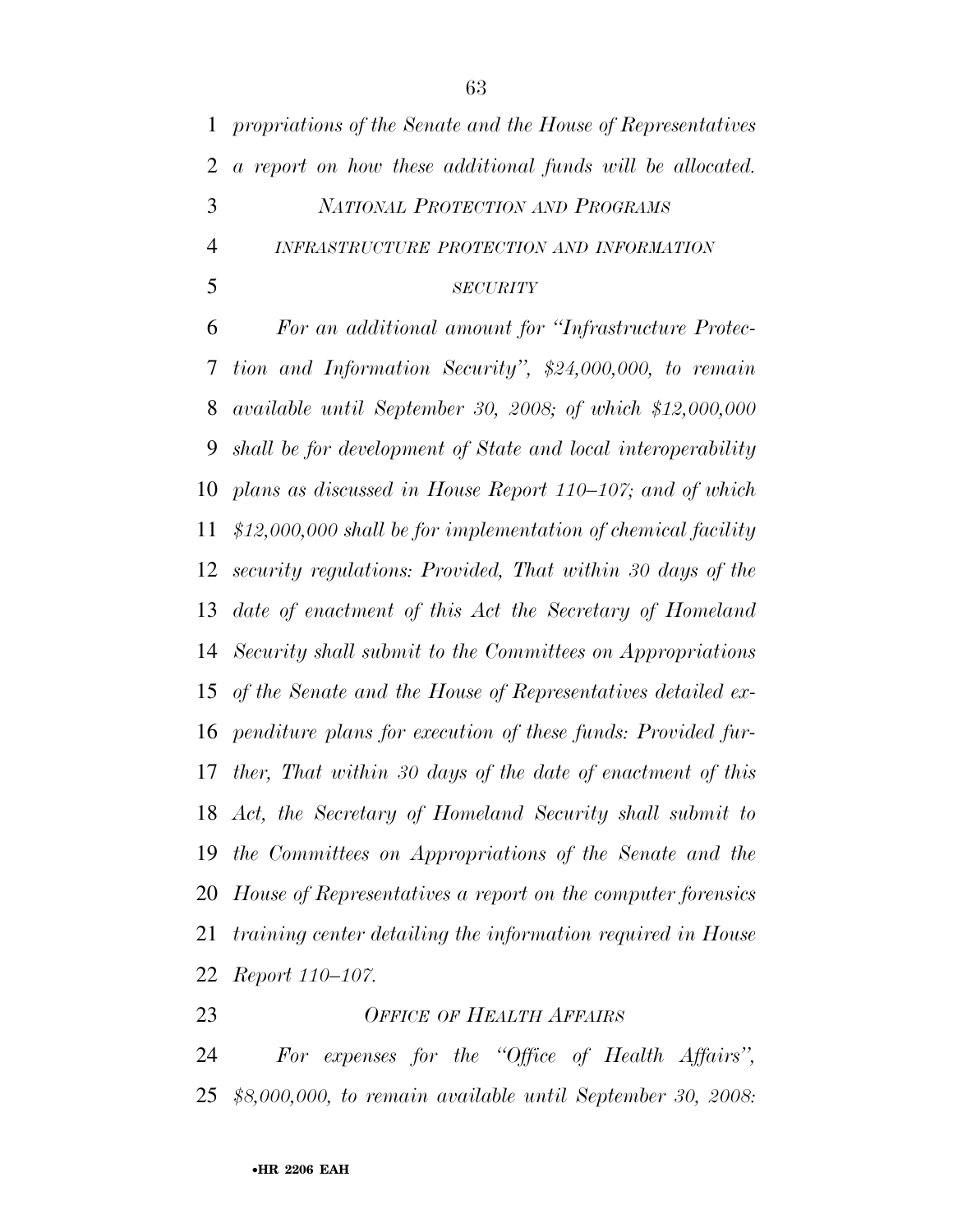*propriations of the Senate and the House of Representatives a report on how these additional funds will be allocated.*

*NATIONAL PROTECTION AND PROGRAMS*

*INFRASTRUCTURE PROTECTION AND INFORMATION SECURITY*

*For an additional amount for "Infrastructure Protection and Information Security", $24,000,000, to remain available until September 30, 2008; of which $12,000,000 shall be for development of State and local interoperability plans as discussed in House Report 110–107; and of which $12,000,000 shall be for implementation of chemical facility security regulations: Provided, That within 30 days of the date of enactment of this Act the Secretary of Homeland Security shall submit to the Committees on Appropriations of the Senate and the House of Representatives detailed expenditure plans for execution of these funds: Provided further, That within 30 days of the date of enactment of this Act, the Secretary of Homeland Security shall submit to the Committees on Appropriations of the Senate and the House of Representatives a report on the computer forensics training center detailing the information required in House Report 110–107.*

*OFFICE OF HEALTH AFFAIRS*

*For expenses for the "Office of Health Affairs", $8,000,000, to remain available until September 30, 2008:*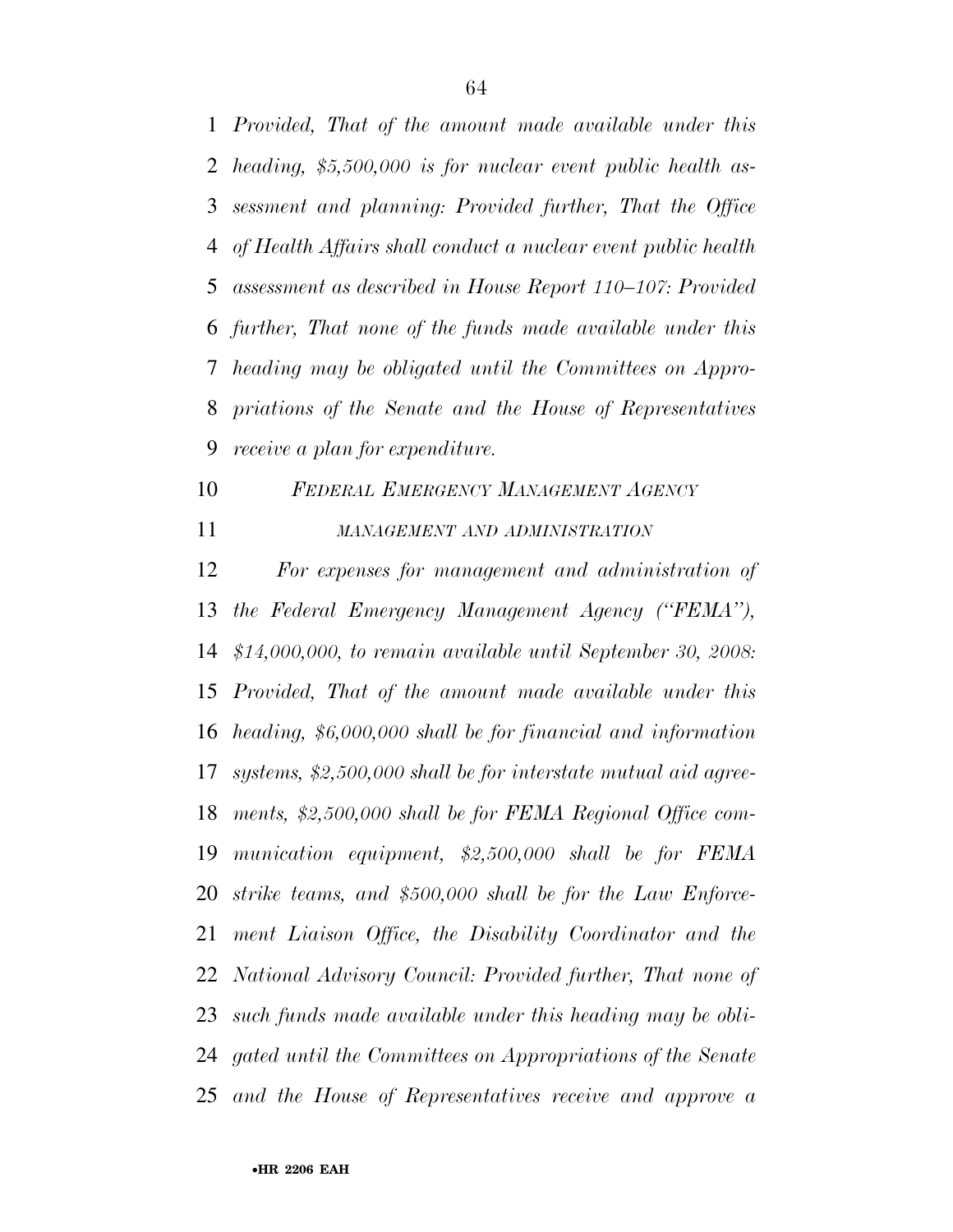*Provided, That of the amount made available under this heading, $5,500,000 is for nuclear event public health assessment and planning: Provided further, That the Office of Health Affairs shall conduct a nuclear event public health assessment as described in House Report 110–107: Provided further, That none of the funds made available under this heading may be obligated until the Committees on Appropriations of the Senate and the House of Representatives receive a plan for expenditure.*

## *FEDERAL EMERGENCY MANAGEMENT AGENCY*

### *MANAGEMENT AND ADMINISTRATION*

*For expenses for management and administration of the Federal Emergency Management Agency ("FEMA"), $14,000,000, to remain available until September 30, 2008: Provided, That of the amount made available under this heading, $6,000,000 shall be for financial and information systems, $2,500,000 shall be for interstate mutual aid agreements, $2,500,000 shall be for FEMA Regional Office communication equipment, $2,500,000 shall be for FEMA strike teams, and $500,000 shall be for the Law Enforcement Liaison Office, the Disability Coordinator and the National Advisory Council: Provided further, That none of such funds made available under this heading may be obligated until the Committees on Appropriations of the Senate and the House of Representatives receive and approve a*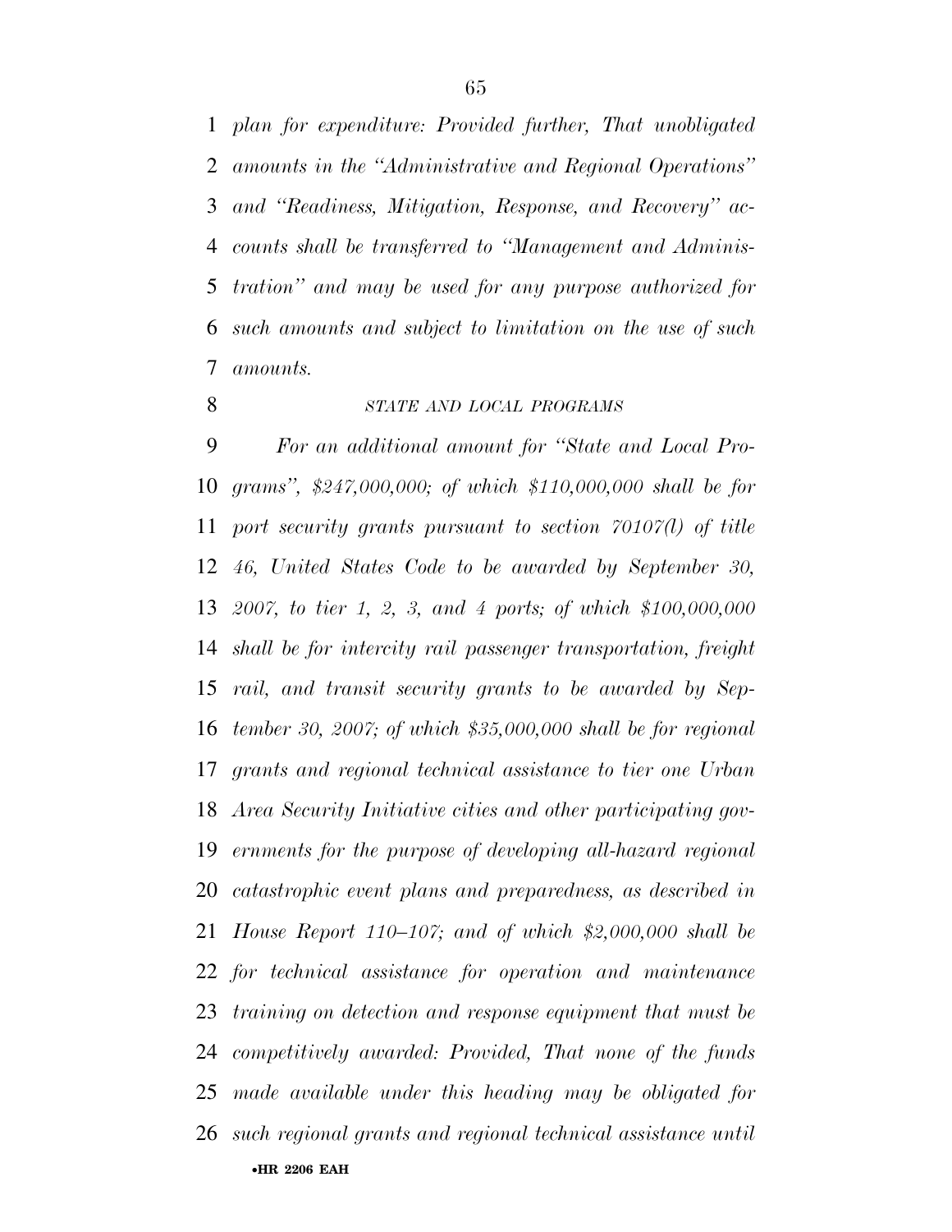*plan for expenditure: Provided further, That unobligated amounts in the "Administrative and Regional Operations" and "Readiness, Mitigation, Response, and Recovery" accounts shall be transferred to "Management and Administration" and may be used for any purpose authorized for such amounts and subject to limitation on the use of such amounts.*

STATE AND LOCAL PROGRAMS

*For an additional amount for "State and Local Programs", $247,000,000; of which $110,000,000 shall be for port security grants pursuant to section 70107(l) of title 46, United States Code to be awarded by September 30, 2007, to tier 1, 2, 3, and 4 ports; of which $100,000,000 shall be for intercity rail passenger transportation, freight rail, and transit security grants to be awarded by September 30, 2007; of which $35,000,000 shall be for regional grants and regional technical assistance to tier one Urban Area Security Initiative cities and other participating governments for the purpose of developing all-hazard regional catastrophic event plans and preparedness, as described in House Report 110–107; and of which $2,000,000 shall be for technical assistance for operation and maintenance training on detection and response equipment that must be competitively awarded: Provided, That none of the funds made available under this heading may be obligated for such regional grants and regional technical assistance until*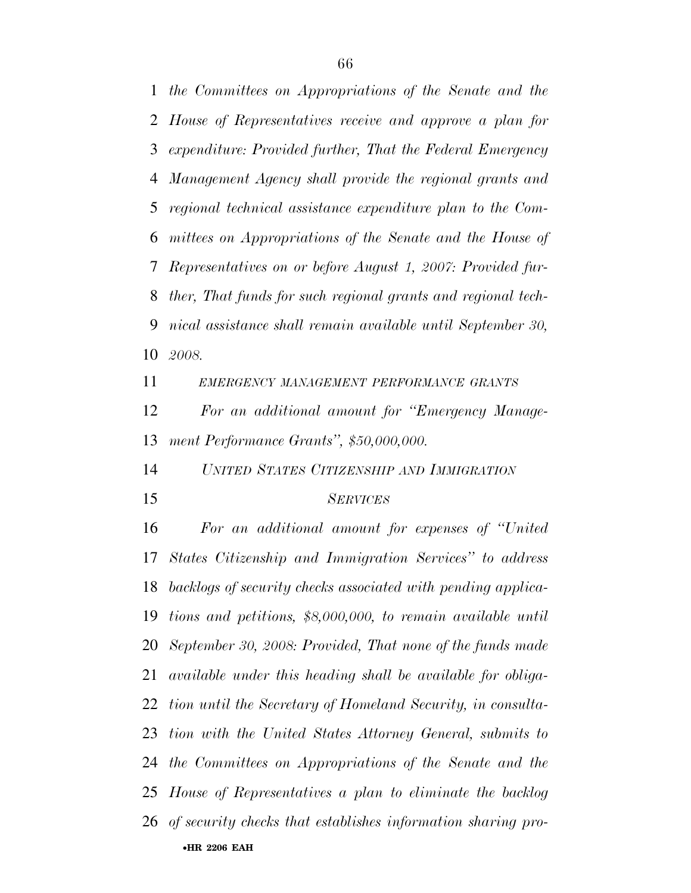*the Committees on Appropriations of the Senate and the House of Representatives receive and approve a plan for expenditure: Provided further, That the Federal Emergency Management Agency shall provide the regional grants and regional technical assistance expenditure plan to the Committees on Appropriations of the Senate and the House of Representatives on or before August 1, 2007: Provided further, That funds for such regional grants and regional technical assistance shall remain available until September 30, 2008.*

*EMERGENCY MANAGEMENT PERFORMANCE GRANTS*

*For an additional amount for "Emergency Management Performance Grants", $50,000,000.*

*UNITED STATES CITIZENSHIP AND IMMIGRATION SERVICES*

*For an additional amount for expenses of "United States Citizenship and Immigration Services" to address backlogs of security checks associated with pending applications and petitions, $8,000,000, to remain available until September 30, 2008: Provided, That none of the funds made available under this heading shall be available for obligation until the Secretary of Homeland Security, in consultation with the United States Attorney General, submits to the Committees on Appropriations of the Senate and the House of Representatives a plan to eliminate the backlog of security checks that establishes information sharing pro-*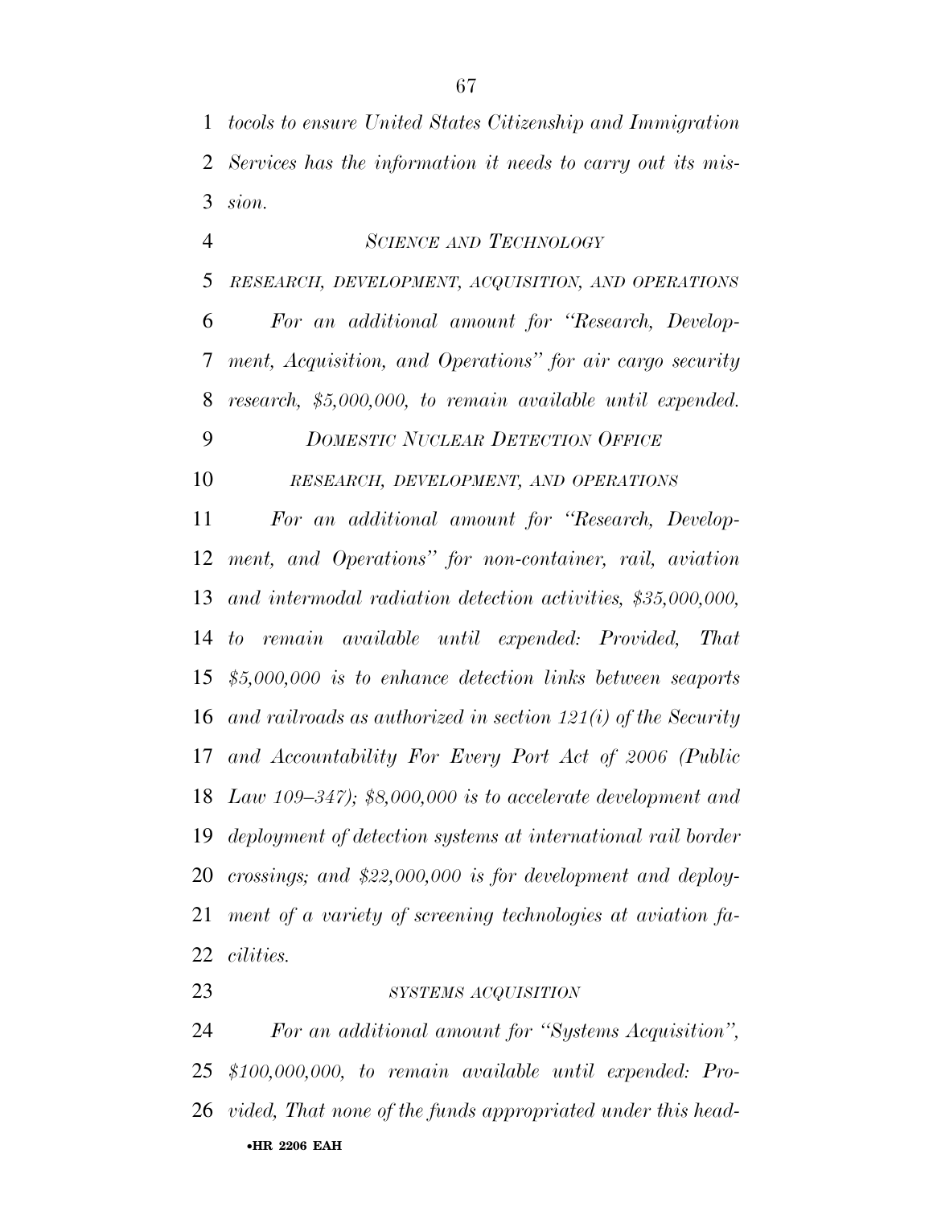*tocols to ensure United States Citizenship and Immigration Services has the information it needs to carry out its mission.*

*SCIENCE AND TECHNOLOGY*

*RESEARCH, DEVELOPMENT, ACQUISITION, AND OPERATIONS*

*For an additional amount for "Research, Development, Acquisition, and Operations" for air cargo security research, $5,000,000, to remain available until expended.*

*DOMESTIC NUCLEAR DETECTION OFFICE*

*RESEARCH, DEVELOPMENT, AND OPERATIONS*

*For an additional amount for "Research, Development, and Operations" for non-container, rail, aviation and intermodal radiation detection activities, $35,000,000, to remain available until expended: Provided, That $5,000,000 is to enhance detection links between seaports and railroads as authorized in section 121(i) of the Security and Accountability For Every Port Act of 2006 (Public Law 109–347); $8,000,000 is to accelerate development and deployment of detection systems at international rail border crossings; and $22,000,000 is for development and deployment of a variety of screening technologies at aviation facilities.*

*SYSTEMS ACQUISITION*

*For an additional amount for "Systems Acquisition", $100,000,000, to remain available until expended: Provided, That none of the funds appropriated under this head-*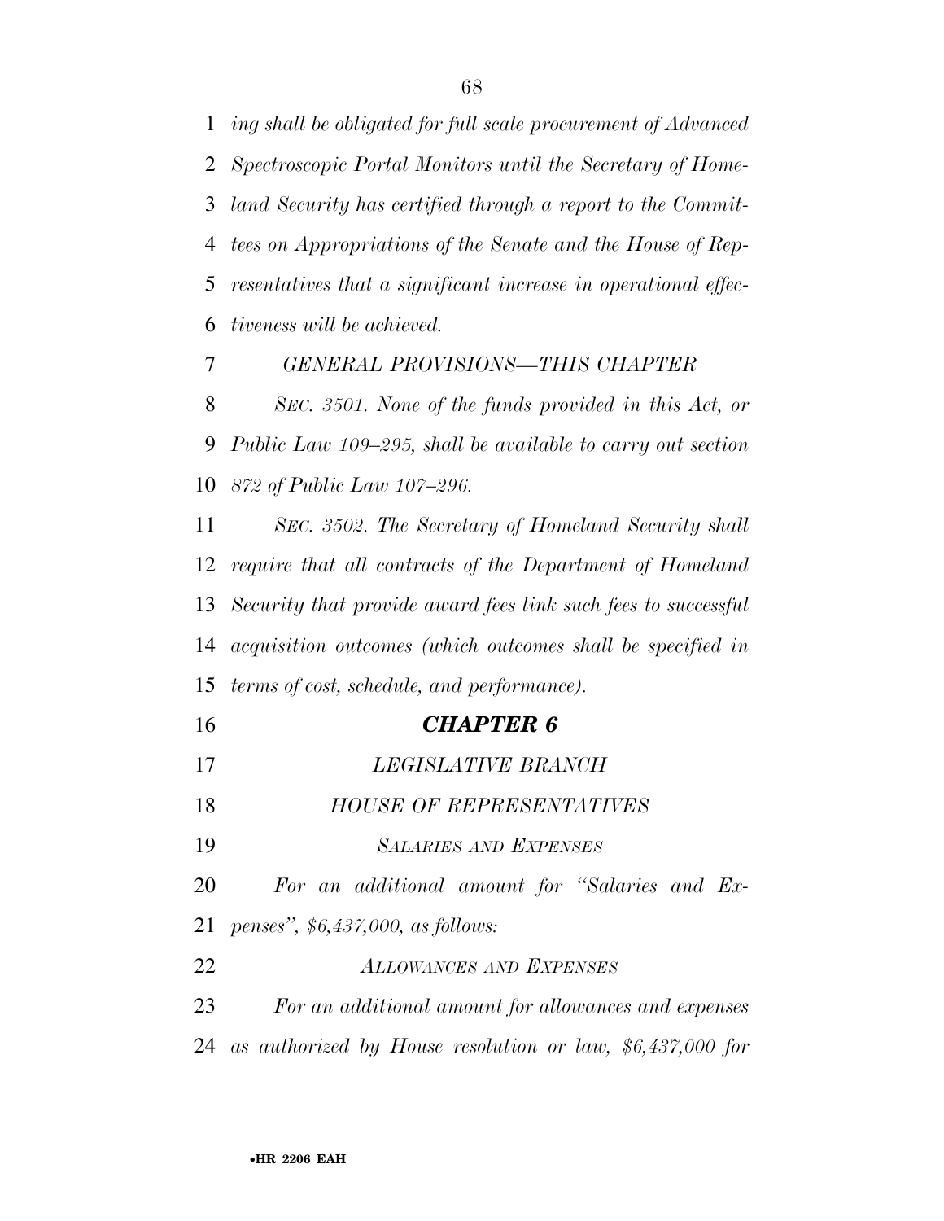*ing shall be obligated for full scale procurement of Advanced Spectroscopic Portal Monitors until the Secretary of Homeland Security has certified through a report to the Committees on Appropriations of the Senate and the House of Representatives that a significant increase in operational effectiveness will be achieved.*

*GENERAL PROVISIONS—THIS CHAPTER*

*SEC. 3501. None of the funds provided in this Act, or Public Law 109–295, shall be available to carry out section 872 of Public Law 107–296.*

*SEC. 3502. The Secretary of Homeland Security shall require that all contracts of the Department of Homeland Security that provide award fees link such fees to successful acquisition outcomes (which outcomes shall be specified in terms of cost, schedule, and performance).*

## ***CHAPTER 6***

### *LEGISLATIVE BRANCH*

### *HOUSE OF REPRESENTATIVES*

*SALARIES AND EXPENSES*

*For an additional amount for "Salaries and Expenses", $6,437,000, as follows:*

*ALLOWANCES AND EXPENSES*

*For an additional amount for allowances and expenses as authorized by House resolution or law, $6,437,000 for*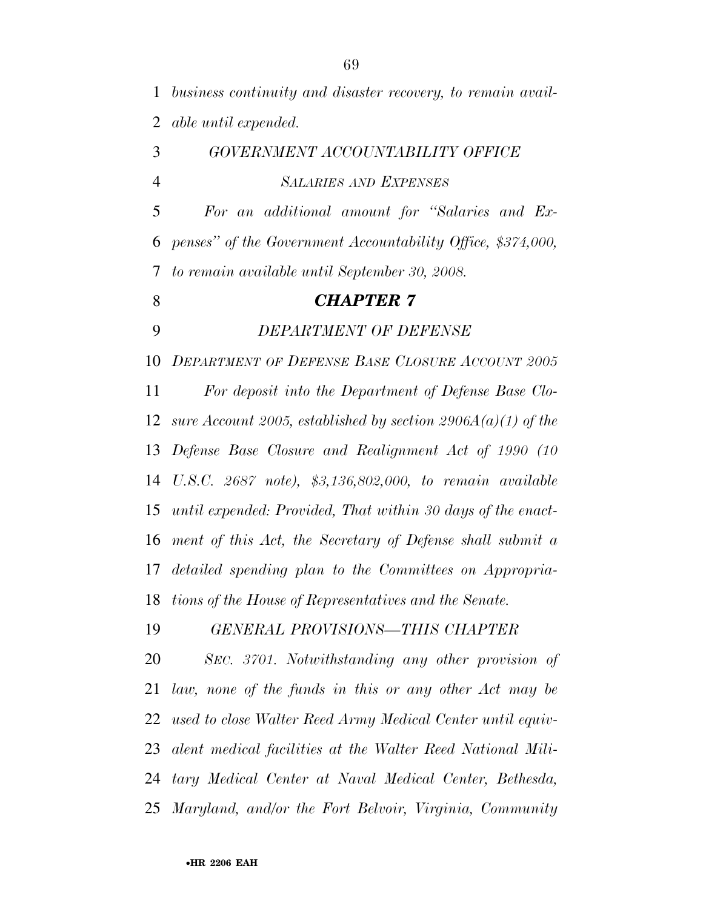*business continuity and disaster recovery, to remain available until expended.*

*GOVERNMENT ACCOUNTABILITY OFFICE*

*SALARIES AND EXPENSES*

*For an additional amount for "Salaries and Expenses" of the Government Accountability Office, $374,000, to remain available until September 30, 2008.*

## *CHAPTER 7*

*DEPARTMENT OF DEFENSE*

*DEPARTMENT OF DEFENSE BASE CLOSURE ACCOUNT 2005*

*For deposit into the Department of Defense Base Closure Account 2005, established by section 2906A(a)(1) of the Defense Base Closure and Realignment Act of 1990 (10 U.S.C. 2687 note), $3,136,802,000, to remain available until expended: Provided, That within 30 days of the enactment of this Act, the Secretary of Defense shall submit a detailed spending plan to the Committees on Appropriations of the House of Representatives and the Senate.*

*GENERAL PROVISIONS—THIS CHAPTER*

*SEC. 3701. Notwithstanding any other provision of law, none of the funds in this or any other Act may be used to close Walter Reed Army Medical Center until equivalent medical facilities at the Walter Reed National Military Medical Center at Naval Medical Center, Bethesda, Maryland, and/or the Fort Belvoir, Virginia, Community*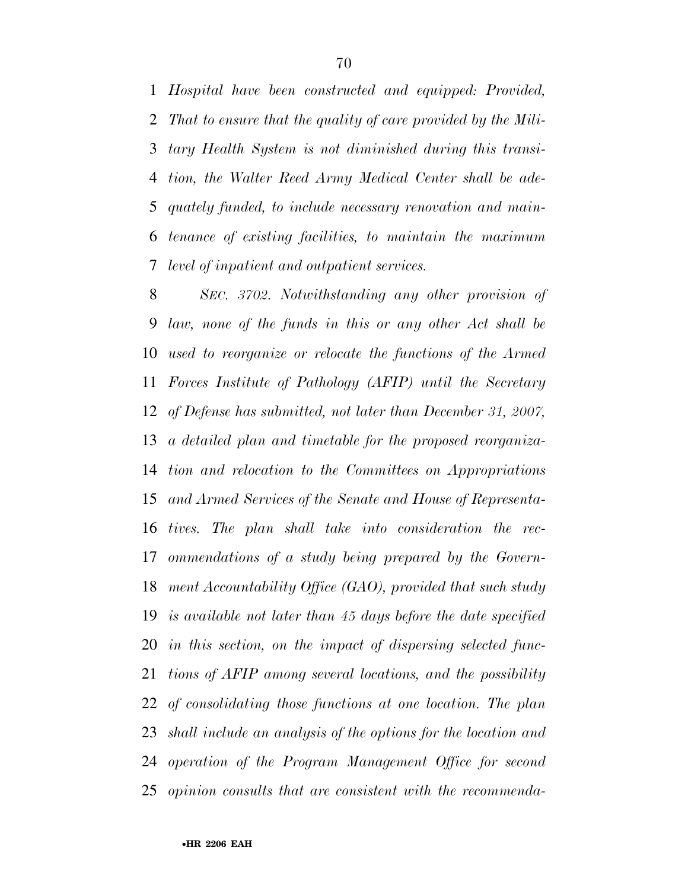*Hospital have been constructed and equipped: Provided, That to ensure that the quality of care provided by the Military Health System is not diminished during this transition, the Walter Reed Army Medical Center shall be adequately funded, to include necessary renovation and maintenance of existing facilities, to maintain the maximum level of inpatient and outpatient services.*

*SEC. 3702. Notwithstanding any other provision of law, none of the funds in this or any other Act shall be used to reorganize or relocate the functions of the Armed Forces Institute of Pathology (AFIP) until the Secretary of Defense has submitted, not later than December 31, 2007, a detailed plan and timetable for the proposed reorganization and relocation to the Committees on Appropriations and Armed Services of the Senate and House of Representatives. The plan shall take into consideration the recommendations of a study being prepared by the Government Accountability Office (GAO), provided that such study is available not later than 45 days before the date specified in this section, on the impact of dispersing selected functions of AFIP among several locations, and the possibility of consolidating those functions at one location. The plan shall include an analysis of the options for the location and operation of the Program Management Office for second opinion consults that are consistent with the recommenda-*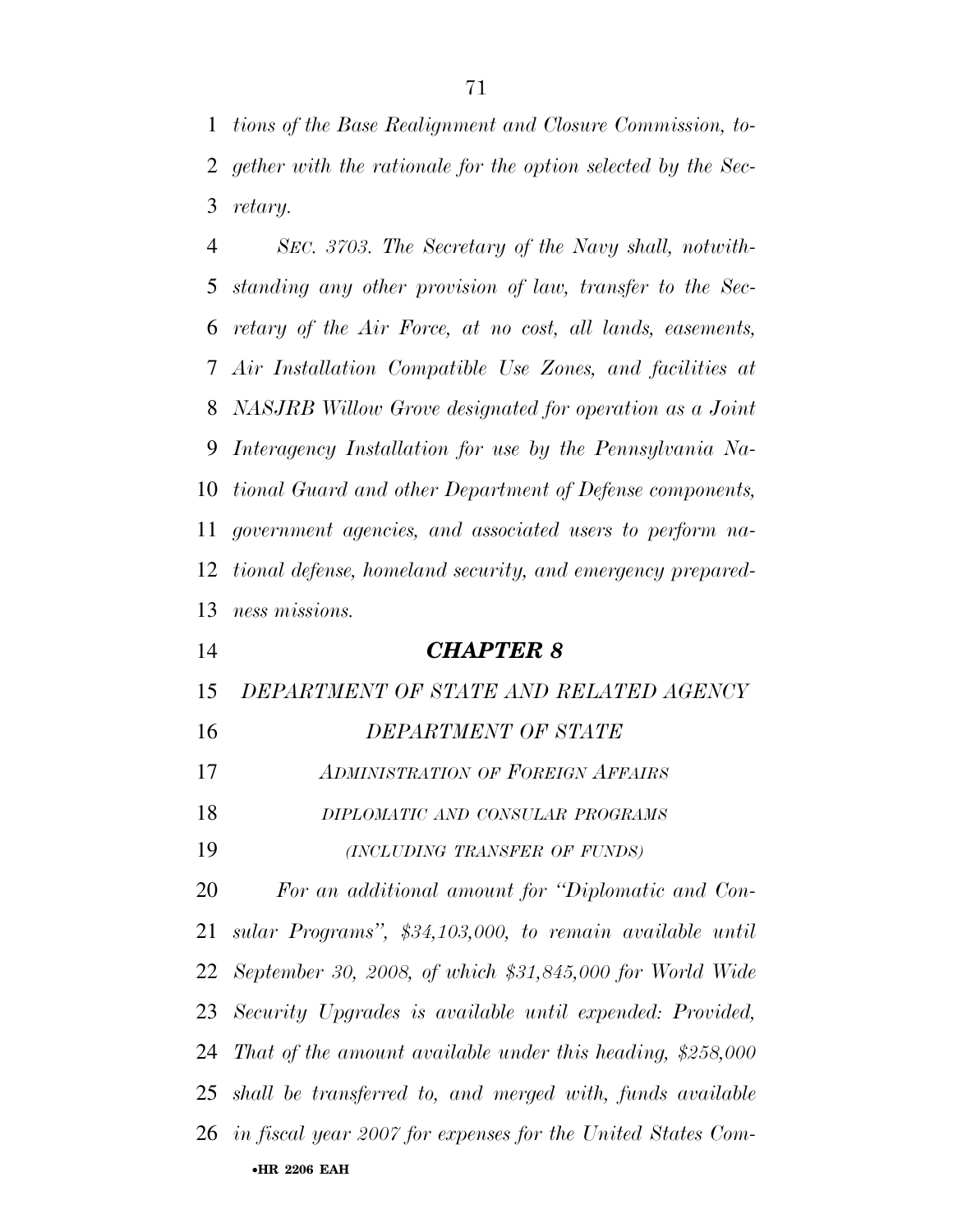*tions of the Base Realignment and Closure Commission, together with the rationale for the option selected by the Secretary.*

*SEC. 3703. The Secretary of the Navy shall, notwithstanding any other provision of law, transfer to the Secretary of the Air Force, at no cost, all lands, easements, Air Installation Compatible Use Zones, and facilities at NASJRB Willow Grove designated for operation as a Joint Interagency Installation for use by the Pennsylvania National Guard and other Department of Defense components, government agencies, and associated users to perform national defense, homeland security, and emergency preparedness missions.*

## *CHAPTER 8*

### *DEPARTMENT OF STATE AND RELATED AGENCY*

### *DEPARTMENT OF STATE*

#### *ADMINISTRATION OF FOREIGN AFFAIRS*

#### *DIPLOMATIC AND CONSULAR PROGRAMS*

*(INCLUDING TRANSFER OF FUNDS)*

*For an additional amount for "Diplomatic and Consular Programs", $34,103,000, to remain available until September 30, 2008, of which $31,845,000 for World Wide Security Upgrades is available until expended: Provided, That of the amount available under this heading, $258,000 shall be transferred to, and merged with, funds available in fiscal year 2007 for expenses for the United States Com-*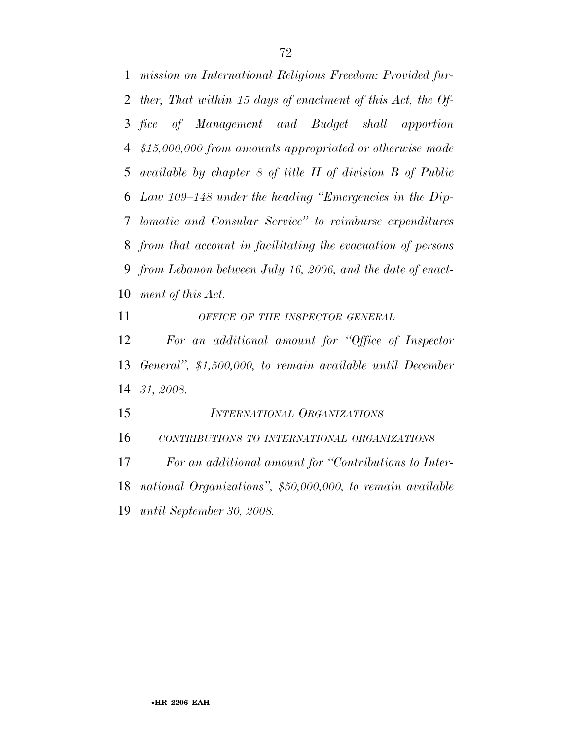*mission on International Religious Freedom: Provided further, That within 15 days of enactment of this Act, the Office of Management and Budget shall apportion $15,000,000 from amounts appropriated or otherwise made available by chapter 8 of title II of division B of Public Law 109–148 under the heading "Emergencies in the Diplomatic and Consular Service" to reimburse expenditures from that account in facilitating the evacuation of persons from Lebanon between July 16, 2006, and the date of enactment of this Act.*

OFFICE OF THE INSPECTOR GENERAL

*For an additional amount for "Office of Inspector General", $1,500,000, to remain available until December 31, 2008.*

INTERNATIONAL ORGANIZATIONS

CONTRIBUTIONS TO INTERNATIONAL ORGANIZATIONS

*For an additional amount for "Contributions to International Organizations", $50,000,000, to remain available until September 30, 2008.*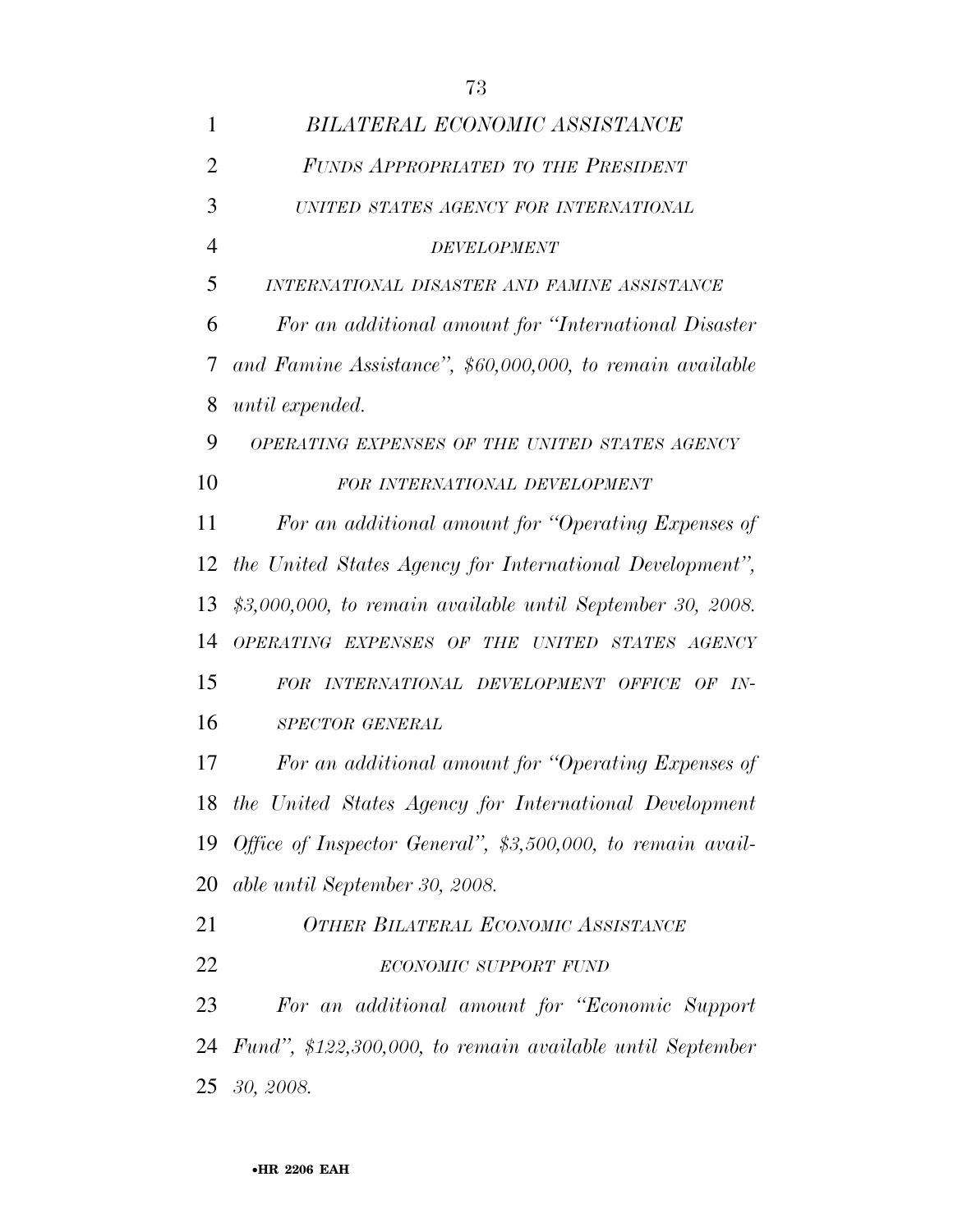*BILATERAL ECONOMIC ASSISTANCE*

*FUNDS APPROPRIATED TO THE PRESIDENT*

*UNITED STATES AGENCY FOR INTERNATIONAL DEVELOPMENT*

*INTERNATIONAL DISASTER AND FAMINE ASSISTANCE*

*For an additional amount for "International Disaster and Famine Assistance", $60,000,000, to remain available until expended.*

*OPERATING EXPENSES OF THE UNITED STATES AGENCY FOR INTERNATIONAL DEVELOPMENT*

*For an additional amount for "Operating Expenses of the United States Agency for International Development", $3,000,000, to remain available until September 30, 2008.*

*OPERATING EXPENSES OF THE UNITED STATES AGENCY FOR INTERNATIONAL DEVELOPMENT OFFICE OF INSPECTOR GENERAL*

*For an additional amount for "Operating Expenses of the United States Agency for International Development Office of Inspector General", $3,500,000, to remain available until September 30, 2008.*

*OTHER BILATERAL ECONOMIC ASSISTANCE*

*ECONOMIC SUPPORT FUND*

*For an additional amount for "Economic Support Fund", $122,300,000, to remain available until September 30, 2008.*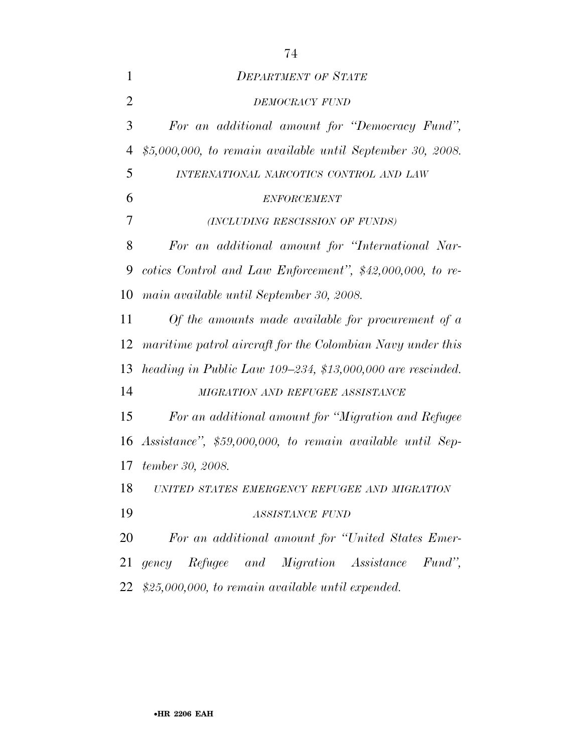## *DEPARTMENT OF STATE*

### *DEMOCRACY FUND*

*For an additional amount for "Democracy Fund", $5,000,000, to remain available until September 30, 2008.*

### *INTERNATIONAL NARCOTICS CONTROL AND LAW ENFORCEMENT*

*(INCLUDING RESCISSION OF FUNDS)*

*For an additional amount for "International Narcotics Control and Law Enforcement", $42,000,000, to remain available until September 30, 2008.*

*Of the amounts made available for procurement of a maritime patrol aircraft for the Colombian Navy under this heading in Public Law 109–234, $13,000,000 are rescinded.*

### *MIGRATION AND REFUGEE ASSISTANCE*

*For an additional amount for "Migration and Refugee Assistance", $59,000,000, to remain available until September 30, 2008.*

### *UNITED STATES EMERGENCY REFUGEE AND MIGRATION ASSISTANCE FUND*

*For an additional amount for "United States Emergency Refugee and Migration Assistance Fund", $25,000,000, to remain available until expended.*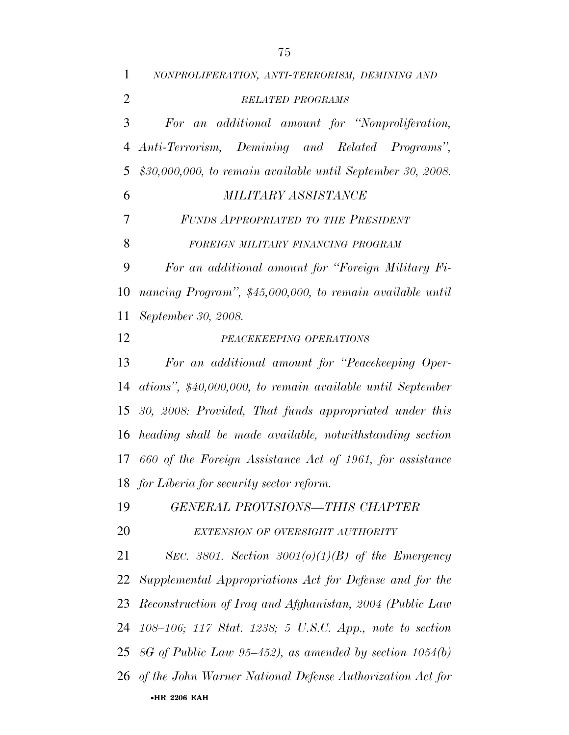*NONPROLIFERATION, ANTI-TERRORISM, DEMINING AND RELATED PROGRAMS*

*For an additional amount for "Nonproliferation, Anti-Terrorism, Demining and Related Programs", $30,000,000, to remain available until September 30, 2008.*

*MILITARY ASSISTANCE*

*FUNDS APPROPRIATED TO THE PRESIDENT*

*FOREIGN MILITARY FINANCING PROGRAM*

*For an additional amount for "Foreign Military Financing Program", $45,000,000, to remain available until September 30, 2008.*

*PEACEKEEPING OPERATIONS*

*For an additional amount for "Peacekeeping Operations", $40,000,000, to remain available until September 30, 2008: Provided, That funds appropriated under this heading shall be made available, notwithstanding section 660 of the Foreign Assistance Act of 1961, for assistance for Liberia for security sector reform.*

*GENERAL PROVISIONS—THIS CHAPTER*

*EXTENSION OF OVERSIGHT AUTHORITY*

*SEC. 3801. Section 3001(o)(1)(B) of the Emergency Supplemental Appropriations Act for Defense and for the Reconstruction of Iraq and Afghanistan, 2004 (Public Law 108–106; 117 Stat. 1238; 5 U.S.C. App., note to section 8G of Public Law 95–452), as amended by section 1054(b) of the John Warner National Defense Authorization Act for*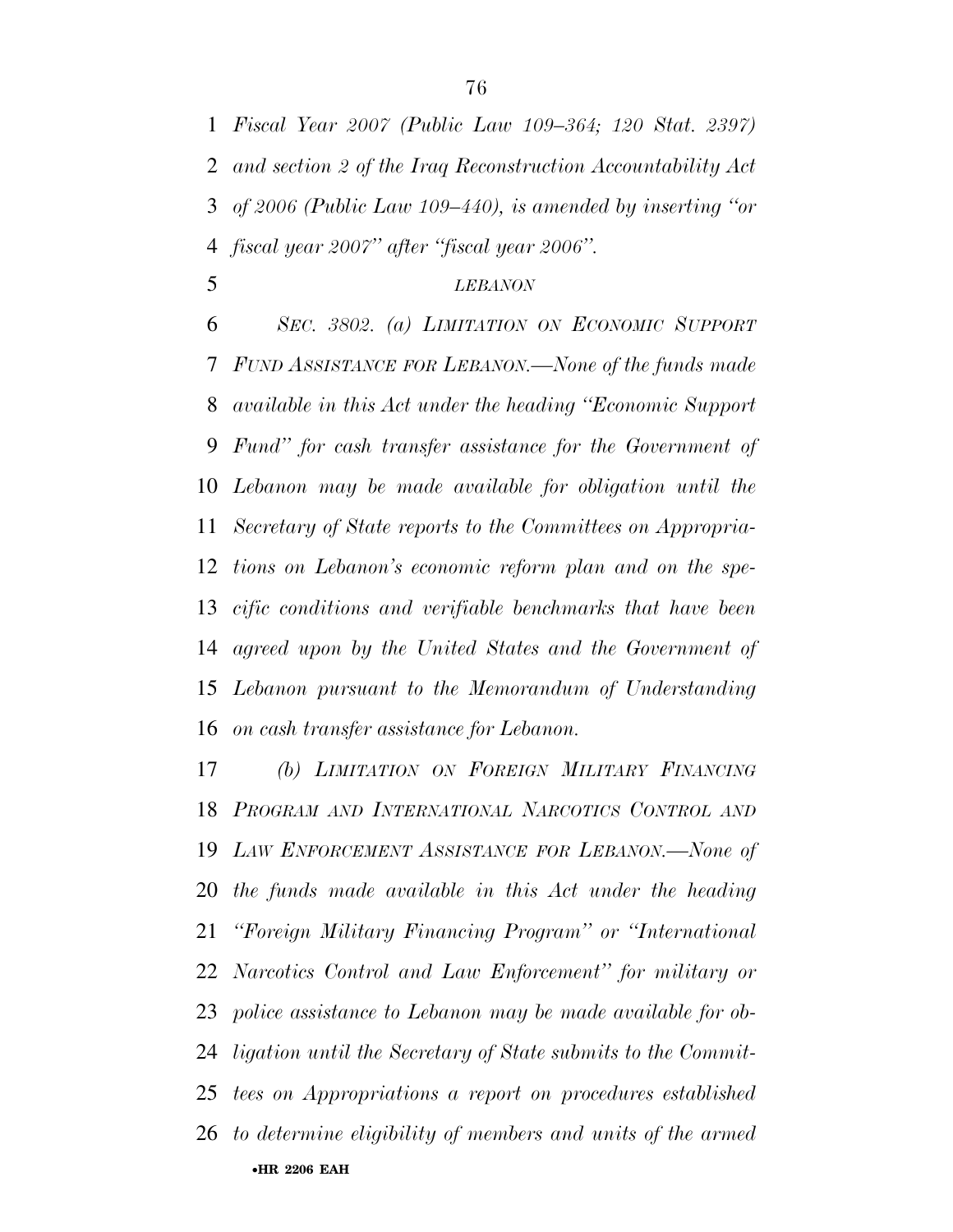*Fiscal Year 2007 (Public Law 109–364; 120 Stat. 2397) and section 2 of the Iraq Reconstruction Accountability Act of 2006 (Public Law 109–440), is amended by inserting ''or fiscal year 2007'' after ''fiscal year 2006''.*

*LEBANON*

*SEC. 3802. (a) LIMITATION ON ECONOMIC SUPPORT FUND ASSISTANCE FOR LEBANON.—None of the funds made available in this Act under the heading ''Economic Support Fund'' for cash transfer assistance for the Government of Lebanon may be made available for obligation until the Secretary of State reports to the Committees on Appropriations on Lebanon's economic reform plan and on the specific conditions and verifiable benchmarks that have been agreed upon by the United States and the Government of Lebanon pursuant to the Memorandum of Understanding on cash transfer assistance for Lebanon.*

*(b) LIMITATION ON FOREIGN MILITARY FINANCING PROGRAM AND INTERNATIONAL NARCOTICS CONTROL AND LAW ENFORCEMENT ASSISTANCE FOR LEBANON.—None of the funds made available in this Act under the heading ''Foreign Military Financing Program'' or ''International Narcotics Control and Law Enforcement'' for military or police assistance to Lebanon may be made available for obligation until the Secretary of State submits to the Committees on Appropriations a report on procedures established to determine eligibility of members and units of the armed*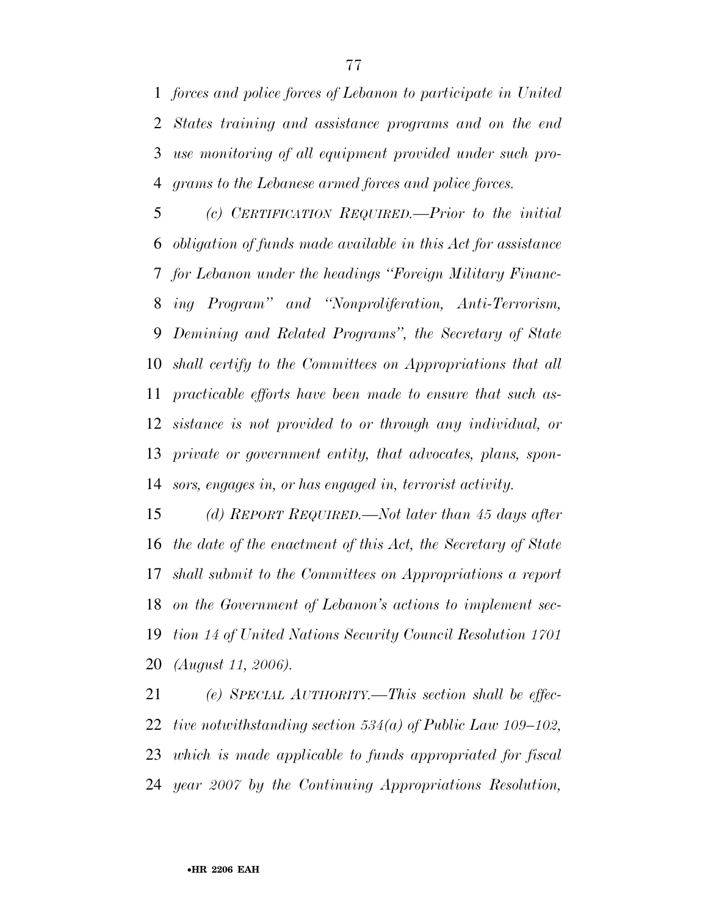*forces and police forces of Lebanon to participate in United States training and assistance programs and on the end use monitoring of all equipment provided under such programs to the Lebanese armed forces and police forces.*

*(c) CERTIFICATION REQUIRED.—Prior to the initial obligation of funds made available in this Act for assistance for Lebanon under the headings "Foreign Military Financing Program" and "Nonproliferation, Anti-Terrorism, Demining and Related Programs", the Secretary of State shall certify to the Committees on Appropriations that all practicable efforts have been made to ensure that such assistance is not provided to or through any individual, or private or government entity, that advocates, plans, sponsors, engages in, or has engaged in, terrorist activity.*

*(d) REPORT REQUIRED.—Not later than 45 days after the date of the enactment of this Act, the Secretary of State shall submit to the Committees on Appropriations a report on the Government of Lebanon's actions to implement section 14 of United Nations Security Council Resolution 1701 (August 11, 2006).*

*(e) SPECIAL AUTHORITY.—This section shall be effective notwithstanding section 534(a) of Public Law 109–102, which is made applicable to funds appropriated for fiscal year 2007 by the Continuing Appropriations Resolution,*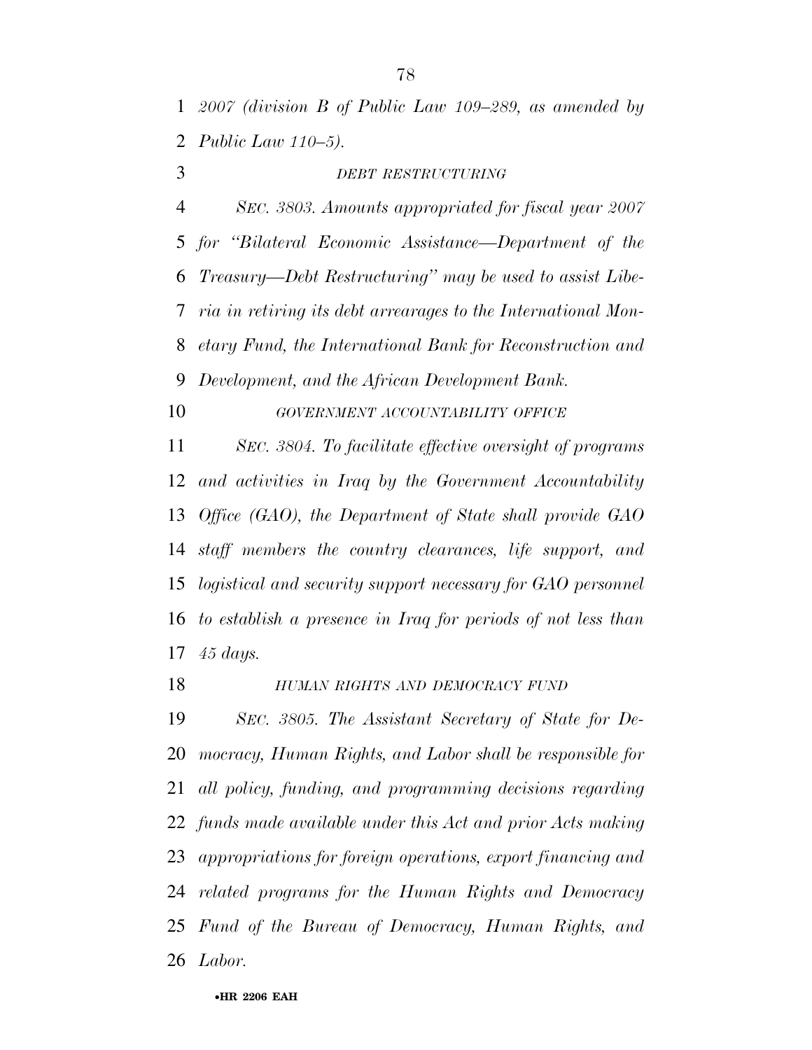*2007 (division B of Public Law 109–289, as amended by Public Law 110–5).*

*DEBT RESTRUCTURING*

*SEC. 3803. Amounts appropriated for fiscal year 2007 for "Bilateral Economic Assistance—Department of the Treasury—Debt Restructuring" may be used to assist Liberia in retiring its debt arrearages to the International Monetary Fund, the International Bank for Reconstruction and Development, and the African Development Bank.*

*GOVERNMENT ACCOUNTABILITY OFFICE*

*SEC. 3804. To facilitate effective oversight of programs and activities in Iraq by the Government Accountability Office (GAO), the Department of State shall provide GAO staff members the country clearances, life support, and logistical and security support necessary for GAO personnel to establish a presence in Iraq for periods of not less than 45 days.*

*HUMAN RIGHTS AND DEMOCRACY FUND*

*SEC. 3805. The Assistant Secretary of State for Democracy, Human Rights, and Labor shall be responsible for all policy, funding, and programming decisions regarding funds made available under this Act and prior Acts making appropriations for foreign operations, export financing and related programs for the Human Rights and Democracy Fund of the Bureau of Democracy, Human Rights, and Labor.*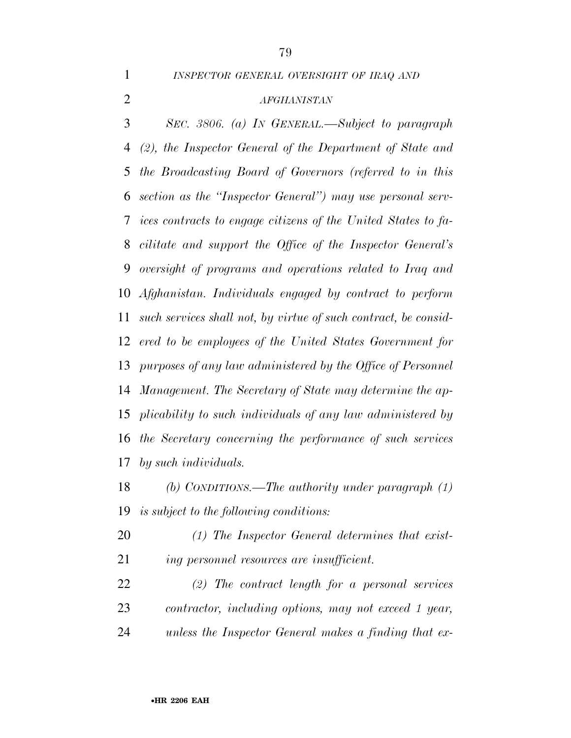*INSPECTOR GENERAL OVERSIGHT OF IRAQ AND AFGHANISTAN*

*SEC. 3806. (a) IN GENERAL.—Subject to paragraph (2), the Inspector General of the Department of State and the Broadcasting Board of Governors (referred to in this section as the "Inspector General") may use personal services contracts to engage citizens of the United States to facilitate and support the Office of the Inspector General's oversight of programs and operations related to Iraq and Afghanistan. Individuals engaged by contract to perform such services shall not, by virtue of such contract, be considered to be employees of the United States Government for purposes of any law administered by the Office of Personnel Management. The Secretary of State may determine the applicability to such individuals of any law administered by the Secretary concerning the performance of such services by such individuals.*

*(b) CONDITIONS.—The authority under paragraph (1) is subject to the following conditions:*

*(1) The Inspector General determines that existing personnel resources are insufficient.*

*(2) The contract length for a personal services contractor, including options, may not exceed 1 year, unless the Inspector General makes a finding that ex-*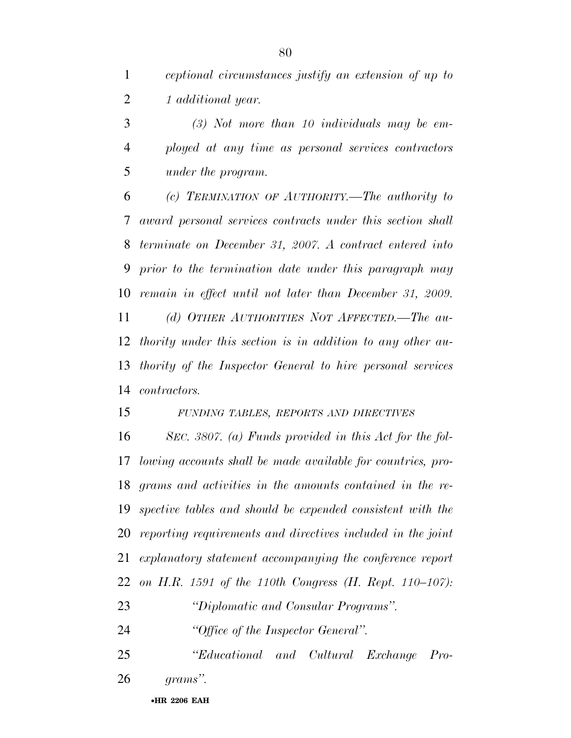*ceptional circumstances justify an extension of up to 1 additional year.*

*(3) Not more than 10 individuals may be employed at any time as personal services contractors under the program.*

*(c) TERMINATION OF AUTHORITY.—The authority to award personal services contracts under this section shall terminate on December 31, 2007. A contract entered into prior to the termination date under this paragraph may remain in effect until not later than December 31, 2009.*

*(d) OTHER AUTHORITIES NOT AFFECTED.—The authority under this section is in addition to any other authority of the Inspector General to hire personal services contractors.*

*FUNDING TABLES, REPORTS AND DIRECTIVES*

*SEC. 3807. (a) Funds provided in this Act for the following accounts shall be made available for countries, programs and activities in the amounts contained in the respective tables and should be expended consistent with the reporting requirements and directives included in the joint explanatory statement accompanying the conference report on H.R. 1591 of the 110th Congress (H. Rept. 110–107):*

*"Diplomatic and Consular Programs".*

*"Office of the Inspector General".*

*"Educational and Cultural Exchange Programs".*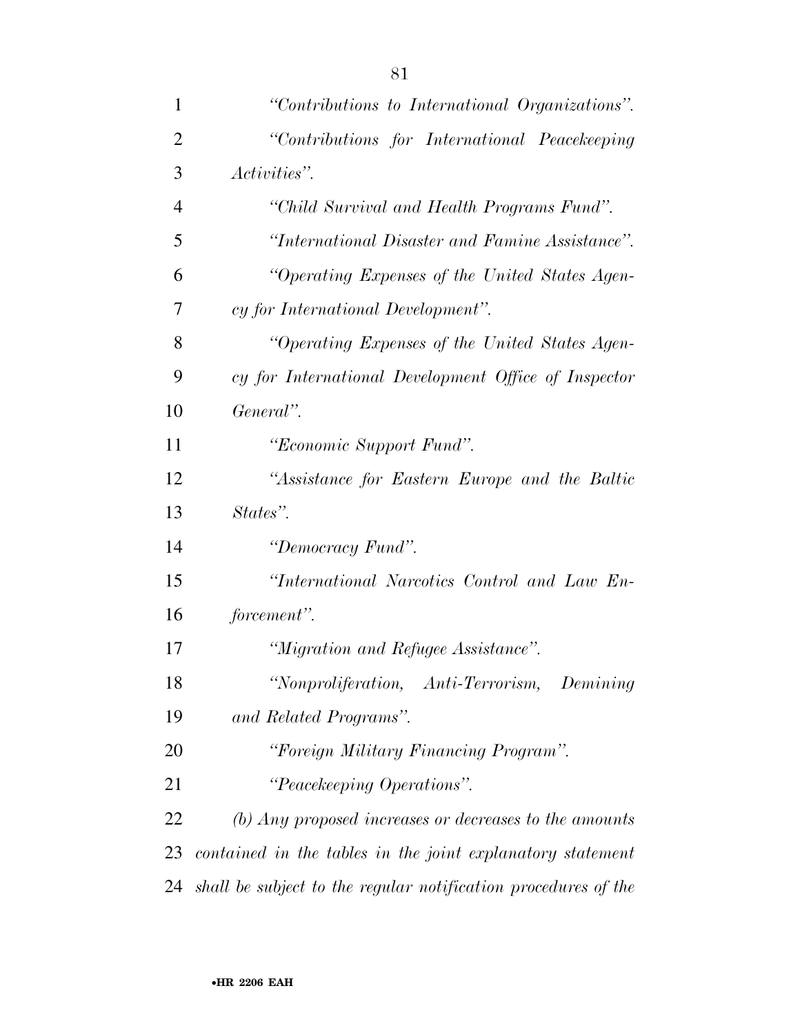*"Contributions to International Organizations".*

*"Contributions for International Peacekeeping Activities".*

*"Child Survival and Health Programs Fund".*

*"International Disaster and Famine Assistance".*

*"Operating Expenses of the United States Agency for International Development".*

*"Operating Expenses of the United States Agency for International Development Office of Inspector General".*

*"Economic Support Fund".*

*"Assistance for Eastern Europe and the Baltic States".*

*"Democracy Fund".*

*"International Narcotics Control and Law Enforcement".*

*"Migration and Refugee Assistance".*

*"Nonproliferation, Anti-Terrorism, Demining and Related Programs".*

*"Foreign Military Financing Program".*

*"Peacekeeping Operations".*

*(b) Any proposed increases or decreases to the amounts contained in the tables in the joint explanatory statement shall be subject to the regular notification procedures of the*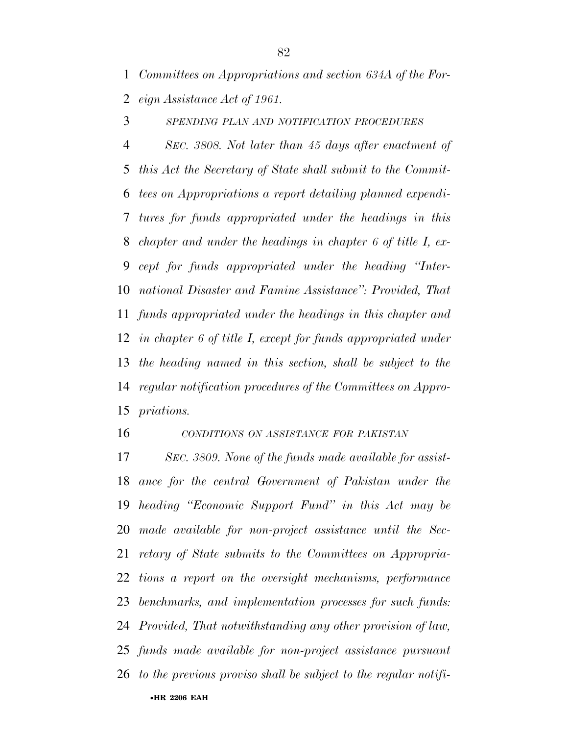*Committees on Appropriations and section 634A of the Foreign Assistance Act of 1961.*

*SPENDING PLAN AND NOTIFICATION PROCEDURES*

*SEC. 3808. Not later than 45 days after enactment of this Act the Secretary of State shall submit to the Committees on Appropriations a report detailing planned expenditures for funds appropriated under the headings in this chapter and under the headings in chapter 6 of title I, except for funds appropriated under the heading "International Disaster and Famine Assistance": Provided, That funds appropriated under the headings in this chapter and in chapter 6 of title I, except for funds appropriated under the heading named in this section, shall be subject to the regular notification procedures of the Committees on Appropriations.*

*CONDITIONS ON ASSISTANCE FOR PAKISTAN*

*SEC. 3809. None of the funds made available for assistance for the central Government of Pakistan under the heading "Economic Support Fund" in this Act may be made available for non-project assistance until the Secretary of State submits to the Committees on Appropriations a report on the oversight mechanisms, performance benchmarks, and implementation processes for such funds: Provided, That notwithstanding any other provision of law, funds made available for non-project assistance pursuant to the previous proviso shall be subject to the regular notifi-*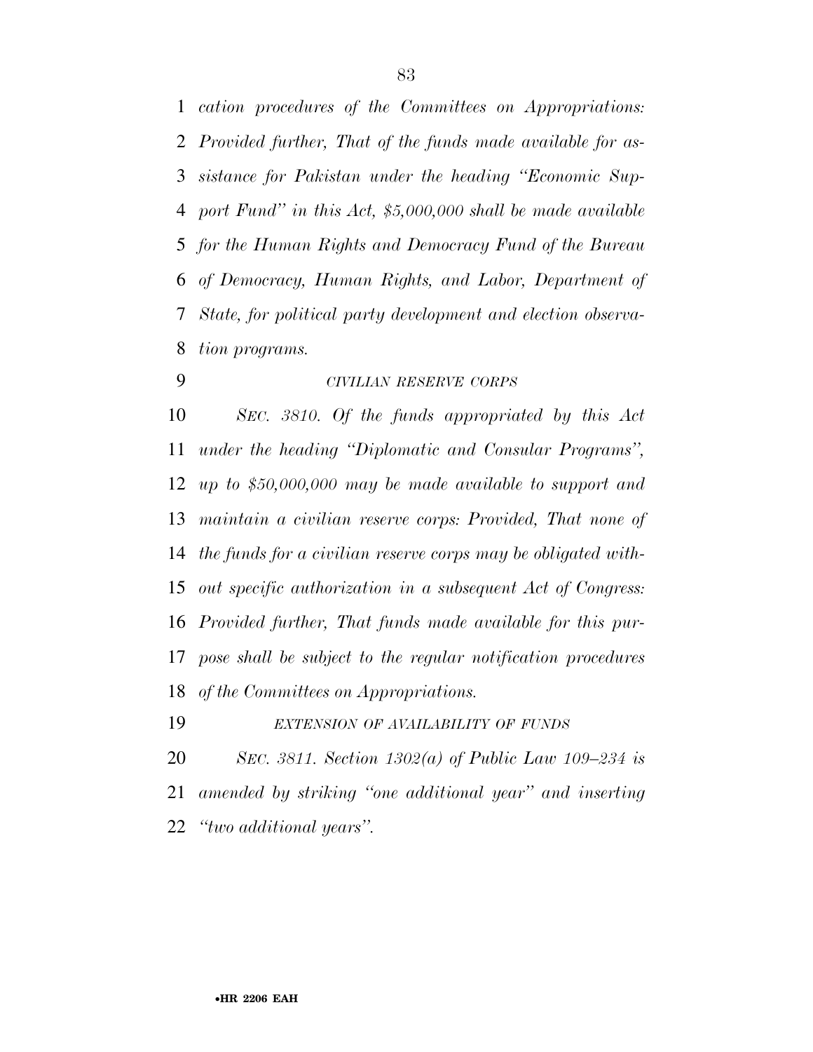*cation procedures of the Committees on Appropriations: Provided further, That of the funds made available for assistance for Pakistan under the heading "Economic Support Fund" in this Act, $5,000,000 shall be made available for the Human Rights and Democracy Fund of the Bureau of Democracy, Human Rights, and Labor, Department of State, for political party development and election observation programs.*

*CIVILIAN RESERVE CORPS*

*SEC. 3810. Of the funds appropriated by this Act under the heading "Diplomatic and Consular Programs", up to $50,000,000 may be made available to support and maintain a civilian reserve corps: Provided, That none of the funds for a civilian reserve corps may be obligated without specific authorization in a subsequent Act of Congress: Provided further, That funds made available for this purpose shall be subject to the regular notification procedures of the Committees on Appropriations.*

*EXTENSION OF AVAILABILITY OF FUNDS*

*SEC. 3811. Section 1302(a) of Public Law 109–234 is amended by striking "one additional year" and inserting "two additional years".*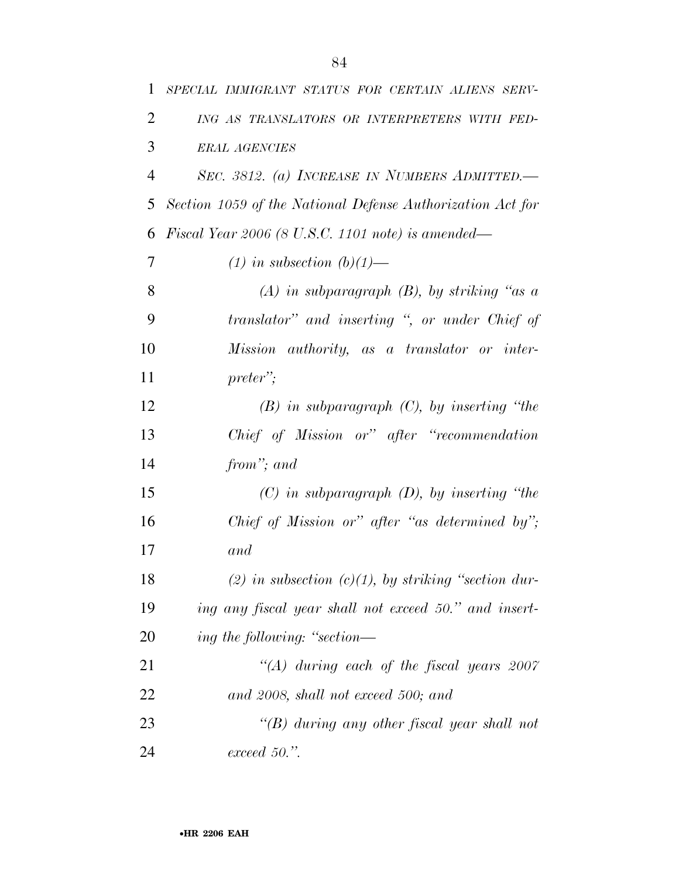*SPECIAL IMMIGRANT STATUS FOR CERTAIN ALIENS SERVING AS TRANSLATORS OR INTERPRETERS WITH FEDERAL AGENCIES*

*SEC. 3812. (a) INCREASE IN NUMBERS ADMITTED.— Section 1059 of the National Defense Authorization Act for Fiscal Year 2006 (8 U.S.C. 1101 note) is amended—*

*(1) in subsection (b)(1)—*

*(A) in subparagraph (B), by striking "as a translator" and inserting ", or under Chief of Mission authority, as a translator or interpreter";*

*(B) in subparagraph (C), by inserting "the Chief of Mission or" after "recommendation from"; and*

*(C) in subparagraph (D), by inserting "the Chief of Mission or" after "as determined by"; and*

*(2) in subsection (c)(1), by striking "section during any fiscal year shall not exceed 50." and inserting the following: "section—*

*"(A) during each of the fiscal years 2007 and 2008, shall not exceed 500; and*

*"(B) during any other fiscal year shall not exceed 50.".*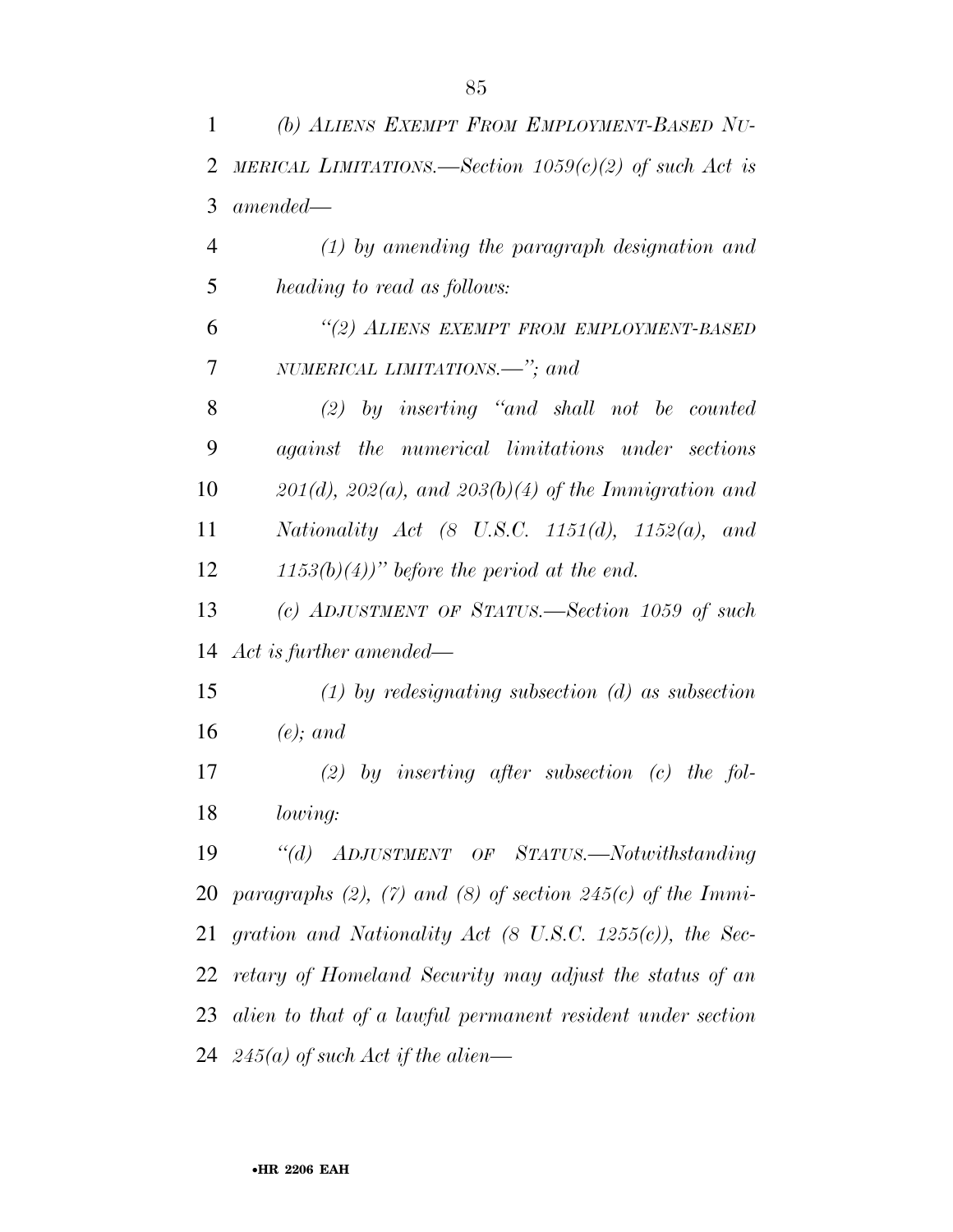*(b) ALIENS EXEMPT FROM EMPLOYMENT-BASED NUMERICAL LIMITATIONS.—Section 1059(c)(2) of such Act is amended—*

*(1) by amending the paragraph designation and heading to read as follows:*

*"(2) ALIENS EXEMPT FROM EMPLOYMENT-BASED NUMERICAL LIMITATIONS.—"; and*

*(2) by inserting "and shall not be counted against the numerical limitations under sections 201(d), 202(a), and 203(b)(4) of the Immigration and Nationality Act (8 U.S.C. 1151(d), 1152(a), and 1153(b)(4))" before the period at the end.*

*(c) ADJUSTMENT OF STATUS.—Section 1059 of such Act is further amended—*

*(1) by redesignating subsection (d) as subsection (e); and*

*(2) by inserting after subsection (c) the following:*

*"(d) ADJUSTMENT OF STATUS.—Notwithstanding paragraphs (2), (7) and (8) of section 245(c) of the Immigration and Nationality Act (8 U.S.C. 1255(c)), the Secretary of Homeland Security may adjust the status of an alien to that of a lawful permanent resident under section 245(a) of such Act if the alien—*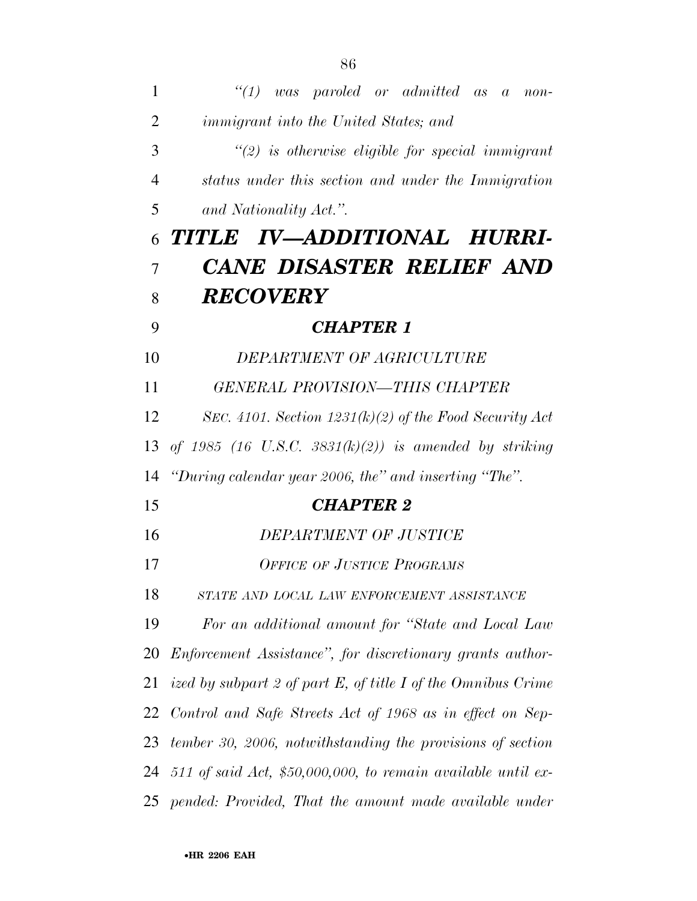*"(1) was paroled or admitted as a nonimmigrant into the United States; and*

*"(2) is otherwise eligible for special immigrant status under this section and under the Immigration and Nationality Act.".*

# *TITLE IV—ADDITIONAL HURRICANE DISASTER RELIEF AND RECOVERY*

## *CHAPTER 1*

### *DEPARTMENT OF AGRICULTURE*

#### *GENERAL PROVISION—THIS CHAPTER*

*SEC. 4101. Section 1231(k)(2) of the Food Security Act of 1985 (16 U.S.C. 3831(k)(2)) is amended by striking "During calendar year 2006, the" and inserting "The".*

## *CHAPTER 2*

### *DEPARTMENT OF JUSTICE*

#### *OFFICE OF JUSTICE PROGRAMS*

##### *STATE AND LOCAL LAW ENFORCEMENT ASSISTANCE*

*For an additional amount for "State and Local Law Enforcement Assistance", for discretionary grants authorized by subpart 2 of part E, of title I of the Omnibus Crime Control and Safe Streets Act of 1968 as in effect on September 30, 2006, notwithstanding the provisions of section 511 of said Act, $50,000,000, to remain available until expended: Provided, That the amount made available under*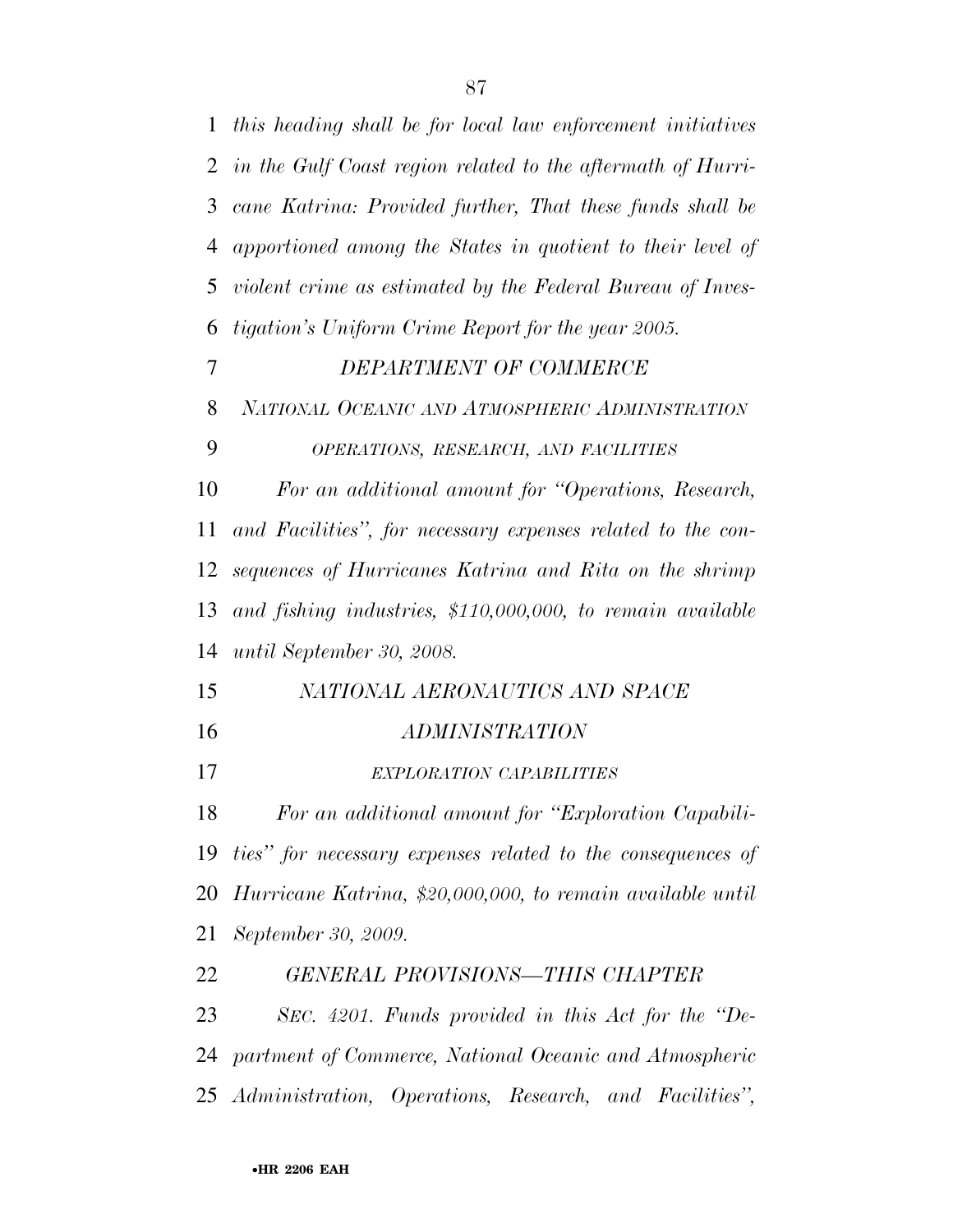*this heading shall be for local law enforcement initiatives in the Gulf Coast region related to the aftermath of Hurricane Katrina: Provided further, That these funds shall be apportioned among the States in quotient to their level of violent crime as estimated by the Federal Bureau of Investigation's Uniform Crime Report for the year 2005.*

*DEPARTMENT OF COMMERCE*

*NATIONAL OCEANIC AND ATMOSPHERIC ADMINISTRATION*

*OPERATIONS, RESEARCH, AND FACILITIES*

*For an additional amount for "Operations, Research, and Facilities", for necessary expenses related to the consequences of Hurricanes Katrina and Rita on the shrimp and fishing industries, $110,000,000, to remain available until September 30, 2008.*

*NATIONAL AERONAUTICS AND SPACE ADMINISTRATION*

*EXPLORATION CAPABILITIES*

*For an additional amount for "Exploration Capabilities" for necessary expenses related to the consequences of Hurricane Katrina, $20,000,000, to remain available until September 30, 2009.*

*GENERAL PROVISIONS—THIS CHAPTER*

*SEC. 4201. Funds provided in this Act for the "Department of Commerce, National Oceanic and Atmospheric Administration, Operations, Research, and Facilities",*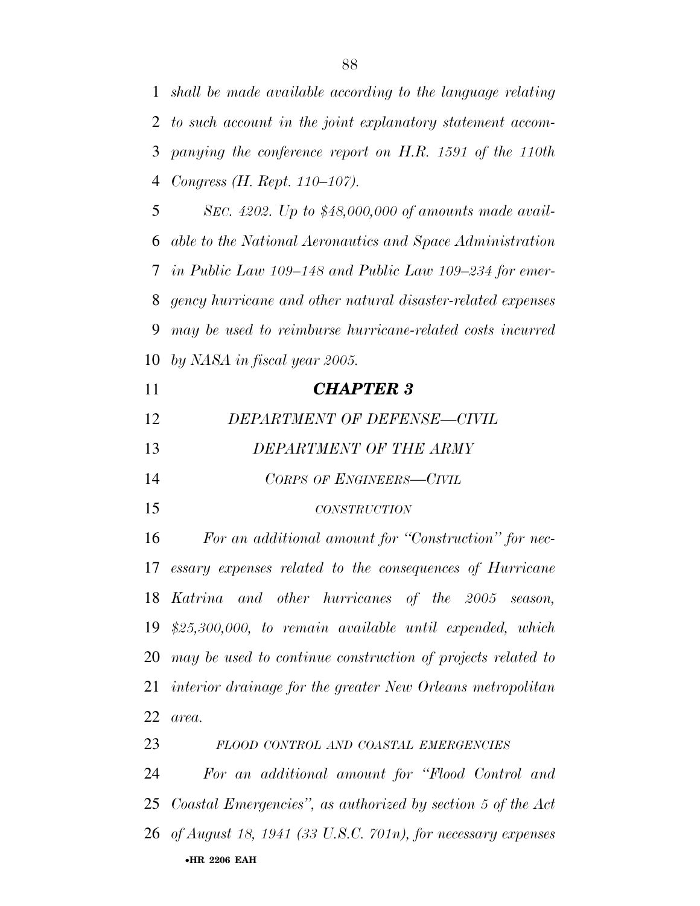*shall be made available according to the language relating to such account in the joint explanatory statement accompanying the conference report on H.R. 1591 of the 110th Congress (H. Rept. 110–107).*

*SEC. 4202. Up to $48,000,000 of amounts made available to the National Aeronautics and Space Administration in Public Law 109–148 and Public Law 109–234 for emergency hurricane and other natural disaster-related expenses may be used to reimburse hurricane-related costs incurred by NASA in fiscal year 2005.*

## *CHAPTER 3*

### *DEPARTMENT OF DEFENSE—CIVIL*

### *DEPARTMENT OF THE ARMY*

#### *CORPS OF ENGINEERS—CIVIL*

##### *CONSTRUCTION*

*For an additional amount for ''Construction'' for necessary expenses related to the consequences of Hurricane Katrina and other hurricanes of the 2005 season, $25,300,000, to remain available until expended, which may be used to continue construction of projects related to interior drainage for the greater New Orleans metropolitan area.*

##### *FLOOD CONTROL AND COASTAL EMERGENCIES*

*For an additional amount for ''Flood Control and Coastal Emergencies'', as authorized by section 5 of the Act of August 18, 1941 (33 U.S.C. 701n), for necessary expenses*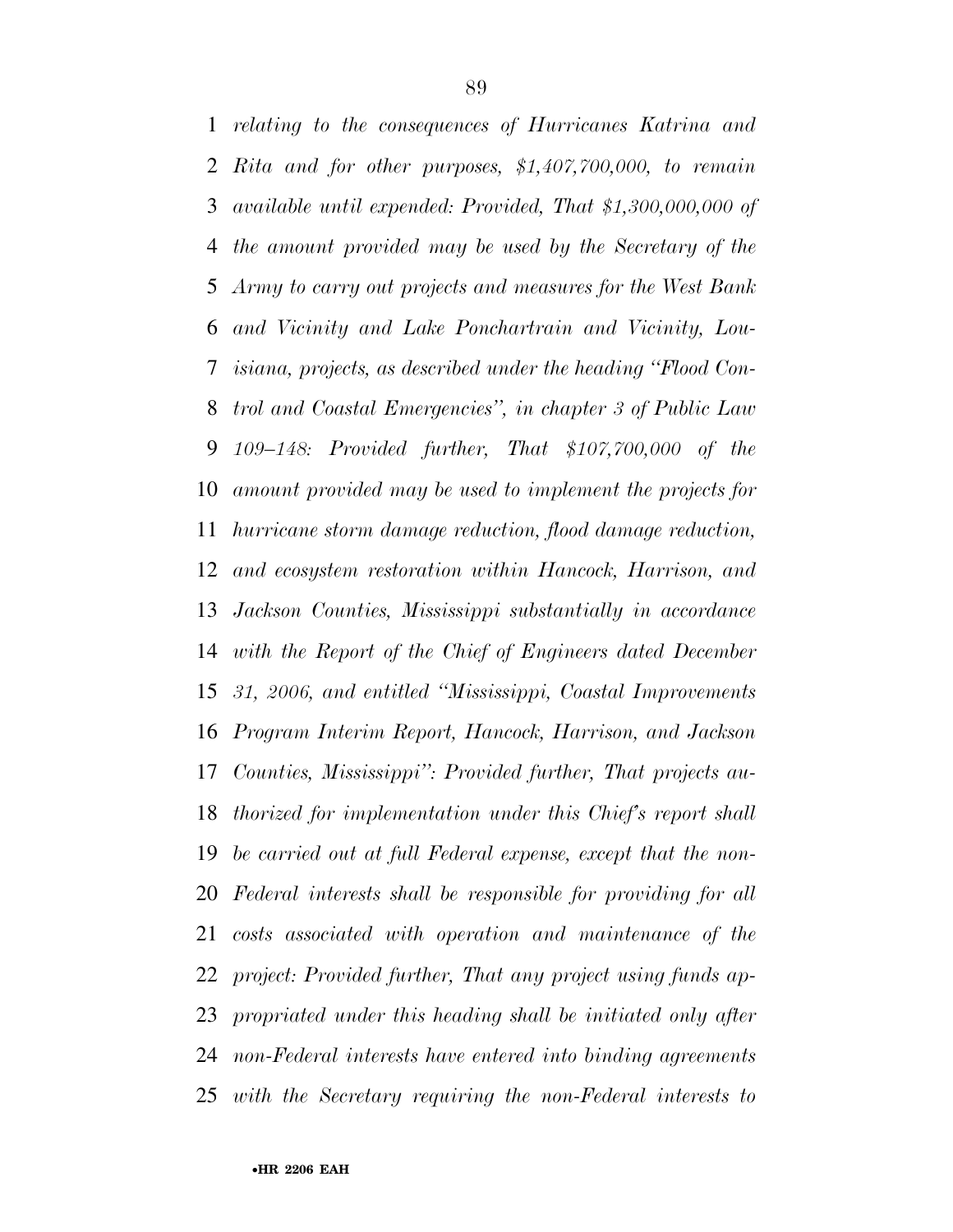*relating to the consequences of Hurricanes Katrina and Rita and for other purposes, $1,407,700,000, to remain available until expended: Provided, That $1,300,000,000 of the amount provided may be used by the Secretary of the Army to carry out projects and measures for the West Bank and Vicinity and Lake Ponchartrain and Vicinity, Louisiana, projects, as described under the heading "Flood Control and Coastal Emergencies", in chapter 3 of Public Law 109–148: Provided further, That $107,700,000 of the amount provided may be used to implement the projects for hurricane storm damage reduction, flood damage reduction, and ecosystem restoration within Hancock, Harrison, and Jackson Counties, Mississippi substantially in accordance with the Report of the Chief of Engineers dated December 31, 2006, and entitled "Mississippi, Coastal Improvements Program Interim Report, Hancock, Harrison, and Jackson Counties, Mississippi": Provided further, That projects authorized for implementation under this Chief's report shall be carried out at full Federal expense, except that the non-Federal interests shall be responsible for providing for all costs associated with operation and maintenance of the project: Provided further, That any project using funds appropriated under this heading shall be initiated only after non-Federal interests have entered into binding agreements with the Secretary requiring the non-Federal interests to*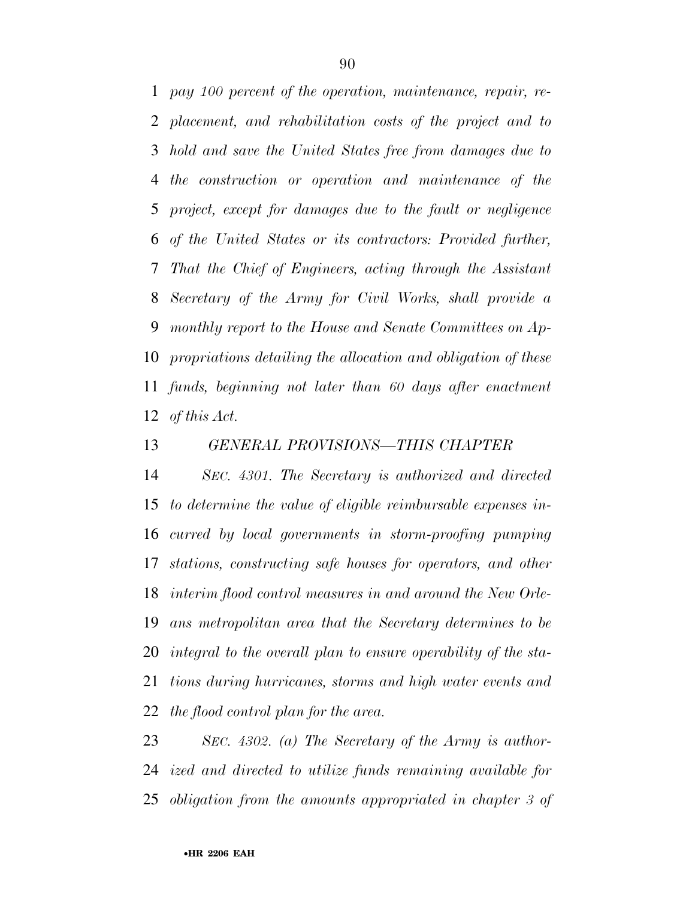*pay 100 percent of the operation, maintenance, repair, replacement, and rehabilitation costs of the project and to hold and save the United States free from damages due to the construction or operation and maintenance of the project, except for damages due to the fault or negligence of the United States or its contractors: Provided further, That the Chief of Engineers, acting through the Assistant Secretary of the Army for Civil Works, shall provide a monthly report to the House and Senate Committees on Appropriations detailing the allocation and obligation of these funds, beginning not later than 60 days after enactment of this Act.*

*GENERAL PROVISIONS—THIS CHAPTER*

*SEC. 4301. The Secretary is authorized and directed to determine the value of eligible reimbursable expenses incurred by local governments in storm-proofing pumping stations, constructing safe houses for operators, and other interim flood control measures in and around the New Orleans metropolitan area that the Secretary determines to be integral to the overall plan to ensure operability of the stations during hurricanes, storms and high water events and the flood control plan for the area.*

*SEC. 4302. (a) The Secretary of the Army is authorized and directed to utilize funds remaining available for obligation from the amounts appropriated in chapter 3 of*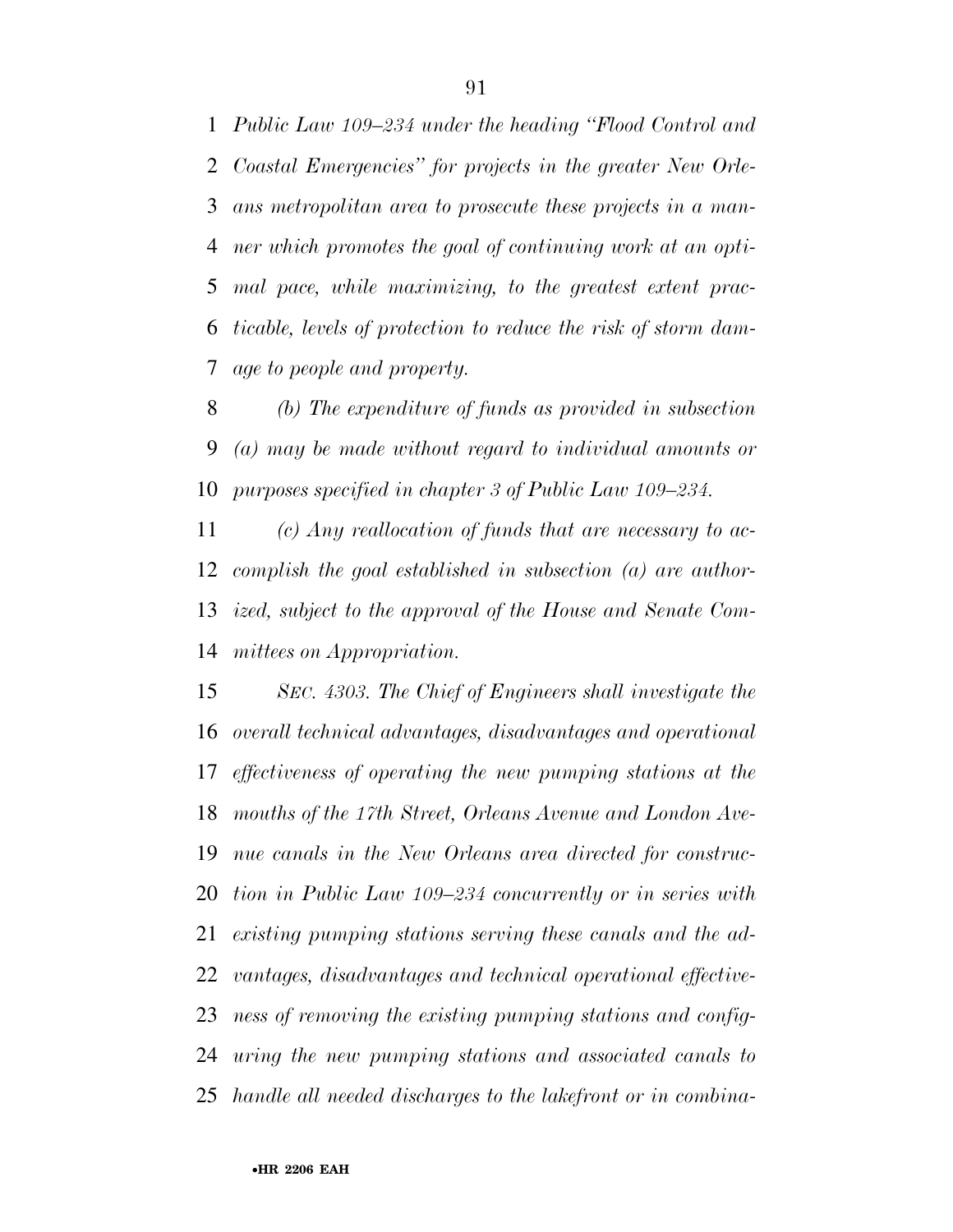*Public Law 109–234 under the heading "Flood Control and Coastal Emergencies" for projects in the greater New Orleans metropolitan area to prosecute these projects in a manner which promotes the goal of continuing work at an optimal pace, while maximizing, to the greatest extent practicable, levels of protection to reduce the risk of storm damage to people and property.*

*(b) The expenditure of funds as provided in subsection (a) may be made without regard to individual amounts or purposes specified in chapter 3 of Public Law 109–234.*

*(c) Any reallocation of funds that are necessary to accomplish the goal established in subsection (a) are authorized, subject to the approval of the House and Senate Committees on Appropriation.*

*SEC. 4303. The Chief of Engineers shall investigate the overall technical advantages, disadvantages and operational effectiveness of operating the new pumping stations at the mouths of the 17th Street, Orleans Avenue and London Avenue canals in the New Orleans area directed for construction in Public Law 109–234 concurrently or in series with existing pumping stations serving these canals and the advantages, disadvantages and technical operational effectiveness of removing the existing pumping stations and configuring the new pumping stations and associated canals to handle all needed discharges to the lakefront or in combina-*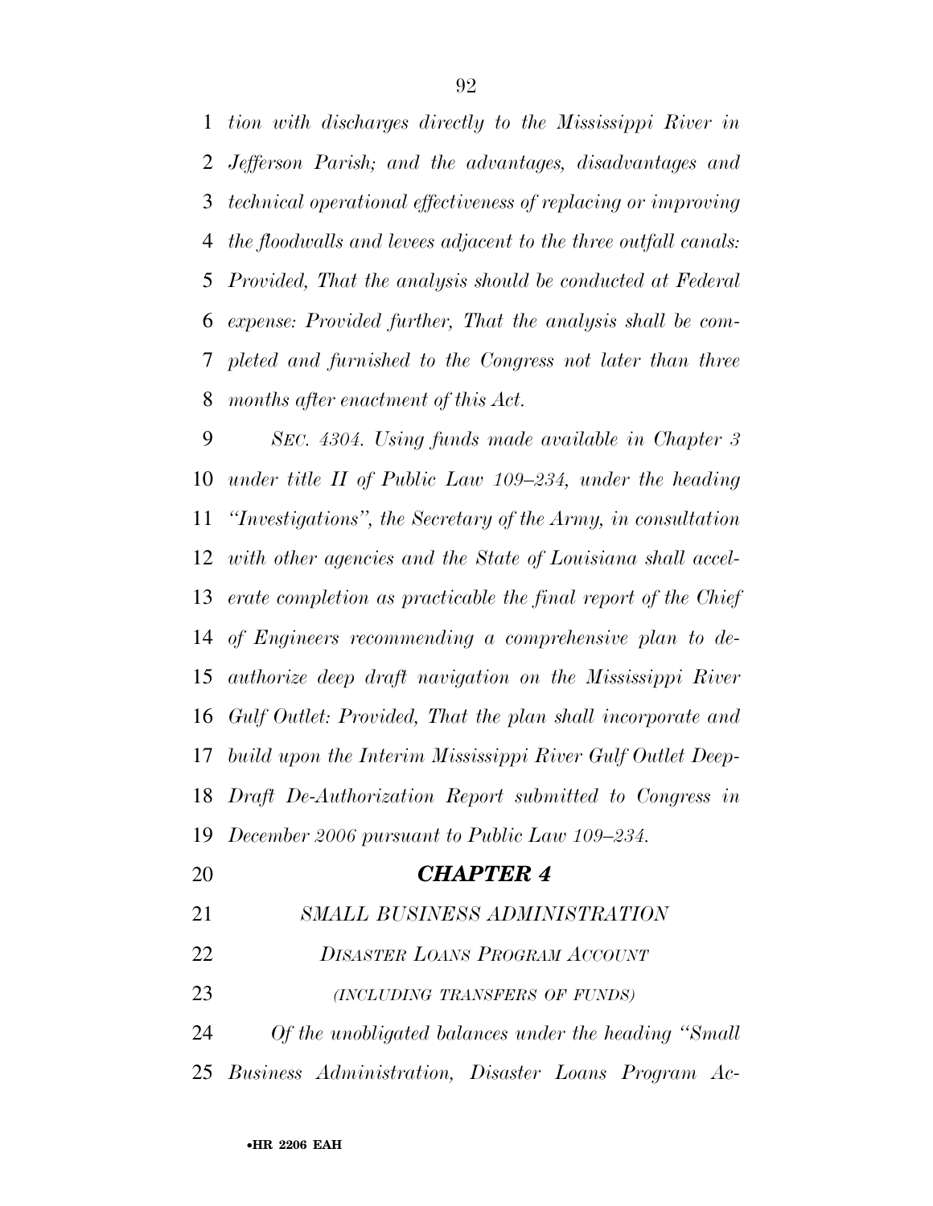*tion with discharges directly to the Mississippi River in Jefferson Parish; and the advantages, disadvantages and technical operational effectiveness of replacing or improving the floodwalls and levees adjacent to the three outfall canals: Provided, That the analysis should be conducted at Federal expense: Provided further, That the analysis shall be completed and furnished to the Congress not later than three months after enactment of this Act.*

*SEC. 4304. Using funds made available in Chapter 3 under title II of Public Law 109–234, under the heading "Investigations", the Secretary of the Army, in consultation with other agencies and the State of Louisiana shall accelerate completion as practicable the final report of the Chief of Engineers recommending a comprehensive plan to de-authorize deep draft navigation on the Mississippi River Gulf Outlet: Provided, That the plan shall incorporate and build upon the Interim Mississippi River Gulf Outlet Deep-Draft De-Authorization Report submitted to Congress in December 2006 pursuant to Public Law 109–234.*

## ***CHAPTER 4***

*SMALL BUSINESS ADMINISTRATION*

*DISASTER LOANS PROGRAM ACCOUNT*

*(INCLUDING TRANSFERS OF FUNDS)*

*Of the unobligated balances under the heading "Small Business Administration, Disaster Loans Program Ac-*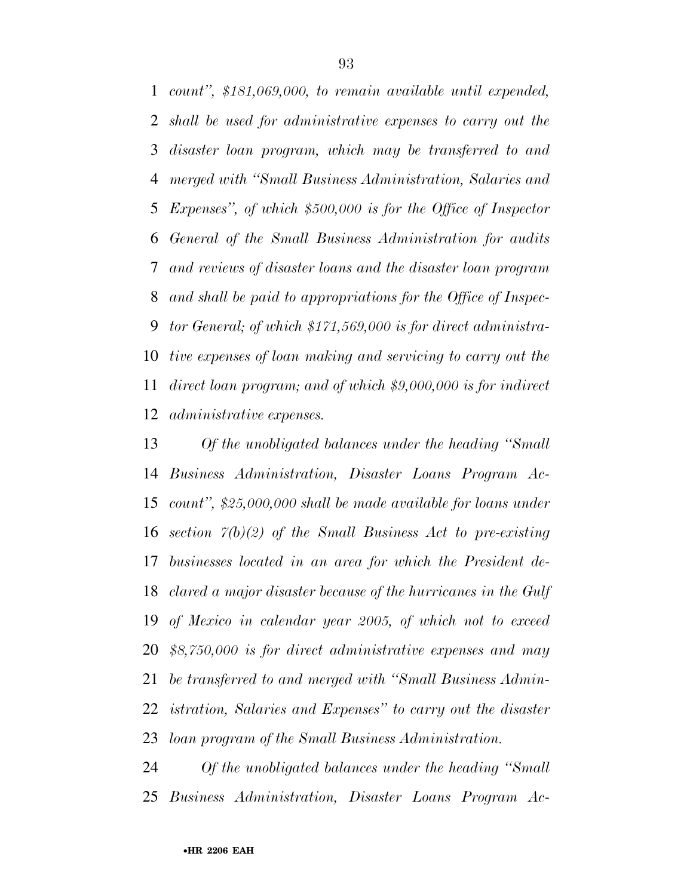*count'', $181,069,000, to remain available until expended, shall be used for administrative expenses to carry out the disaster loan program, which may be transferred to and merged with ''Small Business Administration, Salaries and Expenses'', of which $500,000 is for the Office of Inspector General of the Small Business Administration for audits and reviews of disaster loans and the disaster loan program and shall be paid to appropriations for the Office of Inspector General; of which $171,569,000 is for direct administrative expenses of loan making and servicing to carry out the direct loan program; and of which $9,000,000 is for indirect administrative expenses.*

*Of the unobligated balances under the heading ''Small Business Administration, Disaster Loans Program Account'', $25,000,000 shall be made available for loans under section 7(b)(2) of the Small Business Act to pre-existing businesses located in an area for which the President declared a major disaster because of the hurricanes in the Gulf of Mexico in calendar year 2005, of which not to exceed $8,750,000 is for direct administrative expenses and may be transferred to and merged with ''Small Business Administration, Salaries and Expenses'' to carry out the disaster loan program of the Small Business Administration.*

*Of the unobligated balances under the heading ''Small Business Administration, Disaster Loans Program Ac-*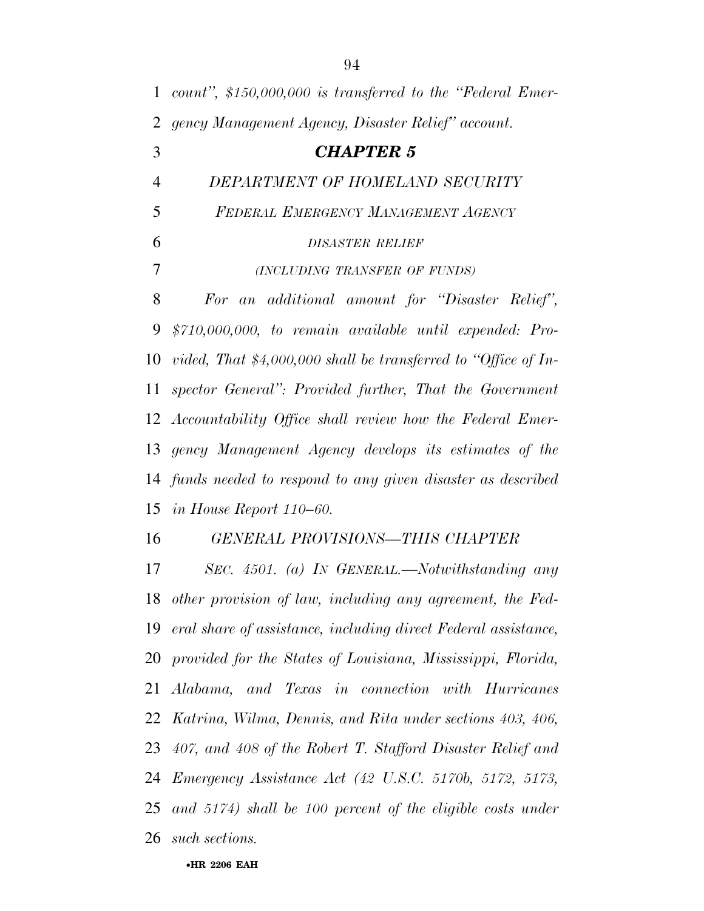*count", $150,000,000 is transferred to the "Federal Emergency Management Agency, Disaster Relief" account.*

## *CHAPTER 5*

### *DEPARTMENT OF HOMELAND SECURITY*

#### *FEDERAL EMERGENCY MANAGEMENT AGENCY*

##### *DISASTER RELIEF*

*(INCLUDING TRANSFER OF FUNDS)*

*For an additional amount for "Disaster Relief", $710,000,000, to remain available until expended: Provided, That $4,000,000 shall be transferred to "Office of Inspector General": Provided further, That the Government Accountability Office shall review how the Federal Emergency Management Agency develops its estimates of the funds needed to respond to any given disaster as described in House Report 110–60.*

*GENERAL PROVISIONS—THIS CHAPTER*

*SEC. 4501. (a) IN GENERAL.—Notwithstanding any other provision of law, including any agreement, the Federal share of assistance, including direct Federal assistance, provided for the States of Louisiana, Mississippi, Florida, Alabama, and Texas in connection with Hurricanes Katrina, Wilma, Dennis, and Rita under sections 403, 406, 407, and 408 of the Robert T. Stafford Disaster Relief and Emergency Assistance Act (42 U.S.C. 5170b, 5172, 5173, and 5174) shall be 100 percent of the eligible costs under such sections.*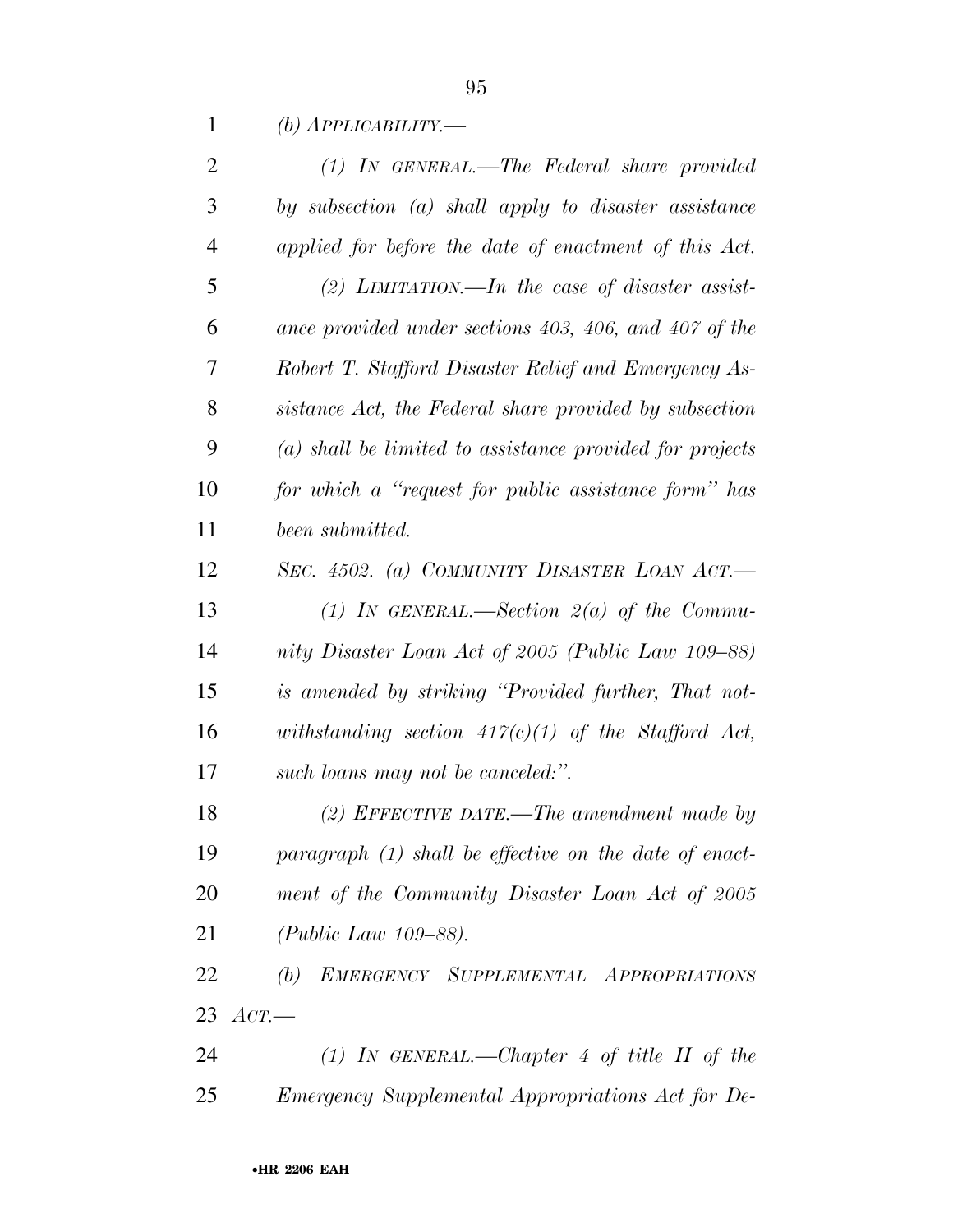*(b) APPLICABILITY.—*

*(1) IN GENERAL.—The Federal share provided by subsection (a) shall apply to disaster assistance applied for before the date of enactment of this Act.*

*(2) LIMITATION.—In the case of disaster assistance provided under sections 403, 406, and 407 of the Robert T. Stafford Disaster Relief and Emergency Assistance Act, the Federal share provided by subsection (a) shall be limited to assistance provided for projects for which a "request for public assistance form" has been submitted.*

*SEC. 4502. (a) COMMUNITY DISASTER LOAN ACT.—*

*(1) IN GENERAL.—Section 2(a) of the Community Disaster Loan Act of 2005 (Public Law 109–88) is amended by striking "Provided further, That notwithstanding section 417(c)(1) of the Stafford Act, such loans may not be canceled:".*

*(2) EFFECTIVE DATE.—The amendment made by paragraph (1) shall be effective on the date of enactment of the Community Disaster Loan Act of 2005 (Public Law 109–88).*

*(b) EMERGENCY SUPPLEMENTAL APPROPRIATIONS ACT.—*

*(1) IN GENERAL.—Chapter 4 of title II of the Emergency Supplemental Appropriations Act for De-*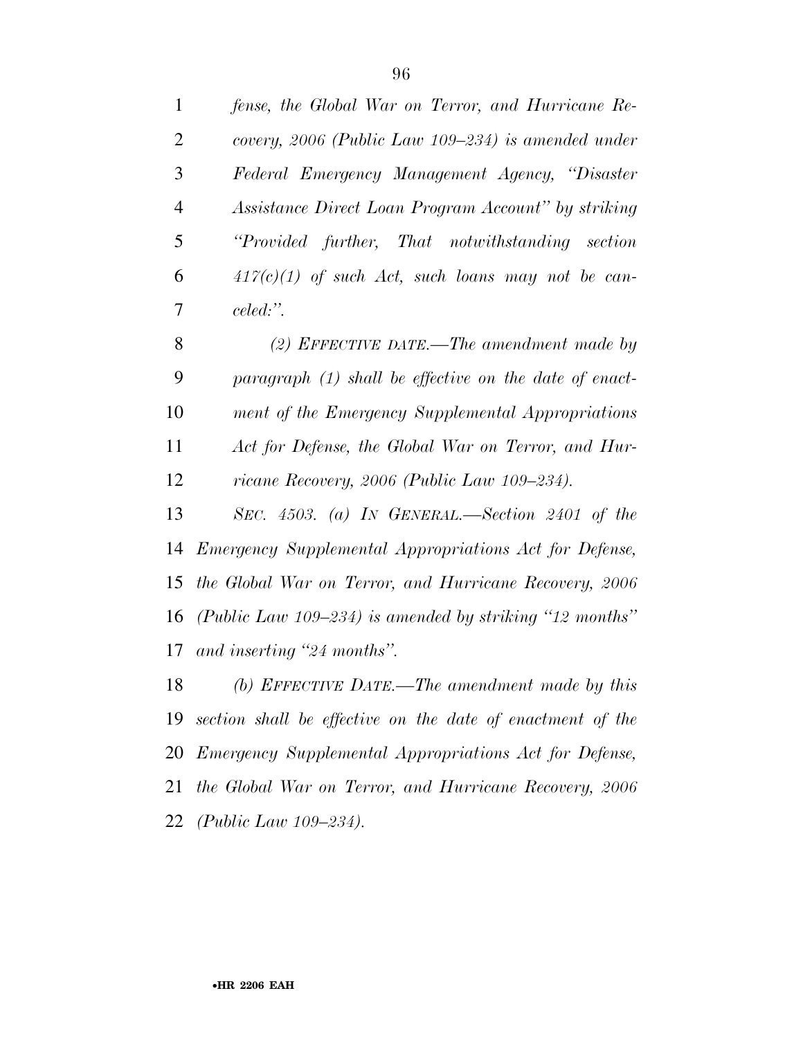*fense, the Global War on Terror, and Hurricane Recovery, 2006 (Public Law 109–234) is amended under Federal Emergency Management Agency, "Disaster Assistance Direct Loan Program Account" by striking "Provided further, That notwithstanding section 417(c)(1) of such Act, such loans may not be canceled:".*

*(2) EFFECTIVE DATE.—The amendment made by paragraph (1) shall be effective on the date of enactment of the Emergency Supplemental Appropriations Act for Defense, the Global War on Terror, and Hurricane Recovery, 2006 (Public Law 109–234).*

*SEC. 4503. (a) IN GENERAL.—Section 2401 of the Emergency Supplemental Appropriations Act for Defense, the Global War on Terror, and Hurricane Recovery, 2006 (Public Law 109–234) is amended by striking "12 months" and inserting "24 months".*

*(b) EFFECTIVE DATE.—The amendment made by this section shall be effective on the date of enactment of the Emergency Supplemental Appropriations Act for Defense, the Global War on Terror, and Hurricane Recovery, 2006 (Public Law 109–234).*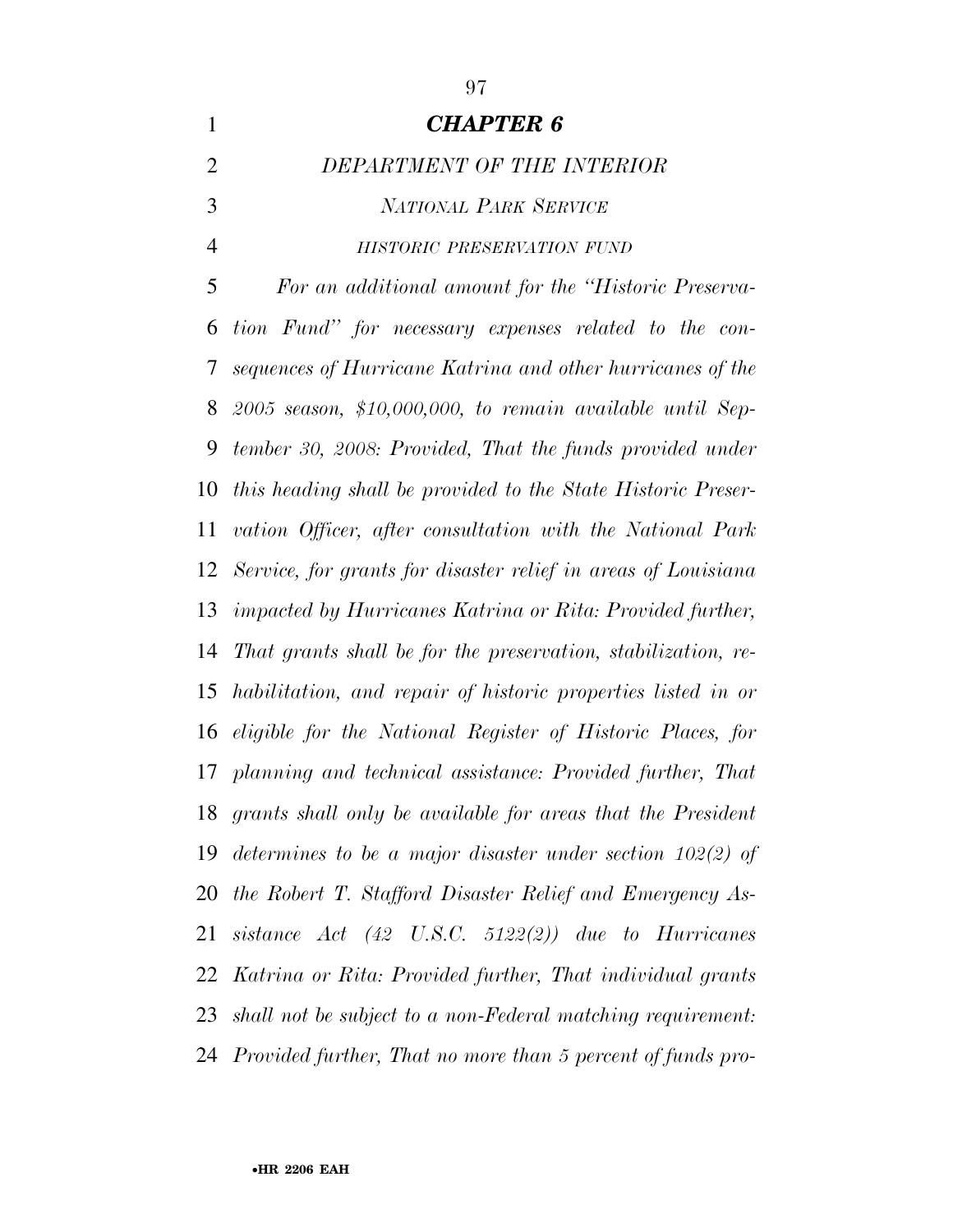## *CHAPTER 6*

### *DEPARTMENT OF THE INTERIOR*

#### *NATIONAL PARK SERVICE*

##### *HISTORIC PRESERVATION FUND*

*For an additional amount for the "Historic Preservation Fund" for necessary expenses related to the consequences of Hurricane Katrina and other hurricanes of the 2005 season, $10,000,000, to remain available until September 30, 2008: Provided, That the funds provided under this heading shall be provided to the State Historic Preservation Officer, after consultation with the National Park Service, for grants for disaster relief in areas of Louisiana impacted by Hurricanes Katrina or Rita: Provided further, That grants shall be for the preservation, stabilization, rehabilitation, and repair of historic properties listed in or eligible for the National Register of Historic Places, for planning and technical assistance: Provided further, That grants shall only be available for areas that the President determines to be a major disaster under section 102(2) of the Robert T. Stafford Disaster Relief and Emergency Assistance Act (42 U.S.C. 5122(2)) due to Hurricanes Katrina or Rita: Provided further, That individual grants shall not be subject to a non-Federal matching requirement: Provided further, That no more than 5 percent of funds pro-*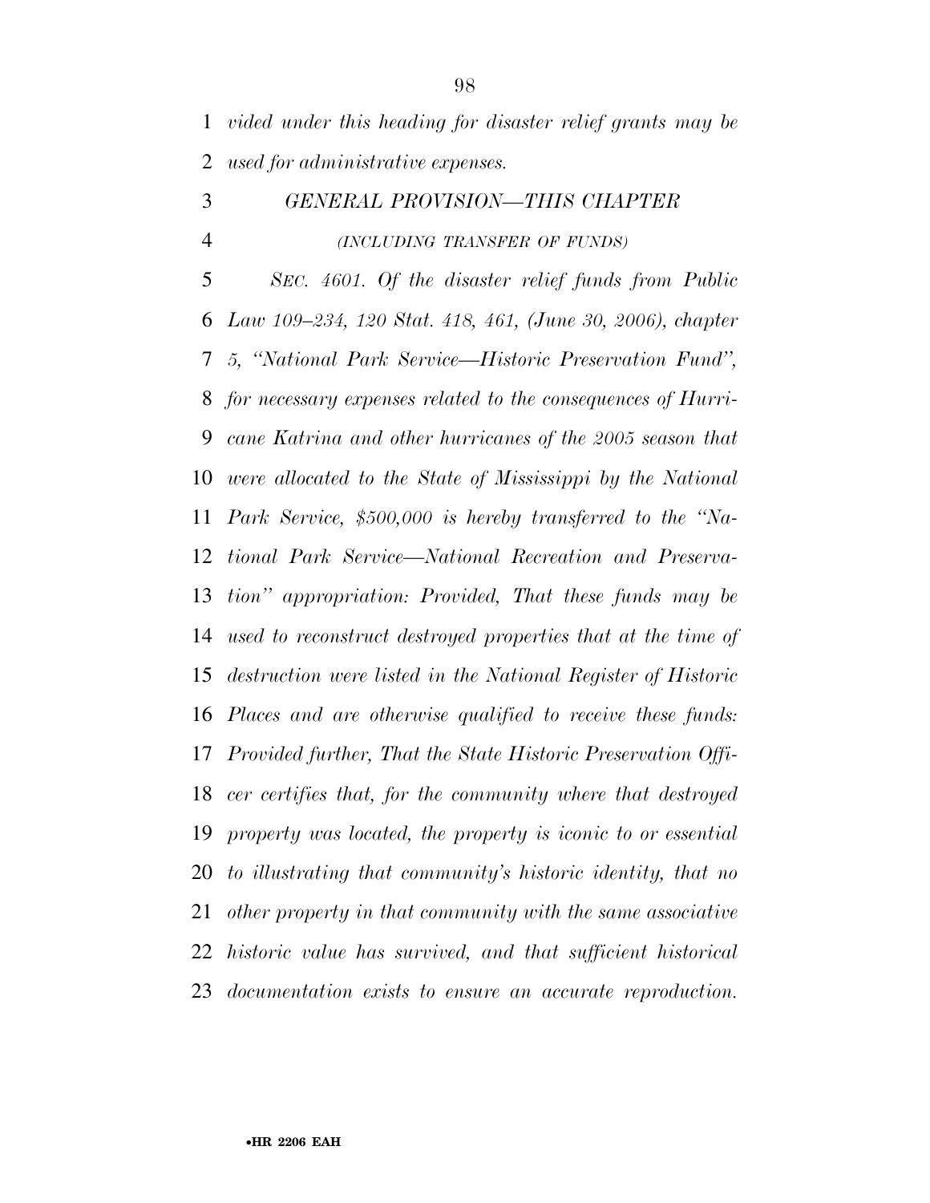*vided under this heading for disaster relief grants may be used for administrative expenses.*

### *GENERAL PROVISION—THIS CHAPTER*

*(INCLUDING TRANSFER OF FUNDS)*

*SEC. 4601. Of the disaster relief funds from Public Law 109–234, 120 Stat. 418, 461, (June 30, 2006), chapter 5, "National Park Service—Historic Preservation Fund", for necessary expenses related to the consequences of Hurricane Katrina and other hurricanes of the 2005 season that were allocated to the State of Mississippi by the National Park Service, $500,000 is hereby transferred to the "National Park Service—National Recreation and Preservation" appropriation: Provided, That these funds may be used to reconstruct destroyed properties that at the time of destruction were listed in the National Register of Historic Places and are otherwise qualified to receive these funds: Provided further, That the State Historic Preservation Officer certifies that, for the community where that destroyed property was located, the property is iconic to or essential to illustrating that community's historic identity, that no other property in that community with the same associative historic value has survived, and that sufficient historical documentation exists to ensure an accurate reproduction.*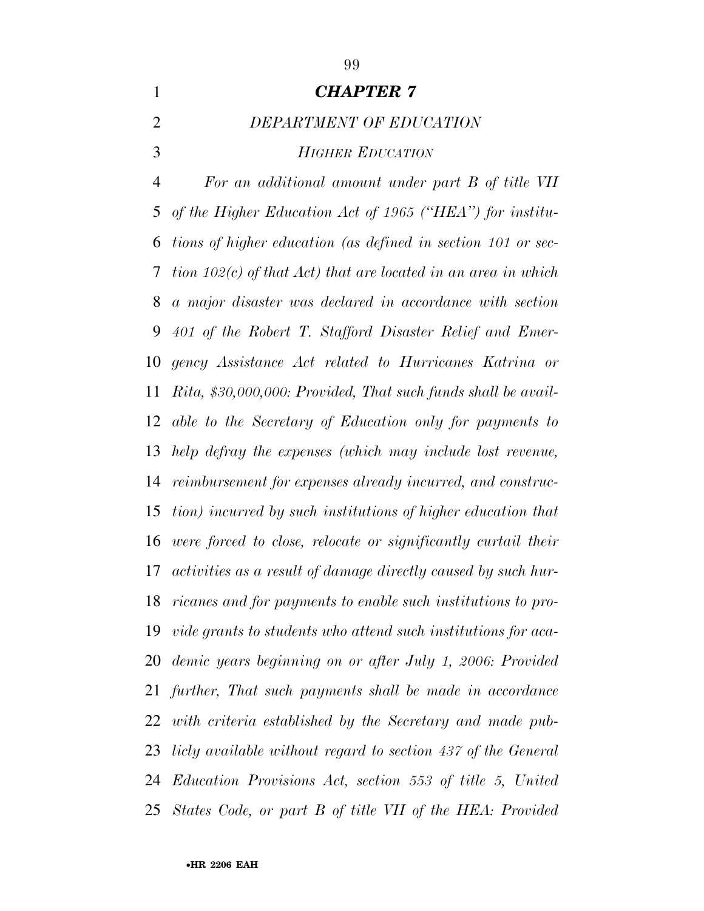# *CHAPTER 7*

## *DEPARTMENT OF EDUCATION*

### *HIGHER EDUCATION*

*For an additional amount under part B of title VII of the Higher Education Act of 1965 ("HEA") for institutions of higher education (as defined in section 101 or section 102(c) of that Act) that are located in an area in which a major disaster was declared in accordance with section 401 of the Robert T. Stafford Disaster Relief and Emergency Assistance Act related to Hurricanes Katrina or Rita, $30,000,000: Provided, That such funds shall be available to the Secretary of Education only for payments to help defray the expenses (which may include lost revenue, reimbursement for expenses already incurred, and construction) incurred by such institutions of higher education that were forced to close, relocate or significantly curtail their activities as a result of damage directly caused by such hurricanes and for payments to enable such institutions to provide grants to students who attend such institutions for academic years beginning on or after July 1, 2006: Provided further, That such payments shall be made in accordance with criteria established by the Secretary and made publicly available without regard to section 437 of the General Education Provisions Act, section 553 of title 5, United States Code, or part B of title VII of the HEA: Provided*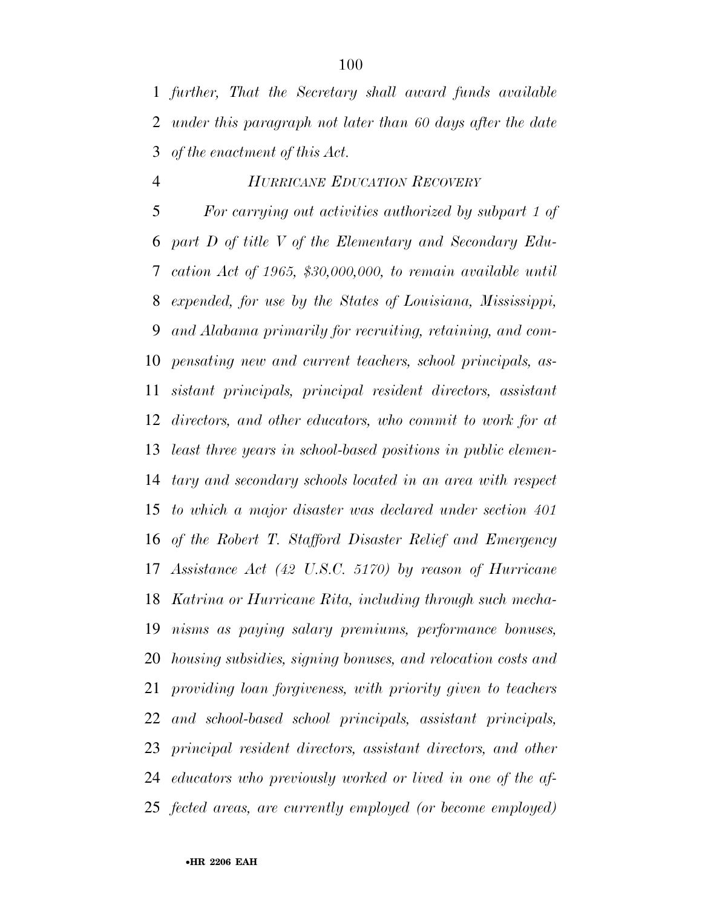*further, That the Secretary shall award funds available under this paragraph not later than 60 days after the date of the enactment of this Act.*

*HURRICANE EDUCATION RECOVERY*

*For carrying out activities authorized by subpart 1 of part D of title V of the Elementary and Secondary Education Act of 1965, $30,000,000, to remain available until expended, for use by the States of Louisiana, Mississippi, and Alabama primarily for recruiting, retaining, and compensating new and current teachers, school principals, assistant principals, principal resident directors, assistant directors, and other educators, who commit to work for at least three years in school-based positions in public elementary and secondary schools located in an area with respect to which a major disaster was declared under section 401 of the Robert T. Stafford Disaster Relief and Emergency Assistance Act (42 U.S.C. 5170) by reason of Hurricane Katrina or Hurricane Rita, including through such mechanisms as paying salary premiums, performance bonuses, housing subsidies, signing bonuses, and relocation costs and providing loan forgiveness, with priority given to teachers and school-based school principals, assistant principals, principal resident directors, assistant directors, and other educators who previously worked or lived in one of the affected areas, are currently employed (or become employed)*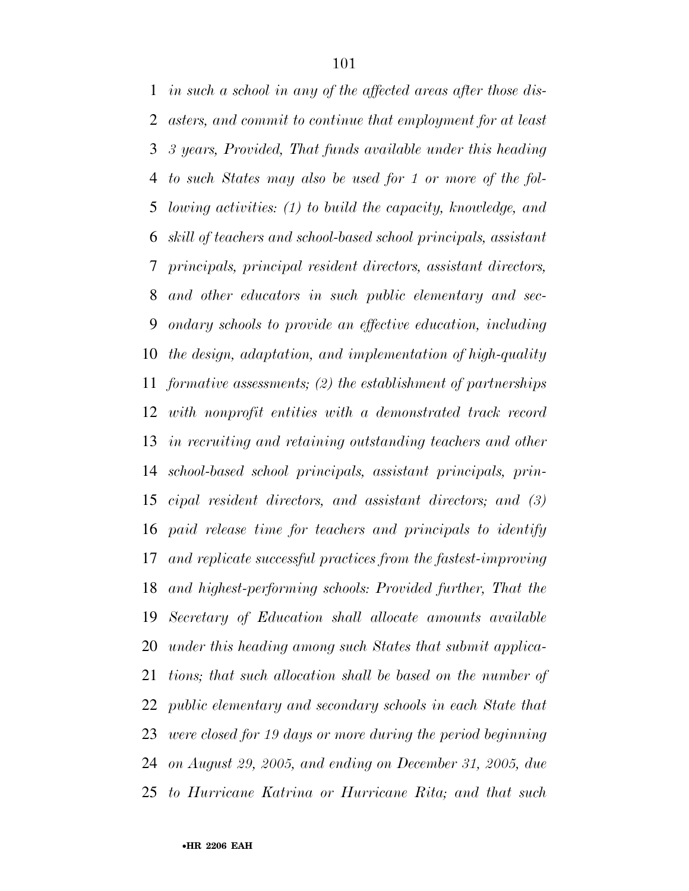*in such a school in any of the affected areas after those disasters, and commit to continue that employment for at least 3 years, Provided, That funds available under this heading to such States may also be used for 1 or more of the following activities: (1) to build the capacity, knowledge, and skill of teachers and school-based school principals, assistant principals, principal resident directors, assistant directors, and other educators in such public elementary and secondary schools to provide an effective education, including the design, adaptation, and implementation of high-quality formative assessments; (2) the establishment of partnerships with nonprofit entities with a demonstrated track record in recruiting and retaining outstanding teachers and other school-based school principals, assistant principals, principal resident directors, and assistant directors; and (3) paid release time for teachers and principals to identify and replicate successful practices from the fastest-improving and highest-performing schools: Provided further, That the Secretary of Education shall allocate amounts available under this heading among such States that submit applications; that such allocation shall be based on the number of public elementary and secondary schools in each State that were closed for 19 days or more during the period beginning on August 29, 2005, and ending on December 31, 2005, due to Hurricane Katrina or Hurricane Rita; and that such*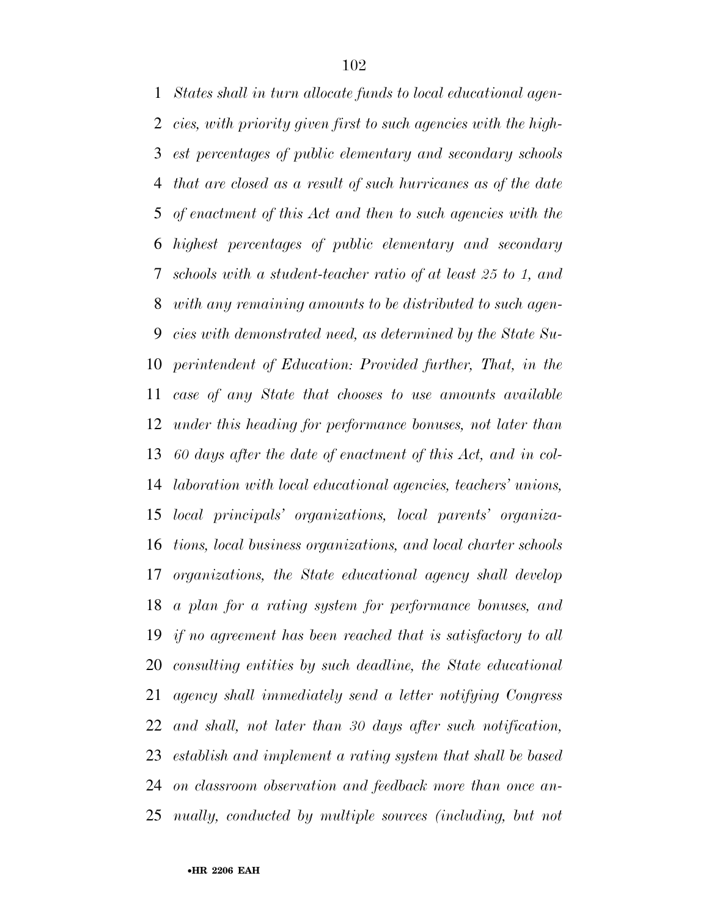*States shall in turn allocate funds to local educational agencies, with priority given first to such agencies with the highest percentages of public elementary and secondary schools that are closed as a result of such hurricanes as of the date of enactment of this Act and then to such agencies with the highest percentages of public elementary and secondary schools with a student-teacher ratio of at least 25 to 1, and with any remaining amounts to be distributed to such agencies with demonstrated need, as determined by the State Superintendent of Education: Provided further, That, in the case of any State that chooses to use amounts available under this heading for performance bonuses, not later than 60 days after the date of enactment of this Act, and in collaboration with local educational agencies, teachers' unions, local principals' organizations, local parents' organizations, local business organizations, and local charter schools organizations, the State educational agency shall develop a plan for a rating system for performance bonuses, and if no agreement has been reached that is satisfactory to all consulting entities by such deadline, the State educational agency shall immediately send a letter notifying Congress and shall, not later than 30 days after such notification, establish and implement a rating system that shall be based on classroom observation and feedback more than once annually, conducted by multiple sources (including, but not*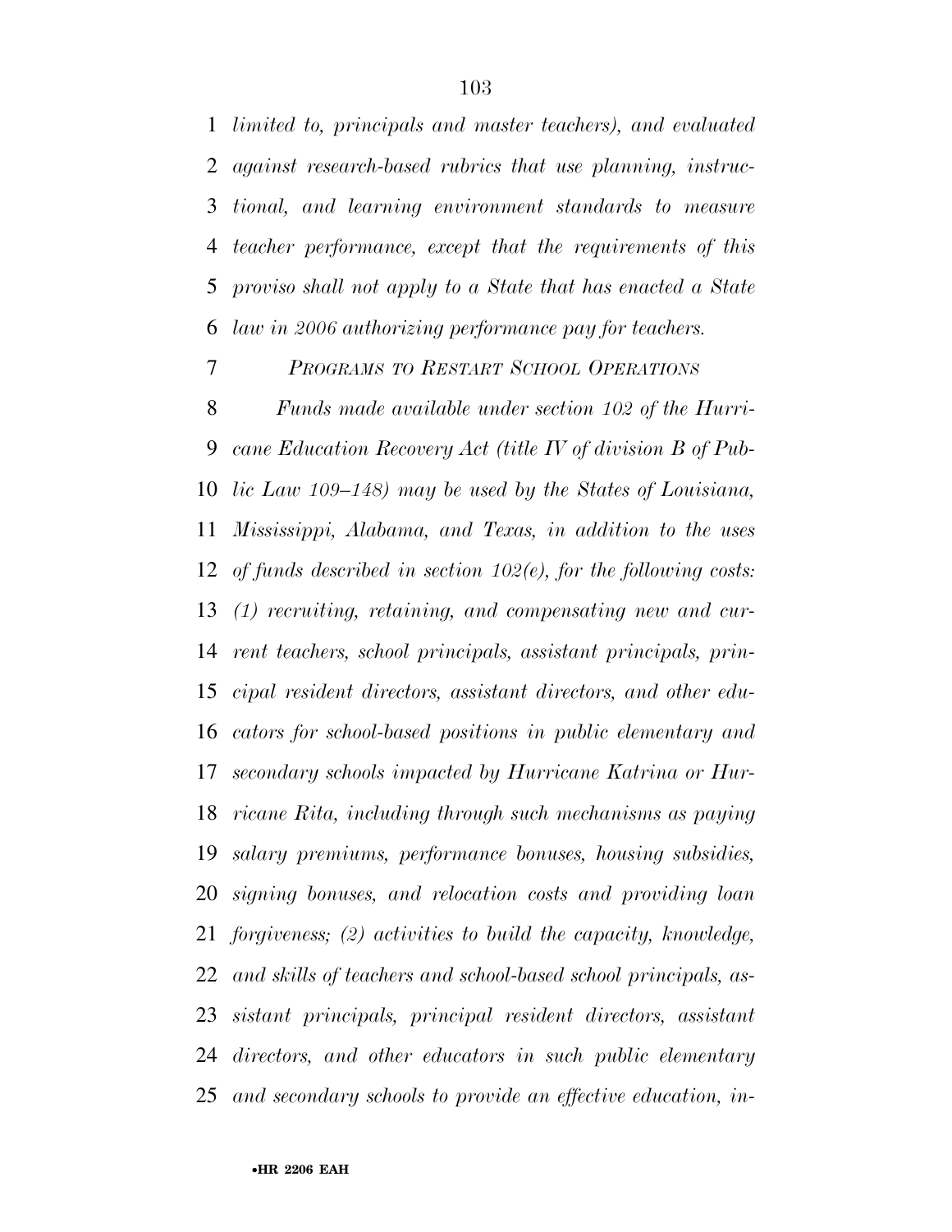*limited to, principals and master teachers), and evaluated against research-based rubrics that use planning, instructional, and learning environment standards to measure teacher performance, except that the requirements of this proviso shall not apply to a State that has enacted a State law in 2006 authorizing performance pay for teachers.*

*PROGRAMS TO RESTART SCHOOL OPERATIONS*

*Funds made available under section 102 of the Hurricane Education Recovery Act (title IV of division B of Public Law 109–148) may be used by the States of Louisiana, Mississippi, Alabama, and Texas, in addition to the uses of funds described in section 102(e), for the following costs: (1) recruiting, retaining, and compensating new and current teachers, school principals, assistant principals, principal resident directors, assistant directors, and other educators for school-based positions in public elementary and secondary schools impacted by Hurricane Katrina or Hurricane Rita, including through such mechanisms as paying salary premiums, performance bonuses, housing subsidies, signing bonuses, and relocation costs and providing loan forgiveness; (2) activities to build the capacity, knowledge, and skills of teachers and school-based school principals, assistant principals, principal resident directors, assistant directors, and other educators in such public elementary and secondary schools to provide an effective education, in-*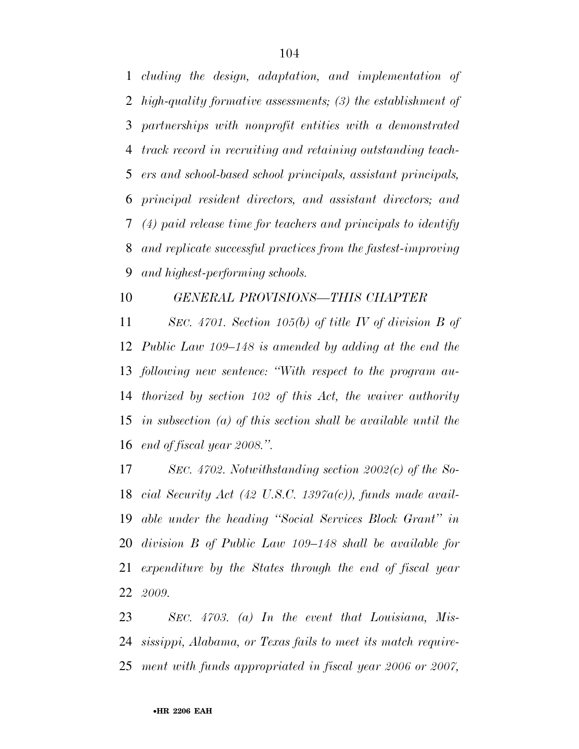*cluding the design, adaptation, and implementation of high-quality formative assessments; (3) the establishment of partnerships with nonprofit entities with a demonstrated track record in recruiting and retaining outstanding teachers and school-based school principals, assistant principals, principal resident directors, and assistant directors; and (4) paid release time for teachers and principals to identify and replicate successful practices from the fastest-improving and highest-performing schools.*

*GENERAL PROVISIONS—THIS CHAPTER*

*SEC. 4701. Section 105(b) of title IV of division B of Public Law 109–148 is amended by adding at the end the following new sentence: ''With respect to the program authorized by section 102 of this Act, the waiver authority in subsection (a) of this section shall be available until the end of fiscal year 2008.''.*

*SEC. 4702. Notwithstanding section 2002(c) of the Social Security Act (42 U.S.C. 1397a(c)), funds made available under the heading ''Social Services Block Grant'' in division B of Public Law 109–148 shall be available for expenditure by the States through the end of fiscal year 2009.*

*SEC. 4703. (a) In the event that Louisiana, Mississippi, Alabama, or Texas fails to meet its match requirement with funds appropriated in fiscal year 2006 or 2007,*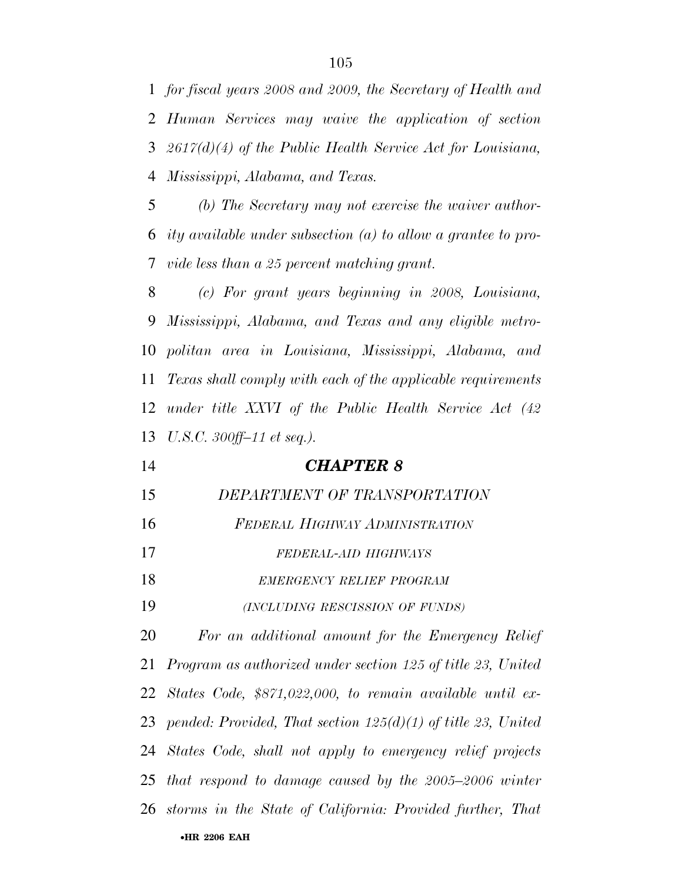*for fiscal years 2008 and 2009, the Secretary of Health and Human Services may waive the application of section 2617(d)(4) of the Public Health Service Act for Louisiana, Mississippi, Alabama, and Texas.*

*(b) The Secretary may not exercise the waiver authority available under subsection (a) to allow a grantee to provide less than a 25 percent matching grant.*

*(c) For grant years beginning in 2008, Louisiana, Mississippi, Alabama, and Texas and any eligible metropolitan area in Louisiana, Mississippi, Alabama, and Texas shall comply with each of the applicable requirements under title XXVI of the Public Health Service Act (42 U.S.C. 300ff–11 et seq.).*

## *CHAPTER 8*

### *DEPARTMENT OF TRANSPORTATION*

#### *FEDERAL HIGHWAY ADMINISTRATION*

*FEDERAL-AID HIGHWAYS*

*EMERGENCY RELIEF PROGRAM*

*(INCLUDING RESCISSION OF FUNDS)*

*For an additional amount for the Emergency Relief Program as authorized under section 125 of title 23, United States Code, $871,022,000, to remain available until expended: Provided, That section 125(d)(1) of title 23, United States Code, shall not apply to emergency relief projects that respond to damage caused by the 2005–2006 winter storms in the State of California: Provided further, That*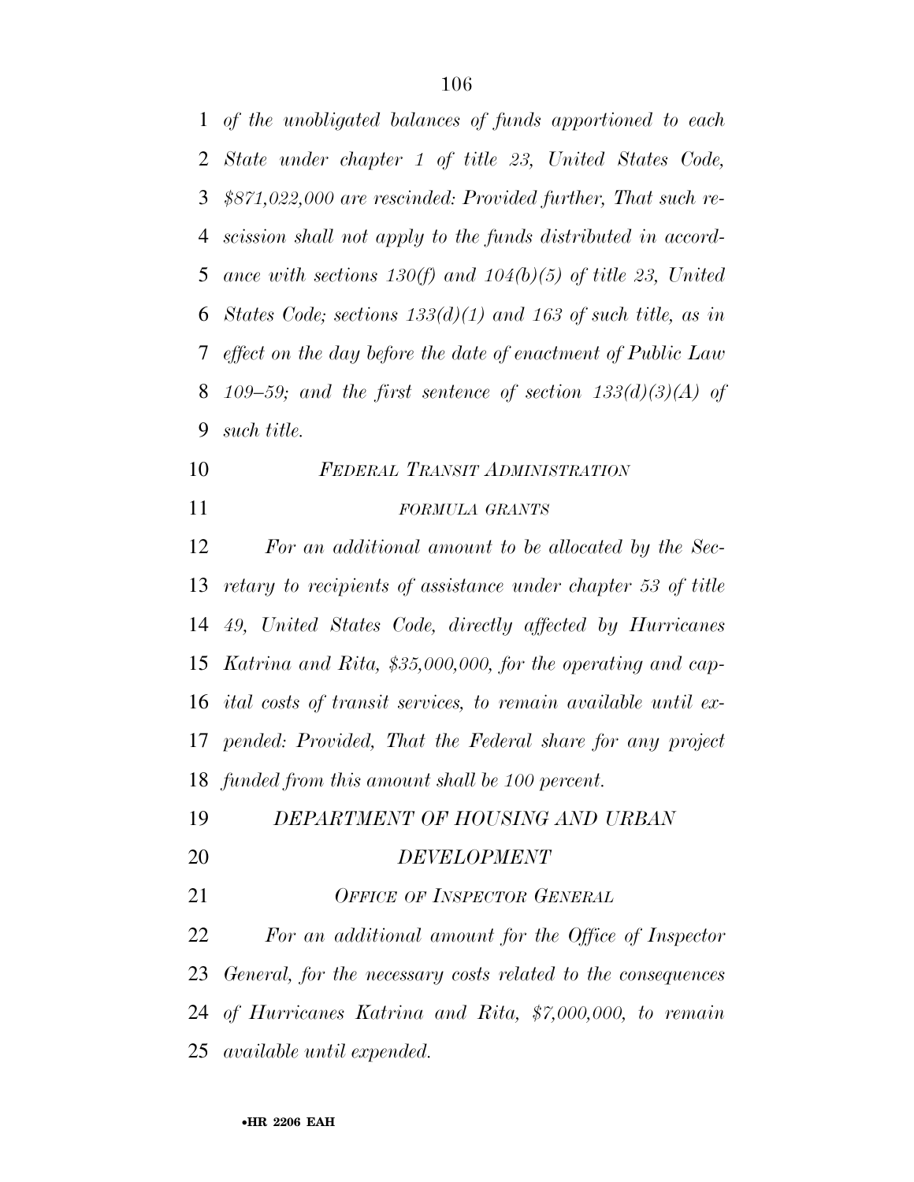*of the unobligated balances of funds apportioned to each State under chapter 1 of title 23, United States Code, $871,022,000 are rescinded: Provided further, That such rescission shall not apply to the funds distributed in accordance with sections 130(f) and 104(b)(5) of title 23, United States Code; sections 133(d)(1) and 163 of such title, as in effect on the day before the date of enactment of Public Law 109–59; and the first sentence of section 133(d)(3)(A) of such title.*

*FEDERAL TRANSIT ADMINISTRATION*

*FORMULA GRANTS*

*For an additional amount to be allocated by the Secretary to recipients of assistance under chapter 53 of title 49, United States Code, directly affected by Hurricanes Katrina and Rita, $35,000,000, for the operating and capital costs of transit services, to remain available until expended: Provided, That the Federal share for any project funded from this amount shall be 100 percent.*

*DEPARTMENT OF HOUSING AND URBAN DEVELOPMENT*

*OFFICE OF INSPECTOR GENERAL*

*For an additional amount for the Office of Inspector General, for the necessary costs related to the consequences of Hurricanes Katrina and Rita, $7,000,000, to remain available until expended.*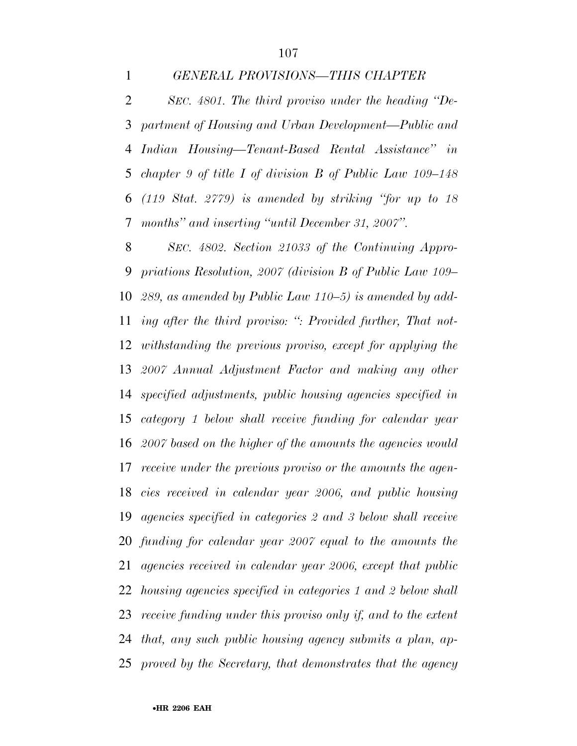*GENERAL PROVISIONS—THIS CHAPTER*

*SEC. 4801. The third proviso under the heading "Department of Housing and Urban Development—Public and Indian Housing—Tenant-Based Rental Assistance" in chapter 9 of title I of division B of Public Law 109–148 (119 Stat. 2779) is amended by striking "for up to 18 months" and inserting "until December 31, 2007".*

*SEC. 4802. Section 21033 of the Continuing Appropriations Resolution, 2007 (division B of Public Law 109–289, as amended by Public Law 110–5) is amended by adding after the third proviso: ": Provided further, That notwithstanding the previous proviso, except for applying the 2007 Annual Adjustment Factor and making any other specified adjustments, public housing agencies specified in category 1 below shall receive funding for calendar year 2007 based on the higher of the amounts the agencies would receive under the previous proviso or the amounts the agencies received in calendar year 2006, and public housing agencies specified in categories 2 and 3 below shall receive funding for calendar year 2007 equal to the amounts the agencies received in calendar year 2006, except that public housing agencies specified in categories 1 and 2 below shall receive funding under this proviso only if, and to the extent that, any such public housing agency submits a plan, approved by the Secretary, that demonstrates that the agency*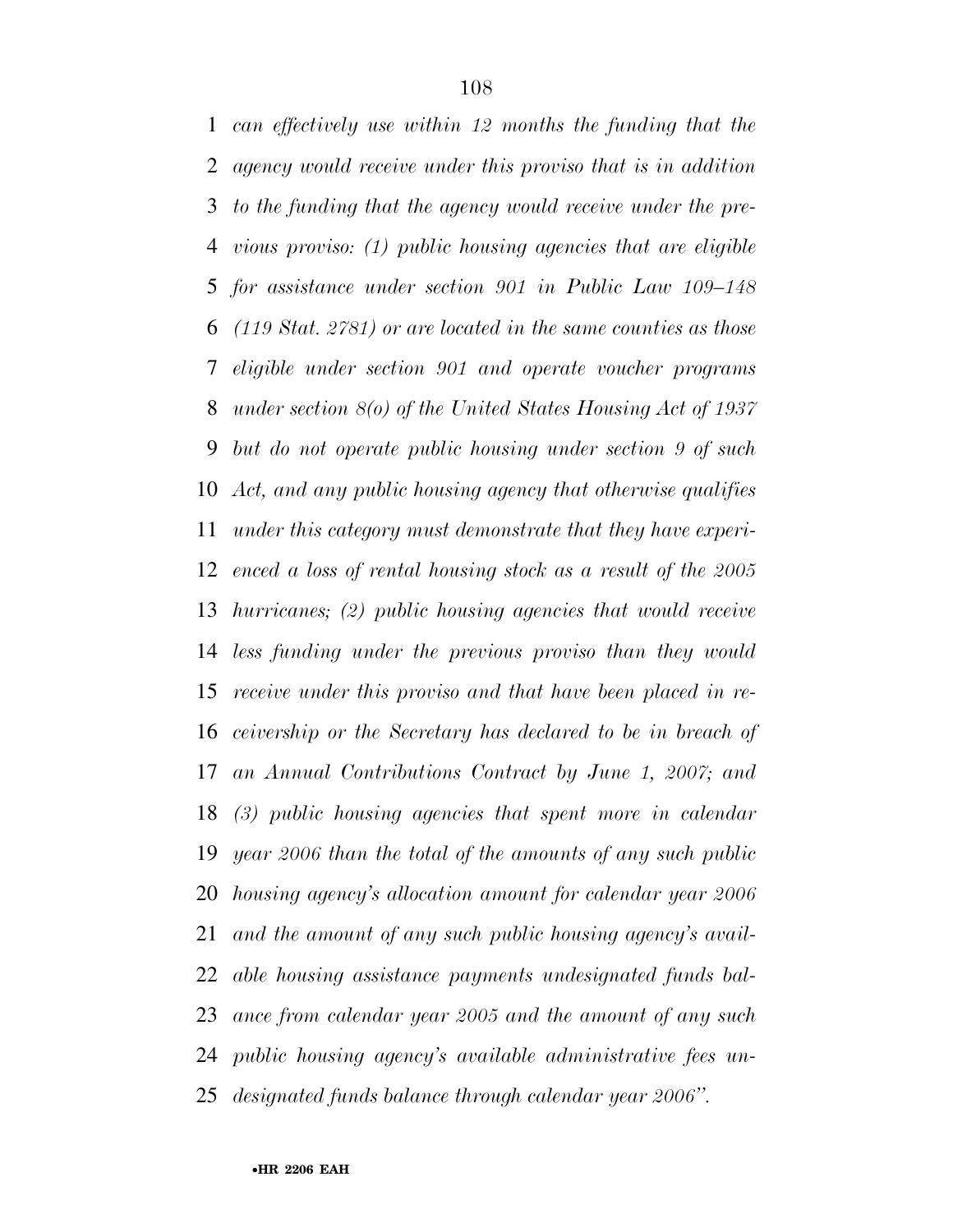*can effectively use within 12 months the funding that the agency would receive under this proviso that is in addition to the funding that the agency would receive under the previous proviso: (1) public housing agencies that are eligible for assistance under section 901 in Public Law 109–148 (119 Stat. 2781) or are located in the same counties as those eligible under section 901 and operate voucher programs under section 8(o) of the United States Housing Act of 1937 but do not operate public housing under section 9 of such Act, and any public housing agency that otherwise qualifies under this category must demonstrate that they have experienced a loss of rental housing stock as a result of the 2005 hurricanes; (2) public housing agencies that would receive less funding under the previous proviso than they would receive under this proviso and that have been placed in receivership or the Secretary has declared to be in breach of an Annual Contributions Contract by June 1, 2007; and (3) public housing agencies that spent more in calendar year 2006 than the total of the amounts of any such public housing agency's allocation amount for calendar year 2006 and the amount of any such public housing agency's available housing assistance payments undesignated funds balance from calendar year 2005 and the amount of any such public housing agency's available administrative fees undesignated funds balance through calendar year 2006".*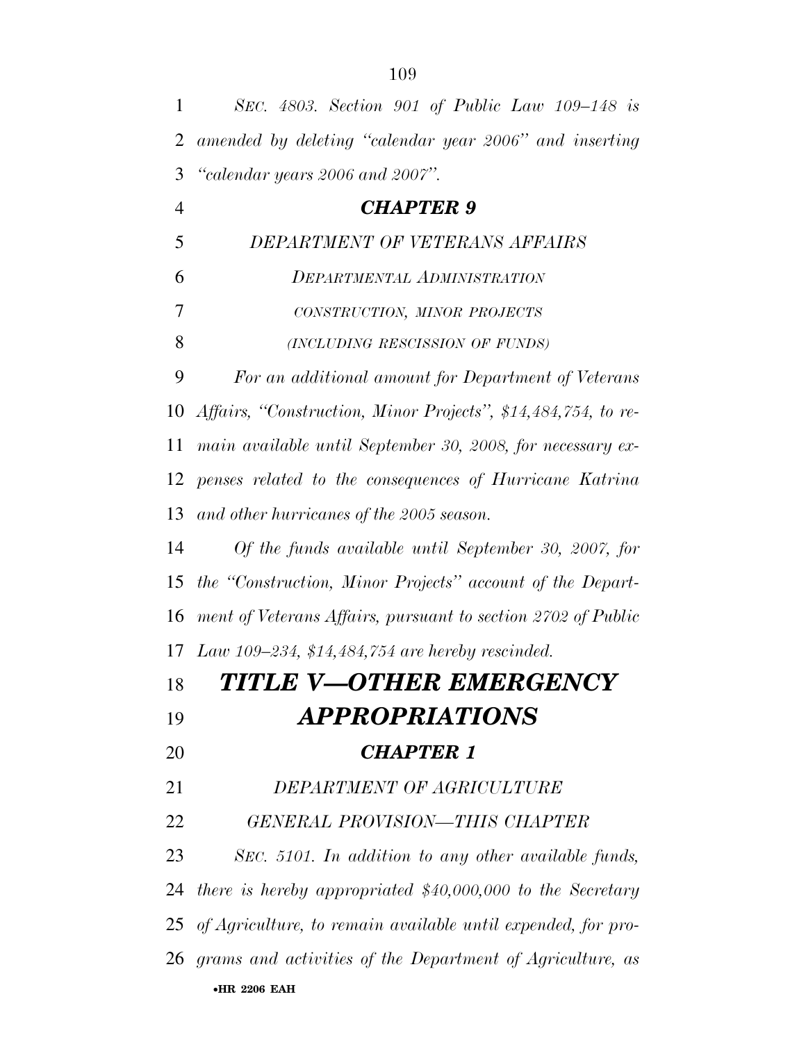*SEC. 4803. Section 901 of Public Law 109–148 is amended by deleting "calendar year 2006" and inserting "calendar years 2006 and 2007".*

### *CHAPTER 9*

*DEPARTMENT OF VETERANS AFFAIRS*

*DEPARTMENTAL ADMINISTRATION*

*CONSTRUCTION, MINOR PROJECTS*

*(INCLUDING RESCISSION OF FUNDS)*

*For an additional amount for Department of Veterans Affairs, "Construction, Minor Projects", $14,484,754, to remain available until September 30, 2008, for necessary expenses related to the consequences of Hurricane Katrina and other hurricanes of the 2005 season.*

*Of the funds available until September 30, 2007, for the "Construction, Minor Projects" account of the Department of Veterans Affairs, pursuant to section 2702 of Public Law 109–234, $14,484,754 are hereby rescinded.*

## *TITLE V—OTHER EMERGENCY APPROPRIATIONS*

### *CHAPTER 1*

*DEPARTMENT OF AGRICULTURE*

*GENERAL PROVISION—THIS CHAPTER*

*SEC. 5101. In addition to any other available funds, there is hereby appropriated $40,000,000 to the Secretary of Agriculture, to remain available until expended, for programs and activities of the Department of Agriculture, as*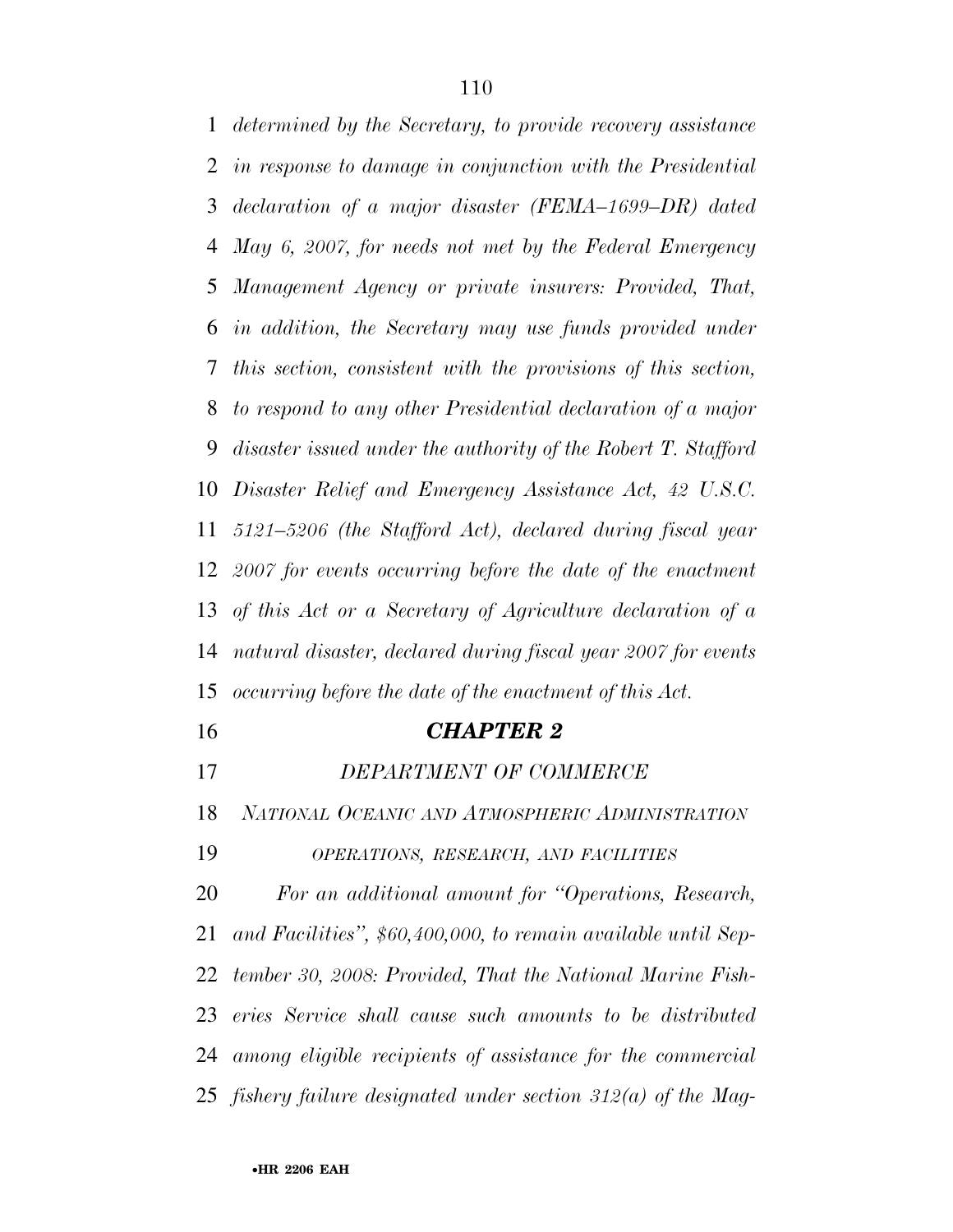*determined by the Secretary, to provide recovery assistance in response to damage in conjunction with the Presidential declaration of a major disaster (FEMA–1699–DR) dated May 6, 2007, for needs not met by the Federal Emergency Management Agency or private insurers: Provided, That, in addition, the Secretary may use funds provided under this section, consistent with the provisions of this section, to respond to any other Presidential declaration of a major disaster issued under the authority of the Robert T. Stafford Disaster Relief and Emergency Assistance Act, 42 U.S.C. 5121–5206 (the Stafford Act), declared during fiscal year 2007 for events occurring before the date of the enactment of this Act or a Secretary of Agriculture declaration of a natural disaster, declared during fiscal year 2007 for events occurring before the date of the enactment of this Act.*

## *CHAPTER 2*

### *DEPARTMENT OF COMMERCE*

#### *NATIONAL OCEANIC AND ATMOSPHERIC ADMINISTRATION*

##### *OPERATIONS, RESEARCH, AND FACILITIES*

*For an additional amount for "Operations, Research, and Facilities", $60,400,000, to remain available until September 30, 2008: Provided, That the National Marine Fisheries Service shall cause such amounts to be distributed among eligible recipients of assistance for the commercial fishery failure designated under section 312(a) of the Mag-*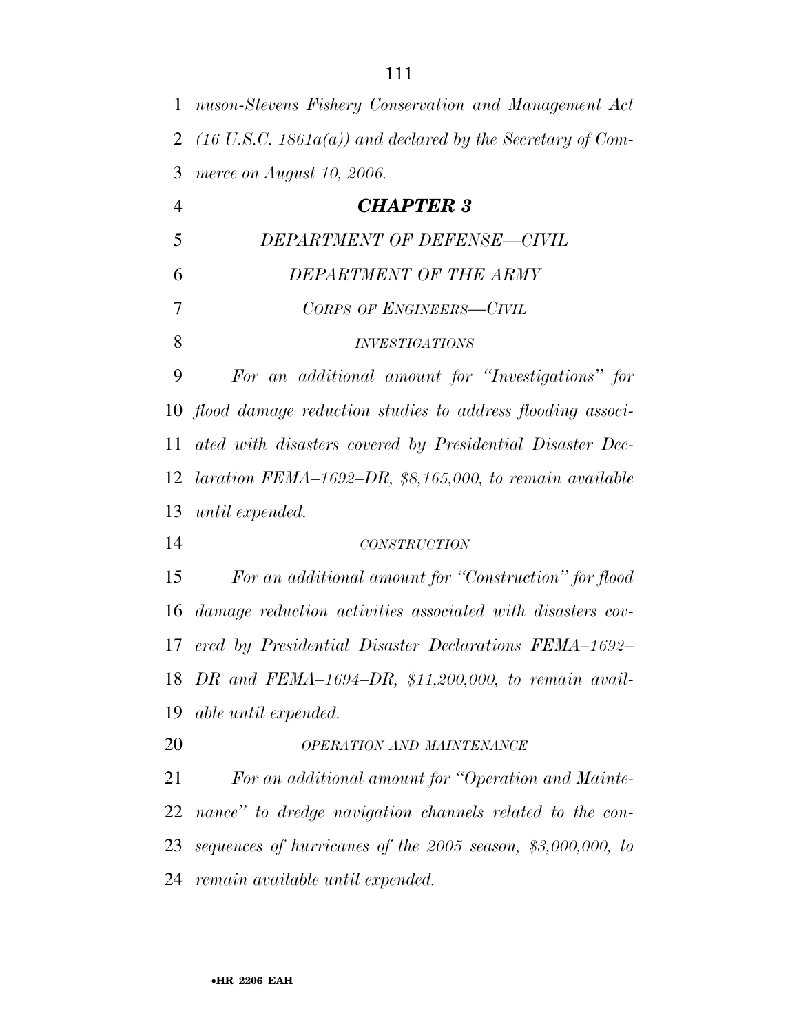*nuson-Stevens Fishery Conservation and Management Act (16 U.S.C. 1861a(a)) and declared by the Secretary of Commerce on August 10, 2006.*

## *CHAPTER 3*

### *DEPARTMENT OF DEFENSE—CIVIL*

### *DEPARTMENT OF THE ARMY*

### *CORPS OF ENGINEERS—CIVIL*

#### *INVESTIGATIONS*

*For an additional amount for "Investigations" for flood damage reduction studies to address flooding associated with disasters covered by Presidential Disaster Declaration FEMA–1692–DR, $8,165,000, to remain available until expended.*

#### *CONSTRUCTION*

*For an additional amount for "Construction" for flood damage reduction activities associated with disasters covered by Presidential Disaster Declarations FEMA–1692–DR and FEMA–1694–DR, $11,200,000, to remain available until expended.*

#### *OPERATION AND MAINTENANCE*

*For an additional amount for "Operation and Maintenance" to dredge navigation channels related to the consequences of hurricanes of the 2005 season, $3,000,000, to remain available until expended.*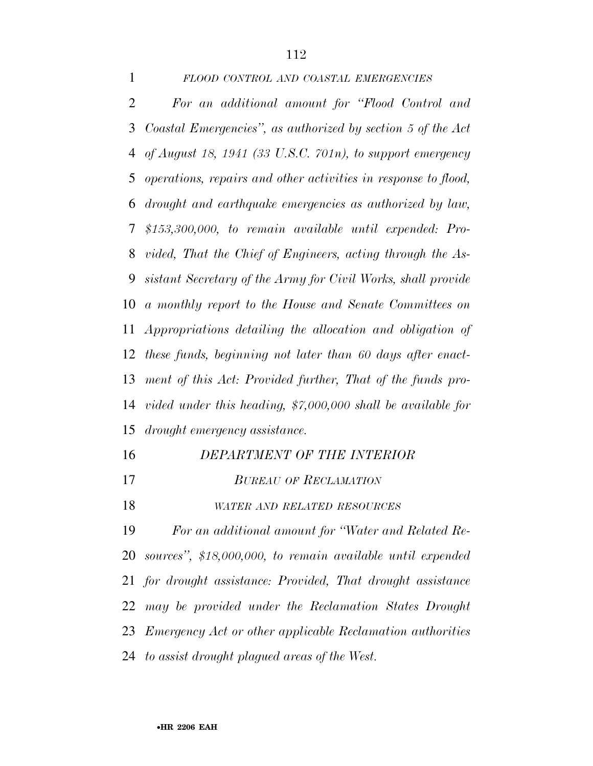##### *FLOOD CONTROL AND COASTAL EMERGENCIES*

*For an additional amount for "Flood Control and Coastal Emergencies", as authorized by section 5 of the Act of August 18, 1941 (33 U.S.C. 701n), to support emergency operations, repairs and other activities in response to flood, drought and earthquake emergencies as authorized by law, $153,300,000, to remain available until expended: Provided, That the Chief of Engineers, acting through the Assistant Secretary of the Army for Civil Works, shall provide a monthly report to the House and Senate Committees on Appropriations detailing the allocation and obligation of these funds, beginning not later than 60 days after enactment of this Act: Provided further, That of the funds provided under this heading, $7,000,000 shall be available for drought emergency assistance.*

## *DEPARTMENT OF THE INTERIOR*

### *BUREAU OF RECLAMATION*

#### *WATER AND RELATED RESOURCES*

*For an additional amount for "Water and Related Resources", $18,000,000, to remain available until expended for drought assistance: Provided, That drought assistance may be provided under the Reclamation States Drought Emergency Act or other applicable Reclamation authorities to assist drought plagued areas of the West.*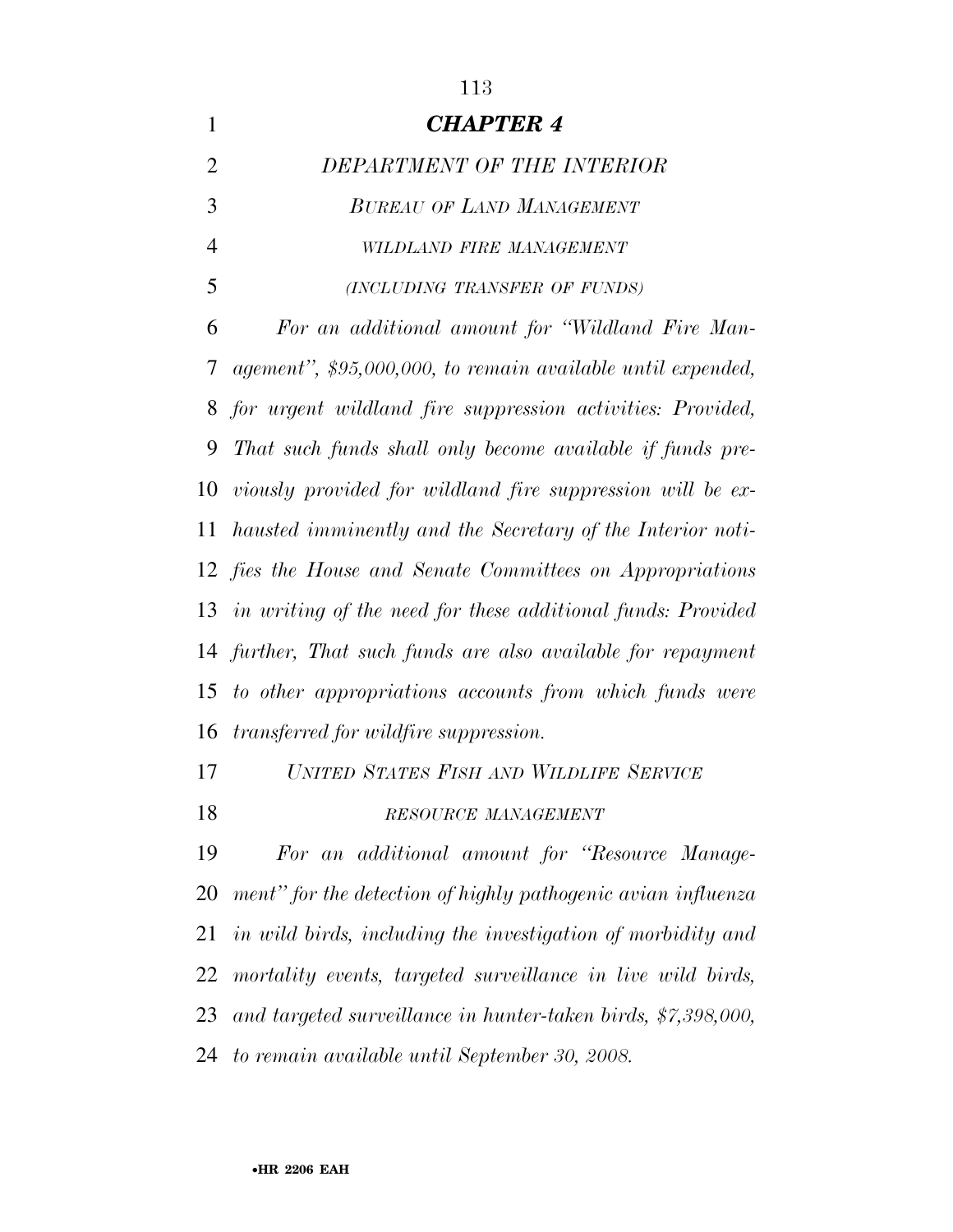## *CHAPTER 4*

### *DEPARTMENT OF THE INTERIOR*

### *BUREAU OF LAND MANAGEMENT*

#### *WILDLAND FIRE MANAGEMENT*

*(INCLUDING TRANSFER OF FUNDS)*

*For an additional amount for "Wildland Fire Management", $95,000,000, to remain available until expended, for urgent wildland fire suppression activities: Provided, That such funds shall only become available if funds previously provided for wildland fire suppression will be exhausted imminently and the Secretary of the Interior notifies the House and Senate Committees on Appropriations in writing of the need for these additional funds: Provided further, That such funds are also available for repayment to other appropriations accounts from which funds were transferred for wildfire suppression.*

### *UNITED STATES FISH AND WILDLIFE SERVICE*

#### *RESOURCE MANAGEMENT*

*For an additional amount for "Resource Management" for the detection of highly pathogenic avian influenza in wild birds, including the investigation of morbidity and mortality events, targeted surveillance in live wild birds, and targeted surveillance in hunter-taken birds, $7,398,000, to remain available until September 30, 2008.*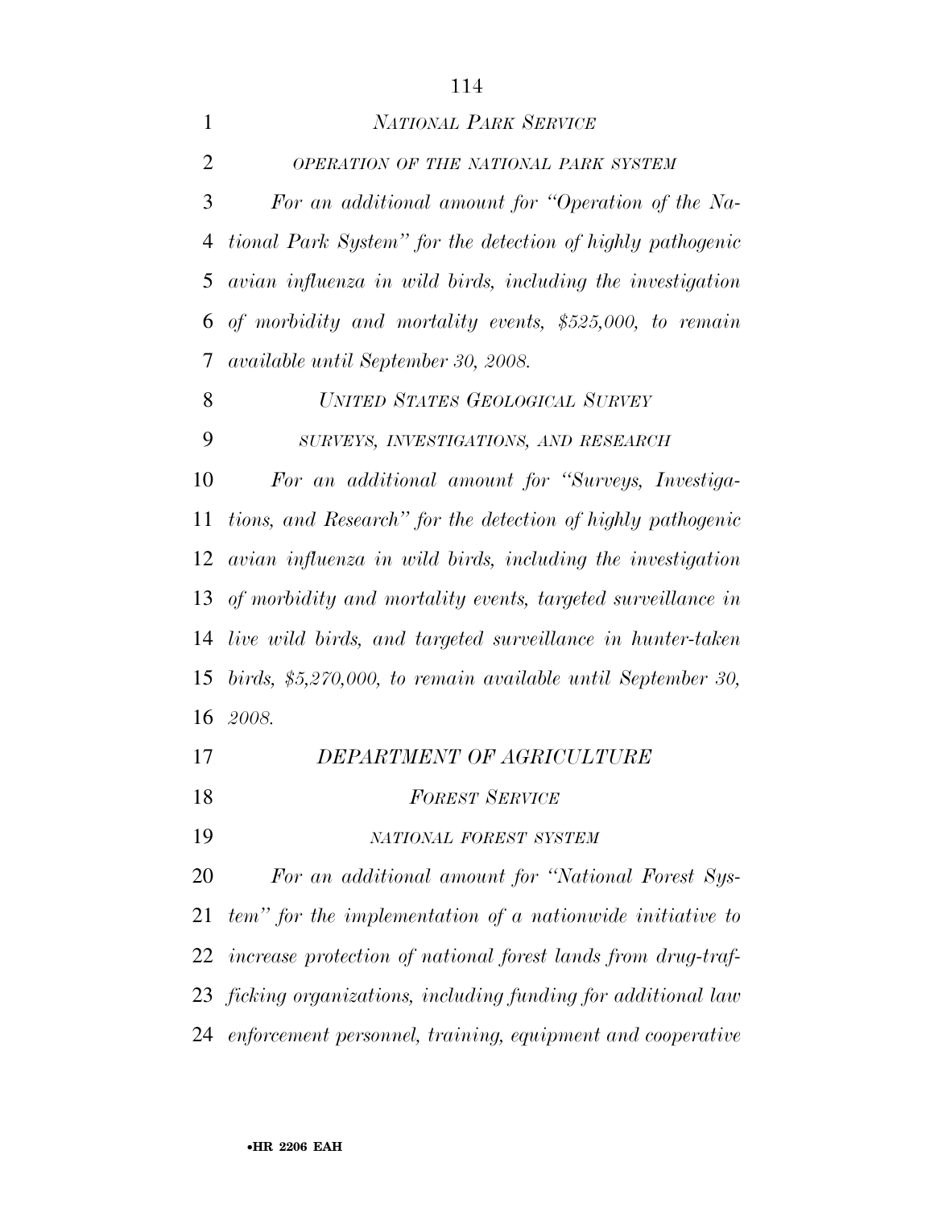*NATIONAL PARK SERVICE*

*OPERATION OF THE NATIONAL PARK SYSTEM*

*For an additional amount for "Operation of the National Park System" for the detection of highly pathogenic avian influenza in wild birds, including the investigation of morbidity and mortality events, $525,000, to remain available until September 30, 2008.*

*UNITED STATES GEOLOGICAL SURVEY*

*SURVEYS, INVESTIGATIONS, AND RESEARCH*

*For an additional amount for "Surveys, Investigations, and Research" for the detection of highly pathogenic avian influenza in wild birds, including the investigation of morbidity and mortality events, targeted surveillance in live wild birds, and targeted surveillance in hunter-taken birds, $5,270,000, to remain available until September 30, 2008.*

*DEPARTMENT OF AGRICULTURE*

*FOREST SERVICE*

*NATIONAL FOREST SYSTEM*

*For an additional amount for "National Forest System" for the implementation of a nationwide initiative to increase protection of national forest lands from drug-trafficking organizations, including funding for additional law enforcement personnel, training, equipment and cooperative*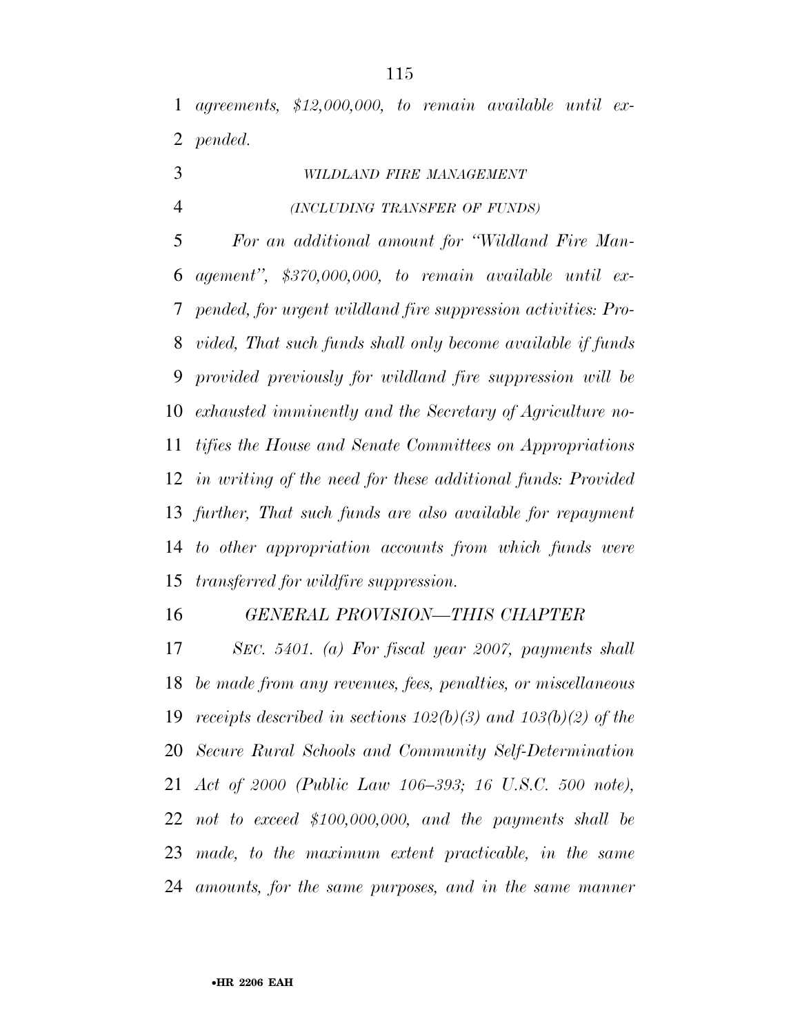*agreements, $12,000,000, to remain available until expended.*

*WILDLAND FIRE MANAGEMENT*

*(INCLUDING TRANSFER OF FUNDS)*

*For an additional amount for ''Wildland Fire Management'', $370,000,000, to remain available until expended, for urgent wildland fire suppression activities: Provided, That such funds shall only become available if funds provided previously for wildland fire suppression will be exhausted imminently and the Secretary of Agriculture notifies the House and Senate Committees on Appropriations in writing of the need for these additional funds: Provided further, That such funds are also available for repayment to other appropriation accounts from which funds were transferred for wildfire suppression.*

*GENERAL PROVISION—THIS CHAPTER*

*SEC. 5401. (a) For fiscal year 2007, payments shall be made from any revenues, fees, penalties, or miscellaneous receipts described in sections 102(b)(3) and 103(b)(2) of the Secure Rural Schools and Community Self-Determination Act of 2000 (Public Law 106–393; 16 U.S.C. 500 note), not to exceed $100,000,000, and the payments shall be made, to the maximum extent practicable, in the same amounts, for the same purposes, and in the same manner*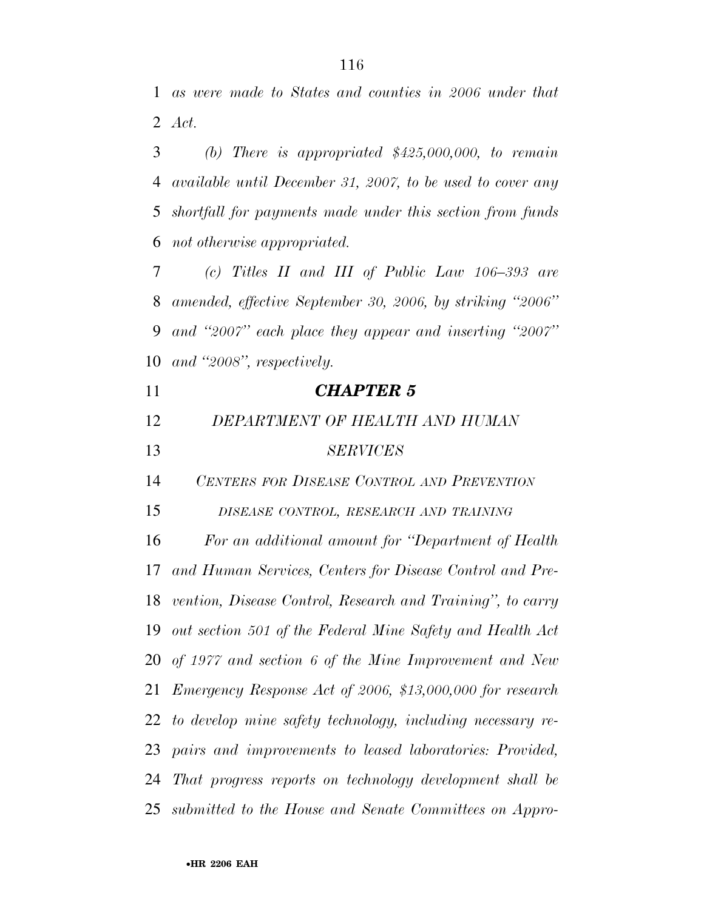*as were made to States and counties in 2006 under that Act.*

*(b) There is appropriated $425,000,000, to remain available until December 31, 2007, to be used to cover any shortfall for payments made under this section from funds not otherwise appropriated.*

*(c) Titles II and III of Public Law 106–393 are amended, effective September 30, 2006, by striking ''2006'' and ''2007'' each place they appear and inserting ''2007'' and ''2008'', respectively.*

## ***CHAPTER 5***

### *DEPARTMENT OF HEALTH AND HUMAN SERVICES*

#### *CENTERS FOR DISEASE CONTROL AND PREVENTION*

##### *DISEASE CONTROL, RESEARCH AND TRAINING*

*For an additional amount for ''Department of Health and Human Services, Centers for Disease Control and Prevention, Disease Control, Research and Training'', to carry out section 501 of the Federal Mine Safety and Health Act of 1977 and section 6 of the Mine Improvement and New Emergency Response Act of 2006, $13,000,000 for research to develop mine safety technology, including necessary repairs and improvements to leased laboratories: Provided, That progress reports on technology development shall be submitted to the House and Senate Committees on Appro-*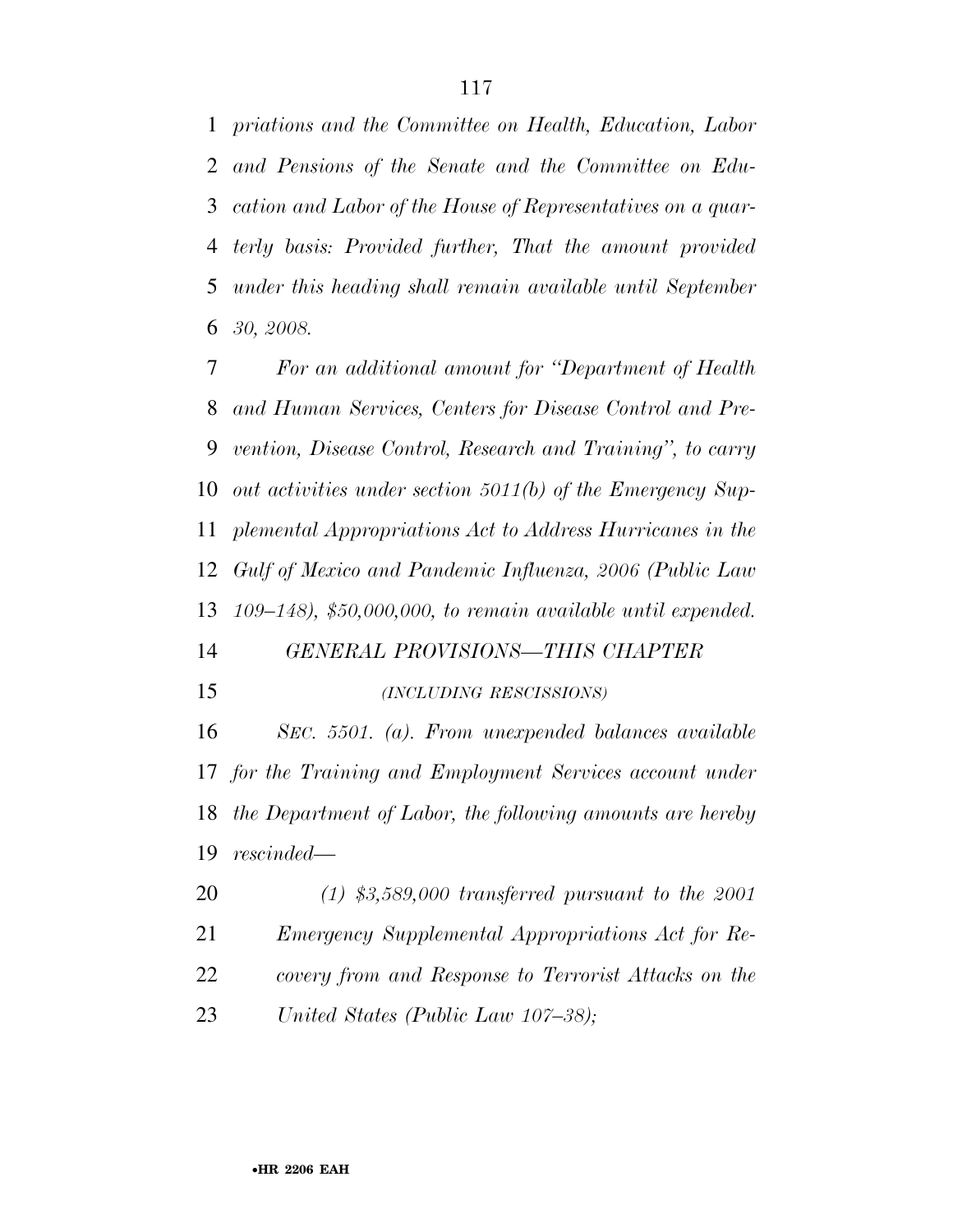*priations and the Committee on Health, Education, Labor and Pensions of the Senate and the Committee on Education and Labor of the House of Representatives on a quarterly basis: Provided further, That the amount provided under this heading shall remain available until September 30, 2008.*

*For an additional amount for "Department of Health and Human Services, Centers for Disease Control and Prevention, Disease Control, Research and Training", to carry out activities under section 5011(b) of the Emergency Supplemental Appropriations Act to Address Hurricanes in the Gulf of Mexico and Pandemic Influenza, 2006 (Public Law 109–148), $50,000,000, to remain available until expended.*

*GENERAL PROVISIONS—THIS CHAPTER*

*(INCLUDING RESCISSIONS)*

*SEC. 5501. (a). From unexpended balances available for the Training and Employment Services account under the Department of Labor, the following amounts are hereby rescinded—*

*(1) $3,589,000 transferred pursuant to the 2001 Emergency Supplemental Appropriations Act for Recovery from and Response to Terrorist Attacks on the United States (Public Law 107–38);*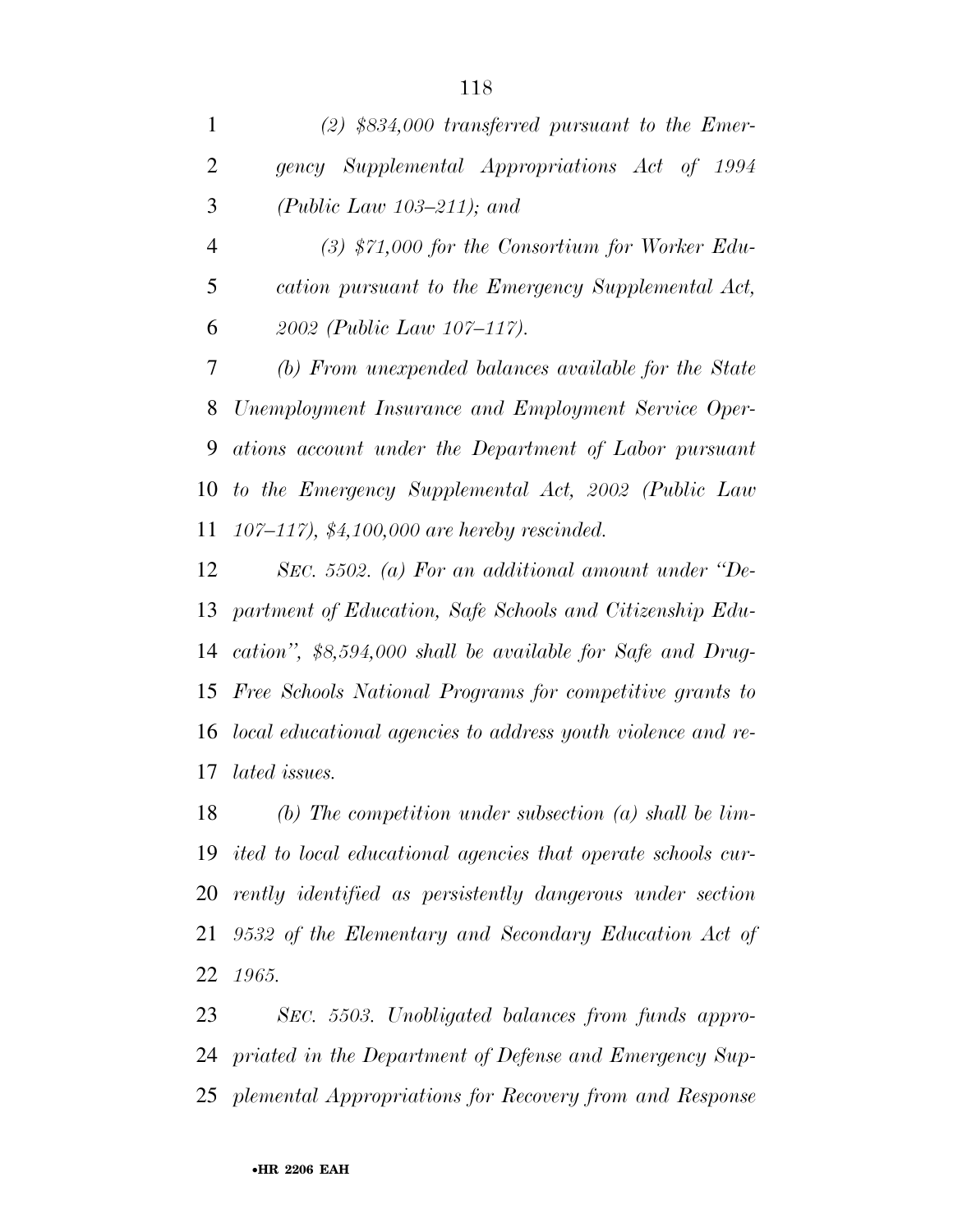*(2) $834,000 transferred pursuant to the Emergency Supplemental Appropriations Act of 1994 (Public Law 103–211); and*

*(3) $71,000 for the Consortium for Worker Education pursuant to the Emergency Supplemental Act, 2002 (Public Law 107–117).*

*(b) From unexpended balances available for the State Unemployment Insurance and Employment Service Operations account under the Department of Labor pursuant to the Emergency Supplemental Act, 2002 (Public Law 107–117), $4,100,000 are hereby rescinded.*

*SEC. 5502. (a) For an additional amount under "Department of Education, Safe Schools and Citizenship Education", $8,594,000 shall be available for Safe and Drug-Free Schools National Programs for competitive grants to local educational agencies to address youth violence and related issues.*

*(b) The competition under subsection (a) shall be limited to local educational agencies that operate schools currently identified as persistently dangerous under section 9532 of the Elementary and Secondary Education Act of 1965.*

*SEC. 5503. Unobligated balances from funds appropriated in the Department of Defense and Emergency Supplemental Appropriations for Recovery from and Response*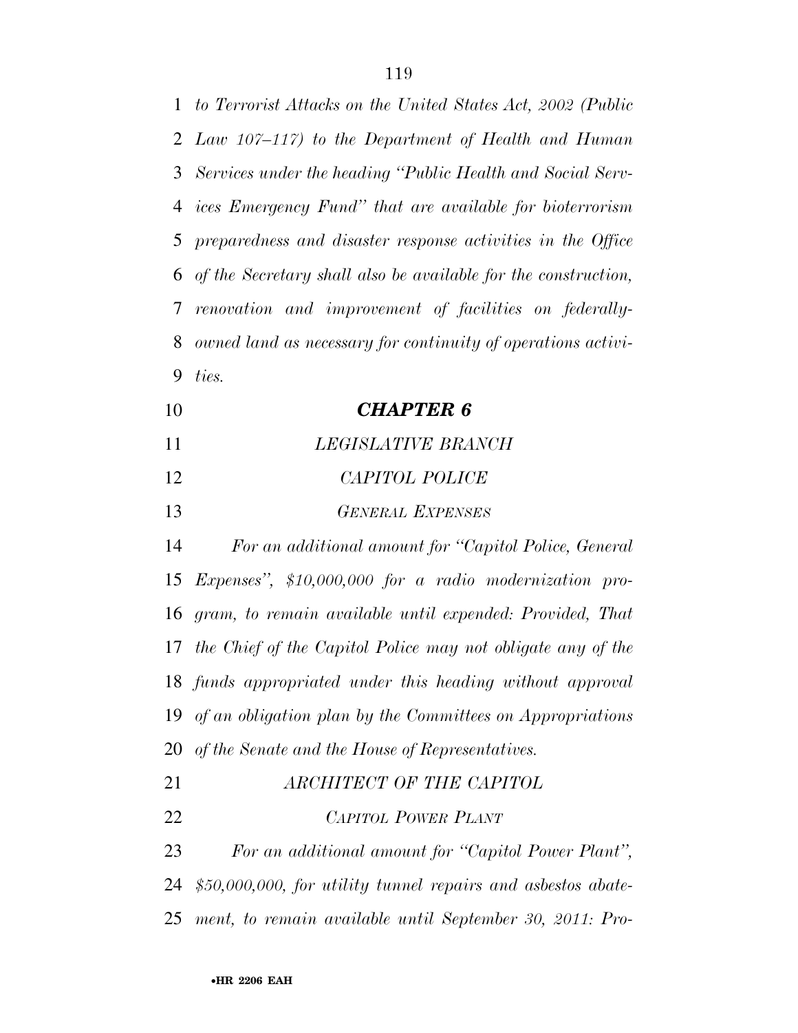*to Terrorist Attacks on the United States Act, 2002 (Public Law 107–117) to the Department of Health and Human Services under the heading "Public Health and Social Services Emergency Fund" that are available for bioterrorism preparedness and disaster response activities in the Office of the Secretary shall also be available for the construction, renovation and improvement of facilities on federally-owned land as necessary for continuity of operations activities.*

***CHAPTER 6***

*LEGISLATIVE BRANCH*

*CAPITOL POLICE*

*GENERAL EXPENSES*

*For an additional amount for "Capitol Police, General Expenses", $10,000,000 for a radio modernization program, to remain available until expended: Provided, That the Chief of the Capitol Police may not obligate any of the funds appropriated under this heading without approval of an obligation plan by the Committees on Appropriations of the Senate and the House of Representatives.*

*ARCHITECT OF THE CAPITOL*

*CAPITOL POWER PLANT*

*For an additional amount for "Capitol Power Plant", $50,000,000, for utility tunnel repairs and asbestos abatement, to remain available until September 30, 2011: Pro-*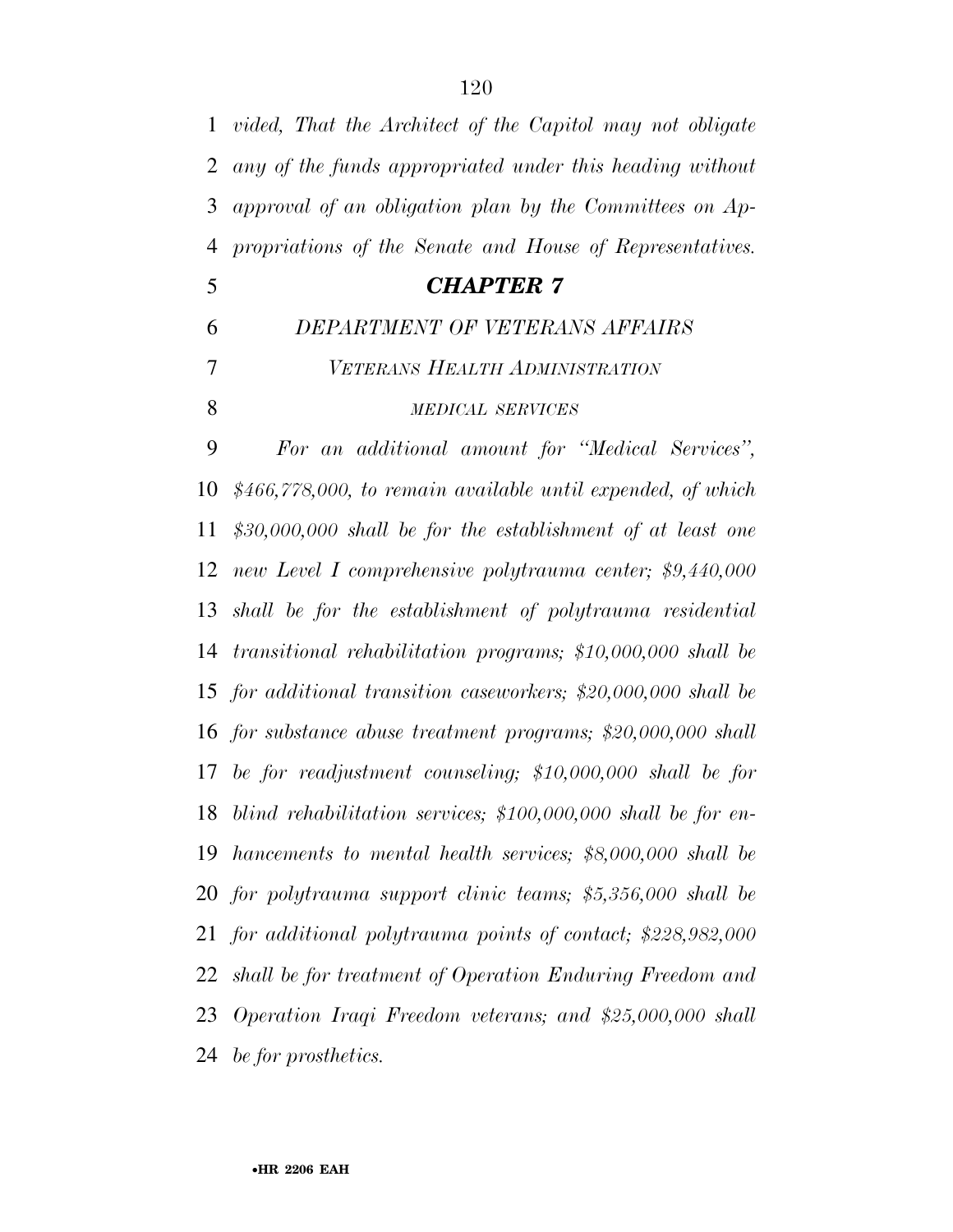*vided, That the Architect of the Capitol may not obligate any of the funds appropriated under this heading without approval of an obligation plan by the Committees on Appropriations of the Senate and House of Representatives.*

## *CHAPTER 7*

### *DEPARTMENT OF VETERANS AFFAIRS*

#### *VETERANS HEALTH ADMINISTRATION*

##### *MEDICAL SERVICES*

*For an additional amount for "Medical Services", $466,778,000, to remain available until expended, of which $30,000,000 shall be for the establishment of at least one new Level I comprehensive polytrauma center; $9,440,000 shall be for the establishment of polytrauma residential transitional rehabilitation programs; $10,000,000 shall be for additional transition caseworkers; $20,000,000 shall be for substance abuse treatment programs; $20,000,000 shall be for readjustment counseling; $10,000,000 shall be for blind rehabilitation services; $100,000,000 shall be for enhancements to mental health services; $8,000,000 shall be for polytrauma support clinic teams; $5,356,000 shall be for additional polytrauma points of contact; $228,982,000 shall be for treatment of Operation Enduring Freedom and Operation Iraqi Freedom veterans; and $25,000,000 shall be for prosthetics.*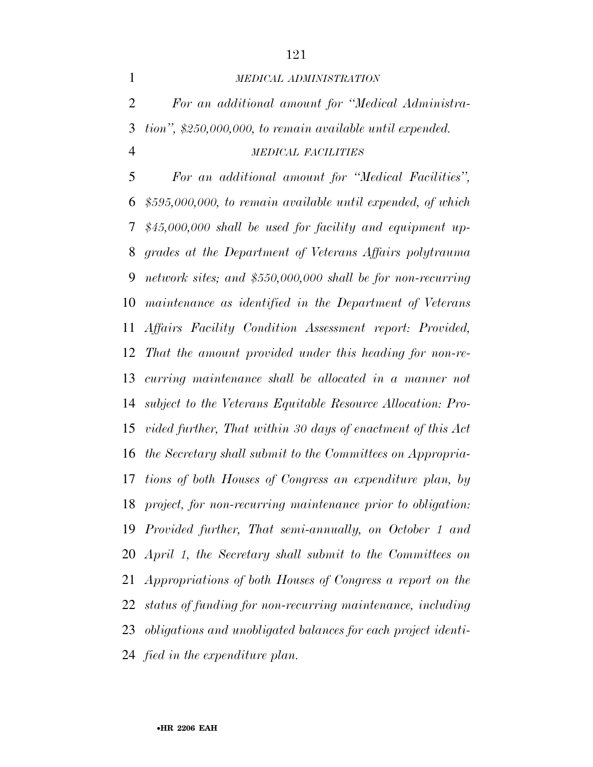*MEDICAL ADMINISTRATION*

*For an additional amount for ''Medical Administration'', $250,000,000, to remain available until expended.*

*MEDICAL FACILITIES*

*For an additional amount for ''Medical Facilities'', $595,000,000, to remain available until expended, of which $45,000,000 shall be used for facility and equipment upgrades at the Department of Veterans Affairs polytrauma network sites; and $550,000,000 shall be for non-recurring maintenance as identified in the Department of Veterans Affairs Facility Condition Assessment report: Provided, That the amount provided under this heading for non-recurring maintenance shall be allocated in a manner not subject to the Veterans Equitable Resource Allocation: Provided further, That within 30 days of enactment of this Act the Secretary shall submit to the Committees on Appropriations of both Houses of Congress an expenditure plan, by project, for non-recurring maintenance prior to obligation: Provided further, That semi-annually, on October 1 and April 1, the Secretary shall submit to the Committees on Appropriations of both Houses of Congress a report on the status of funding for non-recurring maintenance, including obligations and unobligated balances for each project identified in the expenditure plan.*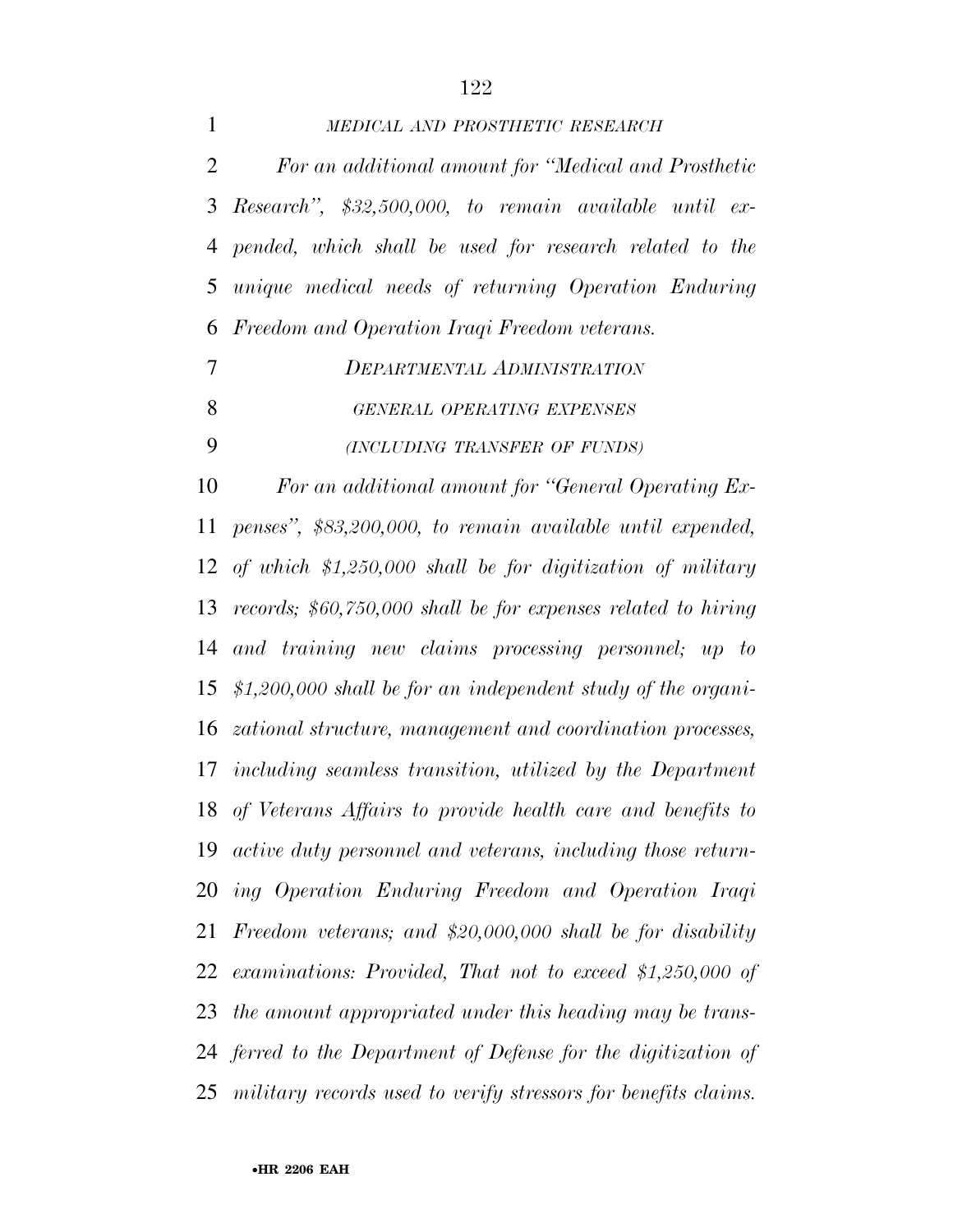*MEDICAL AND PROSTHETIC RESEARCH*

*For an additional amount for "Medical and Prosthetic Research", $32,500,000, to remain available until expended, which shall be used for research related to the unique medical needs of returning Operation Enduring Freedom and Operation Iraqi Freedom veterans.*

*DEPARTMENTAL ADMINISTRATION*

*GENERAL OPERATING EXPENSES*

*(INCLUDING TRANSFER OF FUNDS)*

*For an additional amount for "General Operating Expenses", $83,200,000, to remain available until expended, of which $1,250,000 shall be for digitization of military records; $60,750,000 shall be for expenses related to hiring and training new claims processing personnel; up to $1,200,000 shall be for an independent study of the organizational structure, management and coordination processes, including seamless transition, utilized by the Department of Veterans Affairs to provide health care and benefits to active duty personnel and veterans, including those returning Operation Enduring Freedom and Operation Iraqi Freedom veterans; and $20,000,000 shall be for disability examinations: Provided, That not to exceed $1,250,000 of the amount appropriated under this heading may be transferred to the Department of Defense for the digitization of military records used to verify stressors for benefits claims.*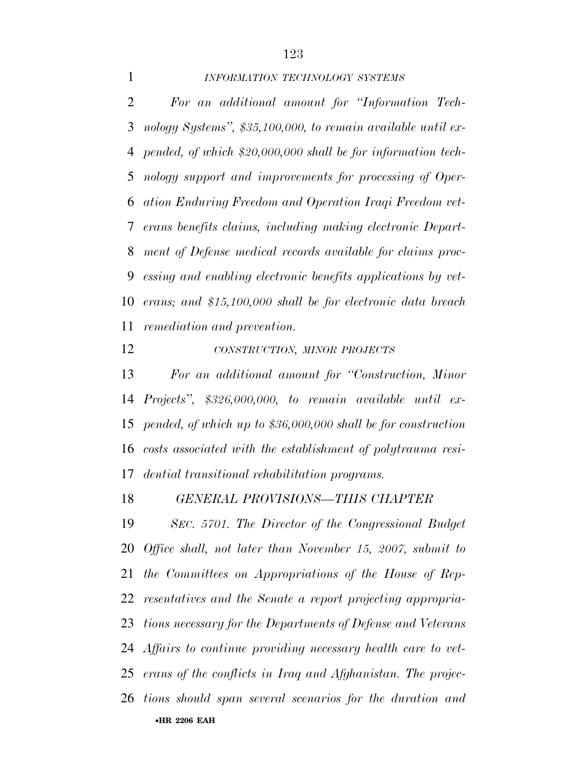*INFORMATION TECHNOLOGY SYSTEMS*

*For an additional amount for "Information Technology Systems", $35,100,000, to remain available until expended, of which $20,000,000 shall be for information technology support and improvements for processing of Operation Enduring Freedom and Operation Iraqi Freedom veterans benefits claims, including making electronic Department of Defense medical records available for claims processing and enabling electronic benefits applications by veterans; and $15,100,000 shall be for electronic data breach remediation and prevention.*

*CONSTRUCTION, MINOR PROJECTS*

*For an additional amount for "Construction, Minor Projects", $326,000,000, to remain available until expended, of which up to $36,000,000 shall be for construction costs associated with the establishment of polytrauma residential transitional rehabilitation programs.*

*GENERAL PROVISIONS—THIS CHAPTER*

*SEC. 5701. The Director of the Congressional Budget Office shall, not later than November 15, 2007, submit to the Committees on Appropriations of the House of Representatives and the Senate a report projecting appropriations necessary for the Departments of Defense and Veterans Affairs to continue providing necessary health care to veterans of the conflicts in Iraq and Afghanistan. The projections should span several scenarios for the duration and*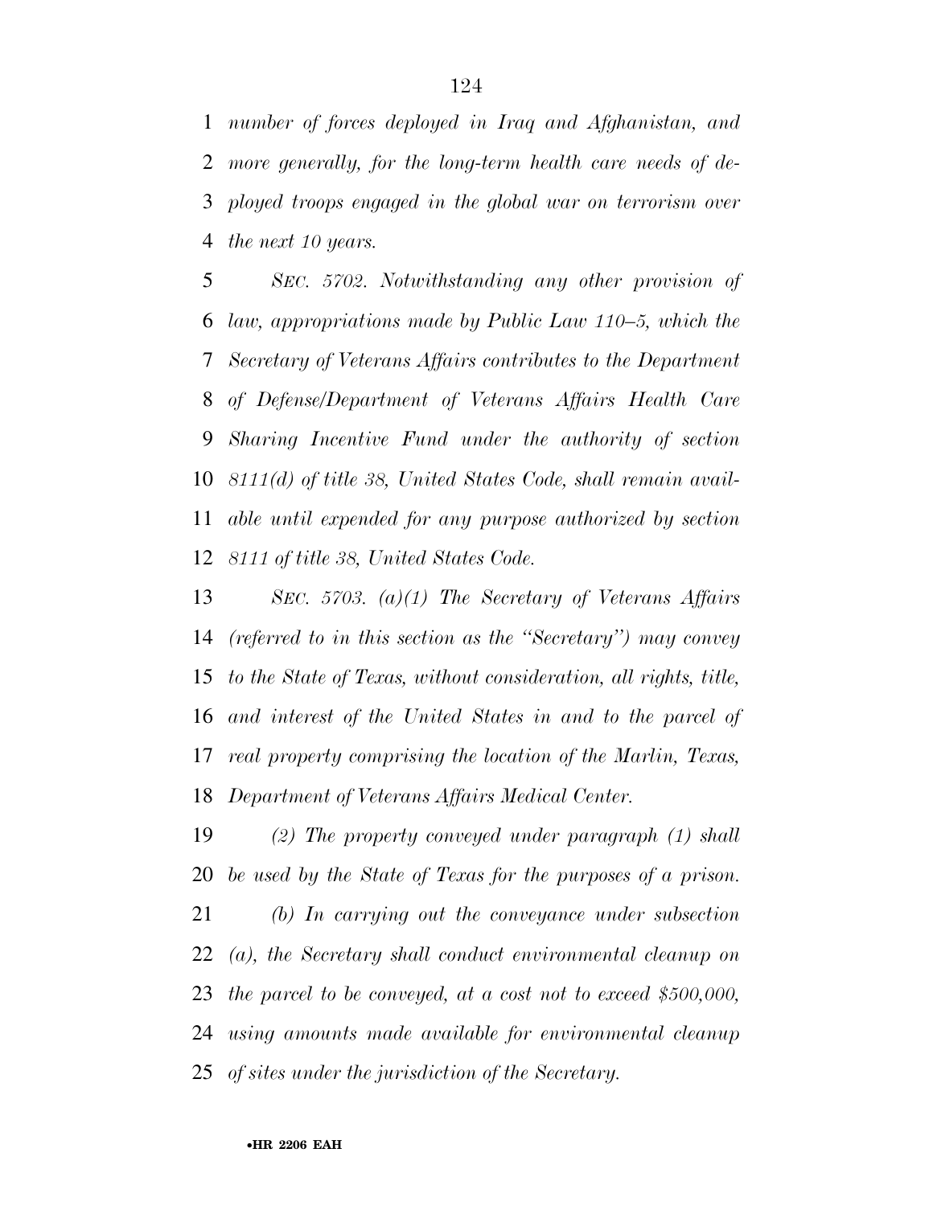*number of forces deployed in Iraq and Afghanistan, and more generally, for the long-term health care needs of deployed troops engaged in the global war on terrorism over the next 10 years.*

*SEC. 5702. Notwithstanding any other provision of law, appropriations made by Public Law 110–5, which the Secretary of Veterans Affairs contributes to the Department of Defense/Department of Veterans Affairs Health Care Sharing Incentive Fund under the authority of section 8111(d) of title 38, United States Code, shall remain available until expended for any purpose authorized by section 8111 of title 38, United States Code.*

*SEC. 5703. (a)(1) The Secretary of Veterans Affairs (referred to in this section as the ''Secretary'') may convey to the State of Texas, without consideration, all rights, title, and interest of the United States in and to the parcel of real property comprising the location of the Marlin, Texas, Department of Veterans Affairs Medical Center.*

*(2) The property conveyed under paragraph (1) shall be used by the State of Texas for the purposes of a prison.*

*(b) In carrying out the conveyance under subsection (a), the Secretary shall conduct environmental cleanup on the parcel to be conveyed, at a cost not to exceed $500,000, using amounts made available for environmental cleanup of sites under the jurisdiction of the Secretary.*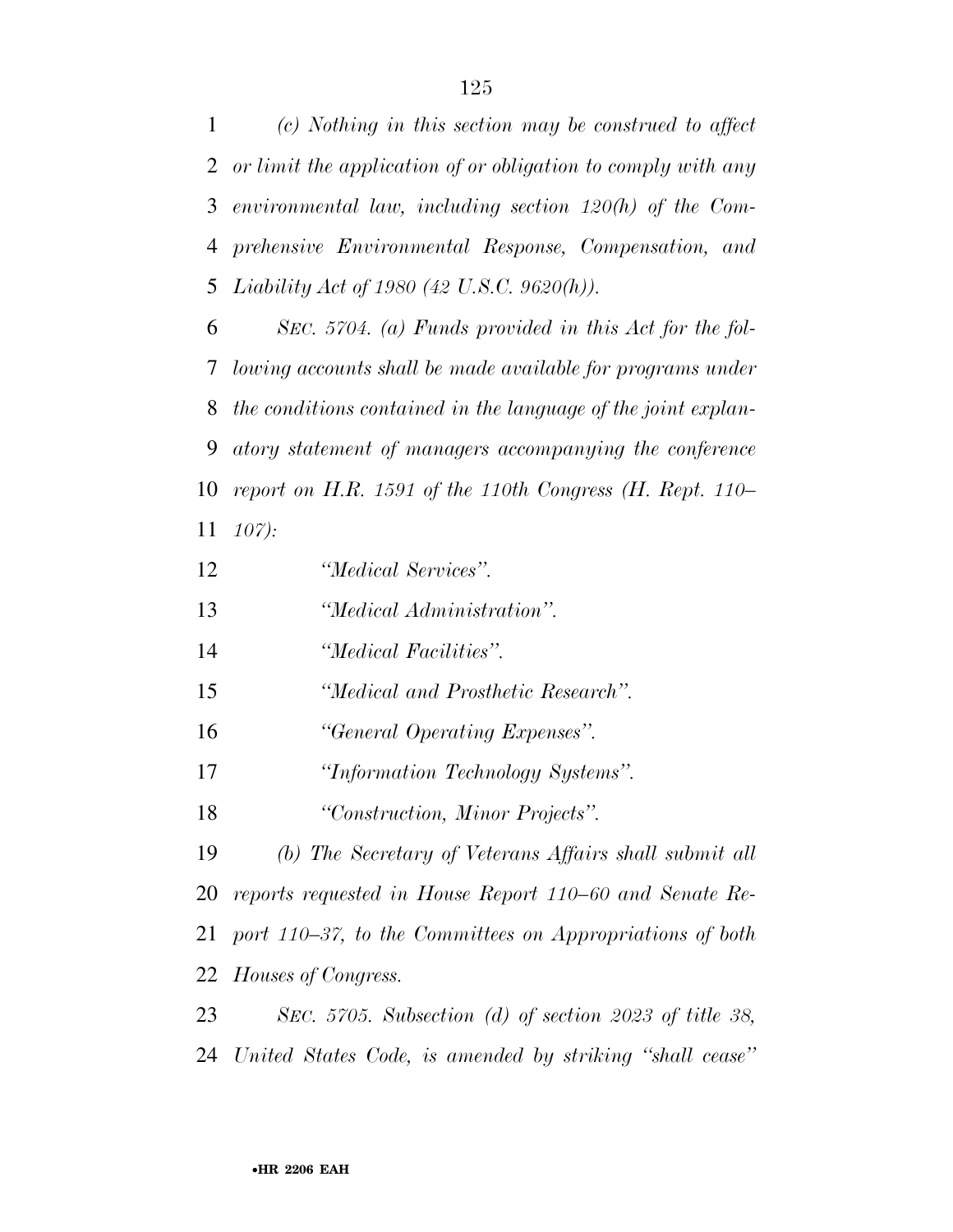*(c) Nothing in this section may be construed to affect or limit the application of or obligation to comply with any environmental law, including section 120(h) of the Comprehensive Environmental Response, Compensation, and Liability Act of 1980 (42 U.S.C. 9620(h)).*

*SEC. 5704. (a) Funds provided in this Act for the following accounts shall be made available for programs under the conditions contained in the language of the joint explanatory statement of managers accompanying the conference report on H.R. 1591 of the 110th Congress (H. Rept. 110–107):*

*"Medical Services".*

*"Medical Administration".*

*"Medical Facilities".*

*"Medical and Prosthetic Research".*

*"General Operating Expenses".*

*"Information Technology Systems".*

*"Construction, Minor Projects".*

*(b) The Secretary of Veterans Affairs shall submit all reports requested in House Report 110–60 and Senate Report 110–37, to the Committees on Appropriations of both Houses of Congress.*

*SEC. 5705. Subsection (d) of section 2023 of title 38, United States Code, is amended by striking "shall cease"*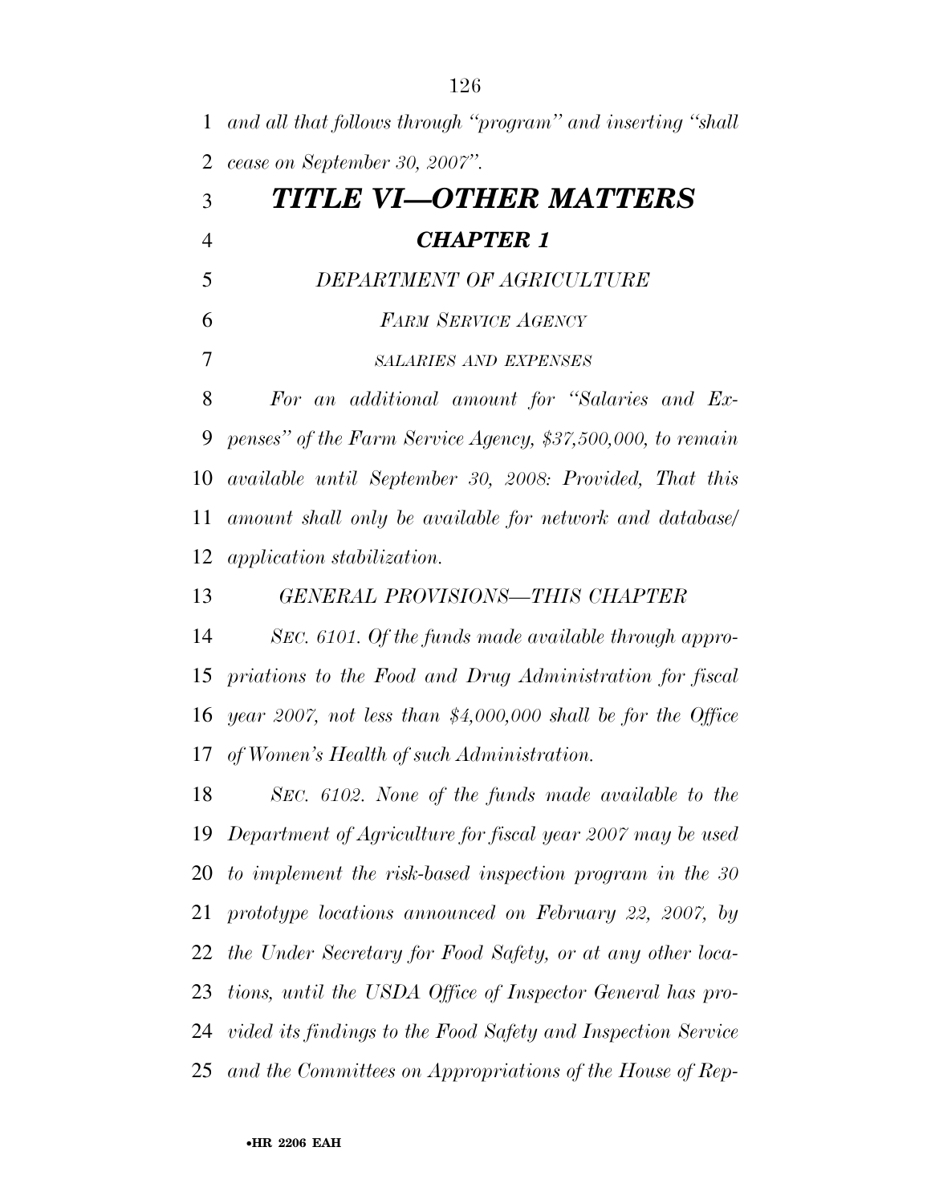*and all that follows through "program" and inserting "shall cease on September 30, 2007".*

# *TITLE VI—OTHER MATTERS*

## *CHAPTER 1*

### *DEPARTMENT OF AGRICULTURE*

#### *FARM SERVICE AGENCY*

##### *SALARIES AND EXPENSES*

*For an additional amount for "Salaries and Expenses" of the Farm Service Agency, $37,500,000, to remain available until September 30, 2008: Provided, That this amount shall only be available for network and database/application stabilization.*

*GENERAL PROVISIONS—THIS CHAPTER*

*SEC. 6101. Of the funds made available through appropriations to the Food and Drug Administration for fiscal year 2007, not less than $4,000,000 shall be for the Office of Women's Health of such Administration.*

*SEC. 6102. None of the funds made available to the Department of Agriculture for fiscal year 2007 may be used to implement the risk-based inspection program in the 30 prototype locations announced on February 22, 2007, by the Under Secretary for Food Safety, or at any other locations, until the USDA Office of Inspector General has provided its findings to the Food Safety and Inspection Service and the Committees on Appropriations of the House of Rep-*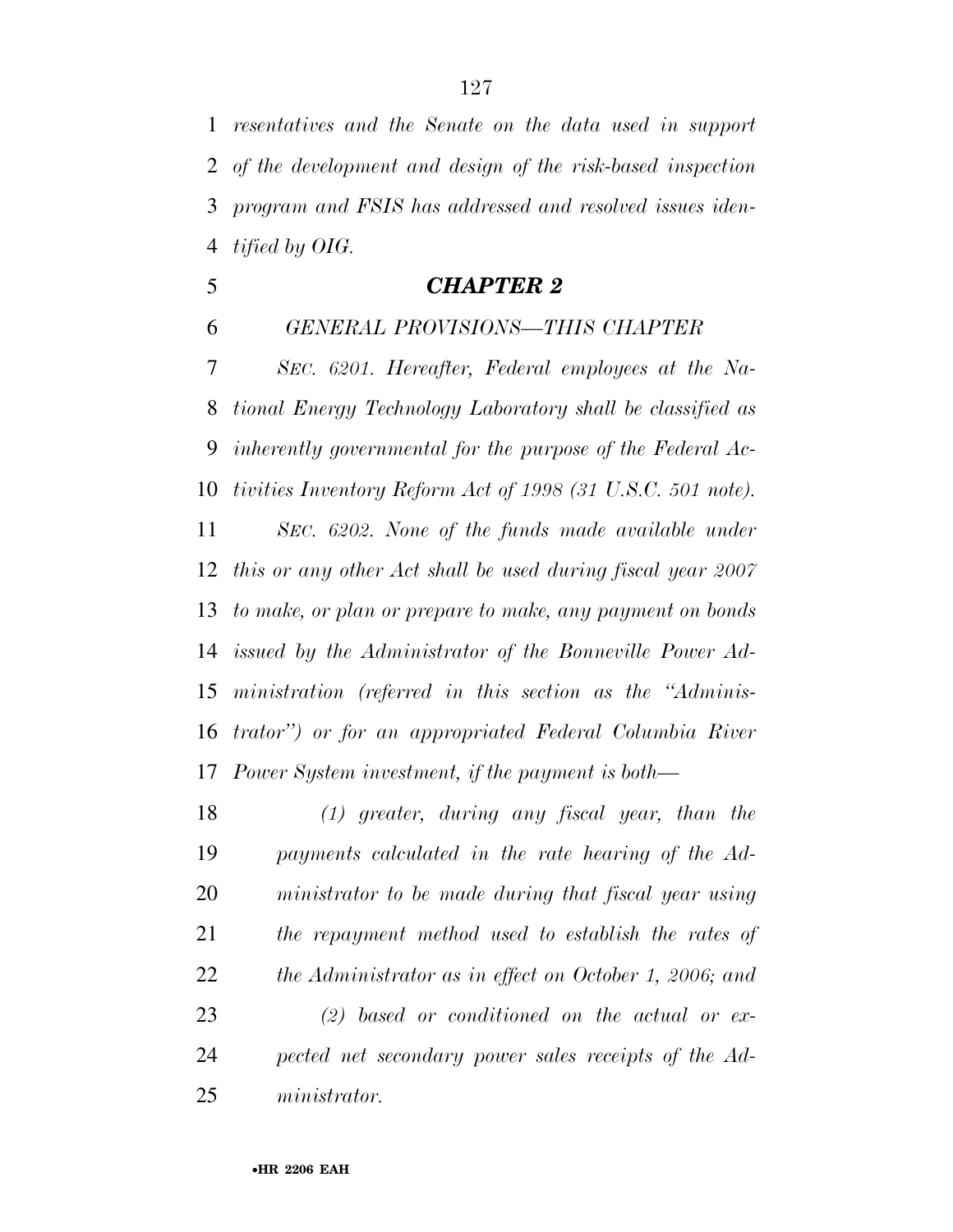*resentatives and the Senate on the data used in support of the development and design of the risk-based inspection program and FSIS has addressed and resolved issues identified by OIG.*

## ***CHAPTER 2***

*GENERAL PROVISIONS—THIS CHAPTER*

*SEC. 6201. Hereafter, Federal employees at the National Energy Technology Laboratory shall be classified as inherently governmental for the purpose of the Federal Activities Inventory Reform Act of 1998 (31 U.S.C. 501 note).*

*SEC. 6202. None of the funds made available under this or any other Act shall be used during fiscal year 2007 to make, or plan or prepare to make, any payment on bonds issued by the Administrator of the Bonneville Power Administration (referred in this section as the "Administrator") or for an appropriated Federal Columbia River Power System investment, if the payment is both—*

*(1) greater, during any fiscal year, than the payments calculated in the rate hearing of the Administrator to be made during that fiscal year using the repayment method used to establish the rates of the Administrator as in effect on October 1, 2006; and*

*(2) based or conditioned on the actual or expected net secondary power sales receipts of the Administrator.*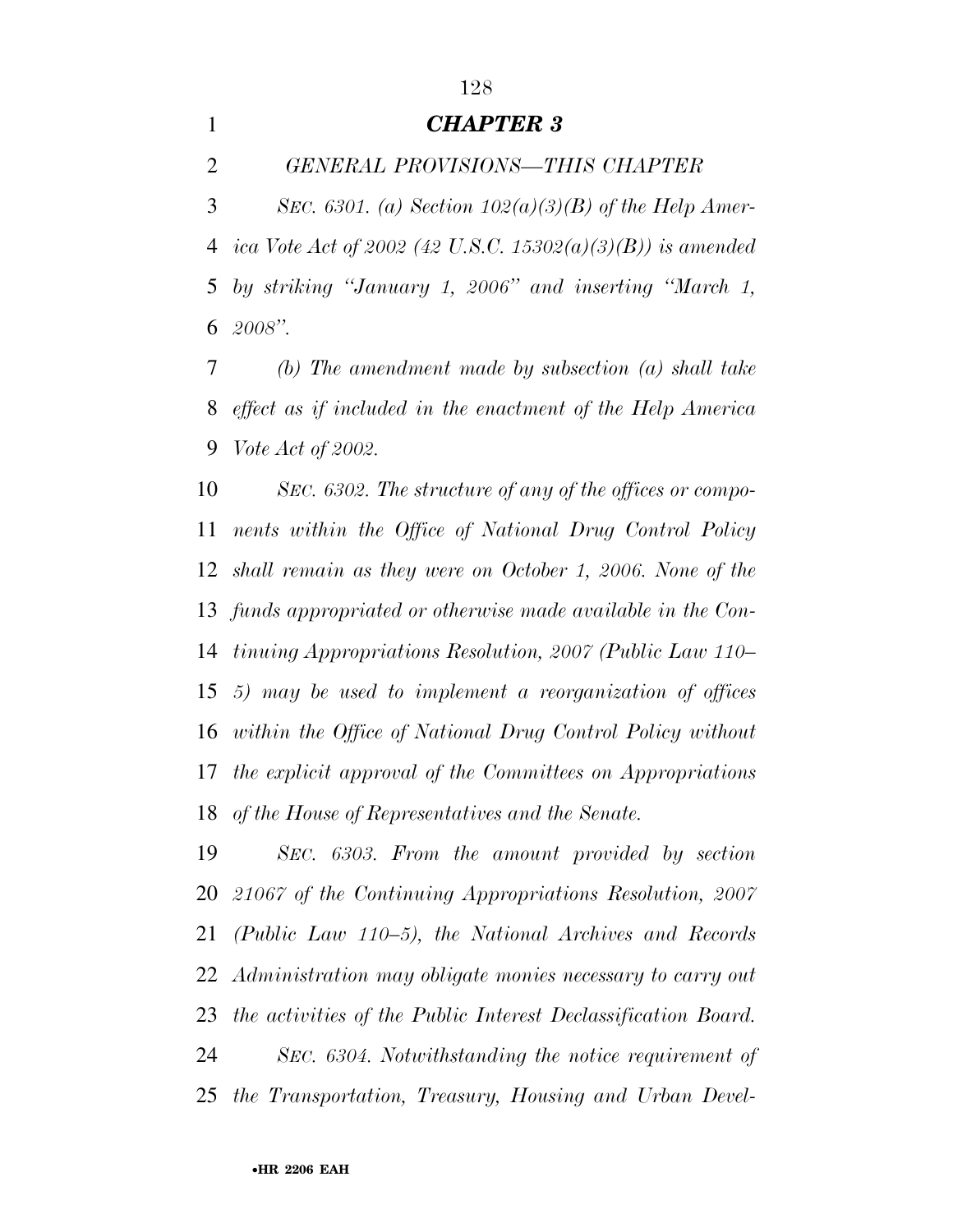## *CHAPTER 3*

*GENERAL PROVISIONS—THIS CHAPTER*

*SEC. 6301. (a) Section 102(a)(3)(B) of the Help America Vote Act of 2002 (42 U.S.C. 15302(a)(3)(B)) is amended by striking "January 1, 2006" and inserting "March 1, 2008".*

*(b) The amendment made by subsection (a) shall take effect as if included in the enactment of the Help America Vote Act of 2002.*

*SEC. 6302. The structure of any of the offices or components within the Office of National Drug Control Policy shall remain as they were on October 1, 2006. None of the funds appropriated or otherwise made available in the Continuing Appropriations Resolution, 2007 (Public Law 110–5) may be used to implement a reorganization of offices within the Office of National Drug Control Policy without the explicit approval of the Committees on Appropriations of the House of Representatives and the Senate.*

*SEC. 6303. From the amount provided by section 21067 of the Continuing Appropriations Resolution, 2007 (Public Law 110–5), the National Archives and Records Administration may obligate monies necessary to carry out the activities of the Public Interest Declassification Board.*

*SEC. 6304. Notwithstanding the notice requirement of the Transportation, Treasury, Housing and Urban Devel-*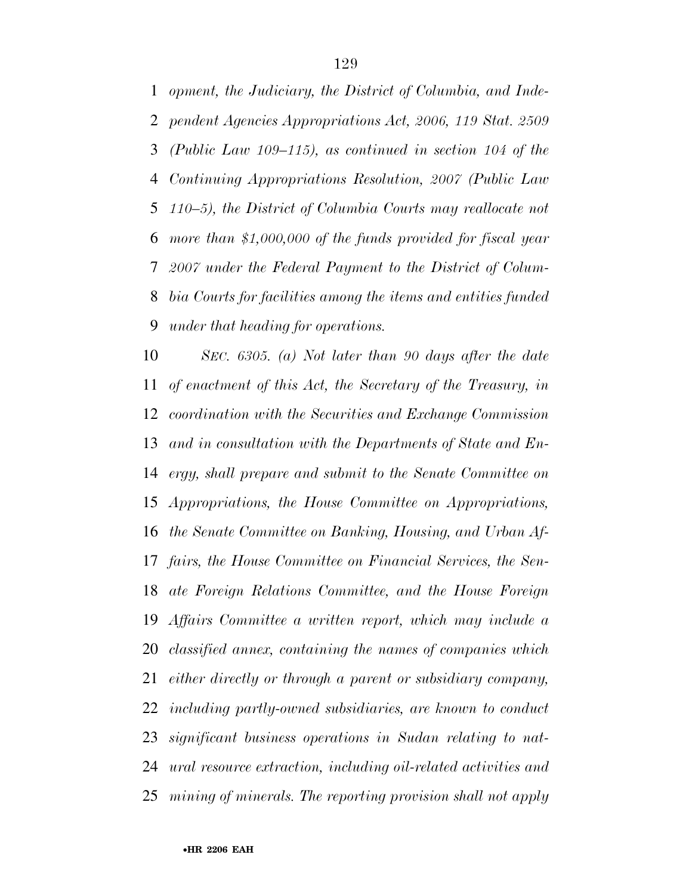*opment, the Judiciary, the District of Columbia, and Independent Agencies Appropriations Act, 2006, 119 Stat. 2509 (Public Law 109–115), as continued in section 104 of the Continuing Appropriations Resolution, 2007 (Public Law 110–5), the District of Columbia Courts may reallocate not more than $1,000,000 of the funds provided for fiscal year 2007 under the Federal Payment to the District of Columbia Courts for facilities among the items and entities funded under that heading for operations.*

*SEC. 6305. (a) Not later than 90 days after the date of enactment of this Act, the Secretary of the Treasury, in coordination with the Securities and Exchange Commission and in consultation with the Departments of State and Energy, shall prepare and submit to the Senate Committee on Appropriations, the House Committee on Appropriations, the Senate Committee on Banking, Housing, and Urban Affairs, the House Committee on Financial Services, the Senate Foreign Relations Committee, and the House Foreign Affairs Committee a written report, which may include a classified annex, containing the names of companies which either directly or through a parent or subsidiary company, including partly-owned subsidiaries, are known to conduct significant business operations in Sudan relating to natural resource extraction, including oil-related activities and mining of minerals. The reporting provision shall not apply*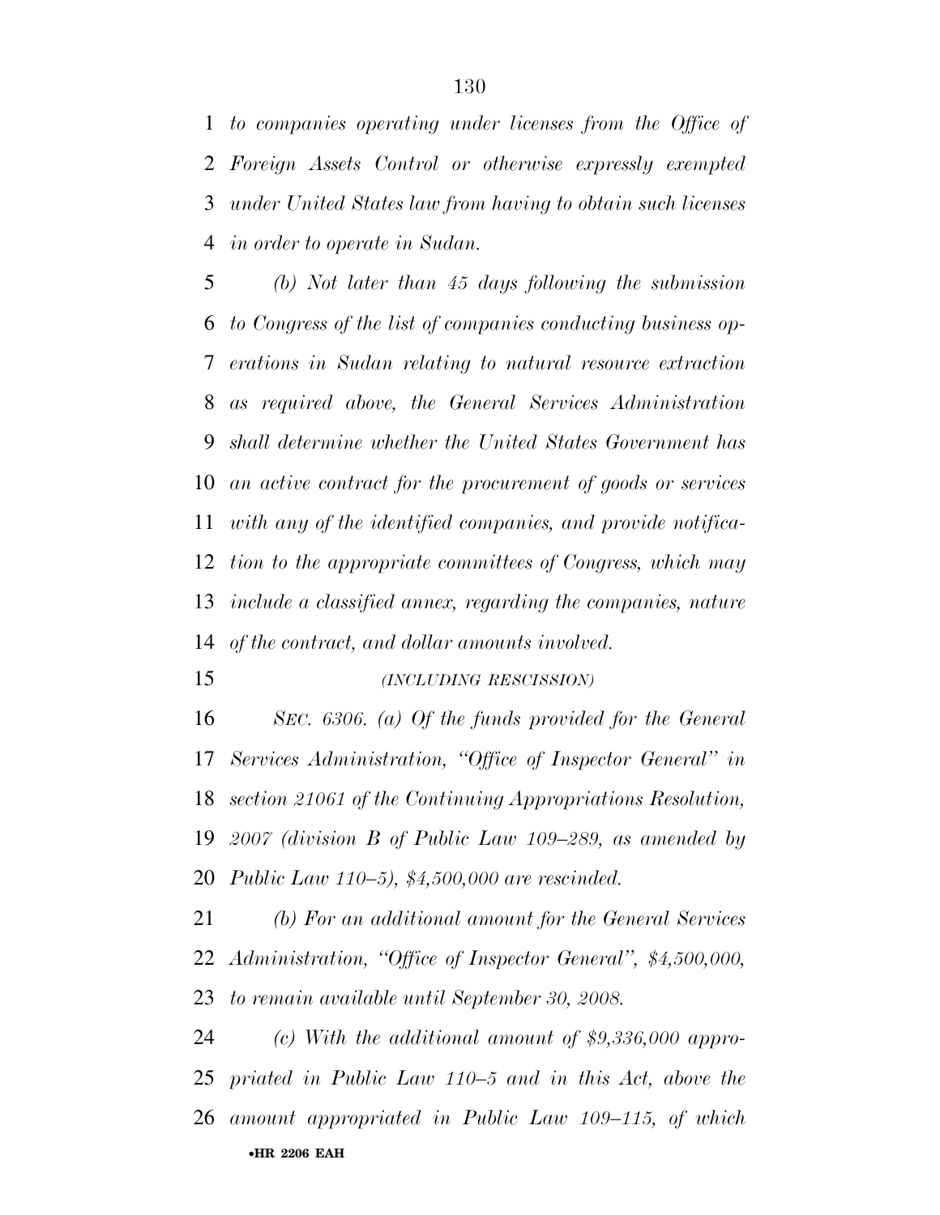*to companies operating under licenses from the Office of Foreign Assets Control or otherwise expressly exempted under United States law from having to obtain such licenses in order to operate in Sudan.*

*(b) Not later than 45 days following the submission to Congress of the list of companies conducting business operations in Sudan relating to natural resource extraction as required above, the General Services Administration shall determine whether the United States Government has an active contract for the procurement of goods or services with any of the identified companies, and provide notification to the appropriate committees of Congress, which may include a classified annex, regarding the companies, nature of the contract, and dollar amounts involved.*

*(INCLUDING RESCISSION)*

*SEC. 6306. (a) Of the funds provided for the General Services Administration, "Office of Inspector General" in section 21061 of the Continuing Appropriations Resolution, 2007 (division B of Public Law 109–289, as amended by Public Law 110–5), $4,500,000 are rescinded.*

*(b) For an additional amount for the General Services Administration, "Office of Inspector General", $4,500,000, to remain available until September 30, 2008.*

*(c) With the additional amount of $9,336,000 appropriated in Public Law 110–5 and in this Act, above the amount appropriated in Public Law 109–115, of which*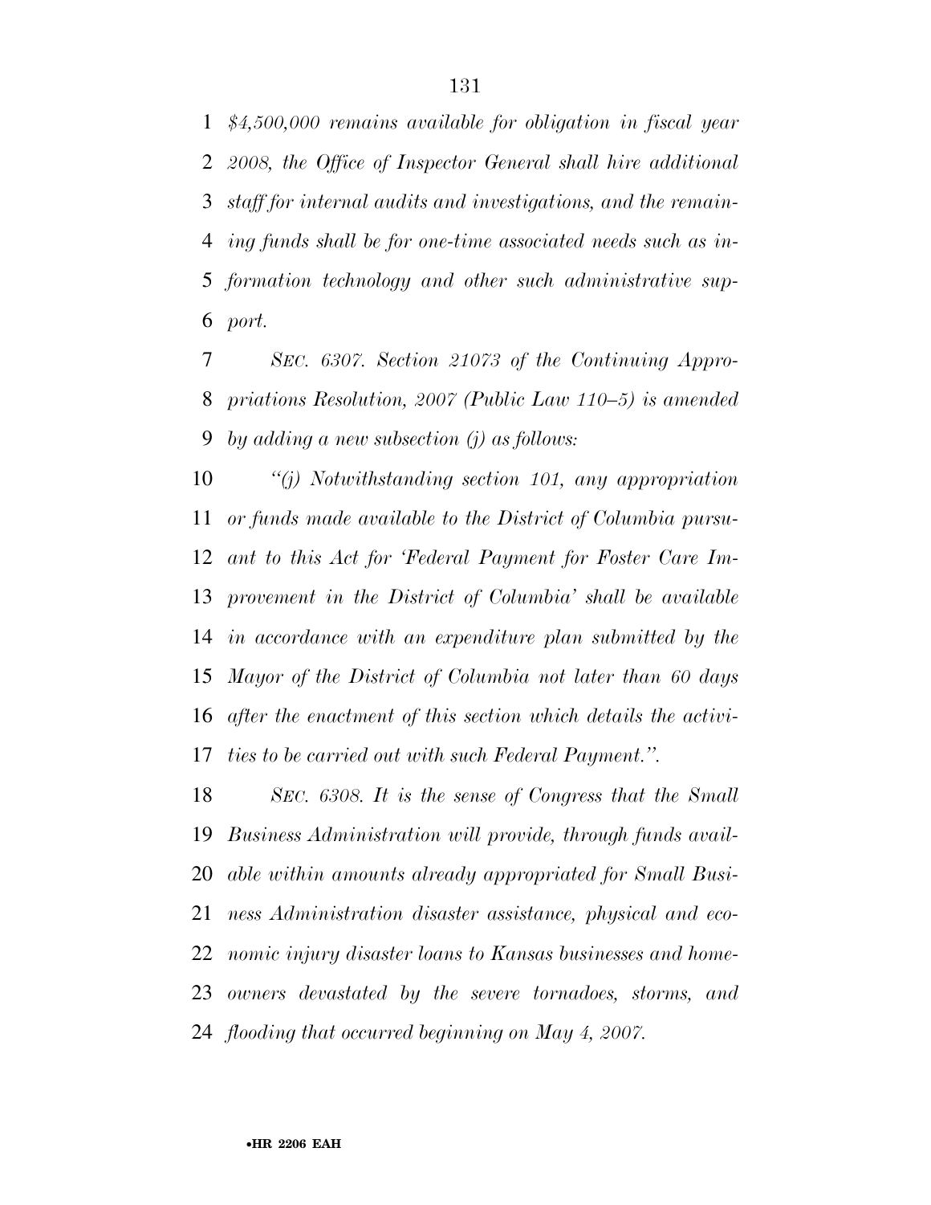*$4,500,000 remains available for obligation in fiscal year 2008, the Office of Inspector General shall hire additional staff for internal audits and investigations, and the remaining funds shall be for one-time associated needs such as information technology and other such administrative support.*

*SEC. 6307. Section 21073 of the Continuing Appropriations Resolution, 2007 (Public Law 110–5) is amended by adding a new subsection (j) as follows:*

*''(j) Notwithstanding section 101, any appropriation or funds made available to the District of Columbia pursuant to this Act for 'Federal Payment for Foster Care Improvement in the District of Columbia' shall be available in accordance with an expenditure plan submitted by the Mayor of the District of Columbia not later than 60 days after the enactment of this section which details the activities to be carried out with such Federal Payment.''.*

*SEC. 6308. It is the sense of Congress that the Small Business Administration will provide, through funds available within amounts already appropriated for Small Business Administration disaster assistance, physical and economic injury disaster loans to Kansas businesses and homeowners devastated by the severe tornadoes, storms, and flooding that occurred beginning on May 4, 2007.*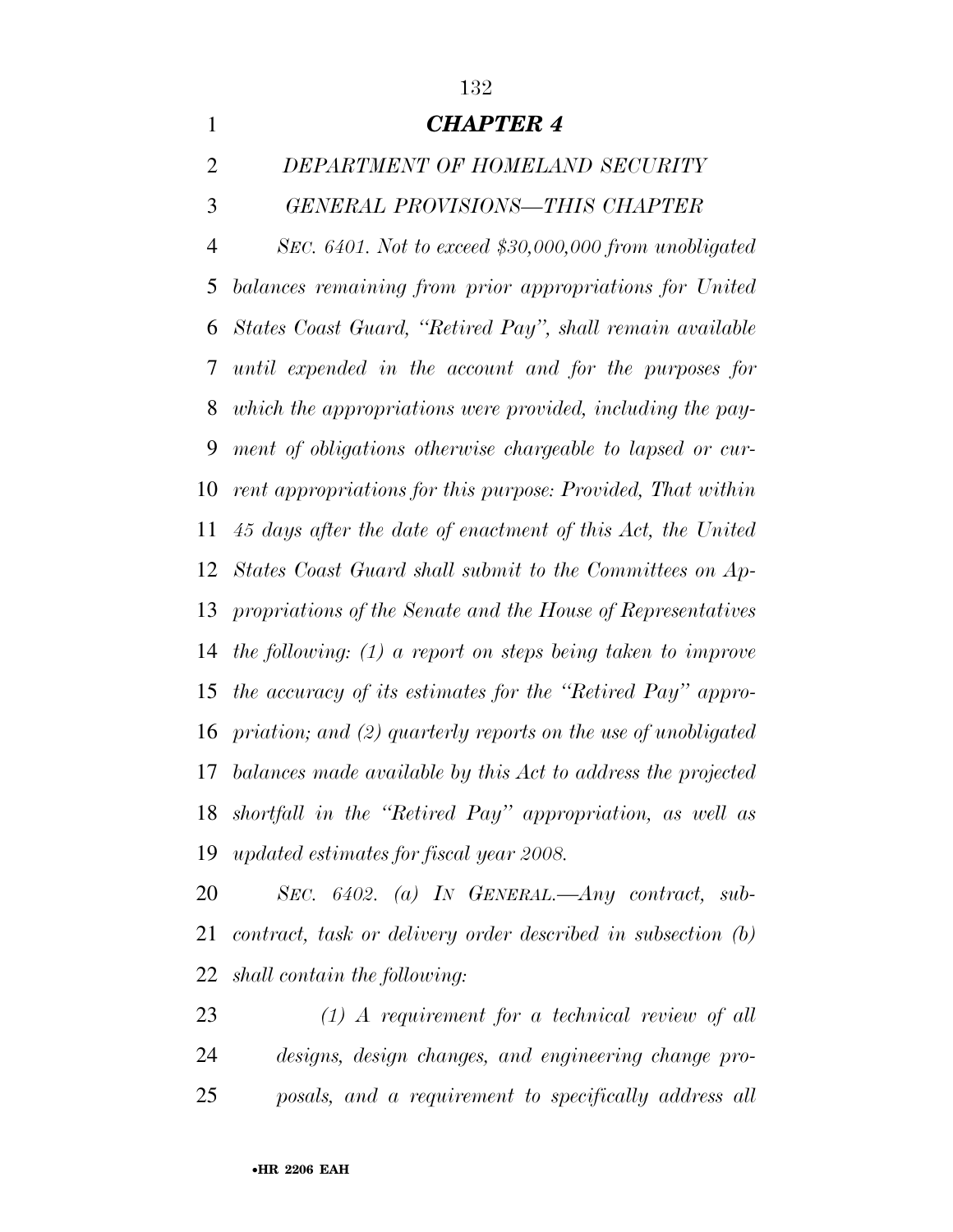# *CHAPTER 4*

## *DEPARTMENT OF HOMELAND SECURITY*

### *GENERAL PROVISIONS—THIS CHAPTER*

*SEC. 6401. Not to exceed $30,000,000 from unobligated balances remaining from prior appropriations for United States Coast Guard, "Retired Pay", shall remain available until expended in the account and for the purposes for which the appropriations were provided, including the payment of obligations otherwise chargeable to lapsed or current appropriations for this purpose: Provided, That within 45 days after the date of enactment of this Act, the United States Coast Guard shall submit to the Committees on Appropriations of the Senate and the House of Representatives the following: (1) a report on steps being taken to improve the accuracy of its estimates for the "Retired Pay" appropriation; and (2) quarterly reports on the use of unobligated balances made available by this Act to address the projected shortfall in the "Retired Pay" appropriation, as well as updated estimates for fiscal year 2008.*

*SEC. 6402. (a) IN GENERAL.—Any contract, subcontract, task or delivery order described in subsection (b) shall contain the following:*

*(1) A requirement for a technical review of all designs, design changes, and engineering change proposals, and a requirement to specifically address all*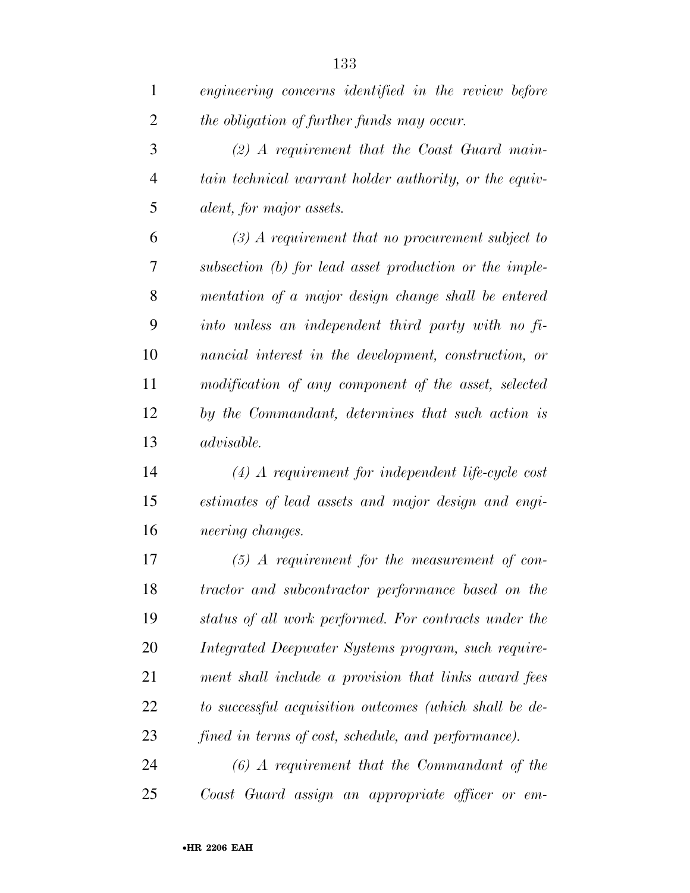*engineering concerns identified in the review before the obligation of further funds may occur.*

*(2) A requirement that the Coast Guard maintain technical warrant holder authority, or the equivalent, for major assets.*

*(3) A requirement that no procurement subject to subsection (b) for lead asset production or the implementation of a major design change shall be entered into unless an independent third party with no financial interest in the development, construction, or modification of any component of the asset, selected by the Commandant, determines that such action is advisable.*

*(4) A requirement for independent life-cycle cost estimates of lead assets and major design and engineering changes.*

*(5) A requirement for the measurement of contractor and subcontractor performance based on the status of all work performed. For contracts under the Integrated Deepwater Systems program, such requirement shall include a provision that links award fees to successful acquisition outcomes (which shall be defined in terms of cost, schedule, and performance).*

*(6) A requirement that the Commandant of the Coast Guard assign an appropriate officer or em-*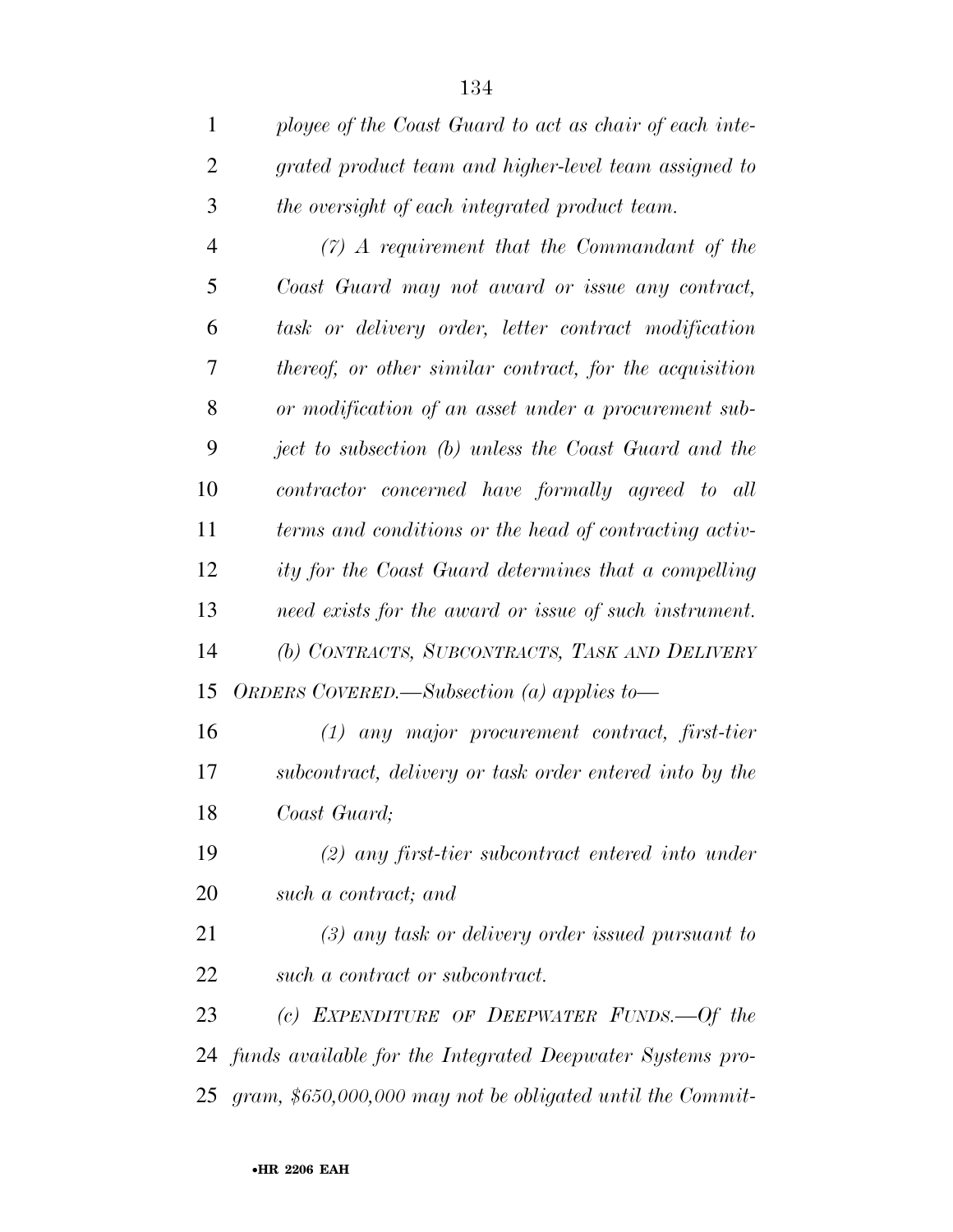*ployee of the Coast Guard to act as chair of each integrated product team and higher-level team assigned to the oversight of each integrated product team.*

*(7) A requirement that the Commandant of the Coast Guard may not award or issue any contract, task or delivery order, letter contract modification thereof, or other similar contract, for the acquisition or modification of an asset under a procurement subject to subsection (b) unless the Coast Guard and the contractor concerned have formally agreed to all terms and conditions or the head of contracting activity for the Coast Guard determines that a compelling need exists for the award or issue of such instrument.*

*(b) CONTRACTS, SUBCONTRACTS, TASK AND DELIVERY ORDERS COVERED.—Subsection (a) applies to—*

*(1) any major procurement contract, first-tier subcontract, delivery or task order entered into by the Coast Guard;*

*(2) any first-tier subcontract entered into under such a contract; and*

*(3) any task or delivery order issued pursuant to such a contract or subcontract.*

*(c) EXPENDITURE OF DEEPWATER FUNDS.—Of the funds available for the Integrated Deepwater Systems program, $650,000,000 may not be obligated until the Commit-*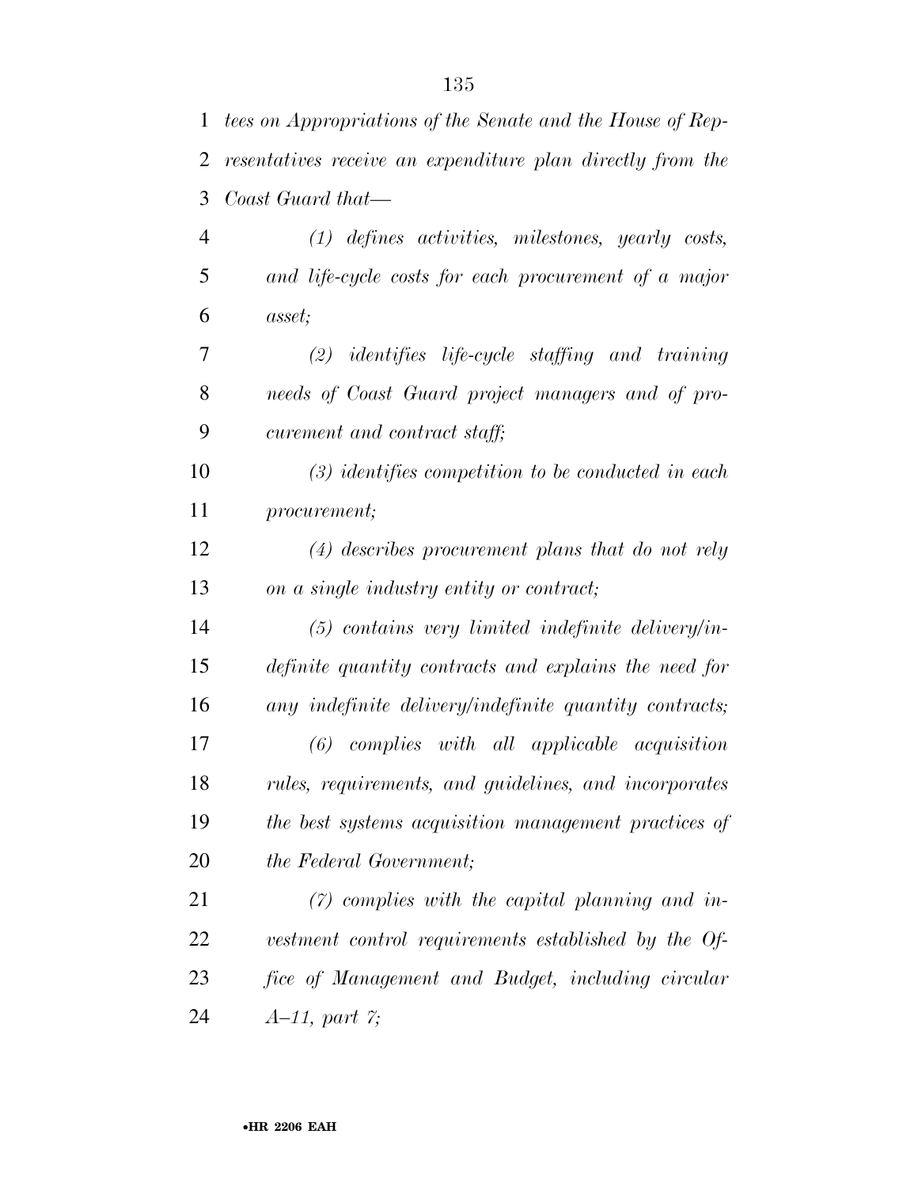*tees on Appropriations of the Senate and the House of Representatives receive an expenditure plan directly from the Coast Guard that—*

*(1) defines activities, milestones, yearly costs, and life-cycle costs for each procurement of a major asset;*

*(2) identifies life-cycle staffing and training needs of Coast Guard project managers and of procurement and contract staff;*

*(3) identifies competition to be conducted in each procurement;*

*(4) describes procurement plans that do not rely on a single industry entity or contract;*

*(5) contains very limited indefinite delivery/indefinite quantity contracts and explains the need for any indefinite delivery/indefinite quantity contracts;*

*(6) complies with all applicable acquisition rules, requirements, and guidelines, and incorporates the best systems acquisition management practices of the Federal Government;*

*(7) complies with the capital planning and investment control requirements established by the Office of Management and Budget, including circular A–11, part 7;*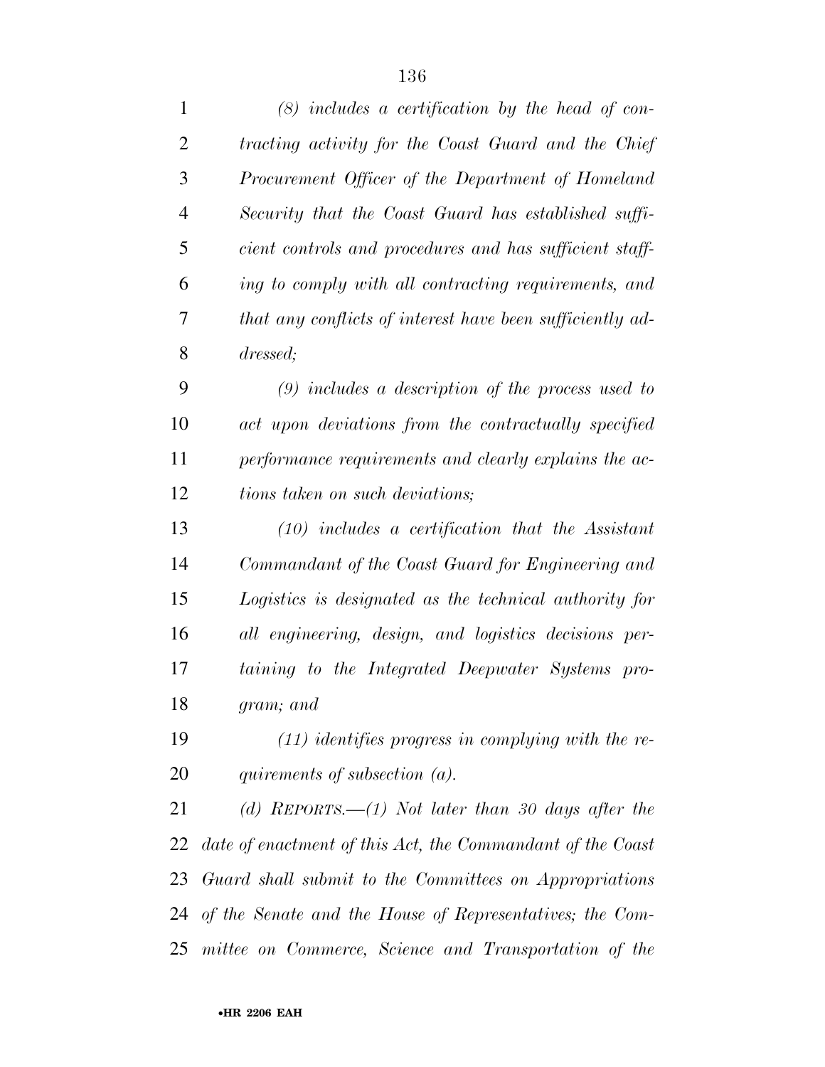*(8) includes a certification by the head of contracting activity for the Coast Guard and the Chief Procurement Officer of the Department of Homeland Security that the Coast Guard has established sufficient controls and procedures and has sufficient staffing to comply with all contracting requirements, and that any conflicts of interest have been sufficiently addressed;*

*(9) includes a description of the process used to act upon deviations from the contractually specified performance requirements and clearly explains the actions taken on such deviations;*

*(10) includes a certification that the Assistant Commandant of the Coast Guard for Engineering and Logistics is designated as the technical authority for all engineering, design, and logistics decisions pertaining to the Integrated Deepwater Systems program; and*

*(11) identifies progress in complying with the requirements of subsection (a).*

*(d) REPORTS.—(1) Not later than 30 days after the date of enactment of this Act, the Commandant of the Coast Guard shall submit to the Committees on Appropriations of the Senate and the House of Representatives; the Committee on Commerce, Science and Transportation of the*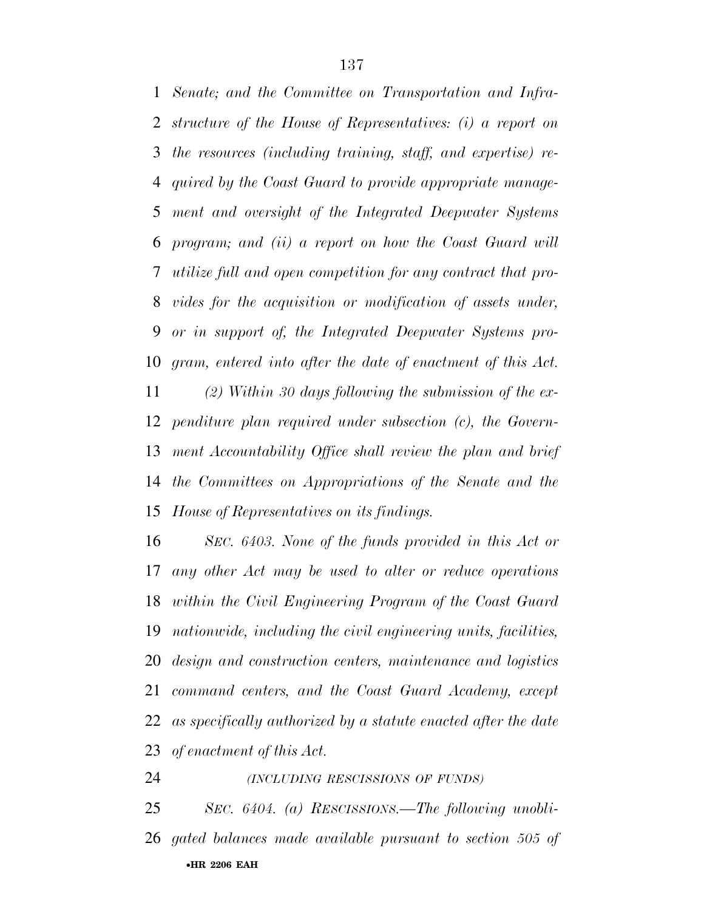*Senate; and the Committee on Transportation and Infrastructure of the House of Representatives: (i) a report on the resources (including training, staff, and expertise) required by the Coast Guard to provide appropriate management and oversight of the Integrated Deepwater Systems program; and (ii) a report on how the Coast Guard will utilize full and open competition for any contract that provides for the acquisition or modification of assets under, or in support of, the Integrated Deepwater Systems program, entered into after the date of enactment of this Act.*

*(2) Within 30 days following the submission of the expenditure plan required under subsection (c), the Government Accountability Office shall review the plan and brief the Committees on Appropriations of the Senate and the House of Representatives on its findings.*

*SEC. 6403. None of the funds provided in this Act or any other Act may be used to alter or reduce operations within the Civil Engineering Program of the Coast Guard nationwide, including the civil engineering units, facilities, design and construction centers, maintenance and logistics command centers, and the Coast Guard Academy, except as specifically authorized by a statute enacted after the date of enactment of this Act.*

*(INCLUDING RESCISSIONS OF FUNDS)*

*SEC. 6404. (a) RESCISSIONS.—The following unobligated balances made available pursuant to section 505 of*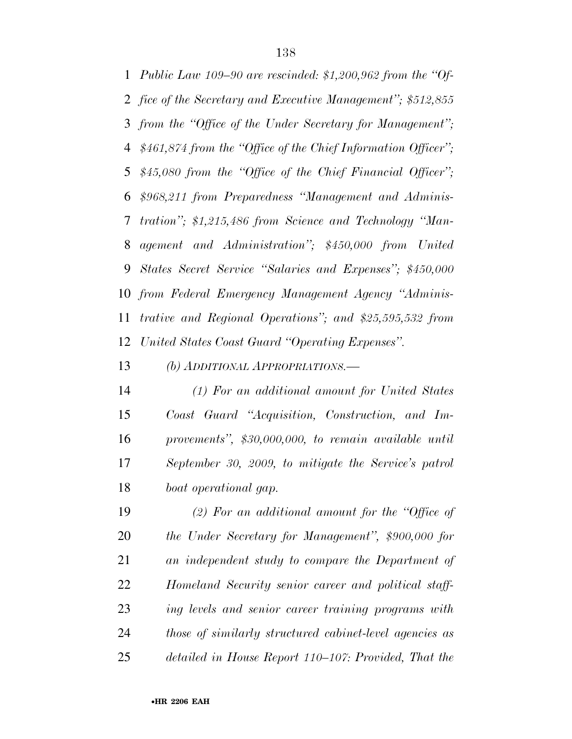*Public Law 109–90 are rescinded: $1,200,962 from the "Office of the Secretary and Executive Management"; $512,855 from the "Office of the Under Secretary for Management"; $461,874 from the "Office of the Chief Information Officer"; $45,080 from the "Office of the Chief Financial Officer"; $968,211 from Preparedness "Management and Administration"; $1,215,486 from Science and Technology "Management and Administration"; $450,000 from United States Secret Service "Salaries and Expenses"; $450,000 from Federal Emergency Management Agency "Administrative and Regional Operations"; and $25,595,532 from United States Coast Guard "Operating Expenses".*

*(b) ADDITIONAL APPROPRIATIONS.—*

*(1) For an additional amount for United States Coast Guard "Acquisition, Construction, and Improvements", $30,000,000, to remain available until September 30, 2009, to mitigate the Service's patrol boat operational gap.*

*(2) For an additional amount for the "Office of the Under Secretary for Management", $900,000 for an independent study to compare the Department of Homeland Security senior career and political staffing levels and senior career training programs with those of similarly structured cabinet-level agencies as detailed in House Report 110–107: Provided, That the*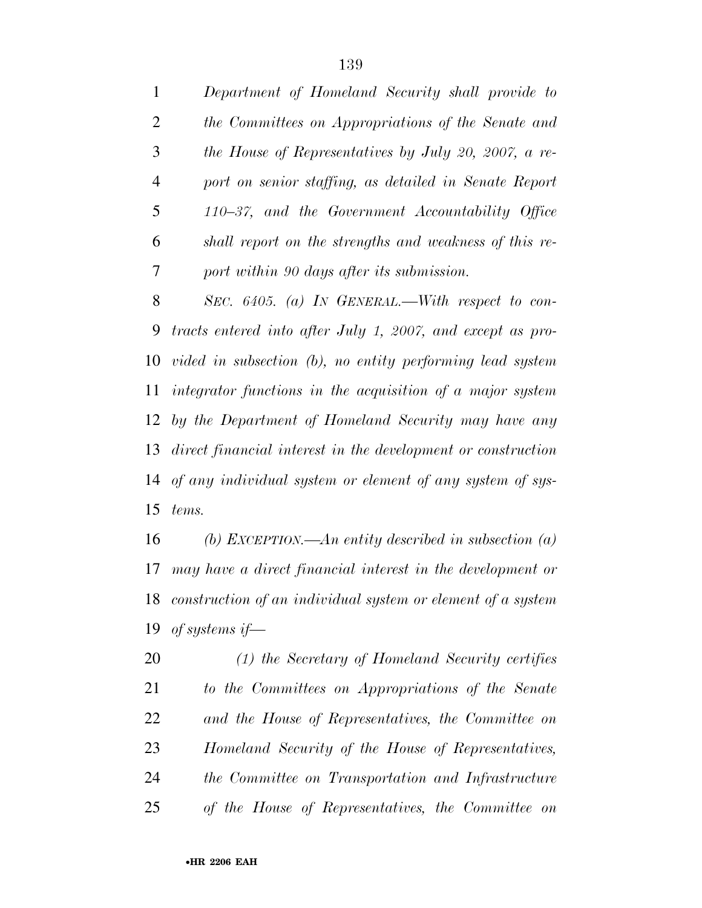*Department of Homeland Security shall provide to the Committees on Appropriations of the Senate and the House of Representatives by July 20, 2007, a report on senior staffing, as detailed in Senate Report 110–37, and the Government Accountability Office shall report on the strengths and weakness of this report within 90 days after its submission.*

*SEC. 6405. (a) IN GENERAL.—With respect to contracts entered into after July 1, 2007, and except as provided in subsection (b), no entity performing lead system integrator functions in the acquisition of a major system by the Department of Homeland Security may have any direct financial interest in the development or construction of any individual system or element of any system of systems.*

*(b) EXCEPTION.—An entity described in subsection (a) may have a direct financial interest in the development or construction of an individual system or element of a system of systems if—*

*(1) the Secretary of Homeland Security certifies to the Committees on Appropriations of the Senate and the House of Representatives, the Committee on Homeland Security of the House of Representatives, the Committee on Transportation and Infrastructure of the House of Representatives, the Committee on*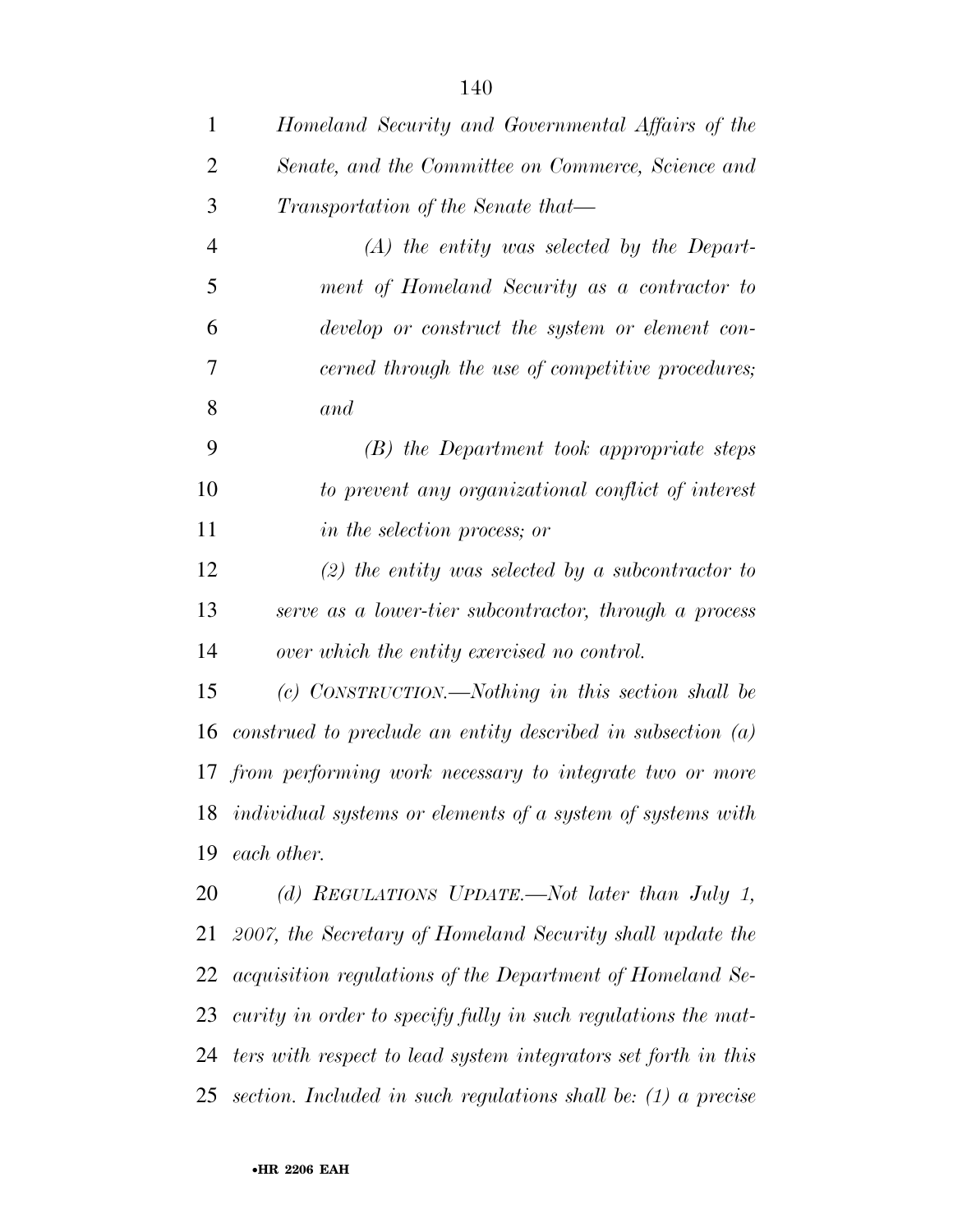*Homeland Security and Governmental Affairs of the Senate, and the Committee on Commerce, Science and Transportation of the Senate that—*

*(A) the entity was selected by the Department of Homeland Security as a contractor to develop or construct the system or element concerned through the use of competitive procedures; and*

*(B) the Department took appropriate steps to prevent any organizational conflict of interest in the selection process; or*

*(2) the entity was selected by a subcontractor to serve as a lower-tier subcontractor, through a process over which the entity exercised no control.*

*(c) CONSTRUCTION.—Nothing in this section shall be construed to preclude an entity described in subsection (a) from performing work necessary to integrate two or more individual systems or elements of a system of systems with each other.*

*(d) REGULATIONS UPDATE.—Not later than July 1, 2007, the Secretary of Homeland Security shall update the acquisition regulations of the Department of Homeland Security in order to specify fully in such regulations the matters with respect to lead system integrators set forth in this section. Included in such regulations shall be: (1) a precise*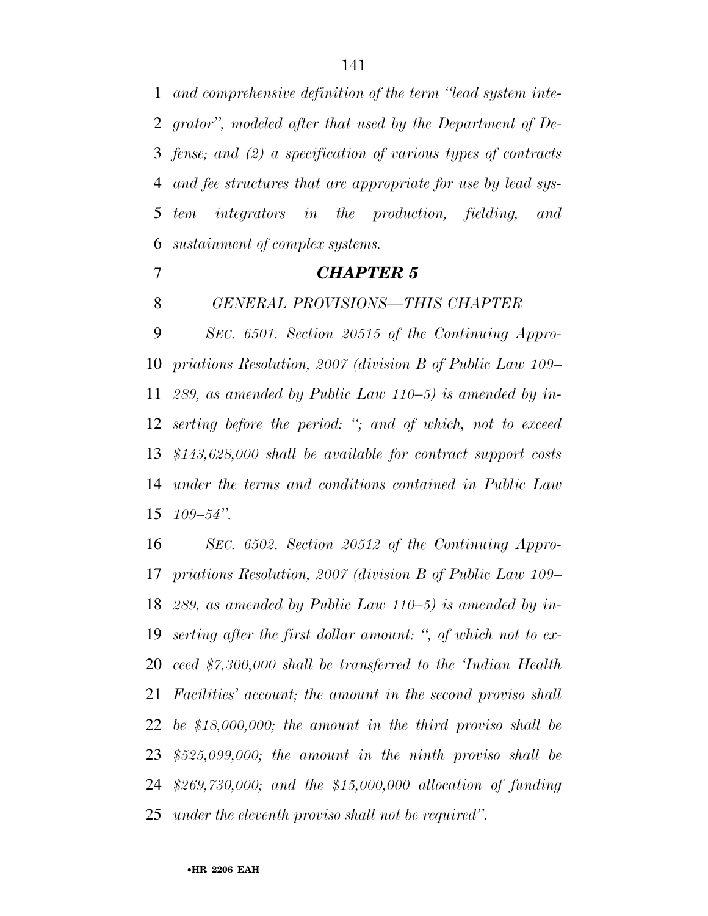*and comprehensive definition of the term "lead system integrator", modeled after that used by the Department of Defense; and (2) a specification of various types of contracts and fee structures that are appropriate for use by lead system integrators in the production, fielding, and sustainment of complex systems.*

## ***CHAPTER 5***

### *GENERAL PROVISIONS—THIS CHAPTER*

*SEC. 6501. Section 20515 of the Continuing Appropriations Resolution, 2007 (division B of Public Law 109–289, as amended by Public Law 110–5) is amended by inserting before the period: "; and of which, not to exceed $143,628,000 shall be available for contract support costs under the terms and conditions contained in Public Law 109–54".*

*SEC. 6502. Section 20512 of the Continuing Appropriations Resolution, 2007 (division B of Public Law 109–289, as amended by Public Law 110–5) is amended by inserting after the first dollar amount: ", of which not to exceed $7,300,000 shall be transferred to the 'Indian Health Facilities' account; the amount in the second proviso shall be $18,000,000; the amount in the third proviso shall be $525,099,000; the amount in the ninth proviso shall be $269,730,000; and the $15,000,000 allocation of funding under the eleventh proviso shall not be required".*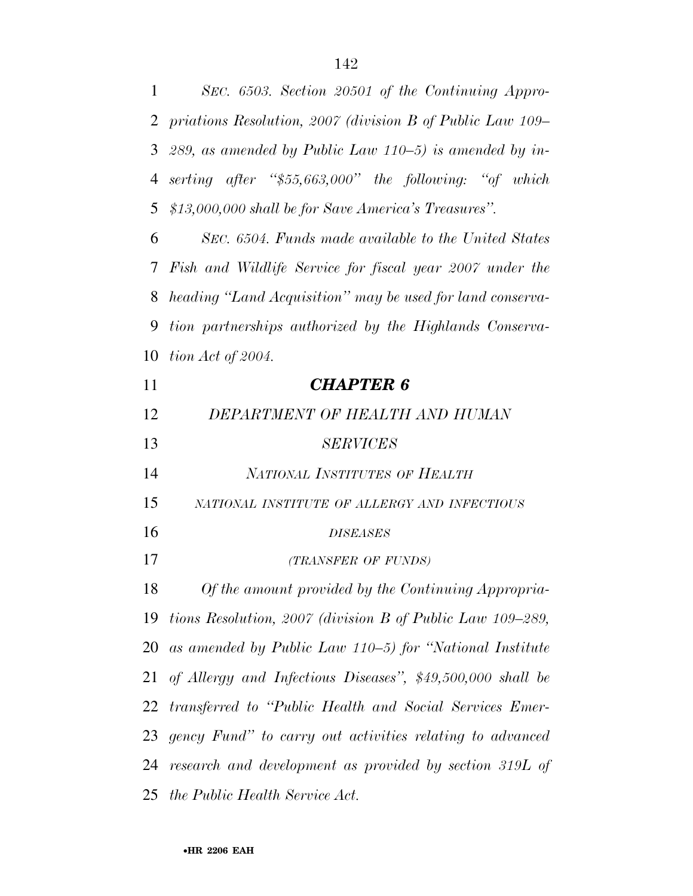*SEC. 6503. Section 20501 of the Continuing Appropriations Resolution, 2007 (division B of Public Law 109–289, as amended by Public Law 110–5) is amended by inserting after "$55,663,000" the following: "of which $13,000,000 shall be for Save America's Treasures".*

*SEC. 6504. Funds made available to the United States Fish and Wildlife Service for fiscal year 2007 under the heading "Land Acquisition" may be used for land conservation partnerships authorized by the Highlands Conservation Act of 2004.*

## *CHAPTER 6*

### *DEPARTMENT OF HEALTH AND HUMAN SERVICES*

### *NATIONAL INSTITUTES OF HEALTH*

#### *NATIONAL INSTITUTE OF ALLERGY AND INFECTIOUS DISEASES*

*(TRANSFER OF FUNDS)*

*Of the amount provided by the Continuing Appropriations Resolution, 2007 (division B of Public Law 109–289, as amended by Public Law 110–5) for "National Institute of Allergy and Infectious Diseases", $49,500,000 shall be transferred to "Public Health and Social Services Emergency Fund" to carry out activities relating to advanced research and development as provided by section 319L of the Public Health Service Act.*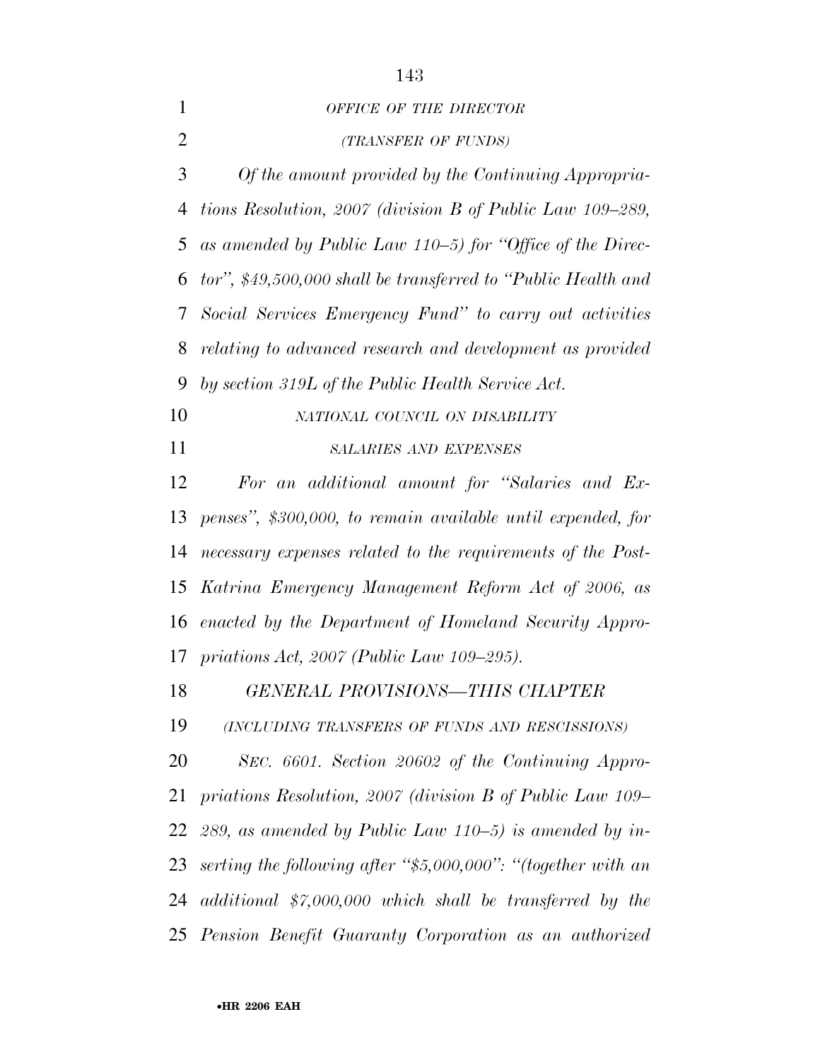*OFFICE OF THE DIRECTOR*

*(TRANSFER OF FUNDS)*

*Of the amount provided by the Continuing Appropriations Resolution, 2007 (division B of Public Law 109–289, as amended by Public Law 110–5) for "Office of the Director", $49,500,000 shall be transferred to "Public Health and Social Services Emergency Fund" to carry out activities relating to advanced research and development as provided by section 319L of the Public Health Service Act.*

*NATIONAL COUNCIL ON DISABILITY*

*SALARIES AND EXPENSES*

*For an additional amount for "Salaries and Expenses", $300,000, to remain available until expended, for necessary expenses related to the requirements of the Post-Katrina Emergency Management Reform Act of 2006, as enacted by the Department of Homeland Security Appropriations Act, 2007 (Public Law 109–295).*

*GENERAL PROVISIONS—THIS CHAPTER*

*(INCLUDING TRANSFERS OF FUNDS AND RESCISSIONS)*

*SEC. 6601. Section 20602 of the Continuing Appropriations Resolution, 2007 (division B of Public Law 109–289, as amended by Public Law 110–5) is amended by inserting the following after "$5,000,000": "(together with an additional $7,000,000 which shall be transferred by the Pension Benefit Guaranty Corporation as an authorized*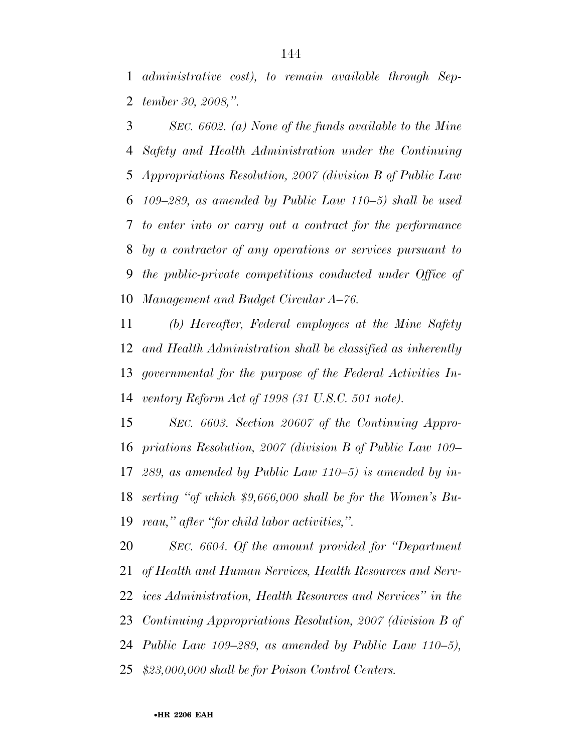*administrative cost), to remain available through September 30, 2008,".*

*SEC. 6602. (a) None of the funds available to the Mine Safety and Health Administration under the Continuing Appropriations Resolution, 2007 (division B of Public Law 109–289, as amended by Public Law 110–5) shall be used to enter into or carry out a contract for the performance by a contractor of any operations or services pursuant to the public-private competitions conducted under Office of Management and Budget Circular A–76.*

*(b) Hereafter, Federal employees at the Mine Safety and Health Administration shall be classified as inherently governmental for the purpose of the Federal Activities Inventory Reform Act of 1998 (31 U.S.C. 501 note).*

*SEC. 6603. Section 20607 of the Continuing Appropriations Resolution, 2007 (division B of Public Law 109–289, as amended by Public Law 110–5) is amended by inserting "of which $9,666,000 shall be for the Women's Bureau," after "for child labor activities,".*

*SEC. 6604. Of the amount provided for "Department of Health and Human Services, Health Resources and Services Administration, Health Resources and Services" in the Continuing Appropriations Resolution, 2007 (division B of Public Law 109–289, as amended by Public Law 110–5), $23,000,000 shall be for Poison Control Centers.*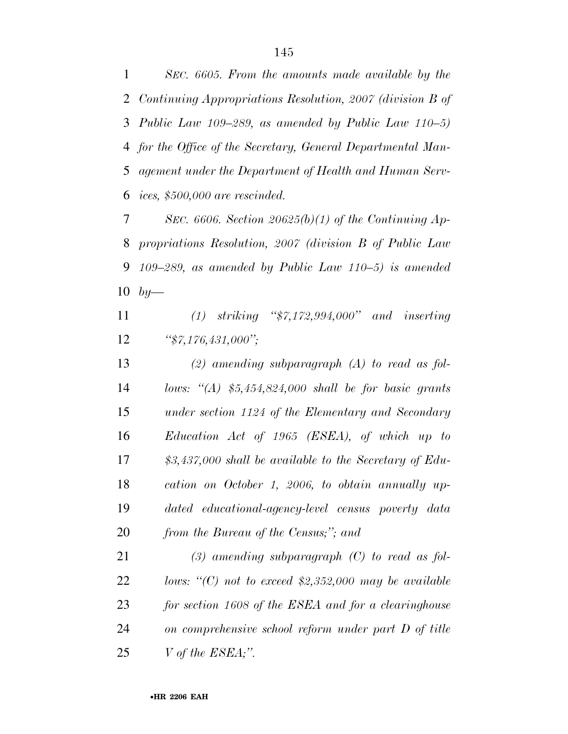*SEC. 6605. From the amounts made available by the Continuing Appropriations Resolution, 2007 (division B of Public Law 109–289, as amended by Public Law 110–5) for the Office of the Secretary, General Departmental Management under the Department of Health and Human Services, $500,000 are rescinded.*

*SEC. 6606. Section 20625(b)(1) of the Continuing Appropriations Resolution, 2007 (division B of Public Law 109–289, as amended by Public Law 110–5) is amended by—*

*(1) striking "$7,172,994,000" and inserting "$7,176,431,000";*

*(2) amending subparagraph (A) to read as follows: "(A) $5,454,824,000 shall be for basic grants under section 1124 of the Elementary and Secondary Education Act of 1965 (ESEA), of which up to $3,437,000 shall be available to the Secretary of Education on October 1, 2006, to obtain annually updated educational-agency-level census poverty data from the Bureau of the Census;"; and*

*(3) amending subparagraph (C) to read as follows: "(C) not to exceed $2,352,000 may be available for section 1608 of the ESEA and for a clearinghouse on comprehensive school reform under part D of title V of the ESEA;".*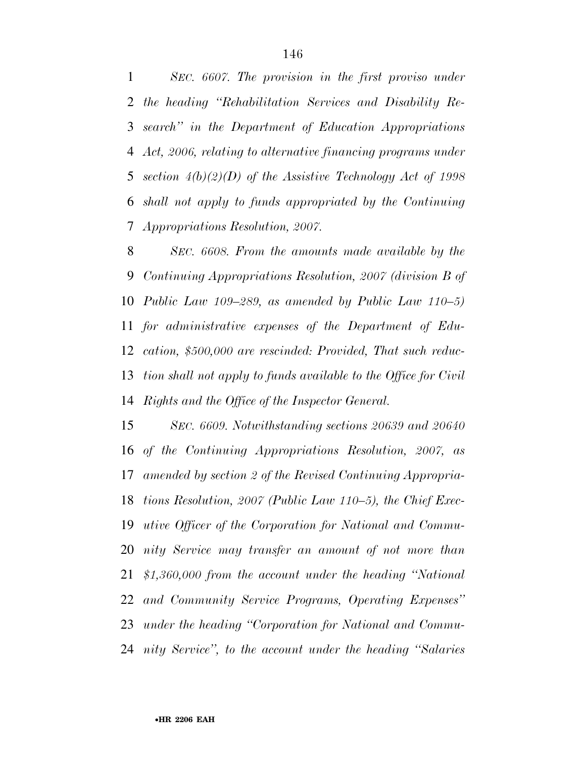*SEC. 6607. The provision in the first proviso under the heading "Rehabilitation Services and Disability Research" in the Department of Education Appropriations Act, 2006, relating to alternative financing programs under section 4(b)(2)(D) of the Assistive Technology Act of 1998 shall not apply to funds appropriated by the Continuing Appropriations Resolution, 2007.*

*SEC. 6608. From the amounts made available by the Continuing Appropriations Resolution, 2007 (division B of Public Law 109–289, as amended by Public Law 110–5) for administrative expenses of the Department of Education, $500,000 are rescinded: Provided, That such reduction shall not apply to funds available to the Office for Civil Rights and the Office of the Inspector General.*

*SEC. 6609. Notwithstanding sections 20639 and 20640 of the Continuing Appropriations Resolution, 2007, as amended by section 2 of the Revised Continuing Appropriations Resolution, 2007 (Public Law 110–5), the Chief Executive Officer of the Corporation for National and Community Service may transfer an amount of not more than $1,360,000 from the account under the heading "National and Community Service Programs, Operating Expenses" under the heading "Corporation for National and Community Service", to the account under the heading "Salaries*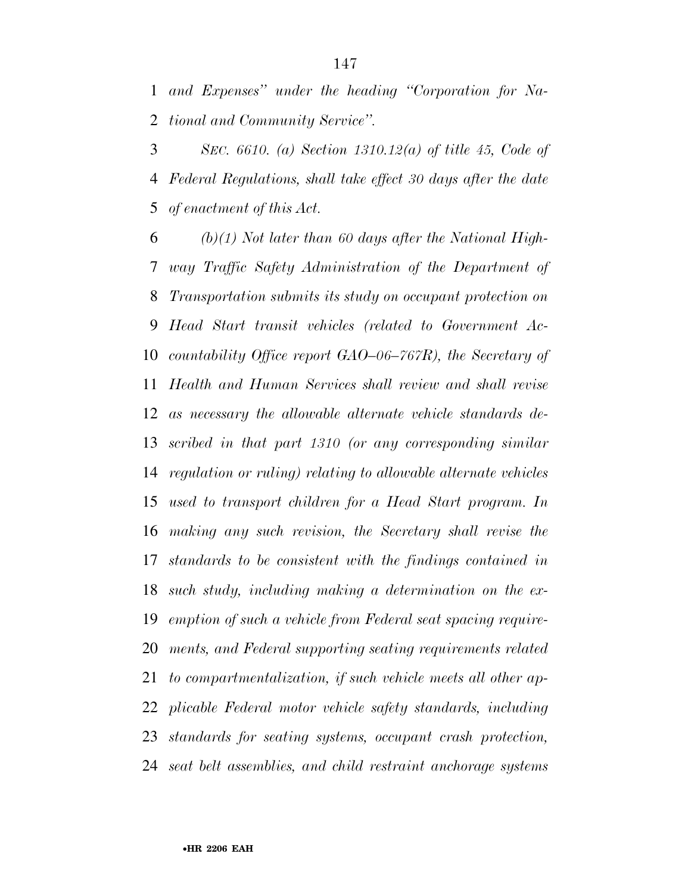*and Expenses" under the heading "Corporation for National and Community Service".*

*SEC. 6610. (a) Section 1310.12(a) of title 45, Code of Federal Regulations, shall take effect 30 days after the date of enactment of this Act.*

*(b)(1) Not later than 60 days after the National Highway Traffic Safety Administration of the Department of Transportation submits its study on occupant protection on Head Start transit vehicles (related to Government Accountability Office report GAO–06–767R), the Secretary of Health and Human Services shall review and shall revise as necessary the allowable alternate vehicle standards described in that part 1310 (or any corresponding similar regulation or ruling) relating to allowable alternate vehicles used to transport children for a Head Start program. In making any such revision, the Secretary shall revise the standards to be consistent with the findings contained in such study, including making a determination on the exemption of such a vehicle from Federal seat spacing requirements, and Federal supporting seating requirements related to compartmentalization, if such vehicle meets all other applicable Federal motor vehicle safety standards, including standards for seating systems, occupant crash protection, seat belt assemblies, and child restraint anchorage systems*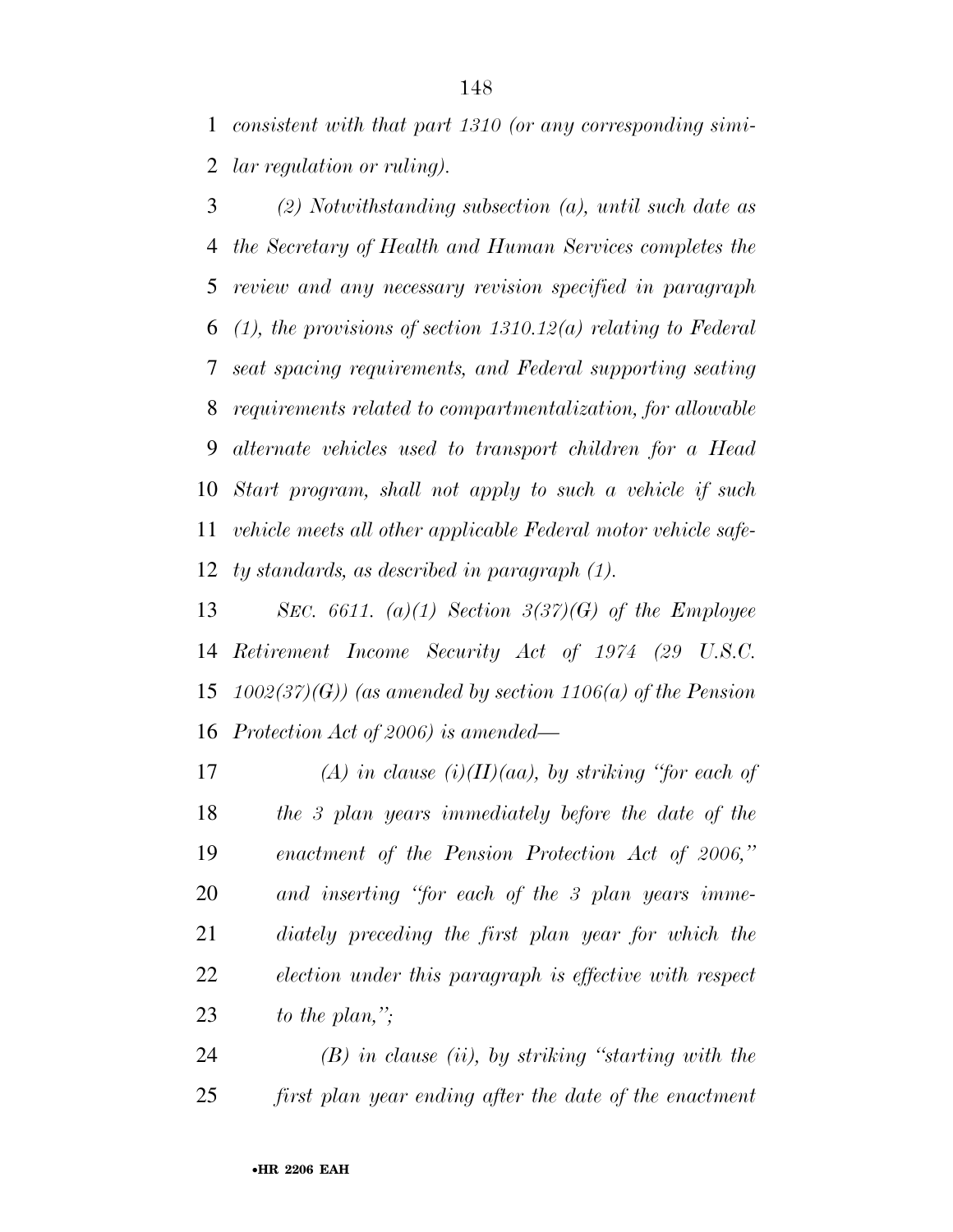*consistent with that part 1310 (or any corresponding similar regulation or ruling).*

*(2) Notwithstanding subsection (a), until such date as the Secretary of Health and Human Services completes the review and any necessary revision specified in paragraph (1), the provisions of section 1310.12(a) relating to Federal seat spacing requirements, and Federal supporting seating requirements related to compartmentalization, for allowable alternate vehicles used to transport children for a Head Start program, shall not apply to such a vehicle if such vehicle meets all other applicable Federal motor vehicle safety standards, as described in paragraph (1).*

*SEC. 6611. (a)(1) Section 3(37)(G) of the Employee Retirement Income Security Act of 1974 (29 U.S.C. 1002(37)(G)) (as amended by section 1106(a) of the Pension Protection Act of 2006) is amended—*

*(A) in clause (i)(II)(aa), by striking "for each of the 3 plan years immediately before the date of the enactment of the Pension Protection Act of 2006," and inserting "for each of the 3 plan years immediately preceding the first plan year for which the election under this paragraph is effective with respect to the plan,";*

*(B) in clause (ii), by striking "starting with the first plan year ending after the date of the enactment*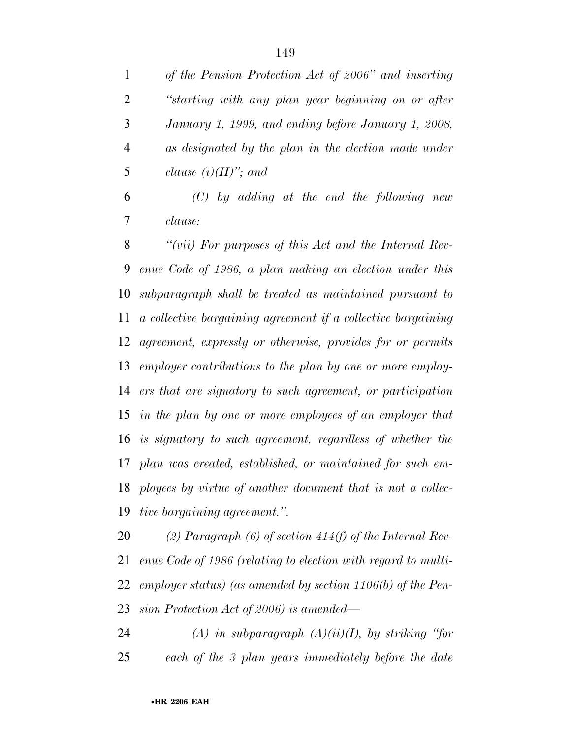*of the Pension Protection Act of 2006" and inserting "starting with any plan year beginning on or after January 1, 1999, and ending before January 1, 2008, as designated by the plan in the election made under clause (i)(II)"; and*

*(C) by adding at the end the following new clause:*

*"(vii) For purposes of this Act and the Internal Revenue Code of 1986, a plan making an election under this subparagraph shall be treated as maintained pursuant to a collective bargaining agreement if a collective bargaining agreement, expressly or otherwise, provides for or permits employer contributions to the plan by one or more employers that are signatory to such agreement, or participation in the plan by one or more employees of an employer that is signatory to such agreement, regardless of whether the plan was created, established, or maintained for such employees by virtue of another document that is not a collective bargaining agreement.".*

*(2) Paragraph (6) of section 414(f) of the Internal Revenue Code of 1986 (relating to election with regard to multiemployer status) (as amended by section 1106(b) of the Pension Protection Act of 2006) is amended—*

*(A) in subparagraph (A)(ii)(I), by striking "for each of the 3 plan years immediately before the date*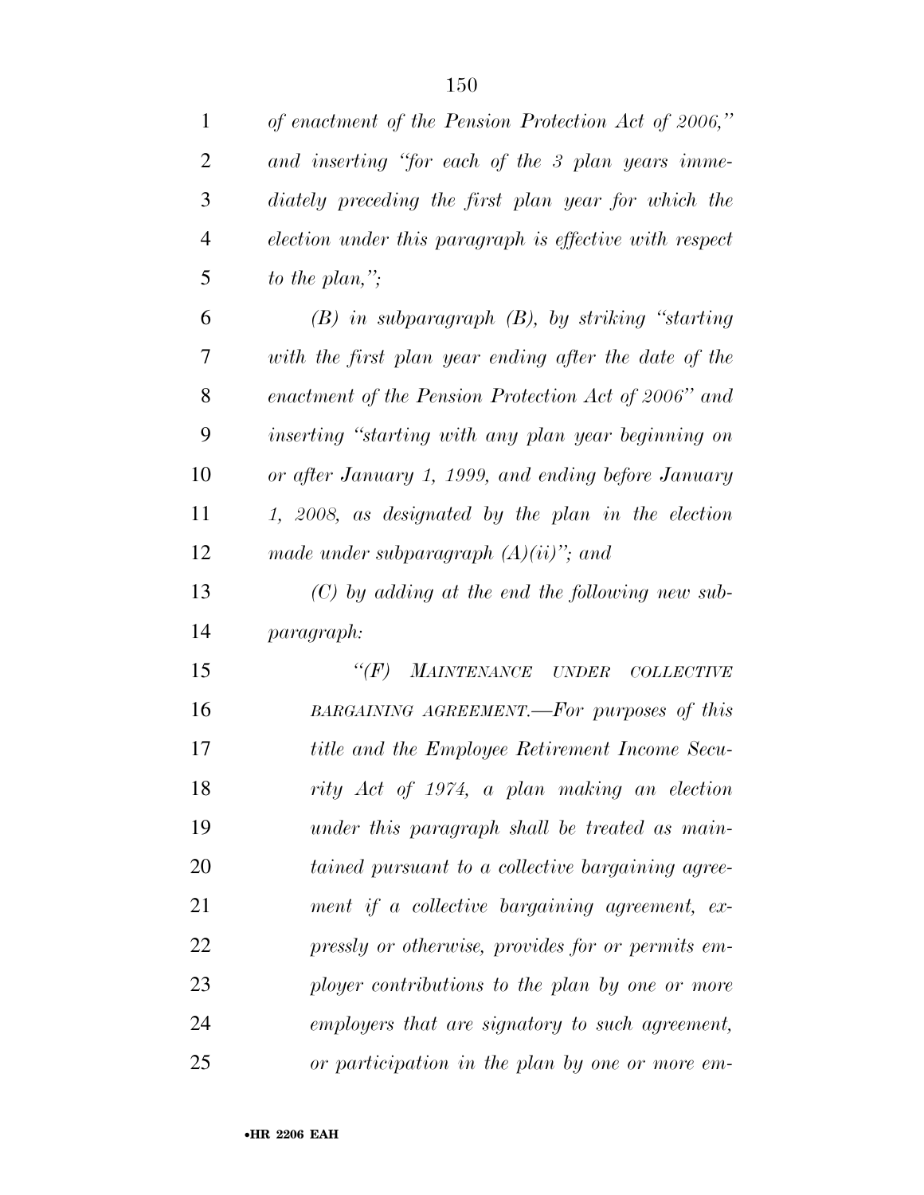*of enactment of the Pension Protection Act of 2006," and inserting "for each of the 3 plan years immediately preceding the first plan year for which the election under this paragraph is effective with respect to the plan,";*

*(B) in subparagraph (B), by striking "starting with the first plan year ending after the date of the enactment of the Pension Protection Act of 2006" and inserting "starting with any plan year beginning on or after January 1, 1999, and ending before January 1, 2008, as designated by the plan in the election made under subparagraph (A)(ii)"; and*

*(C) by adding at the end the following new subparagraph:*

*"(F) MAINTENANCE UNDER COLLECTIVE BARGAINING AGREEMENT.—For purposes of this title and the Employee Retirement Income Security Act of 1974, a plan making an election under this paragraph shall be treated as maintained pursuant to a collective bargaining agreement if a collective bargaining agreement, expressly or otherwise, provides for or permits employer contributions to the plan by one or more employers that are signatory to such agreement, or participation in the plan by one or more em-*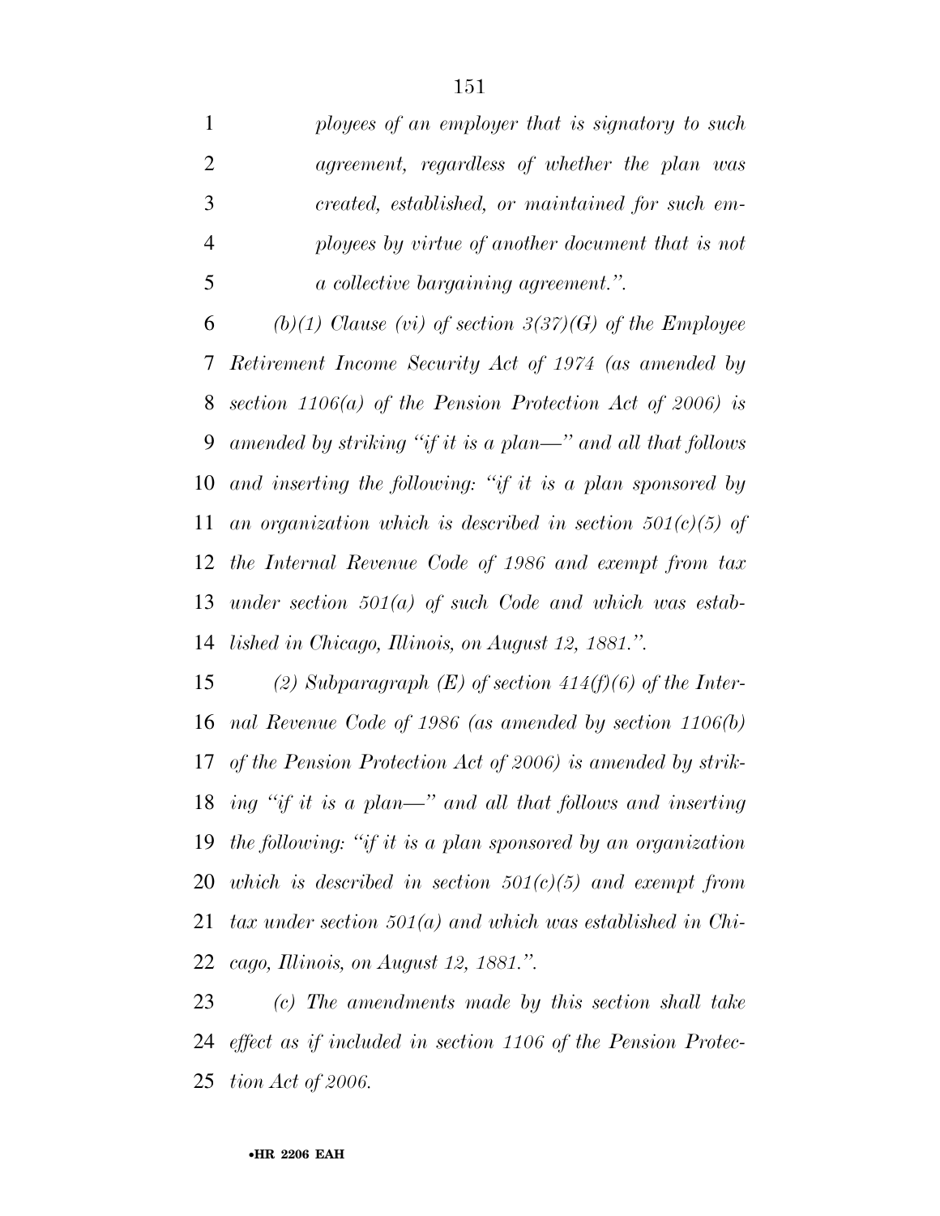*ployees of an employer that is signatory to such agreement, regardless of whether the plan was created, established, or maintained for such employees by virtue of another document that is not a collective bargaining agreement.".*

*(b)(1) Clause (vi) of section 3(37)(G) of the Employee Retirement Income Security Act of 1974 (as amended by section 1106(a) of the Pension Protection Act of 2006) is amended by striking "if it is a plan—" and all that follows and inserting the following: "if it is a plan sponsored by an organization which is described in section 501(c)(5) of the Internal Revenue Code of 1986 and exempt from tax under section 501(a) of such Code and which was established in Chicago, Illinois, on August 12, 1881.".*

*(2) Subparagraph (E) of section 414(f)(6) of the Internal Revenue Code of 1986 (as amended by section 1106(b) of the Pension Protection Act of 2006) is amended by striking "if it is a plan—" and all that follows and inserting the following: "if it is a plan sponsored by an organization which is described in section 501(c)(5) and exempt from tax under section 501(a) and which was established in Chicago, Illinois, on August 12, 1881.".*

*(c) The amendments made by this section shall take effect as if included in section 1106 of the Pension Protection Act of 2006.*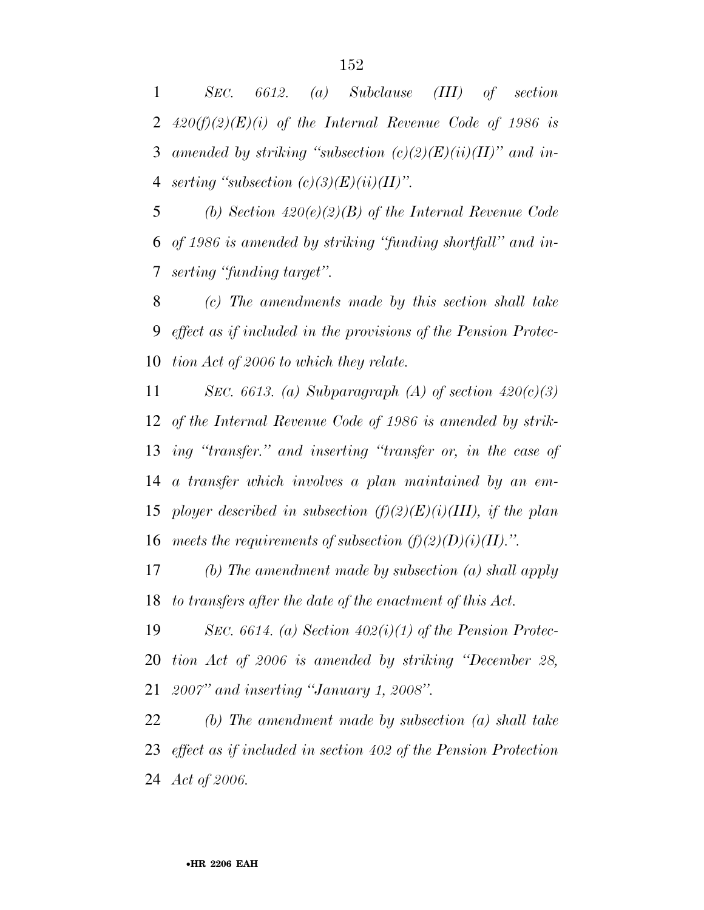*SEC. 6612. (a) Subclause (III) of section 420(f)(2)(E)(i) of the Internal Revenue Code of 1986 is amended by striking "subsection (c)(2)(E)(ii)(II)" and inserting "subsection (c)(3)(E)(ii)(II)".*

*(b) Section 420(e)(2)(B) of the Internal Revenue Code of 1986 is amended by striking "funding shortfall" and inserting "funding target".*

*(c) The amendments made by this section shall take effect as if included in the provisions of the Pension Protection Act of 2006 to which they relate.*

*SEC. 6613. (a) Subparagraph (A) of section 420(c)(3) of the Internal Revenue Code of 1986 is amended by striking "transfer." and inserting "transfer or, in the case of a transfer which involves a plan maintained by an employer described in subsection (f)(2)(E)(i)(III), if the plan meets the requirements of subsection (f)(2)(D)(i)(II).".*

*(b) The amendment made by subsection (a) shall apply to transfers after the date of the enactment of this Act.*

*SEC. 6614. (a) Section 402(i)(1) of the Pension Protection Act of 2006 is amended by striking "December 28, 2007" and inserting "January 1, 2008".*

*(b) The amendment made by subsection (a) shall take effect as if included in section 402 of the Pension Protection Act of 2006.*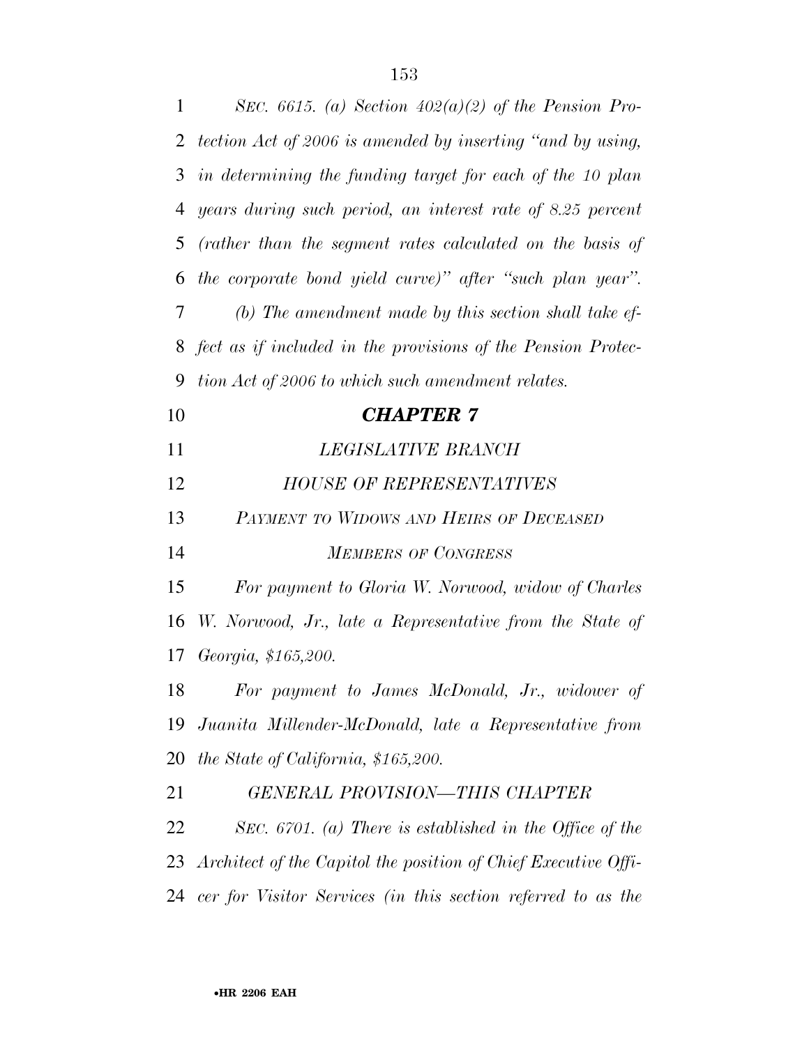*SEC. 6615. (a) Section 402(a)(2) of the Pension Protection Act of 2006 is amended by inserting "and by using, in determining the funding target for each of the 10 plan years during such period, an interest rate of 8.25 percent (rather than the segment rates calculated on the basis of the corporate bond yield curve)" after "such plan year".*

*(b) The amendment made by this section shall take effect as if included in the provisions of the Pension Protection Act of 2006 to which such amendment relates.*

## ***CHAPTER 7***

### *LEGISLATIVE BRANCH*

### *HOUSE OF REPRESENTATIVES*

#### *PAYMENT TO WIDOWS AND HEIRS OF DECEASED MEMBERS OF CONGRESS*

*For payment to Gloria W. Norwood, widow of Charles W. Norwood, Jr., late a Representative from the State of Georgia, $165,200.*

*For payment to James McDonald, Jr., widower of Juanita Millender-McDonald, late a Representative from the State of California, $165,200.*

#### *GENERAL PROVISION—THIS CHAPTER*

*SEC. 6701. (a) There is established in the Office of the Architect of the Capitol the position of Chief Executive Officer for Visitor Services (in this section referred to as the*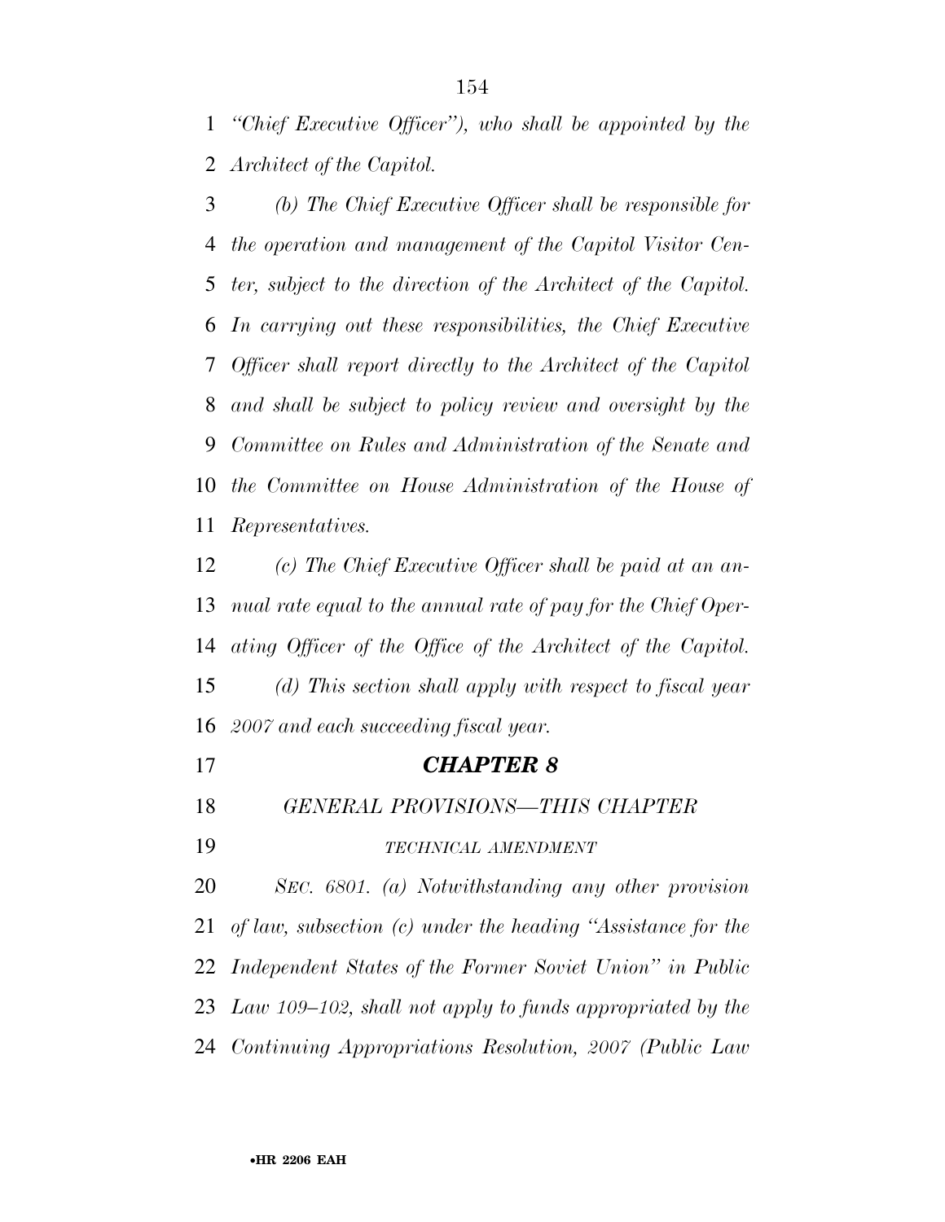*"Chief Executive Officer"), who shall be appointed by the Architect of the Capitol.*

*(b) The Chief Executive Officer shall be responsible for the operation and management of the Capitol Visitor Center, subject to the direction of the Architect of the Capitol. In carrying out these responsibilities, the Chief Executive Officer shall report directly to the Architect of the Capitol and shall be subject to policy review and oversight by the Committee on Rules and Administration of the Senate and the Committee on House Administration of the House of Representatives.*

*(c) The Chief Executive Officer shall be paid at an annual rate equal to the annual rate of pay for the Chief Operating Officer of the Office of the Architect of the Capitol.*

*(d) This section shall apply with respect to fiscal year 2007 and each succeeding fiscal year.*

## *CHAPTER 8*

### *GENERAL PROVISIONS—THIS CHAPTER*

*TECHNICAL AMENDMENT*

*SEC. 6801. (a) Notwithstanding any other provision of law, subsection (c) under the heading "Assistance for the Independent States of the Former Soviet Union" in Public Law 109–102, shall not apply to funds appropriated by the Continuing Appropriations Resolution, 2007 (Public Law*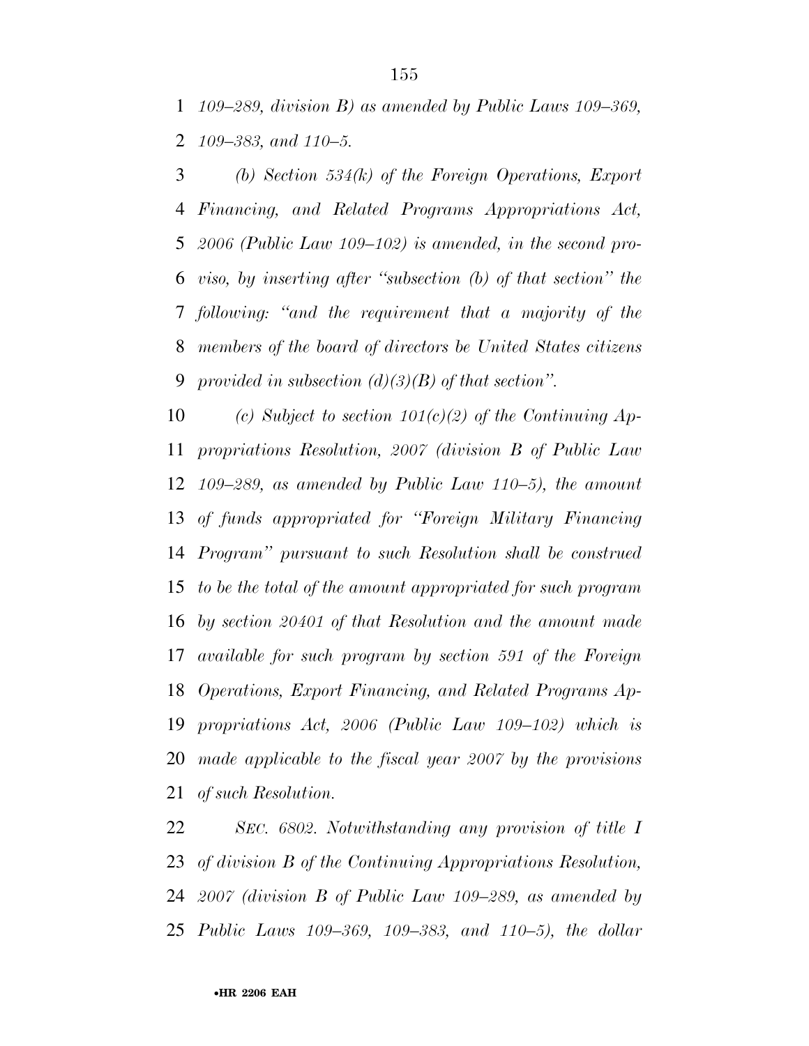*109–289, division B) as amended by Public Laws 109–369, 109–383, and 110–5.*

*(b) Section 534(k) of the Foreign Operations, Export Financing, and Related Programs Appropriations Act, 2006 (Public Law 109–102) is amended, in the second proviso, by inserting after "subsection (b) of that section" the following: "and the requirement that a majority of the members of the board of directors be United States citizens provided in subsection (d)(3)(B) of that section".*

*(c) Subject to section 101(c)(2) of the Continuing Appropriations Resolution, 2007 (division B of Public Law 109–289, as amended by Public Law 110–5), the amount of funds appropriated for "Foreign Military Financing Program" pursuant to such Resolution shall be construed to be the total of the amount appropriated for such program by section 20401 of that Resolution and the amount made available for such program by section 591 of the Foreign Operations, Export Financing, and Related Programs Appropriations Act, 2006 (Public Law 109–102) which is made applicable to the fiscal year 2007 by the provisions of such Resolution.*

*SEC. 6802. Notwithstanding any provision of title I of division B of the Continuing Appropriations Resolution, 2007 (division B of Public Law 109–289, as amended by Public Laws 109–369, 109–383, and 110–5), the dollar*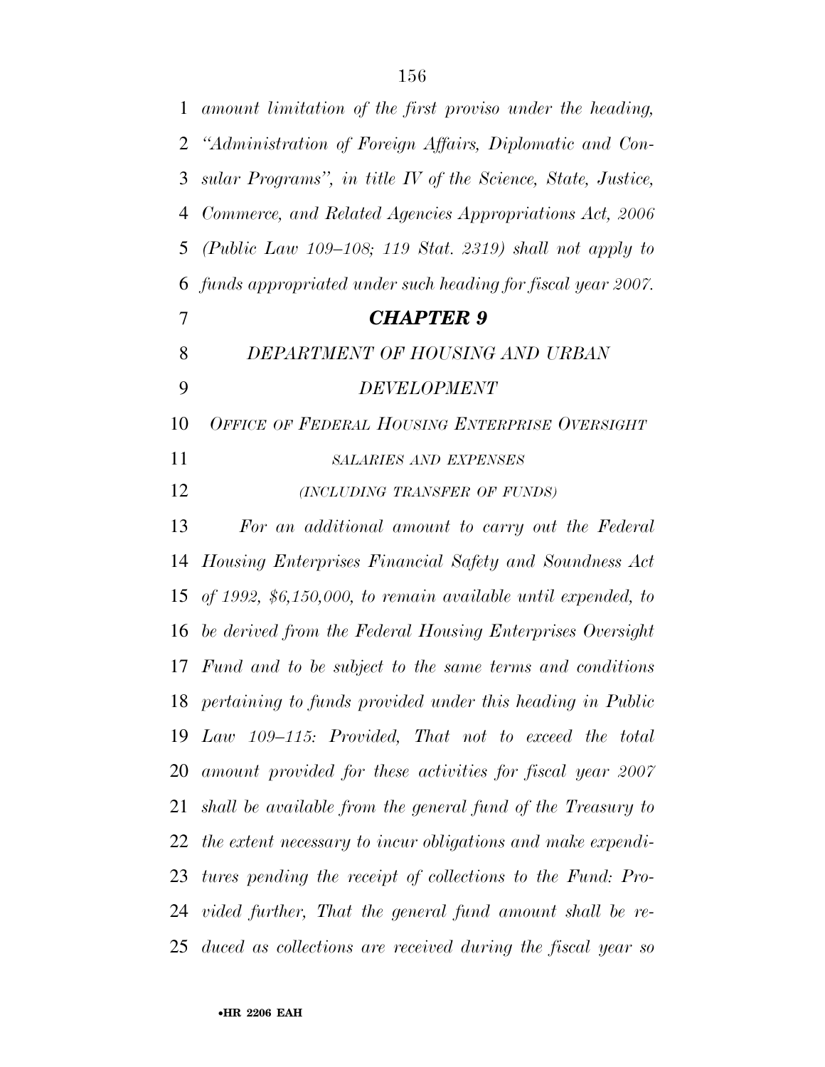*amount limitation of the first proviso under the heading, "Administration of Foreign Affairs, Diplomatic and Consular Programs", in title IV of the Science, State, Justice, Commerce, and Related Agencies Appropriations Act, 2006 (Public Law 109–108; 119 Stat. 2319) shall not apply to funds appropriated under such heading for fiscal year 2007.*

## *CHAPTER 9*

### *DEPARTMENT OF HOUSING AND URBAN DEVELOPMENT*

#### *OFFICE OF FEDERAL HOUSING ENTERPRISE OVERSIGHT*

*SALARIES AND EXPENSES*

*(INCLUDING TRANSFER OF FUNDS)*

*For an additional amount to carry out the Federal Housing Enterprises Financial Safety and Soundness Act of 1992, $6,150,000, to remain available until expended, to be derived from the Federal Housing Enterprises Oversight Fund and to be subject to the same terms and conditions pertaining to funds provided under this heading in Public Law 109–115: Provided, That not to exceed the total amount provided for these activities for fiscal year 2007 shall be available from the general fund of the Treasury to the extent necessary to incur obligations and make expenditures pending the receipt of collections to the Fund: Provided further, That the general fund amount shall be reduced as collections are received during the fiscal year so*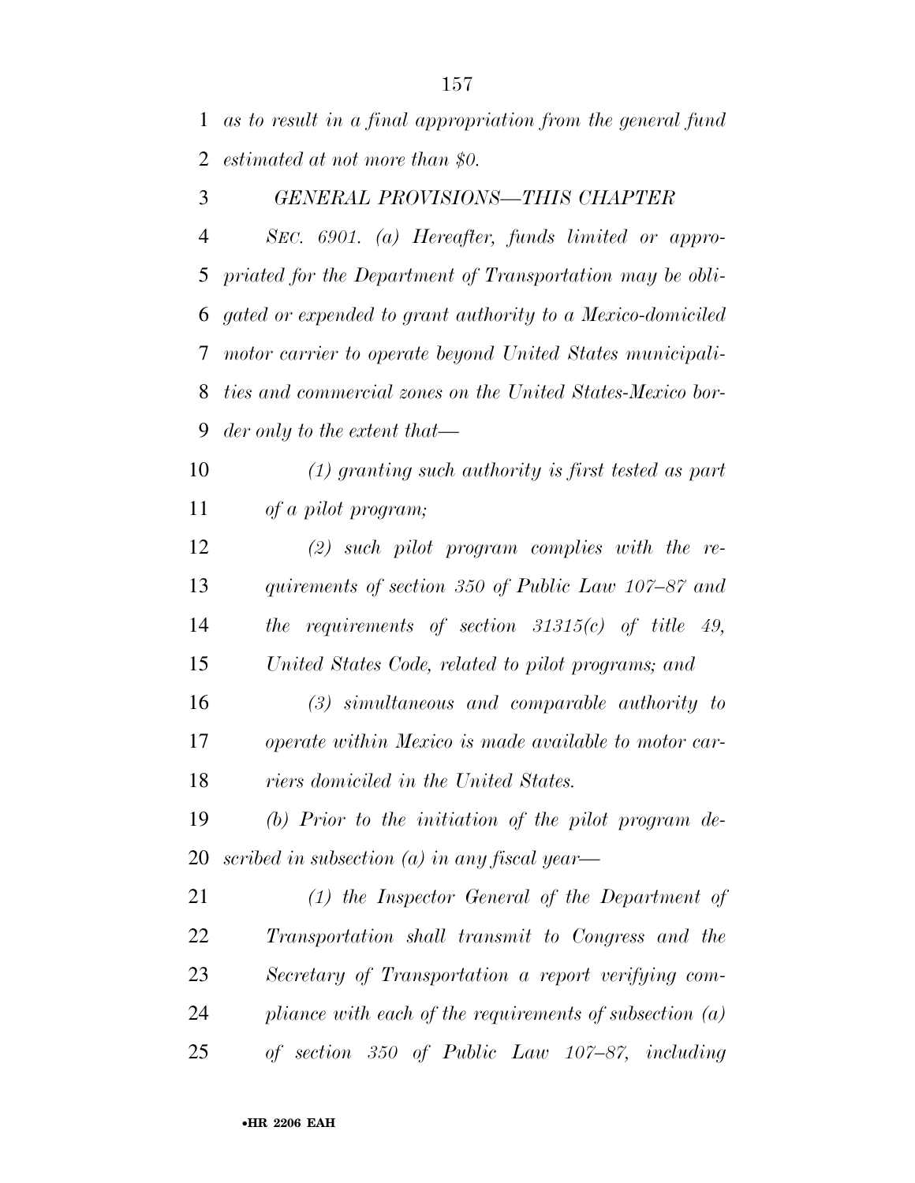*as to result in a final appropriation from the general fund estimated at not more than $0.*

*GENERAL PROVISIONS—THIS CHAPTER*

*SEC. 6901. (a) Hereafter, funds limited or appropriated for the Department of Transportation may be obligated or expended to grant authority to a Mexico-domiciled motor carrier to operate beyond United States municipalities and commercial zones on the United States-Mexico border only to the extent that—*

*(1) granting such authority is first tested as part of a pilot program;*

*(2) such pilot program complies with the requirements of section 350 of Public Law 107–87 and the requirements of section 31315(c) of title 49, United States Code, related to pilot programs; and*

*(3) simultaneous and comparable authority to operate within Mexico is made available to motor carriers domiciled in the United States.*

*(b) Prior to the initiation of the pilot program described in subsection (a) in any fiscal year—*

*(1) the Inspector General of the Department of Transportation shall transmit to Congress and the Secretary of Transportation a report verifying compliance with each of the requirements of subsection (a) of section 350 of Public Law 107–87, including*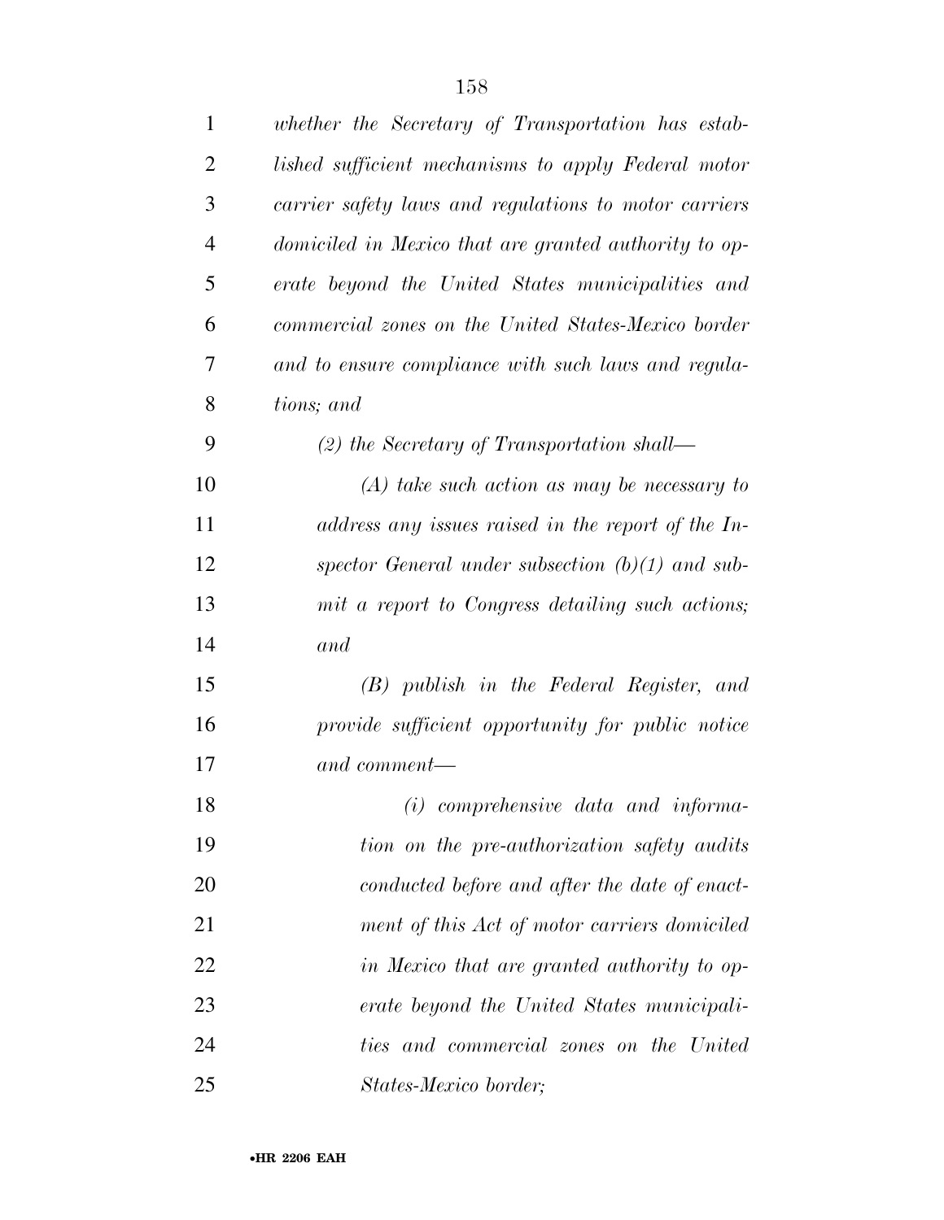*whether the Secretary of Transportation has established sufficient mechanisms to apply Federal motor carrier safety laws and regulations to motor carriers domiciled in Mexico that are granted authority to operate beyond the United States municipalities and commercial zones on the United States-Mexico border and to ensure compliance with such laws and regulations; and*

*(2) the Secretary of Transportation shall—*

*(A) take such action as may be necessary to address any issues raised in the report of the Inspector General under subsection (b)(1) and submit a report to Congress detailing such actions; and*

*(B) publish in the Federal Register, and provide sufficient opportunity for public notice and comment—*

*(i) comprehensive data and information on the pre-authorization safety audits conducted before and after the date of enactment of this Act of motor carriers domiciled in Mexico that are granted authority to operate beyond the United States municipalities and commercial zones on the United States-Mexico border;*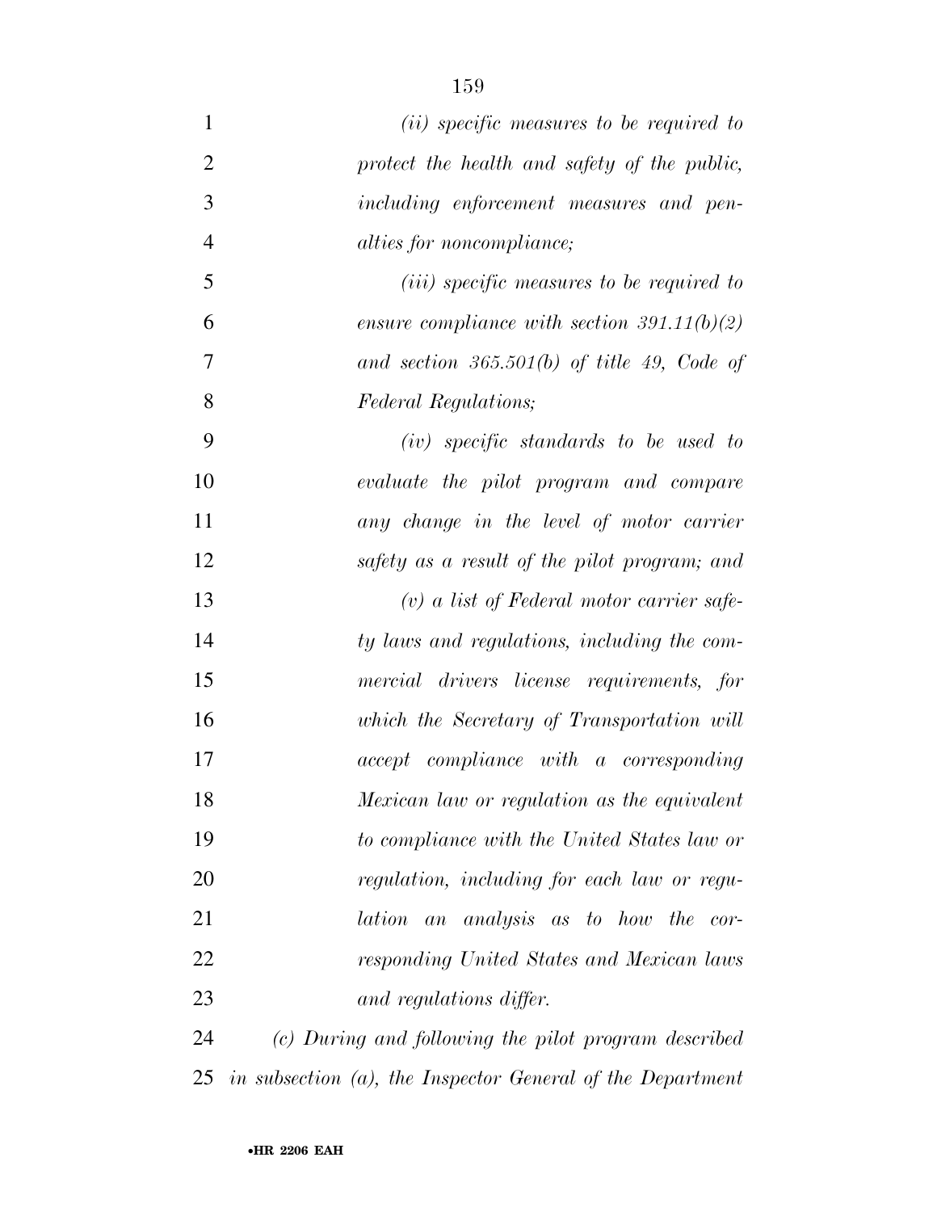*(ii) specific measures to be required to protect the health and safety of the public, including enforcement measures and penalties for noncompliance;*

*(iii) specific measures to be required to ensure compliance with section 391.11(b)(2) and section 365.501(b) of title 49, Code of Federal Regulations;*

*(iv) specific standards to be used to evaluate the pilot program and compare any change in the level of motor carrier safety as a result of the pilot program; and*

*(v) a list of Federal motor carrier safety laws and regulations, including the commercial drivers license requirements, for which the Secretary of Transportation will accept compliance with a corresponding Mexican law or regulation as the equivalent to compliance with the United States law or regulation, including for each law or regulation an analysis as to how the corresponding United States and Mexican laws and regulations differ.*

*(c) During and following the pilot program described in subsection (a), the Inspector General of the Department*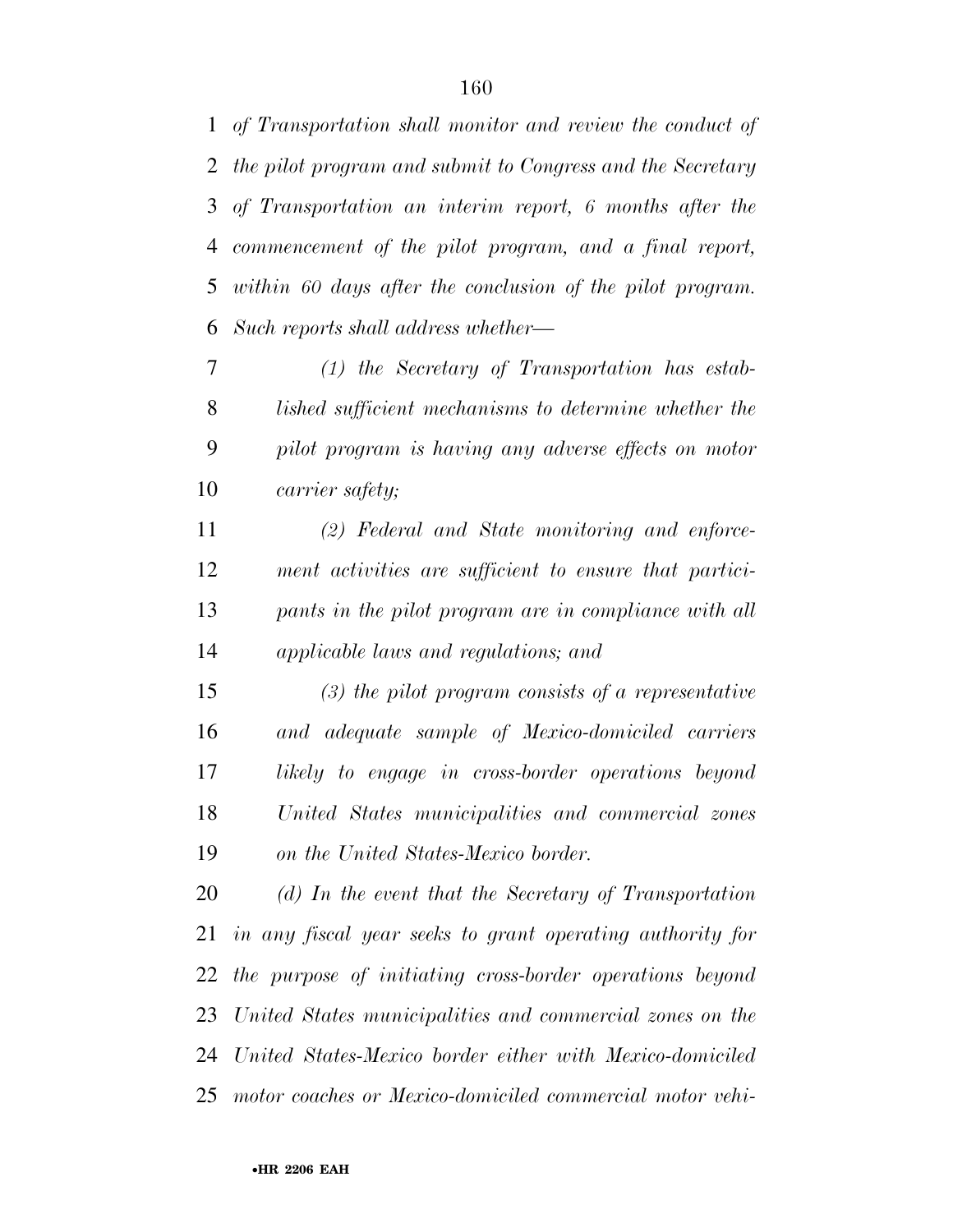*of Transportation shall monitor and review the conduct of the pilot program and submit to Congress and the Secretary of Transportation an interim report, 6 months after the commencement of the pilot program, and a final report, within 60 days after the conclusion of the pilot program. Such reports shall address whether—*

*(1) the Secretary of Transportation has established sufficient mechanisms to determine whether the pilot program is having any adverse effects on motor carrier safety;*

*(2) Federal and State monitoring and enforcement activities are sufficient to ensure that participants in the pilot program are in compliance with all applicable laws and regulations; and*

*(3) the pilot program consists of a representative and adequate sample of Mexico-domiciled carriers likely to engage in cross-border operations beyond United States municipalities and commercial zones on the United States-Mexico border.*

*(d) In the event that the Secretary of Transportation in any fiscal year seeks to grant operating authority for the purpose of initiating cross-border operations beyond United States municipalities and commercial zones on the United States-Mexico border either with Mexico-domiciled motor coaches or Mexico-domiciled commercial motor vehi-*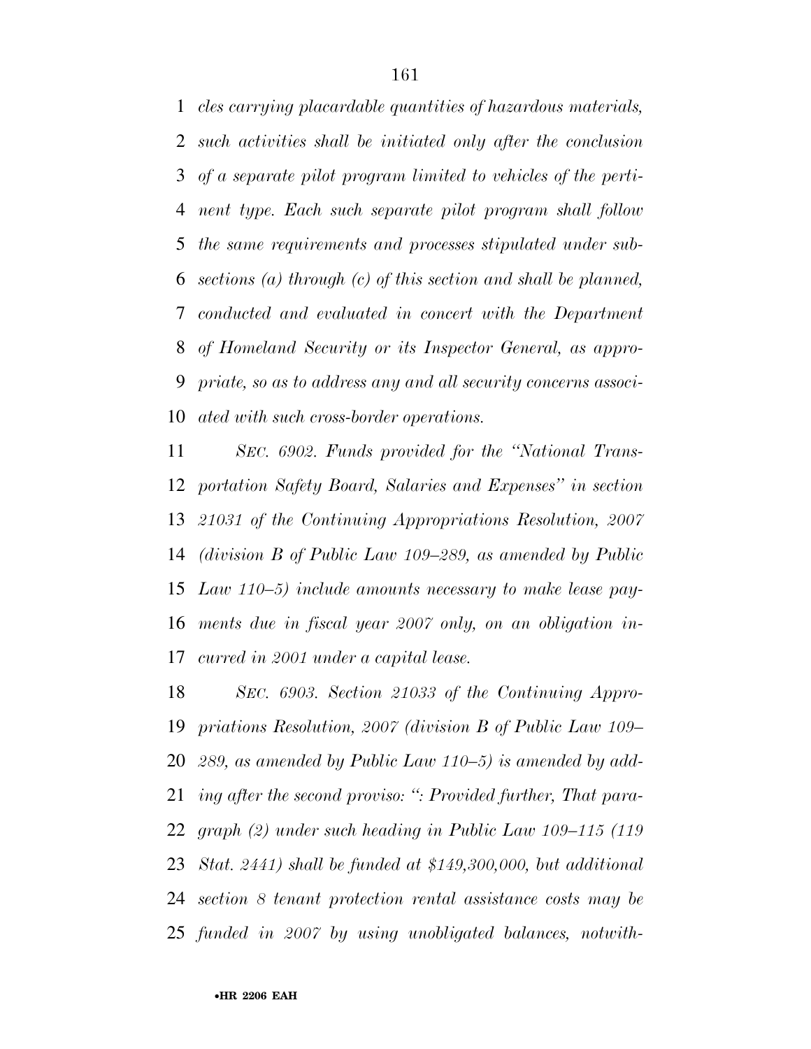*cles carrying placardable quantities of hazardous materials, such activities shall be initiated only after the conclusion of a separate pilot program limited to vehicles of the pertinent type. Each such separate pilot program shall follow the same requirements and processes stipulated under subsections (a) through (c) of this section and shall be planned, conducted and evaluated in concert with the Department of Homeland Security or its Inspector General, as appropriate, so as to address any and all security concerns associated with such cross-border operations.*

*SEC. 6902. Funds provided for the "National Transportation Safety Board, Salaries and Expenses" in section 21031 of the Continuing Appropriations Resolution, 2007 (division B of Public Law 109–289, as amended by Public Law 110–5) include amounts necessary to make lease payments due in fiscal year 2007 only, on an obligation incurred in 2001 under a capital lease.*

*SEC. 6903. Section 21033 of the Continuing Appropriations Resolution, 2007 (division B of Public Law 109–289, as amended by Public Law 110–5) is amended by adding after the second proviso: ": Provided further, That paragraph (2) under such heading in Public Law 109–115 (119 Stat. 2441) shall be funded at $149,300,000, but additional section 8 tenant protection rental assistance costs may be funded in 2007 by using unobligated balances, notwith-*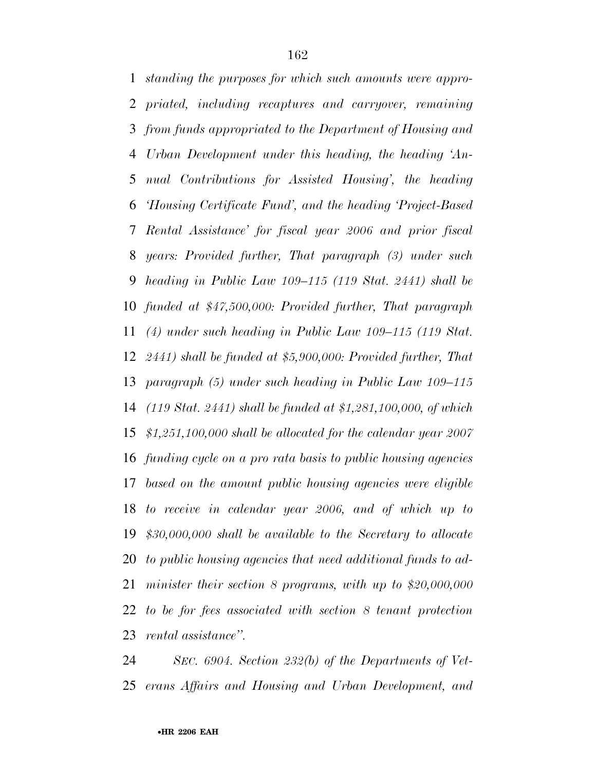*standing the purposes for which such amounts were appropriated, including recaptures and carryover, remaining from funds appropriated to the Department of Housing and Urban Development under this heading, the heading 'Annual Contributions for Assisted Housing', the heading 'Housing Certificate Fund', and the heading 'Project-Based Rental Assistance' for fiscal year 2006 and prior fiscal years: Provided further, That paragraph (3) under such heading in Public Law 109–115 (119 Stat. 2441) shall be funded at $47,500,000: Provided further, That paragraph (4) under such heading in Public Law 109–115 (119 Stat. 2441) shall be funded at $5,900,000: Provided further, That paragraph (5) under such heading in Public Law 109–115 (119 Stat. 2441) shall be funded at $1,281,100,000, of which $1,251,100,000 shall be allocated for the calendar year 2007 funding cycle on a pro rata basis to public housing agencies based on the amount public housing agencies were eligible to receive in calendar year 2006, and of which up to $30,000,000 shall be available to the Secretary to allocate to public housing agencies that need additional funds to administer their section 8 programs, with up to $20,000,000 to be for fees associated with section 8 tenant protection rental assistance".*

*SEC. 6904. Section 232(b) of the Departments of Veterans Affairs and Housing and Urban Development, and*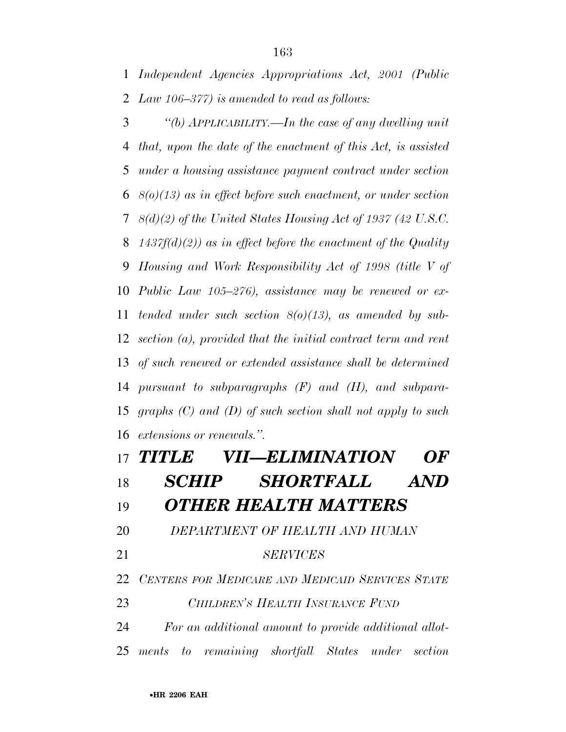*Independent Agencies Appropriations Act, 2001 (Public Law 106–377) is amended to read as follows:*

*"(b) APPLICABILITY.—In the case of any dwelling unit that, upon the date of the enactment of this Act, is assisted under a housing assistance payment contract under section 8(o)(13) as in effect before such enactment, or under section 8(d)(2) of the United States Housing Act of 1937 (42 U.S.C. 1437f(d)(2)) as in effect before the enactment of the Quality Housing and Work Responsibility Act of 1998 (title V of Public Law 105–276), assistance may be renewed or extended under such section 8(o)(13), as amended by subsection (a), provided that the initial contract term and rent of such renewed or extended assistance shall be determined pursuant to subparagraphs (F) and (H), and subparagraphs (C) and (D) of such section shall not apply to such extensions or renewals.".*

# *TITLE VII—ELIMINATION OF SCHIP SHORTFALL AND OTHER HEALTH MATTERS*

*DEPARTMENT OF HEALTH AND HUMAN SERVICES*

*CENTERS FOR MEDICARE AND MEDICAID SERVICES STATE CHILDREN'S HEALTH INSURANCE FUND*

*For an additional amount to provide additional allotments to remaining shortfall States under section*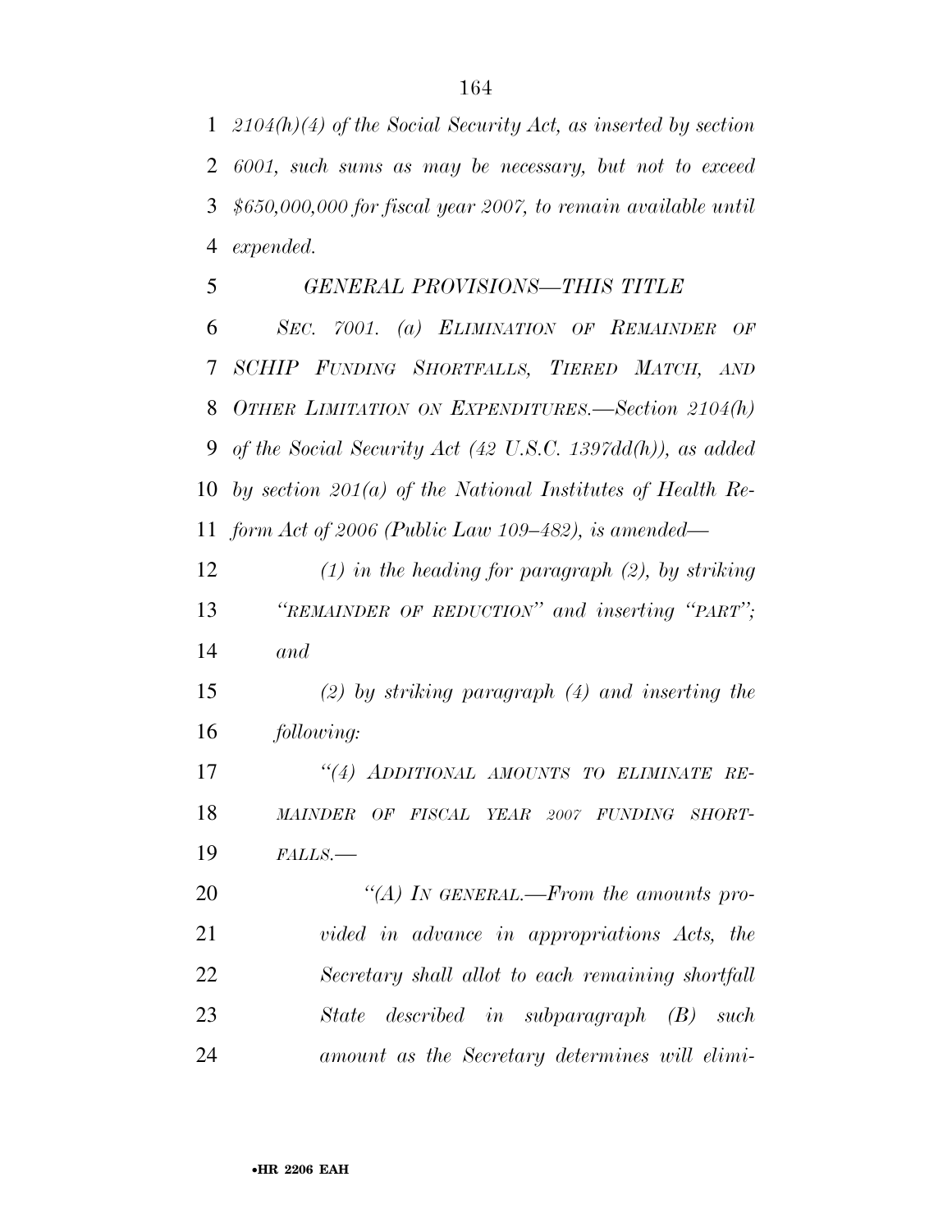*2104(h)(4) of the Social Security Act, as inserted by section 6001, such sums as may be necessary, but not to exceed $650,000,000 for fiscal year 2007, to remain available until expended.*

*GENERAL PROVISIONS—THIS TITLE*

*SEC. 7001. (a) ELIMINATION OF REMAINDER OF SCHIP FUNDING SHORTFALLS, TIERED MATCH, AND OTHER LIMITATION ON EXPENDITURES.—Section 2104(h) of the Social Security Act (42 U.S.C. 1397dd(h)), as added by section 201(a) of the National Institutes of Health Reform Act of 2006 (Public Law 109–482), is amended—*

*(1) in the heading for paragraph (2), by striking "REMAINDER OF REDUCTION" and inserting "PART"; and*

*(2) by striking paragraph (4) and inserting the following:*

*"(4) ADDITIONAL AMOUNTS TO ELIMINATE REMAINDER OF FISCAL YEAR 2007 FUNDING SHORTFALLS.—*

*"(A) IN GENERAL.—From the amounts provided in advance in appropriations Acts, the Secretary shall allot to each remaining shortfall State described in subparagraph (B) such amount as the Secretary determines will elimi-*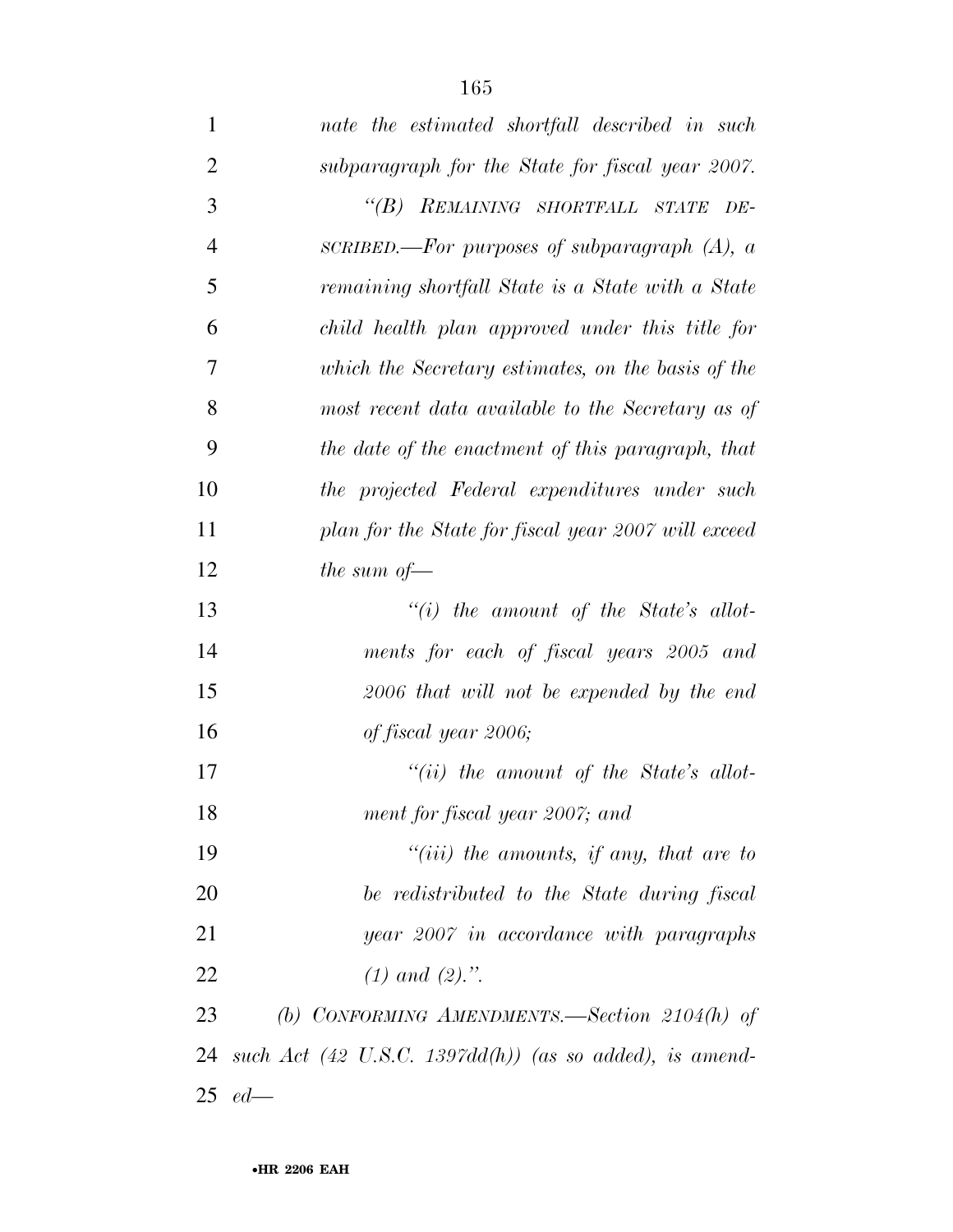*nate the estimated shortfall described in such subparagraph for the State for fiscal year 2007.*

*"(B) REMAINING SHORTFALL STATE DESCRIBED.—For purposes of subparagraph (A), a remaining shortfall State is a State with a State child health plan approved under this title for which the Secretary estimates, on the basis of the most recent data available to the Secretary as of the date of the enactment of this paragraph, that the projected Federal expenditures under such plan for the State for fiscal year 2007 will exceed the sum of—*

*"(i) the amount of the State's allotments for each of fiscal years 2005 and 2006 that will not be expended by the end of fiscal year 2006;*

*"(ii) the amount of the State's allotment for fiscal year 2007; and*

*"(iii) the amounts, if any, that are to be redistributed to the State during fiscal year 2007 in accordance with paragraphs (1) and (2).".*

*(b) CONFORMING AMENDMENTS.—Section 2104(h) of such Act (42 U.S.C. 1397dd(h)) (as so added), is amended—*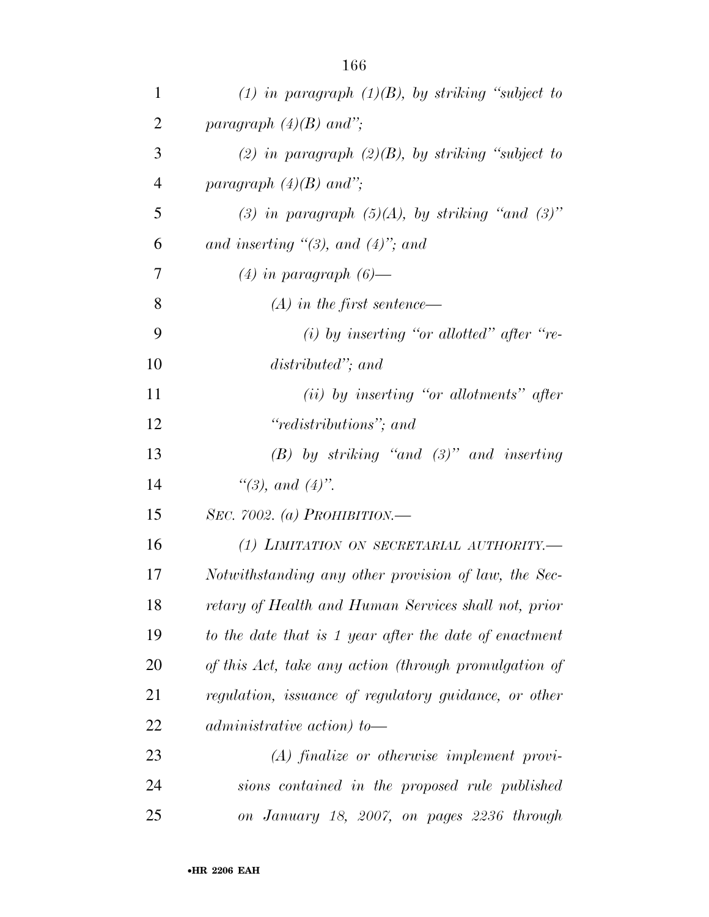*(1) in paragraph (1)(B), by striking "subject to paragraph (4)(B) and";*

*(2) in paragraph (2)(B), by striking "subject to paragraph (4)(B) and";*

*(3) in paragraph (5)(A), by striking "and (3)" and inserting "(3), and (4)"; and*

*(4) in paragraph (6)—*

*(A) in the first sentence—*

*(i) by inserting "or allotted" after "redistributed"; and*

*(ii) by inserting "or allotments" after "redistributions"; and*

*(B) by striking "and (3)" and inserting "(3), and (4)".*

*SEC. 7002. (a) PROHIBITION.—*

*(1) LIMITATION ON SECRETARIAL AUTHORITY.—Notwithstanding any other provision of law, the Secretary of Health and Human Services shall not, prior to the date that is 1 year after the date of enactment of this Act, take any action (through promulgation of regulation, issuance of regulatory guidance, or other administrative action) to—*

*(A) finalize or otherwise implement provisions contained in the proposed rule published on January 18, 2007, on pages 2236 through*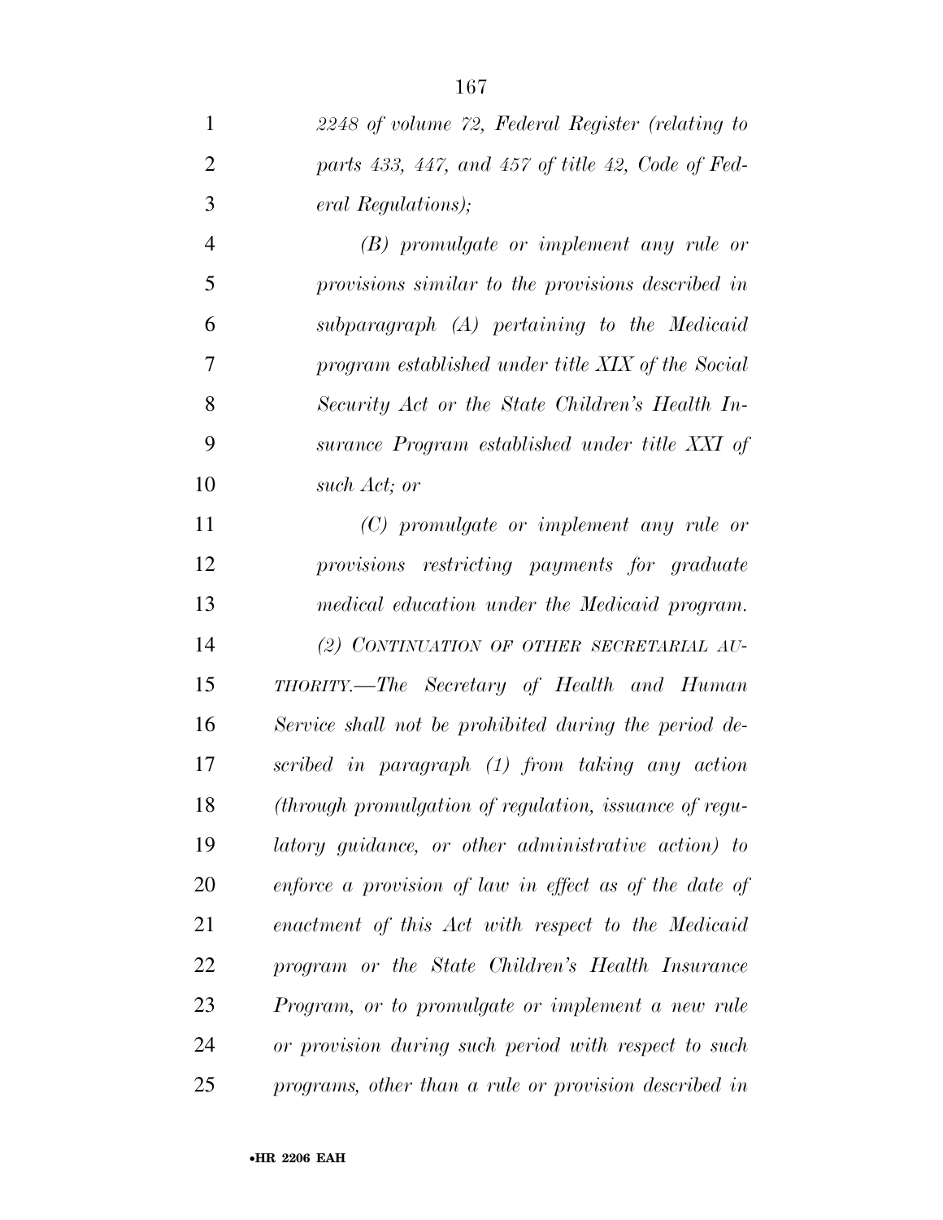*2248 of volume 72, Federal Register (relating to parts 433, 447, and 457 of title 42, Code of Federal Regulations);*

*(B) promulgate or implement any rule or provisions similar to the provisions described in subparagraph (A) pertaining to the Medicaid program established under title XIX of the Social Security Act or the State Children's Health Insurance Program established under title XXI of such Act; or*

*(C) promulgate or implement any rule or provisions restricting payments for graduate medical education under the Medicaid program.*

*(2) CONTINUATION OF OTHER SECRETARIAL AUTHORITY.—The Secretary of Health and Human Service shall not be prohibited during the period described in paragraph (1) from taking any action (through promulgation of regulation, issuance of regulatory guidance, or other administrative action) to enforce a provision of law in effect as of the date of enactment of this Act with respect to the Medicaid program or the State Children's Health Insurance Program, or to promulgate or implement a new rule or provision during such period with respect to such programs, other than a rule or provision described in*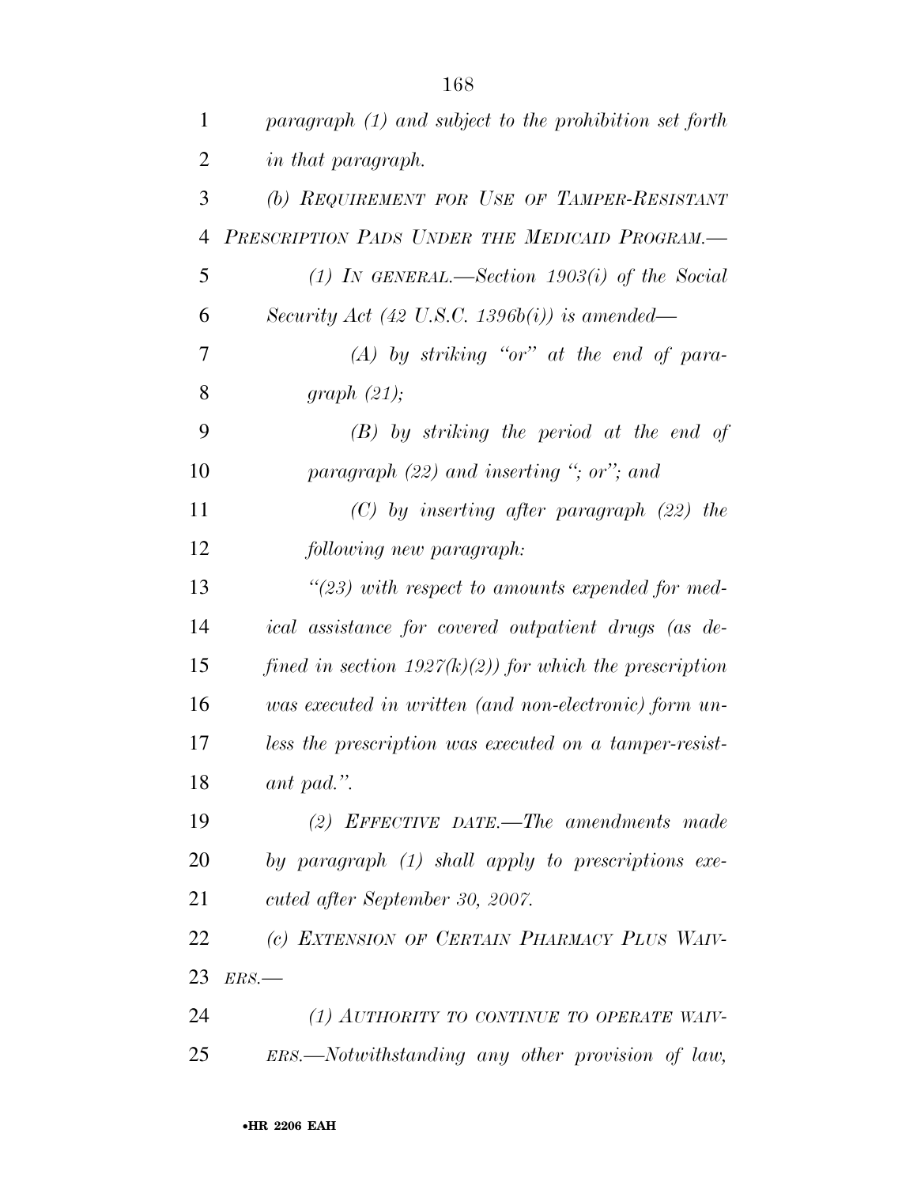*paragraph (1) and subject to the prohibition set forth in that paragraph.*

*(b) REQUIREMENT FOR USE OF TAMPER-RESISTANT PRESCRIPTION PADS UNDER THE MEDICAID PROGRAM.—*

*(1) IN GENERAL.—Section 1903(i) of the Social Security Act (42 U.S.C. 1396b(i)) is amended—*

*(A) by striking "or" at the end of paragraph (21);*

*(B) by striking the period at the end of paragraph (22) and inserting "; or"; and*

*(C) by inserting after paragraph (22) the following new paragraph:*

*"(23) with respect to amounts expended for medical assistance for covered outpatient drugs (as defined in section 1927(k)(2)) for which the prescription was executed in written (and non-electronic) form unless the prescription was executed on a tamper-resistant pad.".*

*(2) EFFECTIVE DATE.—The amendments made by paragraph (1) shall apply to prescriptions executed after September 30, 2007.*

*(c) EXTENSION OF CERTAIN PHARMACY PLUS WAIVERS.—*

*(1) AUTHORITY TO CONTINUE TO OPERATE WAIVERS.—Notwithstanding any other provision of law,*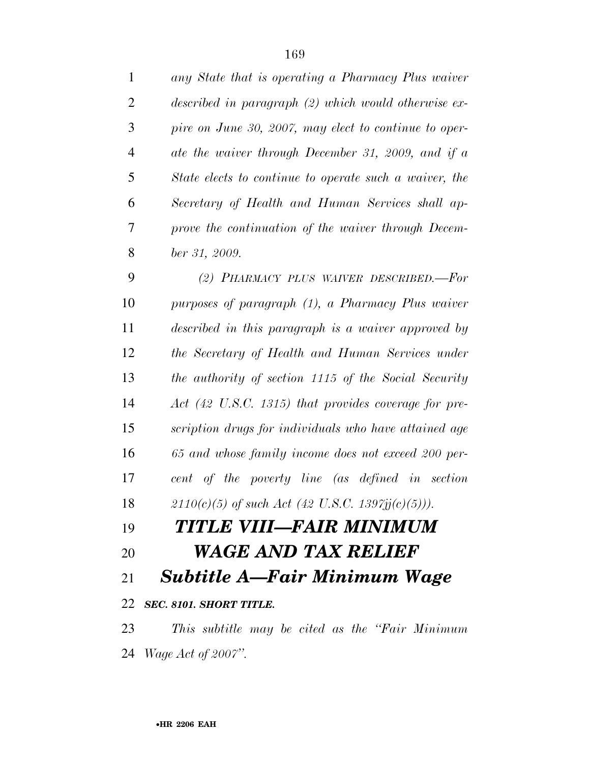*any State that is operating a Pharmacy Plus waiver described in paragraph (2) which would otherwise expire on June 30, 2007, may elect to continue to operate the waiver through December 31, 2009, and if a State elects to continue to operate such a waiver, the Secretary of Health and Human Services shall approve the continuation of the waiver through December 31, 2009.*

*(2) PHARMACY PLUS WAIVER DESCRIBED.—For purposes of paragraph (1), a Pharmacy Plus waiver described in this paragraph is a waiver approved by the Secretary of Health and Human Services under the authority of section 1115 of the Social Security Act (42 U.S.C. 1315) that provides coverage for prescription drugs for individuals who have attained age 65 and whose family income does not exceed 200 percent of the poverty line (as defined in section 2110(c)(5) of such Act (42 U.S.C. 1397jj(c)(5))).*

# *TITLE VIII—FAIR MINIMUM WAGE AND TAX RELIEF*

## *Subtitle A—Fair Minimum Wage*

### *SEC. 8101. SHORT TITLE.*

*This subtitle may be cited as the "Fair Minimum Wage Act of 2007".*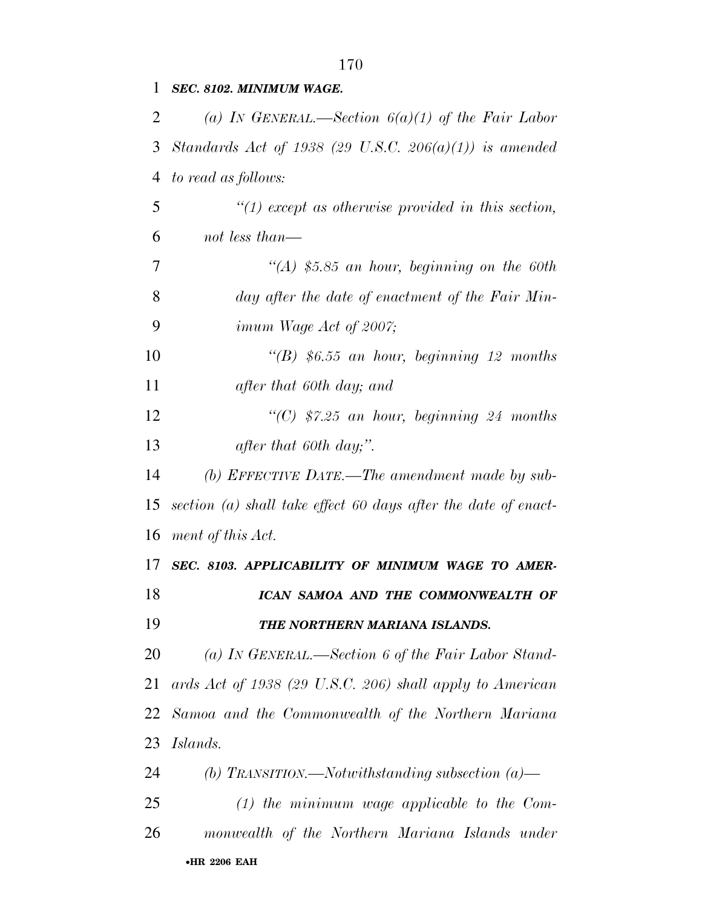***SEC. 8102. MINIMUM WAGE.***

*(a) IN GENERAL.—Section 6(a)(1) of the Fair Labor Standards Act of 1938 (29 U.S.C. 206(a)(1)) is amended to read as follows:*

*''(1) except as otherwise provided in this section, not less than—*

*''(A) $5.85 an hour, beginning on the 60th day after the date of enactment of the Fair Minimum Wage Act of 2007;*

*''(B) $6.55 an hour, beginning 12 months after that 60th day; and*

*''(C) $7.25 an hour, beginning 24 months after that 60th day;''.*

*(b) EFFECTIVE DATE.—The amendment made by subsection (a) shall take effect 60 days after the date of enactment of this Act.*

***SEC. 8103. APPLICABILITY OF MINIMUM WAGE TO AMERICAN SAMOA AND THE COMMONWEALTH OF THE NORTHERN MARIANA ISLANDS.***

*(a) IN GENERAL.—Section 6 of the Fair Labor Standards Act of 1938 (29 U.S.C. 206) shall apply to American Samoa and the Commonwealth of the Northern Mariana Islands.*

*(b) TRANSITION.—Notwithstanding subsection (a)—*

*(1) the minimum wage applicable to the Commonwealth of the Northern Mariana Islands under*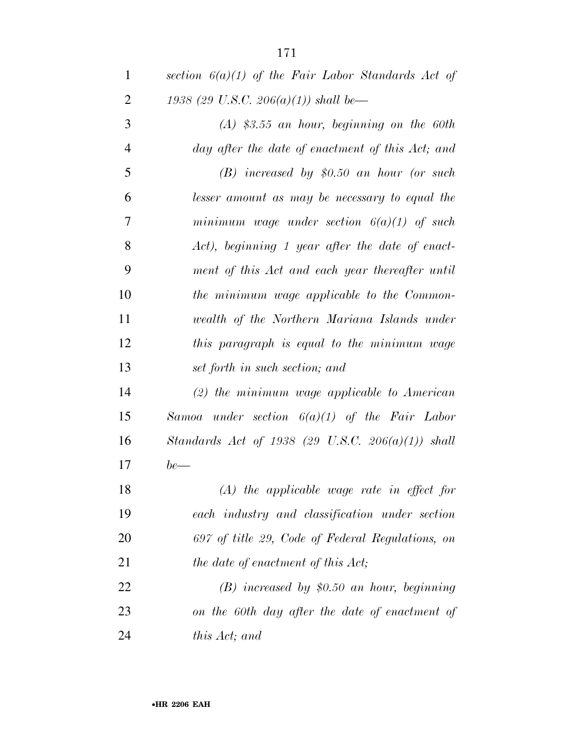*section 6(a)(1) of the Fair Labor Standards Act of 1938 (29 U.S.C. 206(a)(1)) shall be—*

*(A) $3.55 an hour, beginning on the 60th day after the date of enactment of this Act; and*

*(B) increased by $0.50 an hour (or such lesser amount as may be necessary to equal the minimum wage under section 6(a)(1) of such Act), beginning 1 year after the date of enactment of this Act and each year thereafter until the minimum wage applicable to the Commonwealth of the Northern Mariana Islands under this paragraph is equal to the minimum wage set forth in such section; and*

*(2) the minimum wage applicable to American Samoa under section 6(a)(1) of the Fair Labor Standards Act of 1938 (29 U.S.C. 206(a)(1)) shall be—*

*(A) the applicable wage rate in effect for each industry and classification under section 697 of title 29, Code of Federal Regulations, on the date of enactment of this Act;*

*(B) increased by $0.50 an hour, beginning on the 60th day after the date of enactment of this Act; and*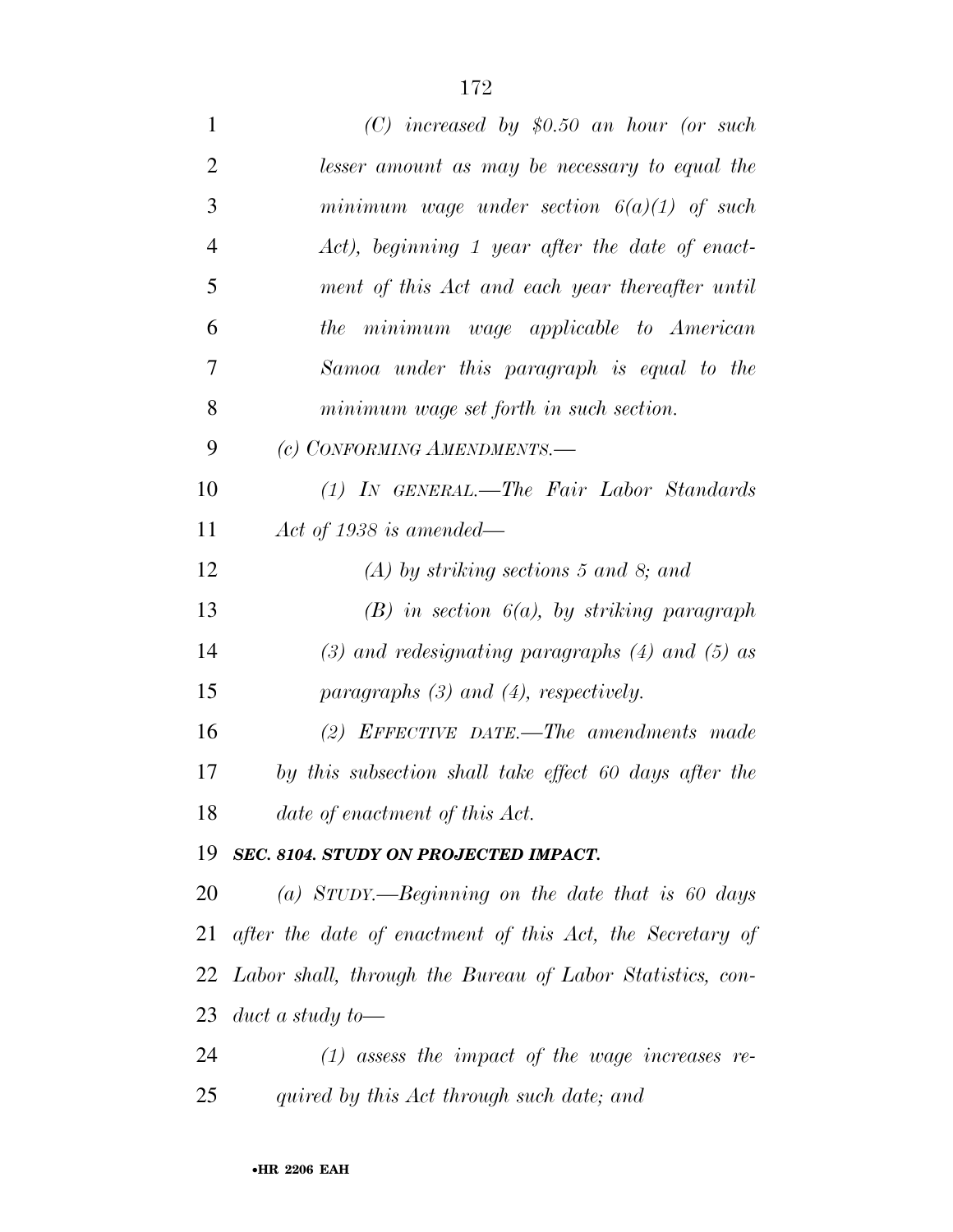*(C) increased by $0.50 an hour (or such lesser amount as may be necessary to equal the minimum wage under section 6(a)(1) of such Act), beginning 1 year after the date of enactment of this Act and each year thereafter until the minimum wage applicable to American Samoa under this paragraph is equal to the minimum wage set forth in such section.*

*(c) CONFORMING AMENDMENTS.—*

*(1) IN GENERAL.—The Fair Labor Standards Act of 1938 is amended—*

*(A) by striking sections 5 and 8; and*

*(B) in section 6(a), by striking paragraph (3) and redesignating paragraphs (4) and (5) as paragraphs (3) and (4), respectively.*

*(2) EFFECTIVE DATE.—The amendments made by this subsection shall take effect 60 days after the date of enactment of this Act.*

***SEC. 8104. STUDY ON PROJECTED IMPACT.***

*(a) STUDY.—Beginning on the date that is 60 days after the date of enactment of this Act, the Secretary of Labor shall, through the Bureau of Labor Statistics, conduct a study to—*

*(1) assess the impact of the wage increases required by this Act through such date; and*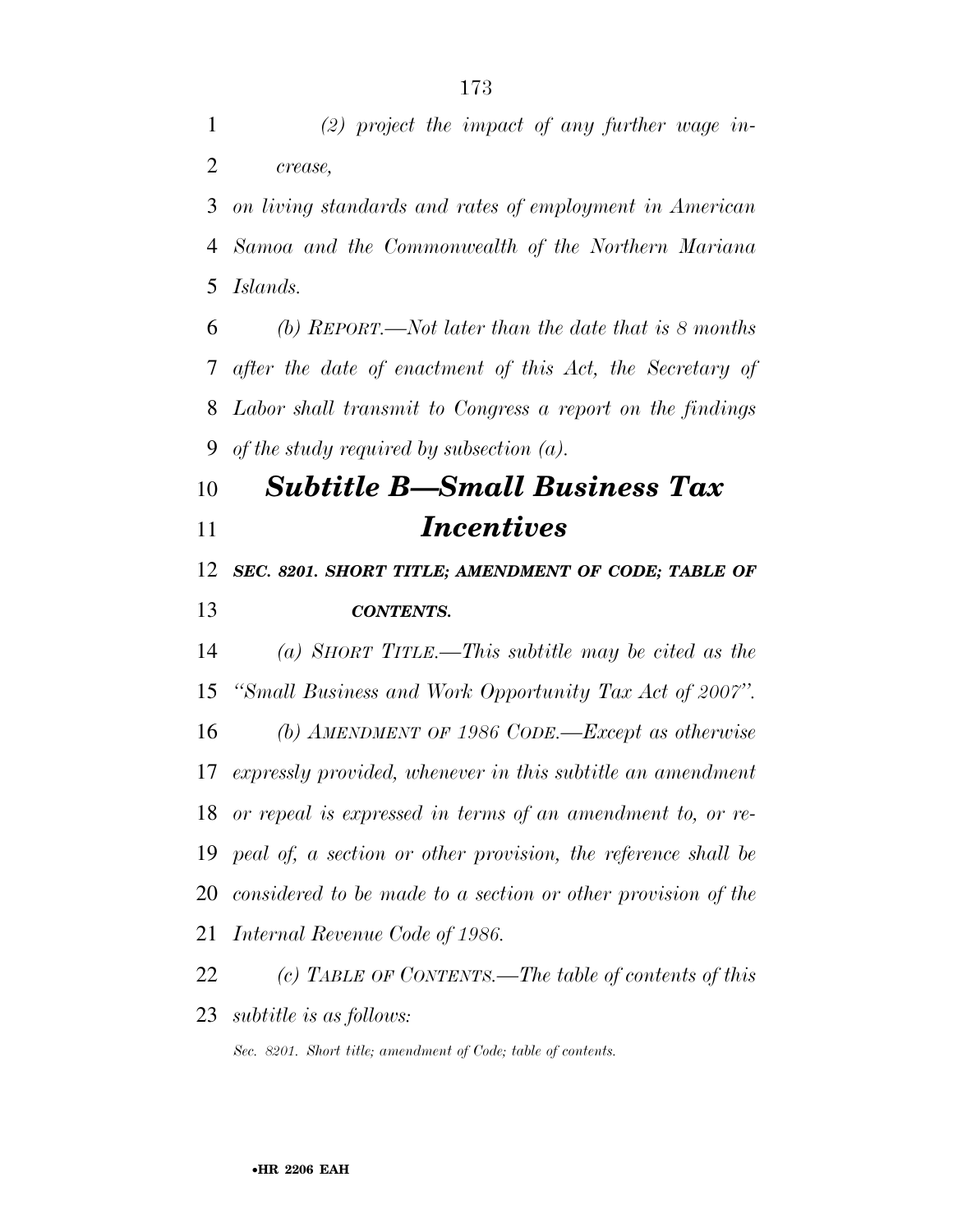*(2) project the impact of any further wage increase,*

*on living standards and rates of employment in American Samoa and the Commonwealth of the Northern Mariana Islands.*

*(b) REPORT.—Not later than the date that is 8 months after the date of enactment of this Act, the Secretary of Labor shall transmit to Congress a report on the findings of the study required by subsection (a).*

## *Subtitle B—Small Business Tax Incentives*

### *SEC. 8201. SHORT TITLE; AMENDMENT OF CODE; TABLE OF CONTENTS.*

*(a) SHORT TITLE.—This subtitle may be cited as the "Small Business and Work Opportunity Tax Act of 2007".*

*(b) AMENDMENT OF 1986 CODE.—Except as otherwise expressly provided, whenever in this subtitle an amendment or repeal is expressed in terms of an amendment to, or repeal of, a section or other provision, the reference shall be considered to be made to a section or other provision of the Internal Revenue Code of 1986.*

*(c) TABLE OF CONTENTS.—The table of contents of this subtitle is as follows:*

*Sec. 8201. Short title; amendment of Code; table of contents.*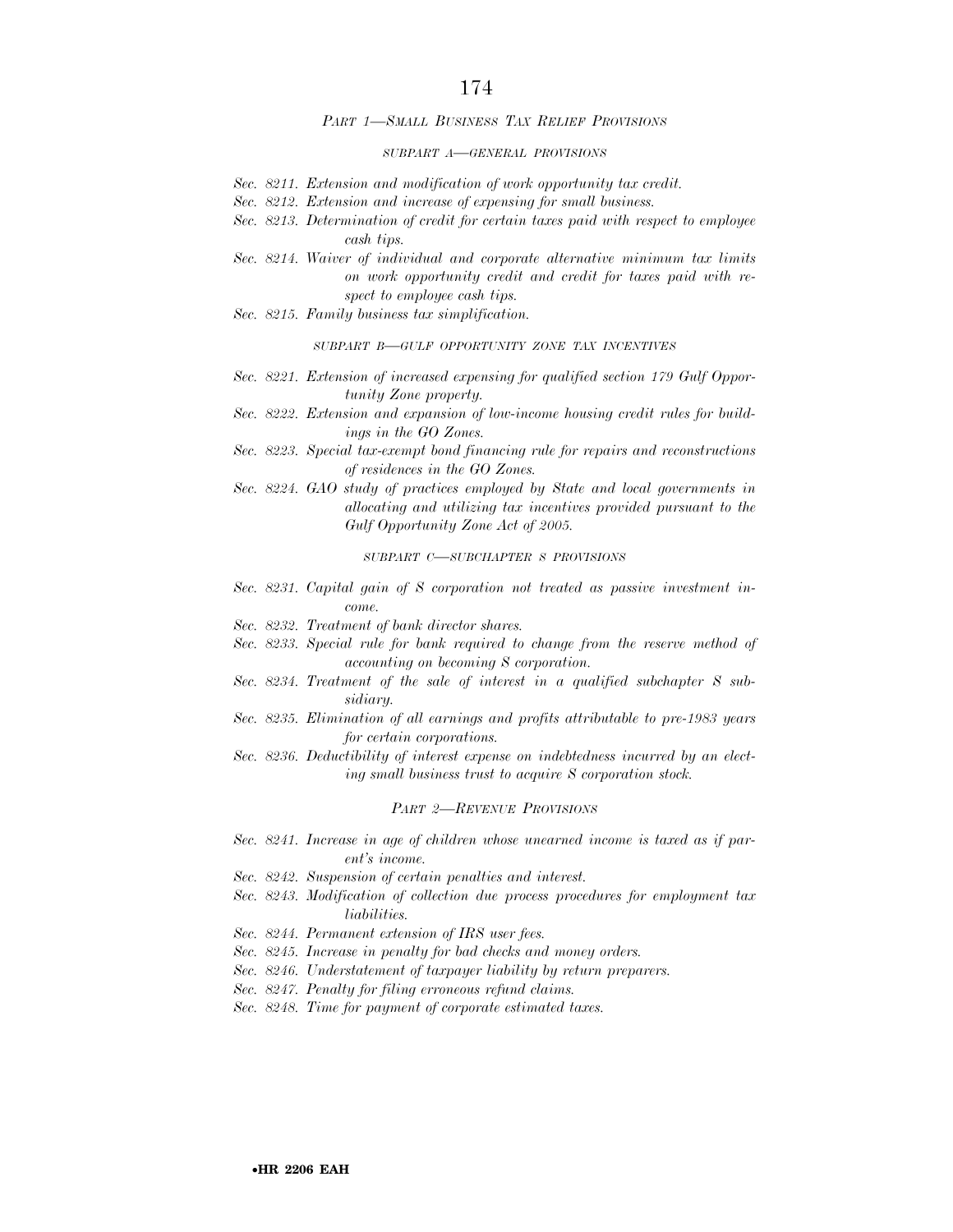#### *PART 1—SMALL BUSINESS TAX RELIEF PROVISIONS*

##### *SUBPART A—GENERAL PROVISIONS*

*Sec. 8211. Extension and modification of work opportunity tax credit.*
*Sec. 8212. Extension and increase of expensing for small business.*
*Sec. 8213. Determination of credit for certain taxes paid with respect to employee cash tips.*
*Sec. 8214. Waiver of individual and corporate alternative minimum tax limits on work opportunity credit and credit for taxes paid with respect to employee cash tips.*
*Sec. 8215. Family business tax simplification.*

##### *SUBPART B—GULF OPPORTUNITY ZONE TAX INCENTIVES*

*Sec. 8221. Extension of increased expensing for qualified section 179 Gulf Opportunity Zone property.*
*Sec. 8222. Extension and expansion of low-income housing credit rules for buildings in the GO Zones.*
*Sec. 8223. Special tax-exempt bond financing rule for repairs and reconstructions of residences in the GO Zones.*
*Sec. 8224. GAO study of practices employed by State and local governments in allocating and utilizing tax incentives provided pursuant to the Gulf Opportunity Zone Act of 2005.*

##### *SUBPART C—SUBCHAPTER S PROVISIONS*

*Sec. 8231. Capital gain of S corporation not treated as passive investment income.*
*Sec. 8232. Treatment of bank director shares.*
*Sec. 8233. Special rule for bank required to change from the reserve method of accounting on becoming S corporation.*
*Sec. 8234. Treatment of the sale of interest in a qualified subchapter S subsidiary.*
*Sec. 8235. Elimination of all earnings and profits attributable to pre-1983 years for certain corporations.*
*Sec. 8236. Deductibility of interest expense on indebtedness incurred by an electing small business trust to acquire S corporation stock.*

#### *PART 2—REVENUE PROVISIONS*

*Sec. 8241. Increase in age of children whose unearned income is taxed as if parent's income.*
*Sec. 8242. Suspension of certain penalties and interest.*
*Sec. 8243. Modification of collection due process procedures for employment tax liabilities.*
*Sec. 8244. Permanent extension of IRS user fees.*
*Sec. 8245. Increase in penalty for bad checks and money orders.*
*Sec. 8246. Understatement of taxpayer liability by return preparers.*
*Sec. 8247. Penalty for filing erroneous refund claims.*
*Sec. 8248. Time for payment of corporate estimated taxes.*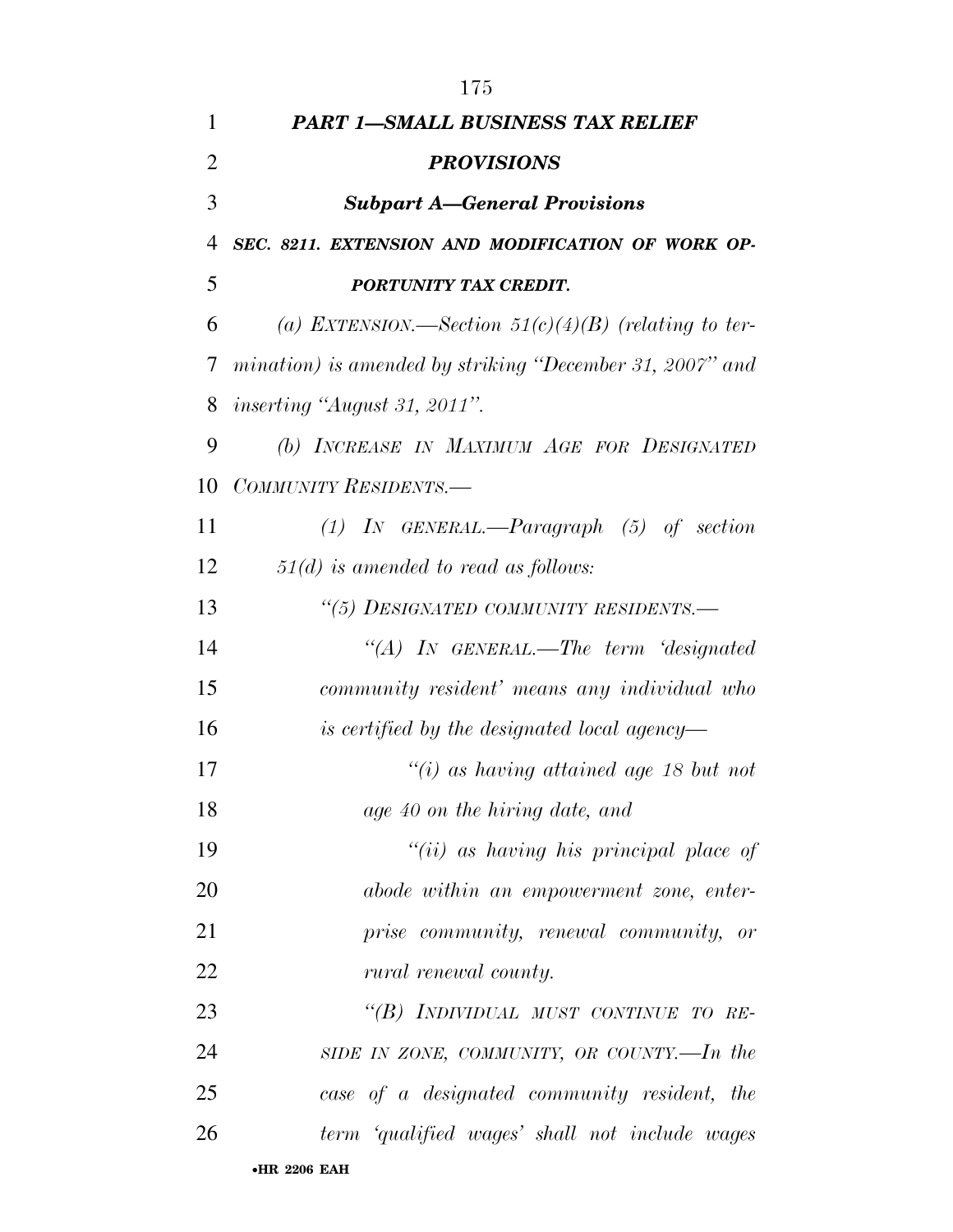## *PART 1—SMALL BUSINESS TAX RELIEF PROVISIONS*

### *Subpart A—General Provisions*

***SEC. 8211. EXTENSION AND MODIFICATION OF WORK OPPORTUNITY TAX CREDIT.***

*(a) EXTENSION.—Section 51(c)(4)(B) (relating to termination) is amended by striking "December 31, 2007" and inserting "August 31, 2011".*

*(b) INCREASE IN MAXIMUM AGE FOR DESIGNATED COMMUNITY RESIDENTS.—*

*(1) IN GENERAL.—Paragraph (5) of section 51(d) is amended to read as follows:*

*"(5) DESIGNATED COMMUNITY RESIDENTS.—*

*"(A) IN GENERAL.—The term 'designated community resident' means any individual who is certified by the designated local agency—*

*"(i) as having attained age 18 but not age 40 on the hiring date, and*

*"(ii) as having his principal place of abode within an empowerment zone, enterprise community, renewal community, or rural renewal county.*

*"(B) INDIVIDUAL MUST CONTINUE TO RESIDE IN ZONE, COMMUNITY, OR COUNTY.—In the case of a designated community resident, the term 'qualified wages' shall not include wages*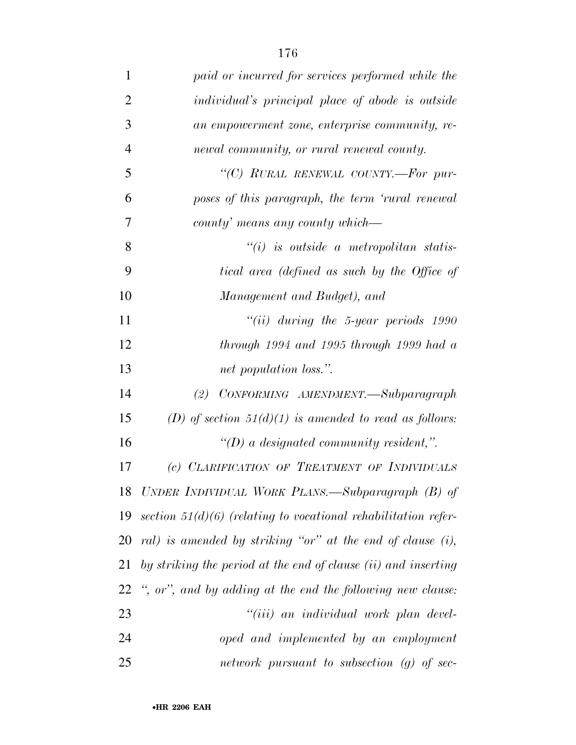*paid or incurred for services performed while the individual's principal place of abode is outside an empowerment zone, enterprise community, renewal community, or rural renewal county.*

*"(C) RURAL RENEWAL COUNTY.—For purposes of this paragraph, the term 'rural renewal county' means any county which—*

*"(i) is outside a metropolitan statistical area (defined as such by the Office of Management and Budget), and*

*"(ii) during the 5-year periods 1990 through 1994 and 1995 through 1999 had a net population loss.".*

*(2) CONFORMING AMENDMENT.—Subparagraph (D) of section 51(d)(1) is amended to read as follows:*

*"(D) a designated community resident,".*

*(c) CLARIFICATION OF TREATMENT OF INDIVIDUALS UNDER INDIVIDUAL WORK PLANS.—Subparagraph (B) of section 51(d)(6) (relating to vocational rehabilitation referral) is amended by striking "or" at the end of clause (i), by striking the period at the end of clause (ii) and inserting ", or", and by adding at the end the following new clause:*

*"(iii) an individual work plan developed and implemented by an employment network pursuant to subsection (g) of sec-*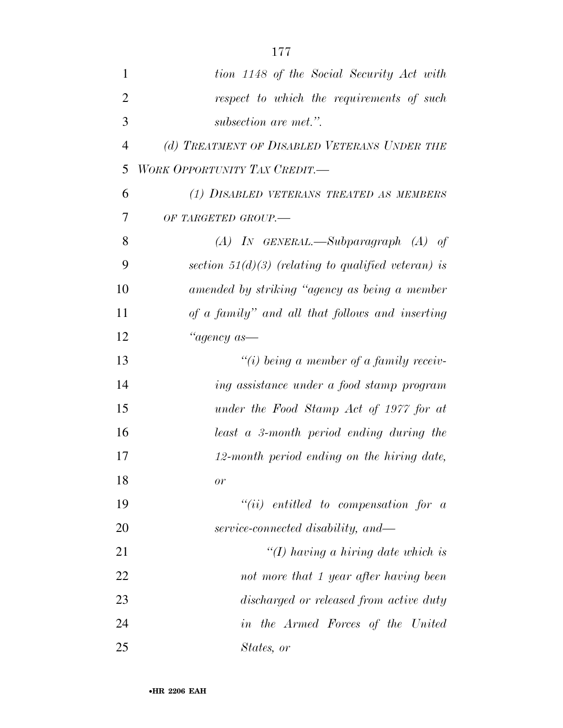*tion 1148 of the Social Security Act with respect to which the requirements of such subsection are met.''.*

*(d) TREATMENT OF DISABLED VETERANS UNDER THE WORK OPPORTUNITY TAX CREDIT.—*

*(1) DISABLED VETERANS TREATED AS MEMBERS OF TARGETED GROUP.—*

*(A) IN GENERAL.—Subparagraph (A) of section 51(d)(3) (relating to qualified veteran) is amended by striking ''agency as being a member of a family'' and all that follows and inserting ''agency as—*

*''(i) being a member of a family receiving assistance under a food stamp program under the Food Stamp Act of 1977 for at least a 3-month period ending during the 12-month period ending on the hiring date, or*

*''(ii) entitled to compensation for a service-connected disability, and—*

*''(I) having a hiring date which is not more that 1 year after having been discharged or released from active duty in the Armed Forces of the United States, or*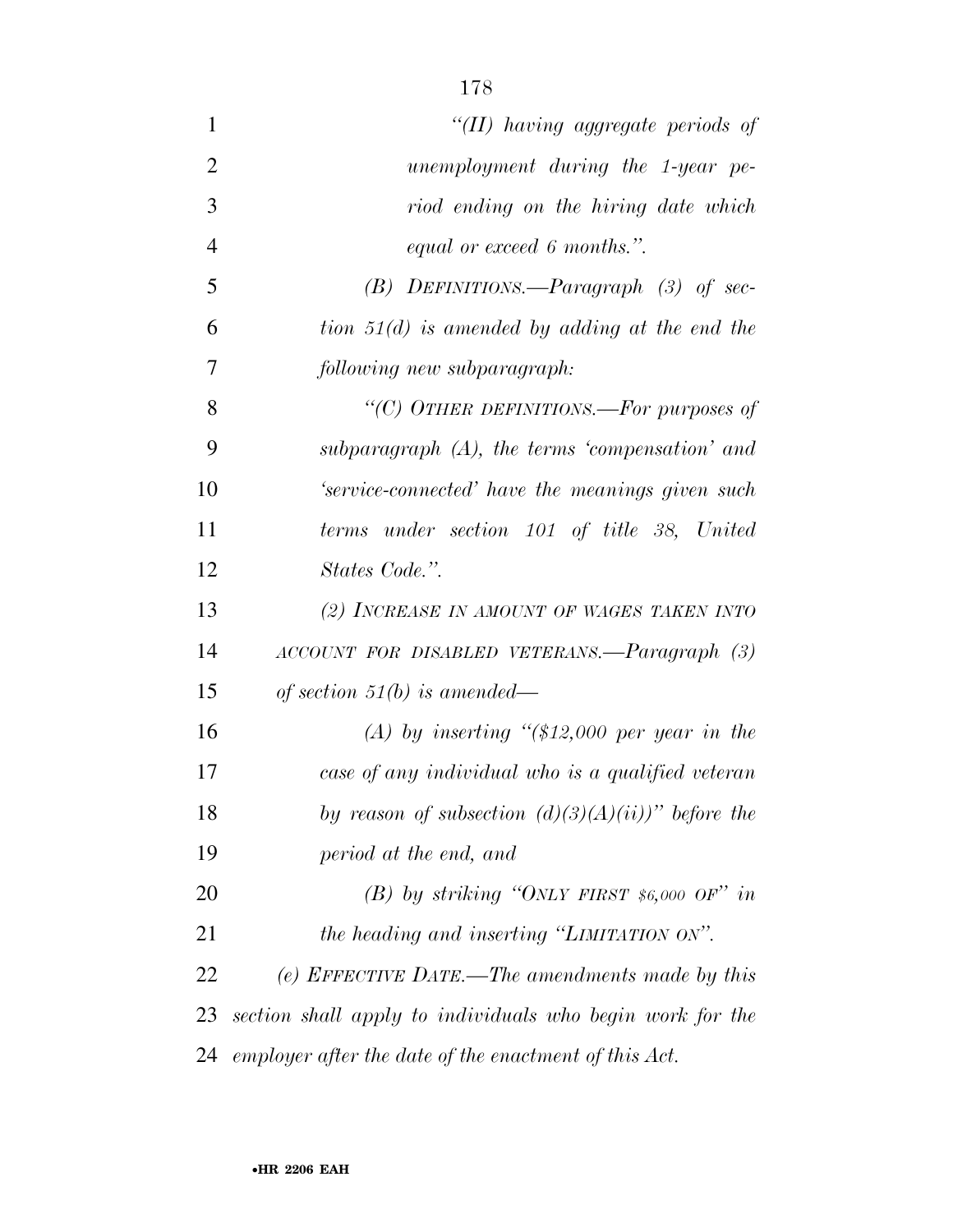*"(II) having aggregate periods of unemployment during the 1-year period ending on the hiring date which equal or exceed 6 months.".*

*(B) DEFINITIONS.—Paragraph (3) of section 51(d) is amended by adding at the end the following new subparagraph:*

*"(C) OTHER DEFINITIONS.—For purposes of subparagraph (A), the terms 'compensation' and 'service-connected' have the meanings given such terms under section 101 of title 38, United States Code.".*

*(2) INCREASE IN AMOUNT OF WAGES TAKEN INTO ACCOUNT FOR DISABLED VETERANS.—Paragraph (3) of section 51(b) is amended—*

*(A) by inserting "($12,000 per year in the case of any individual who is a qualified veteran by reason of subsection (d)(3)(A)(ii))" before the period at the end, and*

*(B) by striking "ONLY FIRST $6,000 OF" in the heading and inserting "LIMITATION ON".*

*(e) EFFECTIVE DATE.—The amendments made by this section shall apply to individuals who begin work for the employer after the date of the enactment of this Act.*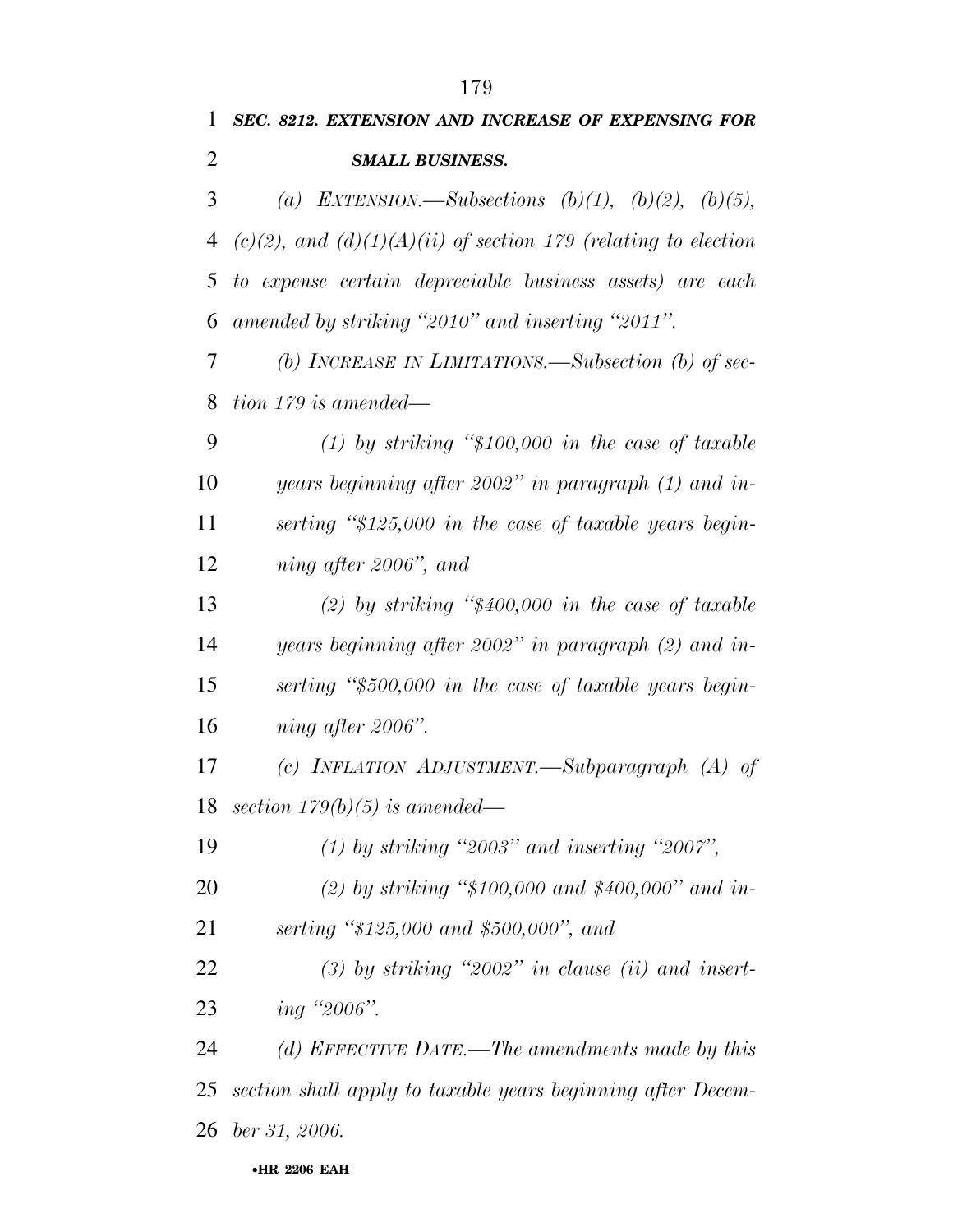***SEC. 8212. EXTENSION AND INCREASE OF EXPENSING FOR SMALL BUSINESS.***

*(a) EXTENSION.—Subsections (b)(1), (b)(2), (b)(5), (c)(2), and (d)(1)(A)(ii) of section 179 (relating to election to expense certain depreciable business assets) are each amended by striking "2010" and inserting "2011".*

*(b) INCREASE IN LIMITATIONS.—Subsection (b) of section 179 is amended—*

*(1) by striking "$100,000 in the case of taxable years beginning after 2002" in paragraph (1) and inserting "$125,000 in the case of taxable years beginning after 2006", and*

*(2) by striking "$400,000 in the case of taxable years beginning after 2002" in paragraph (2) and inserting "$500,000 in the case of taxable years beginning after 2006".*

*(c) INFLATION ADJUSTMENT.—Subparagraph (A) of section 179(b)(5) is amended—*

*(1) by striking "2003" and inserting "2007",*

*(2) by striking "$100,000 and $400,000" and inserting "$125,000 and $500,000", and*

*(3) by striking "2002" in clause (ii) and inserting "2006".*

*(d) EFFECTIVE DATE.—The amendments made by this section shall apply to taxable years beginning after December 31, 2006.*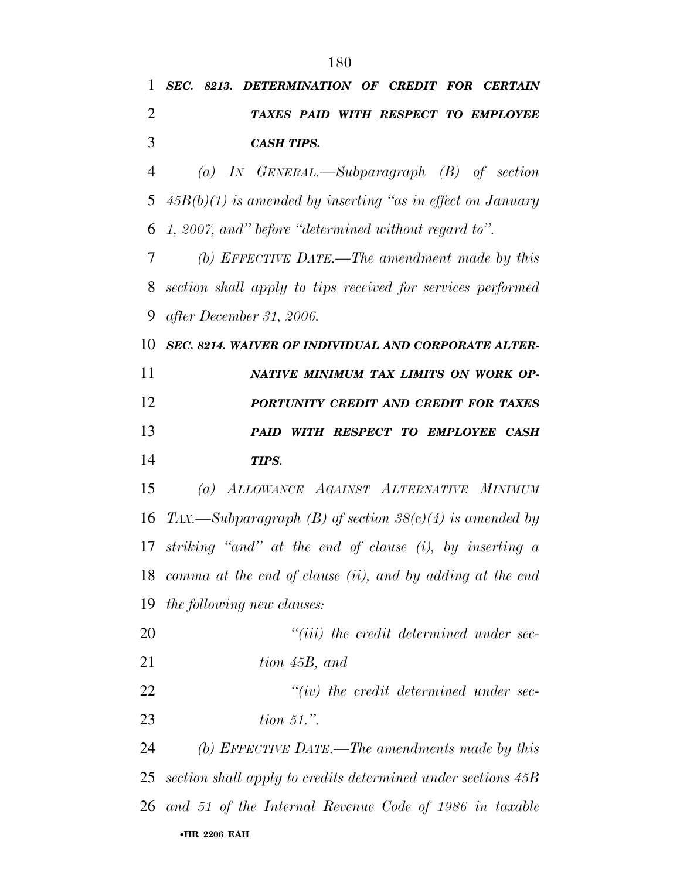***SEC. 8213. DETERMINATION OF CREDIT FOR CERTAIN TAXES PAID WITH RESPECT TO EMPLOYEE CASH TIPS.***

*(a) IN GENERAL.—Subparagraph (B) of section 45B(b)(1) is amended by inserting "as in effect on January 1, 2007, and" before "determined without regard to".*

*(b) EFFECTIVE DATE.—The amendment made by this section shall apply to tips received for services performed after December 31, 2006.*

***SEC. 8214. WAIVER OF INDIVIDUAL AND CORPORATE ALTERNATIVE MINIMUM TAX LIMITS ON WORK OPPORTUNITY CREDIT AND CREDIT FOR TAXES PAID WITH RESPECT TO EMPLOYEE CASH TIPS.***

*(a) ALLOWANCE AGAINST ALTERNATIVE MINIMUM TAX.—Subparagraph (B) of section 38(c)(4) is amended by striking "and" at the end of clause (i), by inserting a comma at the end of clause (ii), and by adding at the end the following new clauses:*

*"(iii) the credit determined under section 45B, and*

*"(iv) the credit determined under section 51.".*

*(b) EFFECTIVE DATE.—The amendments made by this section shall apply to credits determined under sections 45B and 51 of the Internal Revenue Code of 1986 in taxable*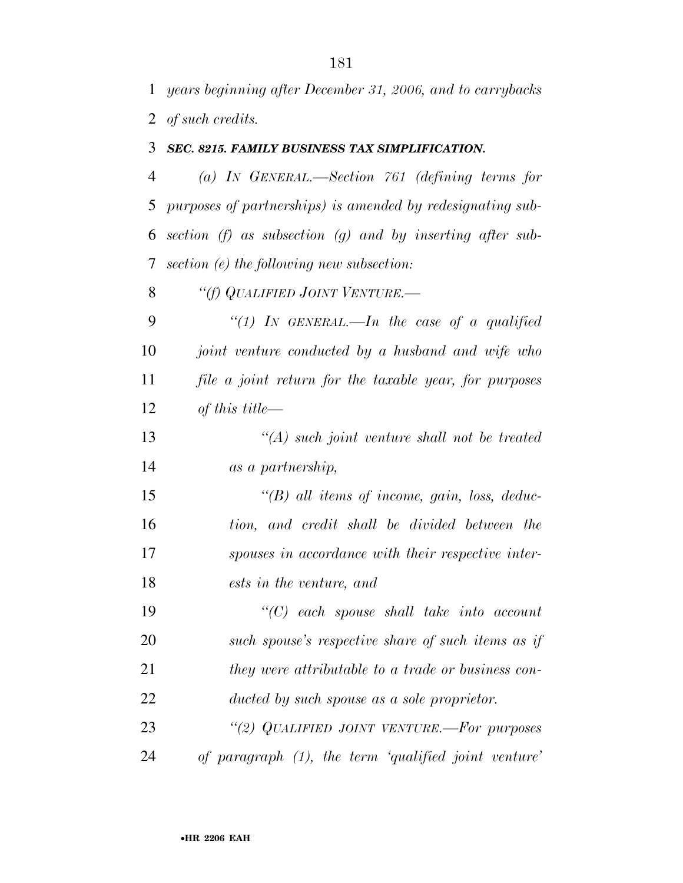*years beginning after December 31, 2006, and to carrybacks of such credits.*

***SEC. 8215. FAMILY BUSINESS TAX SIMPLIFICATION.***

*(a) IN GENERAL.—Section 761 (defining terms for purposes of partnerships) is amended by redesignating subsection (f) as subsection (g) and by inserting after subsection (e) the following new subsection:*

*"(f) QUALIFIED JOINT VENTURE.—*

*"(1) IN GENERAL.—In the case of a qualified joint venture conducted by a husband and wife who file a joint return for the taxable year, for purposes of this title—*

*"(A) such joint venture shall not be treated as a partnership,*

*"(B) all items of income, gain, loss, deduction, and credit shall be divided between the spouses in accordance with their respective interests in the venture, and*

*"(C) each spouse shall take into account such spouse's respective share of such items as if they were attributable to a trade or business conducted by such spouse as a sole proprietor.*

*"(2) QUALIFIED JOINT VENTURE.—For purposes of paragraph (1), the term 'qualified joint venture'*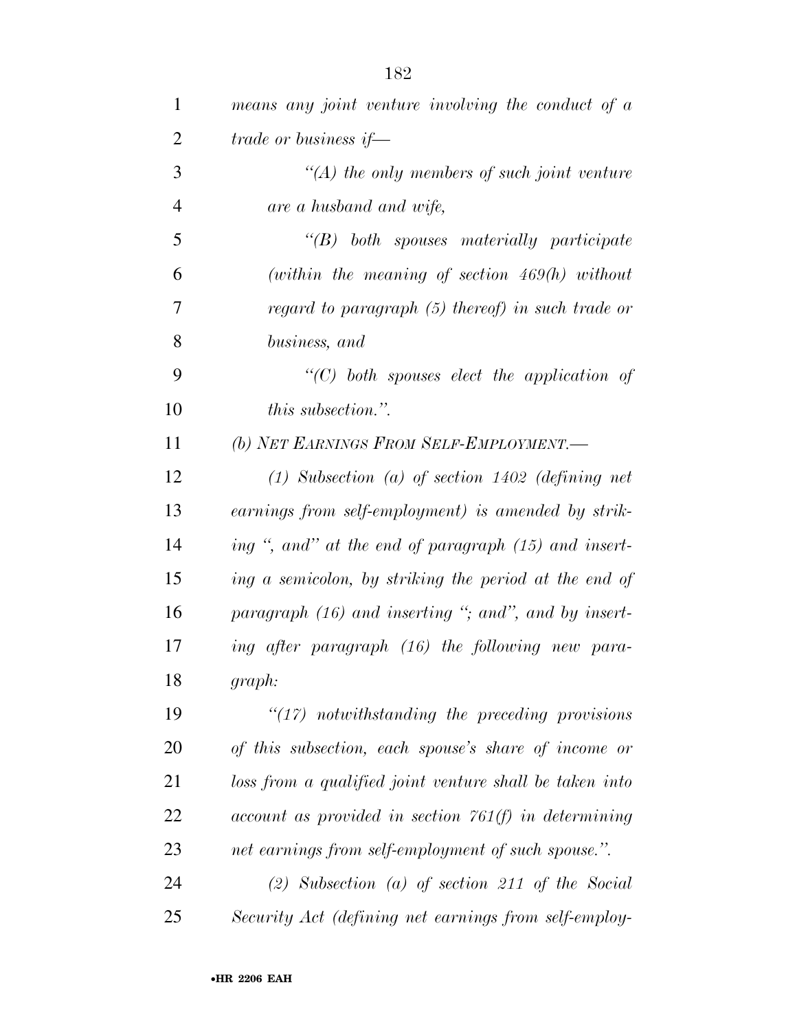*means any joint venture involving the conduct of a trade or business if—*

*"(A) the only members of such joint venture are a husband and wife,*

*"(B) both spouses materially participate (within the meaning of section 469(h) without regard to paragraph (5) thereof) in such trade or business, and*

*"(C) both spouses elect the application of this subsection.".*

*(b) NET EARNINGS FROM SELF-EMPLOYMENT.—*

*(1) Subsection (a) of section 1402 (defining net earnings from self-employment) is amended by striking ", and" at the end of paragraph (15) and inserting a semicolon, by striking the period at the end of paragraph (16) and inserting "; and", and by inserting after paragraph (16) the following new paragraph:*

*"(17) notwithstanding the preceding provisions of this subsection, each spouse's share of income or loss from a qualified joint venture shall be taken into account as provided in section 761(f) in determining net earnings from self-employment of such spouse.".*

*(2) Subsection (a) of section 211 of the Social Security Act (defining net earnings from self-employ-*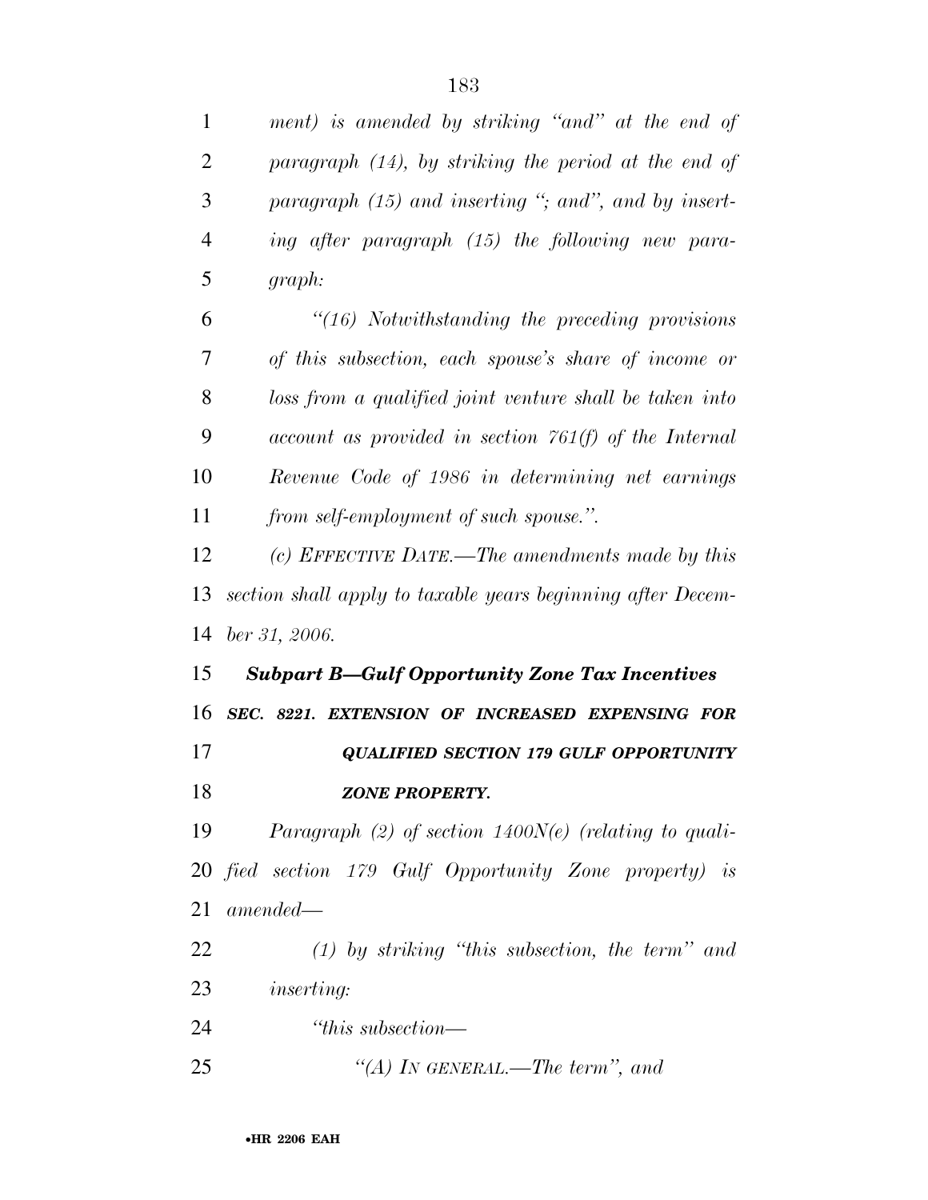*ment) is amended by striking "and" at the end of paragraph (14), by striking the period at the end of paragraph (15) and inserting "; and", and by inserting after paragraph (15) the following new paragraph:*

*"(16) Notwithstanding the preceding provisions of this subsection, each spouse's share of income or loss from a qualified joint venture shall be taken into account as provided in section 761(f) of the Internal Revenue Code of 1986 in determining net earnings from self-employment of such spouse.".*

*(c) EFFECTIVE DATE.—The amendments made by this section shall apply to taxable years beginning after December 31, 2006.*

***Subpart B—Gulf Opportunity Zone Tax Incentives***

***SEC. 8221. EXTENSION OF INCREASED EXPENSING FOR QUALIFIED SECTION 179 GULF OPPORTUNITY ZONE PROPERTY.***

*Paragraph (2) of section 1400N(e) (relating to qualified section 179 Gulf Opportunity Zone property) is amended—*

*(1) by striking "this subsection, the term" and inserting:*

*"this subsection—*

*"(A) IN GENERAL.—The term", and*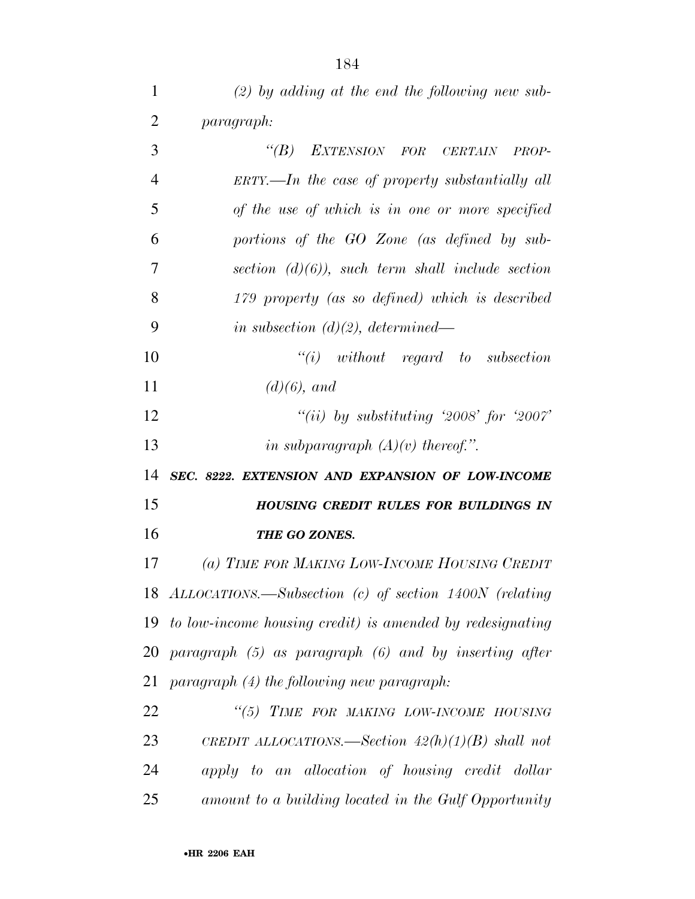*(2) by adding at the end the following new subparagraph:*

*"(B) EXTENSION FOR CERTAIN PROPERTY.—In the case of property substantially all of the use of which is in one or more specified portions of the GO Zone (as defined by subsection (d)(6)), such term shall include section 179 property (as so defined) which is described in subsection (d)(2), determined—*

*"(i) without regard to subsection (d)(6), and*

*"(ii) by substituting '2008' for '2007' in subparagraph (A)(v) thereof.".*

***SEC. 8222. EXTENSION AND EXPANSION OF LOW-INCOME HOUSING CREDIT RULES FOR BUILDINGS IN THE GO ZONES.***

*(a) TIME FOR MAKING LOW-INCOME HOUSING CREDIT ALLOCATIONS.—Subsection (c) of section 1400N (relating to low-income housing credit) is amended by redesignating paragraph (5) as paragraph (6) and by inserting after paragraph (4) the following new paragraph:*

*"(5) TIME FOR MAKING LOW-INCOME HOUSING CREDIT ALLOCATIONS.—Section 42(h)(1)(B) shall not apply to an allocation of housing credit dollar amount to a building located in the Gulf Opportunity*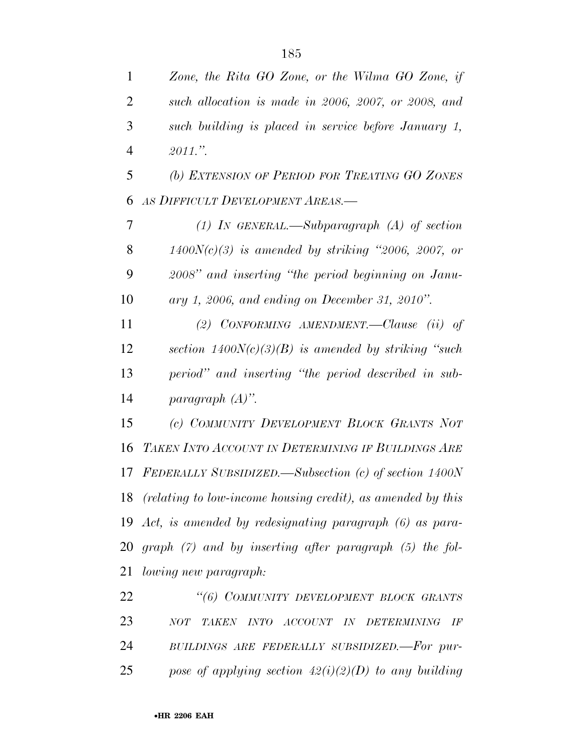*Zone, the Rita GO Zone, or the Wilma GO Zone, if such allocation is made in 2006, 2007, or 2008, and such building is placed in service before January 1, 2011.''.*

*(b) EXTENSION OF PERIOD FOR TREATING GO ZONES AS DIFFICULT DEVELOPMENT AREAS.—*

*(1) IN GENERAL.—Subparagraph (A) of section 1400N(c)(3) is amended by striking ''2006, 2007, or 2008'' and inserting ''the period beginning on January 1, 2006, and ending on December 31, 2010''.*

*(2) CONFORMING AMENDMENT.—Clause (ii) of section 1400N(c)(3)(B) is amended by striking ''such period'' and inserting ''the period described in subparagraph (A)''.*

*(c) COMMUNITY DEVELOPMENT BLOCK GRANTS NOT TAKEN INTO ACCOUNT IN DETERMINING IF BUILDINGS ARE FEDERALLY SUBSIDIZED.—Subsection (c) of section 1400N (relating to low-income housing credit), as amended by this Act, is amended by redesignating paragraph (6) as paragraph (7) and by inserting after paragraph (5) the following new paragraph:*

*''(6) COMMUNITY DEVELOPMENT BLOCK GRANTS NOT TAKEN INTO ACCOUNT IN DETERMINING IF BUILDINGS ARE FEDERALLY SUBSIDIZED.—For purpose of applying section 42(i)(2)(D) to any building*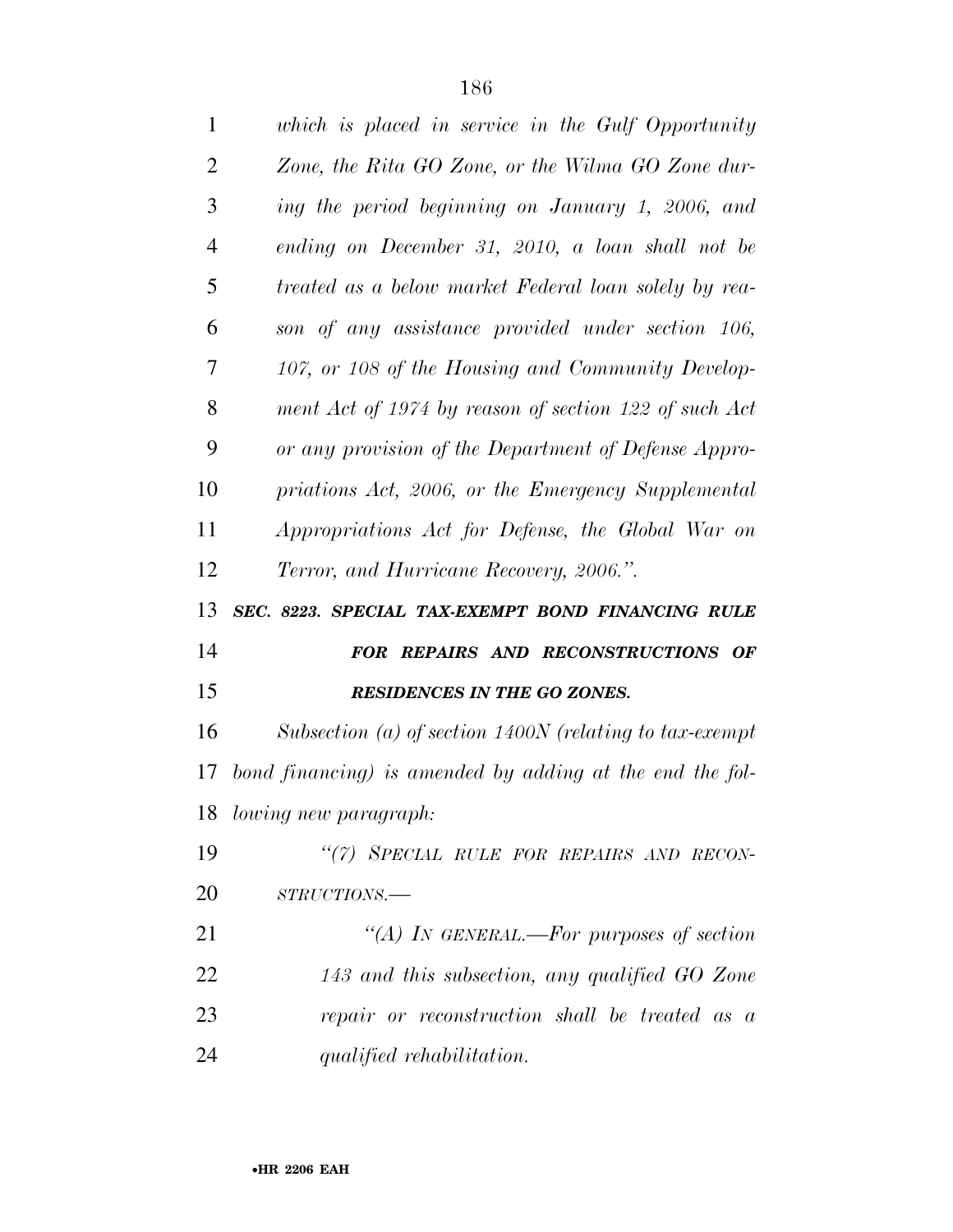*which is placed in service in the Gulf Opportunity Zone, the Rita GO Zone, or the Wilma GO Zone during the period beginning on January 1, 2006, and ending on December 31, 2010, a loan shall not be treated as a below market Federal loan solely by reason of any assistance provided under section 106, 107, or 108 of the Housing and Community Development Act of 1974 by reason of section 122 of such Act or any provision of the Department of Defense Appropriations Act, 2006, or the Emergency Supplemental Appropriations Act for Defense, the Global War on Terror, and Hurricane Recovery, 2006.".*

***SEC. 8223. SPECIAL TAX-EXEMPT BOND FINANCING RULE FOR REPAIRS AND RECONSTRUCTIONS OF RESIDENCES IN THE GO ZONES.***

*Subsection (a) of section 1400N (relating to tax-exempt bond financing) is amended by adding at the end the following new paragraph:*

*"(7) SPECIAL RULE FOR REPAIRS AND RECONSTRUCTIONS.—*

*"(A) IN GENERAL.—For purposes of section 143 and this subsection, any qualified GO Zone repair or reconstruction shall be treated as a qualified rehabilitation.*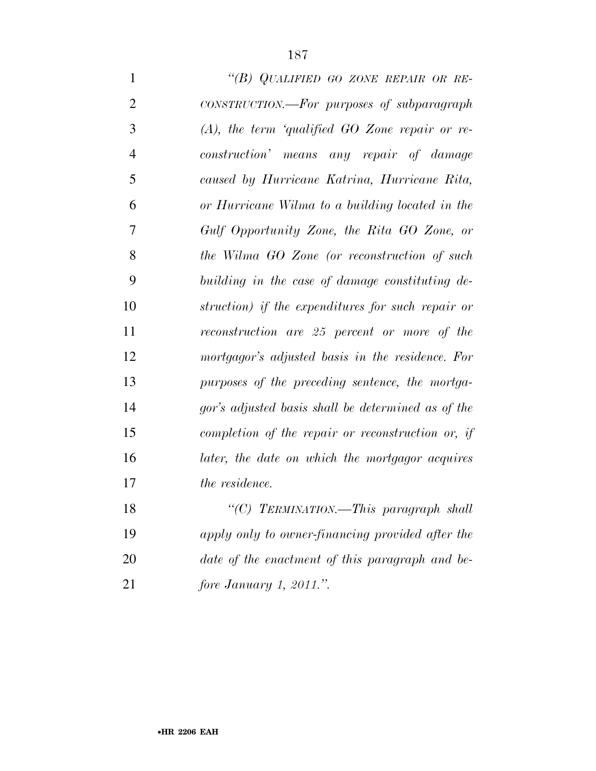*"(B) QUALIFIED GO ZONE REPAIR OR RECONSTRUCTION.—For purposes of subparagraph (A), the term 'qualified GO Zone repair or reconstruction' means any repair of damage caused by Hurricane Katrina, Hurricane Rita, or Hurricane Wilma to a building located in the Gulf Opportunity Zone, the Rita GO Zone, or the Wilma GO Zone (or reconstruction of such building in the case of damage constituting destruction) if the expenditures for such repair or reconstruction are 25 percent or more of the mortgagor's adjusted basis in the residence. For purposes of the preceding sentence, the mortgagor's adjusted basis shall be determined as of the completion of the repair or reconstruction or, if later, the date on which the mortgagor acquires the residence.*

*"(C) TERMINATION.—This paragraph shall apply only to owner-financing provided after the date of the enactment of this paragraph and before January 1, 2011.".*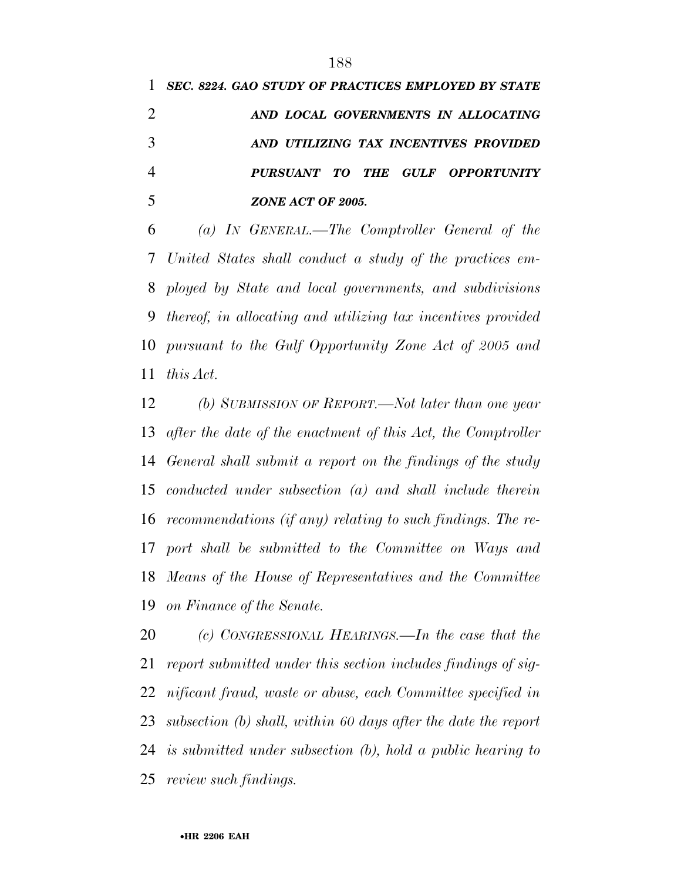***SEC. 8224. GAO STUDY OF PRACTICES EMPLOYED BY STATE AND LOCAL GOVERNMENTS IN ALLOCATING AND UTILIZING TAX INCENTIVES PROVIDED PURSUANT TO THE GULF OPPORTUNITY ZONE ACT OF 2005.***

*(a) IN GENERAL.—The Comptroller General of the United States shall conduct a study of the practices employed by State and local governments, and subdivisions thereof, in allocating and utilizing tax incentives provided pursuant to the Gulf Opportunity Zone Act of 2005 and this Act.*

*(b) SUBMISSION OF REPORT.—Not later than one year after the date of the enactment of this Act, the Comptroller General shall submit a report on the findings of the study conducted under subsection (a) and shall include therein recommendations (if any) relating to such findings. The report shall be submitted to the Committee on Ways and Means of the House of Representatives and the Committee on Finance of the Senate.*

*(c) CONGRESSIONAL HEARINGS.—In the case that the report submitted under this section includes findings of significant fraud, waste or abuse, each Committee specified in subsection (b) shall, within 60 days after the date the report is submitted under subsection (b), hold a public hearing to review such findings.*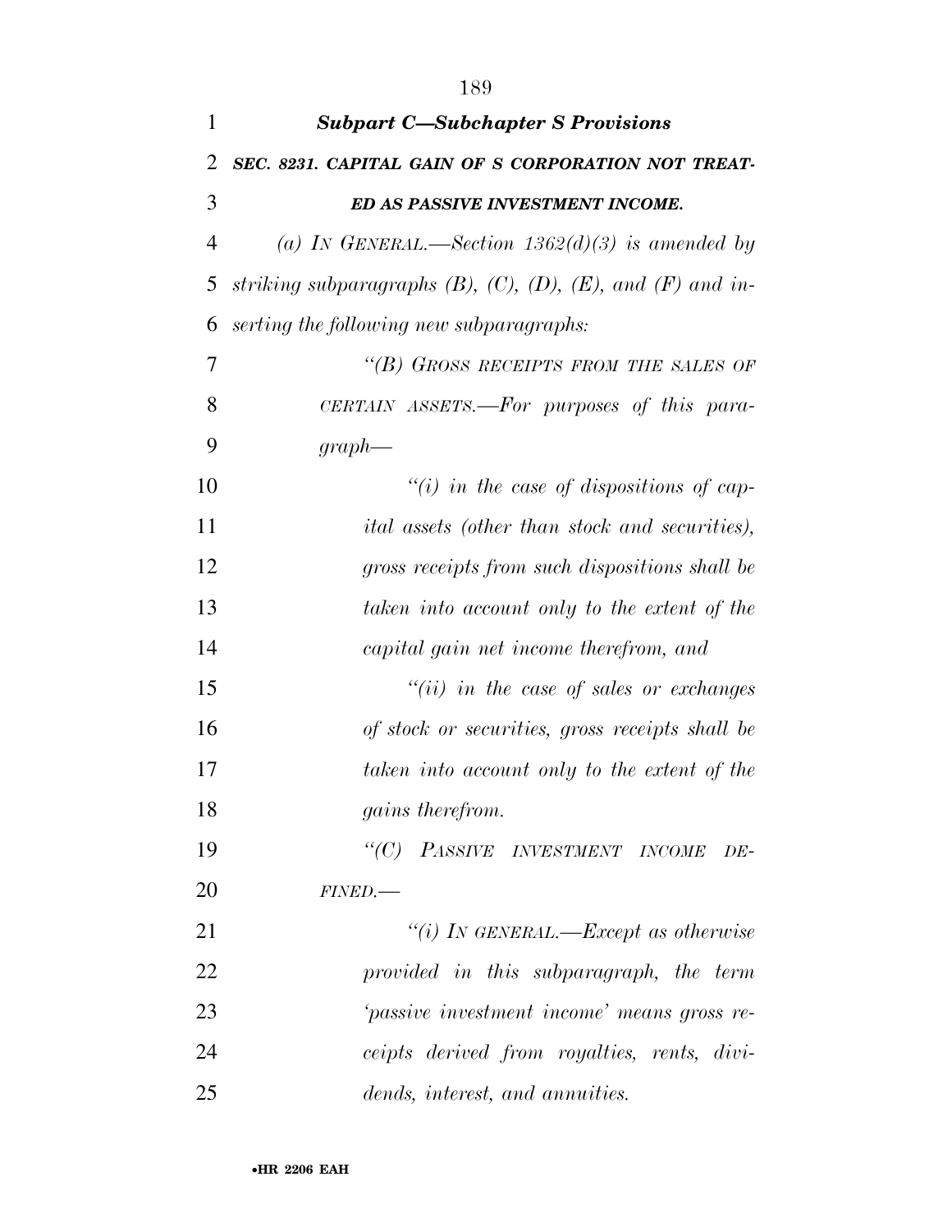### *Subpart C—Subchapter S Provisions*

***SEC. 8231. CAPITAL GAIN OF S CORPORATION NOT TREATED AS PASSIVE INVESTMENT INCOME.***

*(a) IN GENERAL.—Section 1362(d)(3) is amended by striking subparagraphs (B), (C), (D), (E), and (F) and inserting the following new subparagraphs:*

*"(B) GROSS RECEIPTS FROM THE SALES OF CERTAIN ASSETS.—For purposes of this paragraph—*

*"(i) in the case of dispositions of capital assets (other than stock and securities), gross receipts from such dispositions shall be taken into account only to the extent of the capital gain net income therefrom, and*

*"(ii) in the case of sales or exchanges of stock or securities, gross receipts shall be taken into account only to the extent of the gains therefrom.*

*"(C) PASSIVE INVESTMENT INCOME DEFINED.—*

*"(i) IN GENERAL.—Except as otherwise provided in this subparagraph, the term 'passive investment income' means gross receipts derived from royalties, rents, dividends, interest, and annuities.*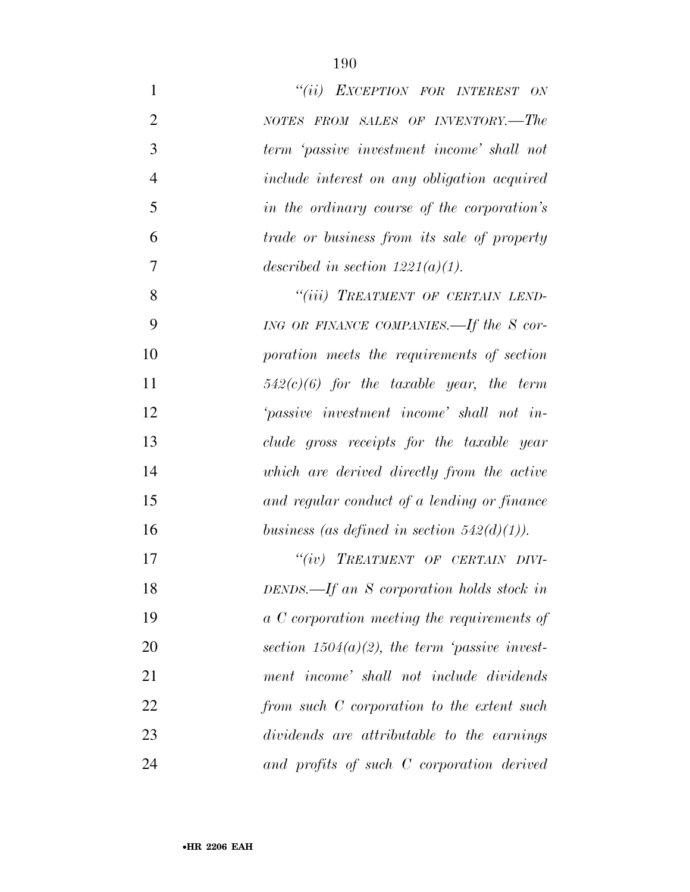*"(ii) EXCEPTION FOR INTEREST ON NOTES FROM SALES OF INVENTORY.—The term 'passive investment income' shall not include interest on any obligation acquired in the ordinary course of the corporation's trade or business from its sale of property described in section 1221(a)(1).*

*"(iii) TREATMENT OF CERTAIN LENDING OR FINANCE COMPANIES.—If the S corporation meets the requirements of section 542(c)(6) for the taxable year, the term 'passive investment income' shall not include gross receipts for the taxable year which are derived directly from the active and regular conduct of a lending or finance business (as defined in section 542(d)(1)).*

*"(iv) TREATMENT OF CERTAIN DIVIDENDS.—If an S corporation holds stock in a C corporation meeting the requirements of section 1504(a)(2), the term 'passive investment income' shall not include dividends from such C corporation to the extent such dividends are attributable to the earnings and profits of such C corporation derived*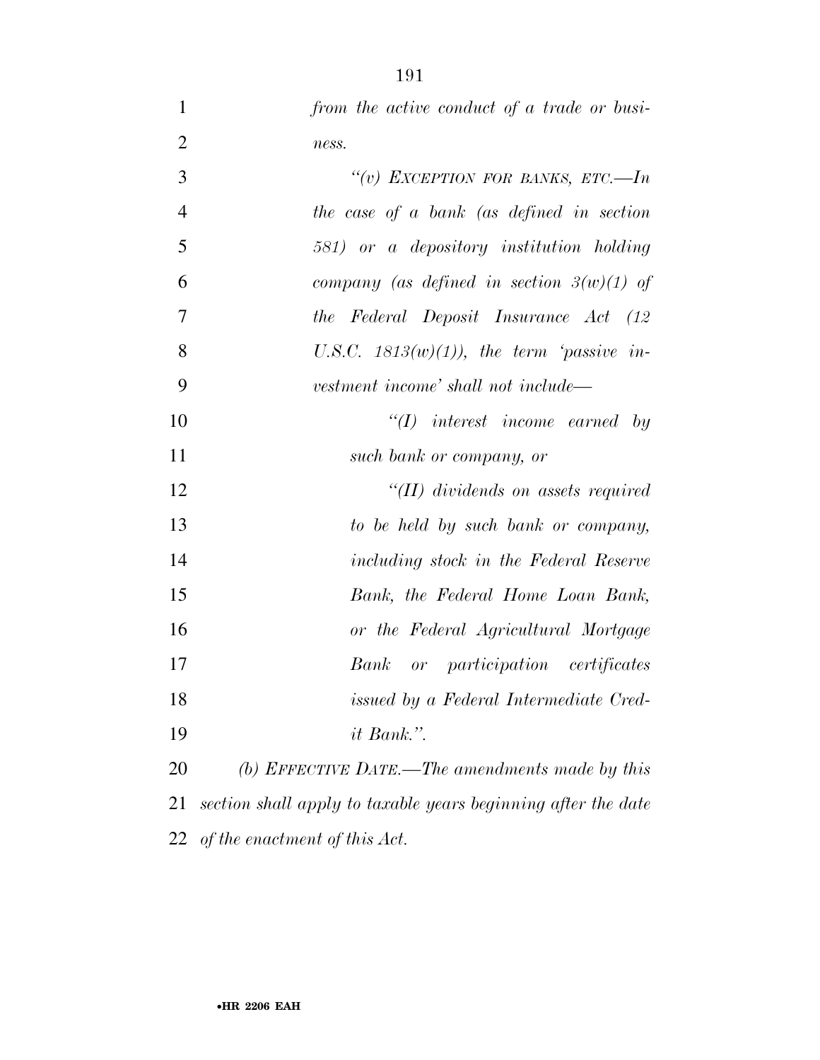*from the active conduct of a trade or business.*

*"(v) EXCEPTION FOR BANKS, ETC.—In the case of a bank (as defined in section 581) or a depository institution holding company (as defined in section 3(w)(1) of the Federal Deposit Insurance Act (12 U.S.C. 1813(w)(1)), the term 'passive investment income' shall not include—*

*"(I) interest income earned by such bank or company, or*

*"(II) dividends on assets required to be held by such bank or company, including stock in the Federal Reserve Bank, the Federal Home Loan Bank, or the Federal Agricultural Mortgage Bank or participation certificates issued by a Federal Intermediate Credit Bank.".*

*(b) EFFECTIVE DATE.—The amendments made by this section shall apply to taxable years beginning after the date of the enactment of this Act.*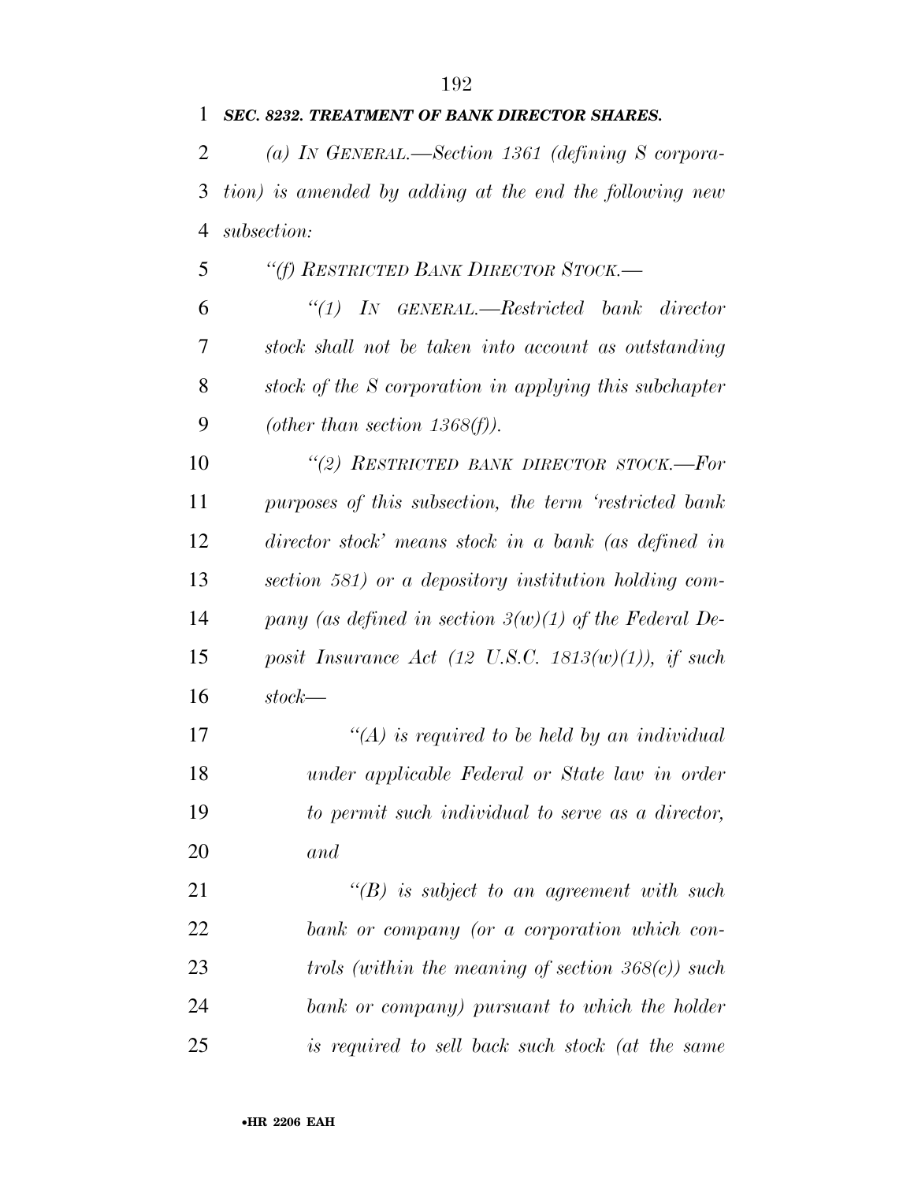***SEC. 8232. TREATMENT OF BANK DIRECTOR SHARES.***

*(a) IN GENERAL.—Section 1361 (defining S corporation) is amended by adding at the end the following new subsection:*

*"(f) RESTRICTED BANK DIRECTOR STOCK.—*

*"(1) IN GENERAL.—Restricted bank director stock shall not be taken into account as outstanding stock of the S corporation in applying this subchapter (other than section 1368(f)).*

*"(2) RESTRICTED BANK DIRECTOR STOCK.—For purposes of this subsection, the term 'restricted bank director stock' means stock in a bank (as defined in section 581) or a depository institution holding company (as defined in section 3(w)(1) of the Federal Deposit Insurance Act (12 U.S.C. 1813(w)(1)), if such stock—*

*"(A) is required to be held by an individual under applicable Federal or State law in order to permit such individual to serve as a director, and*

*"(B) is subject to an agreement with such bank or company (or a corporation which controls (within the meaning of section 368(c)) such bank or company) pursuant to which the holder is required to sell back such stock (at the same*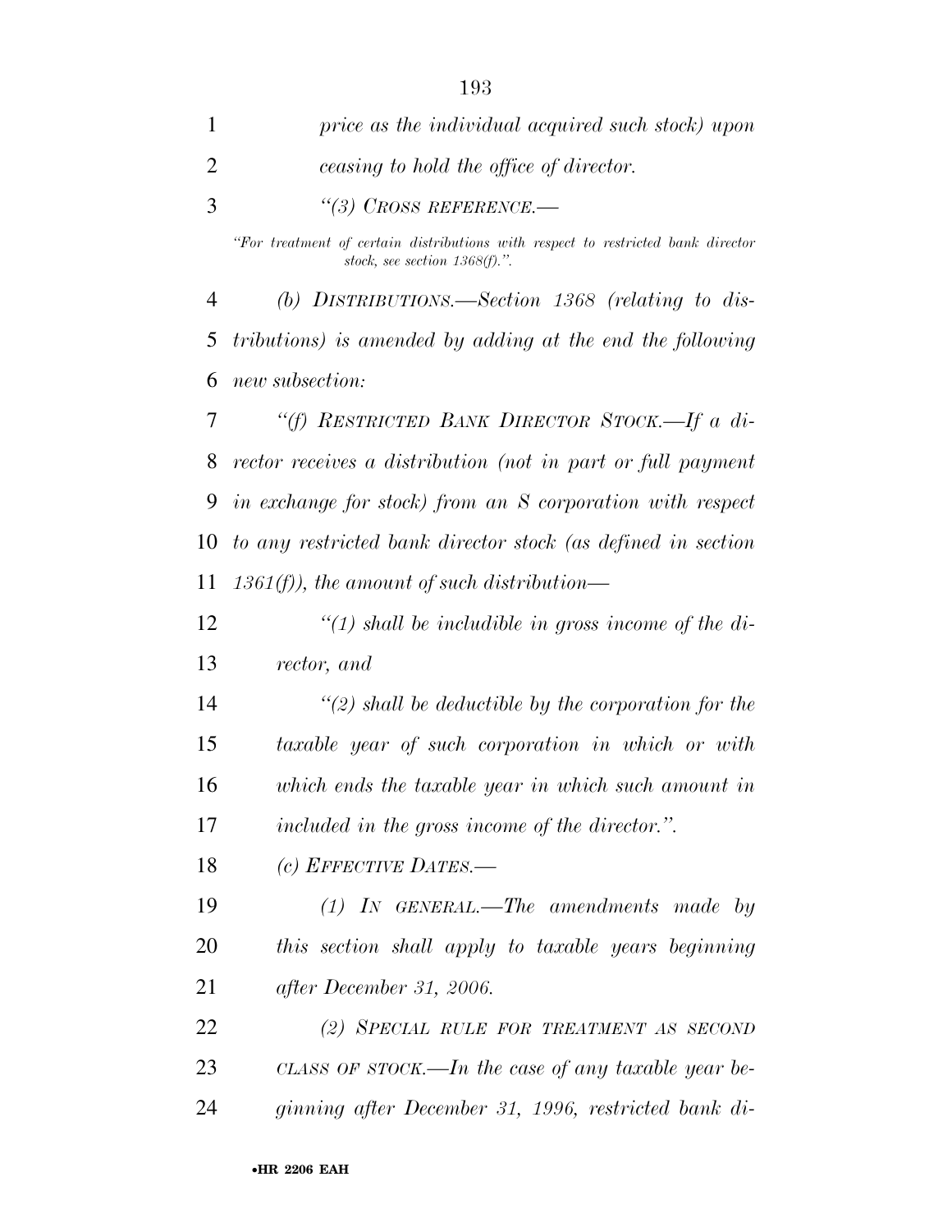*price as the individual acquired such stock) upon ceasing to hold the office of director.*

*"(3) CROSS REFERENCE.—*

*"For treatment of certain distributions with respect to restricted bank director stock, see section 1368(f).".*

*(b) DISTRIBUTIONS.—Section 1368 (relating to distributions) is amended by adding at the end the following new subsection:*

*"(f) RESTRICTED BANK DIRECTOR STOCK.—If a director receives a distribution (not in part or full payment in exchange for stock) from an S corporation with respect to any restricted bank director stock (as defined in section 1361(f)), the amount of such distribution—*

*"(1) shall be includible in gross income of the director, and*

*"(2) shall be deductible by the corporation for the taxable year of such corporation in which or with which ends the taxable year in which such amount in included in the gross income of the director.".*

*(c) EFFECTIVE DATES.—*

*(1) IN GENERAL.—The amendments made by this section shall apply to taxable years beginning after December 31, 2006.*

*(2) SPECIAL RULE FOR TREATMENT AS SECOND CLASS OF STOCK.—In the case of any taxable year beginning after December 31, 1996, restricted bank di-*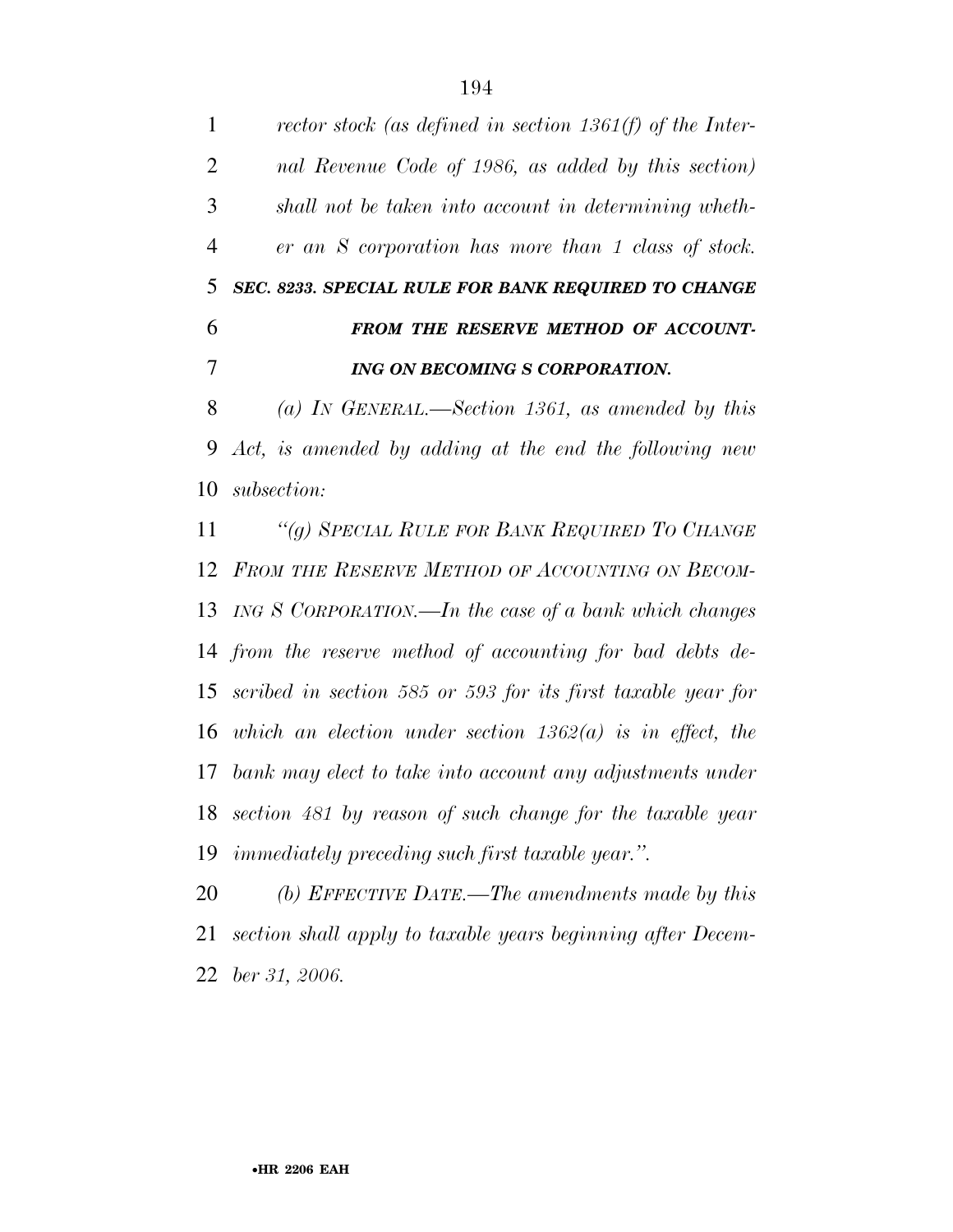*rector stock (as defined in section 1361(f) of the Internal Revenue Code of 1986, as added by this section) shall not be taken into account in determining whether an S corporation has more than 1 class of stock.*

***SEC. 8233. SPECIAL RULE FOR BANK REQUIRED TO CHANGE FROM THE RESERVE METHOD OF ACCOUNTING ON BECOMING S CORPORATION.***

*(a) IN GENERAL.—Section 1361, as amended by this Act, is amended by adding at the end the following new subsection:*

*"(g) SPECIAL RULE FOR BANK REQUIRED TO CHANGE FROM THE RESERVE METHOD OF ACCOUNTING ON BECOMING S CORPORATION.—In the case of a bank which changes from the reserve method of accounting for bad debts described in section 585 or 593 for its first taxable year for which an election under section 1362(a) is in effect, the bank may elect to take into account any adjustments under section 481 by reason of such change for the taxable year immediately preceding such first taxable year.".*

*(b) EFFECTIVE DATE.—The amendments made by this section shall apply to taxable years beginning after December 31, 2006.*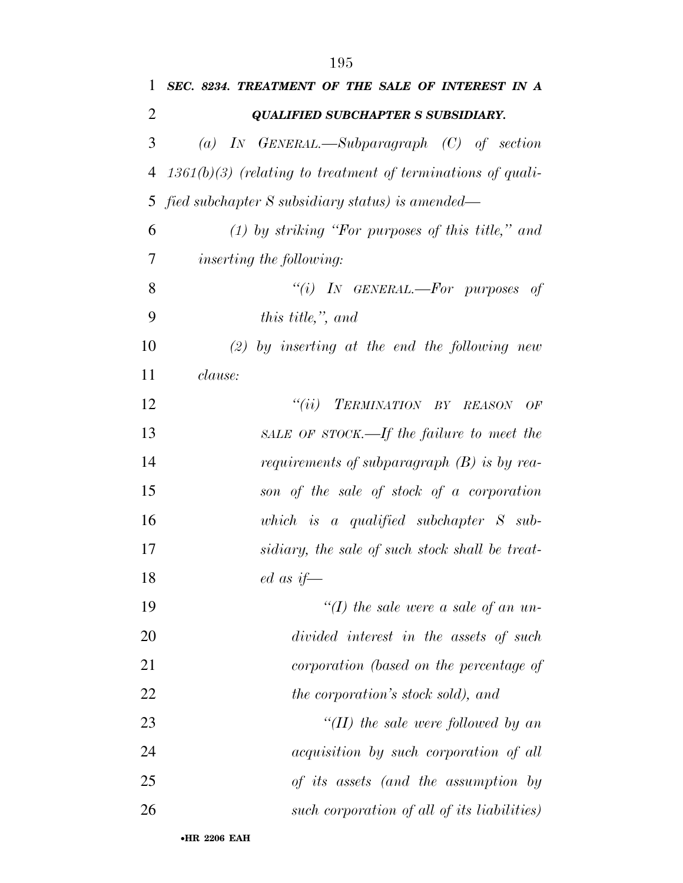***SEC. 8234. TREATMENT OF THE SALE OF INTEREST IN A QUALIFIED SUBCHAPTER S SUBSIDIARY.***

*(a) IN GENERAL.—Subparagraph (C) of section 1361(b)(3) (relating to treatment of terminations of qualified subchapter S subsidiary status) is amended—*

*(1) by striking "For purposes of this title," and inserting the following:*

*"(i) IN GENERAL.—For purposes of this title,", and*

*(2) by inserting at the end the following new clause:*

*"(ii) TERMINATION BY REASON OF SALE OF STOCK.—If the failure to meet the requirements of subparagraph (B) is by reason of the sale of stock of a corporation which is a qualified subchapter S subsidiary, the sale of such stock shall be treated as if—*

*"(I) the sale were a sale of an undivided interest in the assets of such corporation (based on the percentage of the corporation's stock sold), and*

*"(II) the sale were followed by an acquisition by such corporation of all of its assets (and the assumption by such corporation of all of its liabilities)*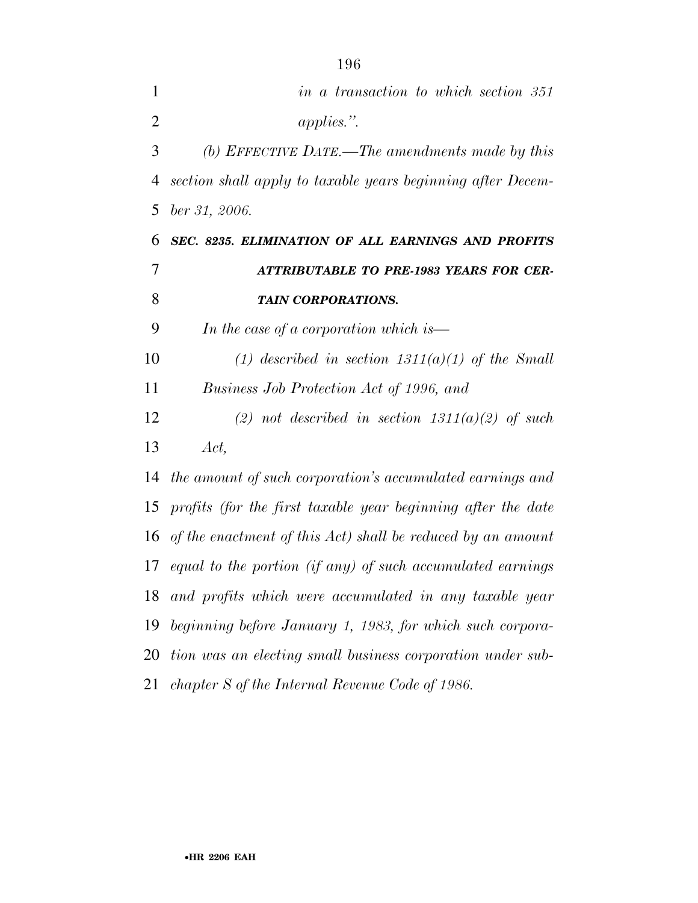*in a transaction to which section 351 applies.".*

*(b) EFFECTIVE DATE.—The amendments made by this section shall apply to taxable years beginning after December 31, 2006.*

***SEC. 8235. ELIMINATION OF ALL EARNINGS AND PROFITS ATTRIBUTABLE TO PRE-1983 YEARS FOR CERTAIN CORPORATIONS.***

*In the case of a corporation which is—*

*(1) described in section 1311(a)(1) of the Small Business Job Protection Act of 1996, and*

*(2) not described in section 1311(a)(2) of such Act,*

*the amount of such corporation's accumulated earnings and profits (for the first taxable year beginning after the date of the enactment of this Act) shall be reduced by an amount equal to the portion (if any) of such accumulated earnings and profits which were accumulated in any taxable year beginning before January 1, 1983, for which such corporation was an electing small business corporation under subchapter S of the Internal Revenue Code of 1986.*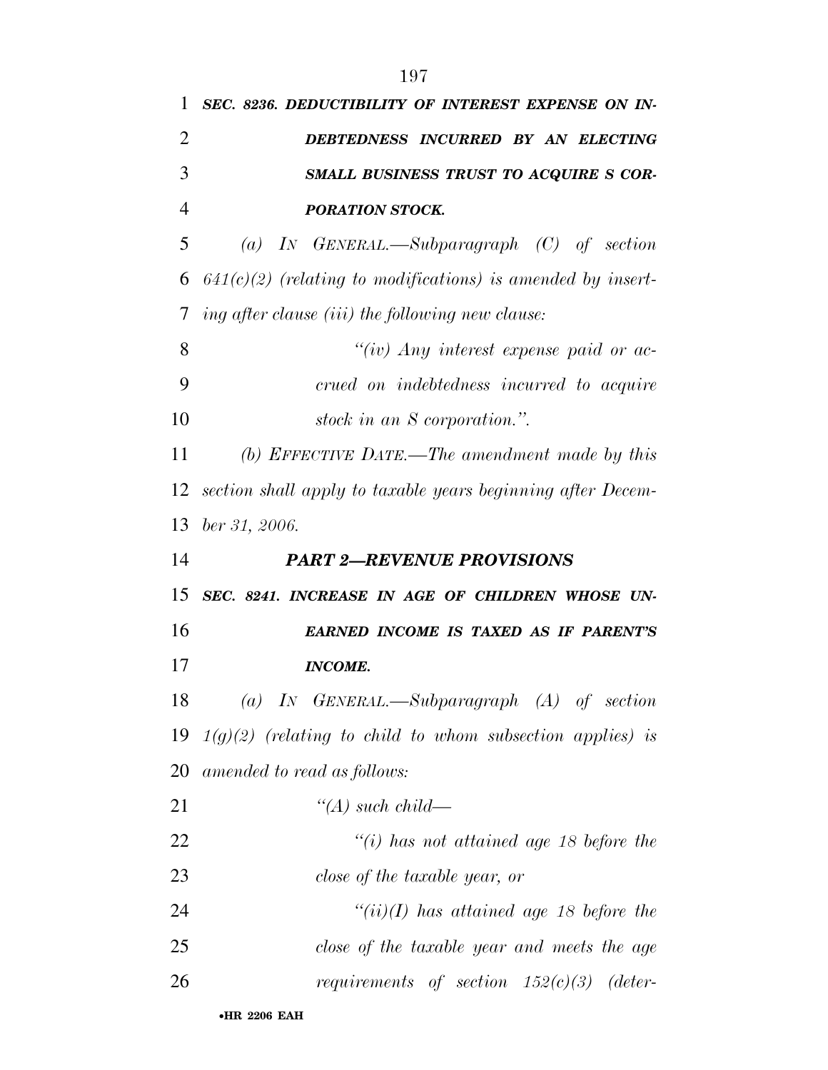***SEC. 8236. DEDUCTIBILITY OF INTEREST EXPENSE ON INDEBTEDNESS INCURRED BY AN ELECTING SMALL BUSINESS TRUST TO ACQUIRE S CORPORATION STOCK.***

*(a) IN GENERAL.—Subparagraph (C) of section 641(c)(2) (relating to modifications) is amended by inserting after clause (iii) the following new clause:*

*"(iv) Any interest expense paid or accrued on indebtedness incurred to acquire stock in an S corporation.".*

*(b) EFFECTIVE DATE.—The amendment made by this section shall apply to taxable years beginning after December 31, 2006.*

***PART 2—REVENUE PROVISIONS***

***SEC. 8241. INCREASE IN AGE OF CHILDREN WHOSE UNEARNED INCOME IS TAXED AS IF PARENT'S INCOME.***

*(a) IN GENERAL.—Subparagraph (A) of section 1(g)(2) (relating to child to whom subsection applies) is amended to read as follows:*

*"(A) such child—*

*"(i) has not attained age 18 before the close of the taxable year, or*

*"(ii)(I) has attained age 18 before the close of the taxable year and meets the age requirements of section 152(c)(3) (deter-*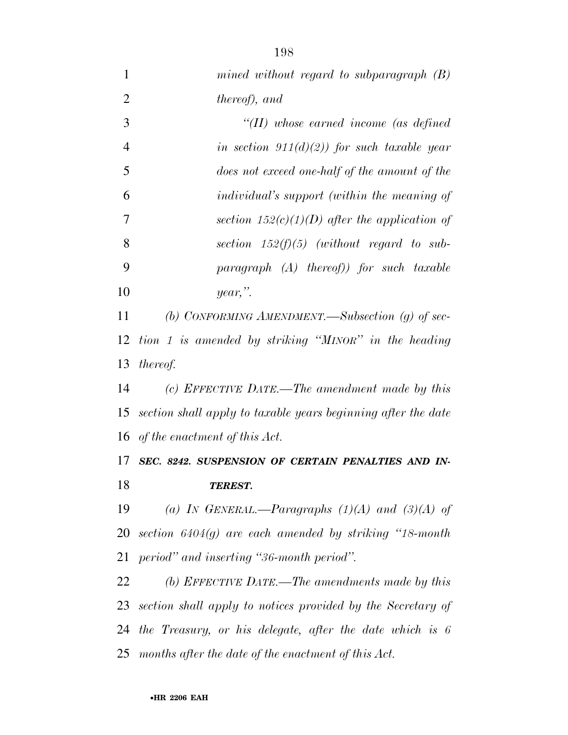*mined without regard to subparagraph (B) thereof), and*

*"(II) whose earned income (as defined in section 911(d)(2)) for such taxable year does not exceed one-half of the amount of the individual's support (within the meaning of section 152(c)(1)(D) after the application of section 152(f)(5) (without regard to subparagraph (A) thereof)) for such taxable year,".*

*(b) CONFORMING AMENDMENT.—Subsection (g) of section 1 is amended by striking "MINOR" in the heading thereof.*

*(c) EFFECTIVE DATE.—The amendment made by this section shall apply to taxable years beginning after the date of the enactment of this Act.*

***SEC. 8242. SUSPENSION OF CERTAIN PENALTIES AND INTEREST.***

*(a) IN GENERAL.—Paragraphs (1)(A) and (3)(A) of section 6404(g) are each amended by striking "18-month period" and inserting "36-month period".*

*(b) EFFECTIVE DATE.—The amendments made by this section shall apply to notices provided by the Secretary of the Treasury, or his delegate, after the date which is 6 months after the date of the enactment of this Act.*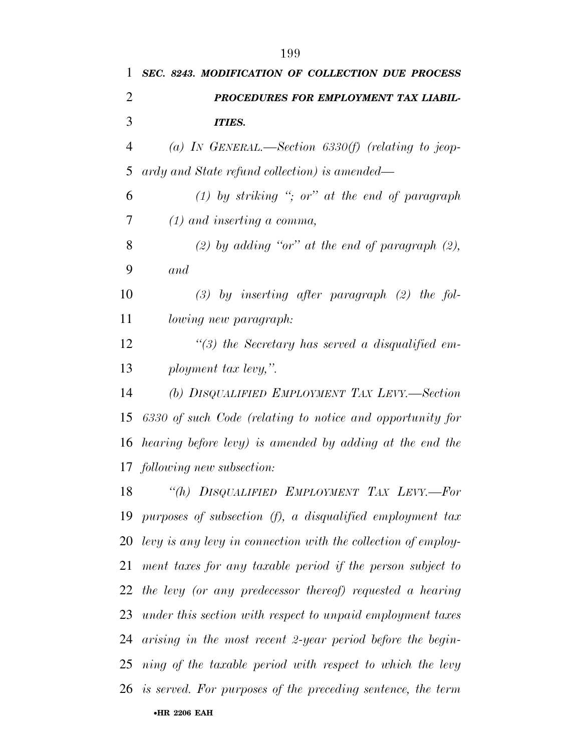***SEC. 8243. MODIFICATION OF COLLECTION DUE PROCESS PROCEDURES FOR EMPLOYMENT TAX LIABILITIES.***

*(a) IN GENERAL.—Section 6330(f) (relating to jeopardy and State refund collection) is amended—*

*(1) by striking "; or" at the end of paragraph (1) and inserting a comma,*

*(2) by adding "or" at the end of paragraph (2), and*

*(3) by inserting after paragraph (2) the following new paragraph:*

*"(3) the Secretary has served a disqualified employment tax levy,".*

*(b) DISQUALIFIED EMPLOYMENT TAX LEVY.—Section 6330 of such Code (relating to notice and opportunity for hearing before levy) is amended by adding at the end the following new subsection:*

*"(h) DISQUALIFIED EMPLOYMENT TAX LEVY.—For purposes of subsection (f), a disqualified employment tax levy is any levy in connection with the collection of employment taxes for any taxable period if the person subject to the levy (or any predecessor thereof) requested a hearing under this section with respect to unpaid employment taxes arising in the most recent 2-year period before the beginning of the taxable period with respect to which the levy is served. For purposes of the preceding sentence, the term*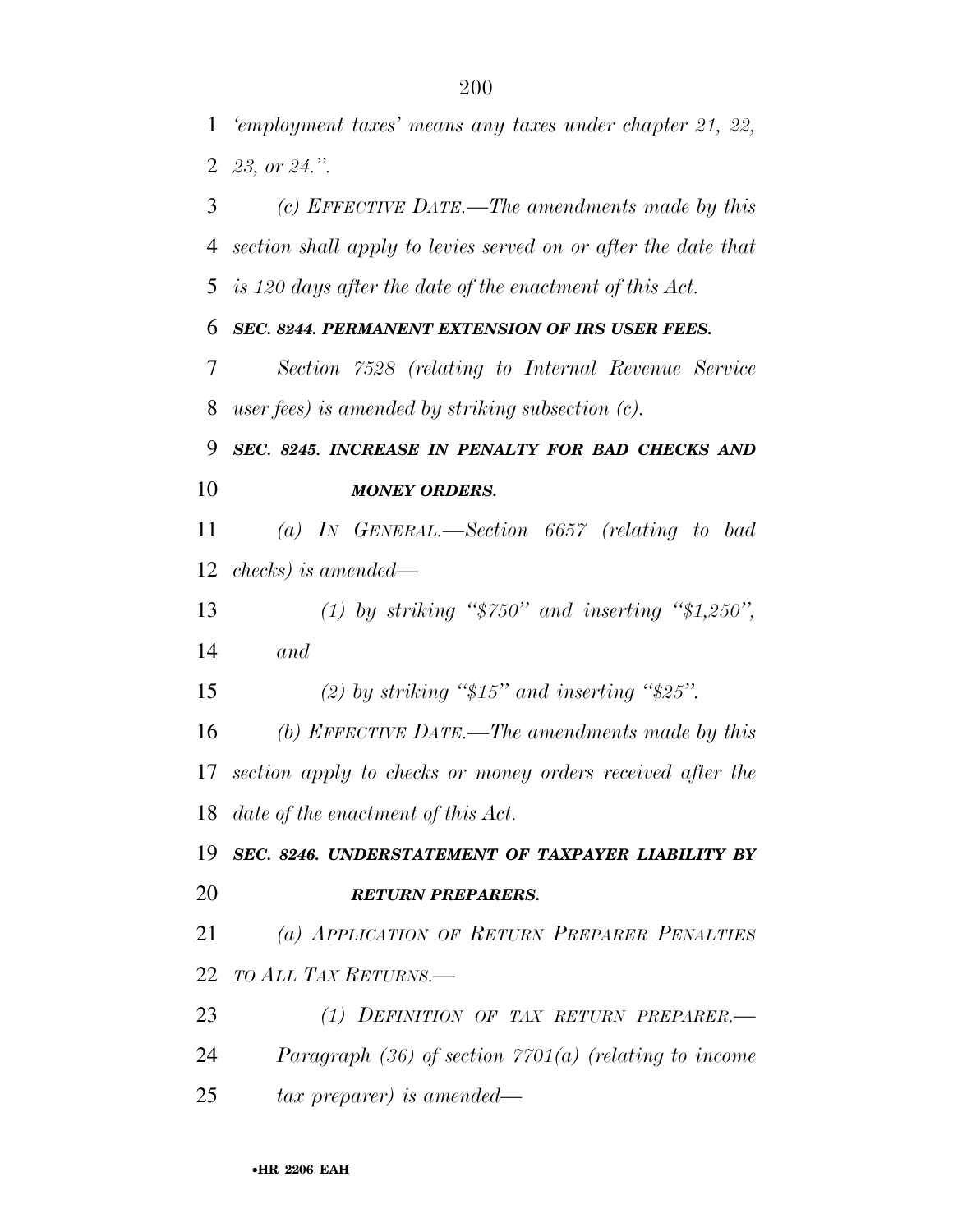*'employment taxes' means any taxes under chapter 21, 22, 23, or 24.".*

*(c) EFFECTIVE DATE.—The amendments made by this section shall apply to levies served on or after the date that is 120 days after the date of the enactment of this Act.*

***SEC. 8244. PERMANENT EXTENSION OF IRS USER FEES.***

*Section 7528 (relating to Internal Revenue Service user fees) is amended by striking subsection (c).*

***SEC. 8245. INCREASE IN PENALTY FOR BAD CHECKS AND MONEY ORDERS.***

*(a) IN GENERAL.—Section 6657 (relating to bad checks) is amended—*

*(1) by striking "$750" and inserting "$1,250", and*

*(2) by striking "$15" and inserting "$25".*

*(b) EFFECTIVE DATE.—The amendments made by this section apply to checks or money orders received after the date of the enactment of this Act.*

***SEC. 8246. UNDERSTATEMENT OF TAXPAYER LIABILITY BY RETURN PREPARERS.***

*(a) APPLICATION OF RETURN PREPARER PENALTIES TO ALL TAX RETURNS.—*

*(1) DEFINITION OF TAX RETURN PREPARER.—Paragraph (36) of section 7701(a) (relating to income tax preparer) is amended—*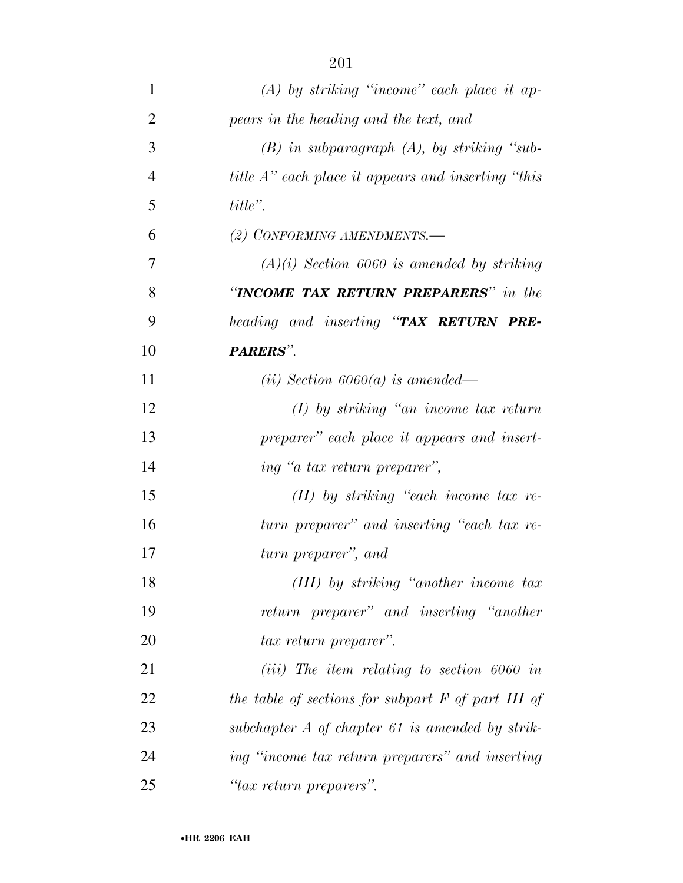*(A) by striking "income" each place it appears in the heading and the text, and*

*(B) in subparagraph (A), by striking "subtitle A" each place it appears and inserting "this title".*

*(2) CONFORMING AMENDMENTS.—*

*(A)(i) Section 6060 is amended by striking "**INCOME TAX RETURN PREPARERS**" in the heading and inserting "**TAX RETURN PREPARERS**".*

*(ii) Section 6060(a) is amended—*

*(I) by striking "an income tax return preparer" each place it appears and inserting "a tax return preparer",*

*(II) by striking "each income tax return preparer" and inserting "each tax return preparer", and*

*(III) by striking "another income tax return preparer" and inserting "another tax return preparer".*

*(iii) The item relating to section 6060 in the table of sections for subpart F of part III of subchapter A of chapter 61 is amended by striking "income tax return preparers" and inserting "tax return preparers".*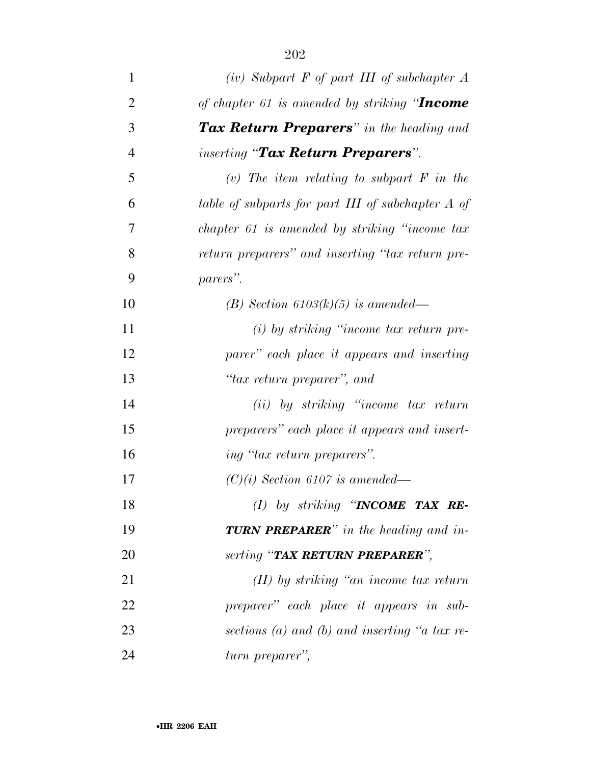*(iv) Subpart F of part III of subchapter A of chapter 61 is amended by striking "**Income Tax Return Preparers**" in the heading and inserting "**Tax Return Preparers**".*

*(v) The item relating to subpart F in the table of subparts for part III of subchapter A of chapter 61 is amended by striking "income tax return preparers" and inserting "tax return preparers".*

*(B) Section 6103(k)(5) is amended—*

*(i) by striking "income tax return preparer" each place it appears and inserting "tax return preparer", and*

*(ii) by striking "income tax return preparers" each place it appears and inserting "tax return preparers".*

*(C)(i) Section 6107 is amended—*

*(I) by striking "**INCOME TAX RETURN PREPARER**" in the heading and inserting "**TAX RETURN PREPARER**",*

*(II) by striking "an income tax return preparer" each place it appears in subsections (a) and (b) and inserting "a tax return preparer",*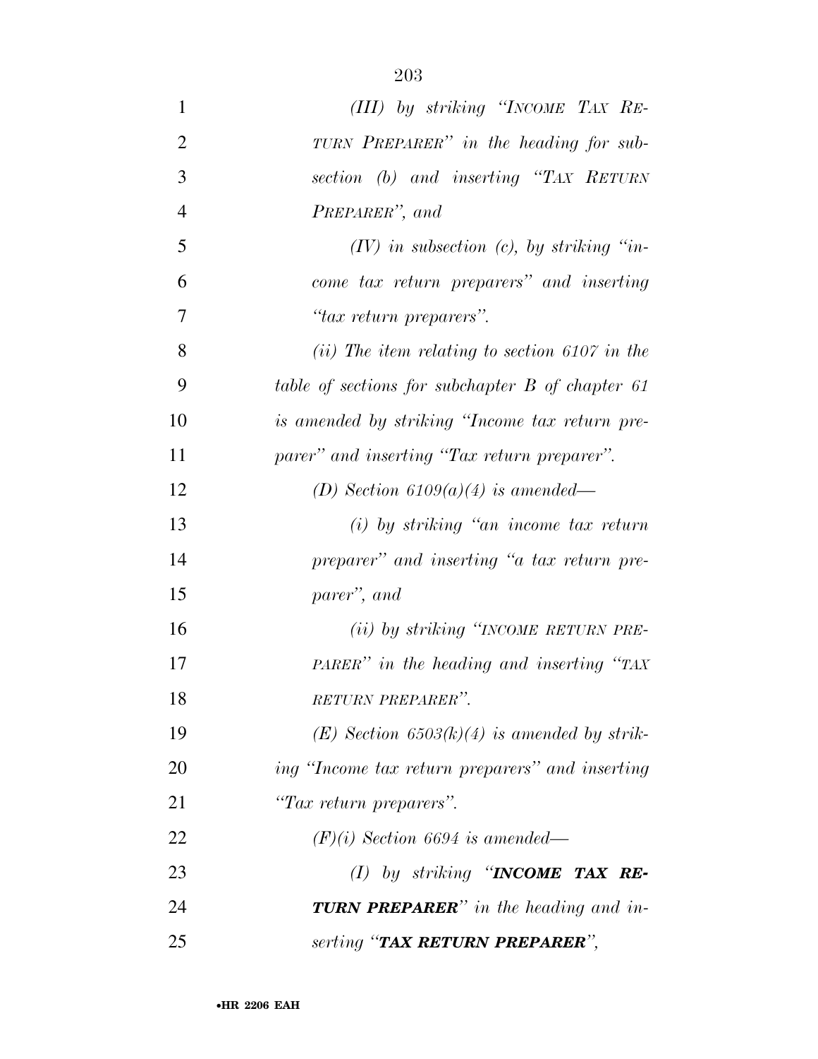*(III) by striking "INCOME TAX RETURN PREPARER" in the heading for subsection (b) and inserting "TAX RETURN PREPARER", and*

*(IV) in subsection (c), by striking "income tax return preparers" and inserting "tax return preparers".*

*(ii) The item relating to section 6107 in the table of sections for subchapter B of chapter 61 is amended by striking "Income tax return preparer" and inserting "Tax return preparer".*

*(D) Section 6109(a)(4) is amended—*

*(i) by striking "an income tax return preparer" and inserting "a tax return preparer", and*

*(ii) by striking "INCOME RETURN PREPARER" in the heading and inserting "TAX RETURN PREPARER".*

*(E) Section 6503(k)(4) is amended by striking "Income tax return preparers" and inserting "Tax return preparers".*

*(F)(i) Section 6694 is amended—*

*(I) by striking "**INCOME TAX RETURN PREPARER**" in the heading and inserting "**TAX RETURN PREPARER**",*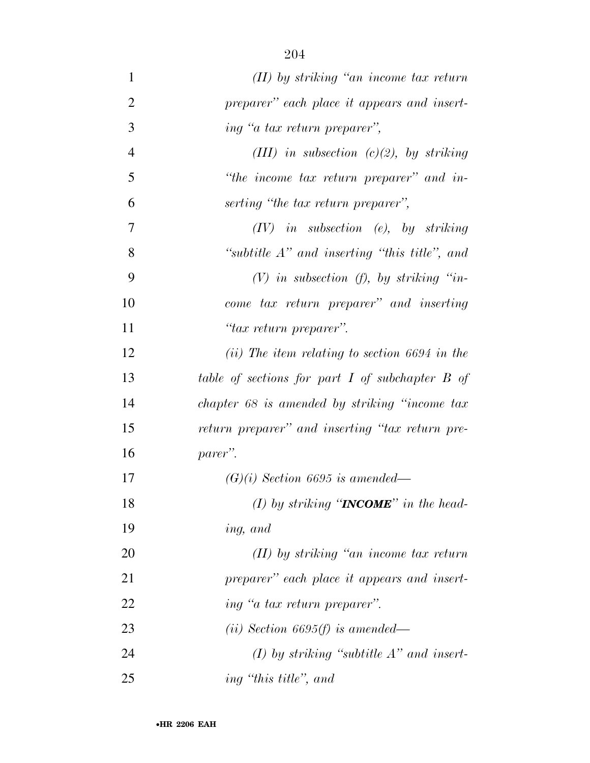*(II) by striking "an income tax return preparer" each place it appears and inserting "a tax return preparer",*

*(III) in subsection (c)(2), by striking "the income tax return preparer" and inserting "the tax return preparer",*

*(IV) in subsection (e), by striking "subtitle A" and inserting "this title", and*

*(V) in subsection (f), by striking "income tax return preparer" and inserting "tax return preparer".*

*(ii) The item relating to section 6694 in the table of sections for part I of subchapter B of chapter 68 is amended by striking "income tax return preparer" and inserting "tax return preparer".*

*(G)(i) Section 6695 is amended—*

*(I) by striking "**INCOME**" in the heading, and*

*(II) by striking "an income tax return preparer" each place it appears and inserting "a tax return preparer".*

*(ii) Section 6695(f) is amended—*

*(I) by striking "subtitle A" and inserting "this title", and*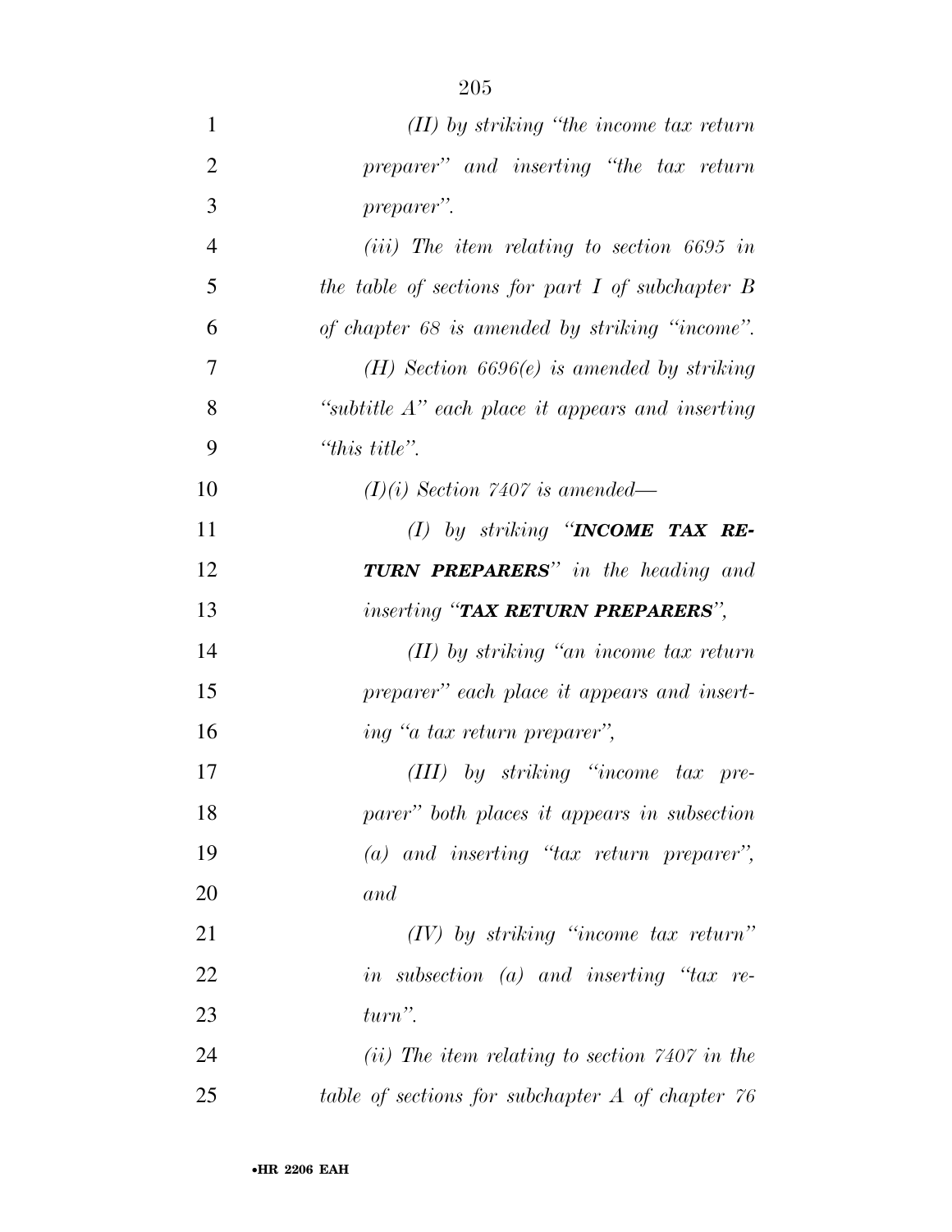*(II) by striking "the income tax return preparer" and inserting "the tax return preparer".*

*(iii) The item relating to section 6695 in the table of sections for part I of subchapter B of chapter 68 is amended by striking "income".*

*(H) Section 6696(e) is amended by striking "subtitle A" each place it appears and inserting "this title".*

*(I)(i) Section 7407 is amended—*

*(I) by striking "**INCOME TAX RETURN PREPARERS**" in the heading and inserting "**TAX RETURN PREPARERS**",*

*(II) by striking "an income tax return preparer" each place it appears and inserting "a tax return preparer",*

*(III) by striking "income tax preparer" both places it appears in subsection (a) and inserting "tax return preparer", and*

*(IV) by striking "income tax return" in subsection (a) and inserting "tax return".*

*(ii) The item relating to section 7407 in the table of sections for subchapter A of chapter 76*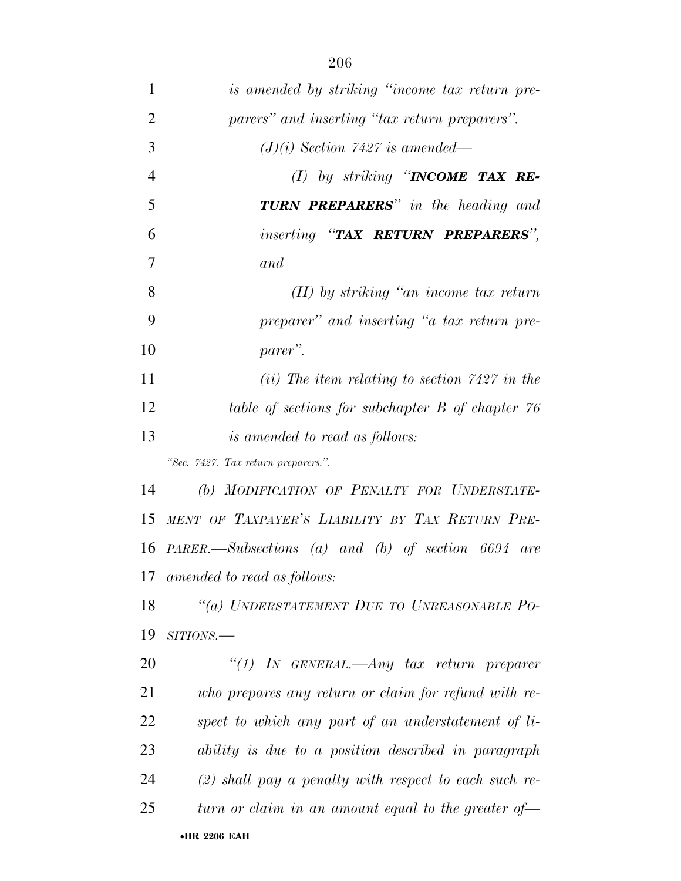*is amended by striking "income tax return preparers" and inserting "tax return preparers".*

*(J)(i) Section 7427 is amended—*

*(I) by striking "**INCOME TAX RETURN PREPARERS**" in the heading and inserting "**TAX RETURN PREPARERS**", and*

*(II) by striking "an income tax return preparer" and inserting "a tax return preparer".*

*(ii) The item relating to section 7427 in the table of sections for subchapter B of chapter 76 is amended to read as follows:*

*"Sec. 7427. Tax return preparers.".*

*(b) MODIFICATION OF PENALTY FOR UNDERSTATEMENT OF TAXPAYER'S LIABILITY BY TAX RETURN PREPARER.—Subsections (a) and (b) of section 6694 are amended to read as follows:*

*"(a) UNDERSTATEMENT DUE TO UNREASONABLE POSITIONS.—*

*"(1) IN GENERAL.—Any tax return preparer who prepares any return or claim for refund with respect to which any part of an understatement of liability is due to a position described in paragraph (2) shall pay a penalty with respect to each such return or claim in an amount equal to the greater of—*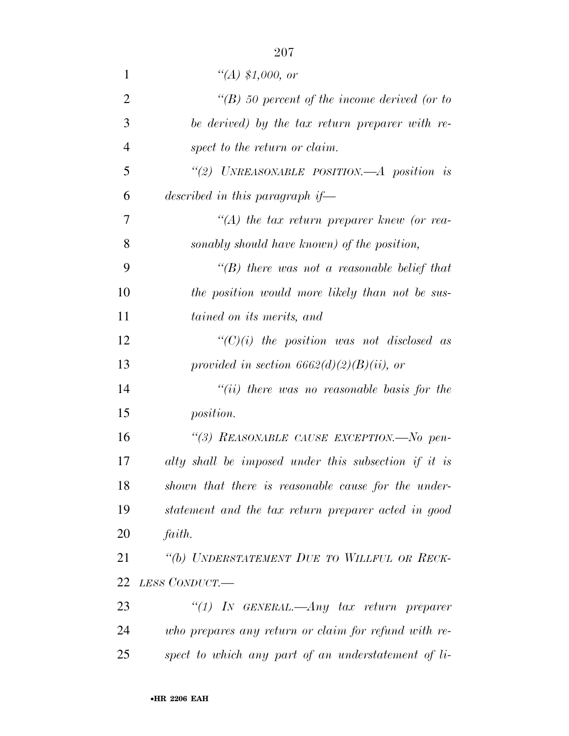*"(A) $1,000, or*

*"(B) 50 percent of the income derived (or to be derived) by the tax return preparer with respect to the return or claim.*

*"(2) UNREASONABLE POSITION.—A position is described in this paragraph if—*

*"(A) the tax return preparer knew (or reasonably should have known) of the position,*

*"(B) there was not a reasonable belief that the position would more likely than not be sustained on its merits, and*

*"(C)(i) the position was not disclosed as provided in section 6662(d)(2)(B)(ii), or*

*"(ii) there was no reasonable basis for the position.*

*"(3) REASONABLE CAUSE EXCEPTION.—No penalty shall be imposed under this subsection if it is shown that there is reasonable cause for the understatement and the tax return preparer acted in good faith.*

*"(b) UNDERSTATEMENT DUE TO WILLFUL OR RECKLESS CONDUCT.—*

*"(1) IN GENERAL.—Any tax return preparer who prepares any return or claim for refund with respect to which any part of an understatement of li-*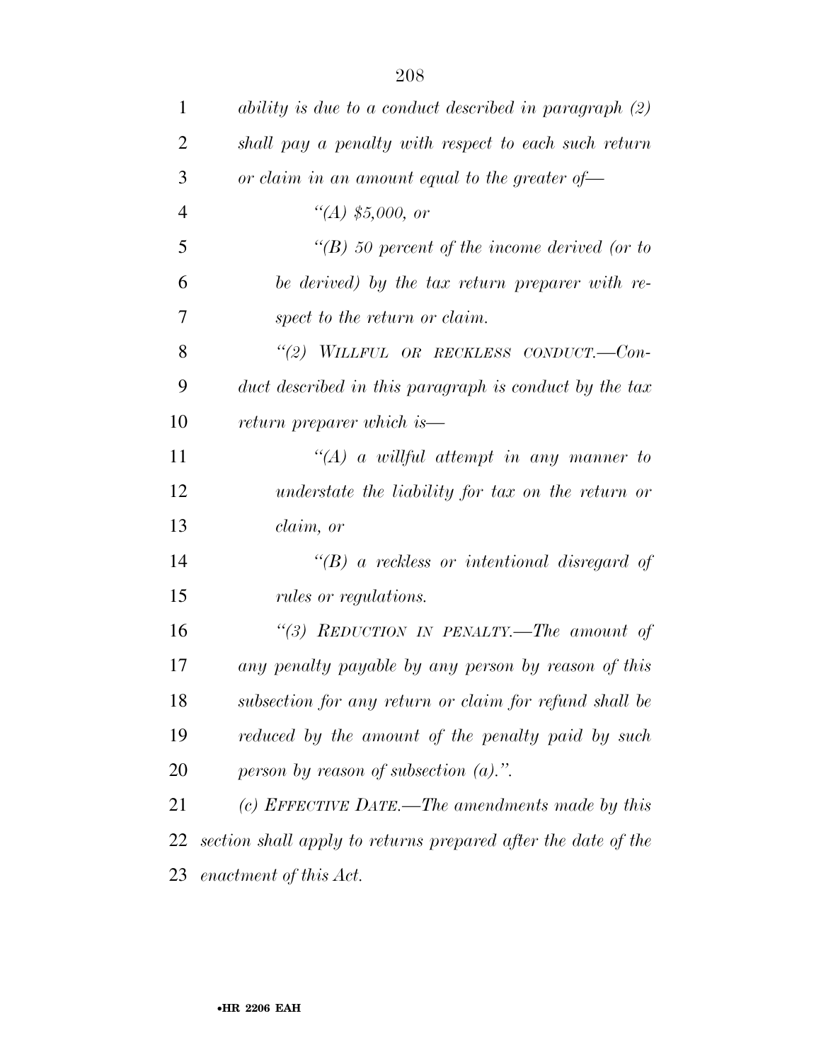*ability is due to a conduct described in paragraph (2) shall pay a penalty with respect to each such return or claim in an amount equal to the greater of—*

*"(A) $5,000, or*

*"(B) 50 percent of the income derived (or to be derived) by the tax return preparer with respect to the return or claim.*

*"(2) WILLFUL OR RECKLESS CONDUCT.—Conduct described in this paragraph is conduct by the tax return preparer which is—*

*"(A) a willful attempt in any manner to understate the liability for tax on the return or claim, or*

*"(B) a reckless or intentional disregard of rules or regulations.*

*"(3) REDUCTION IN PENALTY.—The amount of any penalty payable by any person by reason of this subsection for any return or claim for refund shall be reduced by the amount of the penalty paid by such person by reason of subsection (a).".*

*(c) EFFECTIVE DATE.—The amendments made by this section shall apply to returns prepared after the date of the enactment of this Act.*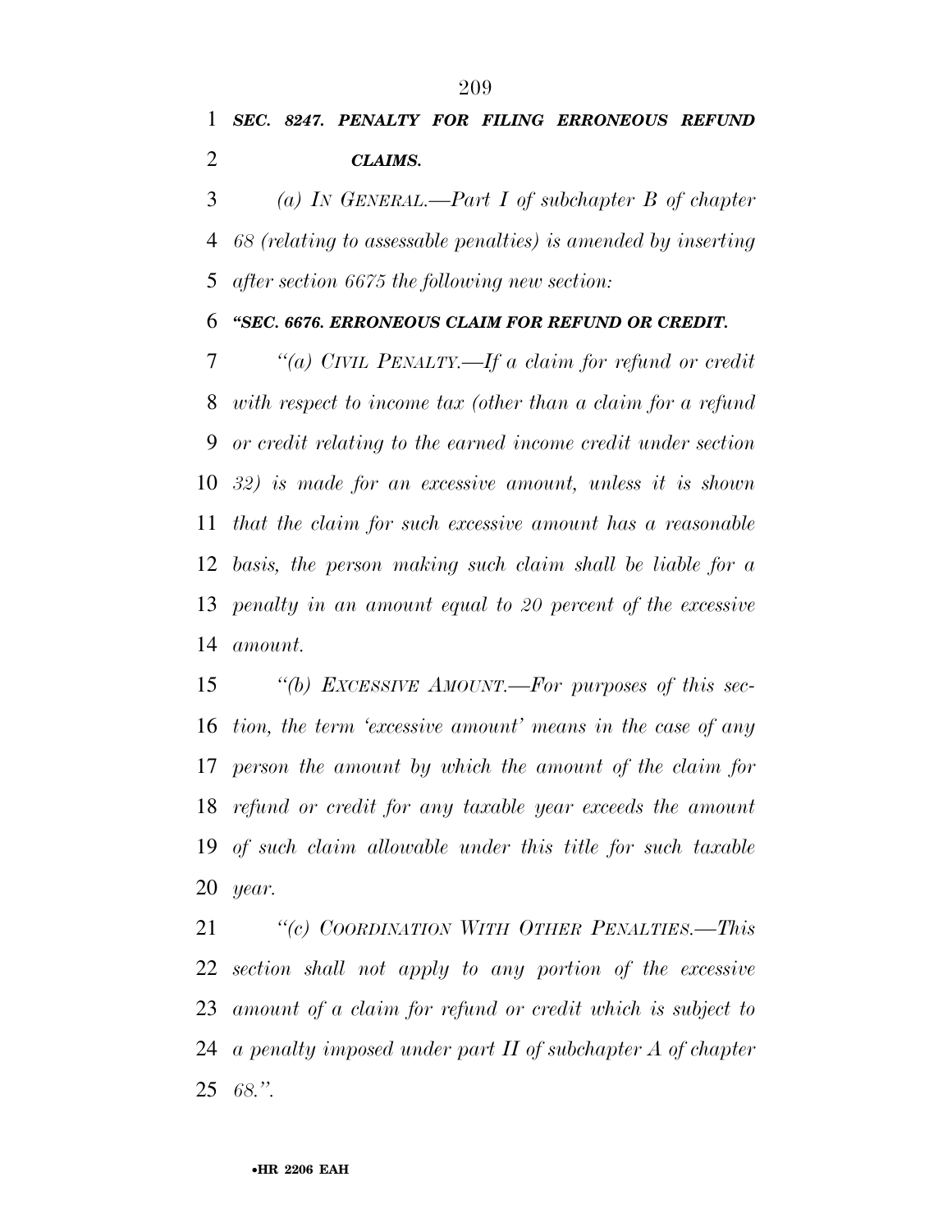***SEC. 8247. PENALTY FOR FILING ERRONEOUS REFUND CLAIMS.***

*(a) IN GENERAL.—Part I of subchapter B of chapter 68 (relating to assessable penalties) is amended by inserting after section 6675 the following new section:*

***"SEC. 6676. ERRONEOUS CLAIM FOR REFUND OR CREDIT.***

*"(a) CIVIL PENALTY.—If a claim for refund or credit with respect to income tax (other than a claim for a refund or credit relating to the earned income credit under section 32) is made for an excessive amount, unless it is shown that the claim for such excessive amount has a reasonable basis, the person making such claim shall be liable for a penalty in an amount equal to 20 percent of the excessive amount.*

*"(b) EXCESSIVE AMOUNT.—For purposes of this section, the term 'excessive amount' means in the case of any person the amount by which the amount of the claim for refund or credit for any taxable year exceeds the amount of such claim allowable under this title for such taxable year.*

*"(c) COORDINATION WITH OTHER PENALTIES.—This section shall not apply to any portion of the excessive amount of a claim for refund or credit which is subject to a penalty imposed under part II of subchapter A of chapter 68.".*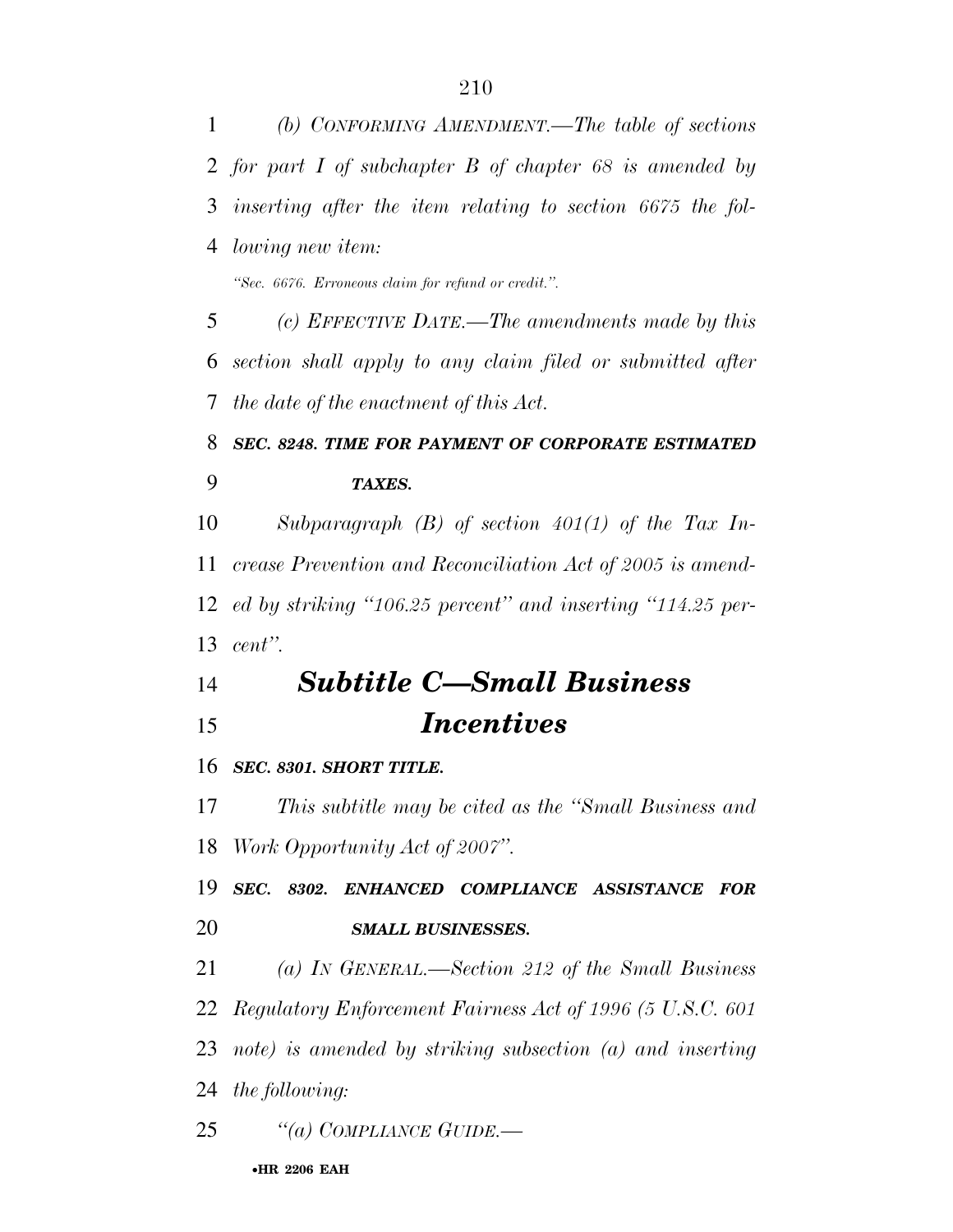*(b) CONFORMING AMENDMENT.—The table of sections for part I of subchapter B of chapter 68 is amended by inserting after the item relating to section 6675 the following new item:*

*"Sec. 6676. Erroneous claim for refund or credit.".*

*(c) EFFECTIVE DATE.—The amendments made by this section shall apply to any claim filed or submitted after the date of the enactment of this Act.*

***SEC. 8248. TIME FOR PAYMENT OF CORPORATE ESTIMATED TAXES.***

*Subparagraph (B) of section 401(1) of the Tax Increase Prevention and Reconciliation Act of 2005 is amended by striking "106.25 percent" and inserting "114.25 percent".*

# *Subtitle C—Small Business Incentives*

***SEC. 8301. SHORT TITLE.***

*This subtitle may be cited as the "Small Business and Work Opportunity Act of 2007".*

***SEC. 8302. ENHANCED COMPLIANCE ASSISTANCE FOR SMALL BUSINESSES.***

*(a) IN GENERAL.—Section 212 of the Small Business Regulatory Enforcement Fairness Act of 1996 (5 U.S.C. 601 note) is amended by striking subsection (a) and inserting the following:*

*"(a) COMPLIANCE GUIDE.—*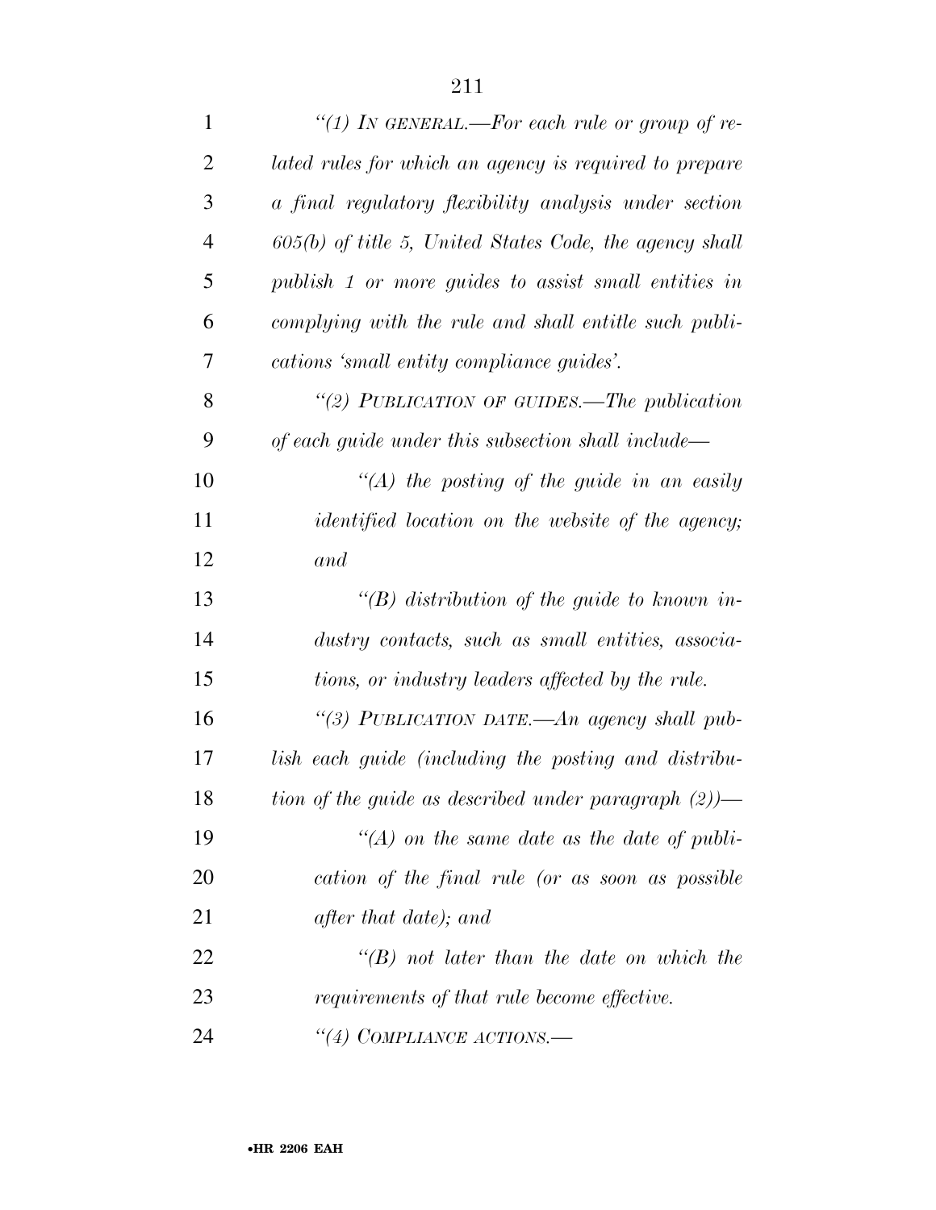*"(1) IN GENERAL.—For each rule or group of related rules for which an agency is required to prepare a final regulatory flexibility analysis under section 605(b) of title 5, United States Code, the agency shall publish 1 or more guides to assist small entities in complying with the rule and shall entitle such publications 'small entity compliance guides'.*

*"(2) PUBLICATION OF GUIDES.—The publication of each guide under this subsection shall include—*

*"(A) the posting of the guide in an easily identified location on the website of the agency; and*

*"(B) distribution of the guide to known industry contacts, such as small entities, associations, or industry leaders affected by the rule.*

*"(3) PUBLICATION DATE.—An agency shall publish each guide (including the posting and distribution of the guide as described under paragraph (2))—*

*"(A) on the same date as the date of publication of the final rule (or as soon as possible after that date); and*

*"(B) not later than the date on which the requirements of that rule become effective.*

*"(4) COMPLIANCE ACTIONS.—*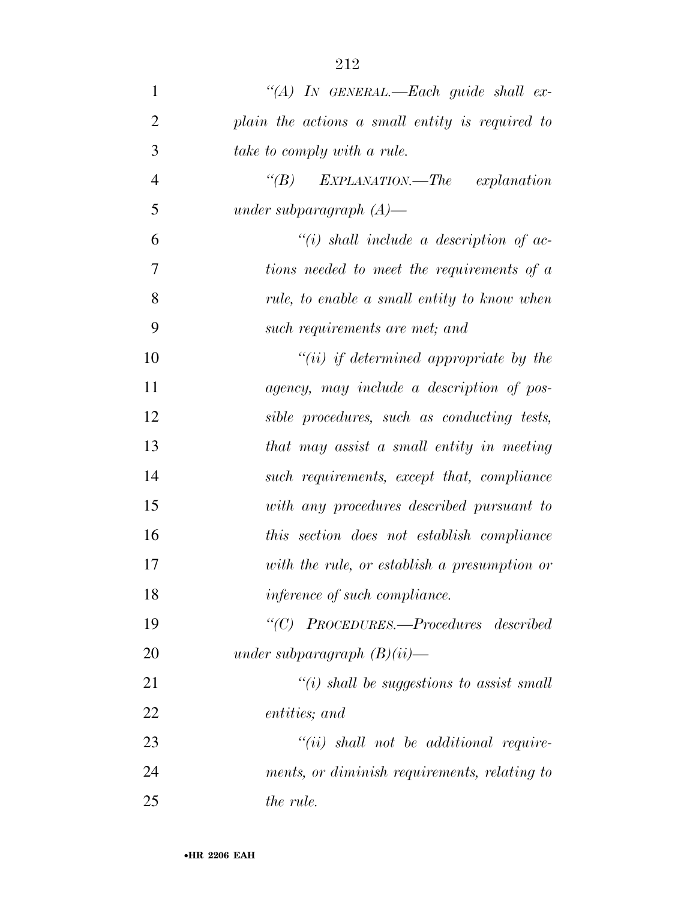*"(A) IN GENERAL.—Each guide shall explain the actions a small entity is required to take to comply with a rule.*

*"(B) EXPLANATION.—The explanation under subparagraph (A)—*

*"(i) shall include a description of actions needed to meet the requirements of a rule, to enable a small entity to know when such requirements are met; and*

*"(ii) if determined appropriate by the agency, may include a description of possible procedures, such as conducting tests, that may assist a small entity in meeting such requirements, except that, compliance with any procedures described pursuant to this section does not establish compliance with the rule, or establish a presumption or inference of such compliance.*

*"(C) PROCEDURES.—Procedures described under subparagraph (B)(ii)—*

*"(i) shall be suggestions to assist small entities; and*

*"(ii) shall not be additional requirements, or diminish requirements, relating to the rule.*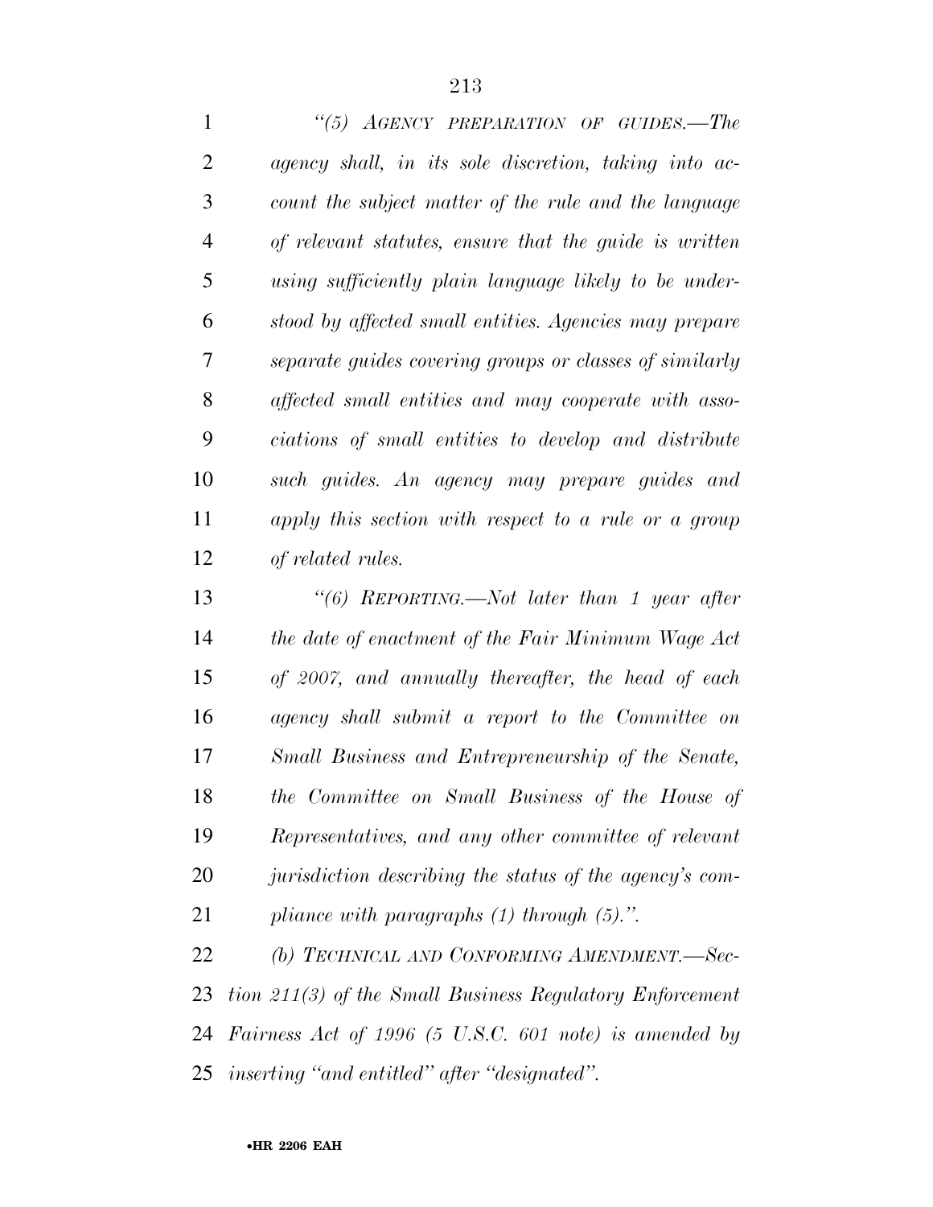*"(5) AGENCY PREPARATION OF GUIDES.—The agency shall, in its sole discretion, taking into account the subject matter of the rule and the language of relevant statutes, ensure that the guide is written using sufficiently plain language likely to be understood by affected small entities. Agencies may prepare separate guides covering groups or classes of similarly affected small entities and may cooperate with associations of small entities to develop and distribute such guides. An agency may prepare guides and apply this section with respect to a rule or a group of related rules.*

*"(6) REPORTING.—Not later than 1 year after the date of enactment of the Fair Minimum Wage Act of 2007, and annually thereafter, the head of each agency shall submit a report to the Committee on Small Business and Entrepreneurship of the Senate, the Committee on Small Business of the House of Representatives, and any other committee of relevant jurisdiction describing the status of the agency's compliance with paragraphs (1) through (5).".*

*(b) TECHNICAL AND CONFORMING AMENDMENT.—Section 211(3) of the Small Business Regulatory Enforcement Fairness Act of 1996 (5 U.S.C. 601 note) is amended by inserting "and entitled" after "designated".*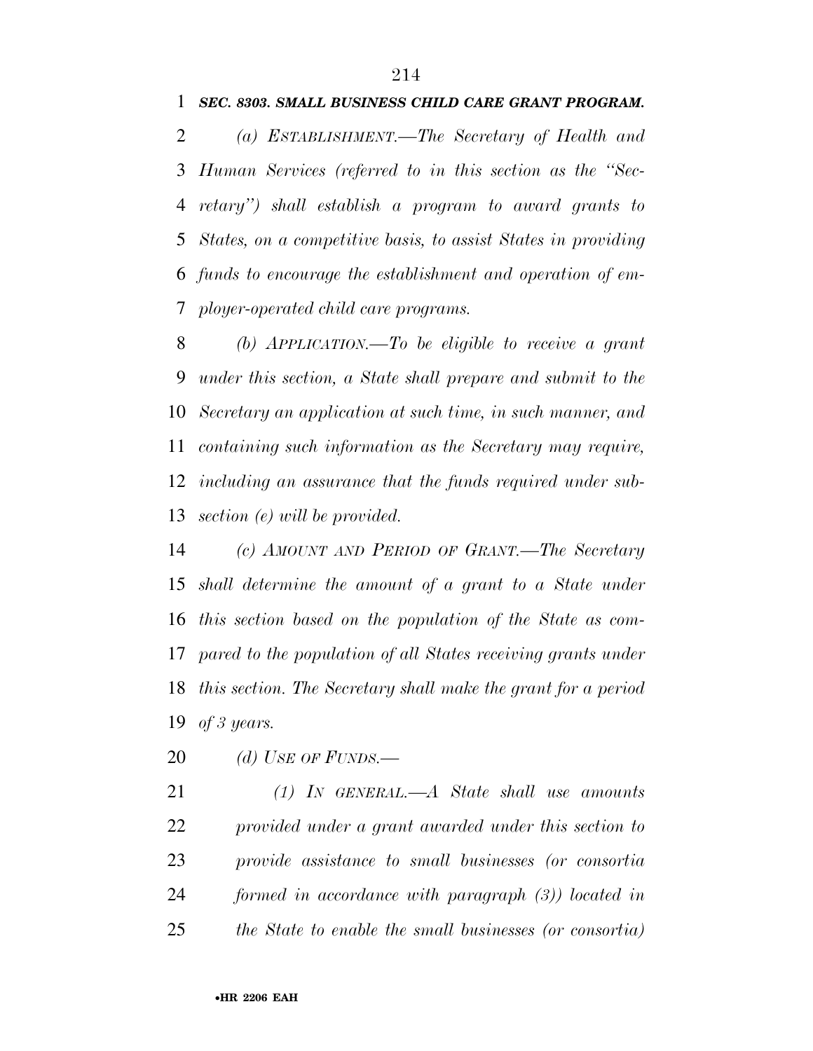***SEC. 8303. SMALL BUSINESS CHILD CARE GRANT PROGRAM.***

*(a) ESTABLISHMENT.—The Secretary of Health and Human Services (referred to in this section as the "Secretary") shall establish a program to award grants to States, on a competitive basis, to assist States in providing funds to encourage the establishment and operation of employer-operated child care programs.*

*(b) APPLICATION.—To be eligible to receive a grant under this section, a State shall prepare and submit to the Secretary an application at such time, in such manner, and containing such information as the Secretary may require, including an assurance that the funds required under subsection (e) will be provided.*

*(c) AMOUNT AND PERIOD OF GRANT.—The Secretary shall determine the amount of a grant to a State under this section based on the population of the State as compared to the population of all States receiving grants under this section. The Secretary shall make the grant for a period of 3 years.*

*(d) USE OF FUNDS.—*

*(1) IN GENERAL.—A State shall use amounts provided under a grant awarded under this section to provide assistance to small businesses (or consortia formed in accordance with paragraph (3)) located in the State to enable the small businesses (or consortia)*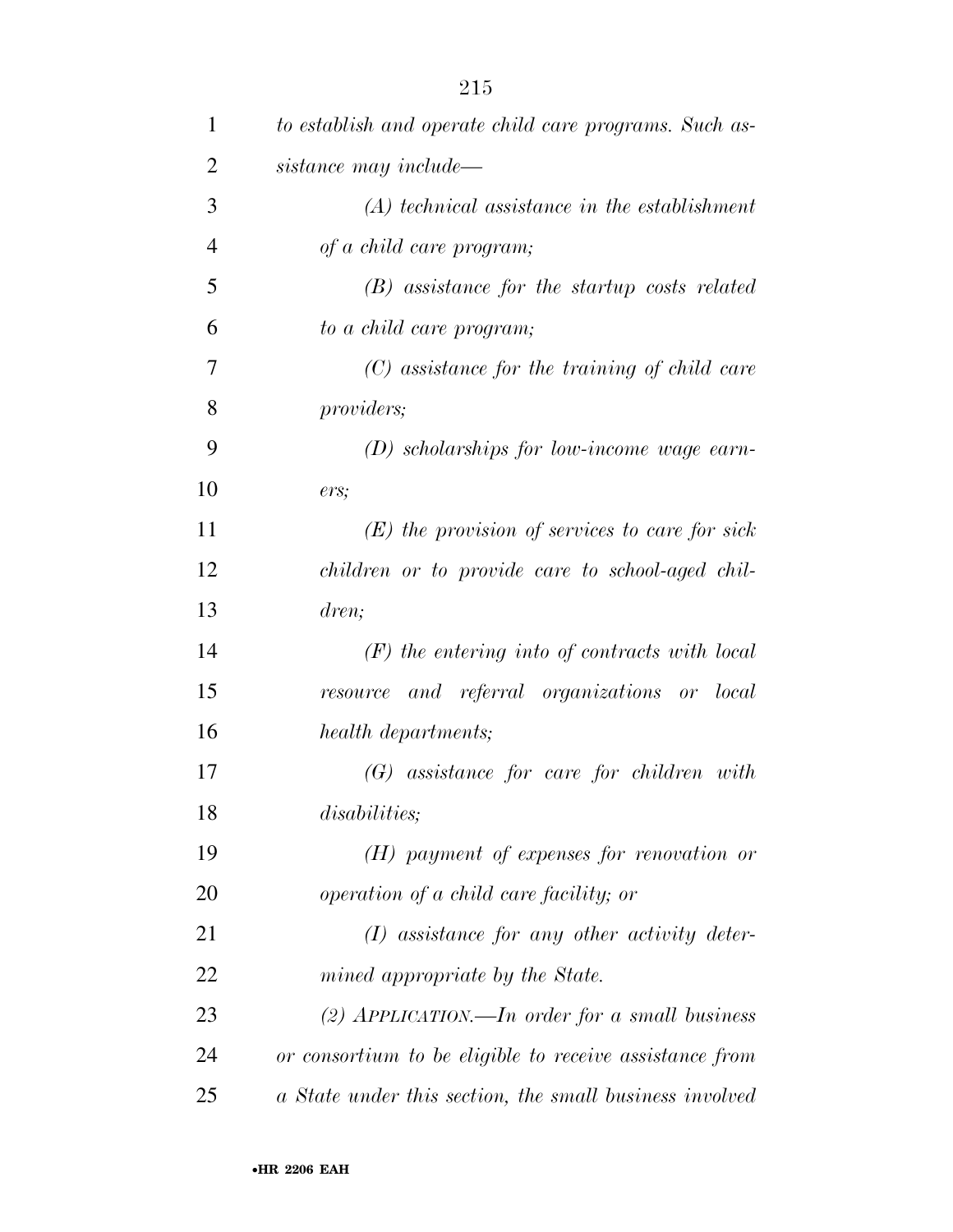*to establish and operate child care programs. Such assistance may include—*

*(A) technical assistance in the establishment of a child care program;*

*(B) assistance for the startup costs related to a child care program;*

*(C) assistance for the training of child care providers;*

*(D) scholarships for low-income wage earners;*

*(E) the provision of services to care for sick children or to provide care to school-aged children;*

*(F) the entering into of contracts with local resource and referral organizations or local health departments;*

*(G) assistance for care for children with disabilities;*

*(H) payment of expenses for renovation or operation of a child care facility; or*

*(I) assistance for any other activity determined appropriate by the State.*

*(2) APPLICATION.—In order for a small business or consortium to be eligible to receive assistance from a State under this section, the small business involved*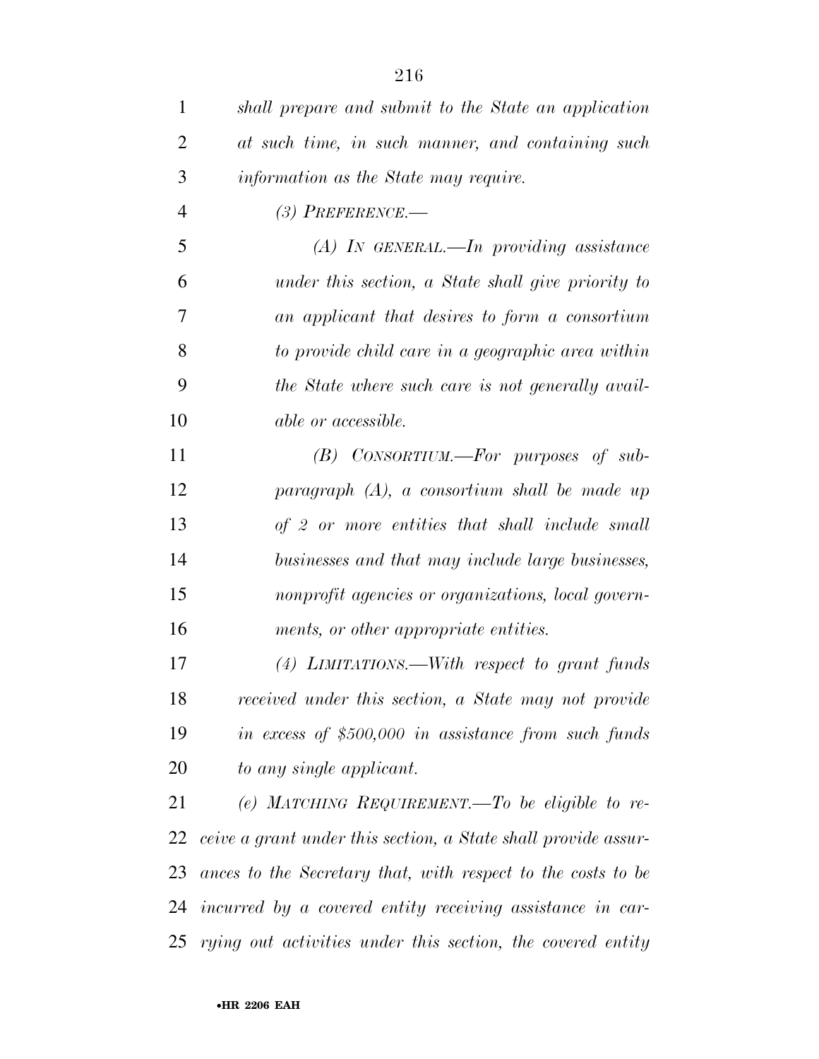*shall prepare and submit to the State an application at such time, in such manner, and containing such information as the State may require.*

*(3) PREFERENCE.—*

*(A) IN GENERAL.—In providing assistance under this section, a State shall give priority to an applicant that desires to form a consortium to provide child care in a geographic area within the State where such care is not generally available or accessible.*

*(B) CONSORTIUM.—For purposes of subparagraph (A), a consortium shall be made up of 2 or more entities that shall include small businesses and that may include large businesses, nonprofit agencies or organizations, local governments, or other appropriate entities.*

*(4) LIMITATIONS.—With respect to grant funds received under this section, a State may not provide in excess of $500,000 in assistance from such funds to any single applicant.*

*(e) MATCHING REQUIREMENT.—To be eligible to receive a grant under this section, a State shall provide assurances to the Secretary that, with respect to the costs to be incurred by a covered entity receiving assistance in carrying out activities under this section, the covered entity*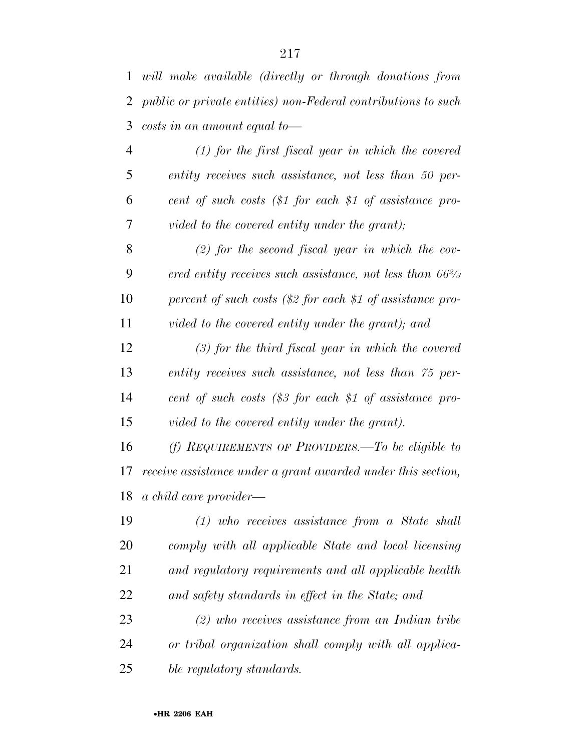*will make available (directly or through donations from public or private entities) non-Federal contributions to such costs in an amount equal to—*

*(1) for the first fiscal year in which the covered entity receives such assistance, not less than 50 percent of such costs ($1 for each $1 of assistance provided to the covered entity under the grant);*

*(2) for the second fiscal year in which the covered entity receives such assistance, not less than 66⅔ percent of such costs ($2 for each $1 of assistance provided to the covered entity under the grant); and*

*(3) for the third fiscal year in which the covered entity receives such assistance, not less than 75 percent of such costs ($3 for each $1 of assistance provided to the covered entity under the grant).*

*(f) REQUIREMENTS OF PROVIDERS.—To be eligible to receive assistance under a grant awarded under this section, a child care provider—*

*(1) who receives assistance from a State shall comply with all applicable State and local licensing and regulatory requirements and all applicable health and safety standards in effect in the State; and*

*(2) who receives assistance from an Indian tribe or tribal organization shall comply with all applicable regulatory standards.*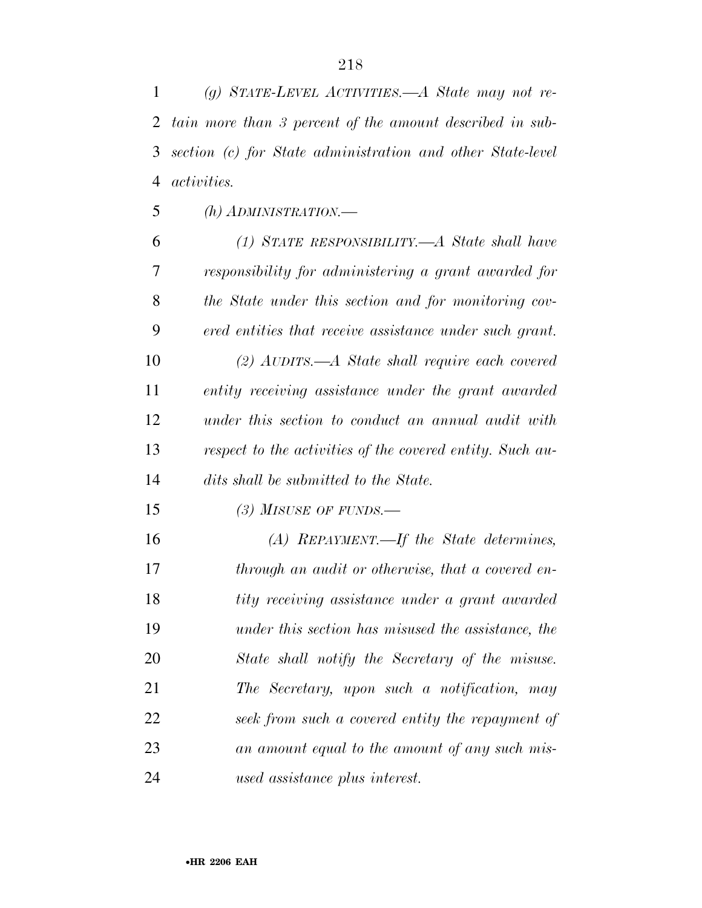*(g) STATE-LEVEL ACTIVITIES.—A State may not retain more than 3 percent of the amount described in subsection (c) for State administration and other State-level activities.*

*(h) ADMINISTRATION.—*

*(1) STATE RESPONSIBILITY.—A State shall have responsibility for administering a grant awarded for the State under this section and for monitoring covered entities that receive assistance under such grant.*

*(2) AUDITS.—A State shall require each covered entity receiving assistance under the grant awarded under this section to conduct an annual audit with respect to the activities of the covered entity. Such audits shall be submitted to the State.*

*(3) MISUSE OF FUNDS.—*

*(A) REPAYMENT.—If the State determines, through an audit or otherwise, that a covered entity receiving assistance under a grant awarded under this section has misused the assistance, the State shall notify the Secretary of the misuse. The Secretary, upon such a notification, may seek from such a covered entity the repayment of an amount equal to the amount of any such misused assistance plus interest.*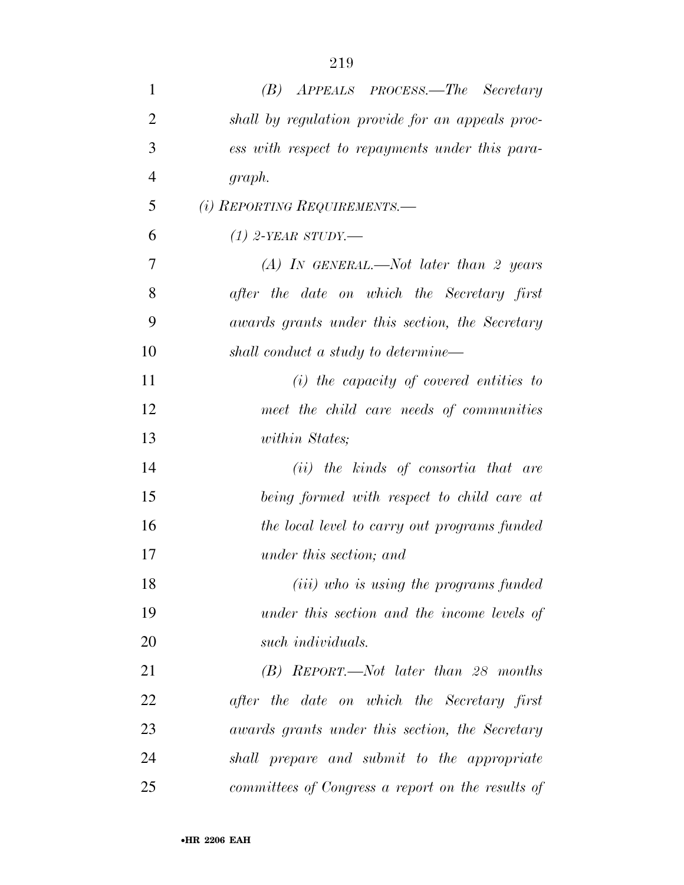*(B) APPEALS PROCESS.—The Secretary shall by regulation provide for an appeals process with respect to repayments under this paragraph.*

*(i) REPORTING REQUIREMENTS.—*

*(1) 2-YEAR STUDY.—*

*(A) IN GENERAL.—Not later than 2 years after the date on which the Secretary first awards grants under this section, the Secretary shall conduct a study to determine—*

*(i) the capacity of covered entities to meet the child care needs of communities within States;*

*(ii) the kinds of consortia that are being formed with respect to child care at the local level to carry out programs funded under this section; and*

*(iii) who is using the programs funded under this section and the income levels of such individuals.*

*(B) REPORT.—Not later than 28 months after the date on which the Secretary first awards grants under this section, the Secretary shall prepare and submit to the appropriate committees of Congress a report on the results of*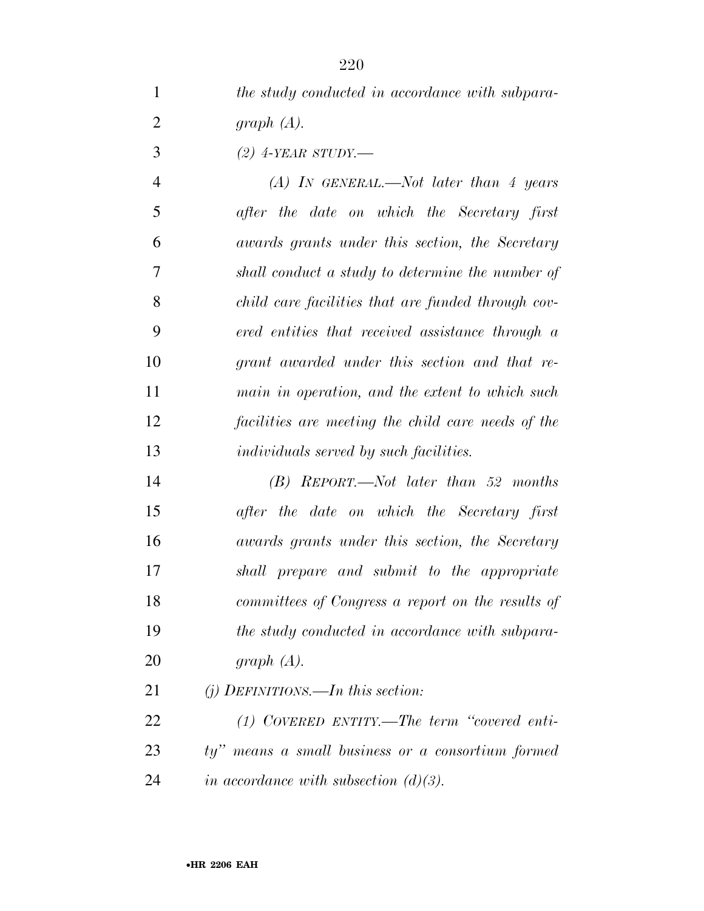*the study conducted in accordance with subparagraph (A).*

*(2) 4-YEAR STUDY.—*

*(A) IN GENERAL.—Not later than 4 years after the date on which the Secretary first awards grants under this section, the Secretary shall conduct a study to determine the number of child care facilities that are funded through covered entities that received assistance through a grant awarded under this section and that remain in operation, and the extent to which such facilities are meeting the child care needs of the individuals served by such facilities.*

*(B) REPORT.—Not later than 52 months after the date on which the Secretary first awards grants under this section, the Secretary shall prepare and submit to the appropriate committees of Congress a report on the results of the study conducted in accordance with subparagraph (A).*

*(j) DEFINITIONS.—In this section:*

*(1) COVERED ENTITY.—The term "covered entity" means a small business or a consortium formed in accordance with subsection (d)(3).*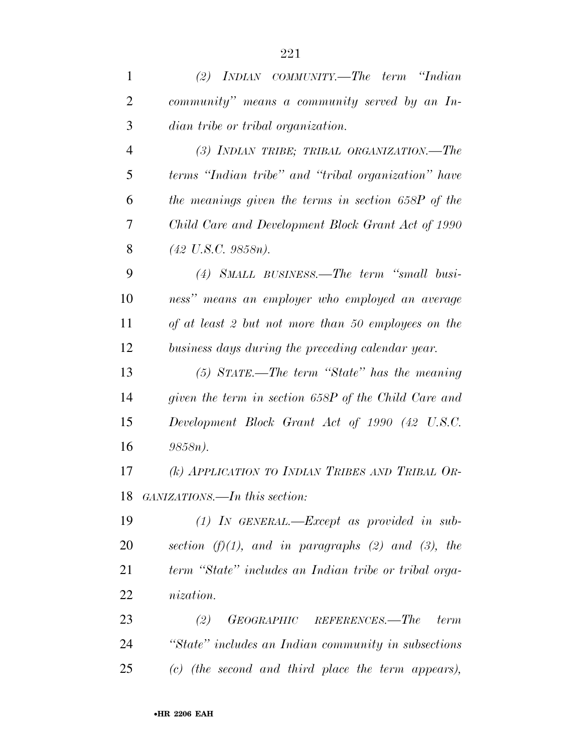*(2) INDIAN COMMUNITY.—The term "Indian community" means a community served by an Indian tribe or tribal organization.*

*(3) INDIAN TRIBE; TRIBAL ORGANIZATION.—The terms "Indian tribe" and "tribal organization" have the meanings given the terms in section 658P of the Child Care and Development Block Grant Act of 1990 (42 U.S.C. 9858n).*

*(4) SMALL BUSINESS.—The term "small business" means an employer who employed an average of at least 2 but not more than 50 employees on the business days during the preceding calendar year.*

*(5) STATE.—The term "State" has the meaning given the term in section 658P of the Child Care and Development Block Grant Act of 1990 (42 U.S.C. 9858n).*

*(k) APPLICATION TO INDIAN TRIBES AND TRIBAL ORGANIZATIONS.—In this section:*

*(1) IN GENERAL.—Except as provided in subsection (f)(1), and in paragraphs (2) and (3), the term "State" includes an Indian tribe or tribal organization.*

*(2) GEOGRAPHIC REFERENCES.—The term "State" includes an Indian community in subsections (c) (the second and third place the term appears),*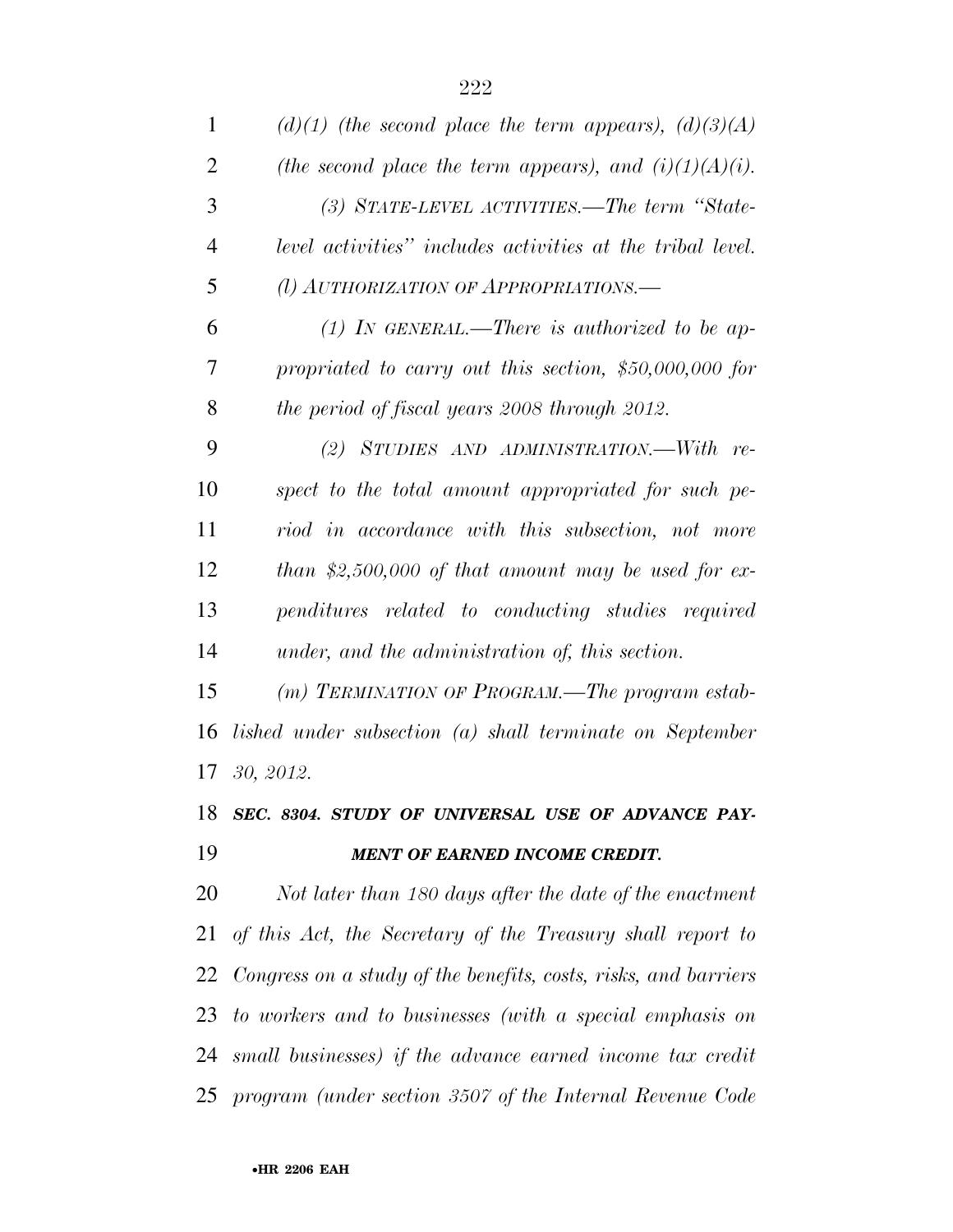*(d)(1) (the second place the term appears), (d)(3)(A) (the second place the term appears), and (i)(1)(A)(i).*

*(3) STATE-LEVEL ACTIVITIES.—The term "State-level activities" includes activities at the tribal level.*

*(l) AUTHORIZATION OF APPROPRIATIONS.—*

*(1) IN GENERAL.—There is authorized to be appropriated to carry out this section, $50,000,000 for the period of fiscal years 2008 through 2012.*

*(2) STUDIES AND ADMINISTRATION.—With respect to the total amount appropriated for such period in accordance with this subsection, not more than $2,500,000 of that amount may be used for expenditures related to conducting studies required under, and the administration of, this section.*

*(m) TERMINATION OF PROGRAM.—The program established under subsection (a) shall terminate on September 30, 2012.*

***SEC. 8304. STUDY OF UNIVERSAL USE OF ADVANCE PAYMENT OF EARNED INCOME CREDIT.***

*Not later than 180 days after the date of the enactment of this Act, the Secretary of the Treasury shall report to Congress on a study of the benefits, costs, risks, and barriers to workers and to businesses (with a special emphasis on small businesses) if the advance earned income tax credit program (under section 3507 of the Internal Revenue Code*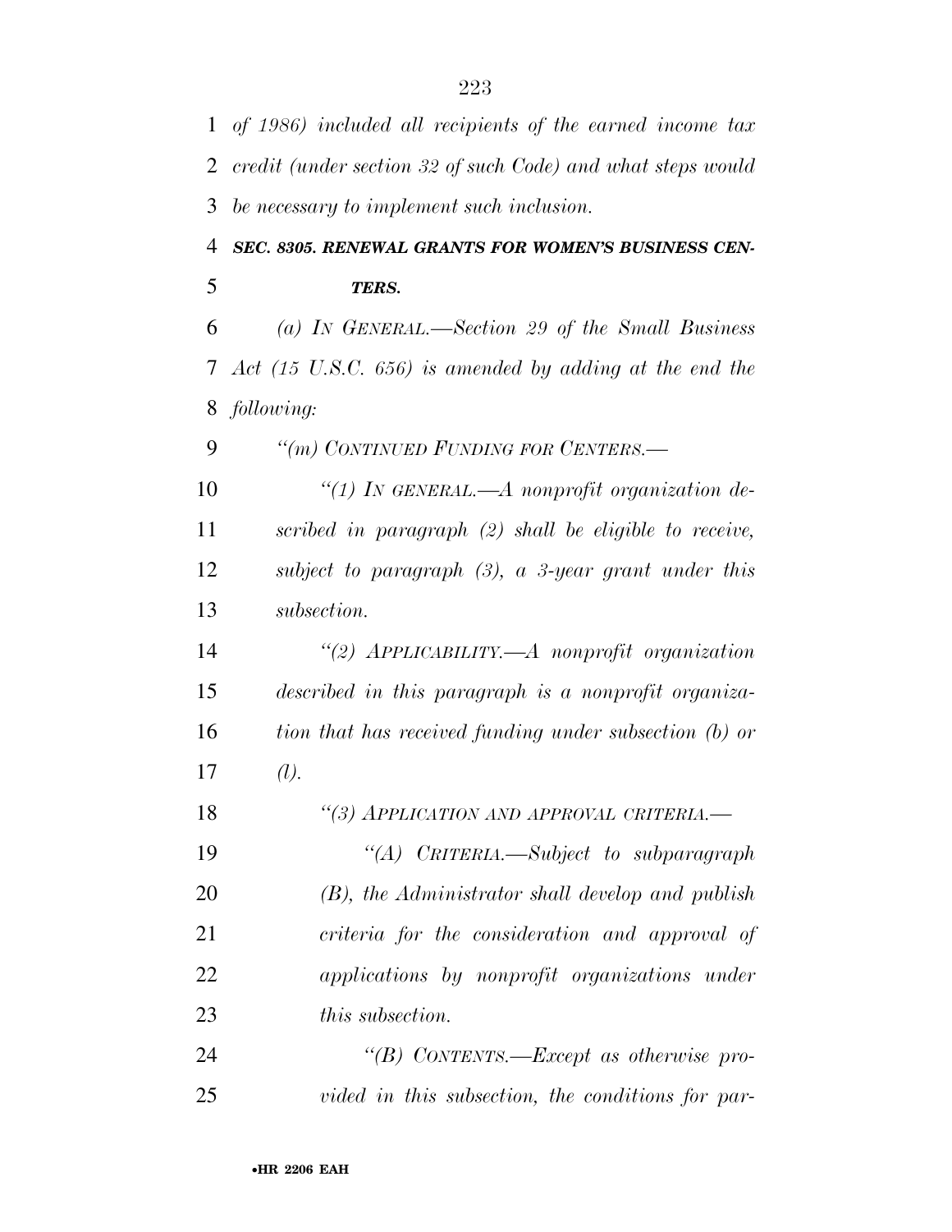*of 1986) included all recipients of the earned income tax credit (under section 32 of such Code) and what steps would be necessary to implement such inclusion.*

***SEC. 8305. RENEWAL GRANTS FOR WOMEN'S BUSINESS CENTERS.***

*(a) IN GENERAL.—Section 29 of the Small Business Act (15 U.S.C. 656) is amended by adding at the end the following:*

*"(m) CONTINUED FUNDING FOR CENTERS.—*

*"(1) IN GENERAL.—A nonprofit organization described in paragraph (2) shall be eligible to receive, subject to paragraph (3), a 3-year grant under this subsection.*

*"(2) APPLICABILITY.—A nonprofit organization described in this paragraph is a nonprofit organization that has received funding under subsection (b) or (l).*

*"(3) APPLICATION AND APPROVAL CRITERIA.—*

*"(A) CRITERIA.—Subject to subparagraph (B), the Administrator shall develop and publish criteria for the consideration and approval of applications by nonprofit organizations under this subsection.*

*"(B) CONTENTS.—Except as otherwise provided in this subsection, the conditions for par-*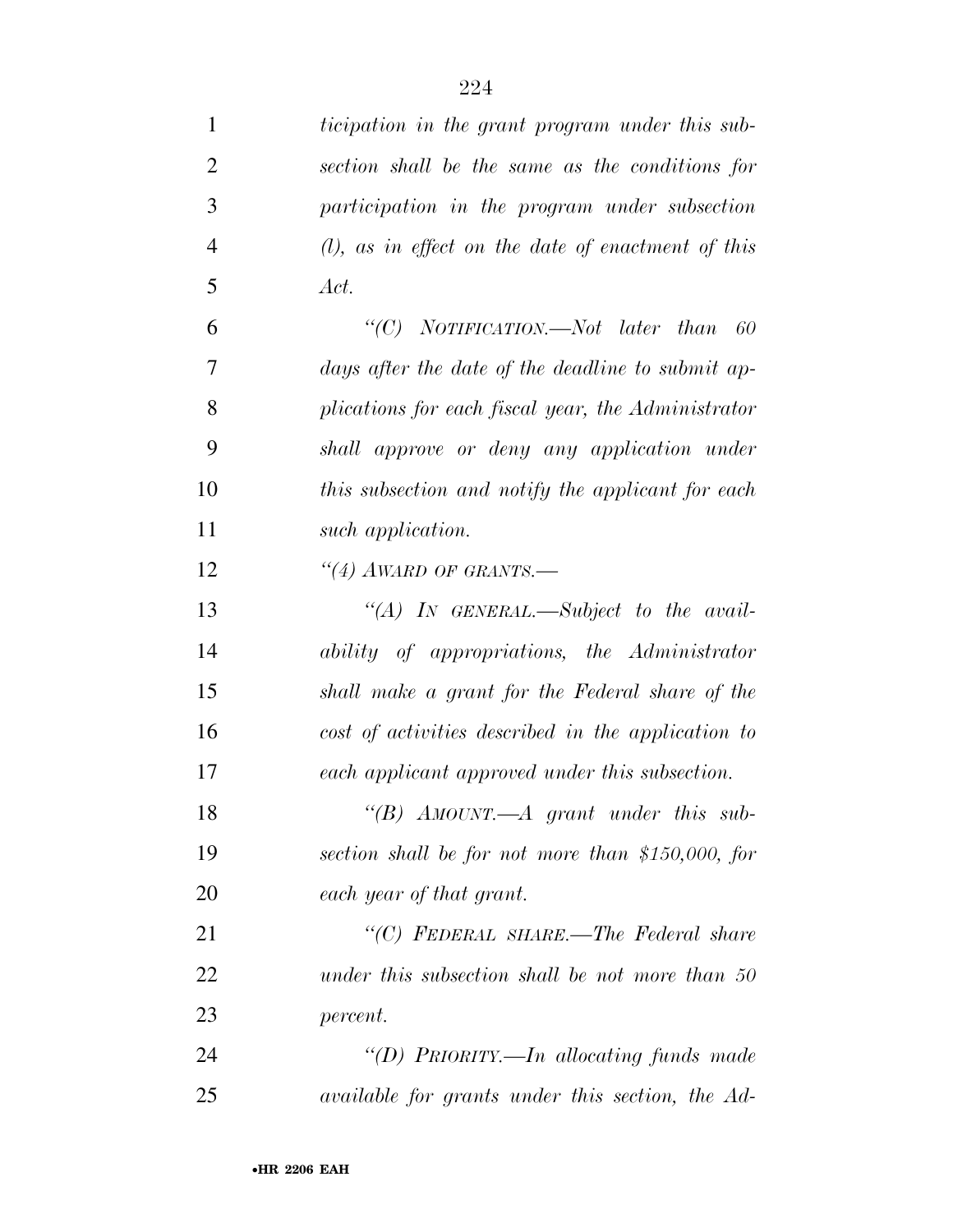*ticipation in the grant program under this subsection shall be the same as the conditions for participation in the program under subsection (l), as in effect on the date of enactment of this Act.*

*"(C) NOTIFICATION.—Not later than 60 days after the date of the deadline to submit applications for each fiscal year, the Administrator shall approve or deny any application under this subsection and notify the applicant for each such application.*

*"(4) AWARD OF GRANTS.—*

*"(A) IN GENERAL.—Subject to the availability of appropriations, the Administrator shall make a grant for the Federal share of the cost of activities described in the application to each applicant approved under this subsection.*

*"(B) AMOUNT.—A grant under this subsection shall be for not more than $150,000, for each year of that grant.*

*"(C) FEDERAL SHARE.—The Federal share under this subsection shall be not more than 50 percent.*

*"(D) PRIORITY.—In allocating funds made available for grants under this section, the Ad-*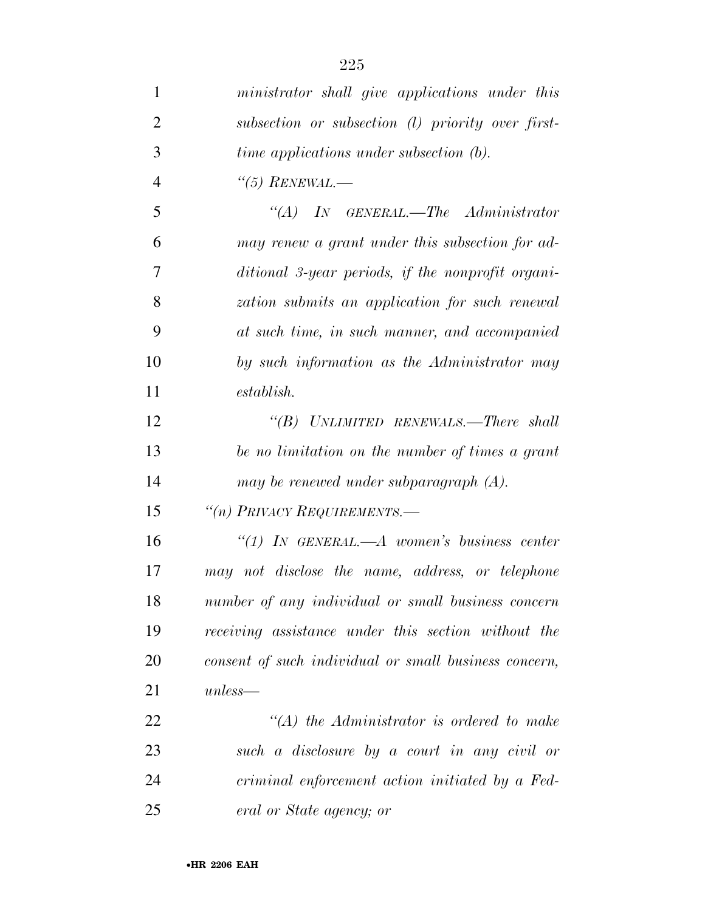*ministrator shall give applications under this subsection or subsection (l) priority over first-time applications under subsection (b).*

*"(5) RENEWAL.—*

*"(A) IN GENERAL.—The Administrator may renew a grant under this subsection for additional 3-year periods, if the nonprofit organization submits an application for such renewal at such time, in such manner, and accompanied by such information as the Administrator may establish.*

*"(B) UNLIMITED RENEWALS.—There shall be no limitation on the number of times a grant may be renewed under subparagraph (A).*

*"(n) PRIVACY REQUIREMENTS.—*

*"(1) IN GENERAL.—A women's business center may not disclose the name, address, or telephone number of any individual or small business concern receiving assistance under this section without the consent of such individual or small business concern, unless—*

*"(A) the Administrator is ordered to make such a disclosure by a court in any civil or criminal enforcement action initiated by a Federal or State agency; or*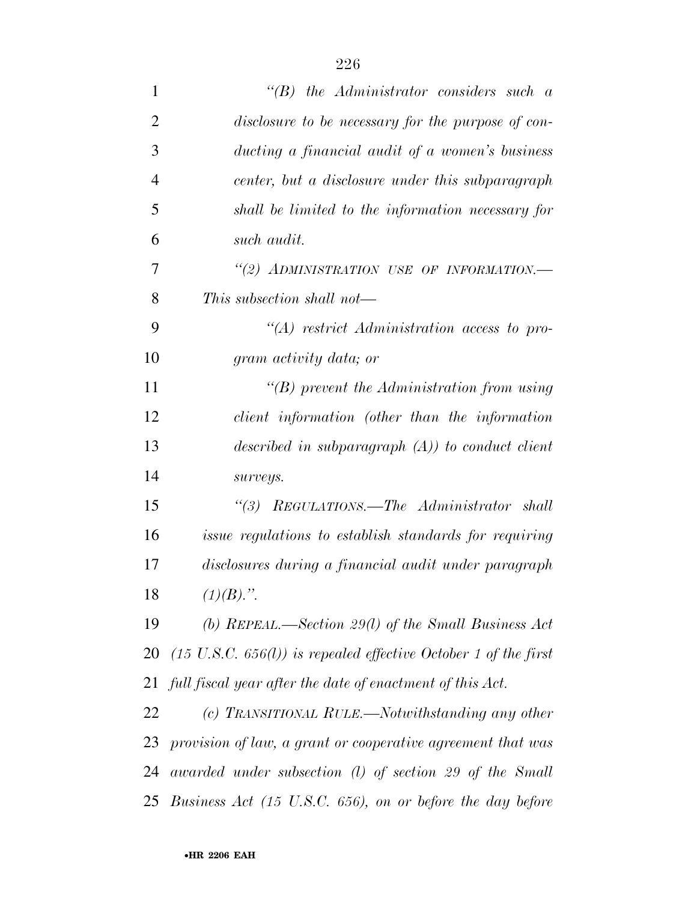*"(B) the Administrator considers such a disclosure to be necessary for the purpose of conducting a financial audit of a women's business center, but a disclosure under this subparagraph shall be limited to the information necessary for such audit.*

*"(2) ADMINISTRATION USE OF INFORMATION.—This subsection shall not—*

*"(A) restrict Administration access to program activity data; or*

*"(B) prevent the Administration from using client information (other than the information described in subparagraph (A)) to conduct client surveys.*

*"(3) REGULATIONS.—The Administrator shall issue regulations to establish standards for requiring disclosures during a financial audit under paragraph (1)(B).".*

*(b) REPEAL.—Section 29(l) of the Small Business Act (15 U.S.C. 656(l)) is repealed effective October 1 of the first full fiscal year after the date of enactment of this Act.*

*(c) TRANSITIONAL RULE.—Notwithstanding any other provision of law, a grant or cooperative agreement that was awarded under subsection (l) of section 29 of the Small Business Act (15 U.S.C. 656), on or before the day before*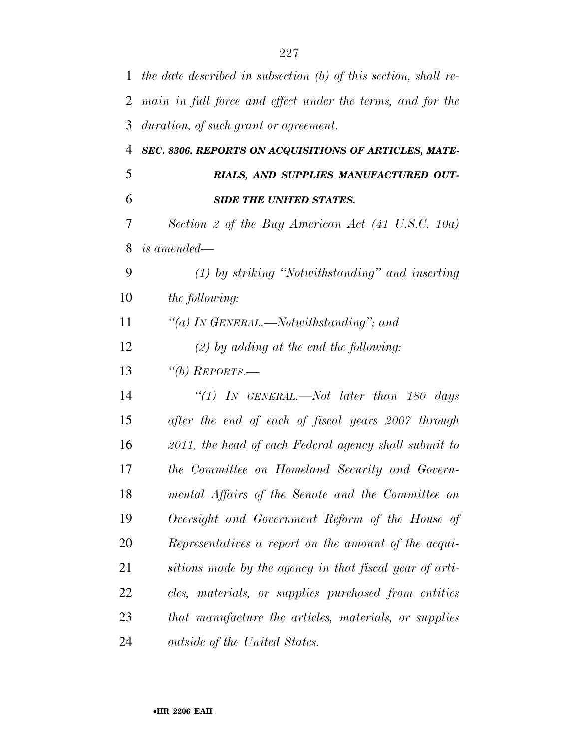*the date described in subsection (b) of this section, shall remain in full force and effect under the terms, and for the duration, of such grant or agreement.*

***SEC. 8306. REPORTS ON ACQUISITIONS OF ARTICLES, MATERIALS, AND SUPPLIES MANUFACTURED OUTSIDE THE UNITED STATES.***

*Section 2 of the Buy American Act (41 U.S.C. 10a) is amended—*

*(1) by striking "Notwithstanding" and inserting the following:*

*"(a) IN GENERAL.—Notwithstanding"; and*

*(2) by adding at the end the following:*

*"(b) REPORTS.—*

*"(1) IN GENERAL.—Not later than 180 days after the end of each of fiscal years 2007 through 2011, the head of each Federal agency shall submit to the Committee on Homeland Security and Governmental Affairs of the Senate and the Committee on Oversight and Government Reform of the House of Representatives a report on the amount of the acquisitions made by the agency in that fiscal year of articles, materials, or supplies purchased from entities that manufacture the articles, materials, or supplies outside of the United States.*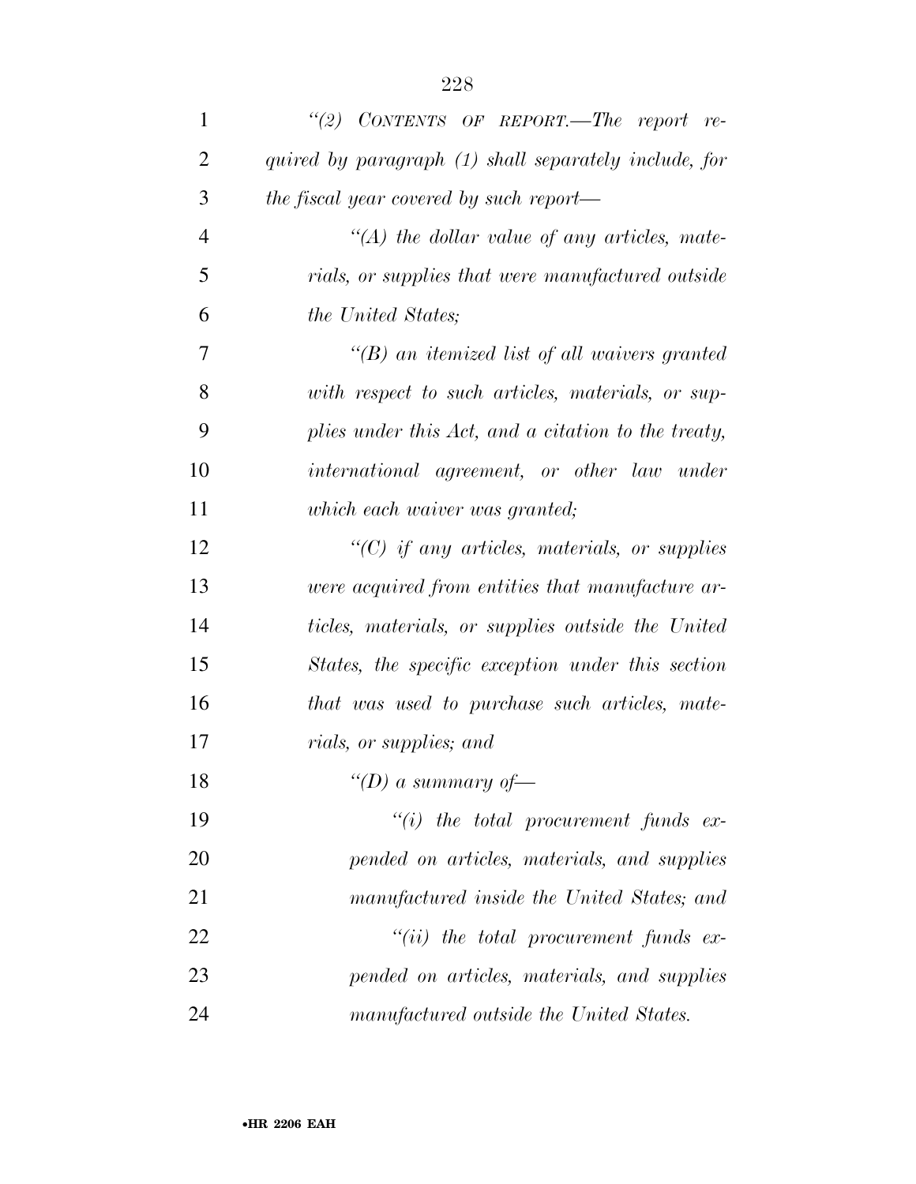*"(2) CONTENTS OF REPORT.—The report required by paragraph (1) shall separately include, for the fiscal year covered by such report—*

*"(A) the dollar value of any articles, materials, or supplies that were manufactured outside the United States;*

*"(B) an itemized list of all waivers granted with respect to such articles, materials, or supplies under this Act, and a citation to the treaty, international agreement, or other law under which each waiver was granted;*

*"(C) if any articles, materials, or supplies were acquired from entities that manufacture articles, materials, or supplies outside the United States, the specific exception under this section that was used to purchase such articles, materials, or supplies; and*

*"(D) a summary of—*

*"(i) the total procurement funds expended on articles, materials, and supplies manufactured inside the United States; and*

*"(ii) the total procurement funds expended on articles, materials, and supplies manufactured outside the United States.*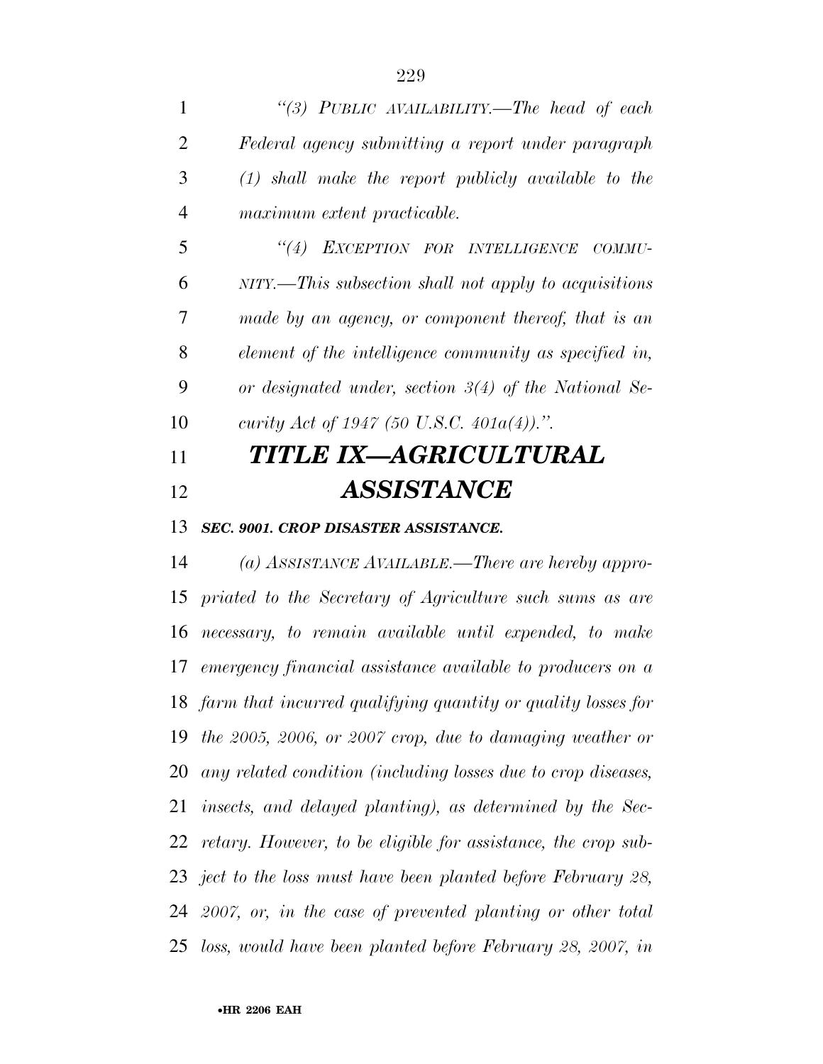*"(3) PUBLIC AVAILABILITY.—The head of each Federal agency submitting a report under paragraph (1) shall make the report publicly available to the maximum extent practicable.*

*"(4) EXCEPTION FOR INTELLIGENCE COMMUNITY.—This subsection shall not apply to acquisitions made by an agency, or component thereof, that is an element of the intelligence community as specified in, or designated under, section 3(4) of the National Security Act of 1947 (50 U.S.C. 401a(4)).".*

# *TITLE IX—AGRICULTURAL ASSISTANCE*

### *SEC. 9001. CROP DISASTER ASSISTANCE.*

*(a) ASSISTANCE AVAILABLE.—There are hereby appropriated to the Secretary of Agriculture such sums as are necessary, to remain available until expended, to make emergency financial assistance available to producers on a farm that incurred qualifying quantity or quality losses for the 2005, 2006, or 2007 crop, due to damaging weather or any related condition (including losses due to crop diseases, insects, and delayed planting), as determined by the Secretary. However, to be eligible for assistance, the crop subject to the loss must have been planted before February 28, 2007, or, in the case of prevented planting or other total loss, would have been planted before February 28, 2007, in*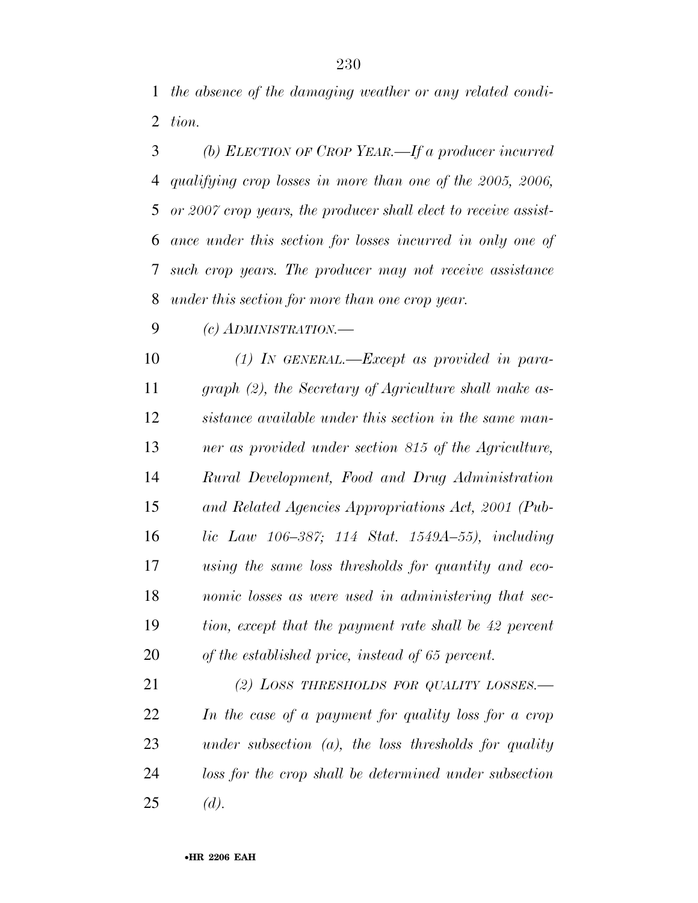*the absence of the damaging weather or any related condition.*

*(b) ELECTION OF CROP YEAR.—If a producer incurred qualifying crop losses in more than one of the 2005, 2006, or 2007 crop years, the producer shall elect to receive assistance under this section for losses incurred in only one of such crop years. The producer may not receive assistance under this section for more than one crop year.*

*(c) ADMINISTRATION.—*

*(1) IN GENERAL.—Except as provided in paragraph (2), the Secretary of Agriculture shall make assistance available under this section in the same manner as provided under section 815 of the Agriculture, Rural Development, Food and Drug Administration and Related Agencies Appropriations Act, 2001 (Public Law 106–387; 114 Stat. 1549A–55), including using the same loss thresholds for quantity and economic losses as were used in administering that section, except that the payment rate shall be 42 percent of the established price, instead of 65 percent.*

*(2) LOSS THRESHOLDS FOR QUALITY LOSSES.—In the case of a payment for quality loss for a crop under subsection (a), the loss thresholds for quality loss for the crop shall be determined under subsection (d).*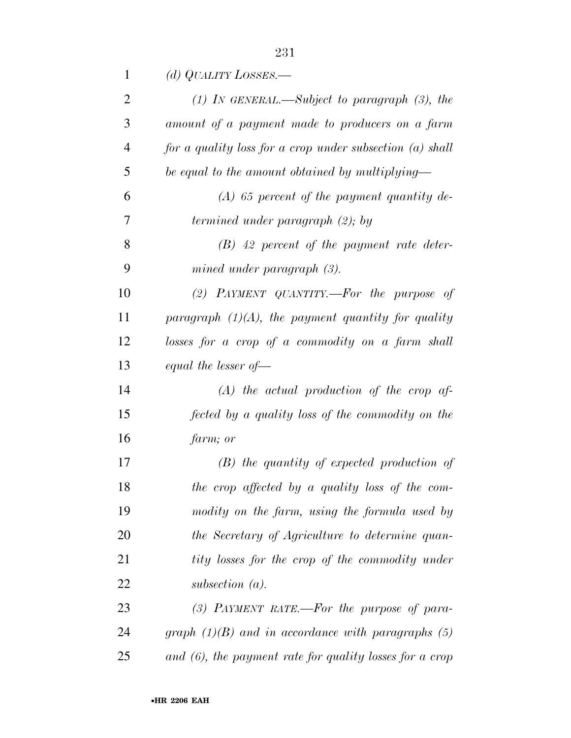*(d) QUALITY LOSSES.—*

*(1) IN GENERAL.—Subject to paragraph (3), the amount of a payment made to producers on a farm for a quality loss for a crop under subsection (a) shall be equal to the amount obtained by multiplying—*

*(A) 65 percent of the payment quantity determined under paragraph (2); by*

*(B) 42 percent of the payment rate determined under paragraph (3).*

*(2) PAYMENT QUANTITY.—For the purpose of paragraph (1)(A), the payment quantity for quality losses for a crop of a commodity on a farm shall equal the lesser of—*

*(A) the actual production of the crop affected by a quality loss of the commodity on the farm; or*

*(B) the quantity of expected production of the crop affected by a quality loss of the commodity on the farm, using the formula used by the Secretary of Agriculture to determine quantity losses for the crop of the commodity under subsection (a).*

*(3) PAYMENT RATE.—For the purpose of paragraph (1)(B) and in accordance with paragraphs (5) and (6), the payment rate for quality losses for a crop*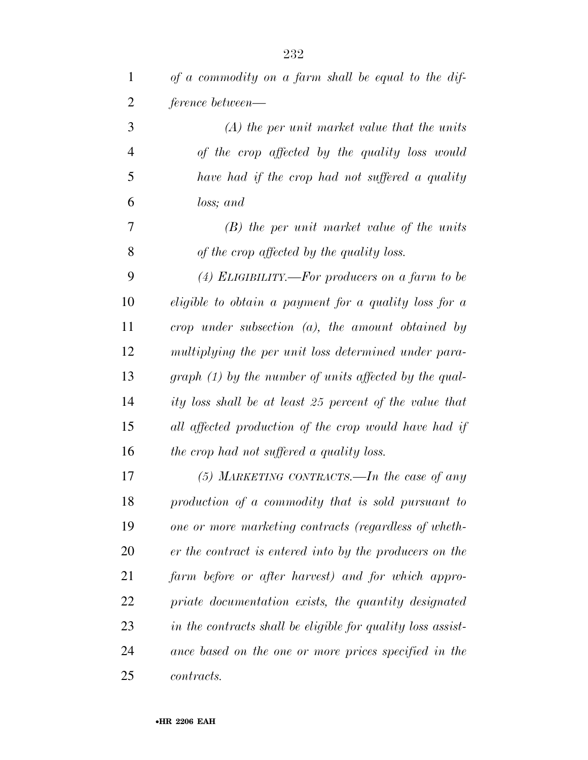*of a commodity on a farm shall be equal to the difference between—*

*(A) the per unit market value that the units of the crop affected by the quality loss would have had if the crop had not suffered a quality loss; and*

*(B) the per unit market value of the units of the crop affected by the quality loss.*

*(4) ELIGIBILITY.—For producers on a farm to be eligible to obtain a payment for a quality loss for a crop under subsection (a), the amount obtained by multiplying the per unit loss determined under paragraph (1) by the number of units affected by the quality loss shall be at least 25 percent of the value that all affected production of the crop would have had if the crop had not suffered a quality loss.*

*(5) MARKETING CONTRACTS.—In the case of any production of a commodity that is sold pursuant to one or more marketing contracts (regardless of whether the contract is entered into by the producers on the farm before or after harvest) and for which appropriate documentation exists, the quantity designated in the contracts shall be eligible for quality loss assistance based on the one or more prices specified in the contracts.*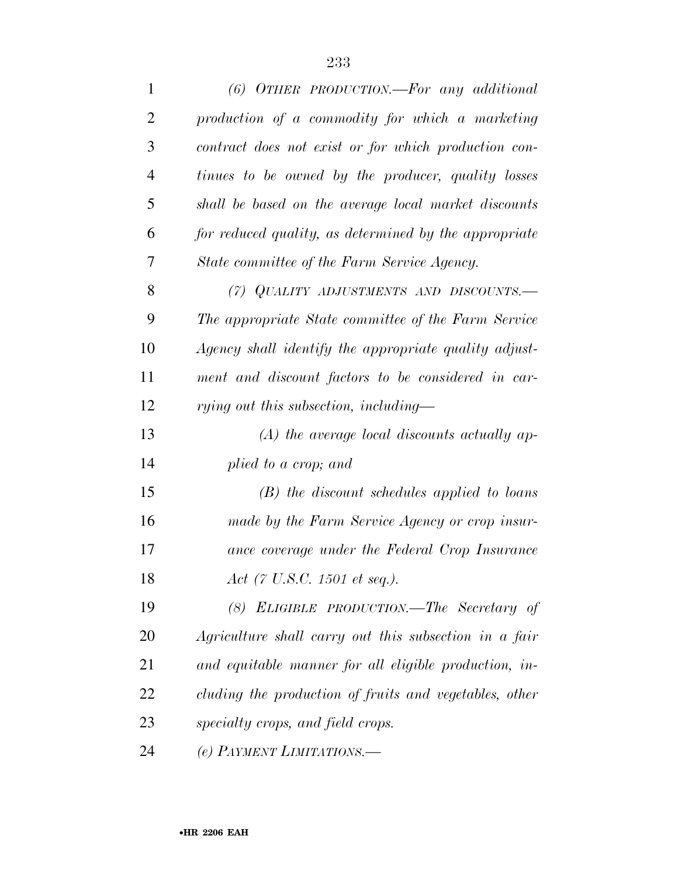*(6) OTHER PRODUCTION.—For any additional production of a commodity for which a marketing contract does not exist or for which production continues to be owned by the producer, quality losses shall be based on the average local market discounts for reduced quality, as determined by the appropriate State committee of the Farm Service Agency.*

*(7) QUALITY ADJUSTMENTS AND DISCOUNTS.—The appropriate State committee of the Farm Service Agency shall identify the appropriate quality adjustment and discount factors to be considered in carrying out this subsection, including—*

*(A) the average local discounts actually applied to a crop; and*

*(B) the discount schedules applied to loans made by the Farm Service Agency or crop insurance coverage under the Federal Crop Insurance Act (7 U.S.C. 1501 et seq.).*

*(8) ELIGIBLE PRODUCTION.—The Secretary of Agriculture shall carry out this subsection in a fair and equitable manner for all eligible production, including the production of fruits and vegetables, other specialty crops, and field crops.*

*(e) PAYMENT LIMITATIONS.—*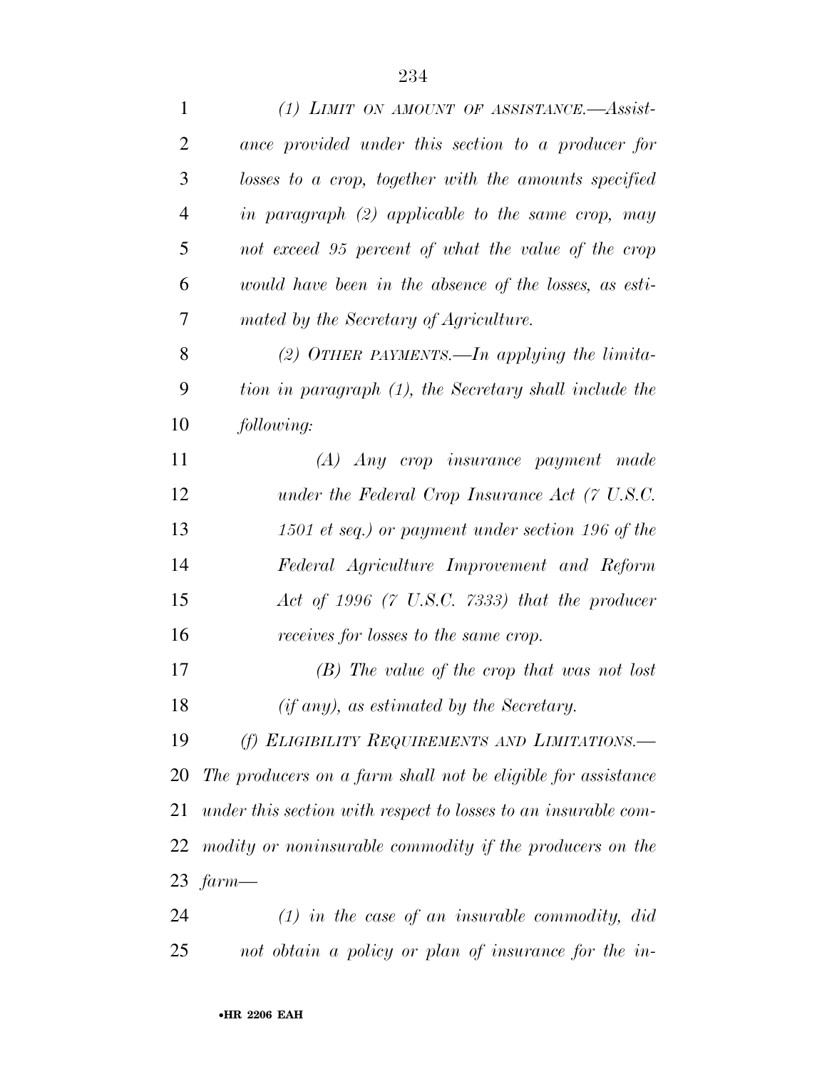*(1) LIMIT ON AMOUNT OF ASSISTANCE.—Assistance provided under this section to a producer for losses to a crop, together with the amounts specified in paragraph (2) applicable to the same crop, may not exceed 95 percent of what the value of the crop would have been in the absence of the losses, as estimated by the Secretary of Agriculture.*

*(2) OTHER PAYMENTS.—In applying the limitation in paragraph (1), the Secretary shall include the following:*

*(A) Any crop insurance payment made under the Federal Crop Insurance Act (7 U.S.C. 1501 et seq.) or payment under section 196 of the Federal Agriculture Improvement and Reform Act of 1996 (7 U.S.C. 7333) that the producer receives for losses to the same crop.*

*(B) The value of the crop that was not lost (if any), as estimated by the Secretary.*

*(f) ELIGIBILITY REQUIREMENTS AND LIMITATIONS.—The producers on a farm shall not be eligible for assistance under this section with respect to losses to an insurable commodity or noninsurable commodity if the producers on the farm—*

*(1) in the case of an insurable commodity, did not obtain a policy or plan of insurance for the in-*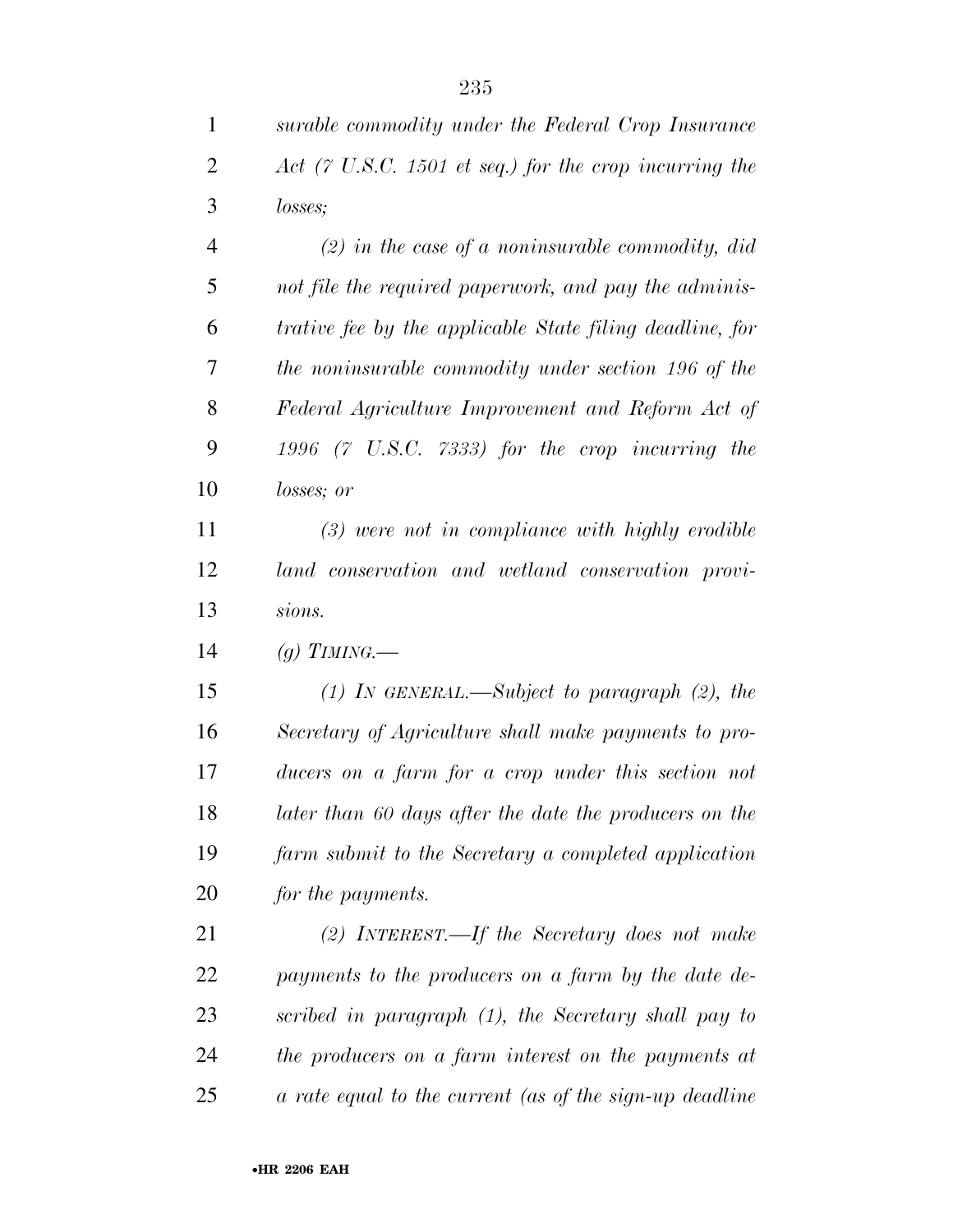*surable commodity under the Federal Crop Insurance Act (7 U.S.C. 1501 et seq.) for the crop incurring the losses;*

*(2) in the case of a noninsurable commodity, did not file the required paperwork, and pay the administrative fee by the applicable State filing deadline, for the noninsurable commodity under section 196 of the Federal Agriculture Improvement and Reform Act of 1996 (7 U.S.C. 7333) for the crop incurring the losses; or*

*(3) were not in compliance with highly erodible land conservation and wetland conservation provisions.*

*(g) TIMING.—*

*(1) IN GENERAL.—Subject to paragraph (2), the Secretary of Agriculture shall make payments to producers on a farm for a crop under this section not later than 60 days after the date the producers on the farm submit to the Secretary a completed application for the payments.*

*(2) INTEREST.—If the Secretary does not make payments to the producers on a farm by the date described in paragraph (1), the Secretary shall pay to the producers on a farm interest on the payments at a rate equal to the current (as of the sign-up deadline*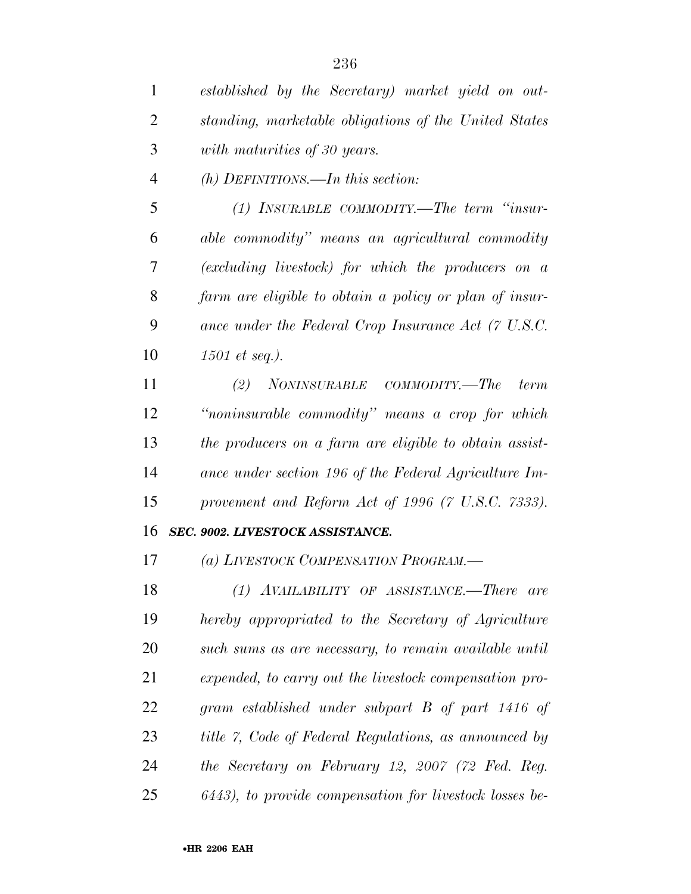*established by the Secretary) market yield on outstanding, marketable obligations of the United States with maturities of 30 years.*

*(h) DEFINITIONS.—In this section:*

*(1) INSURABLE COMMODITY.—The term "insurable commodity" means an agricultural commodity (excluding livestock) for which the producers on a farm are eligible to obtain a policy or plan of insurance under the Federal Crop Insurance Act (7 U.S.C. 1501 et seq.).*

*(2) NONINSURABLE COMMODITY.—The term "noninsurable commodity" means a crop for which the producers on a farm are eligible to obtain assistance under section 196 of the Federal Agriculture Improvement and Reform Act of 1996 (7 U.S.C. 7333).*

***SEC. 9002. LIVESTOCK ASSISTANCE.***

*(a) LIVESTOCK COMPENSATION PROGRAM.—*

*(1) AVAILABILITY OF ASSISTANCE.—There are hereby appropriated to the Secretary of Agriculture such sums as are necessary, to remain available until expended, to carry out the livestock compensation program established under subpart B of part 1416 of title 7, Code of Federal Regulations, as announced by the Secretary on February 12, 2007 (72 Fed. Reg. 6443), to provide compensation for livestock losses be-*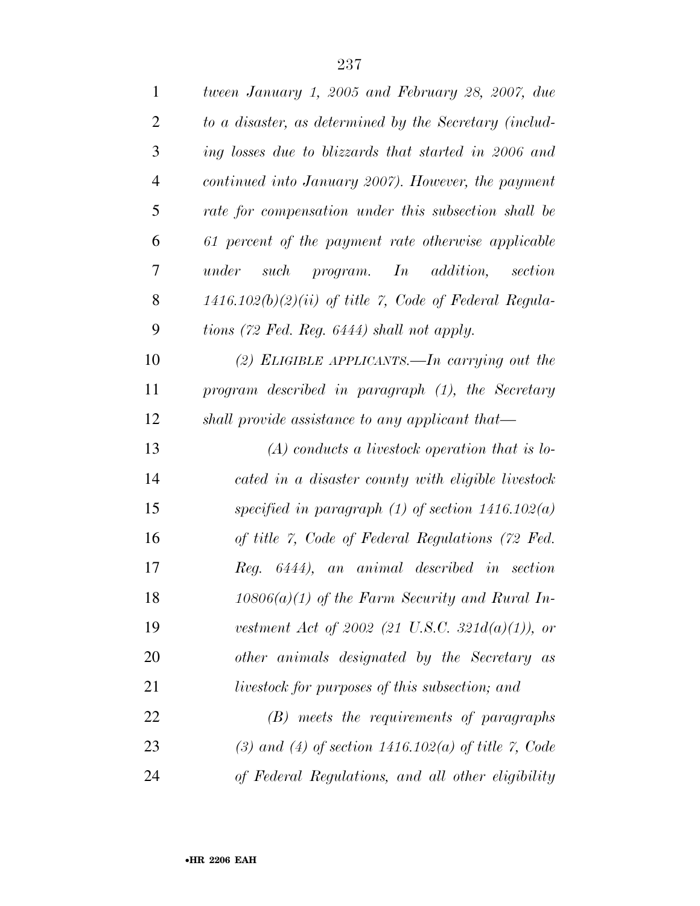*tween January 1, 2005 and February 28, 2007, due to a disaster, as determined by the Secretary (including losses due to blizzards that started in 2006 and continued into January 2007). However, the payment rate for compensation under this subsection shall be 61 percent of the payment rate otherwise applicable under such program. In addition, section 1416.102(b)(2)(ii) of title 7, Code of Federal Regulations (72 Fed. Reg. 6444) shall not apply.*

*(2) ELIGIBLE APPLICANTS.—In carrying out the program described in paragraph (1), the Secretary shall provide assistance to any applicant that—*

*(A) conducts a livestock operation that is located in a disaster county with eligible livestock specified in paragraph (1) of section 1416.102(a) of title 7, Code of Federal Regulations (72 Fed. Reg. 6444), an animal described in section 10806(a)(1) of the Farm Security and Rural Investment Act of 2002 (21 U.S.C. 321d(a)(1)), or other animals designated by the Secretary as livestock for purposes of this subsection; and*

*(B) meets the requirements of paragraphs (3) and (4) of section 1416.102(a) of title 7, Code of Federal Regulations, and all other eligibility*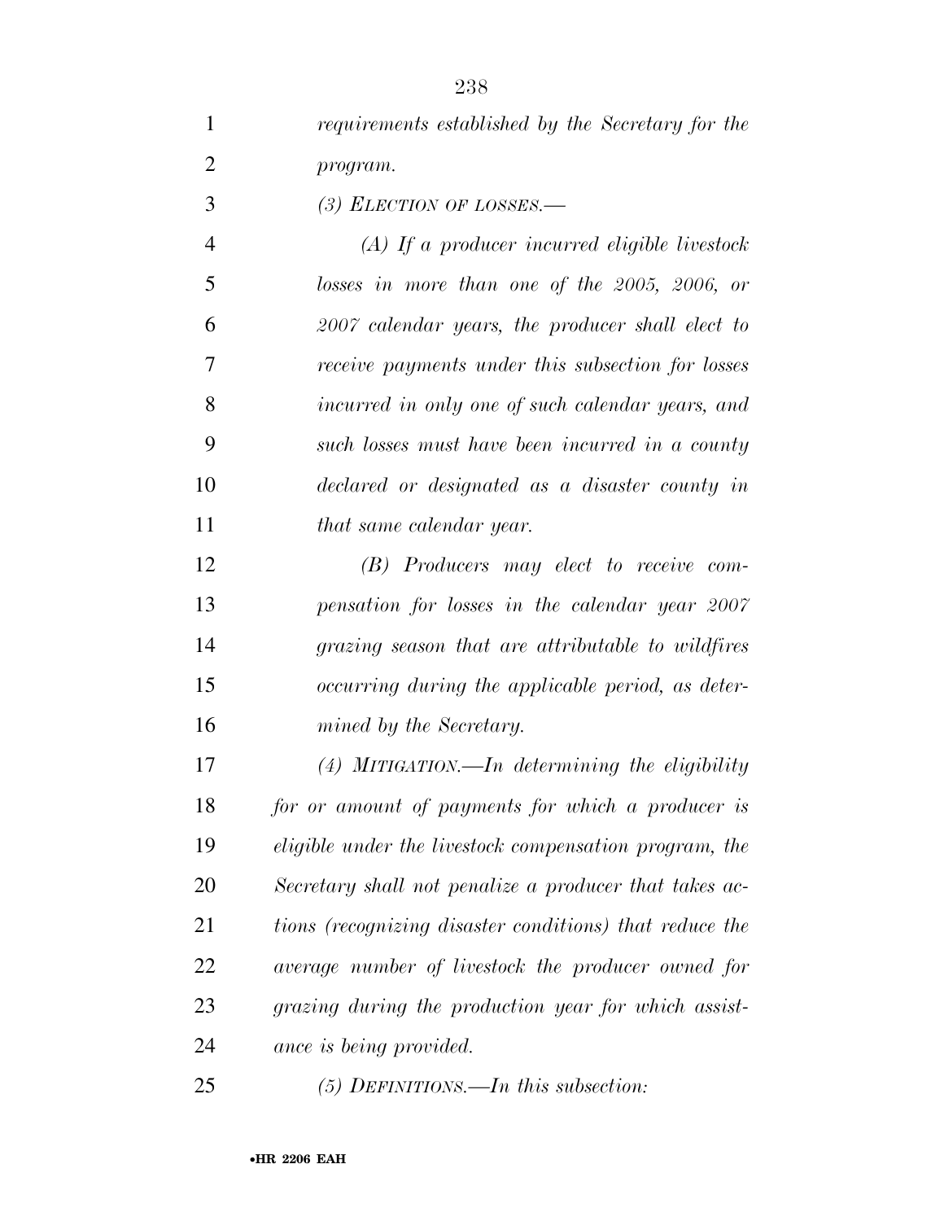*requirements established by the Secretary for the program.*

*(3) ELECTION OF LOSSES.—*

*(A) If a producer incurred eligible livestock losses in more than one of the 2005, 2006, or 2007 calendar years, the producer shall elect to receive payments under this subsection for losses incurred in only one of such calendar years, and such losses must have been incurred in a county declared or designated as a disaster county in that same calendar year.*

*(B) Producers may elect to receive compensation for losses in the calendar year 2007 grazing season that are attributable to wildfires occurring during the applicable period, as determined by the Secretary.*

*(4) MITIGATION.—In determining the eligibility for or amount of payments for which a producer is eligible under the livestock compensation program, the Secretary shall not penalize a producer that takes actions (recognizing disaster conditions) that reduce the average number of livestock the producer owned for grazing during the production year for which assistance is being provided.*

*(5) DEFINITIONS.—In this subsection:*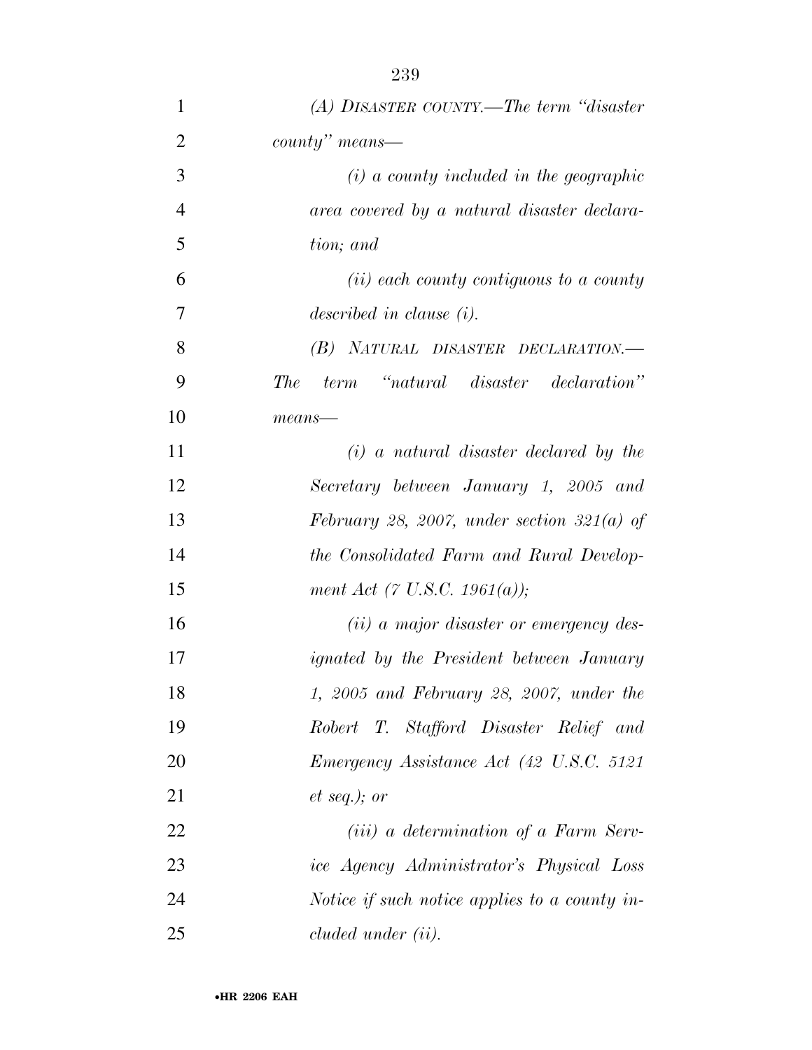*(A) DISASTER COUNTY.—The term "disaster county" means—*

*(i) a county included in the geographic area covered by a natural disaster declaration; and*

*(ii) each county contiguous to a county described in clause (i).*

*(B) NATURAL DISASTER DECLARATION.—The term "natural disaster declaration" means—*

*(i) a natural disaster declared by the Secretary between January 1, 2005 and February 28, 2007, under section 321(a) of the Consolidated Farm and Rural Development Act (7 U.S.C. 1961(a));*

*(ii) a major disaster or emergency designated by the President between January 1, 2005 and February 28, 2007, under the Robert T. Stafford Disaster Relief and Emergency Assistance Act (42 U.S.C. 5121 et seq.); or*

*(iii) a determination of a Farm Service Agency Administrator's Physical Loss Notice if such notice applies to a county included under (ii).*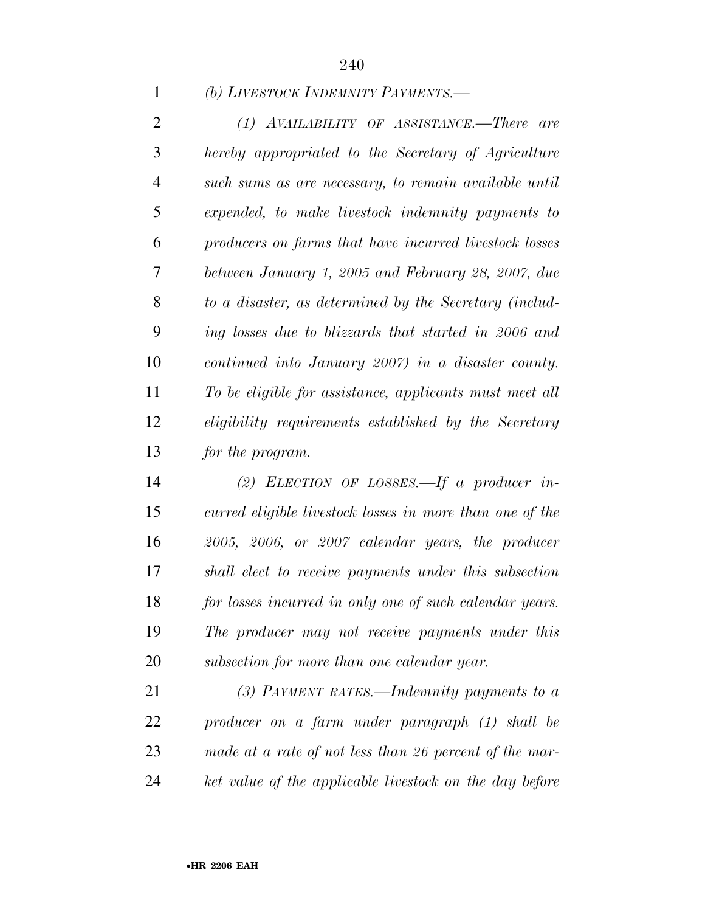*(b) LIVESTOCK INDEMNITY PAYMENTS.—*

*(1) AVAILABILITY OF ASSISTANCE.—There are hereby appropriated to the Secretary of Agriculture such sums as are necessary, to remain available until expended, to make livestock indemnity payments to producers on farms that have incurred livestock losses between January 1, 2005 and February 28, 2007, due to a disaster, as determined by the Secretary (including losses due to blizzards that started in 2006 and continued into January 2007) in a disaster county. To be eligible for assistance, applicants must meet all eligibility requirements established by the Secretary for the program.*

*(2) ELECTION OF LOSSES.—If a producer incurred eligible livestock losses in more than one of the 2005, 2006, or 2007 calendar years, the producer shall elect to receive payments under this subsection for losses incurred in only one of such calendar years. The producer may not receive payments under this subsection for more than one calendar year.*

*(3) PAYMENT RATES.—Indemnity payments to a producer on a farm under paragraph (1) shall be made at a rate of not less than 26 percent of the market value of the applicable livestock on the day before*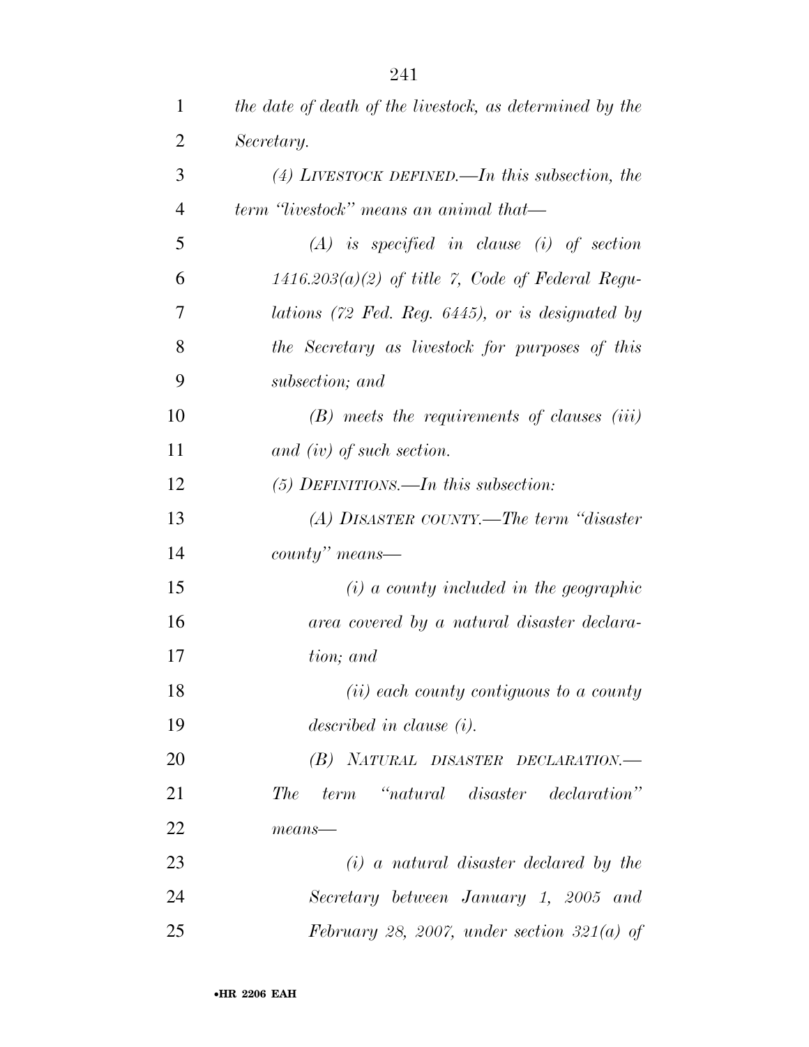*the date of death of the livestock, as determined by the Secretary.*

*(4) LIVESTOCK DEFINED.—In this subsection, the term "livestock" means an animal that—*

*(A) is specified in clause (i) of section 1416.203(a)(2) of title 7, Code of Federal Regulations (72 Fed. Reg. 6445), or is designated by the Secretary as livestock for purposes of this subsection; and*

*(B) meets the requirements of clauses (iii) and (iv) of such section.*

*(5) DEFINITIONS.—In this subsection:*

*(A) DISASTER COUNTY.—The term "disaster county" means—*

*(i) a county included in the geographic area covered by a natural disaster declaration; and*

*(ii) each county contiguous to a county described in clause (i).*

*(B) NATURAL DISASTER DECLARATION.—The term "natural disaster declaration" means—*

*(i) a natural disaster declared by the Secretary between January 1, 2005 and February 28, 2007, under section 321(a) of*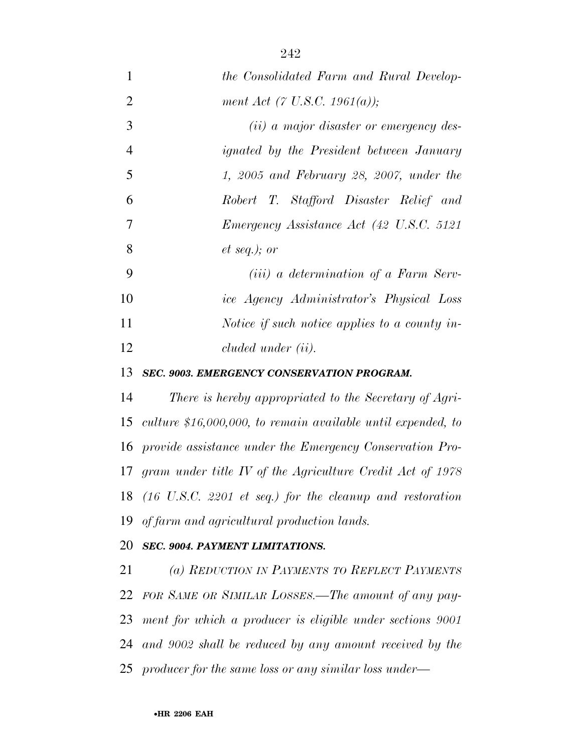*the Consolidated Farm and Rural Development Act (7 U.S.C. 1961(a));*

*(ii) a major disaster or emergency designated by the President between January 1, 2005 and February 28, 2007, under the Robert T. Stafford Disaster Relief and Emergency Assistance Act (42 U.S.C. 5121 et seq.); or*

*(iii) a determination of a Farm Service Agency Administrator's Physical Loss Notice if such notice applies to a county included under (ii).*

### *SEC. 9003. EMERGENCY CONSERVATION PROGRAM.*

*There is hereby appropriated to the Secretary of Agriculture $16,000,000, to remain available until expended, to provide assistance under the Emergency Conservation Program under title IV of the Agriculture Credit Act of 1978 (16 U.S.C. 2201 et seq.) for the cleanup and restoration of farm and agricultural production lands.*

### *SEC. 9004. PAYMENT LIMITATIONS.*

*(a) REDUCTION IN PAYMENTS TO REFLECT PAYMENTS FOR SAME OR SIMILAR LOSSES.—The amount of any payment for which a producer is eligible under sections 9001 and 9002 shall be reduced by any amount received by the producer for the same loss or any similar loss under—*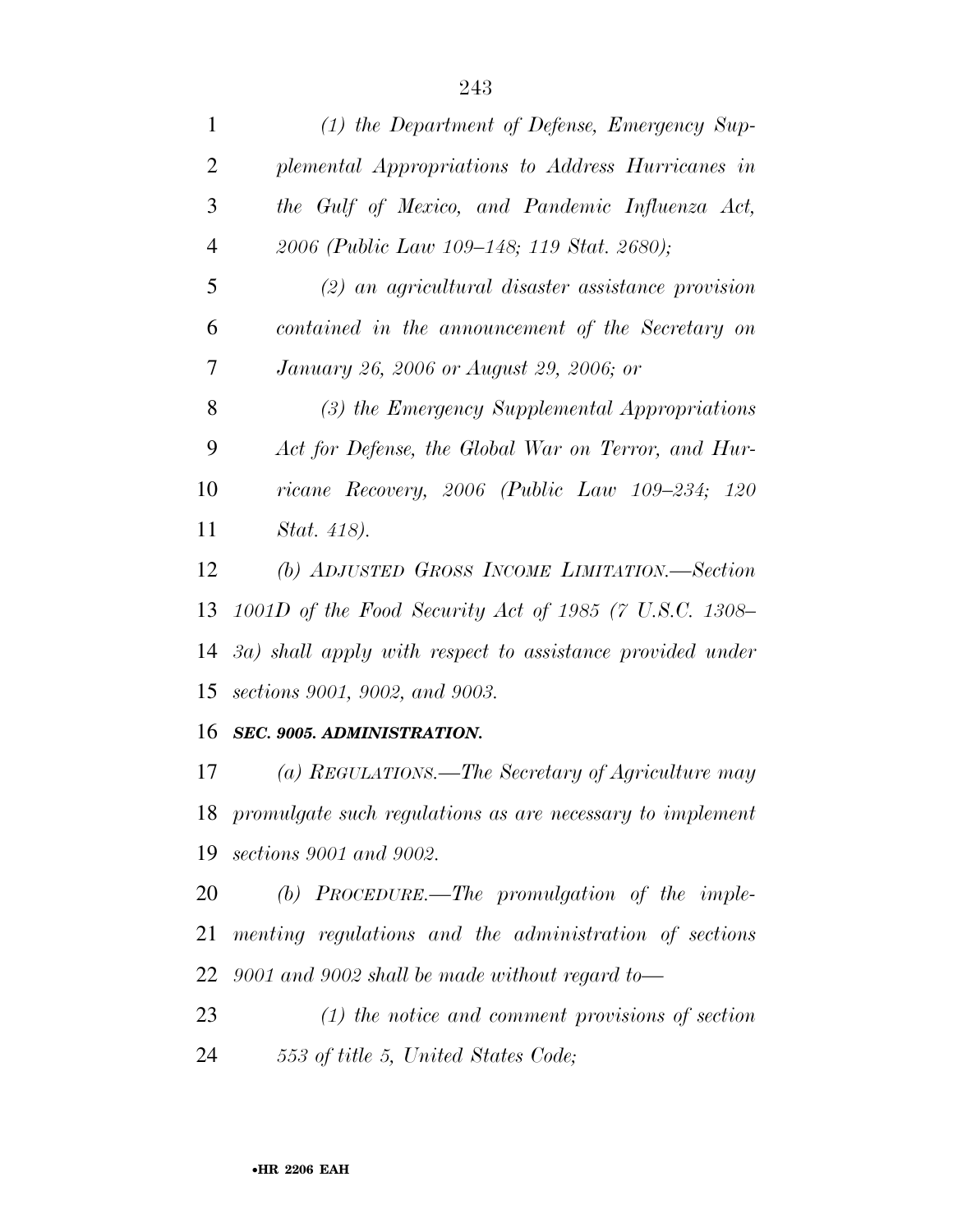*(1) the Department of Defense, Emergency Supplemental Appropriations to Address Hurricanes in the Gulf of Mexico, and Pandemic Influenza Act, 2006 (Public Law 109–148; 119 Stat. 2680);*

*(2) an agricultural disaster assistance provision contained in the announcement of the Secretary on January 26, 2006 or August 29, 2006; or*

*(3) the Emergency Supplemental Appropriations Act for Defense, the Global War on Terror, and Hurricane Recovery, 2006 (Public Law 109–234; 120 Stat. 418).*

*(b) ADJUSTED GROSS INCOME LIMITATION.—Section 1001D of the Food Security Act of 1985 (7 U.S.C. 1308–3a) shall apply with respect to assistance provided under sections 9001, 9002, and 9003.*

***SEC. 9005. ADMINISTRATION.***

*(a) REGULATIONS.—The Secretary of Agriculture may promulgate such regulations as are necessary to implement sections 9001 and 9002.*

*(b) PROCEDURE.—The promulgation of the implementing regulations and the administration of sections 9001 and 9002 shall be made without regard to—*

*(1) the notice and comment provisions of section 553 of title 5, United States Code;*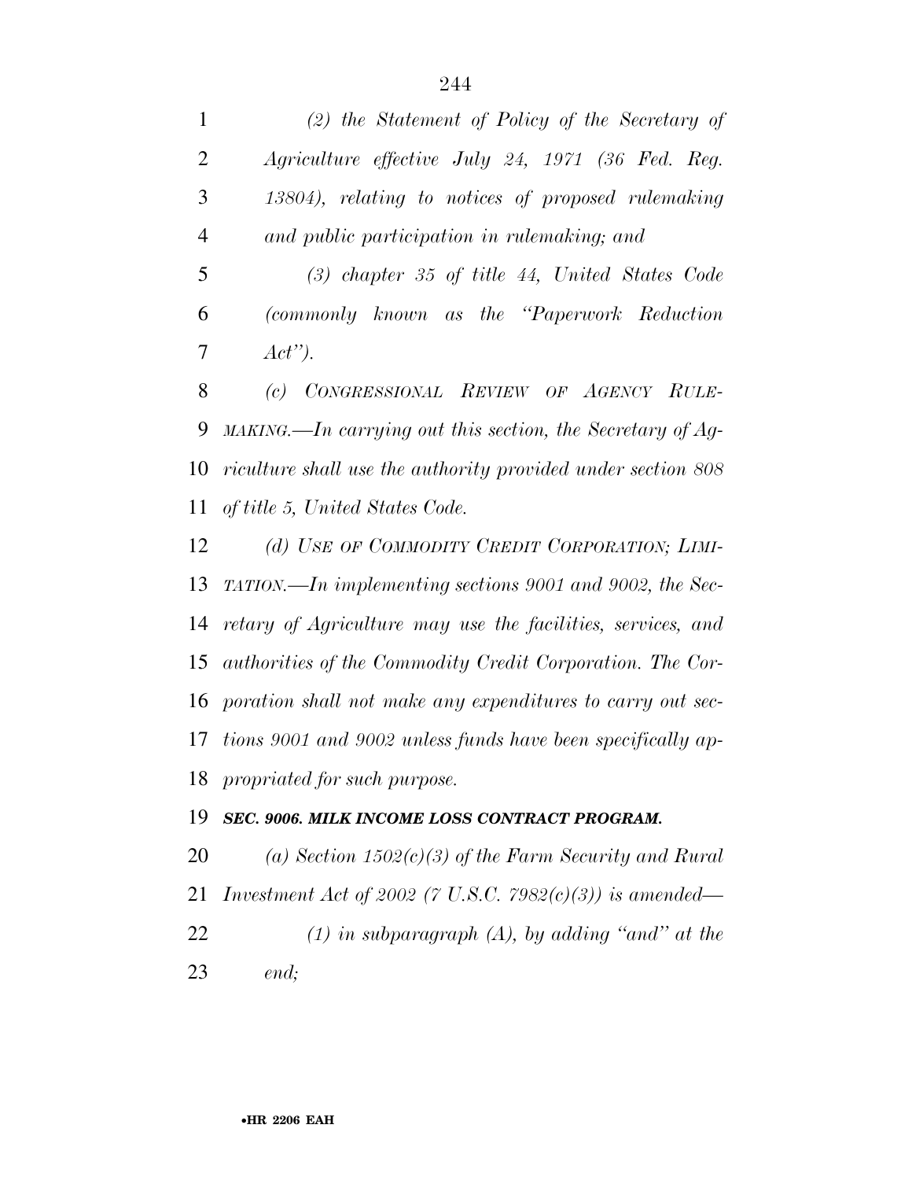*(2) the Statement of Policy of the Secretary of Agriculture effective July 24, 1971 (36 Fed. Reg. 13804), relating to notices of proposed rulemaking and public participation in rulemaking; and*

*(3) chapter 35 of title 44, United States Code (commonly known as the "Paperwork Reduction Act").*

*(c) CONGRESSIONAL REVIEW OF AGENCY RULEMAKING.—In carrying out this section, the Secretary of Agriculture shall use the authority provided under section 808 of title 5, United States Code.*

*(d) USE OF COMMODITY CREDIT CORPORATION; LIMITATION.—In implementing sections 9001 and 9002, the Secretary of Agriculture may use the facilities, services, and authorities of the Commodity Credit Corporation. The Corporation shall not make any expenditures to carry out sections 9001 and 9002 unless funds have been specifically appropriated for such purpose.*

***SEC. 9006. MILK INCOME LOSS CONTRACT PROGRAM.***

*(a) Section 1502(c)(3) of the Farm Security and Rural Investment Act of 2002 (7 U.S.C. 7982(c)(3)) is amended—*

*(1) in subparagraph (A), by adding "and" at the end;*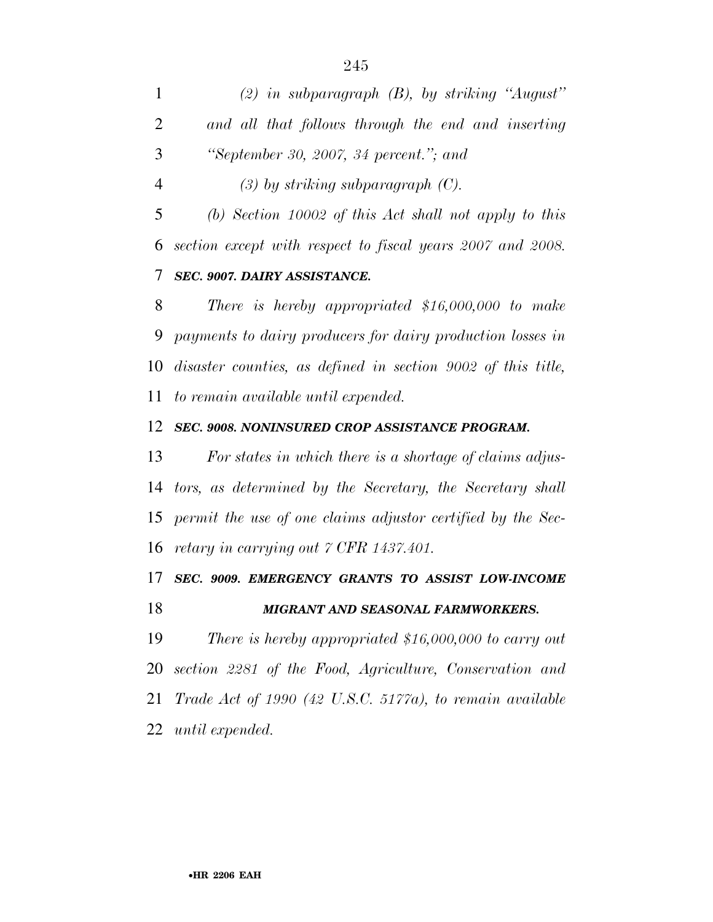*(2) in subparagraph (B), by striking "August" and all that follows through the end and inserting "September 30, 2007, 34 percent."; and*

*(3) by striking subparagraph (C).*

*(b) Section 10002 of this Act shall not apply to this section except with respect to fiscal years 2007 and 2008.*

***SEC. 9007. DAIRY ASSISTANCE.***

*There is hereby appropriated $16,000,000 to make payments to dairy producers for dairy production losses in disaster counties, as defined in section 9002 of this title, to remain available until expended.*

***SEC. 9008. NONINSURED CROP ASSISTANCE PROGRAM.***

*For states in which there is a shortage of claims adjustors, as determined by the Secretary, the Secretary shall permit the use of one claims adjustor certified by the Secretary in carrying out 7 CFR 1437.401.*

***SEC. 9009. EMERGENCY GRANTS TO ASSIST LOW-INCOME MIGRANT AND SEASONAL FARMWORKERS.***

*There is hereby appropriated $16,000,000 to carry out section 2281 of the Food, Agriculture, Conservation and Trade Act of 1990 (42 U.S.C. 5177a), to remain available until expended.*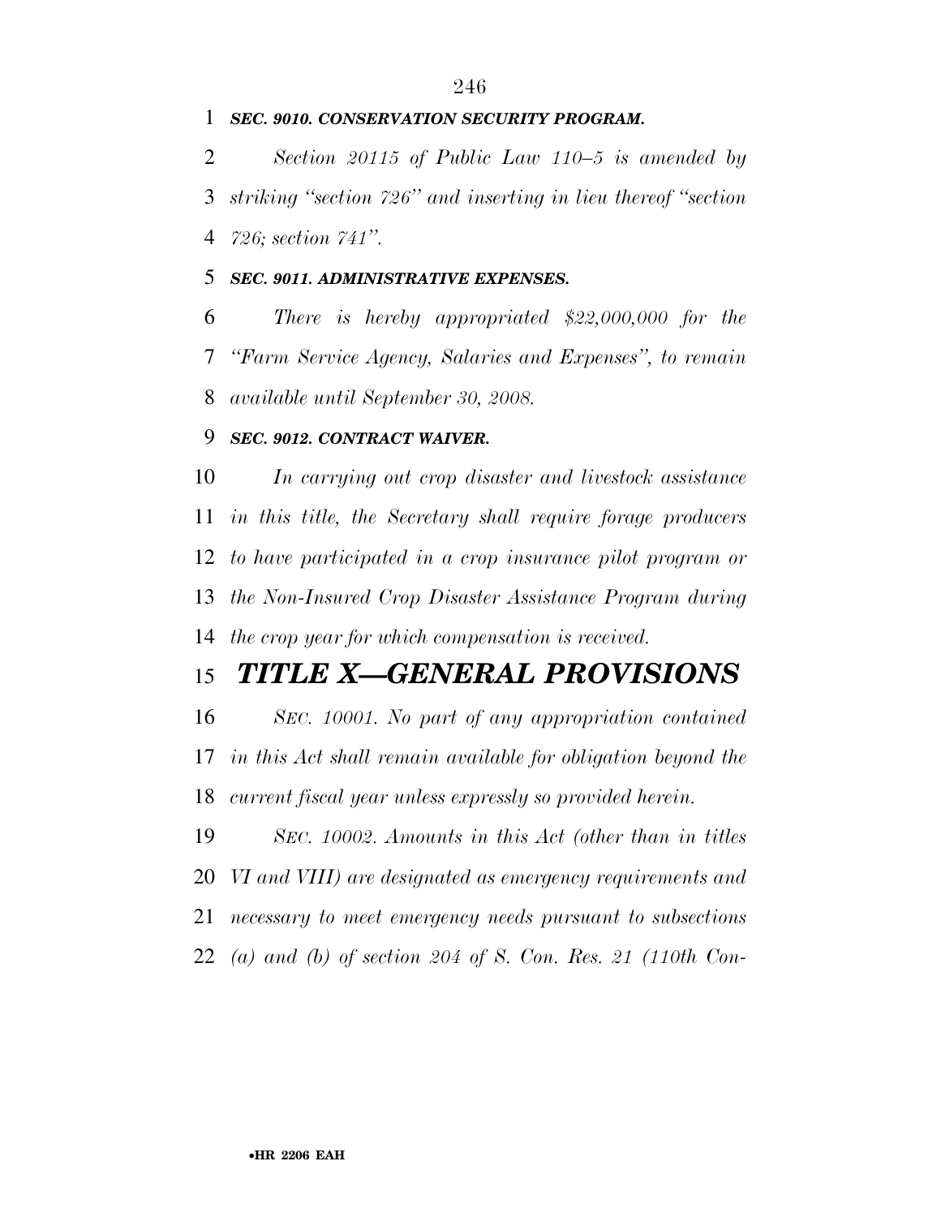### *SEC. 9010. CONSERVATION SECURITY PROGRAM.*

*Section 20115 of Public Law 110–5 is amended by striking "section 726" and inserting in lieu thereof "section 726; section 741".*

### *SEC. 9011. ADMINISTRATIVE EXPENSES.*

*There is hereby appropriated $22,000,000 for the "Farm Service Agency, Salaries and Expenses", to remain available until September 30, 2008.*

### *SEC. 9012. CONTRACT WAIVER.*

*In carrying out crop disaster and livestock assistance in this title, the Secretary shall require forage producers to have participated in a crop insurance pilot program or the Non-Insured Crop Disaster Assistance Program during the crop year for which compensation is received.*

# *TITLE X—GENERAL PROVISIONS*

*SEC. 10001. No part of any appropriation contained in this Act shall remain available for obligation beyond the current fiscal year unless expressly so provided herein.*

*SEC. 10002. Amounts in this Act (other than in titles VI and VIII) are designated as emergency requirements and necessary to meet emergency needs pursuant to subsections (a) and (b) of section 204 of S. Con. Res. 21 (110th Con-*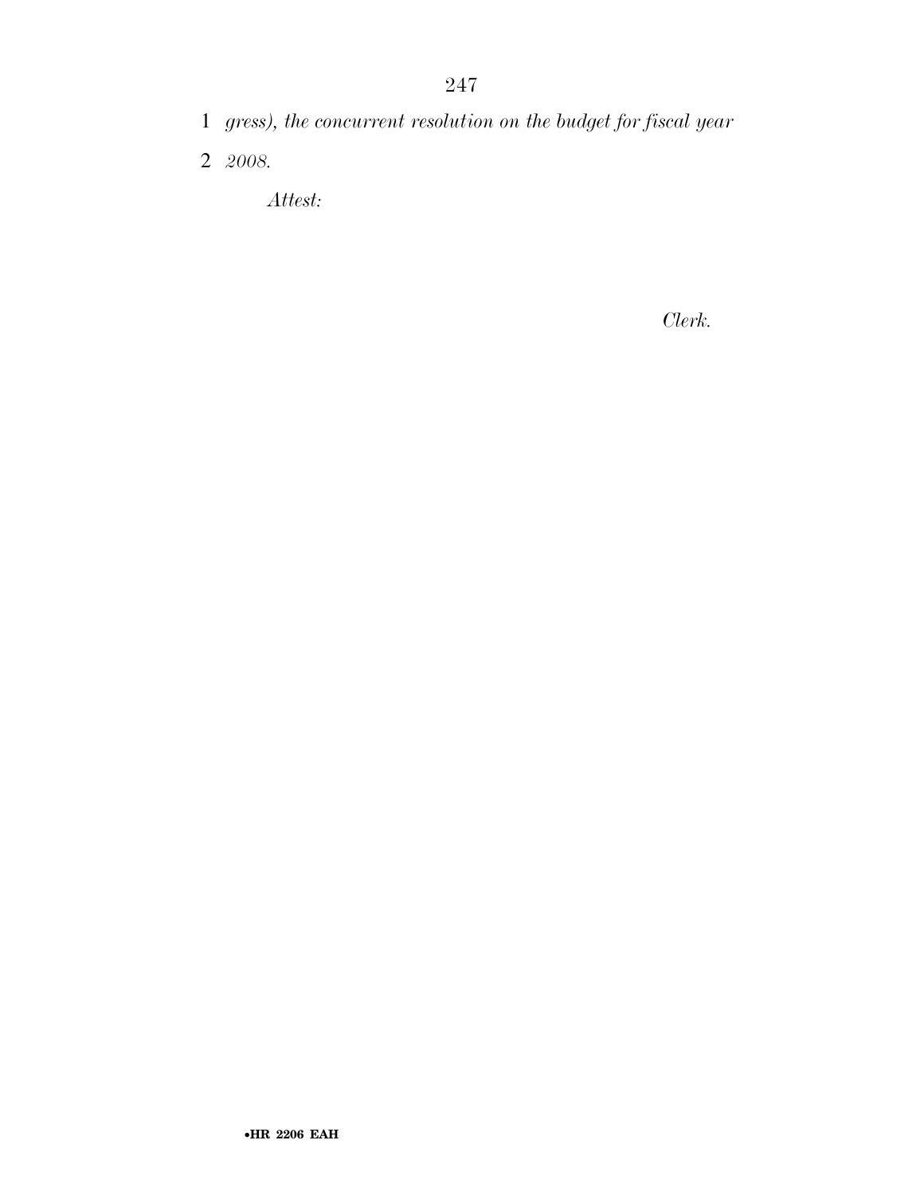*gress), the concurrent resolution on the budget for fiscal year 2008.*

*Attest:*

*Clerk.*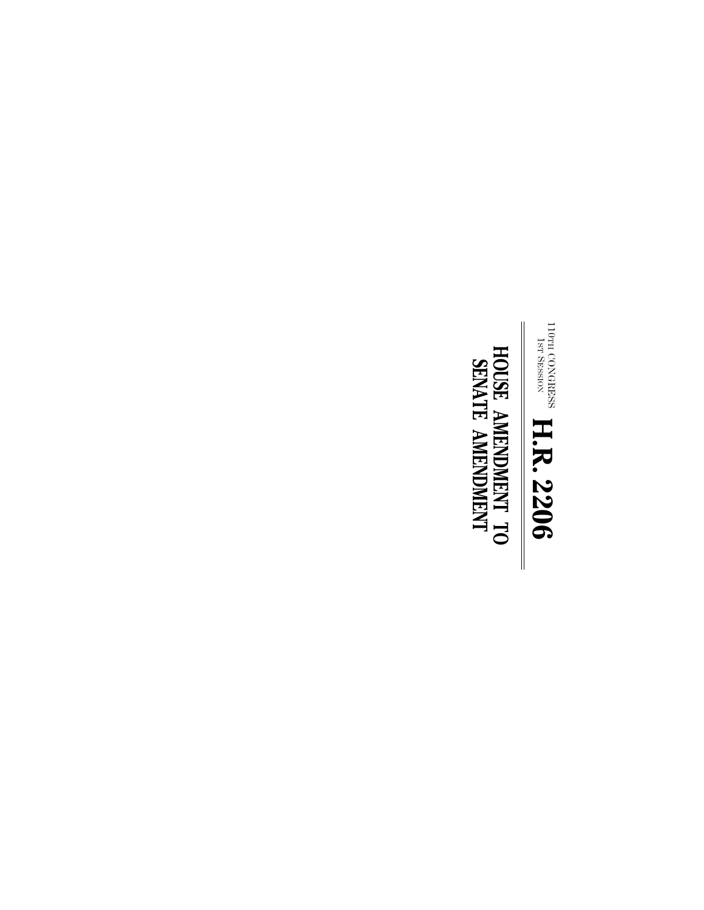110TH CONGRESS
1ST SESSION

# H.R. 2206

## HOUSE AMENDMENT TO SENATE AMENDMENT